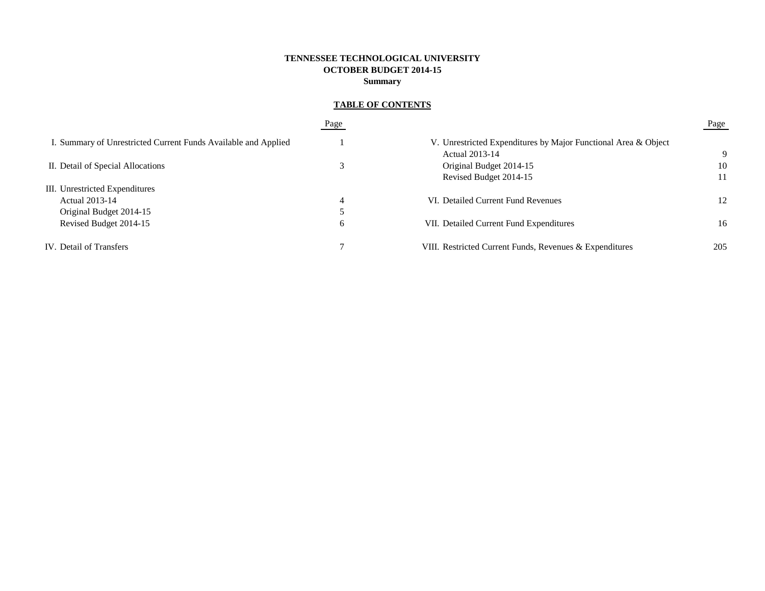# TENNESSEE TECHNOLOGICAL UNIVERSITY
## OCTOBER BUDGET 2014-15
### Summary

**TABLE OF CONTENTS**

| | Page |
|---|---|
| I. Summary of Unrestricted Current Funds Available and Applied | 1 |
| II. Detail of Special Allocations | 3 |
| III. Unrestricted Expenditures | |
| Actual 2013-14 | 4 |
| Original Budget 2014-15 | 5 |
| Revised Budget 2014-15 | 6 |
| IV. Detail of Transfers | 7 |
| V. Unrestricted Expenditures by Major Functional Area & Object | |
| Actual 2013-14 | 9 |
| Original Budget 2014-15 | 10 |
| Revised Budget 2014-15 | 11 |
| VI. Detailed Current Fund Revenues | 12 |
| VII. Detailed Current Fund Expenditures | 16 |
| VIII. Restricted Current Funds, Revenues & Expenditures | 205 |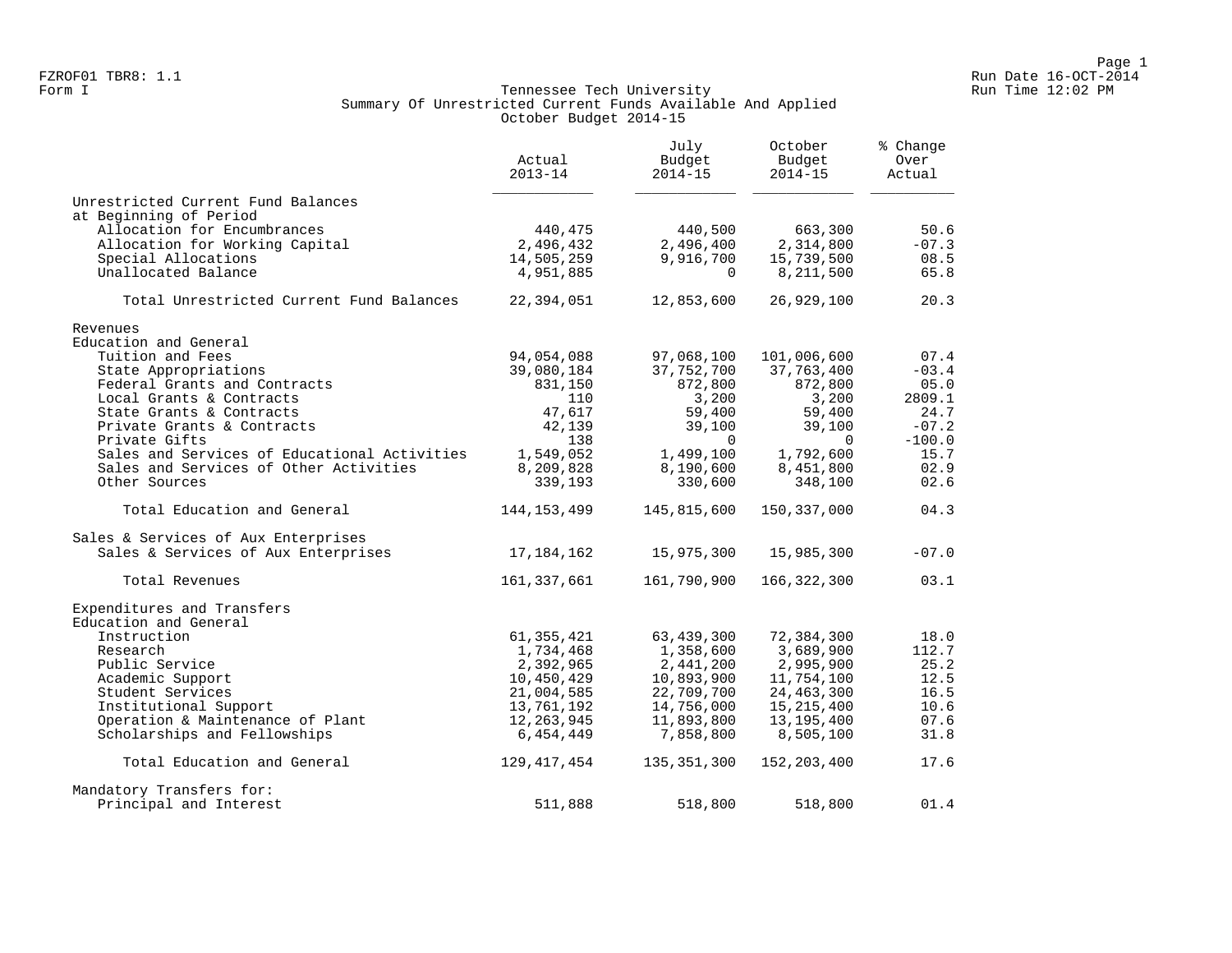FZROF01 TBR8: 1.1
Form I

# Tennessee Tech University
## Summary Of Unrestricted Current Funds Available And Applied
### October Budget 2014-15

| | Actual 2013-14 | July Budget 2014-15 | October Budget 2014-15 | % Change Over Actual |
|---|---|---|---|---|
| Unrestricted Current Fund Balances at Beginning of Period | | | | |
| Allocation for Encumbrances | 440,475 | 440,500 | 663,300 | 50.6 |
| Allocation for Working Capital | 2,496,432 | 2,496,400 | 2,314,800 | -07.3 |
| Special Allocations | 14,505,259 | 9,916,700 | 15,739,500 | 08.5 |
| Unallocated Balance | 4,951,885 | 0 | 8,211,500 | 65.8 |
| Total Unrestricted Current Fund Balances | 22,394,051 | 12,853,600 | 26,929,100 | 20.3 |
| Revenues | | | | |
| Education and General | | | | |
| Tuition and Fees | 94,054,088 | 97,068,100 | 101,006,600 | 07.4 |
| State Appropriations | 39,080,184 | 37,752,700 | 37,763,400 | -03.4 |
| Federal Grants and Contracts | 831,150 | 872,800 | 872,800 | 05.0 |
| Local Grants & Contracts | 110 | 3,200 | 3,200 | 2809.1 |
| State Grants & Contracts | 47,617 | 59,400 | 59,400 | 24.7 |
| Private Grants & Contracts | 42,139 | 39,100 | 39,100 | -07.2 |
| Private Gifts | 138 | 0 | 0 | -100.0 |
| Sales and Services of Educational Activities | 1,549,052 | 1,499,100 | 1,792,600 | 15.7 |
| Sales and Services of Other Activities | 8,209,828 | 8,190,600 | 8,451,800 | 02.9 |
| Other Sources | 339,193 | 330,600 | 348,100 | 02.6 |
| Total Education and General | 144,153,499 | 145,815,600 | 150,337,000 | 04.3 |
| Sales & Services of Aux Enterprises | | | | |
| Sales & Services of Aux Enterprises | 17,184,162 | 15,975,300 | 15,985,300 | -07.0 |
| Total Revenues | 161,337,661 | 161,790,900 | 166,322,300 | 03.1 |
| Expenditures and Transfers | | | | |
| Education and General | | | | |
| Instruction | 61,355,421 | 63,439,300 | 72,384,300 | 18.0 |
| Research | 1,734,468 | 1,358,600 | 3,689,900 | 112.7 |
| Public Service | 2,392,965 | 2,441,200 | 2,995,900 | 25.2 |
| Academic Support | 10,450,429 | 10,893,900 | 11,754,100 | 12.5 |
| Student Services | 21,004,585 | 22,709,700 | 24,463,300 | 16.5 |
| Institutional Support | 13,761,192 | 14,756,000 | 15,215,400 | 10.6 |
| Operation & Maintenance of Plant | 12,263,945 | 11,893,800 | 13,195,400 | 07.6 |
| Scholarships and Fellowships | 6,454,449 | 7,858,800 | 8,505,100 | 31.8 |
| Total Education and General | 129,417,454 | 135,351,300 | 152,203,400 | 17.6 |
| Mandatory Transfers for: | | | | |
| Principal and Interest | 511,888 | 518,800 | 518,800 | 01.4 |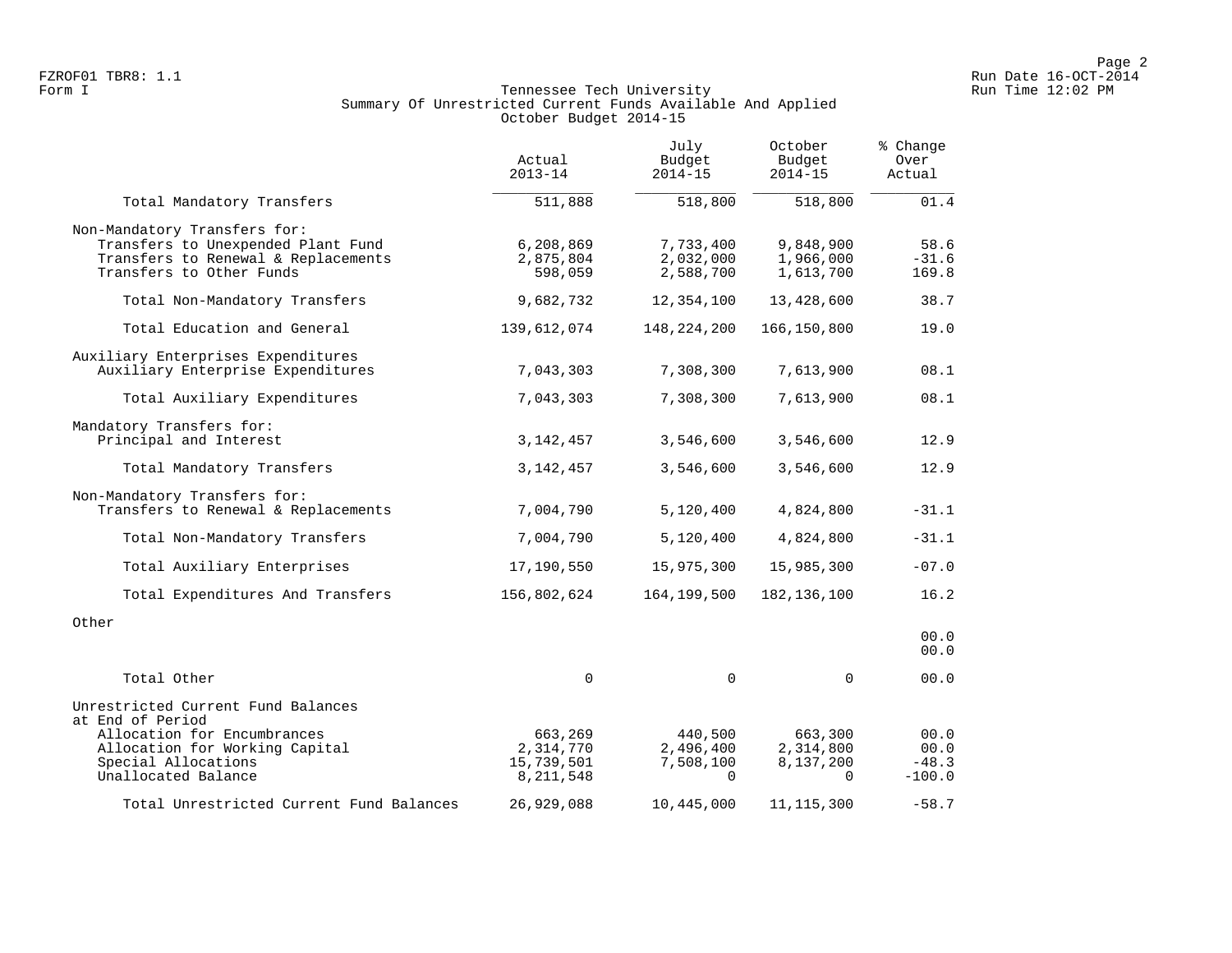FZROF01 TBR8: 1.1
Form I

## Tennessee Tech University
### Summary Of Unrestricted Current Funds Available And Applied
### October Budget 2014-15

| | Actual 2013-14 | July Budget 2014-15 | October Budget 2014-15 | % Change Over Actual |
|---|---|---|---|---|
| Total Mandatory Transfers | 511,888 | 518,800 | 518,800 | 01.4 |
| Non-Mandatory Transfers for: | | | | |
| Transfers to Unexpended Plant Fund | 6,208,869 | 7,733,400 | 9,848,900 | 58.6 |
| Transfers to Renewal & Replacements | 2,875,804 | 2,032,000 | 1,966,000 | -31.6 |
| Transfers to Other Funds | 598,059 | 2,588,700 | 1,613,700 | 169.8 |
| Total Non-Mandatory Transfers | 9,682,732 | 12,354,100 | 13,428,600 | 38.7 |
| Total Education and General | 139,612,074 | 148,224,200 | 166,150,800 | 19.0 |
| Auxiliary Enterprises Expenditures | | | | |
| Auxiliary Enterprise Expenditures | 7,043,303 | 7,308,300 | 7,613,900 | 08.1 |
| Total Auxiliary Expenditures | 7,043,303 | 7,308,300 | 7,613,900 | 08.1 |
| Mandatory Transfers for: | | | | |
| Principal and Interest | 3,142,457 | 3,546,600 | 3,546,600 | 12.9 |
| Total Mandatory Transfers | 3,142,457 | 3,546,600 | 3,546,600 | 12.9 |
| Non-Mandatory Transfers for: | | | | |
| Transfers to Renewal & Replacements | 7,004,790 | 5,120,400 | 4,824,800 | -31.1 |
| Total Non-Mandatory Transfers | 7,004,790 | 5,120,400 | 4,824,800 | -31.1 |
| Total Auxiliary Enterprises | 17,190,550 | 15,975,300 | 15,985,300 | -07.0 |
| Total Expenditures And Transfers | 156,802,624 | 164,199,500 | 182,136,100 | 16.2 |
| Other | | | | |
| | | | | 00.0 |
| | | | | 00.0 |
| Total Other | 0 | 0 | 0 | 00.0 |
| Unrestricted Current Fund Balances at End of Period | | | | |
| Allocation for Encumbrances | 663,269 | 440,500 | 663,300 | 00.0 |
| Allocation for Working Capital | 2,314,770 | 2,496,400 | 2,314,800 | 00.0 |
| Special Allocations | 15,739,501 | 7,508,100 | 8,137,200 | -48.3 |
| Unallocated Balance | 8,211,548 | 0 | 0 | -100.0 |
| Total Unrestricted Current Fund Balances | 26,929,088 | 10,445,000 | 11,115,300 | -58.7 |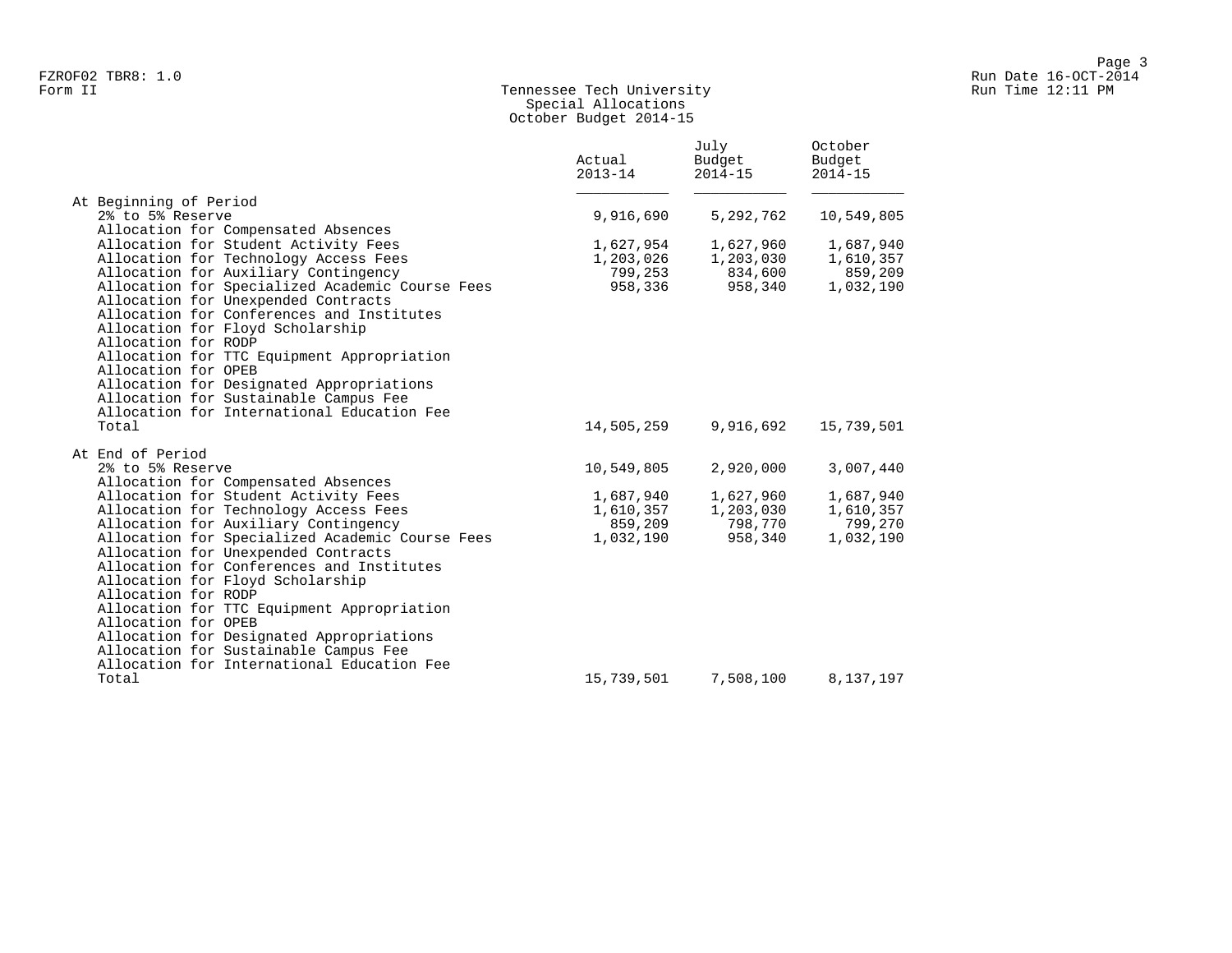FZROF02 TBR8: 1.0
Form II

# Tennessee Tech University
## Special Allocations
## October Budget 2014-15

Run Date 16-OCT-2014
Run Time 12:11 PM

| | Actual 2013-14 | July Budget 2014-15 | October Budget 2014-15 |
|---|---|---|---|
| **At Beginning of Period** | | | |
| 2% to 5% Reserve | 9,916,690 | 5,292,762 | 10,549,805 |
| Allocation for Compensated Absences | | | |
| Allocation for Student Activity Fees | 1,627,954 | 1,627,960 | 1,687,940 |
| Allocation for Technology Access Fees | 1,203,026 | 1,203,030 | 1,610,357 |
| Allocation for Auxiliary Contingency | 799,253 | 834,600 | 859,209 |
| Allocation for Specialized Academic Course Fees | 958,336 | 958,340 | 1,032,190 |
| Allocation for Unexpended Contracts | | | |
| Allocation for Conferences and Institutes | | | |
| Allocation for Floyd Scholarship | | | |
| Allocation for RODP | | | |
| Allocation for TTC Equipment Appropriation | | | |
| Allocation for OPEB | | | |
| Allocation for Designated Appropriations | | | |
| Allocation for Sustainable Campus Fee | | | |
| Allocation for International Education Fee | | | |
| Total | 14,505,259 | 9,916,692 | 15,739,501 |
| **At End of Period** | | | |
| 2% to 5% Reserve | 10,549,805 | 2,920,000 | 3,007,440 |
| Allocation for Compensated Absences | | | |
| Allocation for Student Activity Fees | 1,687,940 | 1,627,960 | 1,687,940 |
| Allocation for Technology Access Fees | 1,610,357 | 1,203,030 | 1,610,357 |
| Allocation for Auxiliary Contingency | 859,209 | 798,770 | 799,270 |
| Allocation for Specialized Academic Course Fees | 1,032,190 | 958,340 | 1,032,190 |
| Allocation for Unexpended Contracts | | | |
| Allocation for Conferences and Institutes | | | |
| Allocation for Floyd Scholarship | | | |
| Allocation for RODP | | | |
| Allocation for TTC Equipment Appropriation | | | |
| Allocation for OPEB | | | |
| Allocation for Designated Appropriations | | | |
| Allocation for Sustainable Campus Fee | | | |
| Allocation for International Education Fee | | | |
| Total | 15,739,501 | 7,508,100 | 8,137,197 |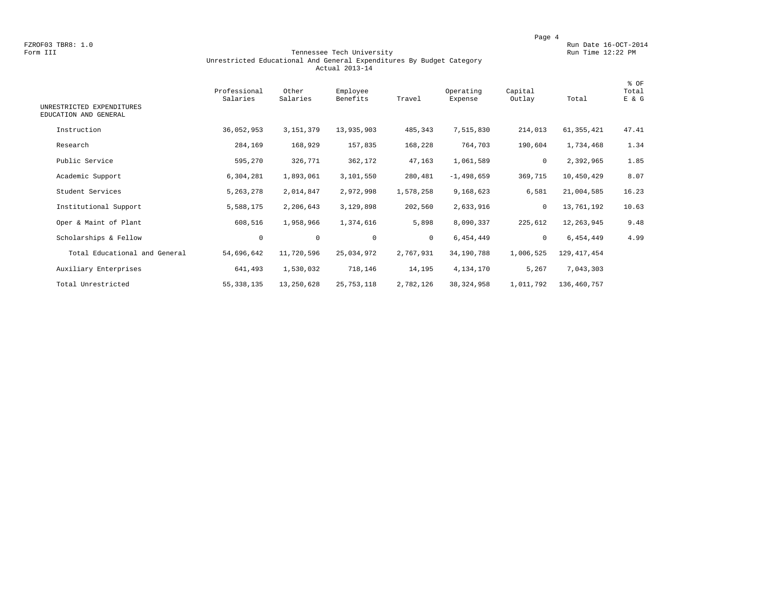FZROF03 TBR8: 1.0
Form III

Run Date 16-OCT-2014
Run Time 12:22 PM

# Tennessee Tech University
## Unrestricted Educational And General Expenditures By Budget Category
### Actual 2013-14

| UNRESTRICTED EXPENDITURES EDUCATION AND GENERAL | Professional Salaries | Other Salaries | Employee Benefits | Travel | Operating Expense | Capital Outlay | Total | % OF Total E & G |
|---|---|---|---|---|---|---|---|---|
| Instruction | 36,052,953 | 3,151,379 | 13,935,903 | 485,343 | 7,515,830 | 214,013 | 61,355,421 | 47.41 |
| Research | 284,169 | 168,929 | 157,835 | 168,228 | 764,703 | 190,604 | 1,734,468 | 1.34 |
| Public Service | 595,270 | 326,771 | 362,172 | 47,163 | 1,061,589 | 0 | 2,392,965 | 1.85 |
| Academic Support | 6,304,281 | 1,893,061 | 3,101,550 | 280,481 | -1,498,659 | 369,715 | 10,450,429 | 8.07 |
| Student Services | 5,263,278 | 2,014,847 | 2,972,998 | 1,578,258 | 9,168,623 | 6,581 | 21,004,585 | 16.23 |
| Institutional Support | 5,588,175 | 2,206,643 | 3,129,898 | 202,560 | 2,633,916 | 0 | 13,761,192 | 10.63 |
| Oper & Maint of Plant | 608,516 | 1,958,966 | 1,374,616 | 5,898 | 8,090,337 | 225,612 | 12,263,945 | 9.48 |
| Scholarships & Fellow | 0 | 0 | 0 | 0 | 6,454,449 | 0 | 6,454,449 | 4.99 |
| Total Educational and General | 54,696,642 | 11,720,596 | 25,034,972 | 2,767,931 | 34,190,788 | 1,006,525 | 129,417,454 | |
| Auxiliary Enterprises | 641,493 | 1,530,032 | 718,146 | 14,195 | 4,134,170 | 5,267 | 7,043,303 | |
| Total Unrestricted | 55,338,135 | 13,250,628 | 25,753,118 | 2,782,126 | 38,324,958 | 1,011,792 | 136,460,757 | |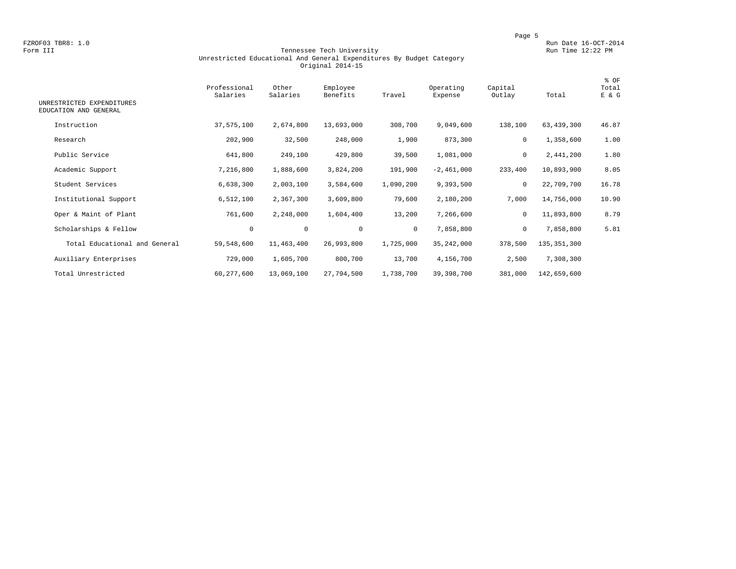FZROF03 TBR8: 1.0
Form III

Run Date 16-OCT-2014
Run Time 12:22 PM

# Tennessee Tech University
## Unrestricted Educational And General Expenditures By Budget Category
### Original 2014-15

| UNRESTRICTED EXPENDITURES EDUCATION AND GENERAL | Professional Salaries | Other Salaries | Employee Benefits | Travel | Operating Expense | Capital Outlay | Total | % OF Total E & G |
|---|---|---|---|---|---|---|---|---|
| Instruction | 37,575,100 | 2,674,800 | 13,693,000 | 308,700 | 9,049,600 | 138,100 | 63,439,300 | 46.87 |
| Research | 202,900 | 32,500 | 248,000 | 1,900 | 873,300 | 0 | 1,358,600 | 1.00 |
| Public Service | 641,800 | 249,100 | 429,800 | 39,500 | 1,081,000 | 0 | 2,441,200 | 1.80 |
| Academic Support | 7,216,800 | 1,888,600 | 3,824,200 | 191,900 | -2,461,000 | 233,400 | 10,893,900 | 8.05 |
| Student Services | 6,638,300 | 2,003,100 | 3,584,600 | 1,090,200 | 9,393,500 | 0 | 22,709,700 | 16.78 |
| Institutional Support | 6,512,100 | 2,367,300 | 3,609,800 | 79,600 | 2,180,200 | 7,000 | 14,756,000 | 10.90 |
| Oper & Maint of Plant | 761,600 | 2,248,000 | 1,604,400 | 13,200 | 7,266,600 | 0 | 11,893,800 | 8.79 |
| Scholarships & Fellow | 0 | 0 | 0 | 0 | 7,858,800 | 0 | 7,858,800 | 5.81 |
| Total Educational and General | 59,548,600 | 11,463,400 | 26,993,800 | 1,725,000 | 35,242,000 | 378,500 | 135,351,300 | |
| Auxiliary Enterprises | 729,000 | 1,605,700 | 800,700 | 13,700 | 4,156,700 | 2,500 | 7,308,300 | |
| Total Unrestricted | 60,277,600 | 13,069,100 | 27,794,500 | 1,738,700 | 39,398,700 | 381,000 | 142,659,600 | |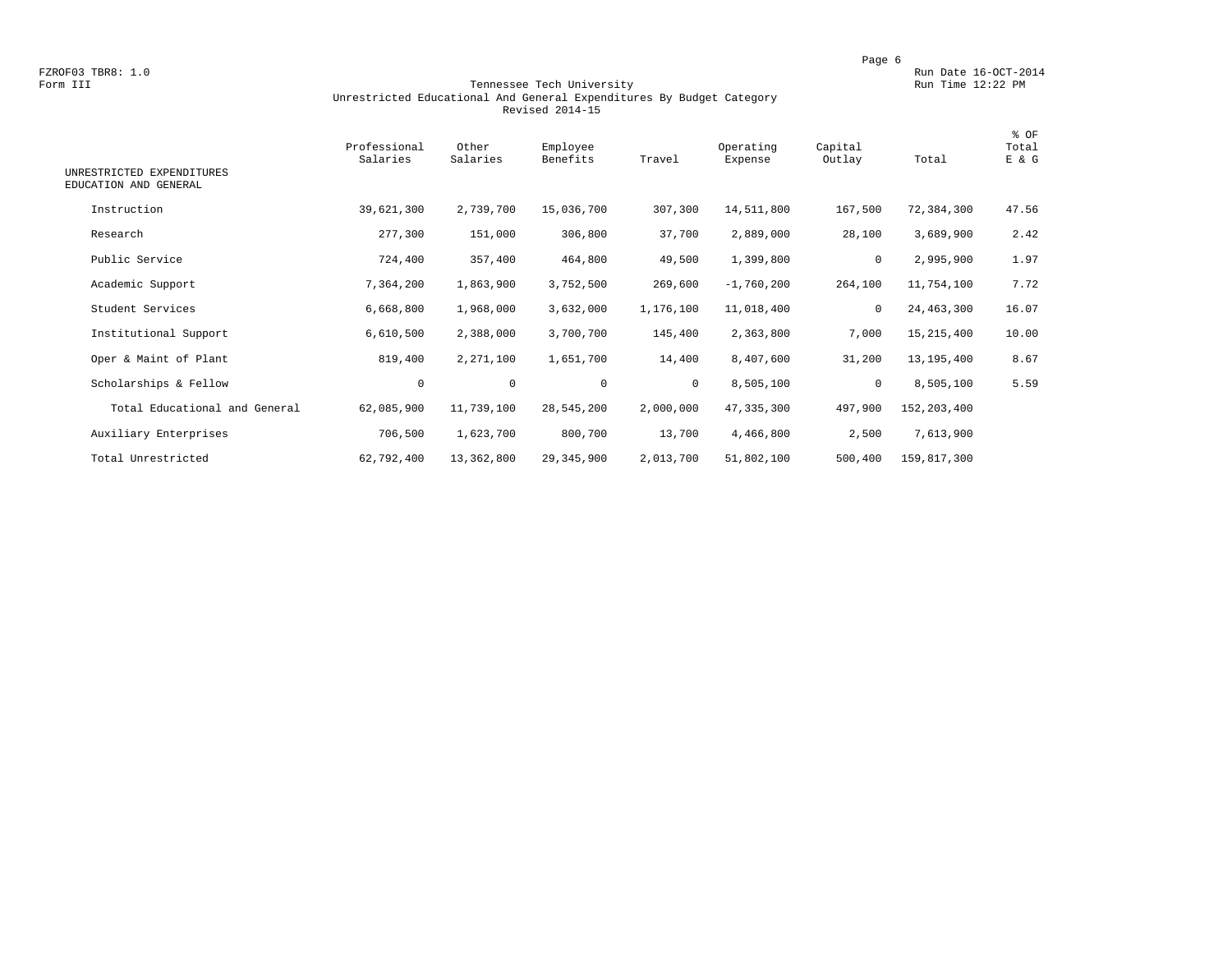FZROF03 TBR8: 1.0
Form III

Run Date 16-OCT-2014
Run Time 12:22 PM

# Tennessee Tech University
## Unrestricted Educational And General Expenditures By Budget Category
### Revised 2014-15

| UNRESTRICTED EXPENDITURES EDUCATION AND GENERAL | Professional Salaries | Other Salaries | Employee Benefits | Travel | Operating Expense | Capital Outlay | Total | % OF Total E & G |
|---|---|---|---|---|---|---|---|---|
| Instruction | 39,621,300 | 2,739,700 | 15,036,700 | 307,300 | 14,511,800 | 167,500 | 72,384,300 | 47.56 |
| Research | 277,300 | 151,000 | 306,800 | 37,700 | 2,889,000 | 28,100 | 3,689,900 | 2.42 |
| Public Service | 724,400 | 357,400 | 464,800 | 49,500 | 1,399,800 | 0 | 2,995,900 | 1.97 |
| Academic Support | 7,364,200 | 1,863,900 | 3,752,500 | 269,600 | -1,760,200 | 264,100 | 11,754,100 | 7.72 |
| Student Services | 6,668,800 | 1,968,000 | 3,632,000 | 1,176,100 | 11,018,400 | 0 | 24,463,300 | 16.07 |
| Institutional Support | 6,610,500 | 2,388,000 | 3,700,700 | 145,400 | 2,363,800 | 7,000 | 15,215,400 | 10.00 |
| Oper & Maint of Plant | 819,400 | 2,271,100 | 1,651,700 | 14,400 | 8,407,600 | 31,200 | 13,195,400 | 8.67 |
| Scholarships & Fellow | 0 | 0 | 0 | 0 | 8,505,100 | 0 | 8,505,100 | 5.59 |
| Total Educational and General | 62,085,900 | 11,739,100 | 28,545,200 | 2,000,000 | 47,335,300 | 497,900 | 152,203,400 | |
| Auxiliary Enterprises | 706,500 | 1,623,700 | 800,700 | 13,700 | 4,466,800 | 2,500 | 7,613,900 | |
| Total Unrestricted | 62,792,400 | 13,362,800 | 29,345,900 | 2,013,700 | 51,802,100 | 500,400 | 159,817,300 | |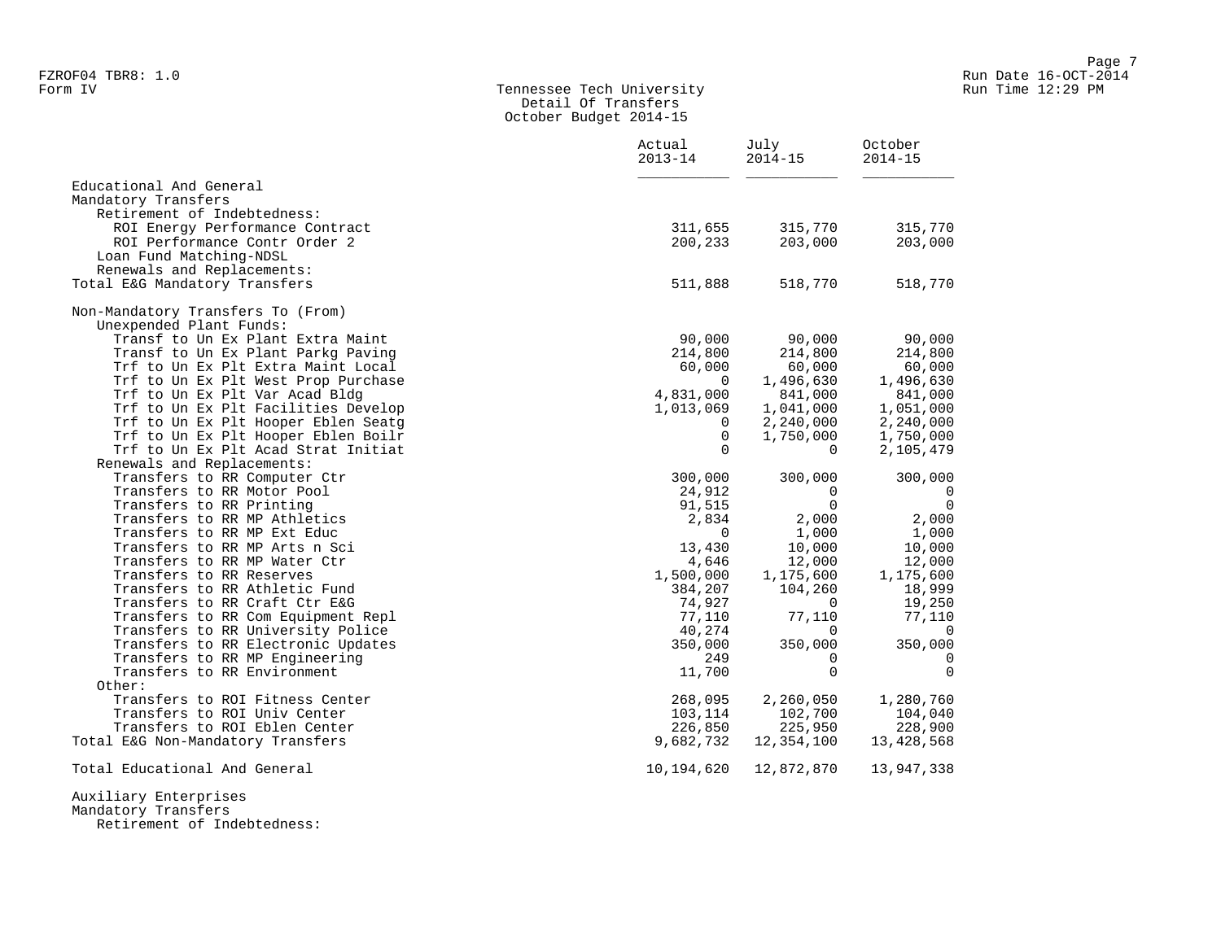FZROF04 TBR8: 1.0
Form IV

## Tennessee Tech University
### Detail Of Transfers
### October Budget 2014-15

Run Date 16-OCT-2014
Run Time 12:29 PM

| | Actual 2013-14 | July 2014-15 | October 2014-15 |
|---|---|---|---|
| Educational And General | | | |
| Mandatory Transfers | | | |
| Retirement of Indebtedness: | | | |
| ROI Energy Performance Contract | 311,655 | 315,770 | 315,770 |
| ROI Performance Contr Order 2 | 200,233 | 203,000 | 203,000 |
| Loan Fund Matching-NDSL | | | |
| Renewals and Replacements: | | | |
| Total E&G Mandatory Transfers | 511,888 | 518,770 | 518,770 |
| | | | |
| Non-Mandatory Transfers To (From) | | | |
| Unexpended Plant Funds: | | | |
| Transf to Un Ex Plant Extra Maint | 90,000 | 90,000 | 90,000 |
| Transf to Un Ex Plant Parkg Paving | 214,800 | 214,800 | 214,800 |
| Trf to Un Ex Plt Extra Maint Local | 60,000 | 60,000 | 60,000 |
| Trf to Un Ex Plt West Prop Purchase | 0 | 1,496,630 | 1,496,630 |
| Trf to Un Ex Plt Var Acad Bldg | 4,831,000 | 841,000 | 841,000 |
| Trf to Un Ex Plt Facilities Develop | 1,013,069 | 1,041,000 | 1,051,000 |
| Trf to Un Ex Plt Hooper Eblen Seatg | 0 | 2,240,000 | 2,240,000 |
| Trf to Un Ex Plt Hooper Eblen Boilr | 0 | 1,750,000 | 1,750,000 |
| Trf to Un Ex Plt Acad Strat Initiat | 0 | 0 | 2,105,479 |
| Renewals and Replacements: | | | |
| Transfers to RR Computer Ctr | 300,000 | 300,000 | 300,000 |
| Transfers to RR Motor Pool | 24,912 | 0 | 0 |
| Transfers to RR Printing | 91,515 | 0 | 0 |
| Transfers to RR MP Athletics | 2,834 | 2,000 | 2,000 |
| Transfers to RR MP Ext Educ | 0 | 1,000 | 1,000 |
| Transfers to RR MP Arts n Sci | 13,430 | 10,000 | 10,000 |
| Transfers to RR MP Water Ctr | 4,646 | 12,000 | 12,000 |
| Transfers to RR Reserves | 1,500,000 | 1,175,600 | 1,175,600 |
| Transfers to RR Athletic Fund | 384,207 | 104,260 | 18,999 |
| Transfers to RR Craft Ctr E&G | 74,927 | 0 | 19,250 |
| Transfers to RR Com Equipment Repl | 77,110 | 77,110 | 77,110 |
| Transfers to RR University Police | 40,274 | 0 | 0 |
| Transfers to RR Electronic Updates | 350,000 | 350,000 | 350,000 |
| Transfers to RR MP Engineering | 249 | 0 | 0 |
| Transfers to RR Environment | 11,700 | 0 | 0 |
| Other: | | | |
| Transfers to ROI Fitness Center | 268,095 | 2,260,050 | 1,280,760 |
| Transfers to ROI Univ Center | 103,114 | 102,700 | 104,040 |
| Transfers to ROI Eblen Center | 226,850 | 225,950 | 228,900 |
| Total E&G Non-Mandatory Transfers | 9,682,732 | 12,354,100 | 13,428,568 |
| | | | |
| Total Educational And General | 10,194,620 | 12,872,870 | 13,947,338 |
| | | | |
| Auxiliary Enterprises | | | |
| Mandatory Transfers | | | |
| Retirement of Indebtedness: | | | |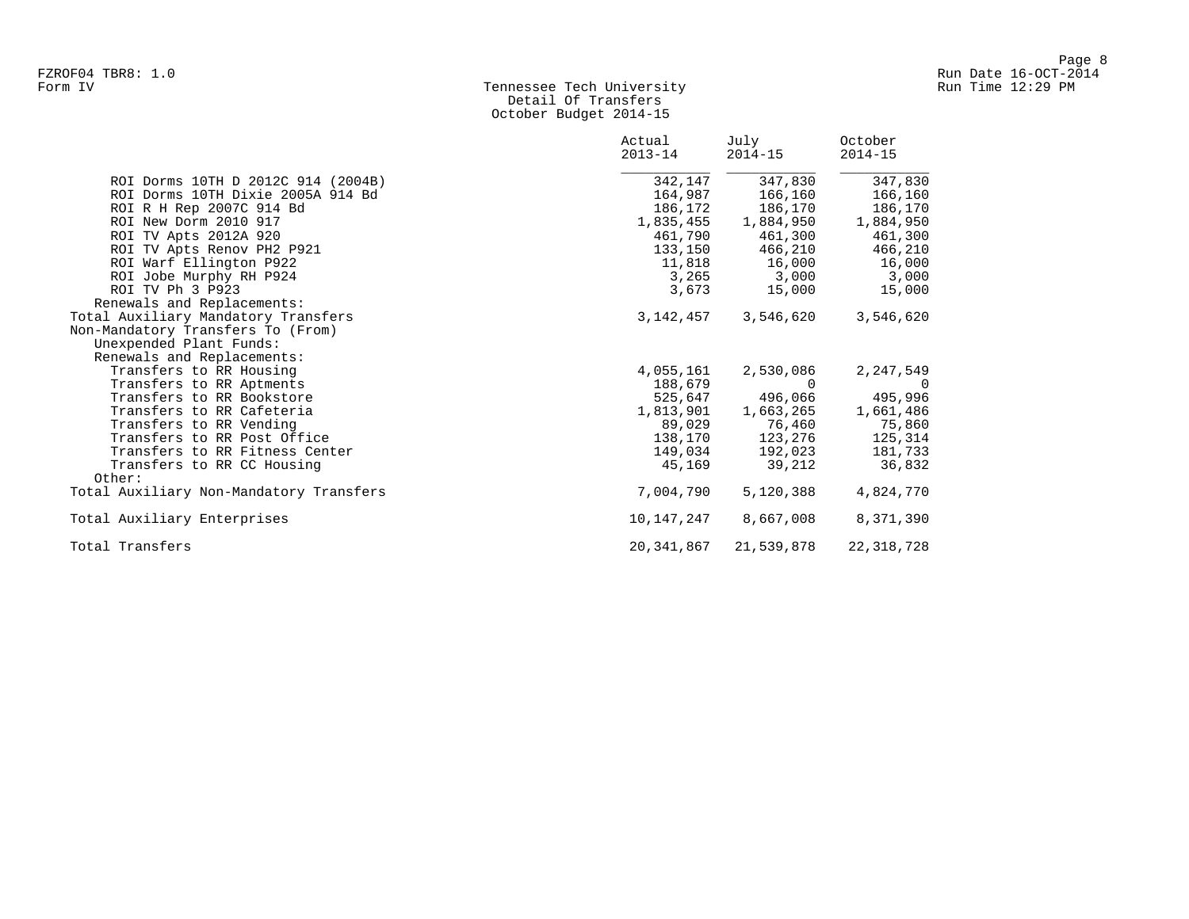Tennessee Tech University
Detail Of Transfers
October Budget 2014-15

| | Actual 2013-14 | July 2014-15 | October 2014-15 |
|---|---|---|---|
| ROI Dorms 10TH D 2012C 914 (2004B) | 342,147 | 347,830 | 347,830 |
| ROI Dorms 10TH Dixie 2005A 914 Bd | 164,987 | 166,160 | 166,160 |
| ROI R H Rep 2007C 914 Bd | 186,172 | 186,170 | 186,170 |
| ROI New Dorm 2010 917 | 1,835,455 | 1,884,950 | 1,884,950 |
| ROI TV Apts 2012A 920 | 461,790 | 461,300 | 461,300 |
| ROI TV Apts Renov PH2 P921 | 133,150 | 466,210 | 466,210 |
| ROI Warf Ellington P922 | 11,818 | 16,000 | 16,000 |
| ROI Jobe Murphy RH P924 | 3,265 | 3,000 | 3,000 |
| ROI TV Ph 3 P923 | 3,673 | 15,000 | 15,000 |
| Renewals and Replacements: | | | |
| Total Auxiliary Mandatory Transfers | 3,142,457 | 3,546,620 | 3,546,620 |
| Non-Mandatory Transfers To (From) | | | |
| Unexpended Plant Funds: | | | |
| Renewals and Replacements: | | | |
| Transfers to RR Housing | 4,055,161 | 2,530,086 | 2,247,549 |
| Transfers to RR Aptments | 188,679 | 0 | 0 |
| Transfers to RR Bookstore | 525,647 | 496,066 | 495,996 |
| Transfers to RR Cafeteria | 1,813,901 | 1,663,265 | 1,661,486 |
| Transfers to RR Vending | 89,029 | 76,460 | 75,860 |
| Transfers to RR Post Office | 138,170 | 123,276 | 125,314 |
| Transfers to RR Fitness Center | 149,034 | 192,023 | 181,733 |
| Transfers to RR CC Housing | 45,169 | 39,212 | 36,832 |
| Other: | | | |
| Total Auxiliary Non-Mandatory Transfers | 7,004,790 | 5,120,388 | 4,824,770 |
| Total Auxiliary Enterprises | 10,147,247 | 8,667,008 | 8,371,390 |
| Total Transfers | 20,341,867 | 21,539,878 | 22,318,728 |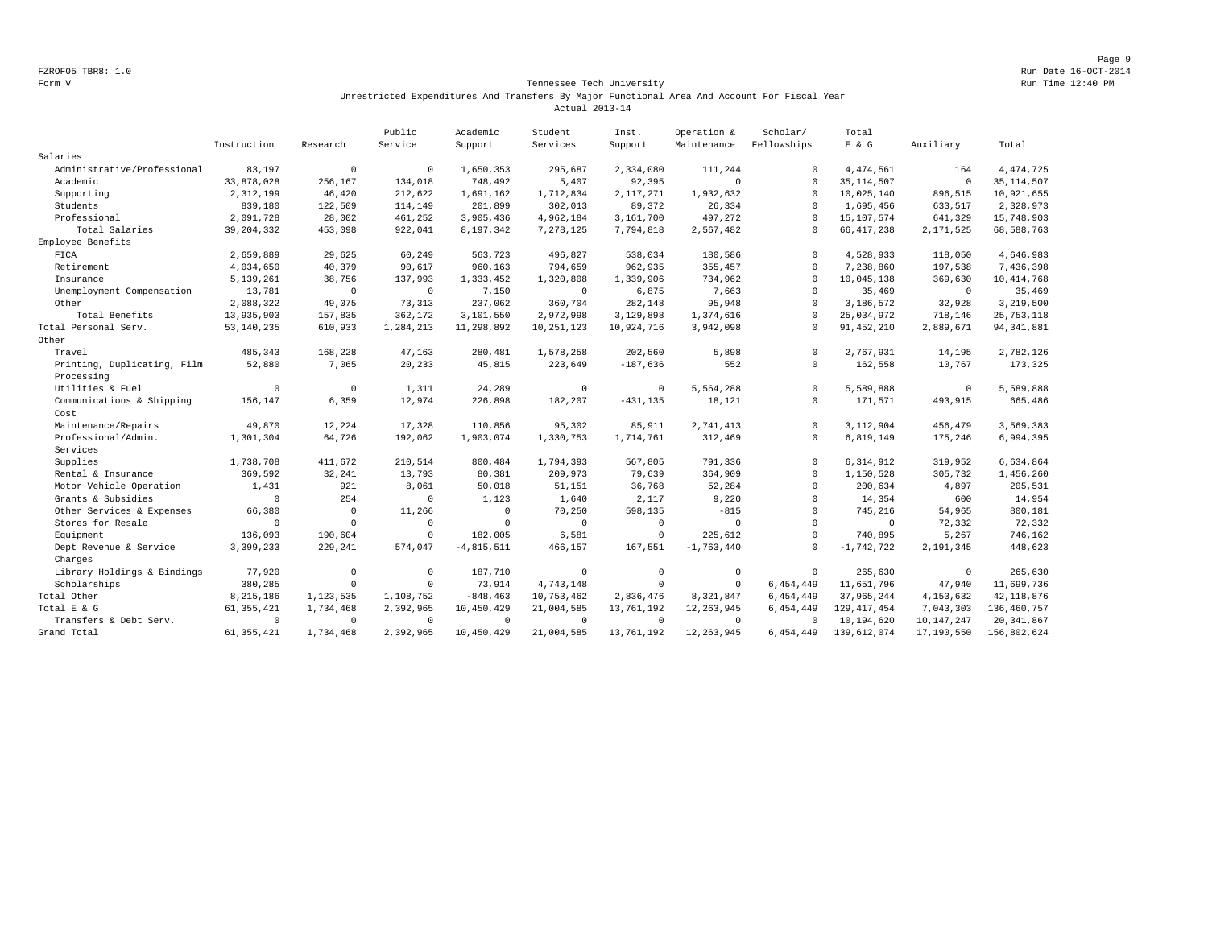FZROF05 TBR8: 1.0
Form V

Run Date 16-OCT-2014
Run Time 12:40 PM

## Tennessee Tech University
### Unrestricted Expenditures And Transfers By Major Functional Area And Account For Fiscal Year
### Actual 2013-14

| | Instruction | Research | Public Service | Academic Support | Student Services | Inst. Support | Operation & Maintenance | Scholar/ Fellowships | Total E & G | Auxiliary | Total |
|---|---|---|---|---|---|---|---|---|---|---|---|
| Salaries | | | | | | | | | | | |
| Administrative/Professional | 83,197 | 0 | 0 | 1,650,353 | 295,687 | 2,334,080 | 111,244 | 0 | 4,474,561 | 164 | 4,474,725 |
| Academic | 33,878,028 | 256,167 | 134,018 | 748,492 | 5,407 | 92,395 | 0 | 0 | 35,114,507 | 0 | 35,114,507 |
| Supporting | 2,312,199 | 46,420 | 212,622 | 1,691,162 | 1,712,834 | 2,117,271 | 1,932,632 | 0 | 10,025,140 | 896,515 | 10,921,655 |
| Students | 839,180 | 122,509 | 114,149 | 201,899 | 302,013 | 89,372 | 26,334 | 0 | 1,695,456 | 633,517 | 2,328,973 |
| Professional | 2,091,728 | 28,002 | 461,252 | 3,905,436 | 4,962,184 | 3,161,700 | 497,272 | 0 | 15,107,574 | 641,329 | 15,748,903 |
| Total Salaries | 39,204,332 | 453,098 | 922,041 | 8,197,342 | 7,278,125 | 7,794,818 | 2,567,482 | 0 | 66,417,238 | 2,171,525 | 68,588,763 |
| Employee Benefits | | | | | | | | | | | |
| FICA | 2,659,889 | 29,625 | 60,249 | 563,723 | 496,827 | 538,034 | 180,586 | 0 | 4,528,933 | 118,050 | 4,646,983 |
| Retirement | 4,034,650 | 40,379 | 90,617 | 960,163 | 794,659 | 962,935 | 355,457 | 0 | 7,238,860 | 197,538 | 7,436,398 |
| Insurance | 5,139,261 | 38,756 | 137,993 | 1,333,452 | 1,320,808 | 1,339,906 | 734,962 | 0 | 10,045,138 | 369,630 | 10,414,768 |
| Unemployment Compensation | 13,781 | 0 | 0 | 7,150 | 0 | 6,875 | 7,663 | 0 | 35,469 | 0 | 35,469 |
| Other | 2,088,322 | 49,075 | 73,313 | 237,062 | 360,704 | 282,148 | 95,948 | 0 | 3,186,572 | 32,928 | 3,219,500 |
| Total Benefits | 13,935,903 | 157,835 | 362,172 | 3,101,550 | 2,972,998 | 3,129,898 | 1,374,616 | 0 | 25,034,972 | 718,146 | 25,753,118 |
| Total Personal Serv. | 53,140,235 | 610,933 | 1,284,213 | 11,298,892 | 10,251,123 | 10,924,716 | 3,942,098 | 0 | 91,452,210 | 2,889,671 | 94,341,881 |
| Other | | | | | | | | | | | |
| Travel | 485,343 | 168,228 | 47,163 | 280,481 | 1,578,258 | 202,560 | 5,898 | 0 | 2,767,931 | 14,195 | 2,782,126 |
| Printing, Duplicating, Film Processing | 52,880 | 7,065 | 20,233 | 45,815 | 223,649 | -187,636 | 552 | 0 | 162,558 | 10,767 | 173,325 |
| Utilities & Fuel | 0 | 0 | 1,311 | 24,289 | 0 | 0 | 5,564,288 | 0 | 5,589,888 | 0 | 5,589,888 |
| Communications & Shipping Cost | 156,147 | 6,359 | 12,974 | 226,898 | 182,207 | -431,135 | 18,121 | 0 | 171,571 | 493,915 | 665,486 |
| Maintenance/Repairs | 49,870 | 12,224 | 17,328 | 110,856 | 95,302 | 85,911 | 2,741,413 | 0 | 3,112,904 | 456,479 | 3,569,383 |
| Professional/Admin. Services | 1,301,304 | 64,726 | 192,062 | 1,903,074 | 1,330,753 | 1,714,761 | 312,469 | 0 | 6,819,149 | 175,246 | 6,994,395 |
| Supplies | 1,738,708 | 411,672 | 210,514 | 800,484 | 1,794,393 | 567,805 | 791,336 | 0 | 6,314,912 | 319,952 | 6,634,864 |
| Rental & Insurance | 369,592 | 32,241 | 13,793 | 80,381 | 209,973 | 79,639 | 364,909 | 0 | 1,150,528 | 305,732 | 1,456,260 |
| Motor Vehicle Operation | 1,431 | 921 | 8,061 | 50,018 | 51,151 | 36,768 | 52,284 | 0 | 200,634 | 4,897 | 205,531 |
| Grants & Subsidies | 0 | 254 | 0 | 1,123 | 1,640 | 2,117 | 9,220 | 0 | 14,354 | 600 | 14,954 |
| Other Services & Expenses | 66,380 | 0 | 11,266 | 0 | 70,250 | 598,135 | -815 | 0 | 745,216 | 54,965 | 800,181 |
| Stores for Resale | 0 | 0 | 0 | 0 | 0 | 0 | 0 | 0 | 0 | 72,332 | 72,332 |
| Equipment | 136,093 | 190,604 | 0 | 182,005 | 6,581 | 0 | 225,612 | 0 | 740,895 | 5,267 | 746,162 |
| Dept Revenue & Service Charges | 3,399,233 | 229,241 | 574,047 | -4,815,511 | 466,157 | 167,551 | -1,763,440 | 0 | -1,742,722 | 2,191,345 | 448,623 |
| Library Holdings & Bindings | 77,920 | 0 | 0 | 187,710 | 0 | 0 | 0 | 0 | 265,630 | 0 | 265,630 |
| Scholarships | 380,285 | 0 | 0 | 73,914 | 4,743,148 | 0 | 0 | 6,454,449 | 11,651,796 | 47,940 | 11,699,736 |
| Total Other | 8,215,186 | 1,123,535 | 1,108,752 | -848,463 | 10,753,462 | 2,836,476 | 8,321,847 | 6,454,449 | 37,965,244 | 4,153,632 | 42,118,876 |
| Total E & G | 61,355,421 | 1,734,468 | 2,392,965 | 10,450,429 | 21,004,585 | 13,761,192 | 12,263,945 | 6,454,449 | 129,417,454 | 7,043,303 | 136,460,757 |
| Transfers & Debt Serv. | 0 | 0 | 0 | 0 | 0 | 0 | 0 | 0 | 10,194,620 | 10,147,247 | 20,341,867 |
| Grand Total | 61,355,421 | 1,734,468 | 2,392,965 | 10,450,429 | 21,004,585 | 13,761,192 | 12,263,945 | 6,454,449 | 139,612,074 | 17,190,550 | 156,802,624 |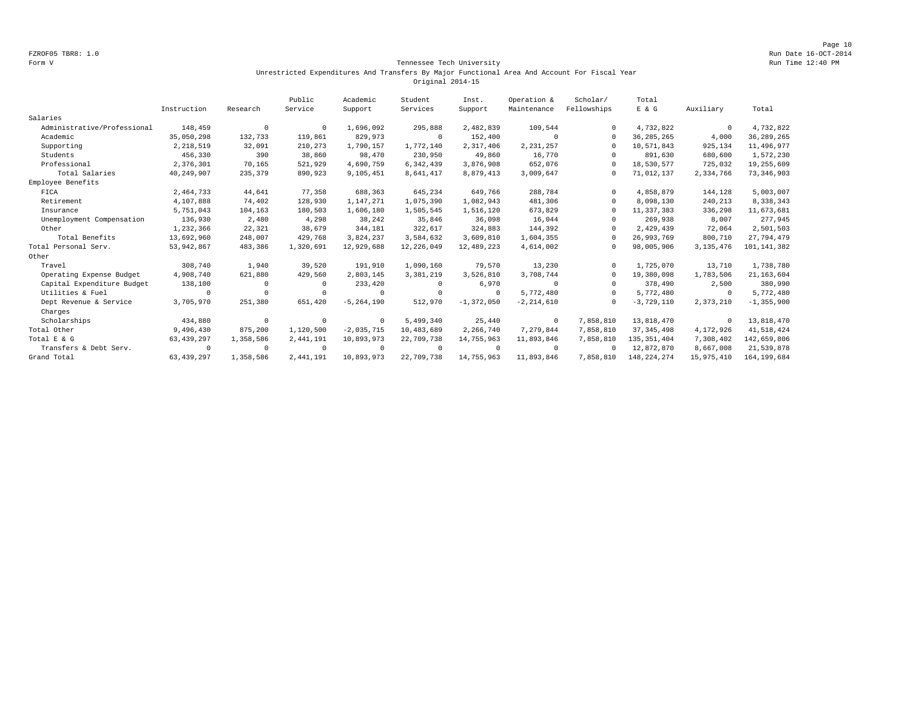FZROF05 TBR8: 1.0 Run Date 16-OCT-2014
Form V Run Time 12:40 PM

Tennessee Tech University
Unrestricted Expenditures And Transfers By Major Functional Area And Account For Fiscal Year
Original 2014-15

| | Instruction | Research | Public Service | Academic Support | Student Services | Inst. Support | Operation & Maintenance | Scholar/ Fellowships | Total E & G | Auxiliary | Total |
|---|---|---|---|---|---|---|---|---|---|---|---|
| Salaries | | | | | | | | | | | |
| Administrative/Professional | 148,459 | 0 | 0 | 1,696,092 | 295,888 | 2,482,839 | 109,544 | 0 | 4,732,822 | 0 | 4,732,822 |
| Academic | 35,050,298 | 132,733 | 119,861 | 829,973 | 0 | 152,400 | 0 | 0 | 36,285,265 | 4,000 | 36,289,265 |
| Supporting | 2,218,519 | 32,091 | 210,273 | 1,790,157 | 1,772,140 | 2,317,406 | 2,231,257 | 0 | 10,571,843 | 925,134 | 11,496,977 |
| Students | 456,330 | 390 | 38,860 | 98,470 | 230,950 | 49,860 | 16,770 | 0 | 891,630 | 680,600 | 1,572,230 |
| Professional | 2,376,301 | 70,165 | 521,929 | 4,690,759 | 6,342,439 | 3,876,908 | 652,076 | 0 | 18,530,577 | 725,032 | 19,255,609 |
| Total Salaries | 40,249,907 | 235,379 | 890,923 | 9,105,451 | 8,641,417 | 8,879,413 | 3,009,647 | 0 | 71,012,137 | 2,334,766 | 73,346,903 |
| Employee Benefits | | | | | | | | | | | |
| FICA | 2,464,733 | 44,641 | 77,358 | 688,363 | 645,234 | 649,766 | 288,784 | 0 | 4,858,879 | 144,128 | 5,003,007 |
| Retirement | 4,107,888 | 74,402 | 128,930 | 1,147,271 | 1,075,390 | 1,082,943 | 481,306 | 0 | 8,098,130 | 240,213 | 8,338,343 |
| Insurance | 5,751,043 | 104,163 | 180,503 | 1,606,180 | 1,505,545 | 1,516,120 | 673,829 | 0 | 11,337,383 | 336,298 | 11,673,681 |
| Unemployment Compensation | 136,930 | 2,480 | 4,298 | 38,242 | 35,846 | 36,098 | 16,044 | 0 | 269,938 | 8,007 | 277,945 |
| Other | 1,232,366 | 22,321 | 38,679 | 344,181 | 322,617 | 324,883 | 144,392 | 0 | 2,429,439 | 72,064 | 2,501,503 |
| Total Benefits | 13,692,960 | 248,007 | 429,768 | 3,824,237 | 3,584,632 | 3,609,810 | 1,604,355 | 0 | 26,993,769 | 800,710 | 27,794,479 |
| Total Personal Serv. | 53,942,867 | 483,386 | 1,320,691 | 12,929,688 | 12,226,049 | 12,489,223 | 4,614,002 | 0 | 98,005,906 | 3,135,476 | 101,141,382 |
| Other | | | | | | | | | | | |
| Travel | 308,740 | 1,940 | 39,520 | 191,910 | 1,090,160 | 79,570 | 13,230 | 0 | 1,725,070 | 13,710 | 1,738,780 |
| Operating Expense Budget | 4,908,740 | 621,880 | 429,560 | 2,803,145 | 3,381,219 | 3,526,810 | 3,708,744 | 0 | 19,380,098 | 1,783,506 | 21,163,604 |
| Capital Expenditure Budget | 138,100 | 0 | 0 | 233,420 | 0 | 6,970 | 0 | 0 | 378,490 | 2,500 | 380,990 |
| Utilities & Fuel | 0 | 0 | 0 | 0 | 0 | 0 | 5,772,480 | 0 | 5,772,480 | 0 | 5,772,480 |
| Dept Revenue & Service Charges | 3,705,970 | 251,380 | 651,420 | -5,264,190 | 512,970 | -1,372,050 | -2,214,610 | 0 | -3,729,110 | 2,373,210 | -1,355,900 |
| Scholarships | 434,880 | 0 | 0 | 0 | 5,499,340 | 25,440 | 0 | 7,858,810 | 13,818,470 | 0 | 13,818,470 |
| Total Other | 9,496,430 | 875,200 | 1,120,500 | -2,035,715 | 10,483,689 | 2,266,740 | 7,279,844 | 7,858,810 | 37,345,498 | 4,172,926 | 41,518,424 |
| Total E & G | 63,439,297 | 1,358,586 | 2,441,191 | 10,893,973 | 22,709,738 | 14,755,963 | 11,893,846 | 7,858,810 | 135,351,404 | 7,308,402 | 142,659,806 |
| Transfers & Debt Serv. | 0 | 0 | 0 | 0 | 0 | 0 | 0 | 0 | 12,872,870 | 8,667,008 | 21,539,878 |
| Grand Total | 63,439,297 | 1,358,586 | 2,441,191 | 10,893,973 | 22,709,738 | 14,755,963 | 11,893,846 | 7,858,810 | 148,224,274 | 15,975,410 | 164,199,684 |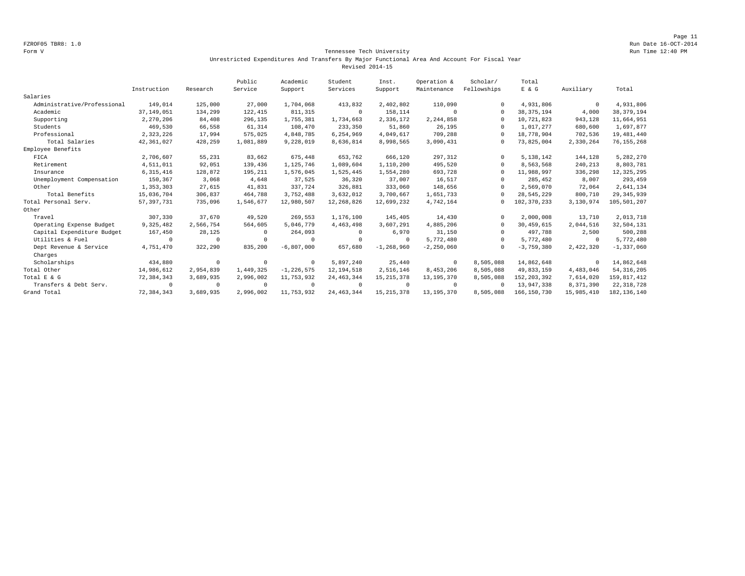FZROF05 TBR8: 1.0
Form V

Run Date 16-OCT-2014
Run Time 12:40 PM

## Tennessee Tech University
### Unrestricted Expenditures And Transfers By Major Functional Area And Account For Fiscal Year
### Revised 2014-15

| | Instruction | Research | Public Service | Academic Support | Student Services | Inst. Support | Operation & Maintenance | Scholar/ Fellowships | Total E & G | Auxiliary | Total |
|---|---|---|---|---|---|---|---|---|---|---|---|
| Salaries | | | | | | | | | | | |
| Administrative/Professional | 149,014 | 125,000 | 27,000 | 1,704,068 | 413,832 | 2,402,802 | 110,090 | 0 | 4,931,806 | 0 | 4,931,806 |
| Academic | 37,149,051 | 134,299 | 122,415 | 811,315 | 0 | 158,114 | 0 | 0 | 38,375,194 | 4,000 | 38,379,194 |
| Supporting | 2,270,206 | 84,408 | 296,135 | 1,755,381 | 1,734,663 | 2,336,172 | 2,244,858 | 0 | 10,721,823 | 943,128 | 11,664,951 |
| Students | 469,530 | 66,558 | 61,314 | 108,470 | 233,350 | 51,860 | 26,195 | 0 | 1,017,277 | 680,600 | 1,697,877 |
| Professional | 2,323,226 | 17,994 | 575,025 | 4,848,785 | 6,254,969 | 4,049,617 | 709,288 | 0 | 18,778,904 | 702,536 | 19,481,440 |
| Total Salaries | 42,361,027 | 428,259 | 1,081,889 | 9,228,019 | 8,636,814 | 8,998,565 | 3,090,431 | 0 | 73,825,004 | 2,330,264 | 76,155,268 |
| Employee Benefits | | | | | | | | | | | |
| FICA | 2,706,607 | 55,231 | 83,662 | 675,448 | 653,762 | 666,120 | 297,312 | 0 | 5,138,142 | 144,128 | 5,282,270 |
| Retirement | 4,511,011 | 92,051 | 139,436 | 1,125,746 | 1,089,604 | 1,110,200 | 495,520 | 0 | 8,563,568 | 240,213 | 8,803,781 |
| Insurance | 6,315,416 | 128,872 | 195,211 | 1,576,045 | 1,525,445 | 1,554,280 | 693,728 | 0 | 11,988,997 | 336,298 | 12,325,295 |
| Unemployment Compensation | 150,367 | 3,068 | 4,648 | 37,525 | 36,320 | 37,007 | 16,517 | 0 | 285,452 | 8,007 | 293,459 |
| Other | 1,353,303 | 27,615 | 41,831 | 337,724 | 326,881 | 333,060 | 148,656 | 0 | 2,569,070 | 72,064 | 2,641,134 |
| Total Benefits | 15,036,704 | 306,837 | 464,788 | 3,752,488 | 3,632,012 | 3,700,667 | 1,651,733 | 0 | 28,545,229 | 800,710 | 29,345,939 |
| Total Personal Serv. | 57,397,731 | 735,096 | 1,546,677 | 12,980,507 | 12,268,826 | 12,699,232 | 4,742,164 | 0 | 102,370,233 | 3,130,974 | 105,501,207 |
| Other | | | | | | | | | | | |
| Travel | 307,330 | 37,670 | 49,520 | 269,553 | 1,176,100 | 145,405 | 14,430 | 0 | 2,000,008 | 13,710 | 2,013,718 |
| Operating Expense Budget | 9,325,482 | 2,566,754 | 564,605 | 5,046,779 | 4,463,498 | 3,607,291 | 4,885,206 | 0 | 30,459,615 | 2,044,516 | 32,504,131 |
| Capital Expenditure Budget | 167,450 | 28,125 | 0 | 264,093 | 0 | 6,970 | 31,150 | 0 | 497,788 | 2,500 | 500,288 |
| Utilities & Fuel | 0 | 0 | 0 | 0 | 0 | 0 | 5,772,480 | 0 | 5,772,480 | 0 | 5,772,480 |
| Dept Revenue & Service Charges | 4,751,470 | 322,290 | 835,200 | -6,807,000 | 657,680 | -1,268,960 | -2,250,060 | 0 | -3,759,380 | 2,422,320 | -1,337,060 |
| Scholarships | 434,880 | 0 | 0 | 0 | 5,897,240 | 25,440 | 0 | 8,505,088 | 14,862,648 | 0 | 14,862,648 |
| Total Other | 14,986,612 | 2,954,839 | 1,449,325 | -1,226,575 | 12,194,518 | 2,516,146 | 8,453,206 | 8,505,088 | 49,833,159 | 4,483,046 | 54,316,205 |
| Total E & G | 72,384,343 | 3,689,935 | 2,996,002 | 11,753,932 | 24,463,344 | 15,215,378 | 13,195,370 | 8,505,088 | 152,203,392 | 7,614,020 | 159,817,412 |
| Transfers & Debt Serv. | 0 | 0 | 0 | 0 | 0 | 0 | 0 | 0 | 13,947,338 | 8,371,390 | 22,318,728 |
| Grand Total | 72,384,343 | 3,689,935 | 2,996,002 | 11,753,932 | 24,463,344 | 15,215,378 | 13,195,370 | 8,505,088 | 166,150,730 | 15,985,410 | 182,136,140 |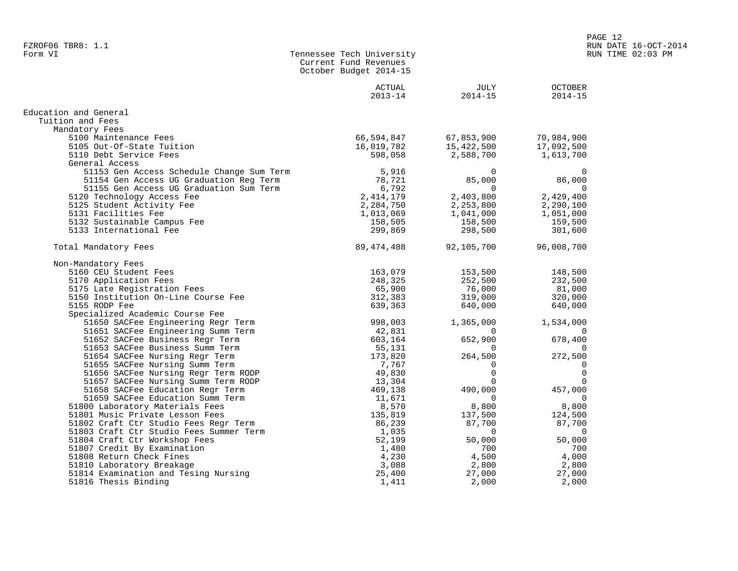FZROF06 TBR8: 1.1
Form VI

# Tennessee Tech University
## Current Fund Revenues
### October Budget 2014-15

| | ACTUAL 2013-14 | JULY 2014-15 | OCTOBER 2014-15 |
|---|---|---|---|
| **Education and General** | | | |
| Tuition and Fees | | | |
| Mandatory Fees | | | |
| 5100 Maintenance Fees | 66,594,847 | 67,853,900 | 70,984,900 |
| 5105 Out-Of-State Tuition | 16,019,782 | 15,422,500 | 17,092,500 |
| 5110 Debt Service Fees | 598,058 | 2,588,700 | 1,613,700 |
| General Access | | | |
| 51153 Gen Access Schedule Change Sum Term | 5,916 | 0 | 0 |
| 51154 Gen Access UG Graduation Reg Term | 78,721 | 85,000 | 86,000 |
| 51155 Gen Access UG Graduation Sum Term | 6,792 | 0 | 0 |
| 5120 Technology Access Fee | 2,414,179 | 2,403,800 | 2,429,400 |
| 5125 Student Activity Fee | 2,284,750 | 2,253,800 | 2,290,100 |
| 5131 Facilities Fee | 1,013,069 | 1,041,000 | 1,051,000 |
| 5132 Sustainable Campus Fee | 158,505 | 158,500 | 159,500 |
| 5133 International Fee | 299,869 | 298,500 | 301,600 |
| Total Mandatory Fees | 89,474,488 | 92,105,700 | 96,008,700 |
| Non-Mandatory Fees | | | |
| 5160 CEU Student Fees | 163,079 | 153,500 | 148,500 |
| 5170 Application Fees | 248,325 | 252,500 | 232,500 |
| 5175 Late Registration Fees | 65,900 | 76,000 | 81,000 |
| 5150 Institution On-Line Course Fee | 312,383 | 319,000 | 320,000 |
| 5155 RODP Fee | 639,363 | 640,000 | 640,000 |
| Specialized Academic Course Fee | | | |
| 51650 SACFee Engineering Regr Term | 998,003 | 1,365,000 | 1,534,000 |
| 51651 SACFee Engineering Summ Term | 42,831 | 0 | 0 |
| 51652 SACFee Business Regr Term | 603,164 | 652,900 | 678,400 |
| 51653 SACFee Business Summ Term | 55,131 | 0 | 0 |
| 51654 SACFee Nursing Regr Term | 173,820 | 264,500 | 272,500 |
| 51655 SACFee Nursing Summ Term | 7,767 | 0 | 0 |
| 51656 SACFee Nursing Regr Term RODP | 49,830 | 0 | 0 |
| 51657 SACFee Nursing Summ Term RODP | 13,304 | 0 | 0 |
| 51658 SACFee Education Regr Term | 469,138 | 490,000 | 457,000 |
| 51659 SACFee Education Summ Term | 11,671 | 0 | 0 |
| 51800 Laboratory Materials Fees | 8,570 | 8,800 | 8,800 |
| 51801 Music Private Lesson Fees | 135,819 | 137,500 | 124,500 |
| 51802 Craft Ctr Studio Fees Regr Term | 86,239 | 87,700 | 87,700 |
| 51803 Craft Ctr Studio Fees Summer Term | 1,035 | 0 | 0 |
| 51804 Craft Ctr Workshop Fees | 52,199 | 50,000 | 50,000 |
| 51807 Credit By Examination | 1,480 | 700 | 700 |
| 51808 Return Check Fines | 4,230 | 4,500 | 4,000 |
| 51810 Laboratory Breakage | 3,088 | 2,800 | 2,800 |
| 51814 Examination and Tesing Nursing | 25,400 | 27,000 | 27,000 |
| 51816 Thesis Binding | 1,411 | 2,000 | 2,000 |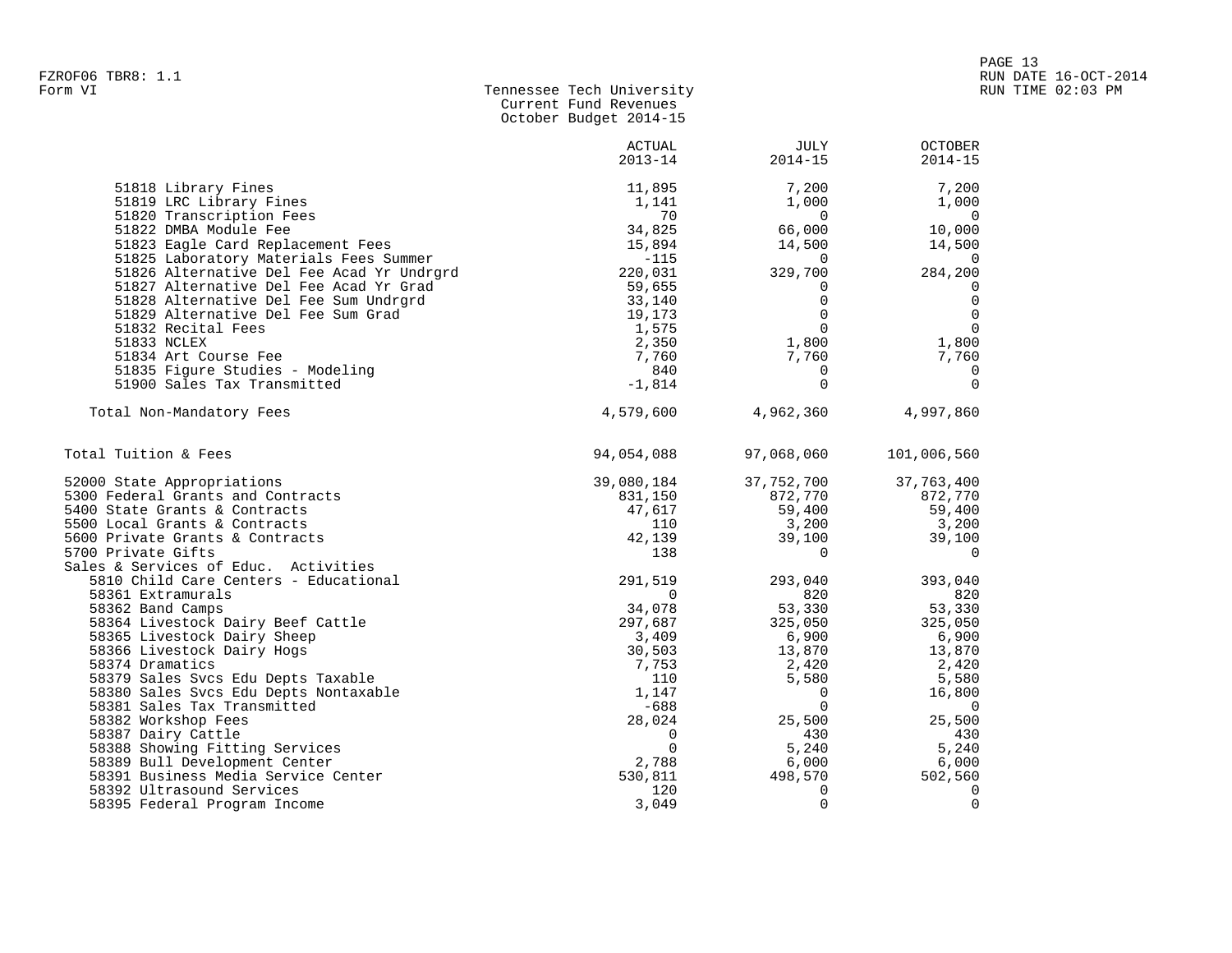FZROF06 TBR8: 1.1
Form VI

Tennessee Tech University
Current Fund Revenues
October Budget 2014-15

RUN DATE 16-OCT-2014
RUN TIME 02:03 PM

| | ACTUAL 2013-14 | JULY 2014-15 | OCTOBER 2014-15 |
|---|---|---|---|
| 51818 Library Fines | 11,895 | 7,200 | 7,200 |
| 51819 LRC Library Fines | 1,141 | 1,000 | 1,000 |
| 51820 Transcription Fees | 70 | 0 | 0 |
| 51822 DMBA Module Fee | 34,825 | 66,000 | 10,000 |
| 51823 Eagle Card Replacement Fees | 15,894 | 14,500 | 14,500 |
| 51825 Laboratory Materials Fees Summer | -115 | 0 | 0 |
| 51826 Alternative Del Fee Acad Yr Undrgrd | 220,031 | 329,700 | 284,200 |
| 51827 Alternative Del Fee Acad Yr Grad | 59,655 | 0 | 0 |
| 51828 Alternative Del Fee Sum Undrgrd | 33,140 | 0 | 0 |
| 51829 Alternative Del Fee Sum Grad | 19,173 | 0 | 0 |
| 51832 Recital Fees | 1,575 | 0 | 0 |
| 51833 NCLEX | 2,350 | 1,800 | 1,800 |
| 51834 Art Course Fee | 7,760 | 7,760 | 7,760 |
| 51835 Figure Studies - Modeling | 840 | 0 | 0 |
| 51900 Sales Tax Transmitted | -1,814 | 0 | 0 |
| Total Non-Mandatory Fees | 4,579,600 | 4,962,360 | 4,997,860 |
| Total Tuition & Fees | 94,054,088 | 97,068,060 | 101,006,560 |
| 52000 State Appropriations | 39,080,184 | 37,752,700 | 37,763,400 |
| 5300 Federal Grants and Contracts | 831,150 | 872,770 | 872,770 |
| 5400 State Grants & Contracts | 47,617 | 59,400 | 59,400 |
| 5500 Local Grants & Contracts | 110 | 3,200 | 3,200 |
| 5600 Private Grants & Contracts | 42,139 | 39,100 | 39,100 |
| 5700 Private Gifts | 138 | 0 | 0 |
| Sales & Services of Educ. Activities | | | |
| 5810 Child Care Centers - Educational | 291,519 | 293,040 | 393,040 |
| 58361 Extramurals | 0 | 820 | 820 |
| 58362 Band Camps | 34,078 | 53,330 | 53,330 |
| 58364 Livestock Dairy Beef Cattle | 297,687 | 325,050 | 325,050 |
| 58365 Livestock Dairy Sheep | 3,409 | 6,900 | 6,900 |
| 58366 Livestock Dairy Hogs | 30,503 | 13,870 | 13,870 |
| 58374 Dramatics | 7,753 | 2,420 | 2,420 |
| 58379 Sales Svcs Edu Depts Taxable | 110 | 5,580 | 5,580 |
| 58380 Sales Svcs Edu Depts Nontaxable | 1,147 | 0 | 16,800 |
| 58381 Sales Tax Transmitted | -688 | 0 | 0 |
| 58382 Workshop Fees | 28,024 | 25,500 | 25,500 |
| 58387 Dairy Cattle | 0 | 430 | 430 |
| 58388 Showing Fitting Services | 0 | 5,240 | 5,240 |
| 58389 Bull Development Center | 2,788 | 6,000 | 6,000 |
| 58391 Business Media Service Center | 530,811 | 498,570 | 502,560 |
| 58392 Ultrasound Services | 120 | 0 | 0 |
| 58395 Federal Program Income | 3,049 | 0 | 0 |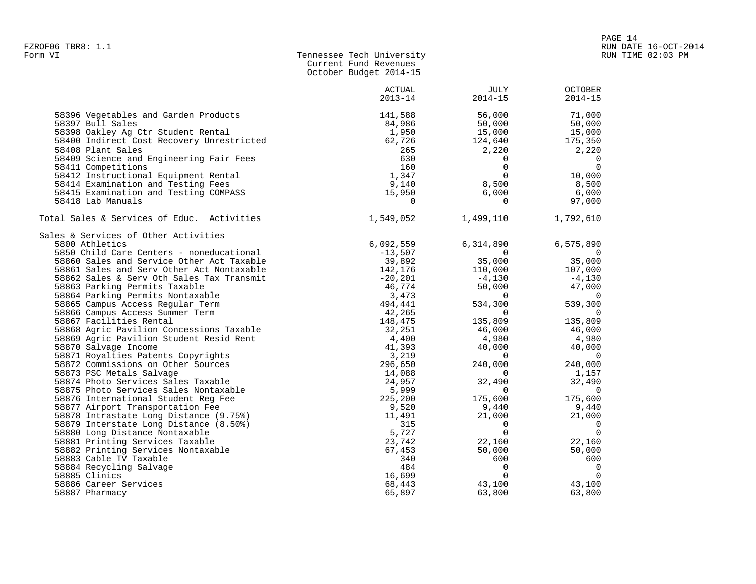Tennessee Tech University
Current Fund Revenues
October Budget 2014-15

Form VI

| | ACTUAL 2013-14 | JULY 2014-15 | OCTOBER 2014-15 |
|---|---|---|---|
| 58396 Vegetables and Garden Products | 141,588 | 56,000 | 71,000 |
| 58397 Bull Sales | 84,986 | 50,000 | 50,000 |
| 58398 Oakley Ag Ctr Student Rental | 1,950 | 15,000 | 15,000 |
| 58400 Indirect Cost Recovery Unrestricted | 62,726 | 124,640 | 175,350 |
| 58408 Plant Sales | 265 | 2,220 | 2,220 |
| 58409 Science and Engineering Fair Fees | 630 | 0 | 0 |
| 58411 Competitions | 160 | 0 | 0 |
| 58412 Instructional Equipment Rental | 1,347 | 0 | 10,000 |
| 58414 Examination and Testing Fees | 9,140 | 8,500 | 8,500 |
| 58415 Examination and Testing COMPASS | 15,950 | 6,000 | 6,000 |
| 58418 Lab Manuals | 0 | 0 | 97,000 |
| Total Sales & Services of Educ. Activities | 1,549,052 | 1,499,110 | 1,792,610 |
| Sales & Services of Other Activities | | | |
| 5800 Athletics | 6,092,559 | 6,314,890 | 6,575,890 |
| 5850 Child Care Centers - noneducational | -13,507 | 0 | 0 |
| 58860 Sales and Service Other Act Taxable | 39,892 | 35,000 | 35,000 |
| 58861 Sales and Serv Other Act Nontaxable | 142,176 | 110,000 | 107,000 |
| 58862 Sales & Serv Oth Sales Tax Transmit | -20,201 | -4,130 | -4,130 |
| 58863 Parking Permits Taxable | 46,774 | 50,000 | 47,000 |
| 58864 Parking Permits Nontaxable | 3,473 | 0 | 0 |
| 58865 Campus Access Regular Term | 494,441 | 534,300 | 539,300 |
| 58866 Campus Access Summer Term | 42,265 | 0 | 0 |
| 58867 Facilities Rental | 148,475 | 135,809 | 135,809 |
| 58868 Agric Pavilion Concessions Taxable | 32,251 | 46,000 | 46,000 |
| 58869 Agric Pavilion Student Resid Rent | 4,400 | 4,980 | 4,980 |
| 58870 Salvage Income | 41,393 | 40,000 | 40,000 |
| 58871 Royalties Patents Copyrights | 3,219 | 0 | 0 |
| 58872 Commissions on Other Sources | 296,650 | 240,000 | 240,000 |
| 58873 PSC Metals Salvage | 14,088 | 0 | 1,157 |
| 58874 Photo Services Sales Taxable | 24,957 | 32,490 | 32,490 |
| 58875 Photo Services Sales Nontaxable | 5,999 | 0 | 0 |
| 58876 International Student Reg Fee | 225,200 | 175,600 | 175,600 |
| 58877 Airport Transportation Fee | 9,520 | 9,440 | 9,440 |
| 58878 Intrastate Long Distance (9.75%) | 11,491 | 21,000 | 21,000 |
| 58879 Interstate Long Distance (8.50%) | 315 | 0 | 0 |
| 58880 Long Distance Nontaxable | 5,727 | 0 | 0 |
| 58881 Printing Services Taxable | 23,742 | 22,160 | 22,160 |
| 58882 Printing Services Nontaxable | 67,453 | 50,000 | 50,000 |
| 58883 Cable TV Taxable | 340 | 600 | 600 |
| 58884 Recycling Salvage | 484 | 0 | 0 |
| 58885 Clinics | 16,699 | 0 | 0 |
| 58886 Career Services | 68,443 | 43,100 | 43,100 |
| 58887 Pharmacy | 65,897 | 63,800 | 63,800 |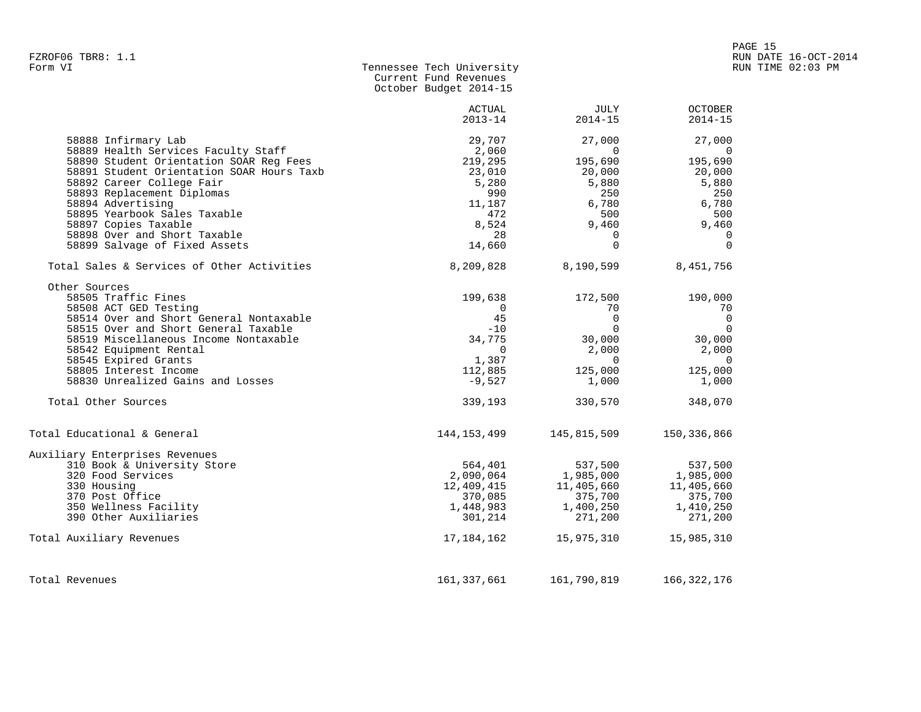FZROF06 TBR8: 1.1
Form VI

# Tennessee Tech University
## Current Fund Revenues
### October Budget 2014-15

| | ACTUAL 2013-14 | JULY 2014-15 | OCTOBER 2014-15 |
|---|---|---|---|
| 58888 Infirmary Lab | 29,707 | 27,000 | 27,000 |
| 58889 Health Services Faculty Staff | 2,060 | 0 | 0 |
| 58890 Student Orientation SOAR Reg Fees | 219,295 | 195,690 | 195,690 |
| 58891 Student Orientation SOAR Hours Taxb | 23,010 | 20,000 | 20,000 |
| 58892 Career College Fair | 5,280 | 5,880 | 5,880 |
| 58893 Replacement Diplomas | 990 | 250 | 250 |
| 58894 Advertising | 11,187 | 6,780 | 6,780 |
| 58895 Yearbook Sales Taxable | 472 | 500 | 500 |
| 58897 Copies Taxable | 8,524 | 9,460 | 9,460 |
| 58898 Over and Short Taxable | 28 | 0 | 0 |
| 58899 Salvage of Fixed Assets | 14,660 | 0 | 0 |
| Total Sales & Services of Other Activities | 8,209,828 | 8,190,599 | 8,451,756 |
| Other Sources | | | |
| 58505 Traffic Fines | 199,638 | 172,500 | 190,000 |
| 58508 ACT GED Testing | 0 | 70 | 70 |
| 58514 Over and Short General Nontaxable | 45 | 0 | 0 |
| 58515 Over and Short General Taxable | -10 | 0 | 0 |
| 58519 Miscellaneous Income Nontaxable | 34,775 | 30,000 | 30,000 |
| 58542 Equipment Rental | 0 | 2,000 | 2,000 |
| 58545 Expired Grants | 1,387 | 0 | 0 |
| 58805 Interest Income | 112,885 | 125,000 | 125,000 |
| 58830 Unrealized Gains and Losses | -9,527 | 1,000 | 1,000 |
| Total Other Sources | 339,193 | 330,570 | 348,070 |
| Total Educational & General | 144,153,499 | 145,815,509 | 150,336,866 |
| Auxiliary Enterprises Revenues | | | |
| 310 Book & University Store | 564,401 | 537,500 | 537,500 |
| 320 Food Services | 2,090,064 | 1,985,000 | 1,985,000 |
| 330 Housing | 12,409,415 | 11,405,660 | 11,405,660 |
| 370 Post Office | 370,085 | 375,700 | 375,700 |
| 350 Wellness Facility | 1,448,983 | 1,400,250 | 1,410,250 |
| 390 Other Auxiliaries | 301,214 | 271,200 | 271,200 |
| Total Auxiliary Revenues | 17,184,162 | 15,975,310 | 15,985,310 |
| Total Revenues | 161,337,661 | 161,790,819 | 166,322,176 |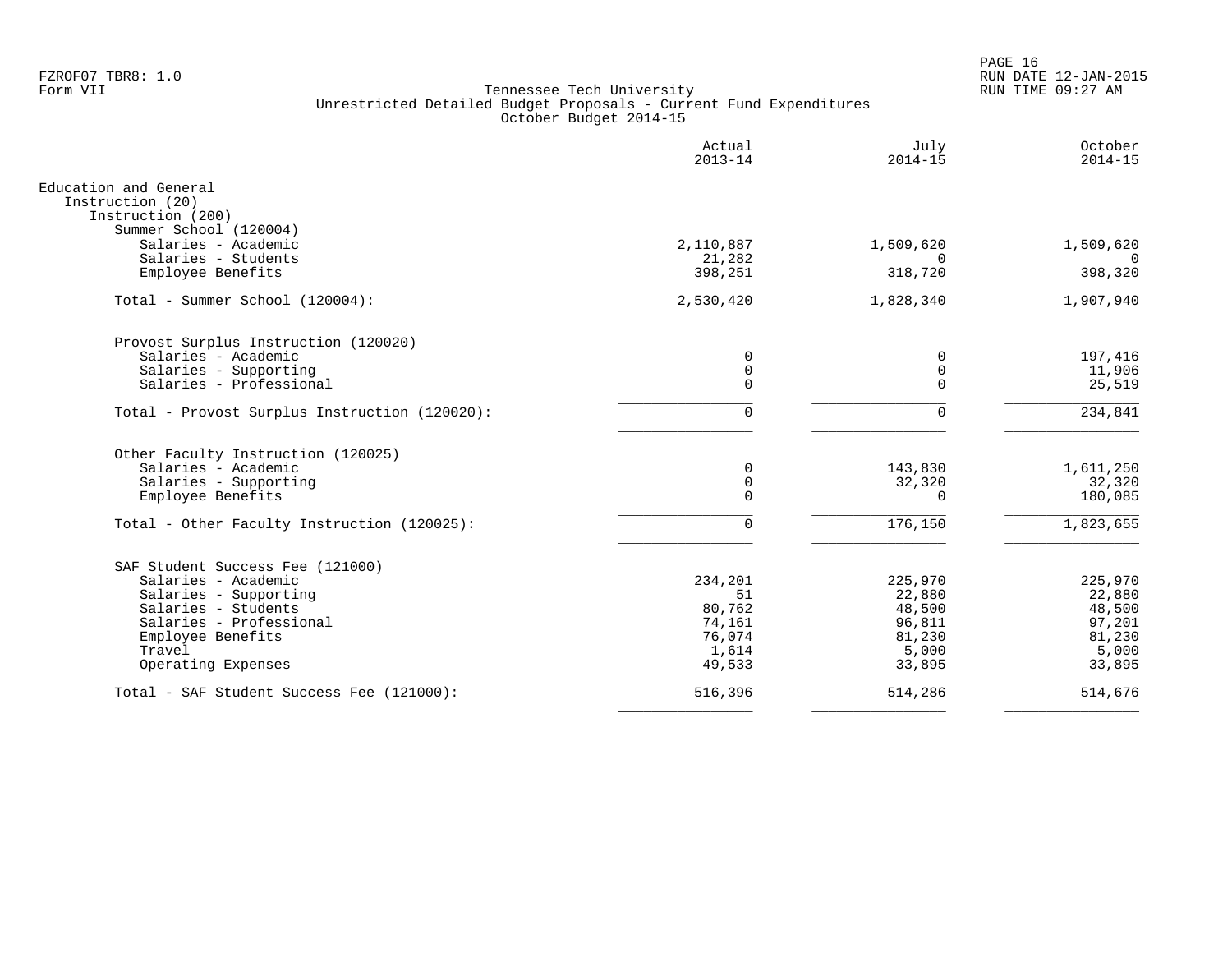FZROF07 TBR8: 1.0
Form VII

Tennessee Tech University
Unrestricted Detailed Budget Proposals - Current Fund Expenditures
October Budget 2014-15

RUN DATE 12-JAN-2015
RUN TIME 09:27 AM

| | Actual 2013-14 | July 2014-15 | October 2014-15 |
|---|---|---|---|
| Education and General | | | |
| Instruction (20) | | | |
| Instruction (200) | | | |
| Summer School (120004) | | | |
| Salaries - Academic | 2,110,887 | 1,509,620 | 1,509,620 |
| Salaries - Students | 21,282 | 0 | 0 |
| Employee Benefits | 398,251 | 318,720 | 398,320 |
| Total - Summer School (120004): | 2,530,420 | 1,828,340 | 1,907,940 |
| Provost Surplus Instruction (120020) | | | |
| Salaries - Academic | 0 | 0 | 197,416 |
| Salaries - Supporting | 0 | 0 | 11,906 |
| Salaries - Professional | 0 | 0 | 25,519 |
| Total - Provost Surplus Instruction (120020): | 0 | 0 | 234,841 |
| Other Faculty Instruction (120025) | | | |
| Salaries - Academic | 0 | 143,830 | 1,611,250 |
| Salaries - Supporting | 0 | 32,320 | 32,320 |
| Employee Benefits | 0 | 0 | 180,085 |
| Total - Other Faculty Instruction (120025): | 0 | 176,150 | 1,823,655 |
| SAF Student Success Fee (121000) | | | |
| Salaries - Academic | 234,201 | 225,970 | 225,970 |
| Salaries - Supporting | 51 | 22,880 | 22,880 |
| Salaries - Students | 80,762 | 48,500 | 48,500 |
| Salaries - Professional | 74,161 | 96,811 | 97,201 |
| Employee Benefits | 76,074 | 81,230 | 81,230 |
| Travel | 1,614 | 5,000 | 5,000 |
| Operating Expenses | 49,533 | 33,895 | 33,895 |
| Total - SAF Student Success Fee (121000): | 516,396 | 514,286 | 514,676 |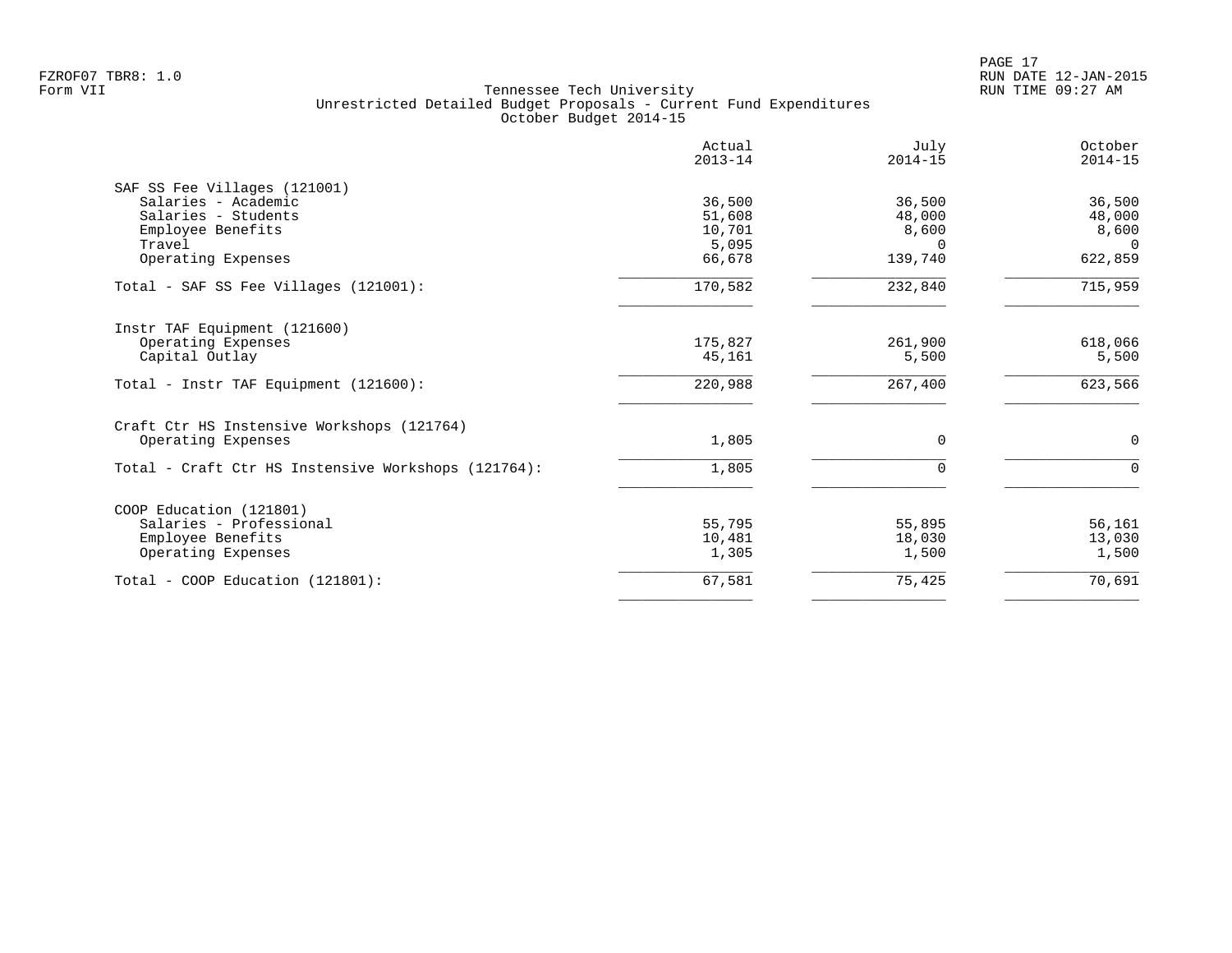FZROF07 TBR8: 1.0
Form VII

Tennessee Tech University
Unrestricted Detailed Budget Proposals - Current Fund Expenditures
October Budget 2014-15

RUN DATE 12-JAN-2015
RUN TIME 09:27 AM

| | Actual 2013-14 | July 2014-15 | October 2014-15 |
|---|---|---|---|
| SAF SS Fee Villages (121001) | | | |
| Salaries - Academic | 36,500 | 36,500 | 36,500 |
| Salaries - Students | 51,608 | 48,000 | 48,000 |
| Employee Benefits | 10,701 | 8,600 | 8,600 |
| Travel | 5,095 | 0 | 0 |
| Operating Expenses | 66,678 | 139,740 | 622,859 |
| Total - SAF SS Fee Villages (121001): | 170,582 | 232,840 | 715,959 |
| Instr TAF Equipment (121600) | | | |
| Operating Expenses | 175,827 | 261,900 | 618,066 |
| Capital Outlay | 45,161 | 5,500 | 5,500 |
| Total - Instr TAF Equipment (121600): | 220,988 | 267,400 | 623,566 |
| Craft Ctr HS Instensive Workshops (121764) | | | |
| Operating Expenses | 1,805 | 0 | 0 |
| Total - Craft Ctr HS Instensive Workshops (121764): | 1,805 | 0 | 0 |
| COOP Education (121801) | | | |
| Salaries - Professional | 55,795 | 55,895 | 56,161 |
| Employee Benefits | 10,481 | 18,030 | 13,030 |
| Operating Expenses | 1,305 | 1,500 | 1,500 |
| Total - COOP Education (121801): | 67,581 | 75,425 | 70,691 |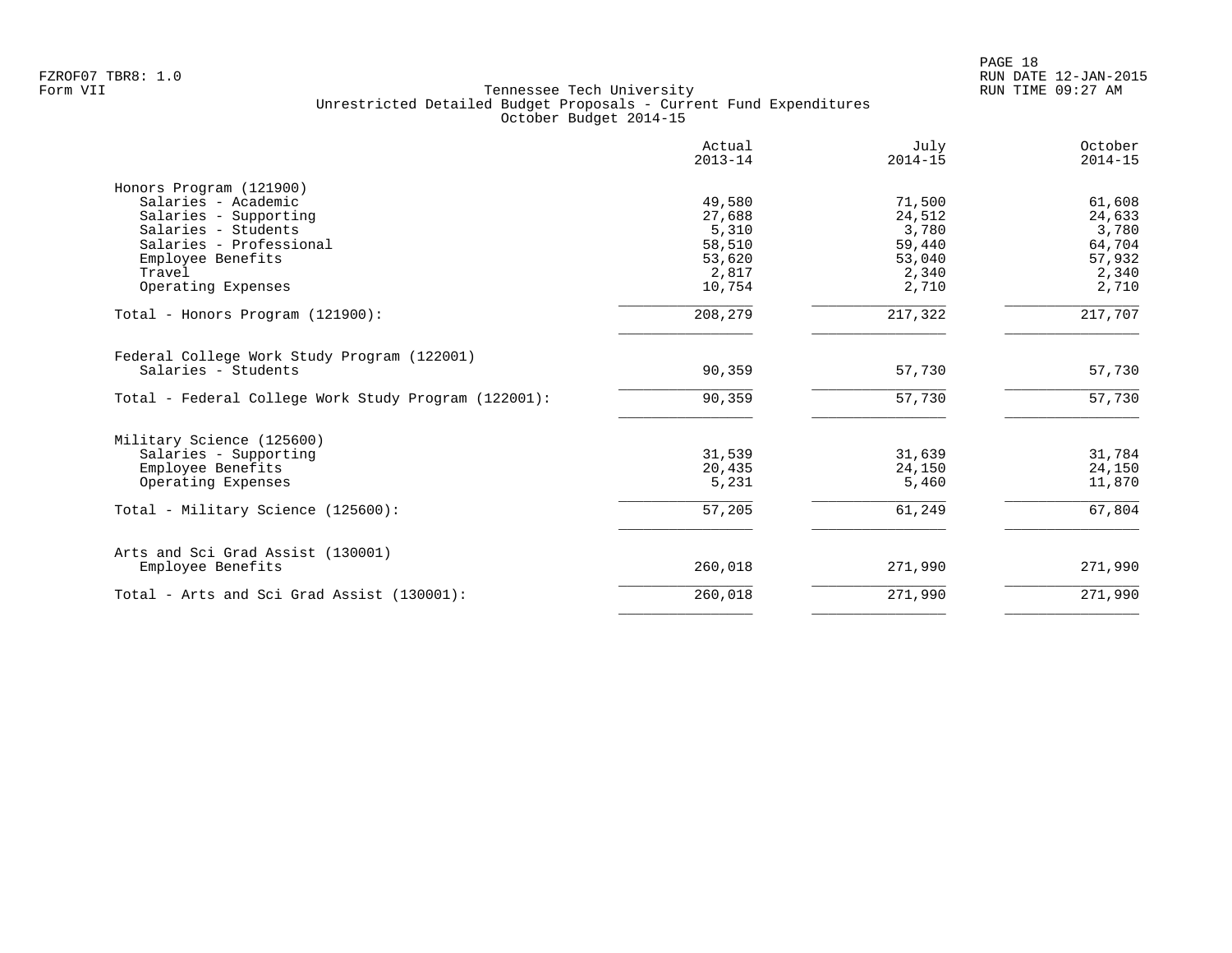FZROF07 TBR8: 1.0
Form VII

# Tennessee Tech University
## Unrestricted Detailed Budget Proposals - Current Fund Expenditures
### October Budget 2014-15

RUN DATE 12-JAN-2015
RUN TIME 09:27 AM

| | Actual 2013-14 | July 2014-15 | October 2014-15 |
|---|---|---|---|
| **Honors Program (121900)** | | | |
| Salaries - Academic | 49,580 | 71,500 | 61,608 |
| Salaries - Supporting | 27,688 | 24,512 | 24,633 |
| Salaries - Students | 5,310 | 3,780 | 3,780 |
| Salaries - Professional | 58,510 | 59,440 | 64,704 |
| Employee Benefits | 53,620 | 53,040 | 57,932 |
| Travel | 2,817 | 2,340 | 2,340 |
| Operating Expenses | 10,754 | 2,710 | 2,710 |
| Total - Honors Program (121900): | 208,279 | 217,322 | 217,707 |
| **Federal College Work Study Program (122001)** | | | |
| Salaries - Students | 90,359 | 57,730 | 57,730 |
| Total - Federal College Work Study Program (122001): | 90,359 | 57,730 | 57,730 |
| **Military Science (125600)** | | | |
| Salaries - Supporting | 31,539 | 31,639 | 31,784 |
| Employee Benefits | 20,435 | 24,150 | 24,150 |
| Operating Expenses | 5,231 | 5,460 | 11,870 |
| Total - Military Science (125600): | 57,205 | 61,249 | 67,804 |
| **Arts and Sci Grad Assist (130001)** | | | |
| Employee Benefits | 260,018 | 271,990 | 271,990 |
| Total - Arts and Sci Grad Assist (130001): | 260,018 | 271,990 | 271,990 |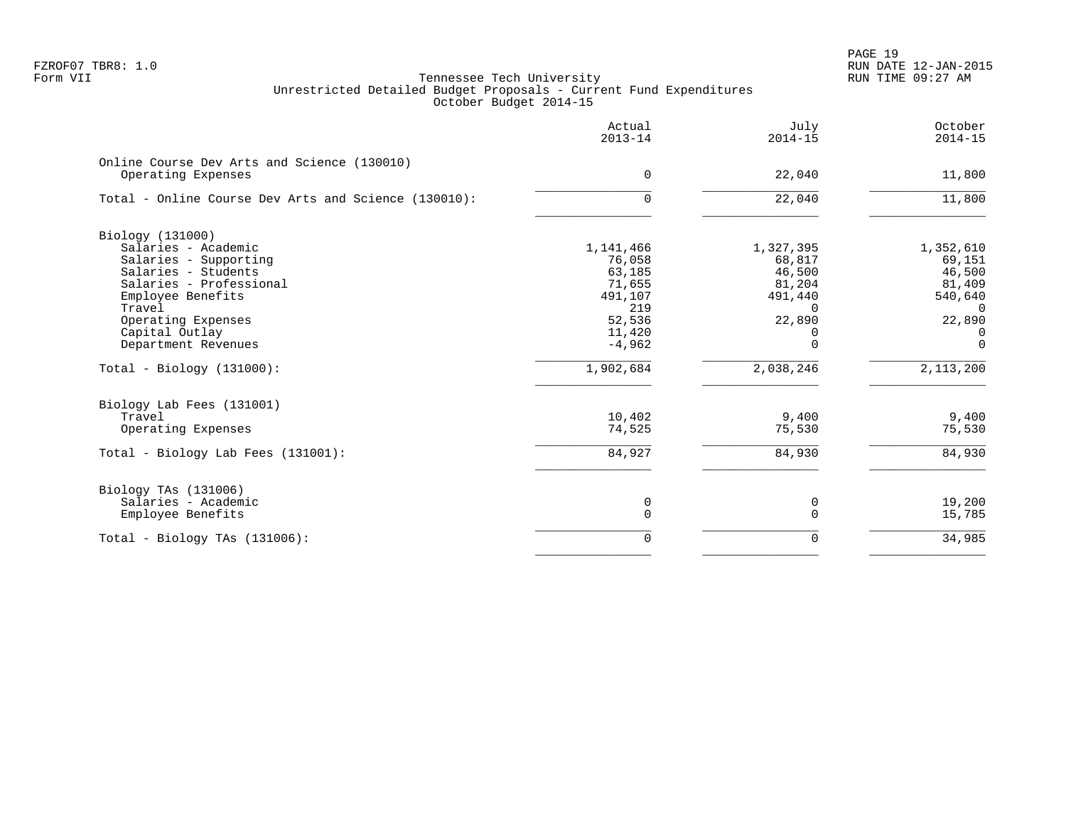Tennessee Tech University
Unrestricted Detailed Budget Proposals - Current Fund Expenditures
October Budget 2014-15

| | Actual 2013-14 | July 2014-15 | October 2014-15 |
|---|---:|---:|---:|
| **Online Course Dev Arts and Science (130010)** | | | |
| Operating Expenses | 0 | 22,040 | 11,800 |
| Total - Online Course Dev Arts and Science (130010): | 0 | 22,040 | 11,800 |
| **Biology (131000)** | | | |
| Salaries - Academic | 1,141,466 | 1,327,395 | 1,352,610 |
| Salaries - Supporting | 76,058 | 68,817 | 69,151 |
| Salaries - Students | 63,185 | 46,500 | 46,500 |
| Salaries - Professional | 71,655 | 81,204 | 81,409 |
| Employee Benefits | 491,107 | 491,440 | 540,640 |
| Travel | 219 | 0 | 0 |
| Operating Expenses | 52,536 | 22,890 | 22,890 |
| Capital Outlay | 11,420 | 0 | 0 |
| Department Revenues | -4,962 | 0 | 0 |
| Total - Biology (131000): | 1,902,684 | 2,038,246 | 2,113,200 |
| **Biology Lab Fees (131001)** | | | |
| Travel | 10,402 | 9,400 | 9,400 |
| Operating Expenses | 74,525 | 75,530 | 75,530 |
| Total - Biology Lab Fees (131001): | 84,927 | 84,930 | 84,930 |
| **Biology TAs (131006)** | | | |
| Salaries - Academic | 0 | 0 | 19,200 |
| Employee Benefits | 0 | 0 | 15,785 |
| Total - Biology TAs (131006): | 0 | 0 | 34,985 |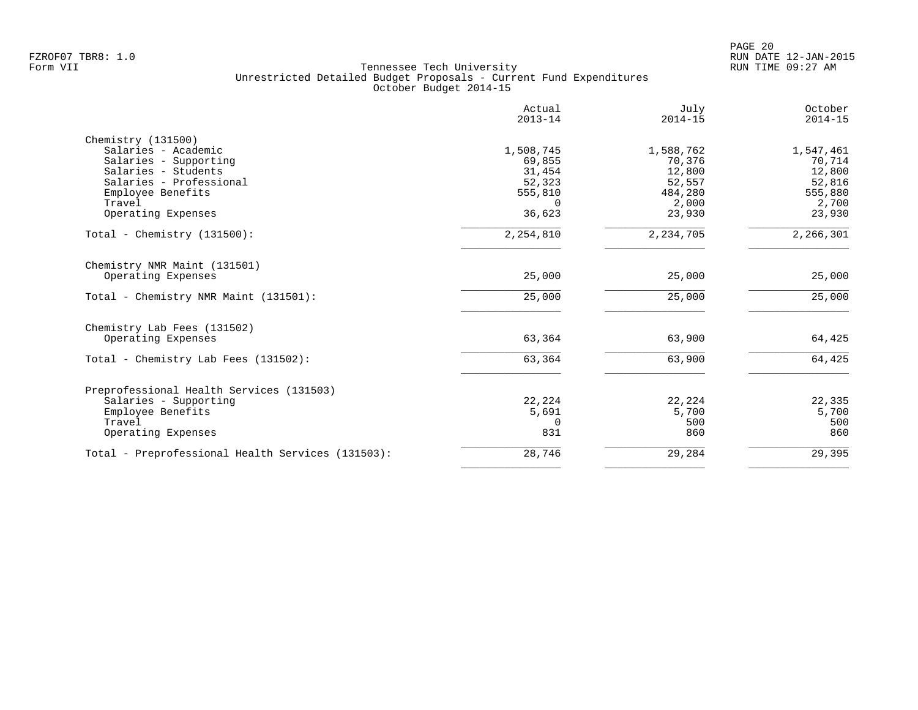Tennessee Tech University
Unrestricted Detailed Budget Proposals - Current Fund Expenditures
October Budget 2014-15

| | Actual 2013-14 | July 2014-15 | October 2014-15 |
|---|---:|---:|---:|
| **Chemistry (131500)** | | | |
| Salaries - Academic | 1,508,745 | 1,588,762 | 1,547,461 |
| Salaries - Supporting | 69,855 | 70,376 | 70,714 |
| Salaries - Students | 31,454 | 12,800 | 12,800 |
| Salaries - Professional | 52,323 | 52,557 | 52,816 |
| Employee Benefits | 555,810 | 484,280 | 555,880 |
| Travel | 0 | 2,000 | 2,700 |
| Operating Expenses | 36,623 | 23,930 | 23,930 |
| Total - Chemistry (131500): | 2,254,810 | 2,234,705 | 2,266,301 |
| **Chemistry NMR Maint (131501)** | | | |
| Operating Expenses | 25,000 | 25,000 | 25,000 |
| Total - Chemistry NMR Maint (131501): | 25,000 | 25,000 | 25,000 |
| **Chemistry Lab Fees (131502)** | | | |
| Operating Expenses | 63,364 | 63,900 | 64,425 |
| Total - Chemistry Lab Fees (131502): | 63,364 | 63,900 | 64,425 |
| **Preprofessional Health Services (131503)** | | | |
| Salaries - Supporting | 22,224 | 22,224 | 22,335 |
| Employee Benefits | 5,691 | 5,700 | 5,700 |
| Travel | 0 | 500 | 500 |
| Operating Expenses | 831 | 860 | 860 |
| Total - Preprofessional Health Services (131503): | 28,746 | 29,284 | 29,395 |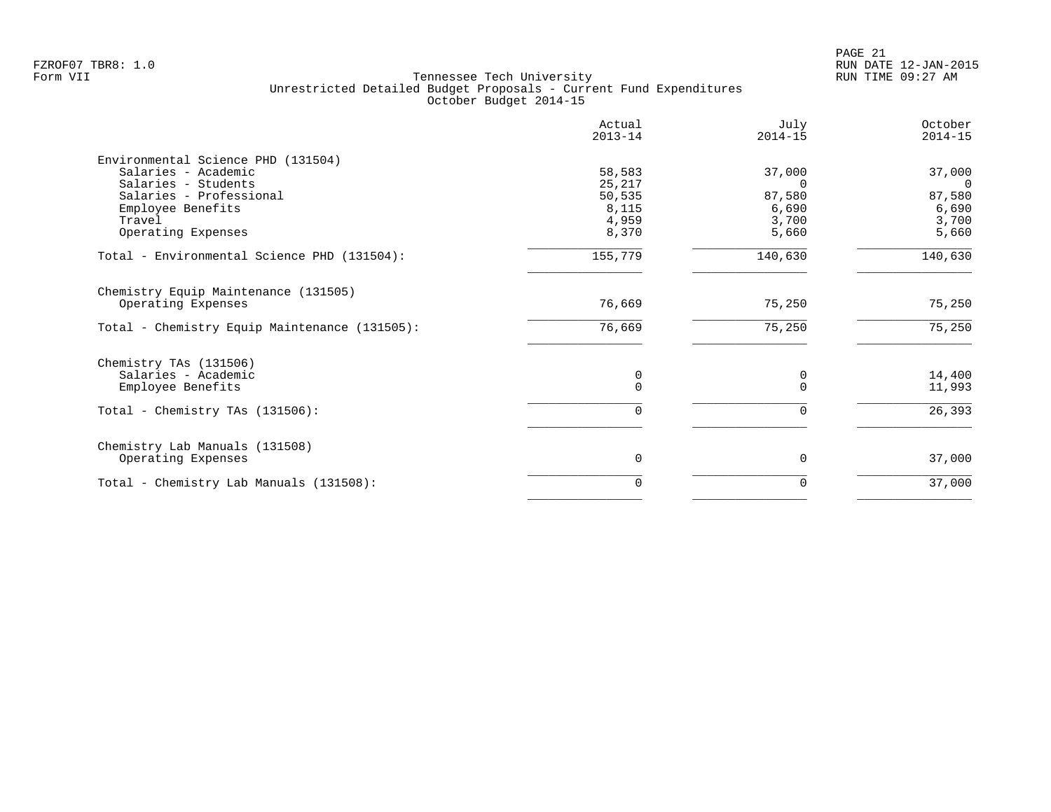Tennessee Tech University
Unrestricted Detailed Budget Proposals - Current Fund Expenditures
October Budget 2014-15

| | Actual 2013-14 | July 2014-15 | October 2014-15 |
|---|---|---|---|
| **Environmental Science PHD (131504)** | | | |
| Salaries - Academic | 58,583 | 37,000 | 37,000 |
| Salaries - Students | 25,217 | 0 | 0 |
| Salaries - Professional | 50,535 | 87,580 | 87,580 |
| Employee Benefits | 8,115 | 6,690 | 6,690 |
| Travel | 4,959 | 3,700 | 3,700 |
| Operating Expenses | 8,370 | 5,660 | 5,660 |
| Total - Environmental Science PHD (131504): | 155,779 | 140,630 | 140,630 |
| **Chemistry Equip Maintenance (131505)** | | | |
| Operating Expenses | 76,669 | 75,250 | 75,250 |
| Total - Chemistry Equip Maintenance (131505): | 76,669 | 75,250 | 75,250 |
| **Chemistry TAs (131506)** | | | |
| Salaries - Academic | 0 | 0 | 14,400 |
| Employee Benefits | 0 | 0 | 11,993 |
| Total - Chemistry TAs (131506): | 0 | 0 | 26,393 |
| **Chemistry Lab Manuals (131508)** | | | |
| Operating Expenses | 0 | 0 | 37,000 |
| Total - Chemistry Lab Manuals (131508): | 0 | 0 | 37,000 |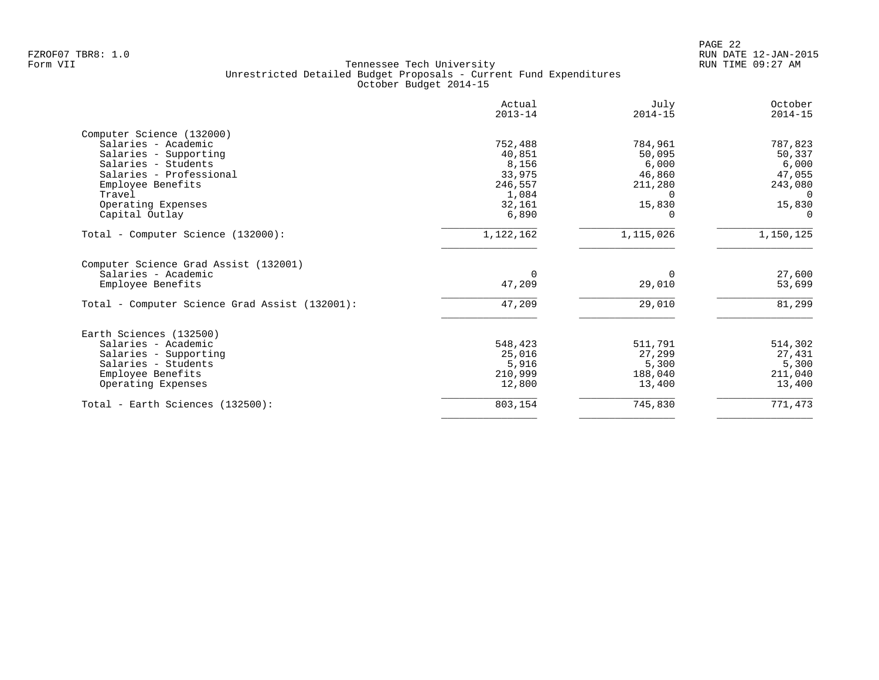Tennessee Tech University
Unrestricted Detailed Budget Proposals - Current Fund Expenditures
October Budget 2014-15

| | Actual 2013-14 | July 2014-15 | October 2014-15 |
|---|---|---|---|
| **Computer Science (132000)** | | | |
| Salaries - Academic | 752,488 | 784,961 | 787,823 |
| Salaries - Supporting | 40,851 | 50,095 | 50,337 |
| Salaries - Students | 8,156 | 6,000 | 6,000 |
| Salaries - Professional | 33,975 | 46,860 | 47,055 |
| Employee Benefits | 246,557 | 211,280 | 243,080 |
| Travel | 1,084 | 0 | 0 |
| Operating Expenses | 32,161 | 15,830 | 15,830 |
| Capital Outlay | 6,890 | 0 | 0 |
| Total - Computer Science (132000): | 1,122,162 | 1,115,026 | 1,150,125 |
| **Computer Science Grad Assist (132001)** | | | |
| Salaries - Academic | 0 | 0 | 27,600 |
| Employee Benefits | 47,209 | 29,010 | 53,699 |
| Total - Computer Science Grad Assist (132001): | 47,209 | 29,010 | 81,299 |
| **Earth Sciences (132500)** | | | |
| Salaries - Academic | 548,423 | 511,791 | 514,302 |
| Salaries - Supporting | 25,016 | 27,299 | 27,431 |
| Salaries - Students | 5,916 | 5,300 | 5,300 |
| Employee Benefits | 210,999 | 188,040 | 211,040 |
| Operating Expenses | 12,800 | 13,400 | 13,400 |
| Total - Earth Sciences (132500): | 803,154 | 745,830 | 771,473 |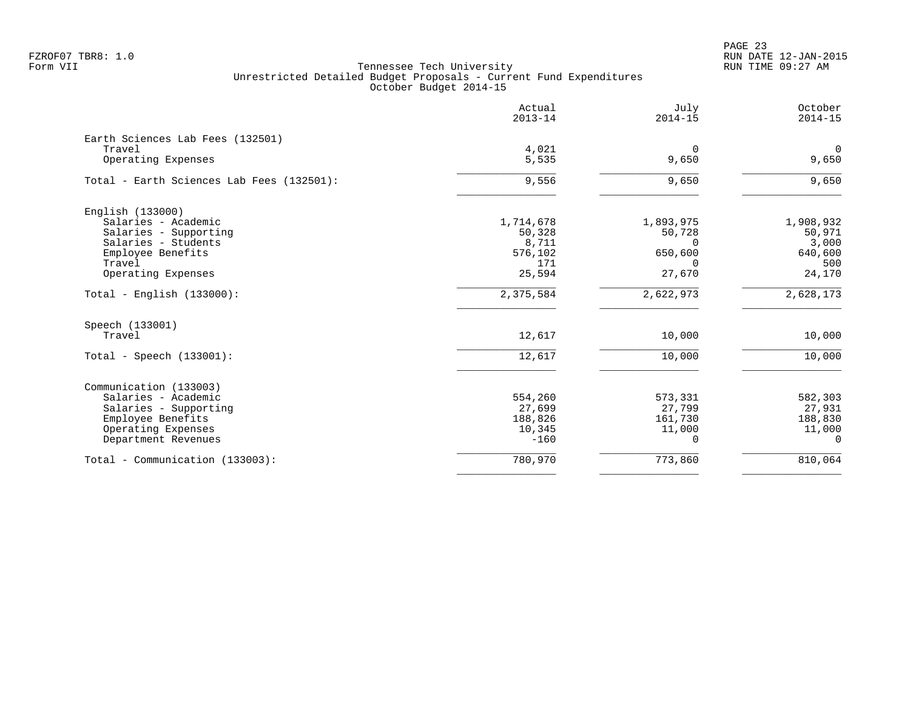FZROF07 TBR8: 1.0
Form VII

Tennessee Tech University
Unrestricted Detailed Budget Proposals - Current Fund Expenditures
October Budget 2014-15

| | Actual 2013-14 | July 2014-15 | October 2014-15 |
|---|---:|---:|---:|
| **Earth Sciences Lab Fees (132501)** | | | |
| Travel | 4,021 | 0 | 0 |
| Operating Expenses | 5,535 | 9,650 | 9,650 |
| Total - Earth Sciences Lab Fees (132501): | 9,556 | 9,650 | 9,650 |
| **English (133000)** | | | |
| Salaries - Academic | 1,714,678 | 1,893,975 | 1,908,932 |
| Salaries - Supporting | 50,328 | 50,728 | 50,971 |
| Salaries - Students | 8,711 | 0 | 3,000 |
| Employee Benefits | 576,102 | 650,600 | 640,600 |
| Travel | 171 | 0 | 500 |
| Operating Expenses | 25,594 | 27,670 | 24,170 |
| Total - English (133000): | 2,375,584 | 2,622,973 | 2,628,173 |
| **Speech (133001)** | | | |
| Travel | 12,617 | 10,000 | 10,000 |
| Total - Speech (133001): | 12,617 | 10,000 | 10,000 |
| **Communication (133003)** | | | |
| Salaries - Academic | 554,260 | 573,331 | 582,303 |
| Salaries - Supporting | 27,699 | 27,799 | 27,931 |
| Employee Benefits | 188,826 | 161,730 | 188,830 |
| Operating Expenses | 10,345 | 11,000 | 11,000 |
| Department Revenues | -160 | 0 | 0 |
| Total - Communication (133003): | 780,970 | 773,860 | 810,064 |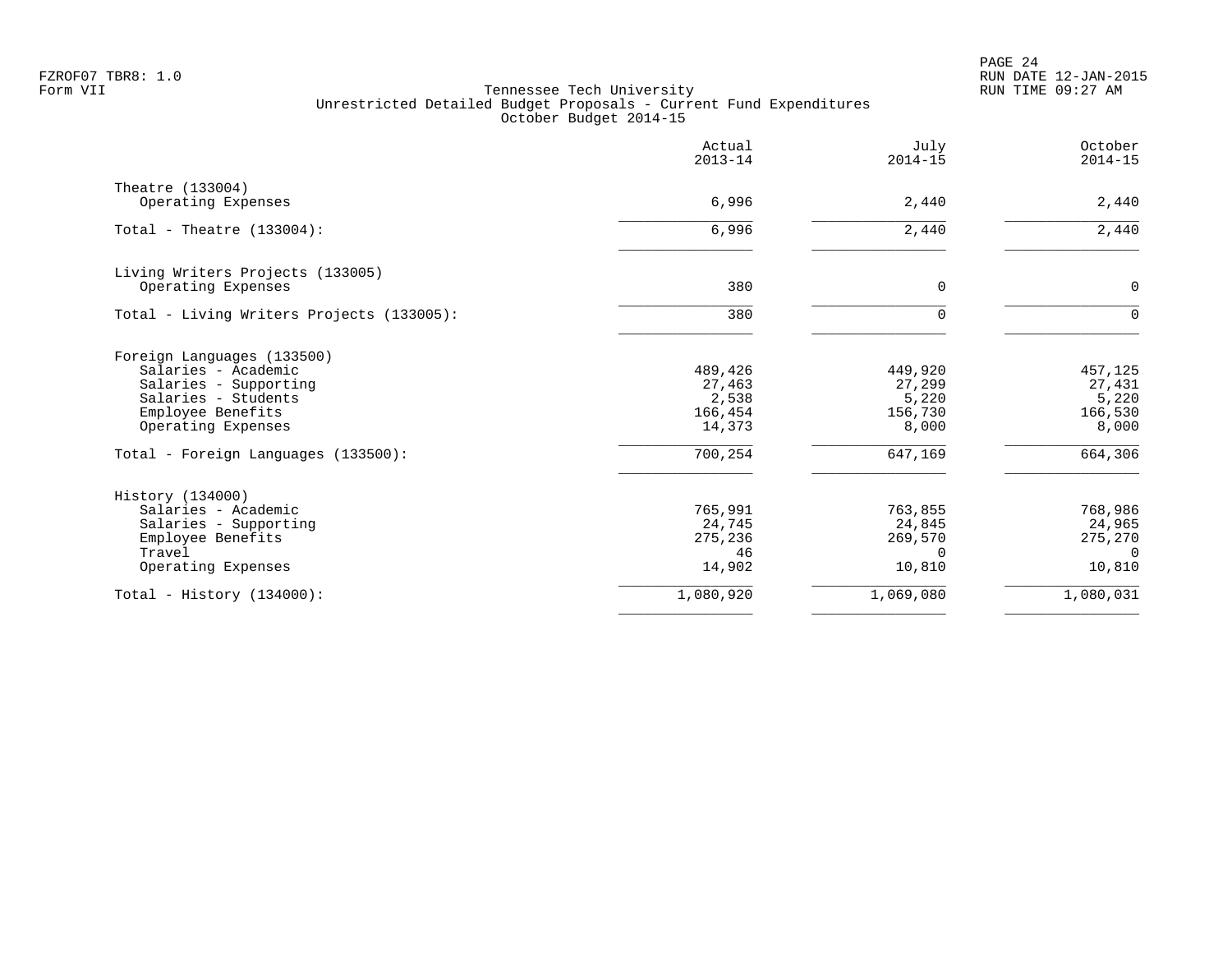FZROF07 TBR8: 1.0
Form VII

Tennessee Tech University
Unrestricted Detailed Budget Proposals - Current Fund Expenditures
October Budget 2014-15

RUN DATE 12-JAN-2015
RUN TIME 09:27 AM

| | Actual 2013-14 | July 2014-15 | October 2014-15 |
|---|---|---|---|
| **Theatre (133004)** | | | |
| Operating Expenses | 6,996 | 2,440 | 2,440 |
| Total - Theatre (133004): | 6,996 | 2,440 | 2,440 |
| **Living Writers Projects (133005)** | | | |
| Operating Expenses | 380 | 0 | 0 |
| Total - Living Writers Projects (133005): | 380 | 0 | 0 |
| **Foreign Languages (133500)** | | | |
| Salaries - Academic | 489,426 | 449,920 | 457,125 |
| Salaries - Supporting | 27,463 | 27,299 | 27,431 |
| Salaries - Students | 2,538 | 5,220 | 5,220 |
| Employee Benefits | 166,454 | 156,730 | 166,530 |
| Operating Expenses | 14,373 | 8,000 | 8,000 |
| Total - Foreign Languages (133500): | 700,254 | 647,169 | 664,306 |
| **History (134000)** | | | |
| Salaries - Academic | 765,991 | 763,855 | 768,986 |
| Salaries - Supporting | 24,745 | 24,845 | 24,965 |
| Employee Benefits | 275,236 | 269,570 | 275,270 |
| Travel | 46 | 0 | 0 |
| Operating Expenses | 14,902 | 10,810 | 10,810 |
| Total - History (134000): | 1,080,920 | 1,069,080 | 1,080,031 |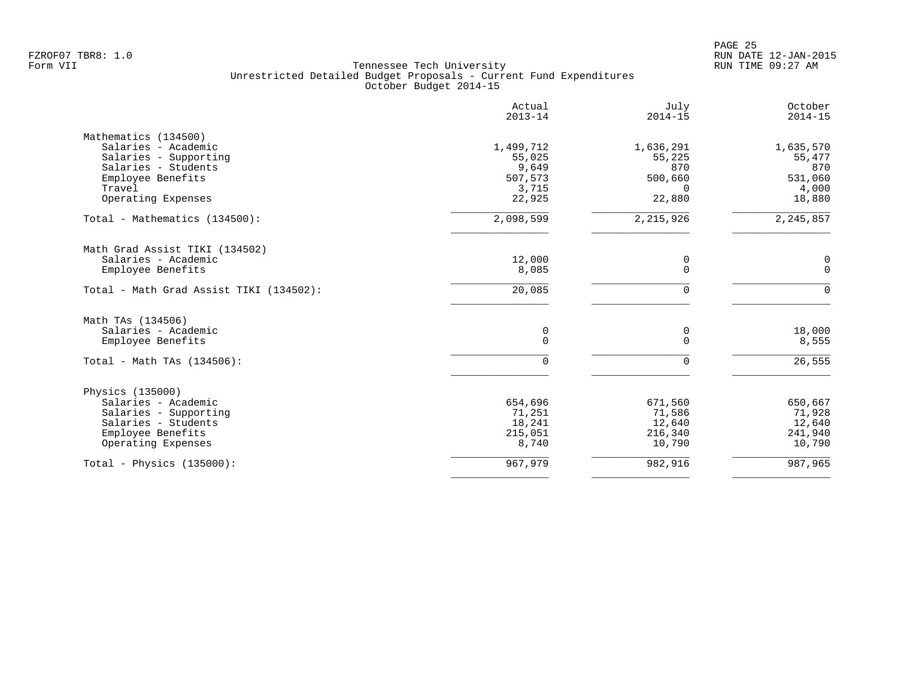FZROF07 TBR8: 1.0
Form VII

Tennessee Tech University
Unrestricted Detailed Budget Proposals - Current Fund Expenditures
October Budget 2014-15

RUN DATE 12-JAN-2015
RUN TIME 09:27 AM

| | Actual 2013-14 | July 2014-15 | October 2014-15 |
|---|---|---|---|
| **Mathematics (134500)** | | | |
| Salaries - Academic | 1,499,712 | 1,636,291 | 1,635,570 |
| Salaries - Supporting | 55,025 | 55,225 | 55,477 |
| Salaries - Students | 9,649 | 870 | 870 |
| Employee Benefits | 507,573 | 500,660 | 531,060 |
| Travel | 3,715 | 0 | 4,000 |
| Operating Expenses | 22,925 | 22,880 | 18,880 |
| Total - Mathematics (134500): | 2,098,599 | 2,215,926 | 2,245,857 |
| **Math Grad Assist TIKI (134502)** | | | |
| Salaries - Academic | 12,000 | 0 | 0 |
| Employee Benefits | 8,085 | 0 | 0 |
| Total - Math Grad Assist TIKI (134502): | 20,085 | 0 | 0 |
| **Math TAs (134506)** | | | |
| Salaries - Academic | 0 | 0 | 18,000 |
| Employee Benefits | 0 | 0 | 8,555 |
| Total - Math TAs (134506): | 0 | 0 | 26,555 |
| **Physics (135000)** | | | |
| Salaries - Academic | 654,696 | 671,560 | 650,667 |
| Salaries - Supporting | 71,251 | 71,586 | 71,928 |
| Salaries - Students | 18,241 | 12,640 | 12,640 |
| Employee Benefits | 215,051 | 216,340 | 241,940 |
| Operating Expenses | 8,740 | 10,790 | 10,790 |
| Total - Physics (135000): | 967,979 | 982,916 | 987,965 |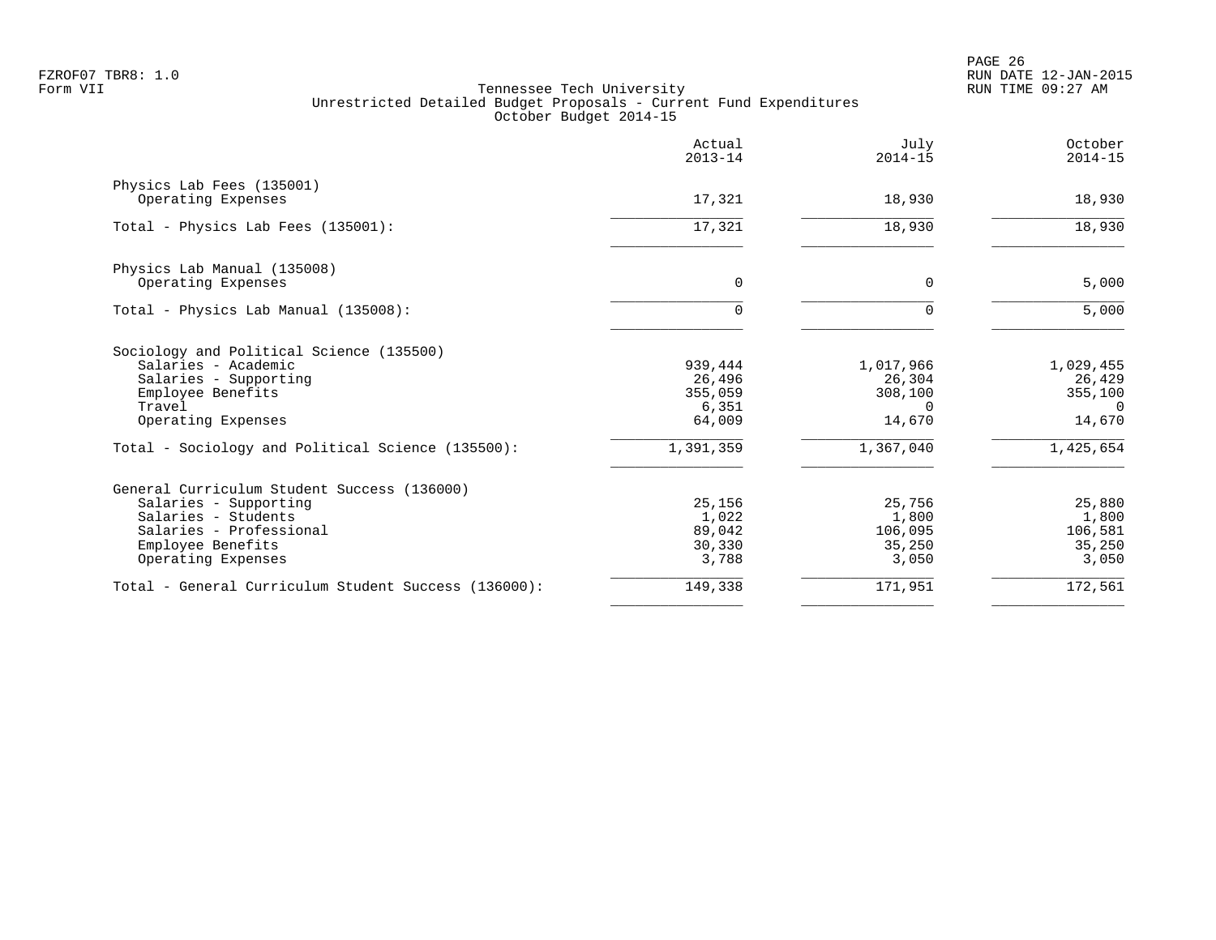Tennessee Tech University
Unrestricted Detailed Budget Proposals - Current Fund Expenditures
October Budget 2014-15

| | Actual 2013-14 | July 2014-15 | October 2014-15 |
|---|---|---|---|
| **Physics Lab Fees (135001)** | | | |
| Operating Expenses | 17,321 | 18,930 | 18,930 |
| Total - Physics Lab Fees (135001): | 17,321 | 18,930 | 18,930 |
| **Physics Lab Manual (135008)** | | | |
| Operating Expenses | 0 | 0 | 5,000 |
| Total - Physics Lab Manual (135008): | 0 | 0 | 5,000 |
| **Sociology and Political Science (135500)** | | | |
| Salaries - Academic | 939,444 | 1,017,966 | 1,029,455 |
| Salaries - Supporting | 26,496 | 26,304 | 26,429 |
| Employee Benefits | 355,059 | 308,100 | 355,100 |
| Travel | 6,351 | 0 | 0 |
| Operating Expenses | 64,009 | 14,670 | 14,670 |
| Total - Sociology and Political Science (135500): | 1,391,359 | 1,367,040 | 1,425,654 |
| **General Curriculum Student Success (136000)** | | | |
| Salaries - Supporting | 25,156 | 25,756 | 25,880 |
| Salaries - Students | 1,022 | 1,800 | 1,800 |
| Salaries - Professional | 89,042 | 106,095 | 106,581 |
| Employee Benefits | 30,330 | 35,250 | 35,250 |
| Operating Expenses | 3,788 | 3,050 | 3,050 |
| Total - General Curriculum Student Success (136000): | 149,338 | 171,951 | 172,561 |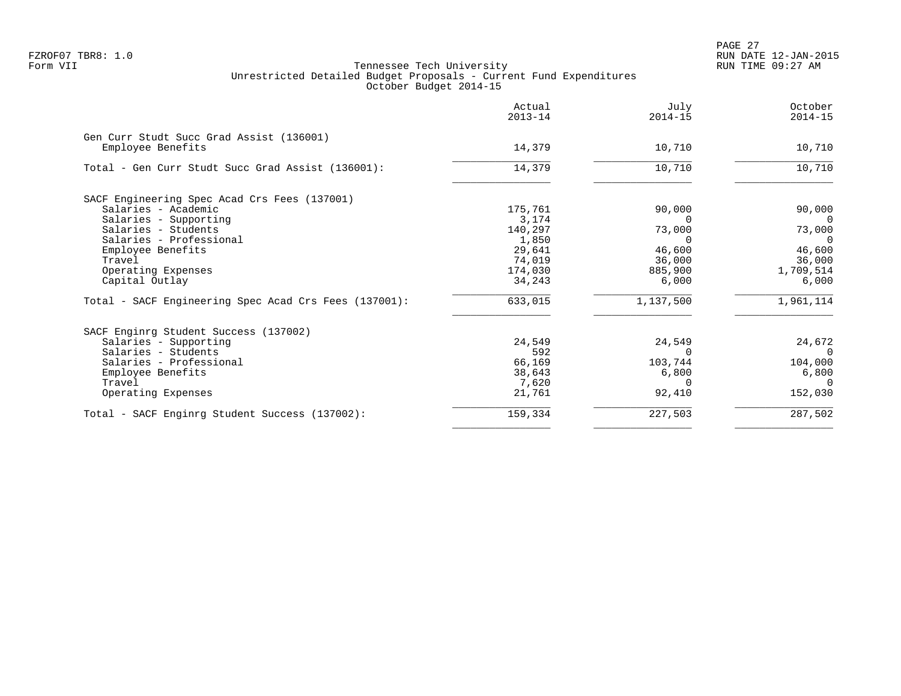FZROF07 TBR8: 1.0
Form VII

Tennessee Tech University
Unrestricted Detailed Budget Proposals - Current Fund Expenditures
October Budget 2014-15

RUN DATE 12-JAN-2015
RUN TIME 09:27 AM

| | Actual 2013-14 | July 2014-15 | October 2014-15 |
|---|---:|---:|---:|
| **Gen Curr Studt Succ Grad Assist (136001)** | | | |
| Employee Benefits | 14,379 | 10,710 | 10,710 |
| Total - Gen Curr Studt Succ Grad Assist (136001): | 14,379 | 10,710 | 10,710 |
| **SACF Engineering Spec Acad Crs Fees (137001)** | | | |
| Salaries - Academic | 175,761 | 90,000 | 90,000 |
| Salaries - Supporting | 3,174 | 0 | 0 |
| Salaries - Students | 140,297 | 73,000 | 73,000 |
| Salaries - Professional | 1,850 | 0 | 0 |
| Employee Benefits | 29,641 | 46,600 | 46,600 |
| Travel | 74,019 | 36,000 | 36,000 |
| Operating Expenses | 174,030 | 885,900 | 1,709,514 |
| Capital Outlay | 34,243 | 6,000 | 6,000 |
| Total - SACF Engineering Spec Acad Crs Fees (137001): | 633,015 | 1,137,500 | 1,961,114 |
| **SACF Enginrg Student Success (137002)** | | | |
| Salaries - Supporting | 24,549 | 24,549 | 24,672 |
| Salaries - Students | 592 | 0 | 0 |
| Salaries - Professional | 66,169 | 103,744 | 104,000 |
| Employee Benefits | 38,643 | 6,800 | 6,800 |
| Travel | 7,620 | 0 | 0 |
| Operating Expenses | 21,761 | 92,410 | 152,030 |
| Total - SACF Enginrg Student Success (137002): | 159,334 | 227,503 | 287,502 |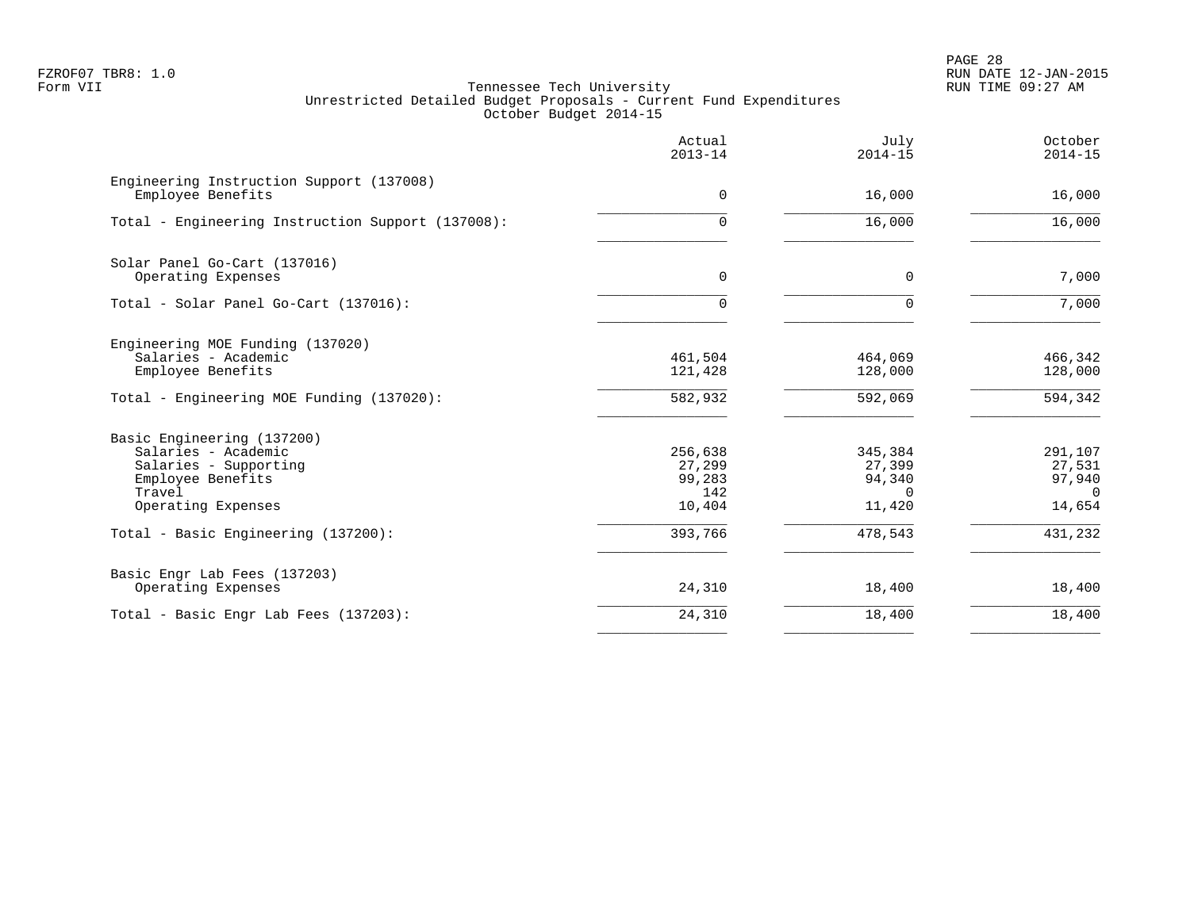Tennessee Tech University
Unrestricted Detailed Budget Proposals - Current Fund Expenditures
October Budget 2014-15

| | Actual 2013-14 | July 2014-15 | October 2014-15 |
|---|---|---|---|
| **Engineering Instruction Support (137008)** | | | |
| Employee Benefits | 0 | 16,000 | 16,000 |
| Total - Engineering Instruction Support (137008): | 0 | 16,000 | 16,000 |
| **Solar Panel Go-Cart (137016)** | | | |
| Operating Expenses | 0 | 0 | 7,000 |
| Total - Solar Panel Go-Cart (137016): | 0 | 0 | 7,000 |
| **Engineering MOE Funding (137020)** | | | |
| Salaries - Academic | 461,504 | 464,069 | 466,342 |
| Employee Benefits | 121,428 | 128,000 | 128,000 |
| Total - Engineering MOE Funding (137020): | 582,932 | 592,069 | 594,342 |
| **Basic Engineering (137200)** | | | |
| Salaries - Academic | 256,638 | 345,384 | 291,107 |
| Salaries - Supporting | 27,299 | 27,399 | 27,531 |
| Employee Benefits | 99,283 | 94,340 | 97,940 |
| Travel | 142 | 0 | 0 |
| Operating Expenses | 10,404 | 11,420 | 14,654 |
| Total - Basic Engineering (137200): | 393,766 | 478,543 | 431,232 |
| **Basic Engr Lab Fees (137203)** | | | |
| Operating Expenses | 24,310 | 18,400 | 18,400 |
| Total - Basic Engr Lab Fees (137203): | 24,310 | 18,400 | 18,400 |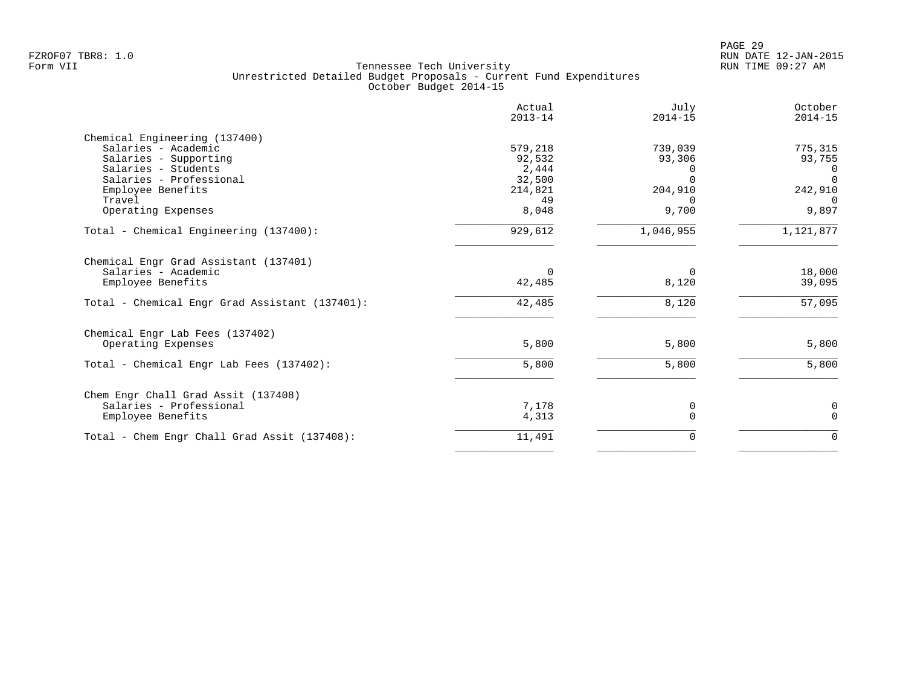FZROF07 TBR8: 1.0
Form VII

Tennessee Tech University
Unrestricted Detailed Budget Proposals - Current Fund Expenditures
October Budget 2014-15

RUN DATE 12-JAN-2015
RUN TIME 09:27 AM

| | Actual 2013-14 | July 2014-15 | October 2014-15 |
|---|---|---|---|
| **Chemical Engineering (137400)** | | | |
| Salaries - Academic | 579,218 | 739,039 | 775,315 |
| Salaries - Supporting | 92,532 | 93,306 | 93,755 |
| Salaries - Students | 2,444 | 0 | 0 |
| Salaries - Professional | 32,500 | 0 | 0 |
| Employee Benefits | 214,821 | 204,910 | 242,910 |
| Travel | 49 | 0 | 0 |
| Operating Expenses | 8,048 | 9,700 | 9,897 |
| Total - Chemical Engineering (137400): | 929,612 | 1,046,955 | 1,121,877 |
| **Chemical Engr Grad Assistant (137401)** | | | |
| Salaries - Academic | 0 | 0 | 18,000 |
| Employee Benefits | 42,485 | 8,120 | 39,095 |
| Total - Chemical Engr Grad Assistant (137401): | 42,485 | 8,120 | 57,095 |
| **Chemical Engr Lab Fees (137402)** | | | |
| Operating Expenses | 5,800 | 5,800 | 5,800 |
| Total - Chemical Engr Lab Fees (137402): | 5,800 | 5,800 | 5,800 |
| **Chem Engr Chall Grad Assit (137408)** | | | |
| Salaries - Professional | 7,178 | 0 | 0 |
| Employee Benefits | 4,313 | 0 | 0 |
| Total - Chem Engr Chall Grad Assit (137408): | 11,491 | 0 | 0 |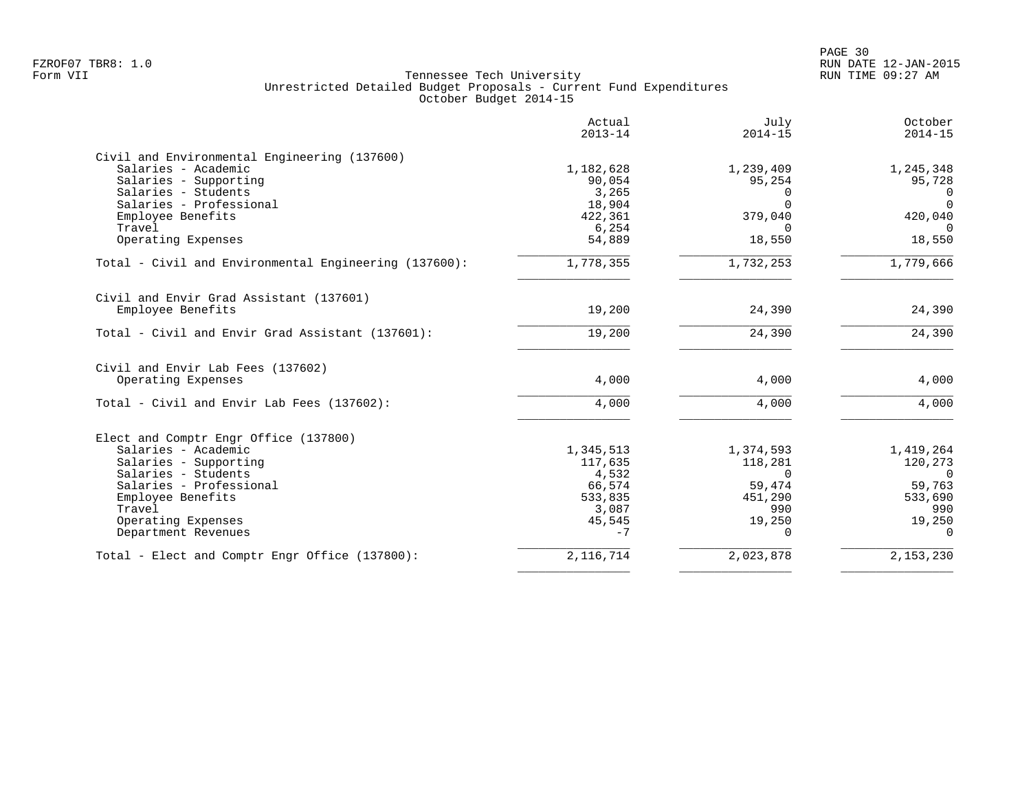Form VII

Tennessee Tech University
Unrestricted Detailed Budget Proposals - Current Fund Expenditures
October Budget 2014-15

| | Actual 2013-14 | July 2014-15 | October 2014-15 |
|---|---|---|---|
| **Civil and Environmental Engineering (137600)** | | | |
| Salaries - Academic | 1,182,628 | 1,239,409 | 1,245,348 |
| Salaries - Supporting | 90,054 | 95,254 | 95,728 |
| Salaries - Students | 3,265 | 0 | 0 |
| Salaries - Professional | 18,904 | 0 | 0 |
| Employee Benefits | 422,361 | 379,040 | 420,040 |
| Travel | 6,254 | 0 | 0 |
| Operating Expenses | 54,889 | 18,550 | 18,550 |
| Total - Civil and Environmental Engineering (137600): | 1,778,355 | 1,732,253 | 1,779,666 |
| **Civil and Envir Grad Assistant (137601)** | | | |
| Employee Benefits | 19,200 | 24,390 | 24,390 |
| Total - Civil and Envir Grad Assistant (137601): | 19,200 | 24,390 | 24,390 |
| **Civil and Envir Lab Fees (137602)** | | | |
| Operating Expenses | 4,000 | 4,000 | 4,000 |
| Total - Civil and Envir Lab Fees (137602): | 4,000 | 4,000 | 4,000 |
| **Elect and Comptr Engr Office (137800)** | | | |
| Salaries - Academic | 1,345,513 | 1,374,593 | 1,419,264 |
| Salaries - Supporting | 117,635 | 118,281 | 120,273 |
| Salaries - Students | 4,532 | 0 | 0 |
| Salaries - Professional | 66,574 | 59,474 | 59,763 |
| Employee Benefits | 533,835 | 451,290 | 533,690 |
| Travel | 3,087 | 990 | 990 |
| Operating Expenses | 45,545 | 19,250 | 19,250 |
| Department Revenues | -7 | 0 | 0 |
| Total - Elect and Comptr Engr Office (137800): | 2,116,714 | 2,023,878 | 2,153,230 |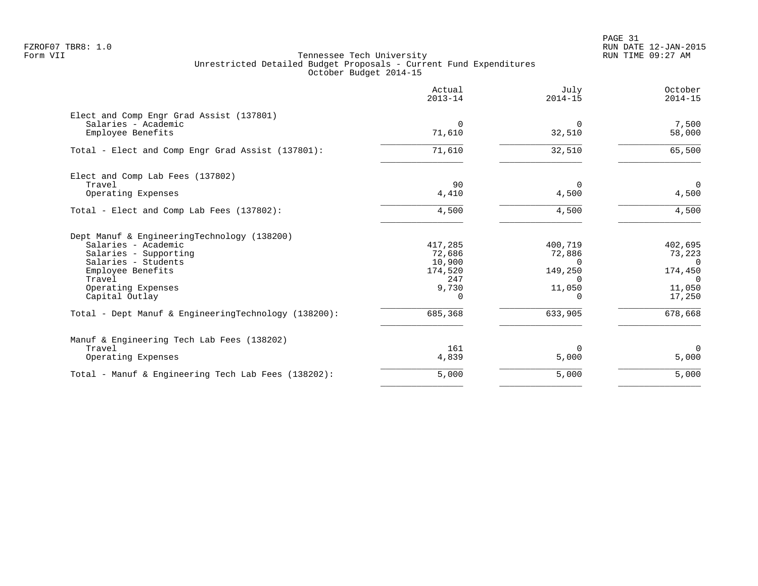FZROF07 TBR8: 1.0
Form VII

# Tennessee Tech University
## Unrestricted Detailed Budget Proposals - Current Fund Expenditures
### October Budget 2014-15

| | Actual 2013-14 | July 2014-15 | October 2014-15 |
|---|---|---|---|
| **Elect and Comp Engr Grad Assist (137801)** | | | |
| Salaries - Academic | 0 | 0 | 7,500 |
| Employee Benefits | 71,610 | 32,510 | 58,000 |
| Total - Elect and Comp Engr Grad Assist (137801): | 71,610 | 32,510 | 65,500 |
| **Elect and Comp Lab Fees (137802)** | | | |
| Travel | 90 | 0 | 0 |
| Operating Expenses | 4,410 | 4,500 | 4,500 |
| Total - Elect and Comp Lab Fees (137802): | 4,500 | 4,500 | 4,500 |
| **Dept Manuf & EngineeringTechnology (138200)** | | | |
| Salaries - Academic | 417,285 | 400,719 | 402,695 |
| Salaries - Supporting | 72,686 | 72,886 | 73,223 |
| Salaries - Students | 10,900 | 0 | 0 |
| Employee Benefits | 174,520 | 149,250 | 174,450 |
| Travel | 247 | 0 | 0 |
| Operating Expenses | 9,730 | 11,050 | 11,050 |
| Capital Outlay | 0 | 0 | 17,250 |
| Total - Dept Manuf & EngineeringTechnology (138200): | 685,368 | 633,905 | 678,668 |
| **Manuf & Engineering Tech Lab Fees (138202)** | | | |
| Travel | 161 | 0 | 0 |
| Operating Expenses | 4,839 | 5,000 | 5,000 |
| Total - Manuf & Engineering Tech Lab Fees (138202): | 5,000 | 5,000 | 5,000 |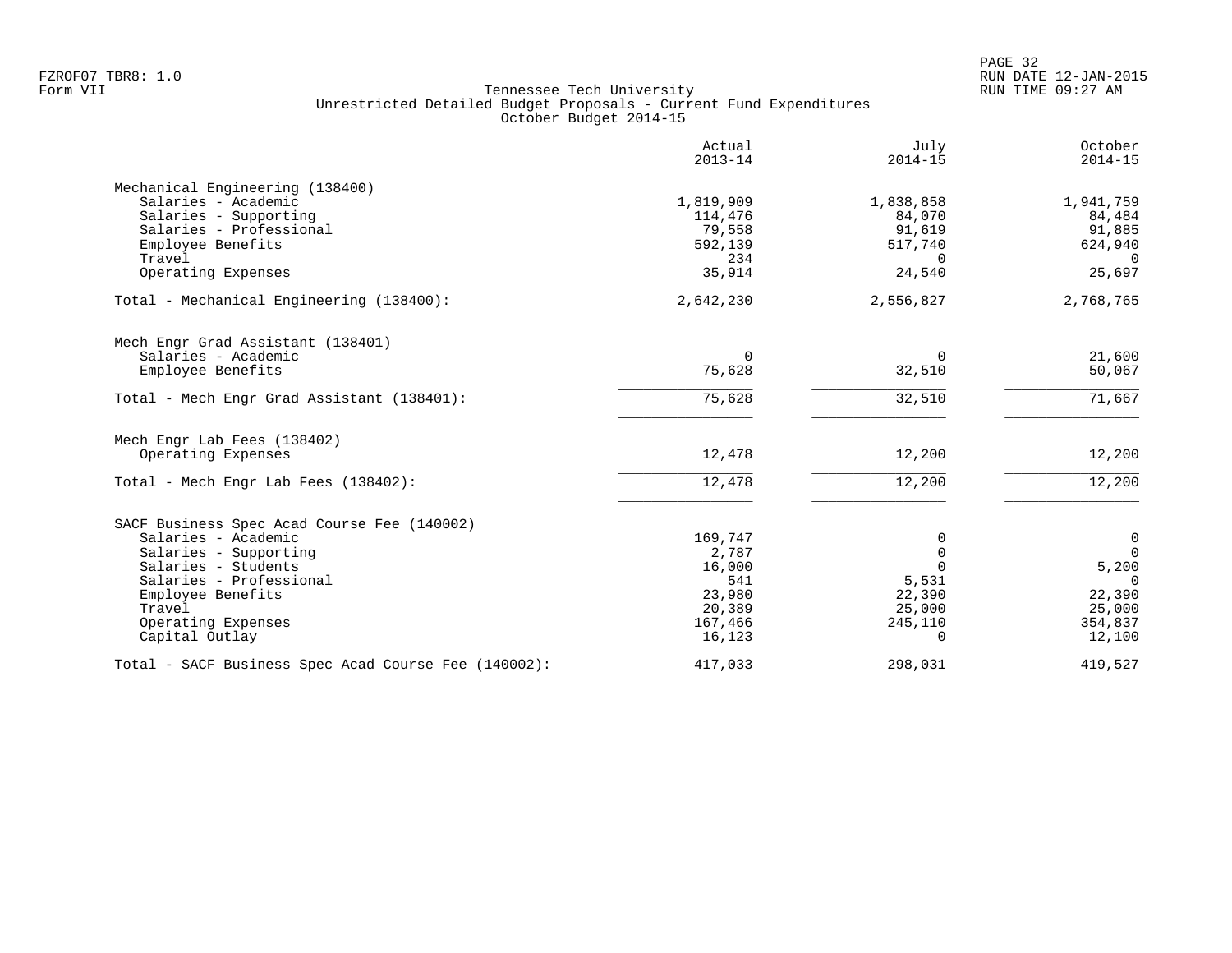Tennessee Tech University
Unrestricted Detailed Budget Proposals - Current Fund Expenditures
October Budget 2014-15

| | Actual 2013-14 | July 2014-15 | October 2014-15 |
|---|---|---|---|
| **Mechanical Engineering (138400)** | | | |
| Salaries - Academic | 1,819,909 | 1,838,858 | 1,941,759 |
| Salaries - Supporting | 114,476 | 84,070 | 84,484 |
| Salaries - Professional | 79,558 | 91,619 | 91,885 |
| Employee Benefits | 592,139 | 517,740 | 624,940 |
| Travel | 234 | 0 | 0 |
| Operating Expenses | 35,914 | 24,540 | 25,697 |
| Total - Mechanical Engineering (138400): | 2,642,230 | 2,556,827 | 2,768,765 |
| **Mech Engr Grad Assistant (138401)** | | | |
| Salaries - Academic | 0 | 0 | 21,600 |
| Employee Benefits | 75,628 | 32,510 | 50,067 |
| Total - Mech Engr Grad Assistant (138401): | 75,628 | 32,510 | 71,667 |
| **Mech Engr Lab Fees (138402)** | | | |
| Operating Expenses | 12,478 | 12,200 | 12,200 |
| Total - Mech Engr Lab Fees (138402): | 12,478 | 12,200 | 12,200 |
| **SACF Business Spec Acad Course Fee (140002)** | | | |
| Salaries - Academic | 169,747 | 0 | 0 |
| Salaries - Supporting | 2,787 | 0 | 0 |
| Salaries - Students | 16,000 | 0 | 5,200 |
| Salaries - Professional | 541 | 5,531 | 0 |
| Employee Benefits | 23,980 | 22,390 | 22,390 |
| Travel | 20,389 | 25,000 | 25,000 |
| Operating Expenses | 167,466 | 245,110 | 354,837 |
| Capital Outlay | 16,123 | 0 | 12,100 |
| Total - SACF Business Spec Acad Course Fee (140002): | 417,033 | 298,031 | 419,527 |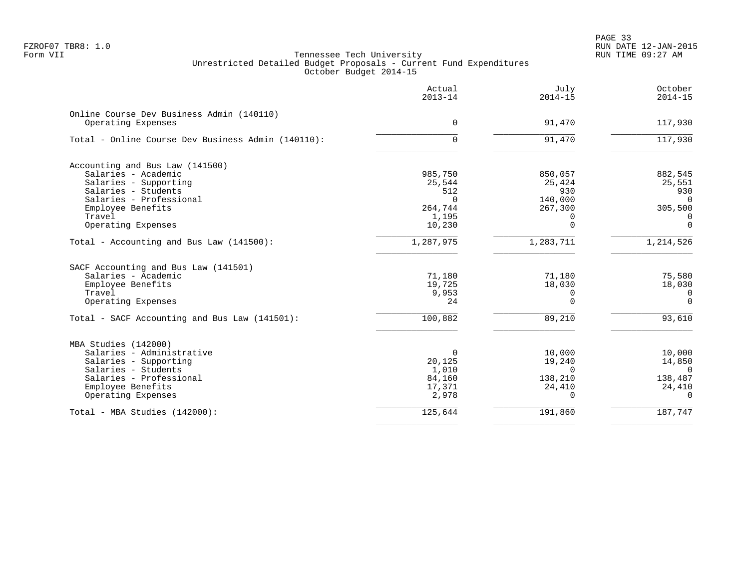Tennessee Tech University
Unrestricted Detailed Budget Proposals - Current Fund Expenditures
October Budget 2014-15

| | Actual 2013-14 | July 2014-15 | October 2014-15 |
|---|---|---|---|
| **Online Course Dev Business Admin (140110)** | | | |
| Operating Expenses | 0 | 91,470 | 117,930 |
| Total - Online Course Dev Business Admin (140110): | 0 | 91,470 | 117,930 |
| **Accounting and Bus Law (141500)** | | | |
| Salaries - Academic | 985,750 | 850,057 | 882,545 |
| Salaries - Supporting | 25,544 | 25,424 | 25,551 |
| Salaries - Students | 512 | 930 | 930 |
| Salaries - Professional | 0 | 140,000 | 0 |
| Employee Benefits | 264,744 | 267,300 | 305,500 |
| Travel | 1,195 | 0 | 0 |
| Operating Expenses | 10,230 | 0 | 0 |
| Total - Accounting and Bus Law (141500): | 1,287,975 | 1,283,711 | 1,214,526 |
| **SACF Accounting and Bus Law (141501)** | | | |
| Salaries - Academic | 71,180 | 71,180 | 75,580 |
| Employee Benefits | 19,725 | 18,030 | 18,030 |
| Travel | 9,953 | 0 | 0 |
| Operating Expenses | 24 | 0 | 0 |
| Total - SACF Accounting and Bus Law (141501): | 100,882 | 89,210 | 93,610 |
| **MBA Studies (142000)** | | | |
| Salaries - Administrative | 0 | 10,000 | 10,000 |
| Salaries - Supporting | 20,125 | 19,240 | 14,850 |
| Salaries - Students | 1,010 | 0 | 0 |
| Salaries - Professional | 84,160 | 138,210 | 138,487 |
| Employee Benefits | 17,371 | 24,410 | 24,410 |
| Operating Expenses | 2,978 | 0 | 0 |
| Total - MBA Studies (142000): | 125,644 | 191,860 | 187,747 |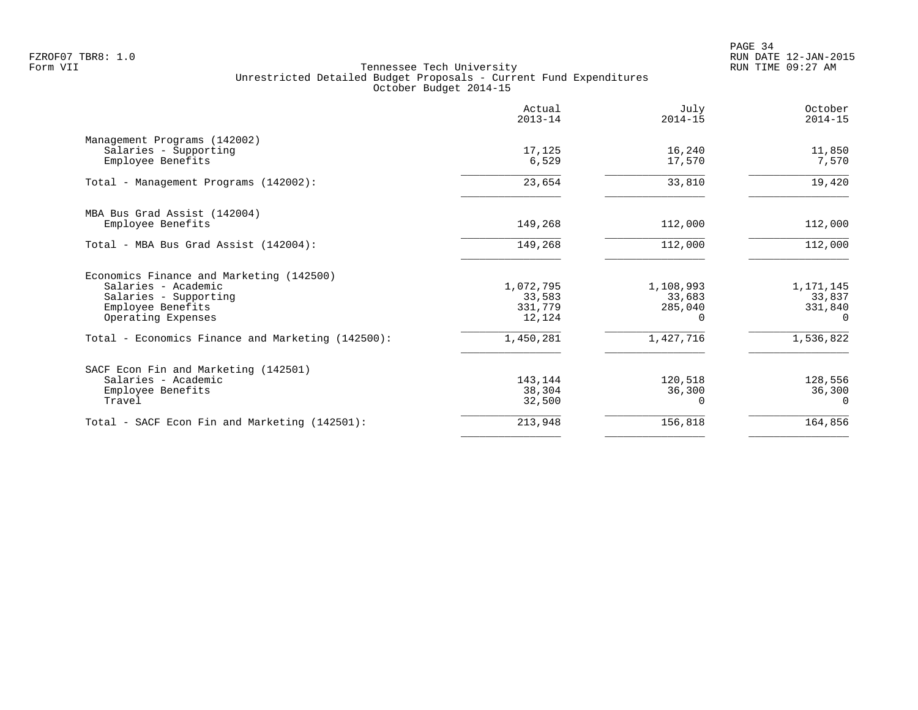FZROF07 TBR8: 1.0
Form VII

Tennessee Tech University
Unrestricted Detailed Budget Proposals - Current Fund Expenditures
October Budget 2014-15

RUN DATE 12-JAN-2015
RUN TIME 09:27 AM

| | Actual 2013-14 | July 2014-15 | October 2014-15 |
|---|---|---|---|
| **Management Programs (142002)** | | | |
| Salaries - Supporting | 17,125 | 16,240 | 11,850 |
| Employee Benefits | 6,529 | 17,570 | 7,570 |
| Total - Management Programs (142002): | 23,654 | 33,810 | 19,420 |
| **MBA Bus Grad Assist (142004)** | | | |
| Employee Benefits | 149,268 | 112,000 | 112,000 |
| Total - MBA Bus Grad Assist (142004): | 149,268 | 112,000 | 112,000 |
| **Economics Finance and Marketing (142500)** | | | |
| Salaries - Academic | 1,072,795 | 1,108,993 | 1,171,145 |
| Salaries - Supporting | 33,583 | 33,683 | 33,837 |
| Employee Benefits | 331,779 | 285,040 | 331,840 |
| Operating Expenses | 12,124 | 0 | 0 |
| Total - Economics Finance and Marketing (142500): | 1,450,281 | 1,427,716 | 1,536,822 |
| **SACF Econ Fin and Marketing (142501)** | | | |
| Salaries - Academic | 143,144 | 120,518 | 128,556 |
| Employee Benefits | 38,304 | 36,300 | 36,300 |
| Travel | 32,500 | 0 | 0 |
| Total - SACF Econ Fin and Marketing (142501): | 213,948 | 156,818 | 164,856 |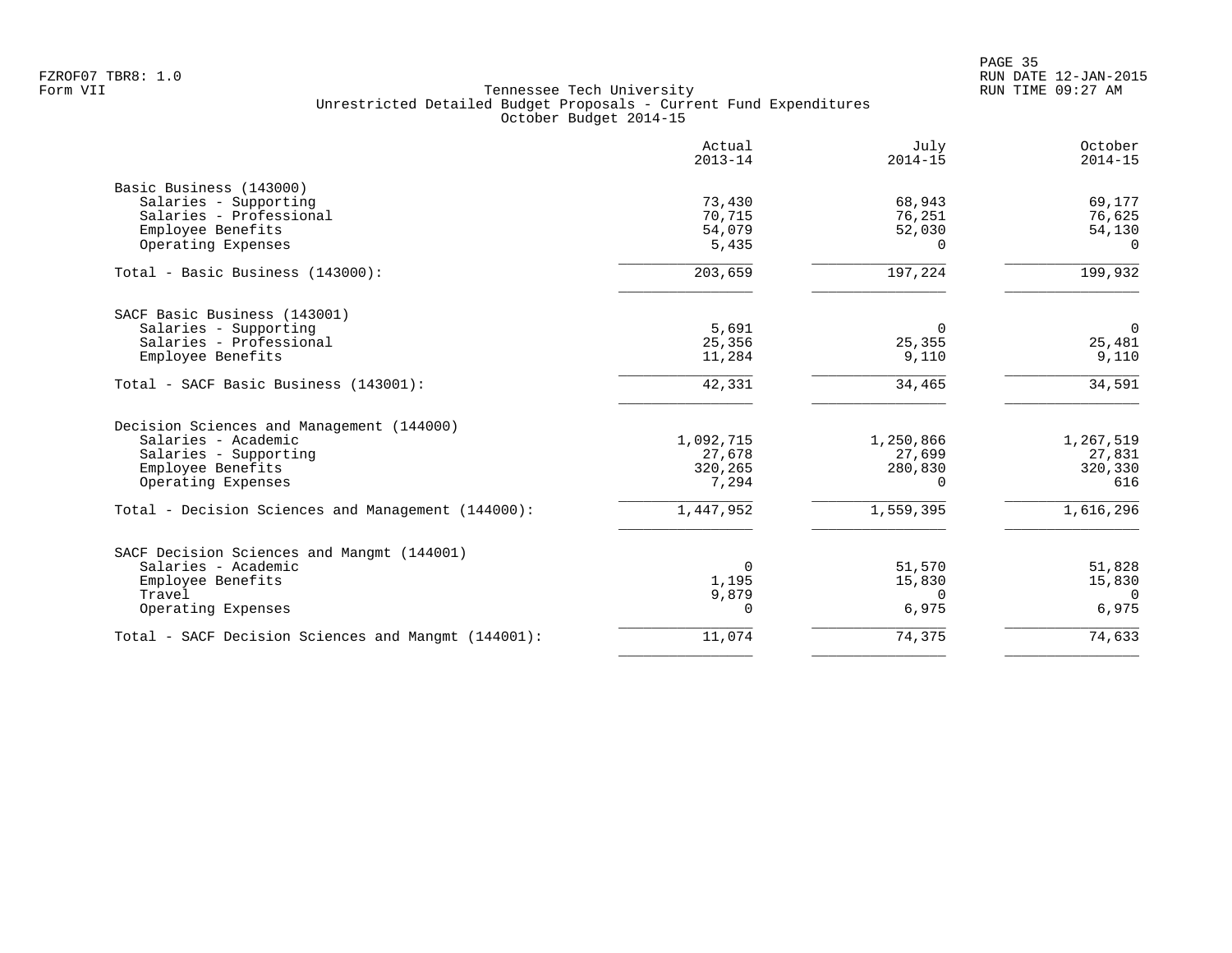Tennessee Tech University
Unrestricted Detailed Budget Proposals - Current Fund Expenditures
October Budget 2014-15

| | Actual 2013-14 | July 2014-15 | October 2014-15 |
|---|---|---|---|
| **Basic Business (143000)** | | | |
| Salaries - Supporting | 73,430 | 68,943 | 69,177 |
| Salaries - Professional | 70,715 | 76,251 | 76,625 |
| Employee Benefits | 54,079 | 52,030 | 54,130 |
| Operating Expenses | 5,435 | 0 | 0 |
| Total - Basic Business (143000): | 203,659 | 197,224 | 199,932 |
| **SACF Basic Business (143001)** | | | |
| Salaries - Supporting | 5,691 | 0 | 0 |
| Salaries - Professional | 25,356 | 25,355 | 25,481 |
| Employee Benefits | 11,284 | 9,110 | 9,110 |
| Total - SACF Basic Business (143001): | 42,331 | 34,465 | 34,591 |
| **Decision Sciences and Management (144000)** | | | |
| Salaries - Academic | 1,092,715 | 1,250,866 | 1,267,519 |
| Salaries - Supporting | 27,678 | 27,699 | 27,831 |
| Employee Benefits | 320,265 | 280,830 | 320,330 |
| Operating Expenses | 7,294 | 0 | 616 |
| Total - Decision Sciences and Management (144000): | 1,447,952 | 1,559,395 | 1,616,296 |
| **SACF Decision Sciences and Mangmt (144001)** | | | |
| Salaries - Academic | 0 | 51,570 | 51,828 |
| Employee Benefits | 1,195 | 15,830 | 15,830 |
| Travel | 9,879 | 0 | 0 |
| Operating Expenses | 0 | 6,975 | 6,975 |
| Total - SACF Decision Sciences and Mangmt (144001): | 11,074 | 74,375 | 74,633 |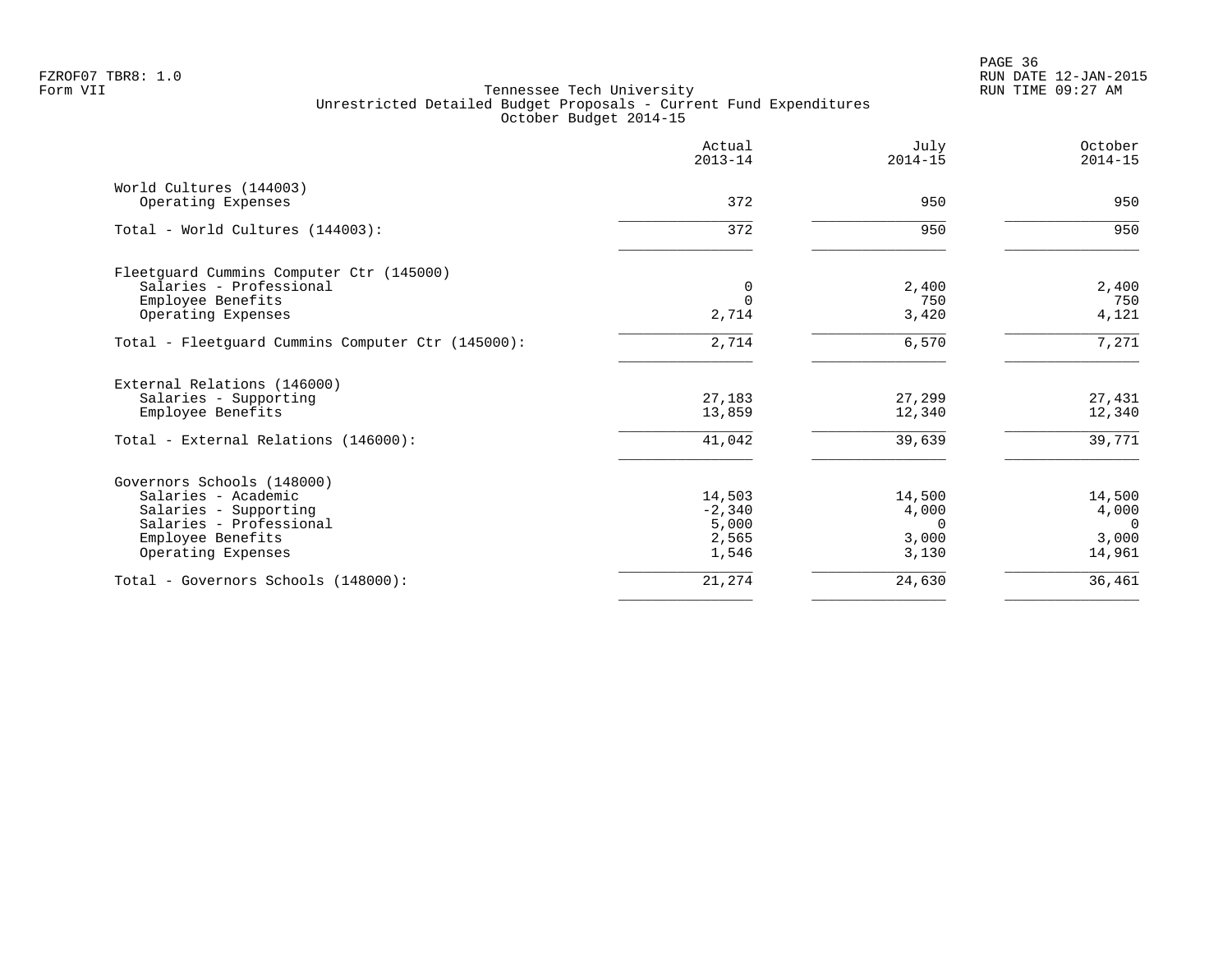Tennessee Tech University
Unrestricted Detailed Budget Proposals - Current Fund Expenditures
October Budget 2014-15

| | Actual 2013-14 | July 2014-15 | October 2014-15 |
|---|---|---|---|
| World Cultures (144003) | | | |
| Operating Expenses | 372 | 950 | 950 |
| Total - World Cultures (144003): | 372 | 950 | 950 |
| Fleetguard Cummins Computer Ctr (145000) | | | |
| Salaries - Professional | 0 | 2,400 | 2,400 |
| Employee Benefits | 0 | 750 | 750 |
| Operating Expenses | 2,714 | 3,420 | 4,121 |
| Total - Fleetguard Cummins Computer Ctr (145000): | 2,714 | 6,570 | 7,271 |
| External Relations (146000) | | | |
| Salaries - Supporting | 27,183 | 27,299 | 27,431 |
| Employee Benefits | 13,859 | 12,340 | 12,340 |
| Total - External Relations (146000): | 41,042 | 39,639 | 39,771 |
| Governors Schools (148000) | | | |
| Salaries - Academic | 14,503 | 14,500 | 14,500 |
| Salaries - Supporting | -2,340 | 4,000 | 4,000 |
| Salaries - Professional | 5,000 | 0 | 0 |
| Employee Benefits | 2,565 | 3,000 | 3,000 |
| Operating Expenses | 1,546 | 3,130 | 14,961 |
| Total - Governors Schools (148000): | 21,274 | 24,630 | 36,461 |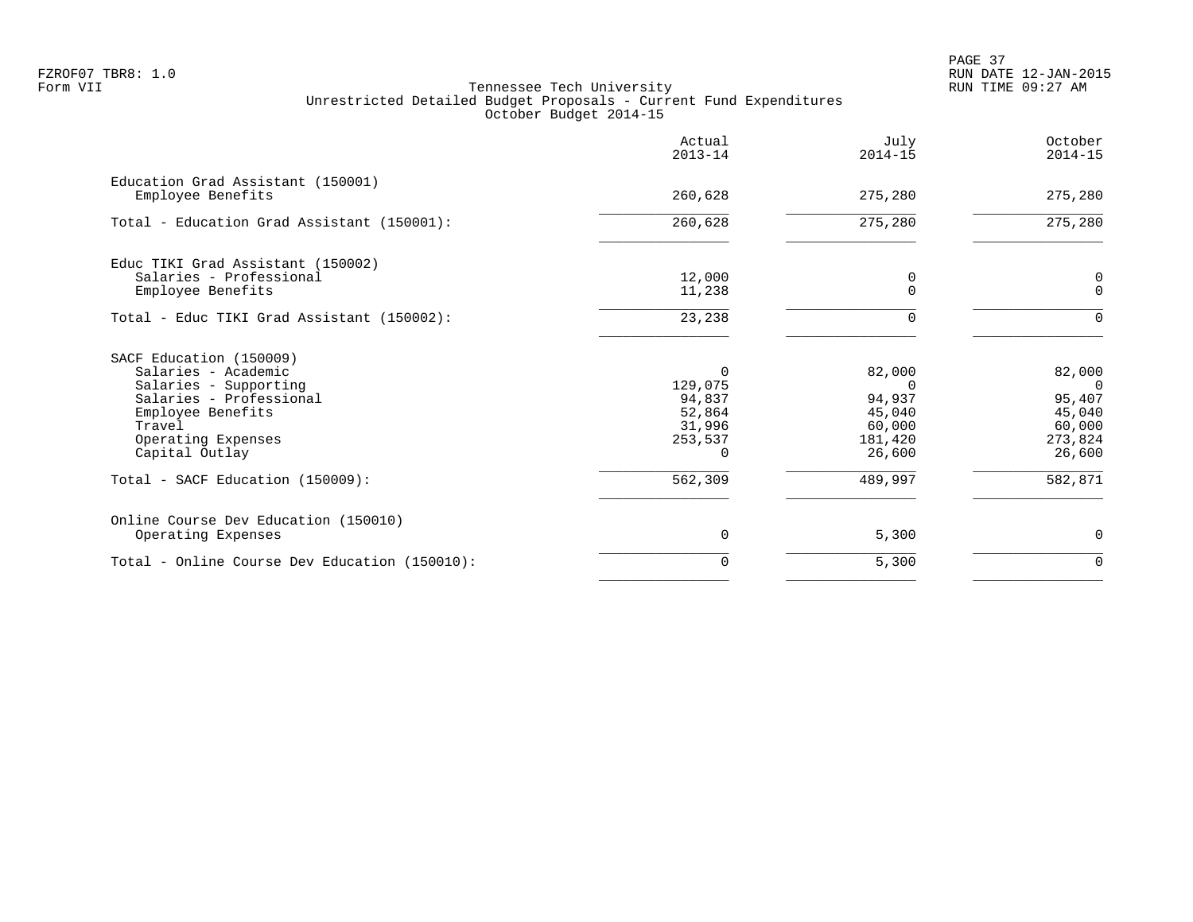FZROF07 TBR8: 1.0
Form VII

Tennessee Tech University
Unrestricted Detailed Budget Proposals - Current Fund Expenditures
October Budget 2014-15

RUN DATE 12-JAN-2015
RUN TIME 09:27 AM

| | Actual 2013-14 | July 2014-15 | October 2014-15 |
|---|---|---|---|
| **Education Grad Assistant (150001)** | | | |
| Employee Benefits | 260,628 | 275,280 | 275,280 |
| Total - Education Grad Assistant (150001): | 260,628 | 275,280 | 275,280 |
| **Educ TIKI Grad Assistant (150002)** | | | |
| Salaries - Professional | 12,000 | 0 | 0 |
| Employee Benefits | 11,238 | 0 | 0 |
| Total - Educ TIKI Grad Assistant (150002): | 23,238 | 0 | 0 |
| **SACF Education (150009)** | | | |
| Salaries - Academic | 0 | 82,000 | 82,000 |
| Salaries - Supporting | 129,075 | 0 | 0 |
| Salaries - Professional | 94,837 | 94,937 | 95,407 |
| Employee Benefits | 52,864 | 45,040 | 45,040 |
| Travel | 31,996 | 60,000 | 60,000 |
| Operating Expenses | 253,537 | 181,420 | 273,824 |
| Capital Outlay | 0 | 26,600 | 26,600 |
| Total - SACF Education (150009): | 562,309 | 489,997 | 582,871 |
| **Online Course Dev Education (150010)** | | | |
| Operating Expenses | 0 | 5,300 | 0 |
| Total - Online Course Dev Education (150010): | 0 | 5,300 | 0 |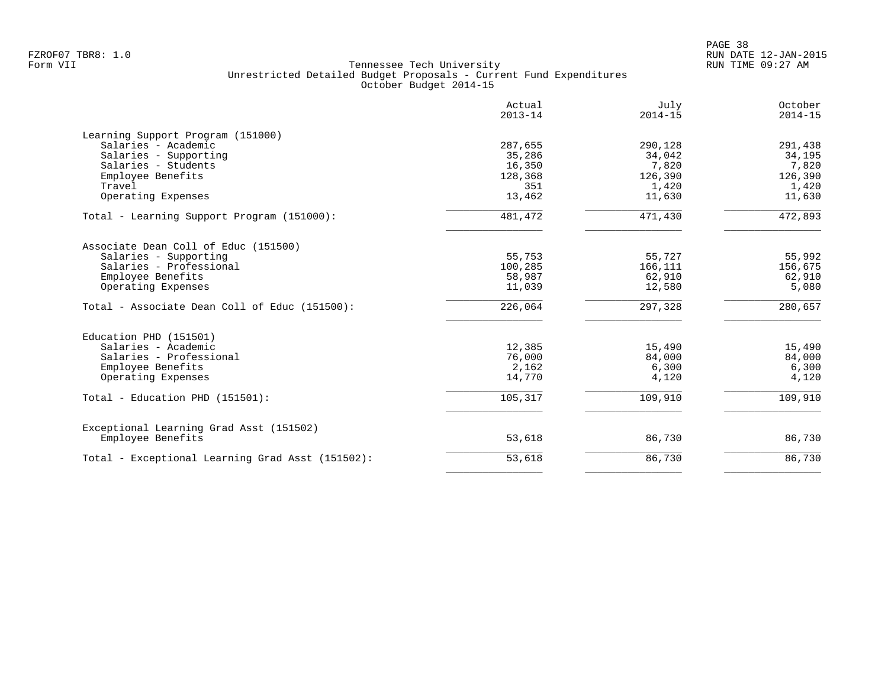FZROF07 TBR8: 1.0
Form VII

# Tennessee Tech University
## Unrestricted Detailed Budget Proposals - Current Fund Expenditures
### October Budget 2014-15

| | Actual 2013-14 | July 2014-15 | October 2014-15 |
|---|---|---|---|
| **Learning Support Program (151000)** | | | |
| Salaries - Academic | 287,655 | 290,128 | 291,438 |
| Salaries - Supporting | 35,286 | 34,042 | 34,195 |
| Salaries - Students | 16,350 | 7,820 | 7,820 |
| Employee Benefits | 128,368 | 126,390 | 126,390 |
| Travel | 351 | 1,420 | 1,420 |
| Operating Expenses | 13,462 | 11,630 | 11,630 |
| Total - Learning Support Program (151000): | 481,472 | 471,430 | 472,893 |
| **Associate Dean Coll of Educ (151500)** | | | |
| Salaries - Supporting | 55,753 | 55,727 | 55,992 |
| Salaries - Professional | 100,285 | 166,111 | 156,675 |
| Employee Benefits | 58,987 | 62,910 | 62,910 |
| Operating Expenses | 11,039 | 12,580 | 5,080 |
| Total - Associate Dean Coll of Educ (151500): | 226,064 | 297,328 | 280,657 |
| **Education PHD (151501)** | | | |
| Salaries - Academic | 12,385 | 15,490 | 15,490 |
| Salaries - Professional | 76,000 | 84,000 | 84,000 |
| Employee Benefits | 2,162 | 6,300 | 6,300 |
| Operating Expenses | 14,770 | 4,120 | 4,120 |
| Total - Education PHD (151501): | 105,317 | 109,910 | 109,910 |
| **Exceptional Learning Grad Asst (151502)** | | | |
| Employee Benefits | 53,618 | 86,730 | 86,730 |
| Total - Exceptional Learning Grad Asst (151502): | 53,618 | 86,730 | 86,730 |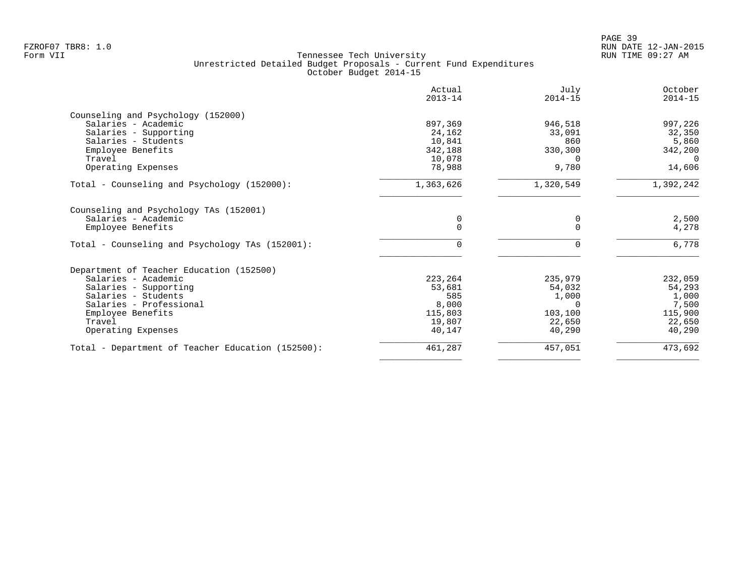Form VII

Tennessee Tech University
Unrestricted Detailed Budget Proposals - Current Fund Expenditures
October Budget 2014-15

| | Actual 2013-14 | July 2014-15 | October 2014-15 |
|---|---|---|---|
| **Counseling and Psychology (152000)** | | | |
| Salaries - Academic | 897,369 | 946,518 | 997,226 |
| Salaries - Supporting | 24,162 | 33,091 | 32,350 |
| Salaries - Students | 10,841 | 860 | 5,860 |
| Employee Benefits | 342,188 | 330,300 | 342,200 |
| Travel | 10,078 | 0 | 0 |
| Operating Expenses | 78,988 | 9,780 | 14,606 |
| Total - Counseling and Psychology (152000): | 1,363,626 | 1,320,549 | 1,392,242 |
| **Counseling and Psychology TAs (152001)** | | | |
| Salaries - Academic | 0 | 0 | 2,500 |
| Employee Benefits | 0 | 0 | 4,278 |
| Total - Counseling and Psychology TAs (152001): | 0 | 0 | 6,778 |
| **Department of Teacher Education (152500)** | | | |
| Salaries - Academic | 223,264 | 235,979 | 232,059 |
| Salaries - Supporting | 53,681 | 54,032 | 54,293 |
| Salaries - Students | 585 | 1,000 | 1,000 |
| Salaries - Professional | 8,000 | 0 | 7,500 |
| Employee Benefits | 115,803 | 103,100 | 115,900 |
| Travel | 19,807 | 22,650 | 22,650 |
| Operating Expenses | 40,147 | 40,290 | 40,290 |
| Total - Department of Teacher Education (152500): | 461,287 | 457,051 | 473,692 |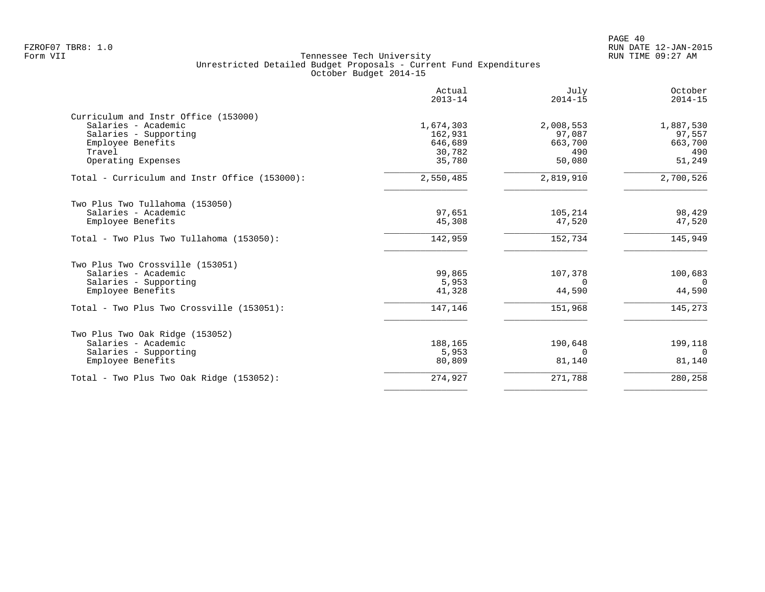Tennessee Tech University
Unrestricted Detailed Budget Proposals - Current Fund Expenditures
October Budget 2014-15

| | Actual 2013-14 | July 2014-15 | October 2014-15 |
|---|---|---|---|
| **Curriculum and Instr Office (153000)** | | | |
| Salaries - Academic | 1,674,303 | 2,008,553 | 1,887,530 |
| Salaries - Supporting | 162,931 | 97,087 | 97,557 |
| Employee Benefits | 646,689 | 663,700 | 663,700 |
| Travel | 30,782 | 490 | 490 |
| Operating Expenses | 35,780 | 50,080 | 51,249 |
| Total - Curriculum and Instr Office (153000): | 2,550,485 | 2,819,910 | 2,700,526 |
| **Two Plus Two Tullahoma (153050)** | | | |
| Salaries - Academic | 97,651 | 105,214 | 98,429 |
| Employee Benefits | 45,308 | 47,520 | 47,520 |
| Total - Two Plus Two Tullahoma (153050): | 142,959 | 152,734 | 145,949 |
| **Two Plus Two Crossville (153051)** | | | |
| Salaries - Academic | 99,865 | 107,378 | 100,683 |
| Salaries - Supporting | 5,953 | 0 | 0 |
| Employee Benefits | 41,328 | 44,590 | 44,590 |
| Total - Two Plus Two Crossville (153051): | 147,146 | 151,968 | 145,273 |
| **Two Plus Two Oak Ridge (153052)** | | | |
| Salaries - Academic | 188,165 | 190,648 | 199,118 |
| Salaries - Supporting | 5,953 | 0 | 0 |
| Employee Benefits | 80,809 | 81,140 | 81,140 |
| Total - Two Plus Two Oak Ridge (153052): | 274,927 | 271,788 | 280,258 |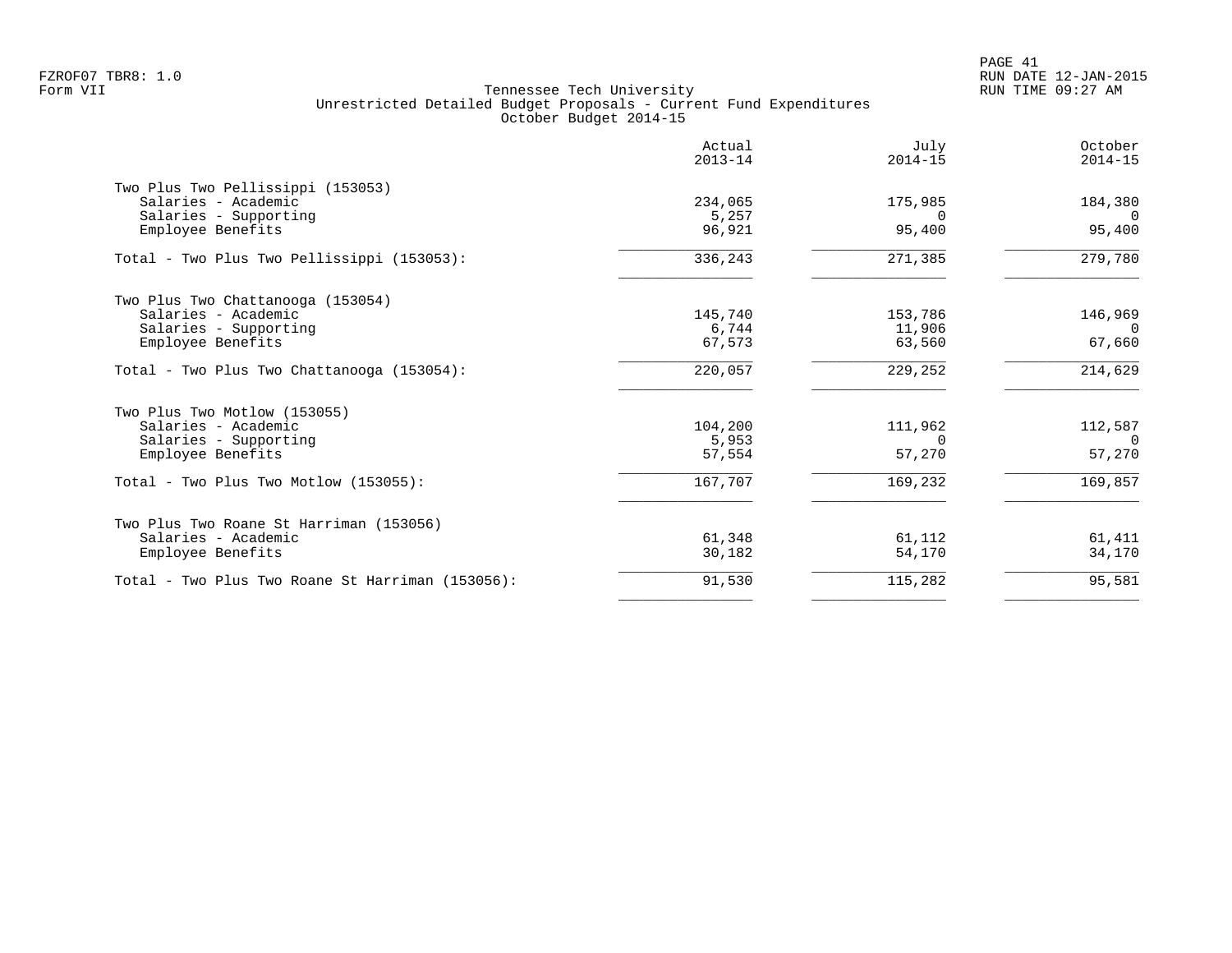Tennessee Tech University
Unrestricted Detailed Budget Proposals - Current Fund Expenditures
October Budget 2014-15

| | Actual 2013-14 | July 2014-15 | October 2014-15 |
|---|---|---|---|
| **Two Plus Two Pellissippi (153053)** | | | |
| Salaries - Academic | 234,065 | 175,985 | 184,380 |
| Salaries - Supporting | 5,257 | 0 | 0 |
| Employee Benefits | 96,921 | 95,400 | 95,400 |
| Total - Two Plus Two Pellissippi (153053): | 336,243 | 271,385 | 279,780 |
| **Two Plus Two Chattanooga (153054)** | | | |
| Salaries - Academic | 145,740 | 153,786 | 146,969 |
| Salaries - Supporting | 6,744 | 11,906 | 0 |
| Employee Benefits | 67,573 | 63,560 | 67,660 |
| Total - Two Plus Two Chattanooga (153054): | 220,057 | 229,252 | 214,629 |
| **Two Plus Two Motlow (153055)** | | | |
| Salaries - Academic | 104,200 | 111,962 | 112,587 |
| Salaries - Supporting | 5,953 | 0 | 0 |
| Employee Benefits | 57,554 | 57,270 | 57,270 |
| Total - Two Plus Two Motlow (153055): | 167,707 | 169,232 | 169,857 |
| **Two Plus Two Roane St Harriman (153056)** | | | |
| Salaries - Academic | 61,348 | 61,112 | 61,411 |
| Employee Benefits | 30,182 | 54,170 | 34,170 |
| Total - Two Plus Two Roane St Harriman (153056): | 91,530 | 115,282 | 95,581 |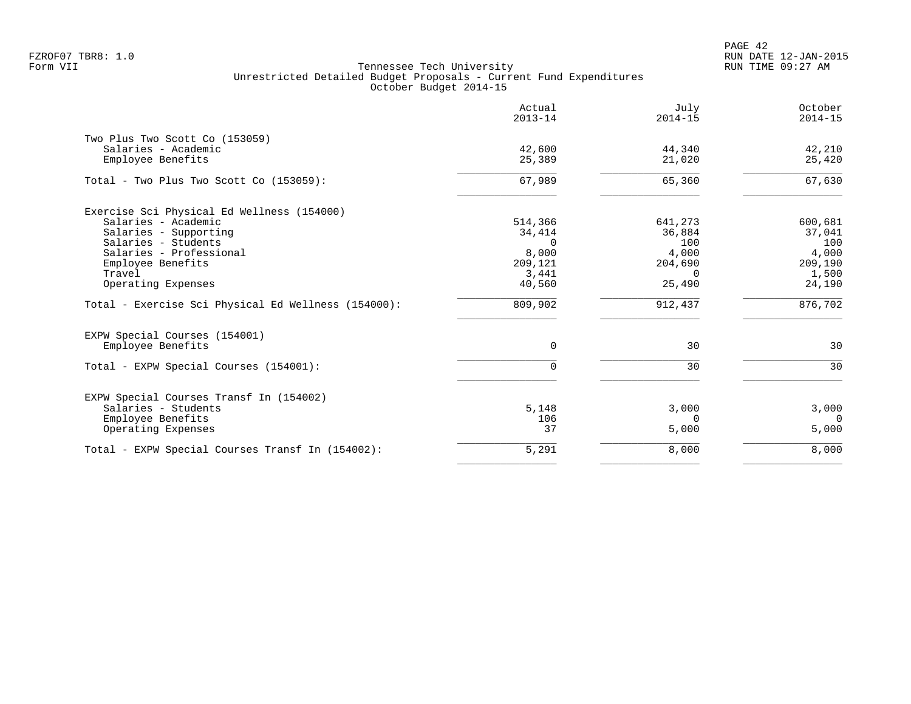FZROF07 TBR8: 1.0
Form VII

Tennessee Tech University
Unrestricted Detailed Budget Proposals - Current Fund Expenditures
October Budget 2014-15

RUN DATE 12-JAN-2015
RUN TIME 09:27 AM

| | Actual 2013-14 | July 2014-15 | October 2014-15 |
|---|---|---|---|
| **Two Plus Two Scott Co (153059)** | | | |
| Salaries - Academic | 42,600 | 44,340 | 42,210 |
| Employee Benefits | 25,389 | 21,020 | 25,420 |
| Total - Two Plus Two Scott Co (153059): | 67,989 | 65,360 | 67,630 |
| **Exercise Sci Physical Ed Wellness (154000)** | | | |
| Salaries - Academic | 514,366 | 641,273 | 600,681 |
| Salaries - Supporting | 34,414 | 36,884 | 37,041 |
| Salaries - Students | 0 | 100 | 100 |
| Salaries - Professional | 8,000 | 4,000 | 4,000 |
| Employee Benefits | 209,121 | 204,690 | 209,190 |
| Travel | 3,441 | 0 | 1,500 |
| Operating Expenses | 40,560 | 25,490 | 24,190 |
| Total - Exercise Sci Physical Ed Wellness (154000): | 809,902 | 912,437 | 876,702 |
| **EXPW Special Courses (154001)** | | | |
| Employee Benefits | 0 | 30 | 30 |
| Total - EXPW Special Courses (154001): | 0 | 30 | 30 |
| **EXPW Special Courses Transf In (154002)** | | | |
| Salaries - Students | 5,148 | 3,000 | 3,000 |
| Employee Benefits | 106 | 0 | 0 |
| Operating Expenses | 37 | 5,000 | 5,000 |
| Total - EXPW Special Courses Transf In (154002): | 5,291 | 8,000 | 8,000 |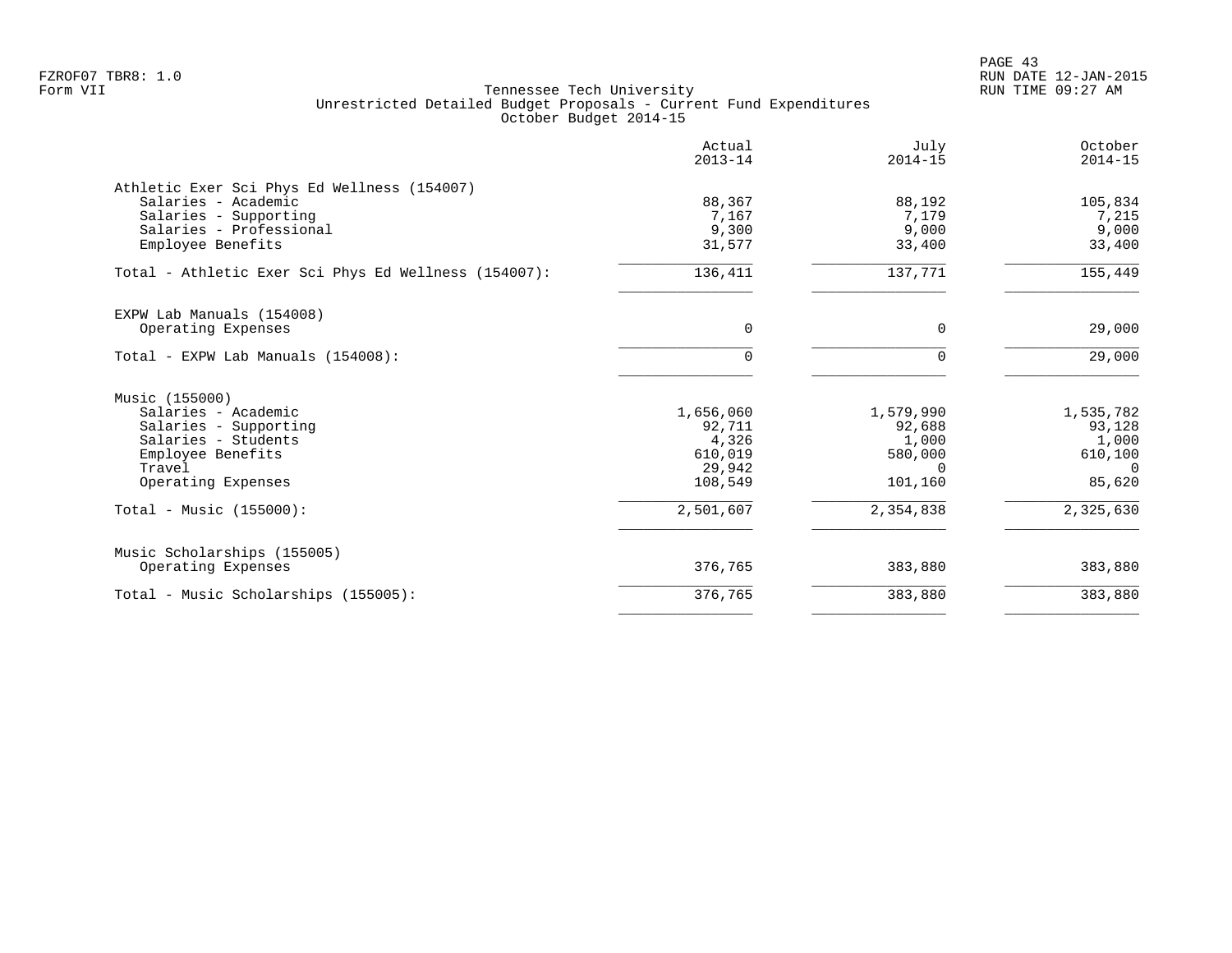FZROF07 TBR8: 1.0
Form VII

Tennessee Tech University
Unrestricted Detailed Budget Proposals - Current Fund Expenditures
October Budget 2014-15

| | Actual 2013-14 | July 2014-15 | October 2014-15 |
|---|---:|---:|---:|
| **Athletic Exer Sci Phys Ed Wellness (154007)** | | | |
| Salaries - Academic | 88,367 | 88,192 | 105,834 |
| Salaries - Supporting | 7,167 | 7,179 | 7,215 |
| Salaries - Professional | 9,300 | 9,000 | 9,000 |
| Employee Benefits | 31,577 | 33,400 | 33,400 |
| Total - Athletic Exer Sci Phys Ed Wellness (154007): | 136,411 | 137,771 | 155,449 |
| **EXPW Lab Manuals (154008)** | | | |
| Operating Expenses | 0 | 0 | 29,000 |
| Total - EXPW Lab Manuals (154008): | 0 | 0 | 29,000 |
| **Music (155000)** | | | |
| Salaries - Academic | 1,656,060 | 1,579,990 | 1,535,782 |
| Salaries - Supporting | 92,711 | 92,688 | 93,128 |
| Salaries - Students | 4,326 | 1,000 | 1,000 |
| Employee Benefits | 610,019 | 580,000 | 610,100 |
| Travel | 29,942 | 0 | 0 |
| Operating Expenses | 108,549 | 101,160 | 85,620 |
| Total - Music (155000): | 2,501,607 | 2,354,838 | 2,325,630 |
| **Music Scholarships (155005)** | | | |
| Operating Expenses | 376,765 | 383,880 | 383,880 |
| Total - Music Scholarships (155005): | 376,765 | 383,880 | 383,880 |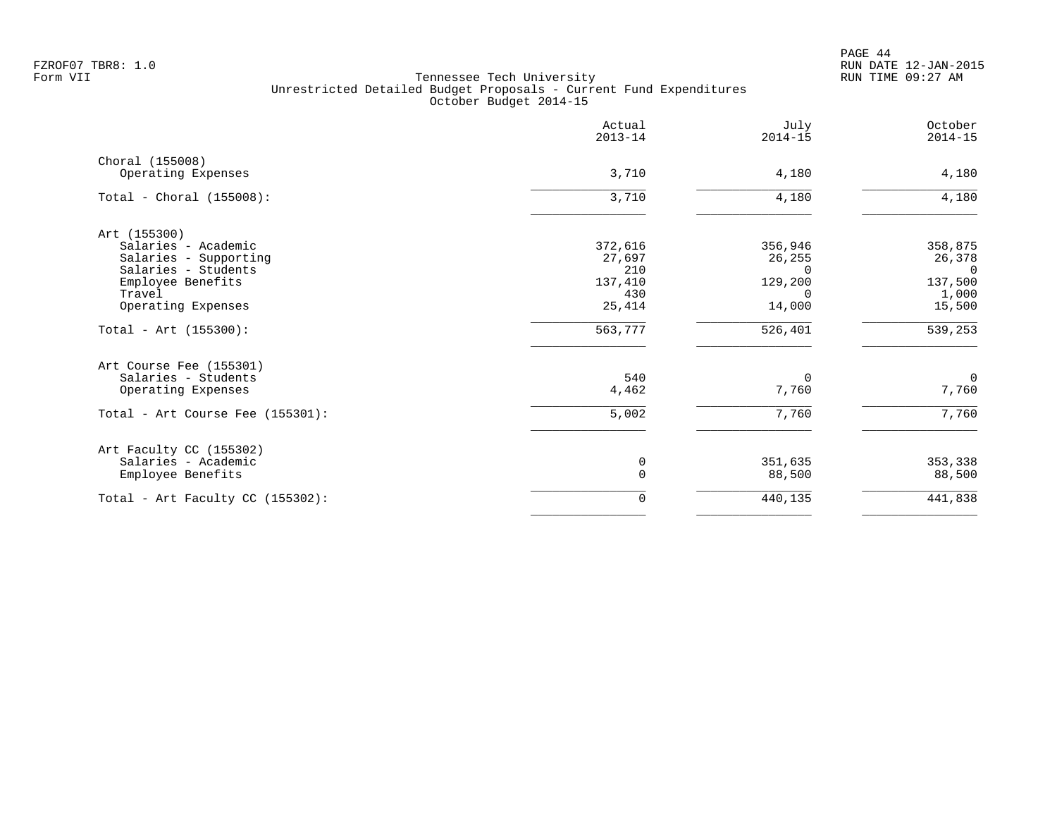Tennessee Tech University
Unrestricted Detailed Budget Proposals - Current Fund Expenditures
October Budget 2014-15

| | Actual 2013-14 | July 2014-15 | October 2014-15 |
|---|---|---|---|
| **Choral (155008)** | | | |
| Operating Expenses | 3,710 | 4,180 | 4,180 |
| Total - Choral (155008): | 3,710 | 4,180 | 4,180 |
| **Art (155300)** | | | |
| Salaries - Academic | 372,616 | 356,946 | 358,875 |
| Salaries - Supporting | 27,697 | 26,255 | 26,378 |
| Salaries - Students | 210 | 0 | 0 |
| Employee Benefits | 137,410 | 129,200 | 137,500 |
| Travel | 430 | 0 | 1,000 |
| Operating Expenses | 25,414 | 14,000 | 15,500 |
| Total - Art (155300): | 563,777 | 526,401 | 539,253 |
| **Art Course Fee (155301)** | | | |
| Salaries - Students | 540 | 0 | 0 |
| Operating Expenses | 4,462 | 7,760 | 7,760 |
| Total - Art Course Fee (155301): | 5,002 | 7,760 | 7,760 |
| **Art Faculty CC (155302)** | | | |
| Salaries - Academic | 0 | 351,635 | 353,338 |
| Employee Benefits | 0 | 88,500 | 88,500 |
| Total - Art Faculty CC (155302): | 0 | 440,135 | 441,838 |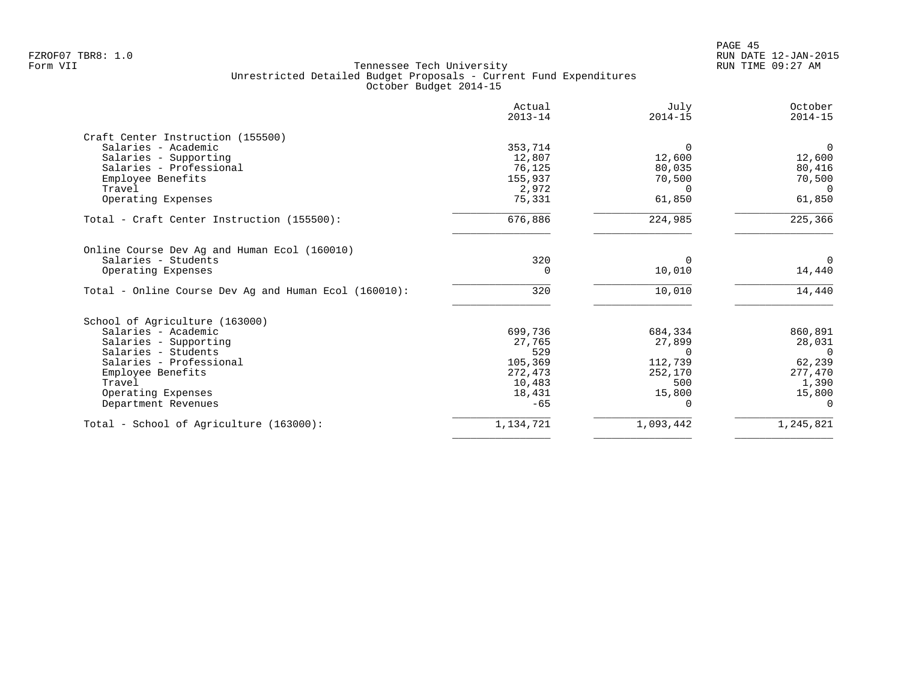Tennessee Tech University
Unrestricted Detailed Budget Proposals - Current Fund Expenditures
October Budget 2014-15

| | Actual 2013-14 | July 2014-15 | October 2014-15 |
|---|---|---|---|
| **Craft Center Instruction (155500)** | | | |
| Salaries - Academic | 353,714 | 0 | 0 |
| Salaries - Supporting | 12,807 | 12,600 | 12,600 |
| Salaries - Professional | 76,125 | 80,035 | 80,416 |
| Employee Benefits | 155,937 | 70,500 | 70,500 |
| Travel | 2,972 | 0 | 0 |
| Operating Expenses | 75,331 | 61,850 | 61,850 |
| Total - Craft Center Instruction (155500): | 676,886 | 224,985 | 225,366 |
| **Online Course Dev Ag and Human Ecol (160010)** | | | |
| Salaries - Students | 320 | 0 | 0 |
| Operating Expenses | 0 | 10,010 | 14,440 |
| Total - Online Course Dev Ag and Human Ecol (160010): | 320 | 10,010 | 14,440 |
| **School of Agriculture (163000)** | | | |
| Salaries - Academic | 699,736 | 684,334 | 860,891 |
| Salaries - Supporting | 27,765 | 27,899 | 28,031 |
| Salaries - Students | 529 | 0 | 0 |
| Salaries - Professional | 105,369 | 112,739 | 62,239 |
| Employee Benefits | 272,473 | 252,170 | 277,470 |
| Travel | 10,483 | 500 | 1,390 |
| Operating Expenses | 18,431 | 15,800 | 15,800 |
| Department Revenues | -65 | 0 | 0 |
| Total - School of Agriculture (163000): | 1,134,721 | 1,093,442 | 1,245,821 |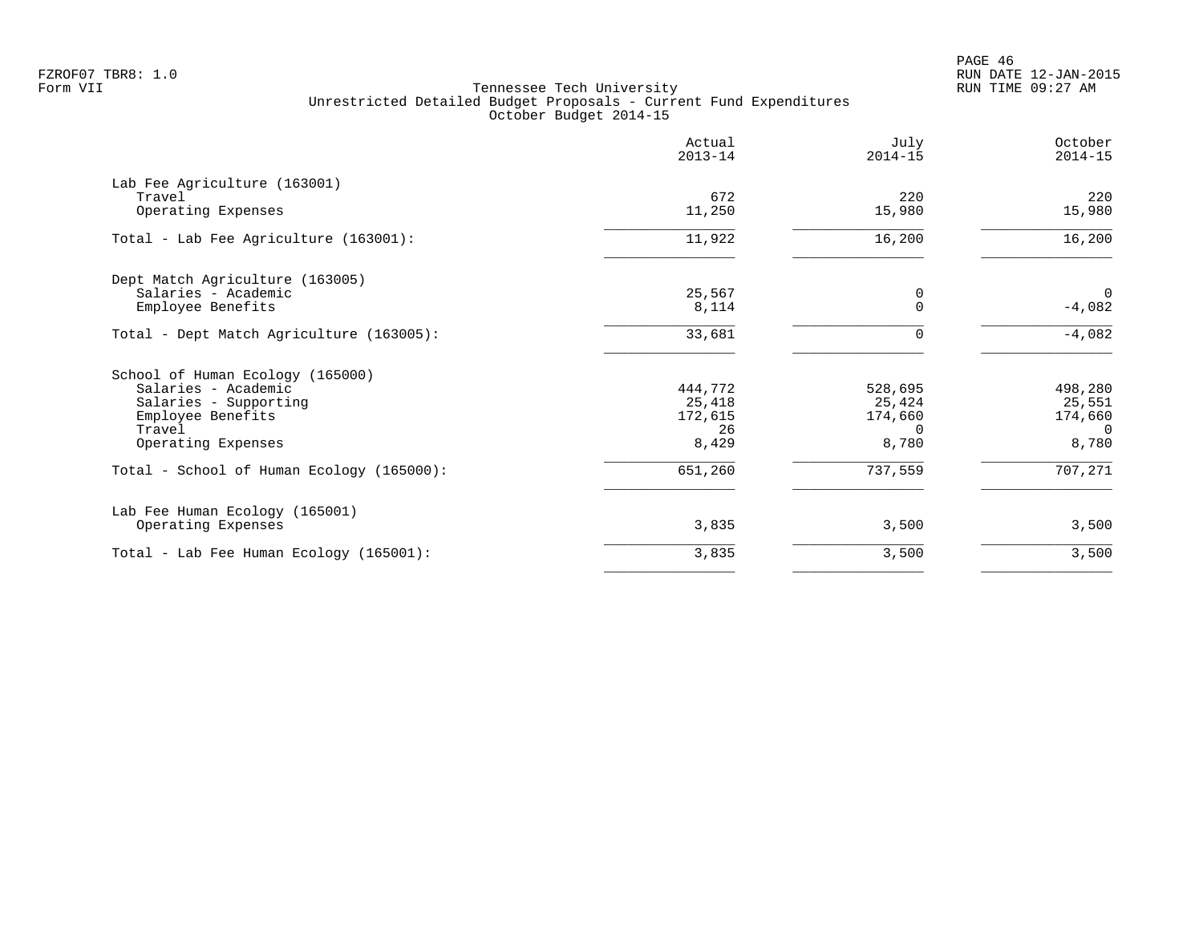FZROF07 TBR8: 1.0
Form VII

Tennessee Tech University
Unrestricted Detailed Budget Proposals - Current Fund Expenditures
October Budget 2014-15

RUN DATE 12-JAN-2015
RUN TIME 09:27 AM

| | Actual 2013-14 | July 2014-15 | October 2014-15 |
|---|---|---|---|
| **Lab Fee Agriculture (163001)** | | | |
| Travel | 672 | 220 | 220 |
| Operating Expenses | 11,250 | 15,980 | 15,980 |
| Total - Lab Fee Agriculture (163001): | 11,922 | 16,200 | 16,200 |
| **Dept Match Agriculture (163005)** | | | |
| Salaries - Academic | 25,567 | 0 | 0 |
| Employee Benefits | 8,114 | 0 | -4,082 |
| Total - Dept Match Agriculture (163005): | 33,681 | 0 | -4,082 |
| **School of Human Ecology (165000)** | | | |
| Salaries - Academic | 444,772 | 528,695 | 498,280 |
| Salaries - Supporting | 25,418 | 25,424 | 25,551 |
| Employee Benefits | 172,615 | 174,660 | 174,660 |
| Travel | 26 | 0 | 0 |
| Operating Expenses | 8,429 | 8,780 | 8,780 |
| Total - School of Human Ecology (165000): | 651,260 | 737,559 | 707,271 |
| **Lab Fee Human Ecology (165001)** | | | |
| Operating Expenses | 3,835 | 3,500 | 3,500 |
| Total - Lab Fee Human Ecology (165001): | 3,835 | 3,500 | 3,500 |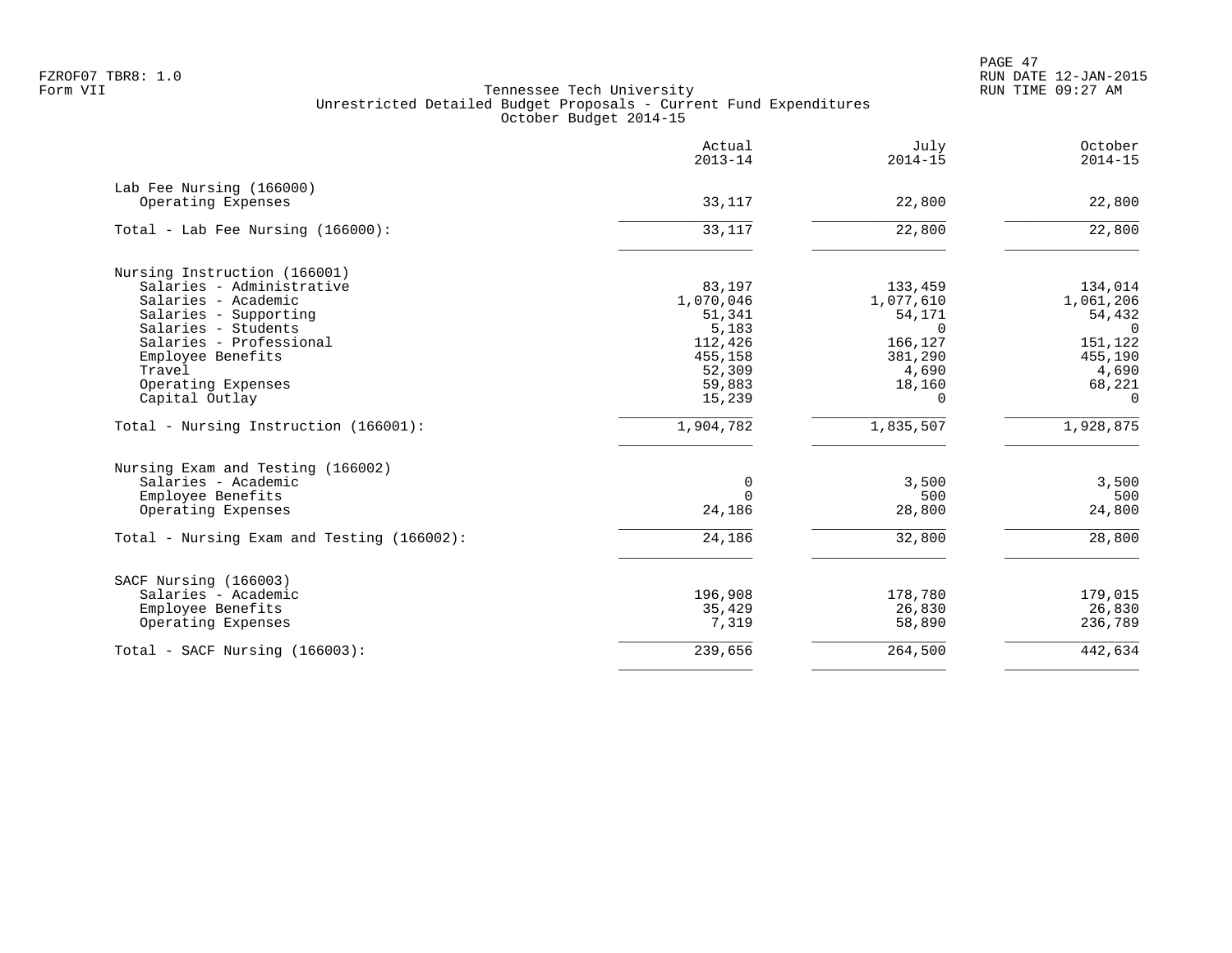FZROF07 TBR8: 1.0
Form VII

Tennessee Tech University
Unrestricted Detailed Budget Proposals - Current Fund Expenditures
October Budget 2014-15

RUN DATE 12-JAN-2015
RUN TIME 09:27 AM

| | Actual 2013-14 | July 2014-15 | October 2014-15 |
|---|---|---|---|
| **Lab Fee Nursing (166000)** | | | |
| Operating Expenses | 33,117 | 22,800 | 22,800 |
| Total - Lab Fee Nursing (166000): | 33,117 | 22,800 | 22,800 |
| **Nursing Instruction (166001)** | | | |
| Salaries - Administrative | 83,197 | 133,459 | 134,014 |
| Salaries - Academic | 1,070,046 | 1,077,610 | 1,061,206 |
| Salaries - Supporting | 51,341 | 54,171 | 54,432 |
| Salaries - Students | 5,183 | 0 | 0 |
| Salaries - Professional | 112,426 | 166,127 | 151,122 |
| Employee Benefits | 455,158 | 381,290 | 455,190 |
| Travel | 52,309 | 4,690 | 4,690 |
| Operating Expenses | 59,883 | 18,160 | 68,221 |
| Capital Outlay | 15,239 | 0 | 0 |
| Total - Nursing Instruction (166001): | 1,904,782 | 1,835,507 | 1,928,875 |
| **Nursing Exam and Testing (166002)** | | | |
| Salaries - Academic | 0 | 3,500 | 3,500 |
| Employee Benefits | 0 | 500 | 500 |
| Operating Expenses | 24,186 | 28,800 | 24,800 |
| Total - Nursing Exam and Testing (166002): | 24,186 | 32,800 | 28,800 |
| **SACF Nursing (166003)** | | | |
| Salaries - Academic | 196,908 | 178,780 | 179,015 |
| Employee Benefits | 35,429 | 26,830 | 26,830 |
| Operating Expenses | 7,319 | 58,890 | 236,789 |
| Total - SACF Nursing (166003): | 239,656 | 264,500 | 442,634 |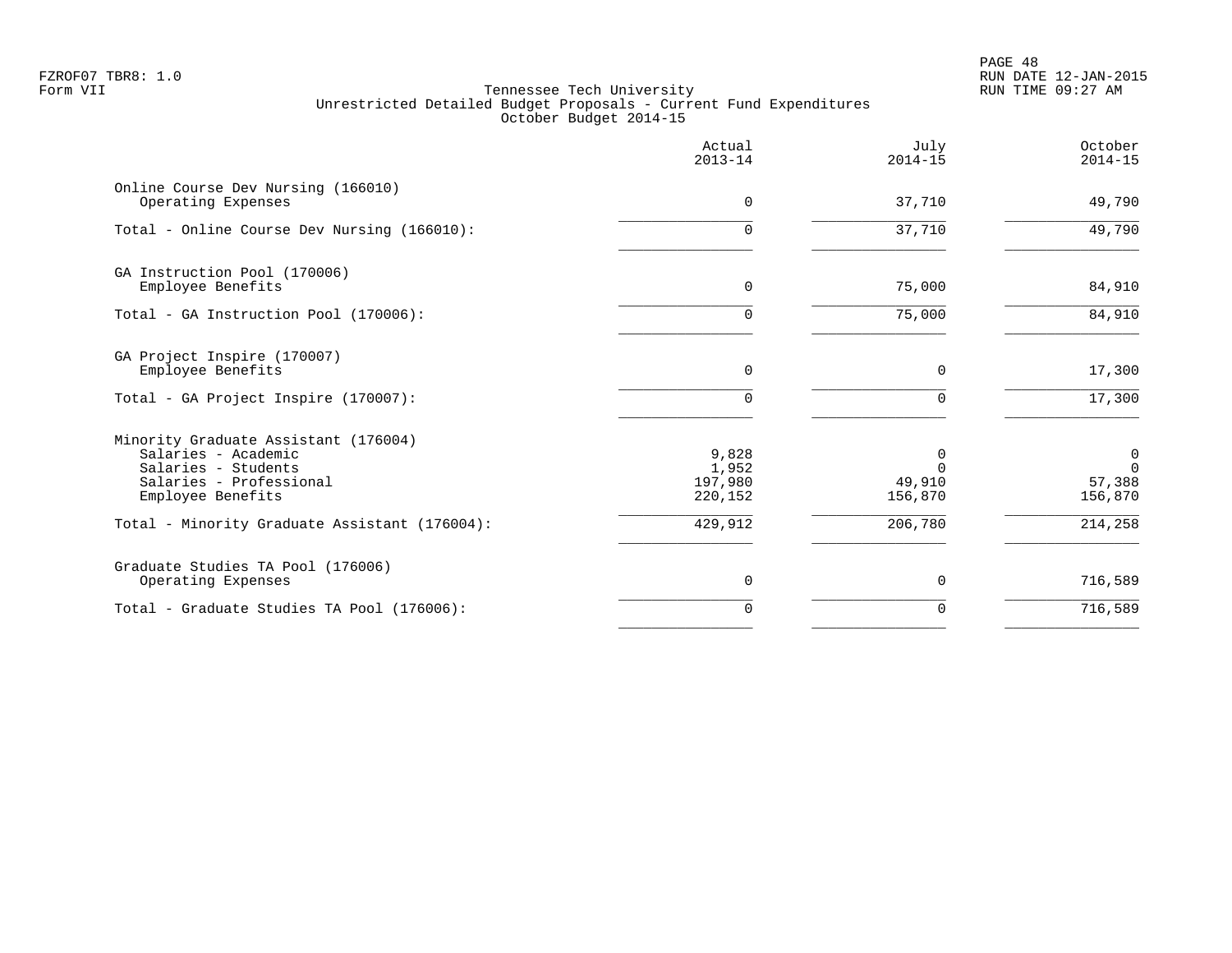Tennessee Tech University
Unrestricted Detailed Budget Proposals - Current Fund Expenditures
October Budget 2014-15

| | Actual 2013-14 | July 2014-15 | October 2014-15 |
|---|---|---|---|
| **Online Course Dev Nursing (166010)** | | | |
| Operating Expenses | 0 | 37,710 | 49,790 |
| Total - Online Course Dev Nursing (166010): | 0 | 37,710 | 49,790 |
| **GA Instruction Pool (170006)** | | | |
| Employee Benefits | 0 | 75,000 | 84,910 |
| Total - GA Instruction Pool (170006): | 0 | 75,000 | 84,910 |
| **GA Project Inspire (170007)** | | | |
| Employee Benefits | 0 | 0 | 17,300 |
| Total - GA Project Inspire (170007): | 0 | 0 | 17,300 |
| **Minority Graduate Assistant (176004)** | | | |
| Salaries - Academic | 9,828 | 0 | 0 |
| Salaries - Students | 1,952 | 0 | 0 |
| Salaries - Professional | 197,980 | 49,910 | 57,388 |
| Employee Benefits | 220,152 | 156,870 | 156,870 |
| Total - Minority Graduate Assistant (176004): | 429,912 | 206,780 | 214,258 |
| **Graduate Studies TA Pool (176006)** | | | |
| Operating Expenses | 0 | 0 | 716,589 |
| Total - Graduate Studies TA Pool (176006): | 0 | 0 | 716,589 |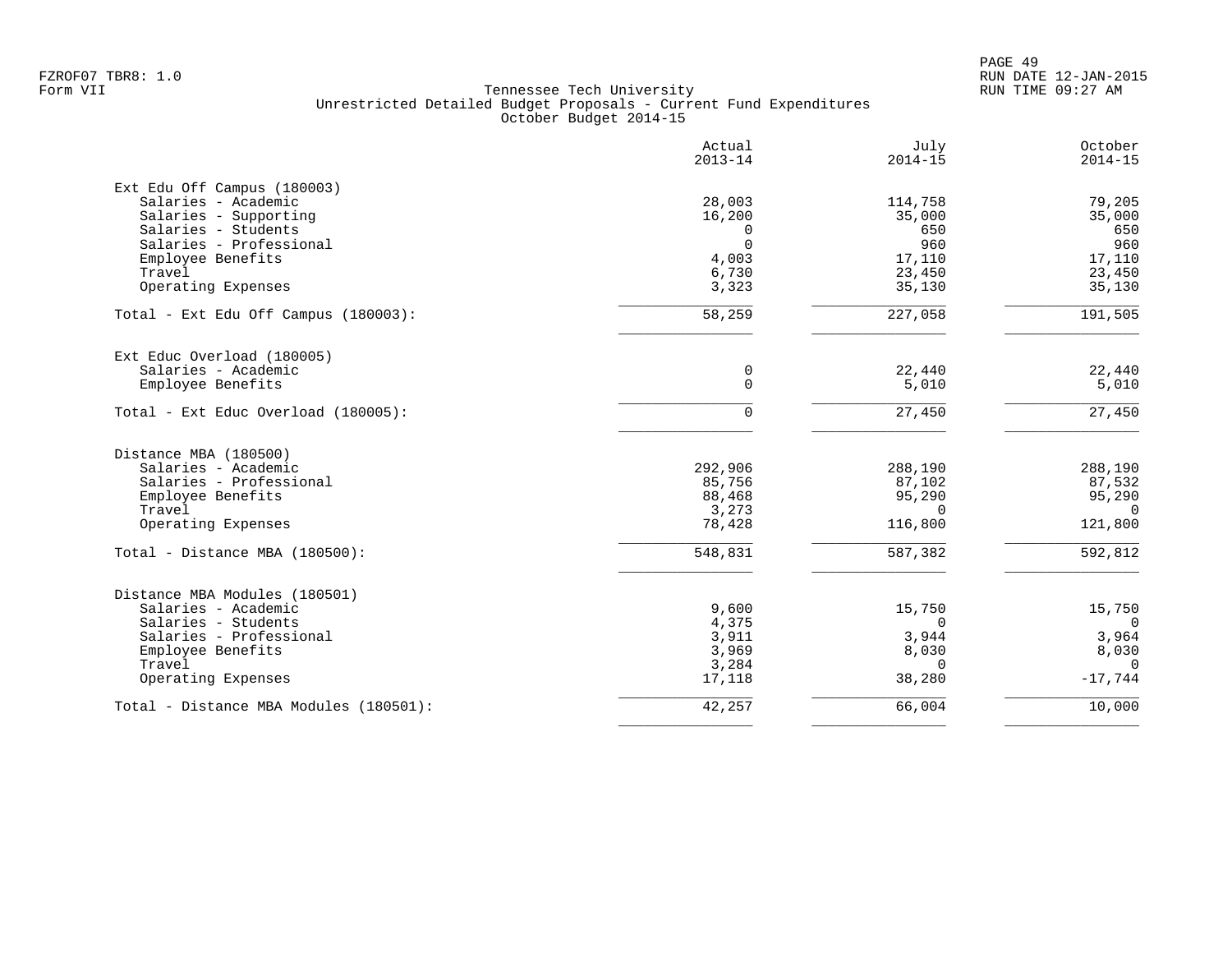Tennessee Tech University
Unrestricted Detailed Budget Proposals - Current Fund Expenditures
October Budget 2014-15

| | Actual 2013-14 | July 2014-15 | October 2014-15 |
|---|---|---|---|
| **Ext Edu Off Campus (180003)** | | | |
| Salaries - Academic | 28,003 | 114,758 | 79,205 |
| Salaries - Supporting | 16,200 | 35,000 | 35,000 |
| Salaries - Students | 0 | 650 | 650 |
| Salaries - Professional | 0 | 960 | 960 |
| Employee Benefits | 4,003 | 17,110 | 17,110 |
| Travel | 6,730 | 23,450 | 23,450 |
| Operating Expenses | 3,323 | 35,130 | 35,130 |
| Total - Ext Edu Off Campus (180003): | 58,259 | 227,058 | 191,505 |
| **Ext Educ Overload (180005)** | | | |
| Salaries - Academic | 0 | 22,440 | 22,440 |
| Employee Benefits | 0 | 5,010 | 5,010 |
| Total - Ext Educ Overload (180005): | 0 | 27,450 | 27,450 |
| **Distance MBA (180500)** | | | |
| Salaries - Academic | 292,906 | 288,190 | 288,190 |
| Salaries - Professional | 85,756 | 87,102 | 87,532 |
| Employee Benefits | 88,468 | 95,290 | 95,290 |
| Travel | 3,273 | 0 | 0 |
| Operating Expenses | 78,428 | 116,800 | 121,800 |
| Total - Distance MBA (180500): | 548,831 | 587,382 | 592,812 |
| **Distance MBA Modules (180501)** | | | |
| Salaries - Academic | 9,600 | 15,750 | 15,750 |
| Salaries - Students | 4,375 | 0 | 0 |
| Salaries - Professional | 3,911 | 3,944 | 3,964 |
| Employee Benefits | 3,969 | 8,030 | 8,030 |
| Travel | 3,284 | 0 | 0 |
| Operating Expenses | 17,118 | 38,280 | -17,744 |
| Total - Distance MBA Modules (180501): | 42,257 | 66,004 | 10,000 |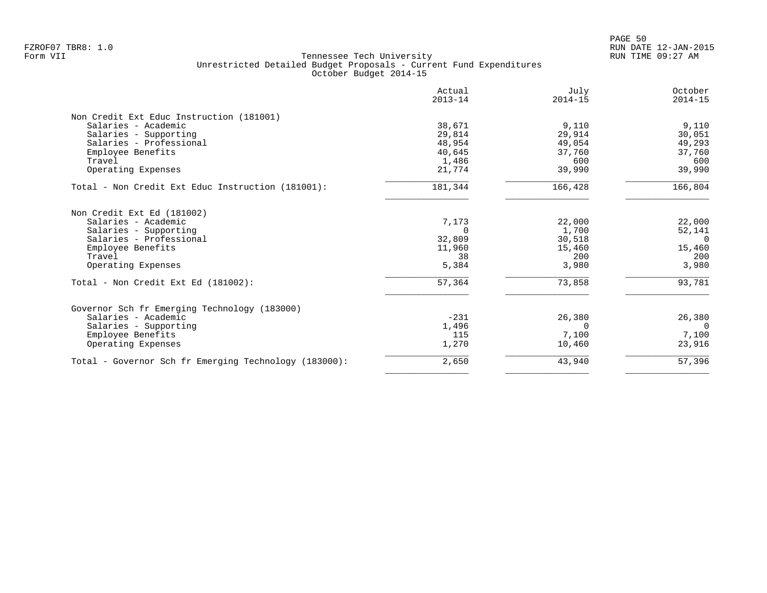Tennessee Tech University
Unrestricted Detailed Budget Proposals - Current Fund Expenditures
October Budget 2014-15

Form VII

| | Actual 2013-14 | July 2014-15 | October 2014-15 |
|---|---|---|---|
| **Non Credit Ext Educ Instruction (181001)** | | | |
| Salaries - Academic | 38,671 | 9,110 | 9,110 |
| Salaries - Supporting | 29,814 | 29,914 | 30,051 |
| Salaries - Professional | 48,954 | 49,054 | 49,293 |
| Employee Benefits | 40,645 | 37,760 | 37,760 |
| Travel | 1,486 | 600 | 600 |
| Operating Expenses | 21,774 | 39,990 | 39,990 |
| Total - Non Credit Ext Educ Instruction (181001): | 181,344 | 166,428 | 166,804 |
| **Non Credit Ext Ed (181002)** | | | |
| Salaries - Academic | 7,173 | 22,000 | 22,000 |
| Salaries - Supporting | 0 | 1,700 | 52,141 |
| Salaries - Professional | 32,809 | 30,518 | 0 |
| Employee Benefits | 11,960 | 15,460 | 15,460 |
| Travel | 38 | 200 | 200 |
| Operating Expenses | 5,384 | 3,980 | 3,980 |
| Total - Non Credit Ext Ed (181002): | 57,364 | 73,858 | 93,781 |
| **Governor Sch fr Emerging Technology (183000)** | | | |
| Salaries - Academic | -231 | 26,380 | 26,380 |
| Salaries - Supporting | 1,496 | 0 | 0 |
| Employee Benefits | 115 | 7,100 | 7,100 |
| Operating Expenses | 1,270 | 10,460 | 23,916 |
| Total - Governor Sch fr Emerging Technology (183000): | 2,650 | 43,940 | 57,396 |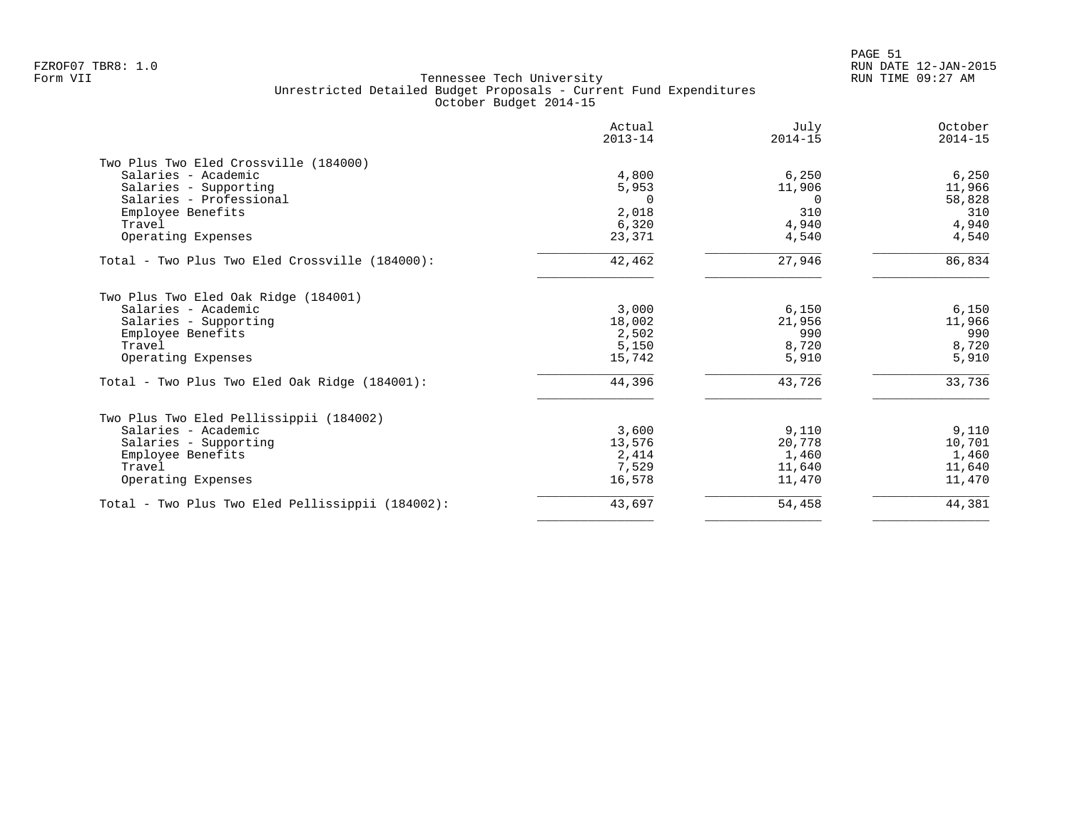Tennessee Tech University
Unrestricted Detailed Budget Proposals - Current Fund Expenditures
October Budget 2014-15

| | Actual 2013-14 | July 2014-15 | October 2014-15 |
|---|---|---|---|
| **Two Plus Two Eled Crossville (184000)** | | | |
| Salaries - Academic | 4,800 | 6,250 | 6,250 |
| Salaries - Supporting | 5,953 | 11,906 | 11,966 |
| Salaries - Professional | 0 | 0 | 58,828 |
| Employee Benefits | 2,018 | 310 | 310 |
| Travel | 6,320 | 4,940 | 4,940 |
| Operating Expenses | 23,371 | 4,540 | 4,540 |
| Total - Two Plus Two Eled Crossville (184000): | 42,462 | 27,946 | 86,834 |
| **Two Plus Two Eled Oak Ridge (184001)** | | | |
| Salaries - Academic | 3,000 | 6,150 | 6,150 |
| Salaries - Supporting | 18,002 | 21,956 | 11,966 |
| Employee Benefits | 2,502 | 990 | 990 |
| Travel | 5,150 | 8,720 | 8,720 |
| Operating Expenses | 15,742 | 5,910 | 5,910 |
| Total - Two Plus Two Eled Oak Ridge (184001): | 44,396 | 43,726 | 33,736 |
| **Two Plus Two Eled Pellissippii (184002)** | | | |
| Salaries - Academic | 3,600 | 9,110 | 9,110 |
| Salaries - Supporting | 13,576 | 20,778 | 10,701 |
| Employee Benefits | 2,414 | 1,460 | 1,460 |
| Travel | 7,529 | 11,640 | 11,640 |
| Operating Expenses | 16,578 | 11,470 | 11,470 |
| Total - Two Plus Two Eled Pellissippii (184002): | 43,697 | 54,458 | 44,381 |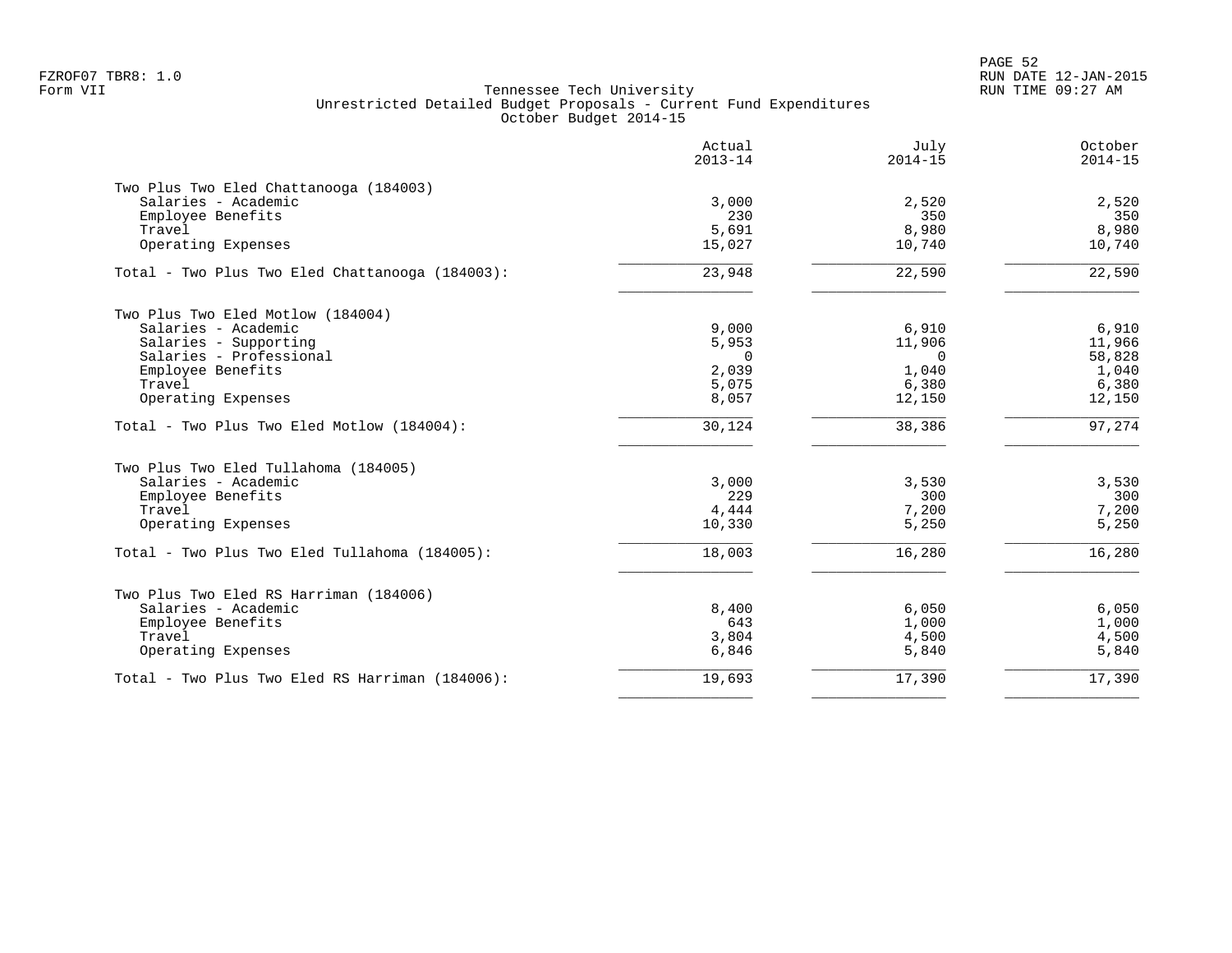Tennessee Tech University
Unrestricted Detailed Budget Proposals - Current Fund Expenditures
October Budget 2014-15

| | Actual 2013-14 | July 2014-15 | October 2014-15 |
|---|---|---|---|
| **Two Plus Two Eled Chattanooga (184003)** | | | |
| Salaries - Academic | 3,000 | 2,520 | 2,520 |
| Employee Benefits | 230 | 350 | 350 |
| Travel | 5,691 | 8,980 | 8,980 |
| Operating Expenses | 15,027 | 10,740 | 10,740 |
| Total - Two Plus Two Eled Chattanooga (184003): | 23,948 | 22,590 | 22,590 |
| **Two Plus Two Eled Motlow (184004)** | | | |
| Salaries - Academic | 9,000 | 6,910 | 6,910 |
| Salaries - Supporting | 5,953 | 11,906 | 11,966 |
| Salaries - Professional | 0 | 0 | 58,828 |
| Employee Benefits | 2,039 | 1,040 | 1,040 |
| Travel | 5,075 | 6,380 | 6,380 |
| Operating Expenses | 8,057 | 12,150 | 12,150 |
| Total - Two Plus Two Eled Motlow (184004): | 30,124 | 38,386 | 97,274 |
| **Two Plus Two Eled Tullahoma (184005)** | | | |
| Salaries - Academic | 3,000 | 3,530 | 3,530 |
| Employee Benefits | 229 | 300 | 300 |
| Travel | 4,444 | 7,200 | 7,200 |
| Operating Expenses | 10,330 | 5,250 | 5,250 |
| Total - Two Plus Two Eled Tullahoma (184005): | 18,003 | 16,280 | 16,280 |
| **Two Plus Two Eled RS Harriman (184006)** | | | |
| Salaries - Academic | 8,400 | 6,050 | 6,050 |
| Employee Benefits | 643 | 1,000 | 1,000 |
| Travel | 3,804 | 4,500 | 4,500 |
| Operating Expenses | 6,846 | 5,840 | 5,840 |
| Total - Two Plus Two Eled RS Harriman (184006): | 19,693 | 17,390 | 17,390 |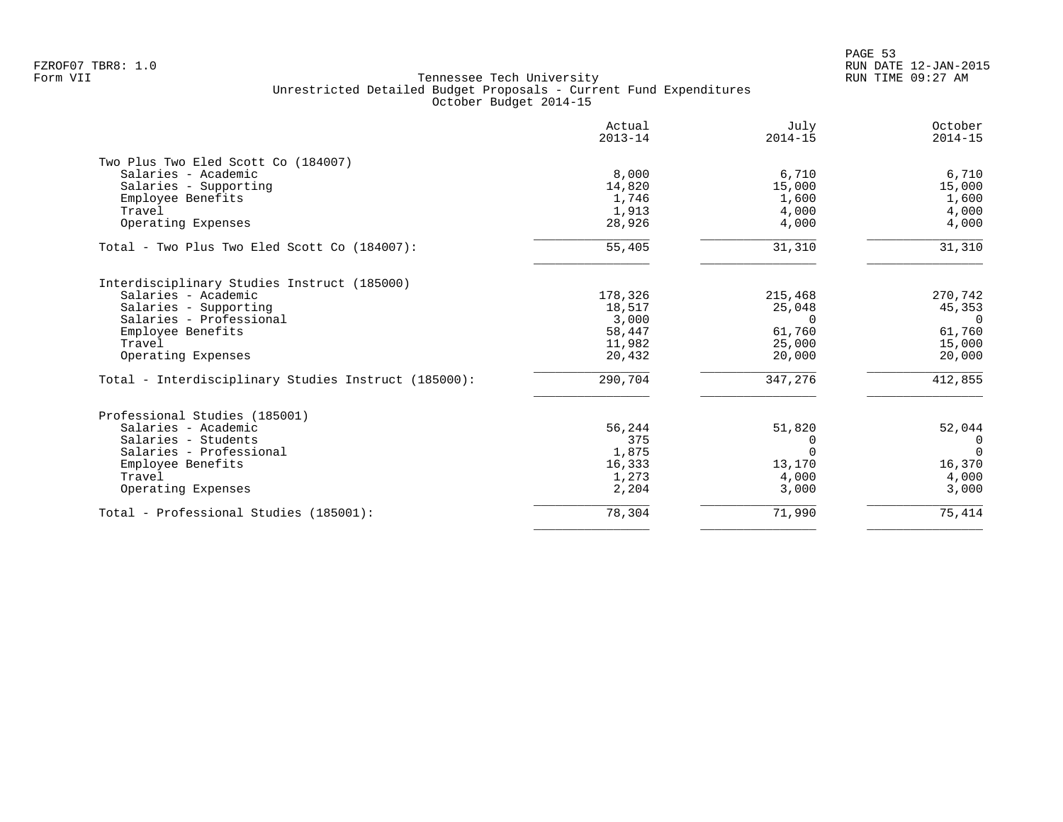Tennessee Tech University
Unrestricted Detailed Budget Proposals - Current Fund Expenditures
October Budget 2014-15

| | Actual 2013-14 | July 2014-15 | October 2014-15 |
|---|---|---|---|
| **Two Plus Two Eled Scott Co (184007)** | | | |
| Salaries - Academic | 8,000 | 6,710 | 6,710 |
| Salaries - Supporting | 14,820 | 15,000 | 15,000 |
| Employee Benefits | 1,746 | 1,600 | 1,600 |
| Travel | 1,913 | 4,000 | 4,000 |
| Operating Expenses | 28,926 | 4,000 | 4,000 |
| Total - Two Plus Two Eled Scott Co (184007): | 55,405 | 31,310 | 31,310 |
| **Interdisciplinary Studies Instruct (185000)** | | | |
| Salaries - Academic | 178,326 | 215,468 | 270,742 |
| Salaries - Supporting | 18,517 | 25,048 | 45,353 |
| Salaries - Professional | 3,000 | 0 | 0 |
| Employee Benefits | 58,447 | 61,760 | 61,760 |
| Travel | 11,982 | 25,000 | 15,000 |
| Operating Expenses | 20,432 | 20,000 | 20,000 |
| Total - Interdisciplinary Studies Instruct (185000): | 290,704 | 347,276 | 412,855 |
| **Professional Studies (185001)** | | | |
| Salaries - Academic | 56,244 | 51,820 | 52,044 |
| Salaries - Students | 375 | 0 | 0 |
| Salaries - Professional | 1,875 | 0 | 0 |
| Employee Benefits | 16,333 | 13,170 | 16,370 |
| Travel | 1,273 | 4,000 | 4,000 |
| Operating Expenses | 2,204 | 3,000 | 3,000 |
| Total - Professional Studies (185001): | 78,304 | 71,990 | 75,414 |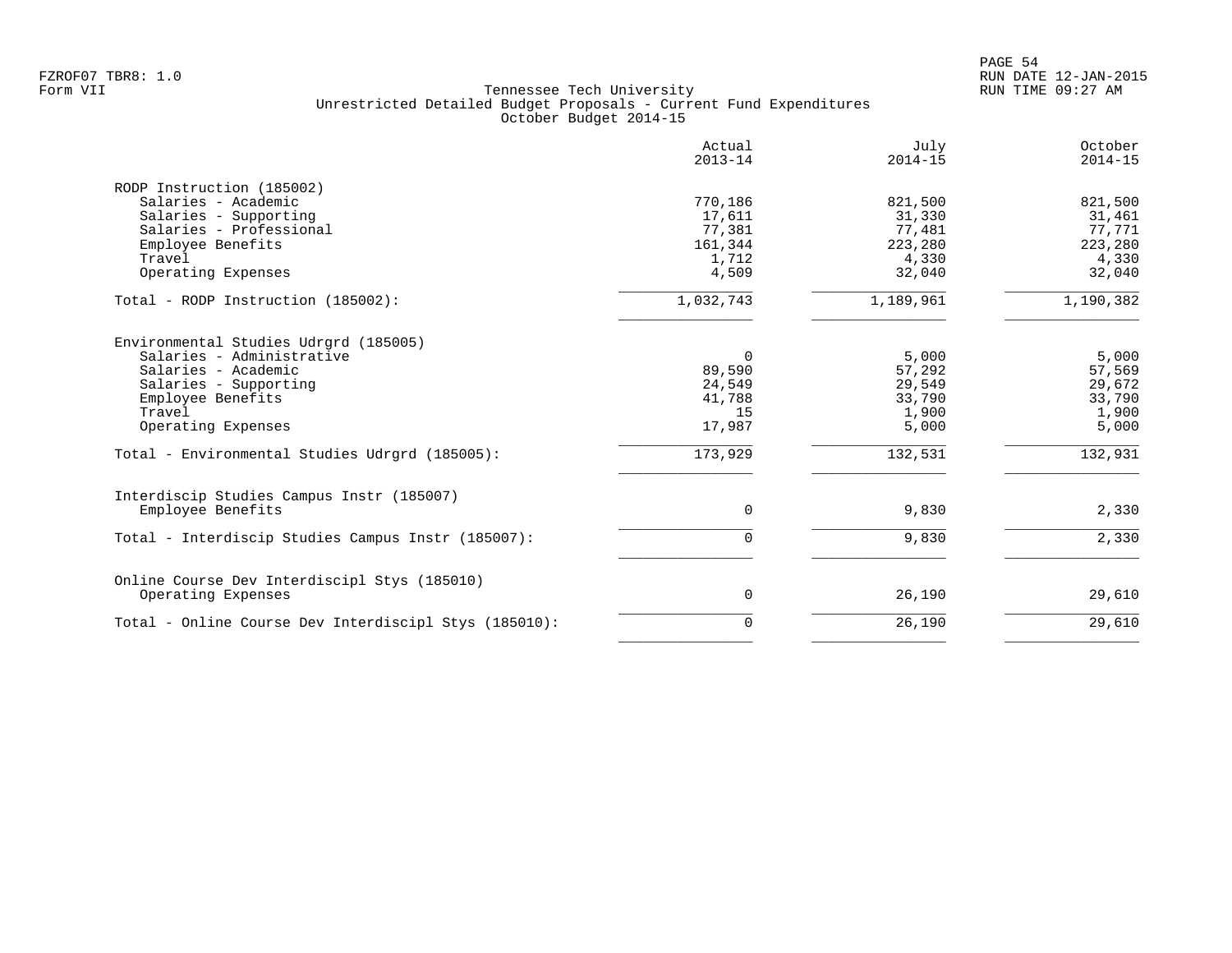Tennessee Tech University
Unrestricted Detailed Budget Proposals - Current Fund Expenditures
October Budget 2014-15

| | Actual 2013-14 | July 2014-15 | October 2014-15 |
|---|---|---|---|
| **RODP Instruction (185002)** | | | |
| Salaries - Academic | 770,186 | 821,500 | 821,500 |
| Salaries - Supporting | 17,611 | 31,330 | 31,461 |
| Salaries - Professional | 77,381 | 77,481 | 77,771 |
| Employee Benefits | 161,344 | 223,280 | 223,280 |
| Travel | 1,712 | 4,330 | 4,330 |
| Operating Expenses | 4,509 | 32,040 | 32,040 |
| Total - RODP Instruction (185002): | 1,032,743 | 1,189,961 | 1,190,382 |
| **Environmental Studies Udrgrd (185005)** | | | |
| Salaries - Administrative | 0 | 5,000 | 5,000 |
| Salaries - Academic | 89,590 | 57,292 | 57,569 |
| Salaries - Supporting | 24,549 | 29,549 | 29,672 |
| Employee Benefits | 41,788 | 33,790 | 33,790 |
| Travel | 15 | 1,900 | 1,900 |
| Operating Expenses | 17,987 | 5,000 | 5,000 |
| Total - Environmental Studies Udrgrd (185005): | 173,929 | 132,531 | 132,931 |
| **Interdiscip Studies Campus Instr (185007)** | | | |
| Employee Benefits | 0 | 9,830 | 2,330 |
| Total - Interdiscip Studies Campus Instr (185007): | 0 | 9,830 | 2,330 |
| **Online Course Dev Interdiscipl Stys (185010)** | | | |
| Operating Expenses | 0 | 26,190 | 29,610 |
| Total - Online Course Dev Interdiscipl Stys (185010): | 0 | 26,190 | 29,610 |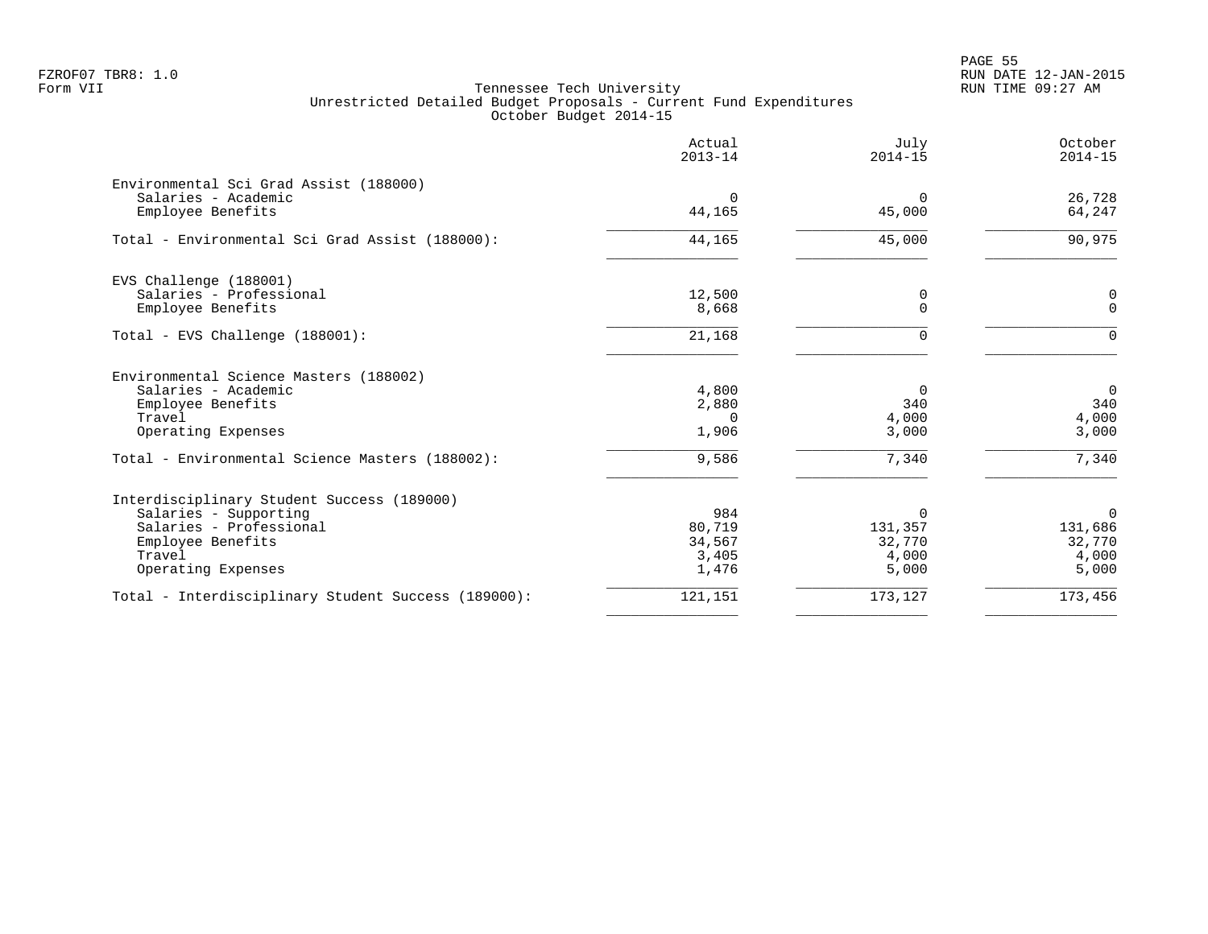FZROF07 TBR8: 1.0
Form VII

Tennessee Tech University
Unrestricted Detailed Budget Proposals - Current Fund Expenditures
October Budget 2014-15

| | Actual 2013-14 | July 2014-15 | October 2014-15 |
|---|---|---|---|
| **Environmental Sci Grad Assist (188000)** | | | |
| Salaries - Academic | 0 | 0 | 26,728 |
| Employee Benefits | 44,165 | 45,000 | 64,247 |
| Total - Environmental Sci Grad Assist (188000): | 44,165 | 45,000 | 90,975 |
| **EVS Challenge (188001)** | | | |
| Salaries - Professional | 12,500 | 0 | 0 |
| Employee Benefits | 8,668 | 0 | 0 |
| Total - EVS Challenge (188001): | 21,168 | 0 | 0 |
| **Environmental Science Masters (188002)** | | | |
| Salaries - Academic | 4,800 | 0 | 0 |
| Employee Benefits | 2,880 | 340 | 340 |
| Travel | 0 | 4,000 | 4,000 |
| Operating Expenses | 1,906 | 3,000 | 3,000 |
| Total - Environmental Science Masters (188002): | 9,586 | 7,340 | 7,340 |
| **Interdisciplinary Student Success (189000)** | | | |
| Salaries - Supporting | 984 | 0 | 0 |
| Salaries - Professional | 80,719 | 131,357 | 131,686 |
| Employee Benefits | 34,567 | 32,770 | 32,770 |
| Travel | 3,405 | 4,000 | 4,000 |
| Operating Expenses | 1,476 | 5,000 | 5,000 |
| Total - Interdisciplinary Student Success (189000): | 121,151 | 173,127 | 173,456 |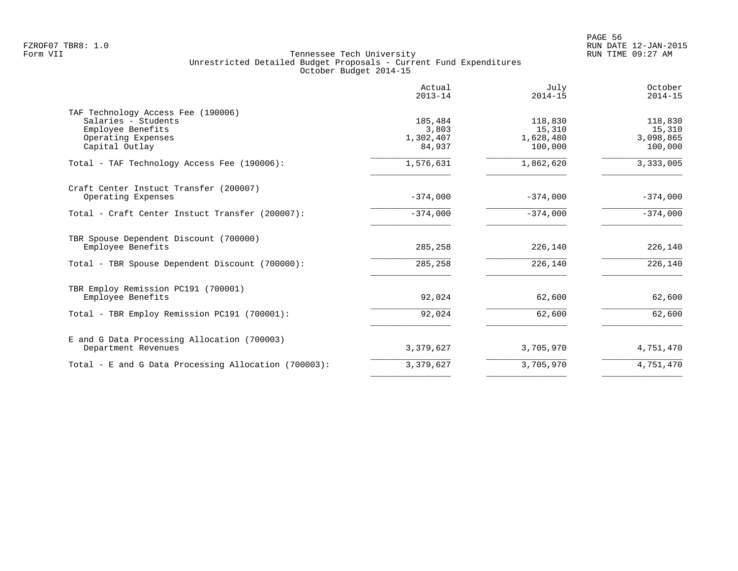FZROF07 TBR8: 1.0
Form VII

Tennessee Tech University
Unrestricted Detailed Budget Proposals - Current Fund Expenditures
October Budget 2014-15

| | Actual 2013-14 | July 2014-15 | October 2014-15 |
|---|---|---|---|
| TAF Technology Access Fee (190006) | | | |
| Salaries - Students | 185,484 | 118,830 | 118,830 |
| Employee Benefits | 3,803 | 15,310 | 15,310 |
| Operating Expenses | 1,302,407 | 1,628,480 | 3,098,865 |
| Capital Outlay | 84,937 | 100,000 | 100,000 |
| Total - TAF Technology Access Fee (190006): | 1,576,631 | 1,862,620 | 3,333,005 |
| Craft Center Instuct Transfer (200007) | | | |
| Operating Expenses | -374,000 | -374,000 | -374,000 |
| Total - Craft Center Instuct Transfer (200007): | -374,000 | -374,000 | -374,000 |
| TBR Spouse Dependent Discount (700000) | | | |
| Employee Benefits | 285,258 | 226,140 | 226,140 |
| Total - TBR Spouse Dependent Discount (700000): | 285,258 | 226,140 | 226,140 |
| TBR Employ Remission PC191 (700001) | | | |
| Employee Benefits | 92,024 | 62,600 | 62,600 |
| Total - TBR Employ Remission PC191 (700001): | 92,024 | 62,600 | 62,600 |
| E and G Data Processing Allocation (700003) | | | |
| Department Revenues | 3,379,627 | 3,705,970 | 4,751,470 |
| Total - E and G Data Processing Allocation (700003): | 3,379,627 | 3,705,970 | 4,751,470 |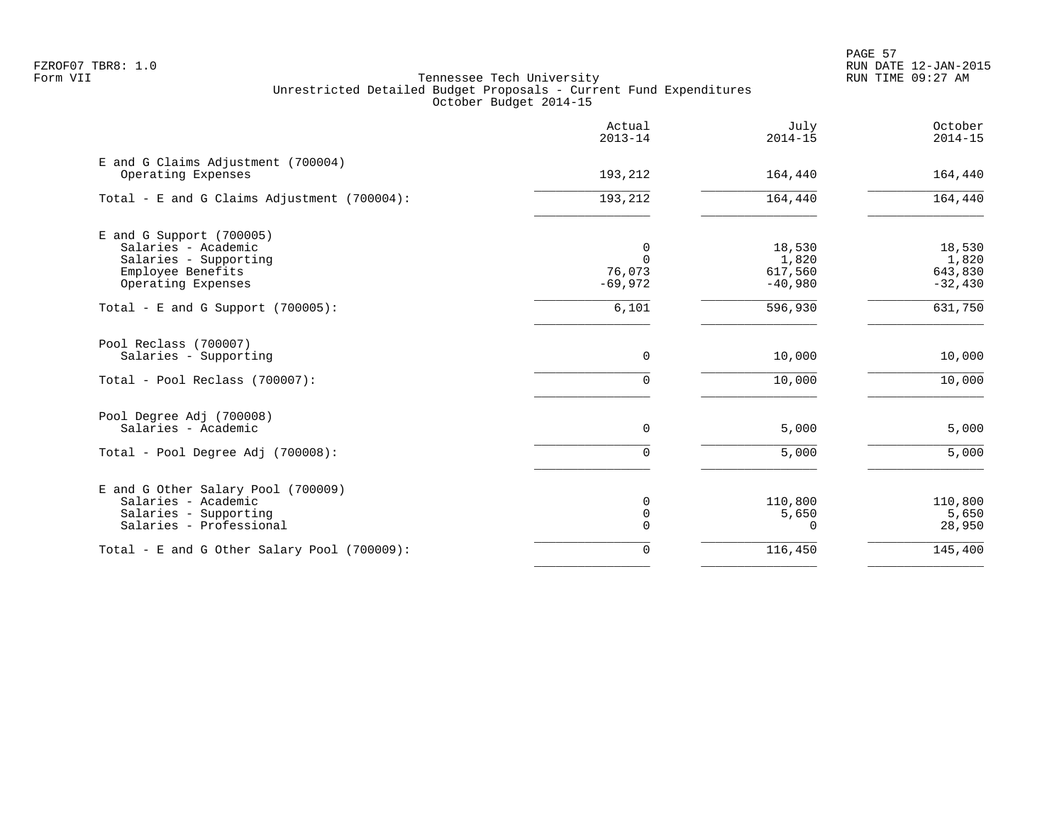Tennessee Tech University
Unrestricted Detailed Budget Proposals - Current Fund Expenditures
October Budget 2014-15

| | Actual 2013-14 | July 2014-15 | October 2014-15 |
|---|---|---|---|
| **E and G Claims Adjustment (700004)** | | | |
| Operating Expenses | 193,212 | 164,440 | 164,440 |
| Total - E and G Claims Adjustment (700004): | 193,212 | 164,440 | 164,440 |
| **E and G Support (700005)** | | | |
| Salaries - Academic | 0 | 18,530 | 18,530 |
| Salaries - Supporting | 0 | 1,820 | 1,820 |
| Employee Benefits | 76,073 | 617,560 | 643,830 |
| Operating Expenses | -69,972 | -40,980 | -32,430 |
| Total - E and G Support (700005): | 6,101 | 596,930 | 631,750 |
| **Pool Reclass (700007)** | | | |
| Salaries - Supporting | 0 | 10,000 | 10,000 |
| Total - Pool Reclass (700007): | 0 | 10,000 | 10,000 |
| **Pool Degree Adj (700008)** | | | |
| Salaries - Academic | 0 | 5,000 | 5,000 |
| Total - Pool Degree Adj (700008): | 0 | 5,000 | 5,000 |
| **E and G Other Salary Pool (700009)** | | | |
| Salaries - Academic | 0 | 110,800 | 110,800 |
| Salaries - Supporting | 0 | 5,650 | 5,650 |
| Salaries - Professional | 0 | 0 | 28,950 |
| Total - E and G Other Salary Pool (700009): | 0 | 116,450 | 145,400 |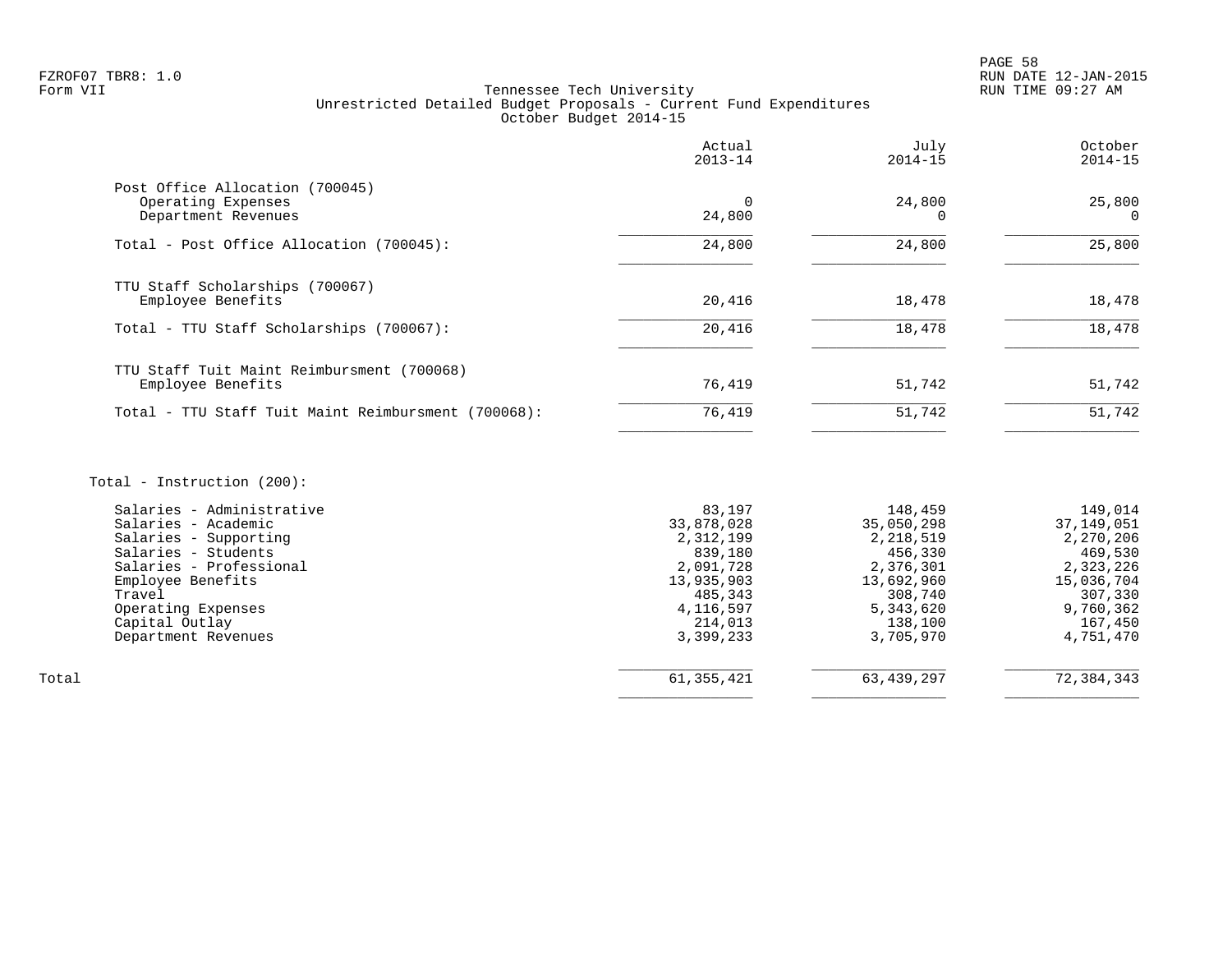FZROF07 TBR8: 1.0
Form VII

Tennessee Tech University
Unrestricted Detailed Budget Proposals - Current Fund Expenditures
October Budget 2014-15

RUN DATE 12-JAN-2015
RUN TIME 09:27 AM

| | Actual 2013-14 | July 2014-15 | October 2014-15 |
|---|---|---|---|
| **Post Office Allocation (700045)** | | | |
| Operating Expenses | 0 | 24,800 | 25,800 |
| Department Revenues | 24,800 | 0 | 0 |
| Total - Post Office Allocation (700045): | 24,800 | 24,800 | 25,800 |
| **TTU Staff Scholarships (700067)** | | | |
| Employee Benefits | 20,416 | 18,478 | 18,478 |
| Total - TTU Staff Scholarships (700067): | 20,416 | 18,478 | 18,478 |
| **TTU Staff Tuit Maint Reimbursment (700068)** | | | |
| Employee Benefits | 76,419 | 51,742 | 51,742 |
| Total - TTU Staff Tuit Maint Reimbursment (700068): | 76,419 | 51,742 | 51,742 |
| **Total - Instruction (200):** | | | |
| Salaries - Administrative | 83,197 | 148,459 | 149,014 |
| Salaries - Academic | 33,878,028 | 35,050,298 | 37,149,051 |
| Salaries - Supporting | 2,312,199 | 2,218,519 | 2,270,206 |
| Salaries - Students | 839,180 | 456,330 | 469,530 |
| Salaries - Professional | 2,091,728 | 2,376,301 | 2,323,226 |
| Employee Benefits | 13,935,903 | 13,692,960 | 15,036,704 |
| Travel | 485,343 | 308,740 | 307,330 |
| Operating Expenses | 4,116,597 | 5,343,620 | 9,760,362 |
| Capital Outlay | 214,013 | 138,100 | 167,450 |
| Department Revenues | 3,399,233 | 3,705,970 | 4,751,470 |
| Total | 61,355,421 | 63,439,297 | 72,384,343 |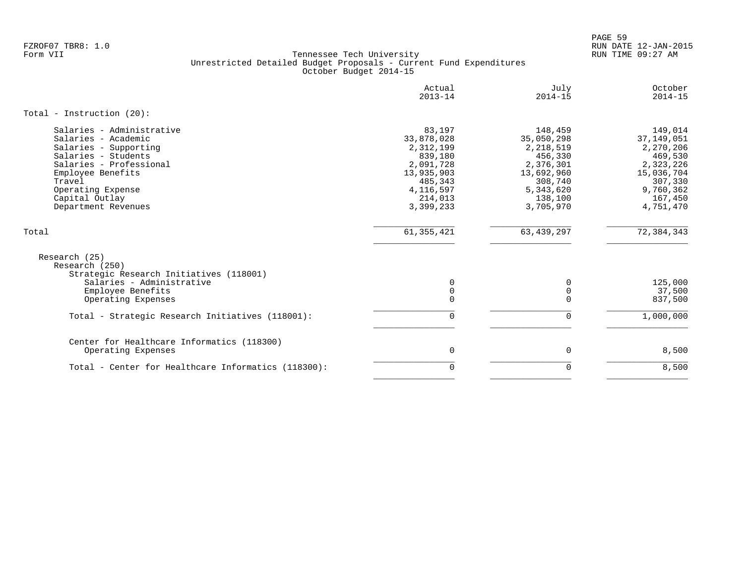FZROF07 TBR8: 1.0
Form VII

Tennessee Tech University
Unrestricted Detailed Budget Proposals - Current Fund Expenditures
October Budget 2014-15

| | Actual 2013-14 | July 2014-15 | October 2014-15 |
|---|---|---|---|
| **Total - Instruction (20):** | | | |
| Salaries - Administrative | 83,197 | 148,459 | 149,014 |
| Salaries - Academic | 33,878,028 | 35,050,298 | 37,149,051 |
| Salaries - Supporting | 2,312,199 | 2,218,519 | 2,270,206 |
| Salaries - Students | 839,180 | 456,330 | 469,530 |
| Salaries - Professional | 2,091,728 | 2,376,301 | 2,323,226 |
| Employee Benefits | 13,935,903 | 13,692,960 | 15,036,704 |
| Travel | 485,343 | 308,740 | 307,330 |
| Operating Expense | 4,116,597 | 5,343,620 | 9,760,362 |
| Capital Outlay | 214,013 | 138,100 | 167,450 |
| Department Revenues | 3,399,233 | 3,705,970 | 4,751,470 |
| Total | 61,355,421 | 63,439,297 | 72,384,343 |
| Research (25) | | | |
| Research (250) | | | |
| Strategic Research Initiatives (118001) | | | |
| Salaries - Administrative | 0 | 0 | 125,000 |
| Employee Benefits | 0 | 0 | 37,500 |
| Operating Expenses | 0 | 0 | 837,500 |
| Total - Strategic Research Initiatives (118001): | 0 | 0 | 1,000,000 |
| Center for Healthcare Informatics (118300) | | | |
| Operating Expenses | 0 | 0 | 8,500 |
| Total - Center for Healthcare Informatics (118300): | 0 | 0 | 8,500 |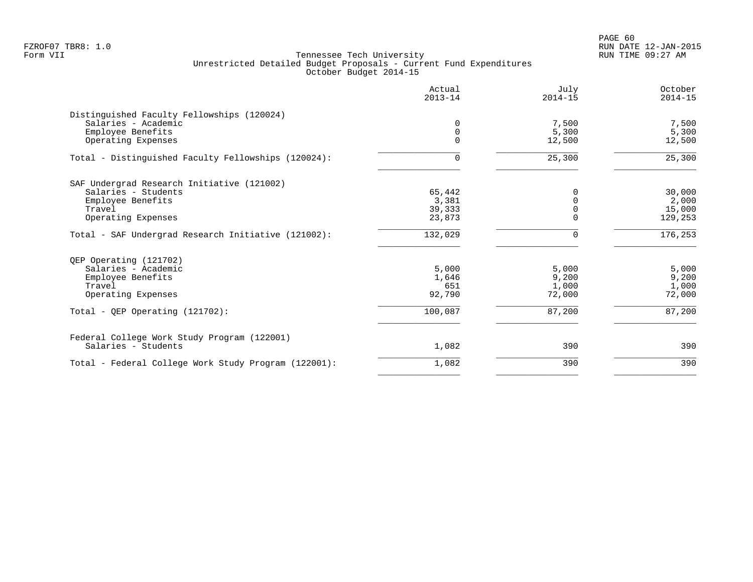FZROF07 TBR8: 1.0
Form VII

Tennessee Tech University
Unrestricted Detailed Budget Proposals - Current Fund Expenditures
October Budget 2014-15

RUN DATE 12-JAN-2015
RUN TIME 09:27 AM

| | Actual 2013-14 | July 2014-15 | October 2014-15 |
|---|---|---|---|
| **Distinguished Faculty Fellowships (120024)** | | | |
| Salaries - Academic | 0 | 7,500 | 7,500 |
| Employee Benefits | 0 | 5,300 | 5,300 |
| Operating Expenses | 0 | 12,500 | 12,500 |
| Total - Distinguished Faculty Fellowships (120024): | 0 | 25,300 | 25,300 |
| **SAF Undergrad Research Initiative (121002)** | | | |
| Salaries - Students | 65,442 | 0 | 30,000 |
| Employee Benefits | 3,381 | 0 | 2,000 |
| Travel | 39,333 | 0 | 15,000 |
| Operating Expenses | 23,873 | 0 | 129,253 |
| Total - SAF Undergrad Research Initiative (121002): | 132,029 | 0 | 176,253 |
| **QEP Operating (121702)** | | | |
| Salaries - Academic | 5,000 | 5,000 | 5,000 |
| Employee Benefits | 1,646 | 9,200 | 9,200 |
| Travel | 651 | 1,000 | 1,000 |
| Operating Expenses | 92,790 | 72,000 | 72,000 |
| Total - QEP Operating (121702): | 100,087 | 87,200 | 87,200 |
| **Federal College Work Study Program (122001)** | | | |
| Salaries - Students | 1,082 | 390 | 390 |
| Total - Federal College Work Study Program (122001): | 1,082 | 390 | 390 |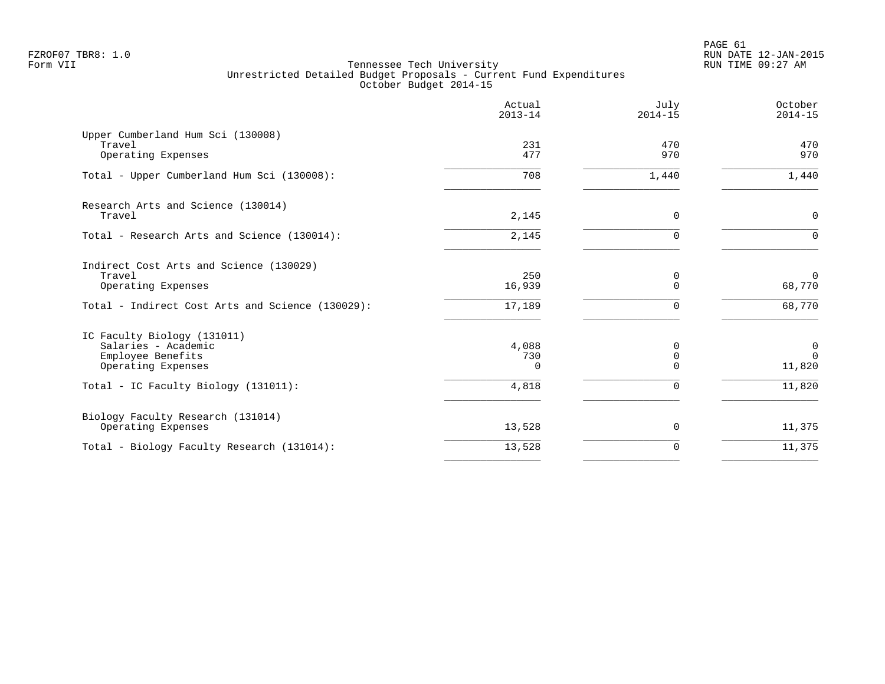Tennessee Tech University
Unrestricted Detailed Budget Proposals - Current Fund Expenditures
October Budget 2014-15

| | Actual 2013-14 | July 2014-15 | October 2014-15 |
|---|---|---|---|
| **Upper Cumberland Hum Sci (130008)** | | | |
| Travel | 231 | 470 | 470 |
| Operating Expenses | 477 | 970 | 970 |
| Total - Upper Cumberland Hum Sci (130008): | 708 | 1,440 | 1,440 |
| **Research Arts and Science (130014)** | | | |
| Travel | 2,145 | 0 | 0 |
| Total - Research Arts and Science (130014): | 2,145 | 0 | 0 |
| **Indirect Cost Arts and Science (130029)** | | | |
| Travel | 250 | 0 | 0 |
| Operating Expenses | 16,939 | 0 | 68,770 |
| Total - Indirect Cost Arts and Science (130029): | 17,189 | 0 | 68,770 |
| **IC Faculty Biology (131011)** | | | |
| Salaries - Academic | 4,088 | 0 | 0 |
| Employee Benefits | 730 | 0 | 0 |
| Operating Expenses | 0 | 0 | 11,820 |
| Total - IC Faculty Biology (131011): | 4,818 | 0 | 11,820 |
| **Biology Faculty Research (131014)** | | | |
| Operating Expenses | 13,528 | 0 | 11,375 |
| Total - Biology Faculty Research (131014): | 13,528 | 0 | 11,375 |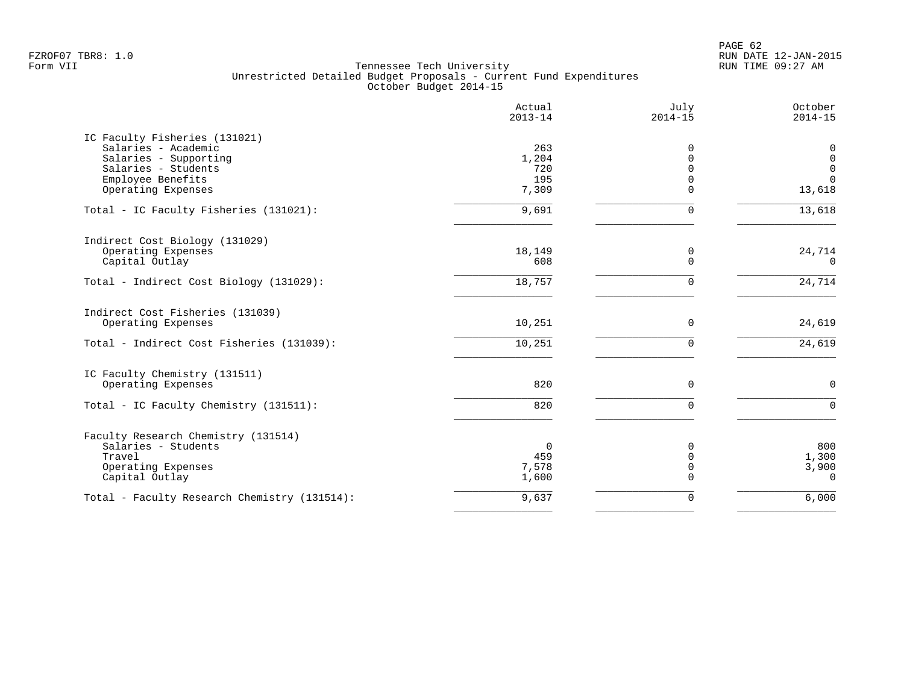FZROF07 TBR8: 1.0
Form VII

Tennessee Tech University
Unrestricted Detailed Budget Proposals - Current Fund Expenditures
October Budget 2014-15

RUN DATE 12-JAN-2015
RUN TIME 09:27 AM

| | Actual 2013-14 | July 2014-15 | October 2014-15 |
|---|---|---|---|
| **IC Faculty Fisheries (131021)** | | | |
| Salaries - Academic | 263 | 0 | 0 |
| Salaries - Supporting | 1,204 | 0 | 0 |
| Salaries - Students | 720 | 0 | 0 |
| Employee Benefits | 195 | 0 | 0 |
| Operating Expenses | 7,309 | 0 | 13,618 |
| Total - IC Faculty Fisheries (131021): | 9,691 | 0 | 13,618 |
| **Indirect Cost Biology (131029)** | | | |
| Operating Expenses | 18,149 | 0 | 24,714 |
| Capital Outlay | 608 | 0 | 0 |
| Total - Indirect Cost Biology (131029): | 18,757 | 0 | 24,714 |
| **Indirect Cost Fisheries (131039)** | | | |
| Operating Expenses | 10,251 | 0 | 24,619 |
| Total - Indirect Cost Fisheries (131039): | 10,251 | 0 | 24,619 |
| **IC Faculty Chemistry (131511)** | | | |
| Operating Expenses | 820 | 0 | 0 |
| Total - IC Faculty Chemistry (131511): | 820 | 0 | 0 |
| **Faculty Research Chemistry (131514)** | | | |
| Salaries - Students | 0 | 0 | 800 |
| Travel | 459 | 0 | 1,300 |
| Operating Expenses | 7,578 | 0 | 3,900 |
| Capital Outlay | 1,600 | 0 | 0 |
| Total - Faculty Research Chemistry (131514): | 9,637 | 0 | 6,000 |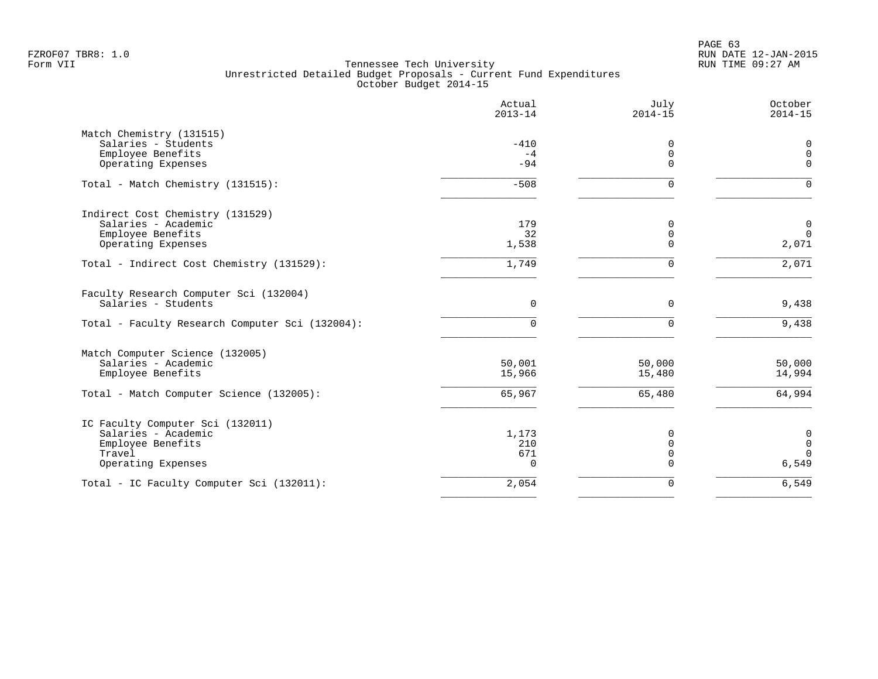FZROF07 TBR8: 1.0
Form VII

Tennessee Tech University
Unrestricted Detailed Budget Proposals - Current Fund Expenditures
October Budget 2014-15

| | Actual 2013-14 | July 2014-15 | October 2014-15 |
|---|---|---|---|
| **Match Chemistry (131515)** | | | |
| Salaries - Students | -410 | 0 | 0 |
| Employee Benefits | -4 | 0 | 0 |
| Operating Expenses | -94 | 0 | 0 |
| Total - Match Chemistry (131515): | -508 | 0 | 0 |
| **Indirect Cost Chemistry (131529)** | | | |
| Salaries - Academic | 179 | 0 | 0 |
| Employee Benefits | 32 | 0 | 0 |
| Operating Expenses | 1,538 | 0 | 2,071 |
| Total - Indirect Cost Chemistry (131529): | 1,749 | 0 | 2,071 |
| **Faculty Research Computer Sci (132004)** | | | |
| Salaries - Students | 0 | 0 | 9,438 |
| Total - Faculty Research Computer Sci (132004): | 0 | 0 | 9,438 |
| **Match Computer Science (132005)** | | | |
| Salaries - Academic | 50,001 | 50,000 | 50,000 |
| Employee Benefits | 15,966 | 15,480 | 14,994 |
| Total - Match Computer Science (132005): | 65,967 | 65,480 | 64,994 |
| **IC Faculty Computer Sci (132011)** | | | |
| Salaries - Academic | 1,173 | 0 | 0 |
| Employee Benefits | 210 | 0 | 0 |
| Travel | 671 | 0 | 0 |
| Operating Expenses | 0 | 0 | 6,549 |
| Total - IC Faculty Computer Sci (132011): | 2,054 | 0 | 6,549 |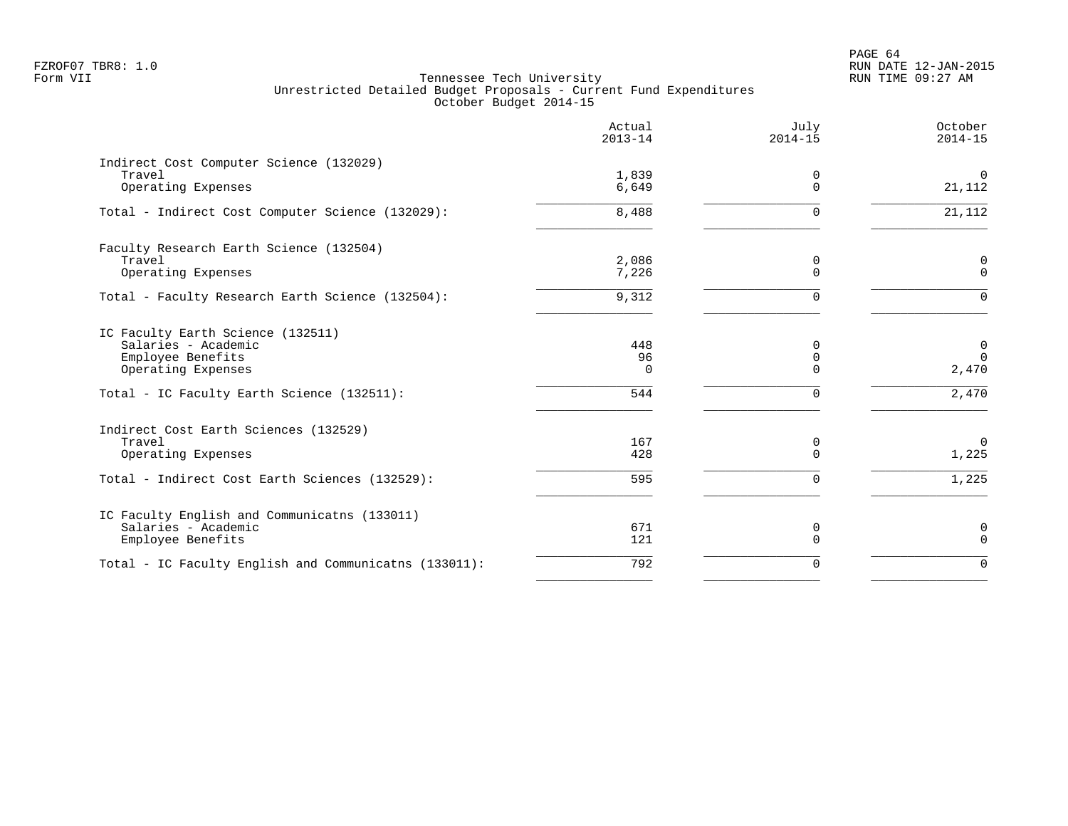FZROF07 TBR8: 1.0
Form VII

Tennessee Tech University
Unrestricted Detailed Budget Proposals - Current Fund Expenditures
October Budget 2014-15

RUN DATE 12-JAN-2015
RUN TIME 09:27 AM

| | Actual 2013-14 | July 2014-15 | October 2014-15 |
|---|---|---|---|
| **Indirect Cost Computer Science (132029)** | | | |
| Travel | 1,839 | 0 | 0 |
| Operating Expenses | 6,649 | 0 | 21,112 |
| Total - Indirect Cost Computer Science (132029): | 8,488 | 0 | 21,112 |
| **Faculty Research Earth Science (132504)** | | | |
| Travel | 2,086 | 0 | 0 |
| Operating Expenses | 7,226 | 0 | 0 |
| Total - Faculty Research Earth Science (132504): | 9,312 | 0 | 0 |
| **IC Faculty Earth Science (132511)** | | | |
| Salaries - Academic | 448 | 0 | 0 |
| Employee Benefits | 96 | 0 | 0 |
| Operating Expenses | 0 | 0 | 2,470 |
| Total - IC Faculty Earth Science (132511): | 544 | 0 | 2,470 |
| **Indirect Cost Earth Sciences (132529)** | | | |
| Travel | 167 | 0 | 0 |
| Operating Expenses | 428 | 0 | 1,225 |
| Total - Indirect Cost Earth Sciences (132529): | 595 | 0 | 1,225 |
| **IC Faculty English and Communicatns (133011)** | | | |
| Salaries - Academic | 671 | 0 | 0 |
| Employee Benefits | 121 | 0 | 0 |
| Total - IC Faculty English and Communicatns (133011): | 792 | 0 | 0 |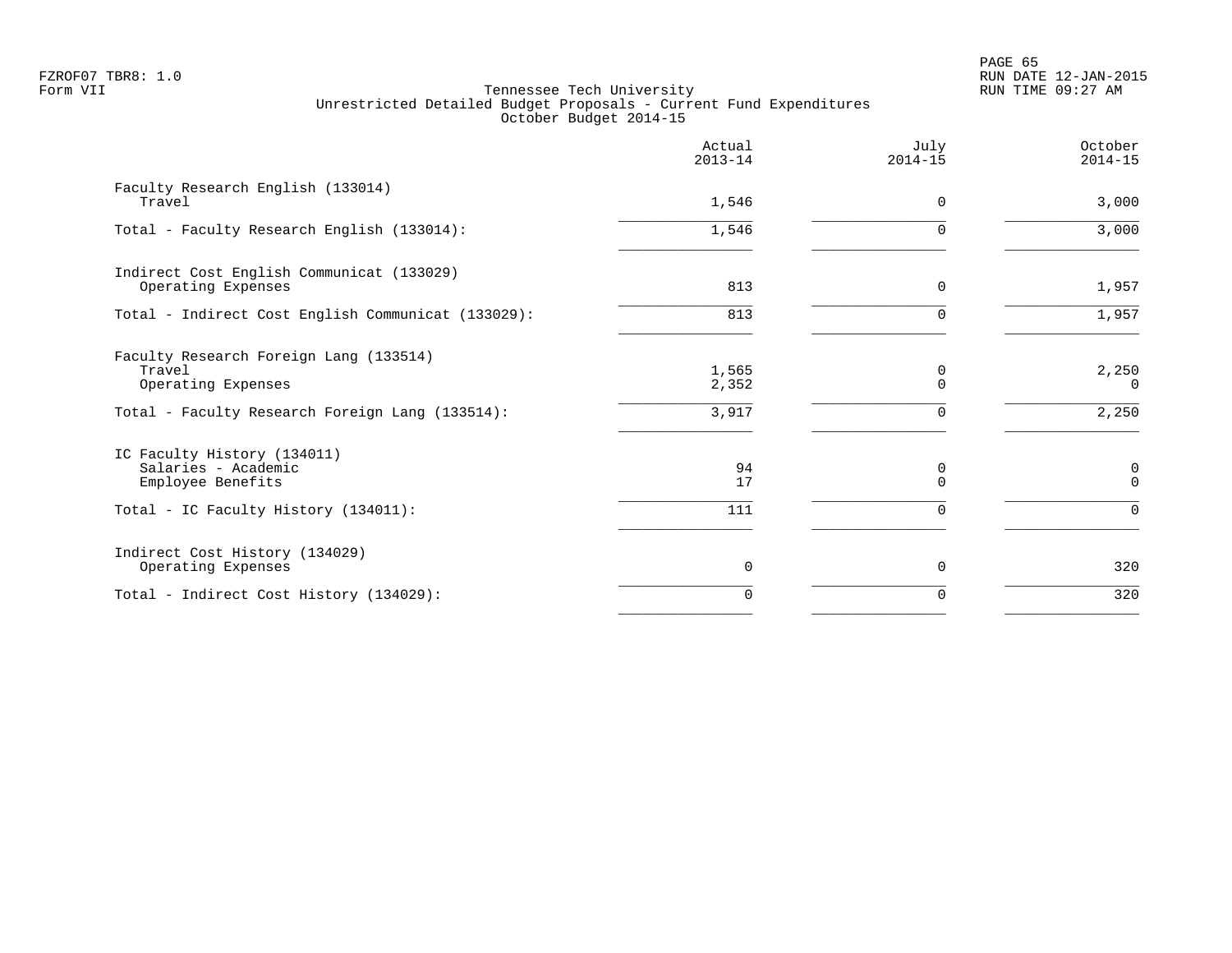Tennessee Tech University
Unrestricted Detailed Budget Proposals - Current Fund Expenditures
October Budget 2014-15

| | Actual 2013-14 | July 2014-15 | October 2014-15 |
|---|---|---|---|
| **Faculty Research English (133014)** | | | |
| Travel | 1,546 | 0 | 3,000 |
| Total - Faculty Research English (133014): | 1,546 | 0 | 3,000 |
| **Indirect Cost English Communicat (133029)** | | | |
| Operating Expenses | 813 | 0 | 1,957 |
| Total - Indirect Cost English Communicat (133029): | 813 | 0 | 1,957 |
| **Faculty Research Foreign Lang (133514)** | | | |
| Travel | 1,565 | 0 | 2,250 |
| Operating Expenses | 2,352 | 0 | 0 |
| Total - Faculty Research Foreign Lang (133514): | 3,917 | 0 | 2,250 |
| **IC Faculty History (134011)** | | | |
| Salaries - Academic | 94 | 0 | 0 |
| Employee Benefits | 17 | 0 | 0 |
| Total - IC Faculty History (134011): | 111 | 0 | 0 |
| **Indirect Cost History (134029)** | | | |
| Operating Expenses | 0 | 0 | 320 |
| Total - Indirect Cost History (134029): | 0 | 0 | 320 |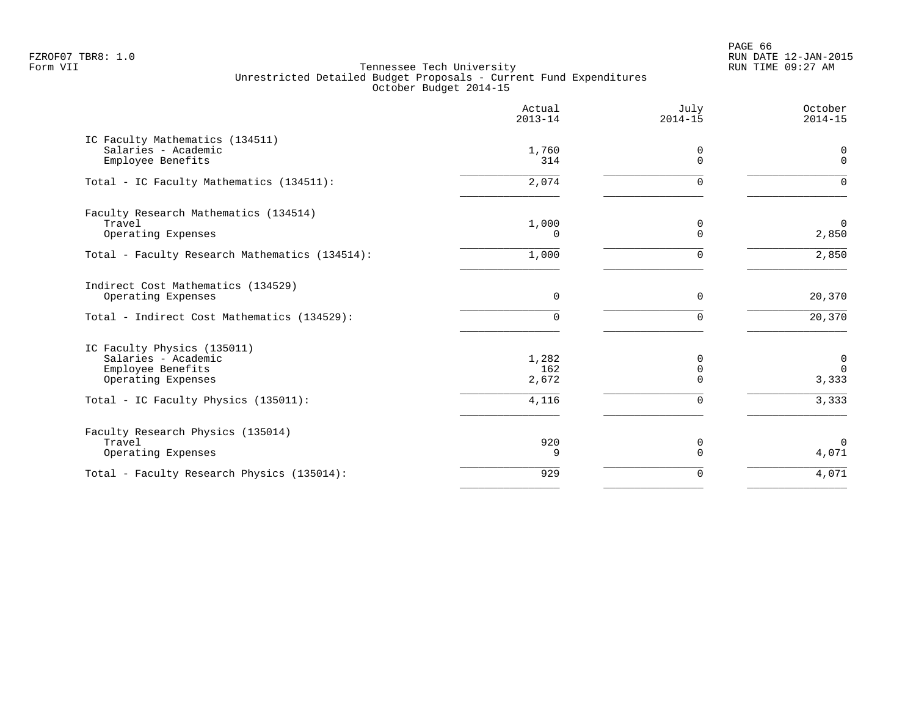Tennessee Tech University
Unrestricted Detailed Budget Proposals - Current Fund Expenditures
October Budget 2014-15

| | Actual 2013-14 | July 2014-15 | October 2014-15 |
|---|---|---|---|
| **IC Faculty Mathematics (134511)** | | | |
| Salaries - Academic | 1,760 | 0 | 0 |
| Employee Benefits | 314 | 0 | 0 |
| Total - IC Faculty Mathematics (134511): | 2,074 | 0 | 0 |
| **Faculty Research Mathematics (134514)** | | | |
| Travel | 1,000 | 0 | 0 |
| Operating Expenses | 0 | 0 | 2,850 |
| Total - Faculty Research Mathematics (134514): | 1,000 | 0 | 2,850 |
| **Indirect Cost Mathematics (134529)** | | | |
| Operating Expenses | 0 | 0 | 20,370 |
| Total - Indirect Cost Mathematics (134529): | 0 | 0 | 20,370 |
| **IC Faculty Physics (135011)** | | | |
| Salaries - Academic | 1,282 | 0 | 0 |
| Employee Benefits | 162 | 0 | 0 |
| Operating Expenses | 2,672 | 0 | 3,333 |
| Total - IC Faculty Physics (135011): | 4,116 | 0 | 3,333 |
| **Faculty Research Physics (135014)** | | | |
| Travel | 920 | 0 | 0 |
| Operating Expenses | 9 | 0 | 4,071 |
| Total - Faculty Research Physics (135014): | 929 | 0 | 4,071 |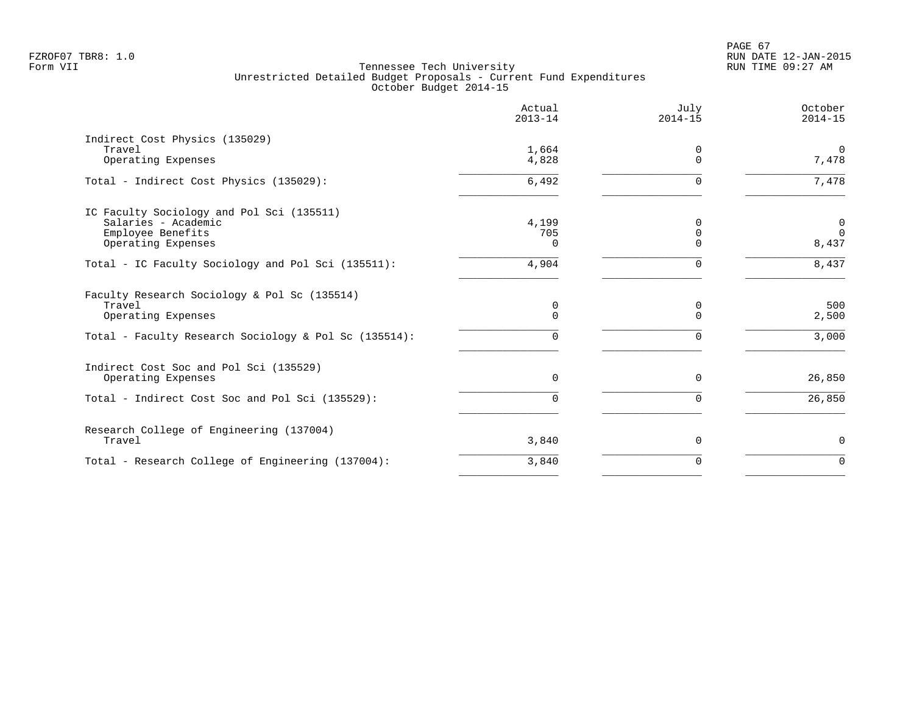Tennessee Tech University
Unrestricted Detailed Budget Proposals - Current Fund Expenditures
October Budget 2014-15

| | Actual 2013-14 | July 2014-15 | October 2014-15 |
|---|---|---|---|
| **Indirect Cost Physics (135029)** | | | |
| Travel | 1,664 | 0 | 0 |
| Operating Expenses | 4,828 | 0 | 7,478 |
| Total - Indirect Cost Physics (135029): | 6,492 | 0 | 7,478 |
| **IC Faculty Sociology and Pol Sci (135511)** | | | |
| Salaries - Academic | 4,199 | 0 | 0 |
| Employee Benefits | 705 | 0 | 0 |
| Operating Expenses | 0 | 0 | 8,437 |
| Total - IC Faculty Sociology and Pol Sci (135511): | 4,904 | 0 | 8,437 |
| **Faculty Research Sociology & Pol Sc (135514)** | | | |
| Travel | 0 | 0 | 500 |
| Operating Expenses | 0 | 0 | 2,500 |
| Total - Faculty Research Sociology & Pol Sc (135514): | 0 | 0 | 3,000 |
| **Indirect Cost Soc and Pol Sci (135529)** | | | |
| Operating Expenses | 0 | 0 | 26,850 |
| Total - Indirect Cost Soc and Pol Sci (135529): | 0 | 0 | 26,850 |
| **Research College of Engineering (137004)** | | | |
| Travel | 3,840 | 0 | 0 |
| Total - Research College of Engineering (137004): | 3,840 | 0 | 0 |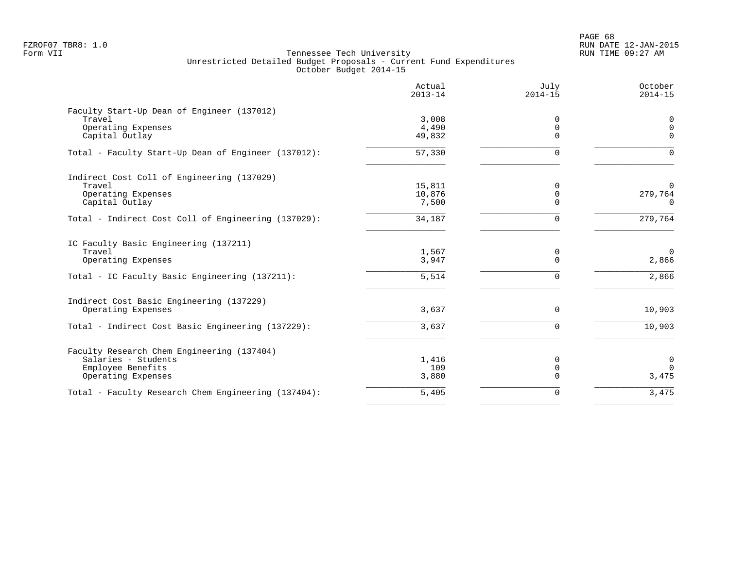FZROF07 TBR8: 1.0
Form VII

# Tennessee Tech University
## Unrestricted Detailed Budget Proposals - Current Fund Expenditures
### October Budget 2014-15

| | Actual 2013-14 | July 2014-15 | October 2014-15 |
|---|---|---|---|
| **Faculty Start-Up Dean of Engineer (137012)** | | | |
| Travel | 3,008 | 0 | 0 |
| Operating Expenses | 4,490 | 0 | 0 |
| Capital Outlay | 49,832 | 0 | 0 |
| Total - Faculty Start-Up Dean of Engineer (137012): | 57,330 | 0 | 0 |
| **Indirect Cost Coll of Engineering (137029)** | | | |
| Travel | 15,811 | 0 | 0 |
| Operating Expenses | 10,876 | 0 | 279,764 |
| Capital Outlay | 7,500 | 0 | 0 |
| Total - Indirect Cost Coll of Engineering (137029): | 34,187 | 0 | 279,764 |
| **IC Faculty Basic Engineering (137211)** | | | |
| Travel | 1,567 | 0 | 0 |
| Operating Expenses | 3,947 | 0 | 2,866 |
| Total - IC Faculty Basic Engineering (137211): | 5,514 | 0 | 2,866 |
| **Indirect Cost Basic Engineering (137229)** | | | |
| Operating Expenses | 3,637 | 0 | 10,903 |
| Total - Indirect Cost Basic Engineering (137229): | 3,637 | 0 | 10,903 |
| **Faculty Research Chem Engineering (137404)** | | | |
| Salaries - Students | 1,416 | 0 | 0 |
| Employee Benefits | 109 | 0 | 0 |
| Operating Expenses | 3,880 | 0 | 3,475 |
| Total - Faculty Research Chem Engineering (137404): | 5,405 | 0 | 3,475 |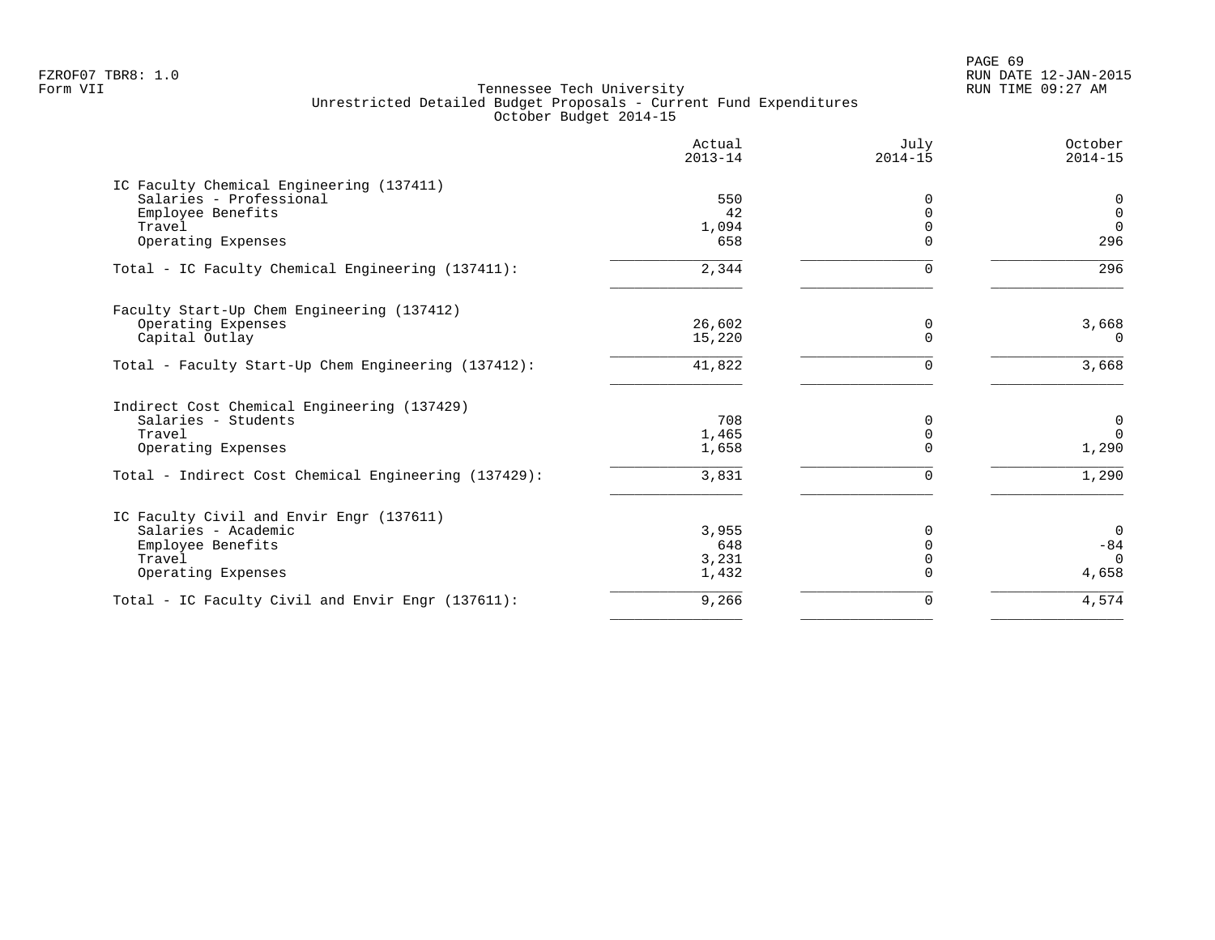Tennessee Tech University
Unrestricted Detailed Budget Proposals - Current Fund Expenditures
October Budget 2014-15

| | Actual 2013-14 | July 2014-15 | October 2014-15 |
|---|---|---|---|
| IC Faculty Chemical Engineering (137411) | | | |
| Salaries - Professional | 550 | 0 | 0 |
| Employee Benefits | 42 | 0 | 0 |
| Travel | 1,094 | 0 | 0 |
| Operating Expenses | 658 | 0 | 296 |
| Total - IC Faculty Chemical Engineering (137411): | 2,344 | 0 | 296 |
| Faculty Start-Up Chem Engineering (137412) | | | |
| Operating Expenses | 26,602 | 0 | 3,668 |
| Capital Outlay | 15,220 | 0 | 0 |
| Total - Faculty Start-Up Chem Engineering (137412): | 41,822 | 0 | 3,668 |
| Indirect Cost Chemical Engineering (137429) | | | |
| Salaries - Students | 708 | 0 | 0 |
| Travel | 1,465 | 0 | 0 |
| Operating Expenses | 1,658 | 0 | 1,290 |
| Total - Indirect Cost Chemical Engineering (137429): | 3,831 | 0 | 1,290 |
| IC Faculty Civil and Envir Engr (137611) | | | |
| Salaries - Academic | 3,955 | 0 | 0 |
| Employee Benefits | 648 | 0 | -84 |
| Travel | 3,231 | 0 | 0 |
| Operating Expenses | 1,432 | 0 | 4,658 |
| Total - IC Faculty Civil and Envir Engr (137611): | 9,266 | 0 | 4,574 |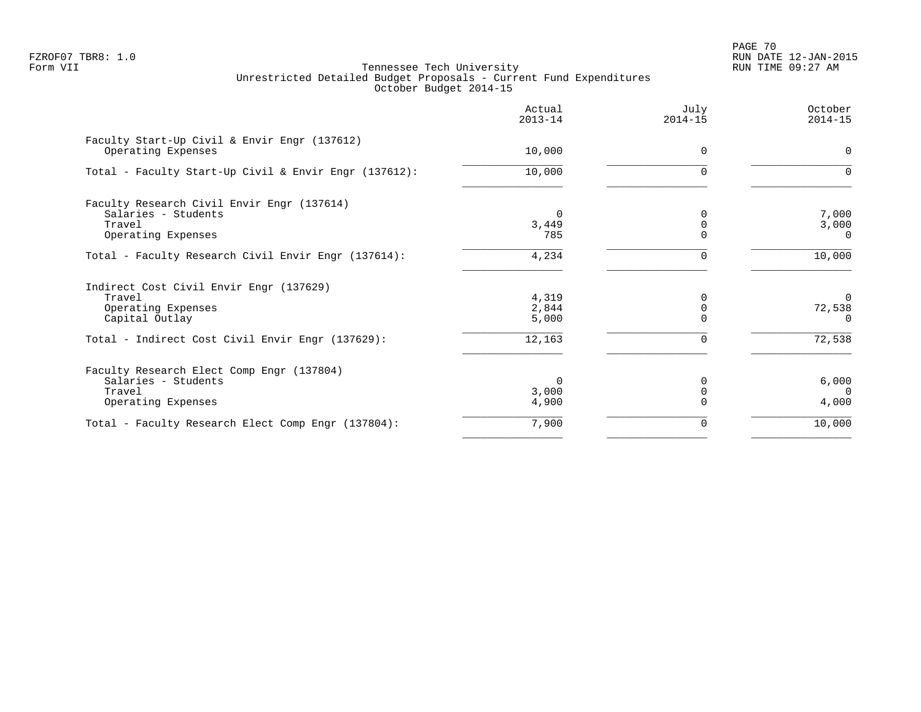FZROF07 TBR8: 1.0
Form VII

# Tennessee Tech University
## Unrestricted Detailed Budget Proposals - Current Fund Expenditures
### October Budget 2014-15

| | Actual 2013-14 | July 2014-15 | October 2014-15 |
|---|---|---|---|
| **Faculty Start-Up Civil & Envir Engr (137612)** | | | |
| Operating Expenses | 10,000 | 0 | 0 |
| Total - Faculty Start-Up Civil & Envir Engr (137612): | 10,000 | 0 | 0 |
| **Faculty Research Civil Envir Engr (137614)** | | | |
| Salaries - Students | 0 | 0 | 7,000 |
| Travel | 3,449 | 0 | 3,000 |
| Operating Expenses | 785 | 0 | 0 |
| Total - Faculty Research Civil Envir Engr (137614): | 4,234 | 0 | 10,000 |
| **Indirect Cost Civil Envir Engr (137629)** | | | |
| Travel | 4,319 | 0 | 0 |
| Operating Expenses | 2,844 | 0 | 72,538 |
| Capital Outlay | 5,000 | 0 | 0 |
| Total - Indirect Cost Civil Envir Engr (137629): | 12,163 | 0 | 72,538 |
| **Faculty Research Elect Comp Engr (137804)** | | | |
| Salaries - Students | 0 | 0 | 6,000 |
| Travel | 3,000 | 0 | 0 |
| Operating Expenses | 4,900 | 0 | 4,000 |
| Total - Faculty Research Elect Comp Engr (137804): | 7,900 | 0 | 10,000 |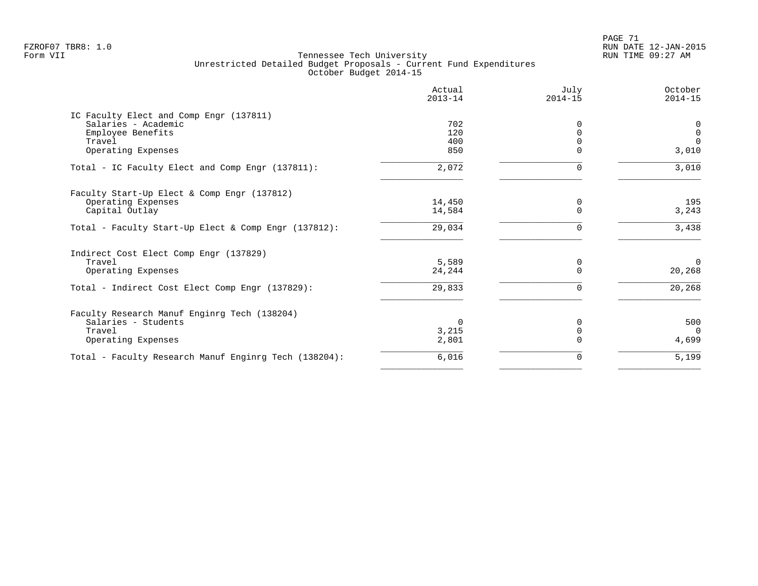Form VII

Tennessee Tech University
Unrestricted Detailed Budget Proposals - Current Fund Expenditures
October Budget 2014-15

| | Actual 2013-14 | July 2014-15 | October 2014-15 |
|---|---|---|---|
| **IC Faculty Elect and Comp Engr (137811)** | | | |
| Salaries - Academic | 702 | 0 | 0 |
| Employee Benefits | 120 | 0 | 0 |
| Travel | 400 | 0 | 0 |
| Operating Expenses | 850 | 0 | 3,010 |
| Total - IC Faculty Elect and Comp Engr (137811): | 2,072 | 0 | 3,010 |
| **Faculty Start-Up Elect & Comp Engr (137812)** | | | |
| Operating Expenses | 14,450 | 0 | 195 |
| Capital Outlay | 14,584 | 0 | 3,243 |
| Total - Faculty Start-Up Elect & Comp Engr (137812): | 29,034 | 0 | 3,438 |
| **Indirect Cost Elect Comp Engr (137829)** | | | |
| Travel | 5,589 | 0 | 0 |
| Operating Expenses | 24,244 | 0 | 20,268 |
| Total - Indirect Cost Elect Comp Engr (137829): | 29,833 | 0 | 20,268 |
| **Faculty Research Manuf Enginrg Tech (138204)** | | | |
| Salaries - Students | 0 | 0 | 500 |
| Travel | 3,215 | 0 | 0 |
| Operating Expenses | 2,801 | 0 | 4,699 |
| Total - Faculty Research Manuf Enginrg Tech (138204): | 6,016 | 0 | 5,199 |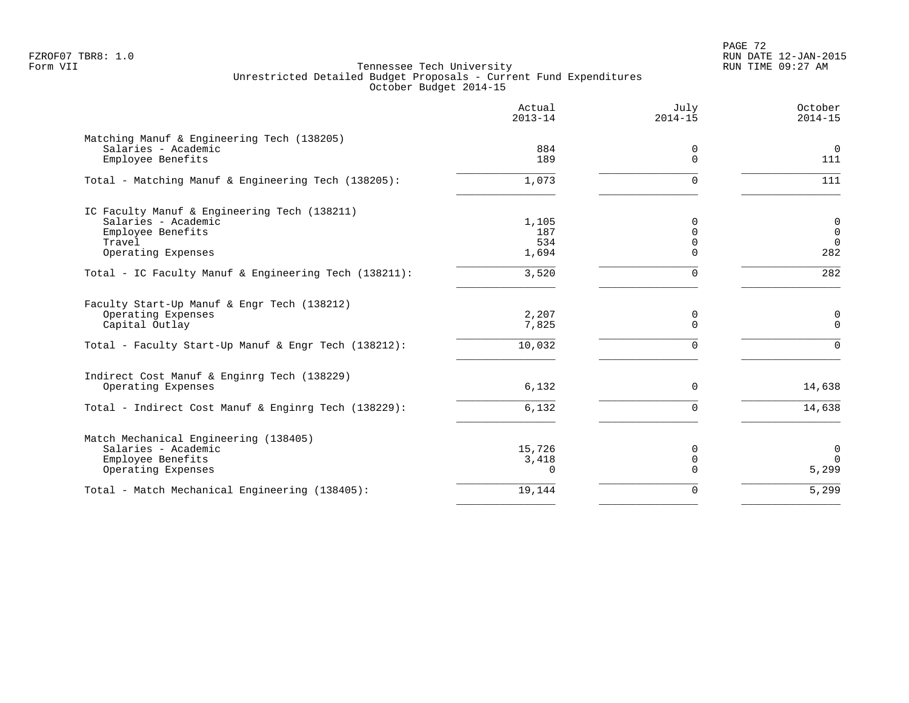FZROF07 TBR8: 1.0
Form VII

Tennessee Tech University
Unrestricted Detailed Budget Proposals - Current Fund Expenditures
October Budget 2014-15

RUN DATE 12-JAN-2015
RUN TIME 09:27 AM

| | Actual 2013-14 | July 2014-15 | October 2014-15 |
|---|---|---|---|
| **Matching Manuf & Engineering Tech (138205)** | | | |
| Salaries - Academic | 884 | 0 | 0 |
| Employee Benefits | 189 | 0 | 111 |
| Total - Matching Manuf & Engineering Tech (138205): | 1,073 | 0 | 111 |
| **IC Faculty Manuf & Engineering Tech (138211)** | | | |
| Salaries - Academic | 1,105 | 0 | 0 |
| Employee Benefits | 187 | 0 | 0 |
| Travel | 534 | 0 | 0 |
| Operating Expenses | 1,694 | 0 | 282 |
| Total - IC Faculty Manuf & Engineering Tech (138211): | 3,520 | 0 | 282 |
| **Faculty Start-Up Manuf & Engr Tech (138212)** | | | |
| Operating Expenses | 2,207 | 0 | 0 |
| Capital Outlay | 7,825 | 0 | 0 |
| Total - Faculty Start-Up Manuf & Engr Tech (138212): | 10,032 | 0 | 0 |
| **Indirect Cost Manuf & Enginrg Tech (138229)** | | | |
| Operating Expenses | 6,132 | 0 | 14,638 |
| Total - Indirect Cost Manuf & Enginrg Tech (138229): | 6,132 | 0 | 14,638 |
| **Match Mechanical Engineering (138405)** | | | |
| Salaries - Academic | 15,726 | 0 | 0 |
| Employee Benefits | 3,418 | 0 | 0 |
| Operating Expenses | 0 | 0 | 5,299 |
| Total - Match Mechanical Engineering (138405): | 19,144 | 0 | 5,299 |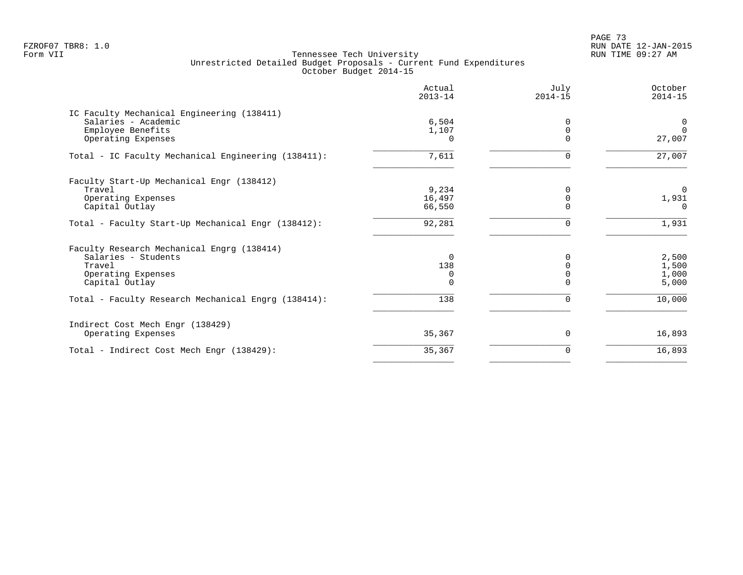FZROF07 TBR8: 1.0
Form VII

Tennessee Tech University
Unrestricted Detailed Budget Proposals - Current Fund Expenditures
October Budget 2014-15

RUN DATE 12-JAN-2015
RUN TIME 09:27 AM

| | Actual 2013-14 | July 2014-15 | October 2014-15 |
|---|---|---|---|
| **IC Faculty Mechanical Engineering (138411)** | | | |
| Salaries - Academic | 6,504 | 0 | 0 |
| Employee Benefits | 1,107 | 0 | 0 |
| Operating Expenses | 0 | 0 | 27,007 |
| Total - IC Faculty Mechanical Engineering (138411): | 7,611 | 0 | 27,007 |
| **Faculty Start-Up Mechanical Engr (138412)** | | | |
| Travel | 9,234 | 0 | 0 |
| Operating Expenses | 16,497 | 0 | 1,931 |
| Capital Outlay | 66,550 | 0 | 0 |
| Total - Faculty Start-Up Mechanical Engr (138412): | 92,281 | 0 | 1,931 |
| **Faculty Research Mechanical Engrg (138414)** | | | |
| Salaries - Students | 0 | 0 | 2,500 |
| Travel | 138 | 0 | 1,500 |
| Operating Expenses | 0 | 0 | 1,000 |
| Capital Outlay | 0 | 0 | 5,000 |
| Total - Faculty Research Mechanical Engrg (138414): | 138 | 0 | 10,000 |
| **Indirect Cost Mech Engr (138429)** | | | |
| Operating Expenses | 35,367 | 0 | 16,893 |
| Total - Indirect Cost Mech Engr (138429): | 35,367 | 0 | 16,893 |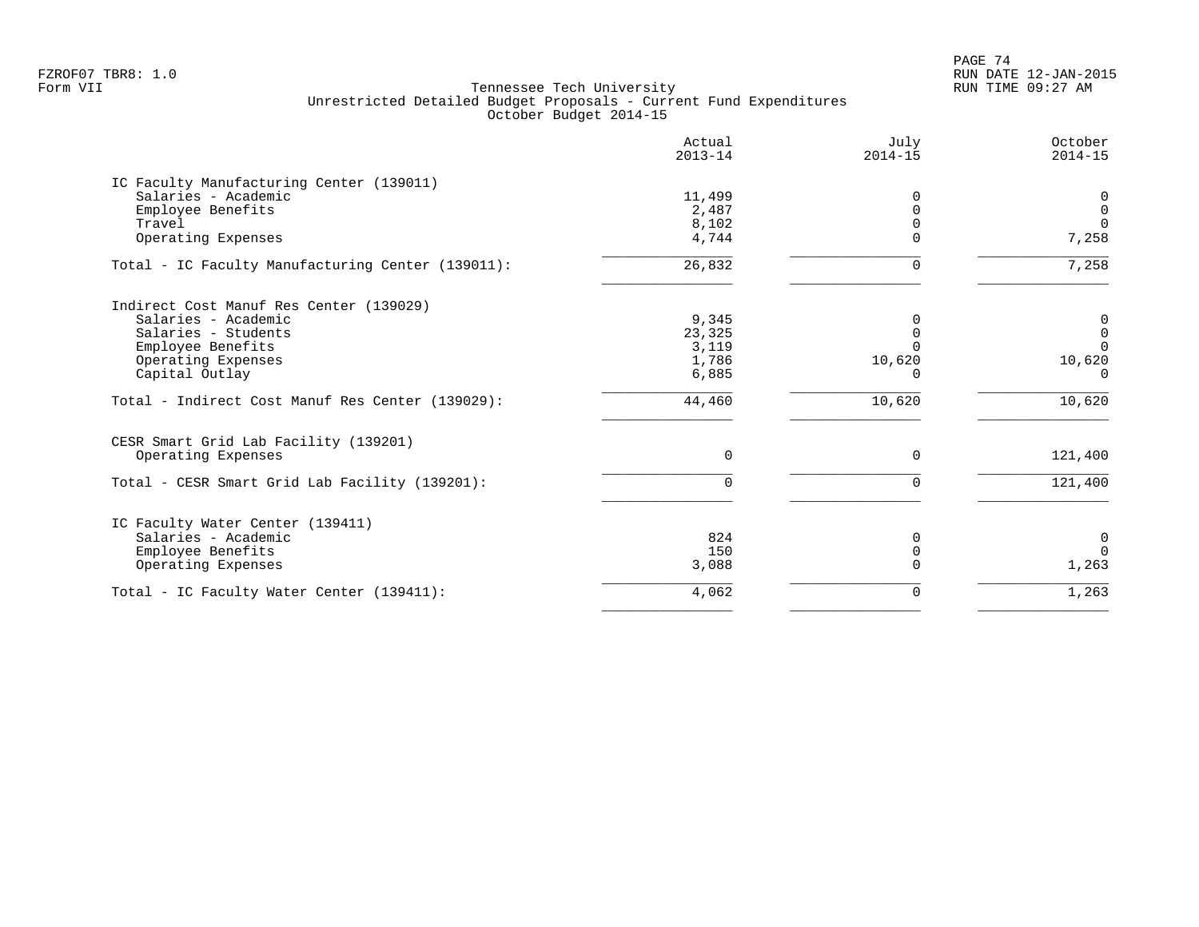FZROF07 TBR8: 1.0
Form VII

Tennessee Tech University
Unrestricted Detailed Budget Proposals - Current Fund Expenditures
October Budget 2014-15

RUN DATE 12-JAN-2015
RUN TIME 09:27 AM

| | Actual 2013-14 | July 2014-15 | October 2014-15 |
|---|---|---|---|
| **IC Faculty Manufacturing Center (139011)** | | | |
| Salaries - Academic | 11,499 | 0 | 0 |
| Employee Benefits | 2,487 | 0 | 0 |
| Travel | 8,102 | 0 | 0 |
| Operating Expenses | 4,744 | 0 | 7,258 |
| Total - IC Faculty Manufacturing Center (139011): | 26,832 | 0 | 7,258 |
| **Indirect Cost Manuf Res Center (139029)** | | | |
| Salaries - Academic | 9,345 | 0 | 0 |
| Salaries - Students | 23,325 | 0 | 0 |
| Employee Benefits | 3,119 | 0 | 0 |
| Operating Expenses | 1,786 | 10,620 | 10,620 |
| Capital Outlay | 6,885 | 0 | 0 |
| Total - Indirect Cost Manuf Res Center (139029): | 44,460 | 10,620 | 10,620 |
| **CESR Smart Grid Lab Facility (139201)** | | | |
| Operating Expenses | 0 | 0 | 121,400 |
| Total - CESR Smart Grid Lab Facility (139201): | 0 | 0 | 121,400 |
| **IC Faculty Water Center (139411)** | | | |
| Salaries - Academic | 824 | 0 | 0 |
| Employee Benefits | 150 | 0 | 0 |
| Operating Expenses | 3,088 | 0 | 1,263 |
| Total - IC Faculty Water Center (139411): | 4,062 | 0 | 1,263 |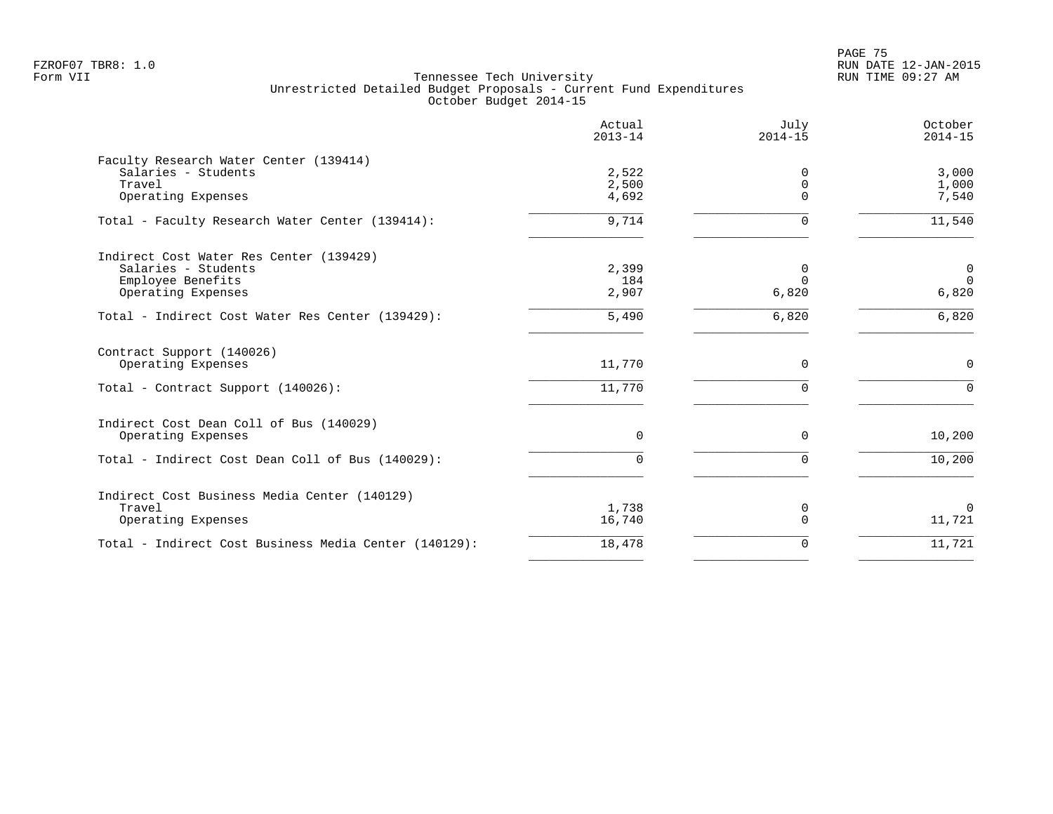FZROF07 TBR8: 1.0
Form VII

Tennessee Tech University
Unrestricted Detailed Budget Proposals - Current Fund Expenditures
October Budget 2014-15

RUN DATE 12-JAN-2015
RUN TIME 09:27 AM

| | Actual 2013-14 | July 2014-15 | October 2014-15 |
|---|---|---|---|
| **Faculty Research Water Center (139414)** | | | |
| Salaries - Students | 2,522 | 0 | 3,000 |
| Travel | 2,500 | 0 | 1,000 |
| Operating Expenses | 4,692 | 0 | 7,540 |
| Total - Faculty Research Water Center (139414): | 9,714 | 0 | 11,540 |
| **Indirect Cost Water Res Center (139429)** | | | |
| Salaries - Students | 2,399 | 0 | 0 |
| Employee Benefits | 184 | 0 | 0 |
| Operating Expenses | 2,907 | 6,820 | 6,820 |
| Total - Indirect Cost Water Res Center (139429): | 5,490 | 6,820 | 6,820 |
| **Contract Support (140026)** | | | |
| Operating Expenses | 11,770 | 0 | 0 |
| Total - Contract Support (140026): | 11,770 | 0 | 0 |
| **Indirect Cost Dean Coll of Bus (140029)** | | | |
| Operating Expenses | 0 | 0 | 10,200 |
| Total - Indirect Cost Dean Coll of Bus (140029): | 0 | 0 | 10,200 |
| **Indirect Cost Business Media Center (140129)** | | | |
| Travel | 1,738 | 0 | 0 |
| Operating Expenses | 16,740 | 0 | 11,721 |
| Total - Indirect Cost Business Media Center (140129): | 18,478 | 0 | 11,721 |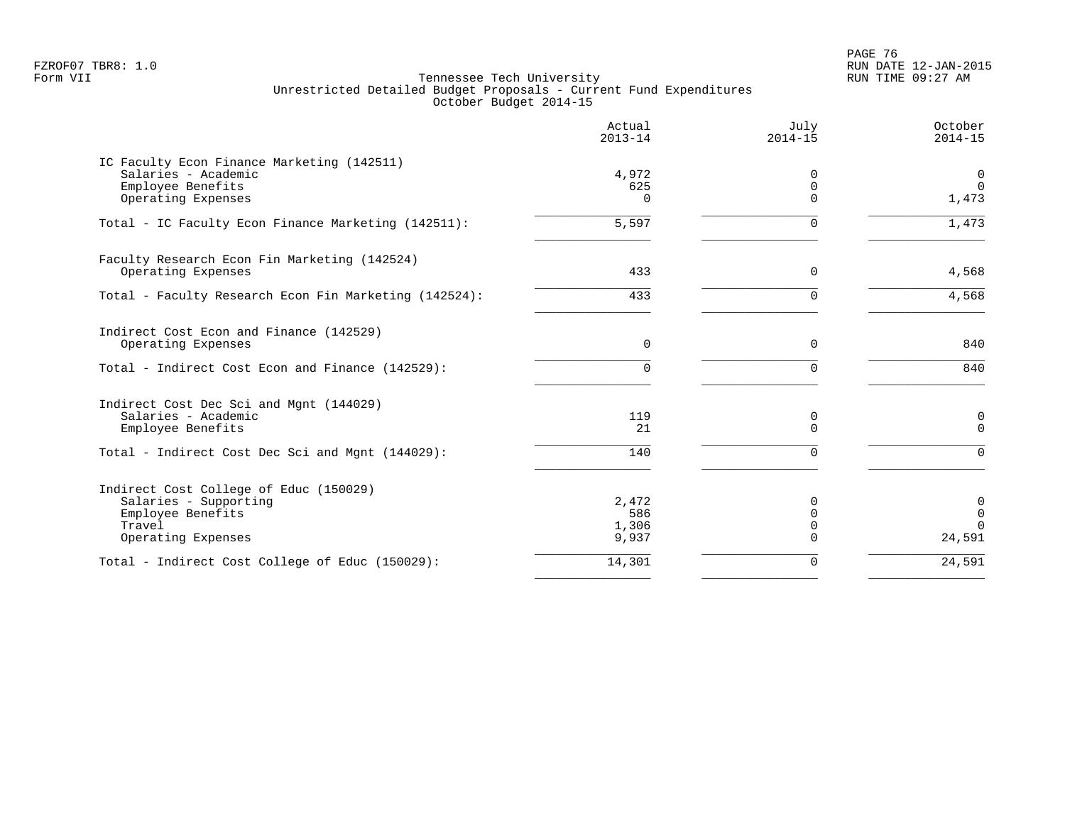Form VII

Tennessee Tech University
Unrestricted Detailed Budget Proposals - Current Fund Expenditures
October Budget 2014-15

| | Actual 2013-14 | July 2014-15 | October 2014-15 |
|---|---|---|---|
| **IC Faculty Econ Finance Marketing (142511)** | | | |
| Salaries - Academic | 4,972 | 0 | 0 |
| Employee Benefits | 625 | 0 | 0 |
| Operating Expenses | 0 | 0 | 1,473 |
| Total - IC Faculty Econ Finance Marketing (142511): | 5,597 | 0 | 1,473 |
| **Faculty Research Econ Fin Marketing (142524)** | | | |
| Operating Expenses | 433 | 0 | 4,568 |
| Total - Faculty Research Econ Fin Marketing (142524): | 433 | 0 | 4,568 |
| **Indirect Cost Econ and Finance (142529)** | | | |
| Operating Expenses | 0 | 0 | 840 |
| Total - Indirect Cost Econ and Finance (142529): | 0 | 0 | 840 |
| **Indirect Cost Dec Sci and Mgnt (144029)** | | | |
| Salaries - Academic | 119 | 0 | 0 |
| Employee Benefits | 21 | 0 | 0 |
| Total - Indirect Cost Dec Sci and Mgnt (144029): | 140 | 0 | 0 |
| **Indirect Cost College of Educ (150029)** | | | |
| Salaries - Supporting | 2,472 | 0 | 0 |
| Employee Benefits | 586 | 0 | 0 |
| Travel | 1,306 | 0 | 0 |
| Operating Expenses | 9,937 | 0 | 24,591 |
| Total - Indirect Cost College of Educ (150029): | 14,301 | 0 | 24,591 |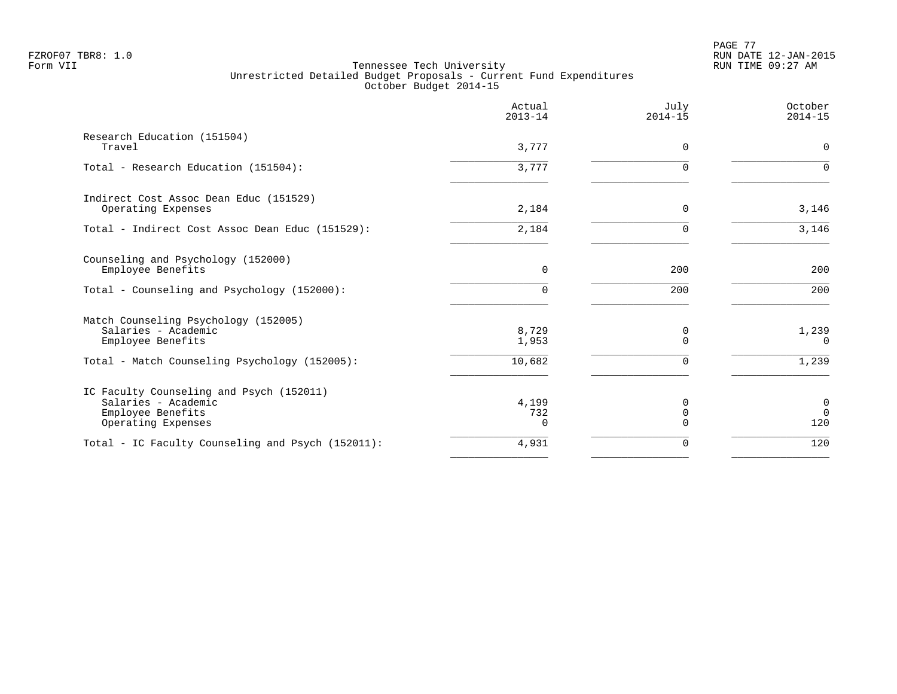FZROF07 TBR8: 1.0
Form VII

Tennessee Tech University
Unrestricted Detailed Budget Proposals - Current Fund Expenditures
October Budget 2014-15

RUN DATE 12-JAN-2015
RUN TIME 09:27 AM

| | Actual 2013-14 | July 2014-15 | October 2014-15 |
|---|---|---|---|
| **Research Education (151504)** | | | |
| Travel | 3,777 | 0 | 0 |
| Total - Research Education (151504): | 3,777 | 0 | 0 |
| **Indirect Cost Assoc Dean Educ (151529)** | | | |
| Operating Expenses | 2,184 | 0 | 3,146 |
| Total - Indirect Cost Assoc Dean Educ (151529): | 2,184 | 0 | 3,146 |
| **Counseling and Psychology (152000)** | | | |
| Employee Benefits | 0 | 200 | 200 |
| Total - Counseling and Psychology (152000): | 0 | 200 | 200 |
| **Match Counseling Psychology (152005)** | | | |
| Salaries - Academic | 8,729 | 0 | 1,239 |
| Employee Benefits | 1,953 | 0 | 0 |
| Total - Match Counseling Psychology (152005): | 10,682 | 0 | 1,239 |
| **IC Faculty Counseling and Psych (152011)** | | | |
| Salaries - Academic | 4,199 | 0 | 0 |
| Employee Benefits | 732 | 0 | 0 |
| Operating Expenses | 0 | 0 | 120 |
| Total - IC Faculty Counseling and Psych (152011): | 4,931 | 0 | 120 |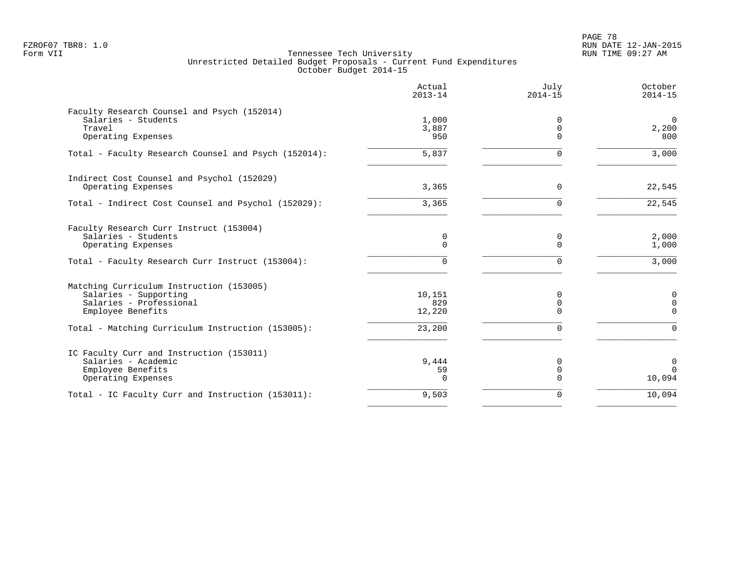Tennessee Tech University
Unrestricted Detailed Budget Proposals - Current Fund Expenditures
October Budget 2014-15

| | Actual 2013-14 | July 2014-15 | October 2014-15 |
|---|---|---|---|
| **Faculty Research Counsel and Psych (152014)** | | | |
| Salaries - Students | 1,000 | 0 | 0 |
| Travel | 3,887 | 0 | 2,200 |
| Operating Expenses | 950 | 0 | 800 |
| Total - Faculty Research Counsel and Psych (152014): | 5,837 | 0 | 3,000 |
| **Indirect Cost Counsel and Psychol (152029)** | | | |
| Operating Expenses | 3,365 | 0 | 22,545 |
| Total - Indirect Cost Counsel and Psychol (152029): | 3,365 | 0 | 22,545 |
| **Faculty Research Curr Instruct (153004)** | | | |
| Salaries - Students | 0 | 0 | 2,000 |
| Operating Expenses | 0 | 0 | 1,000 |
| Total - Faculty Research Curr Instruct (153004): | 0 | 0 | 3,000 |
| **Matching Curriculum Instruction (153005)** | | | |
| Salaries - Supporting | 10,151 | 0 | 0 |
| Salaries - Professional | 829 | 0 | 0 |
| Employee Benefits | 12,220 | 0 | 0 |
| Total - Matching Curriculum Instruction (153005): | 23,200 | 0 | 0 |
| **IC Faculty Curr and Instruction (153011)** | | | |
| Salaries - Academic | 9,444 | 0 | 0 |
| Employee Benefits | 59 | 0 | 0 |
| Operating Expenses | 0 | 0 | 10,094 |
| Total - IC Faculty Curr and Instruction (153011): | 9,503 | 0 | 10,094 |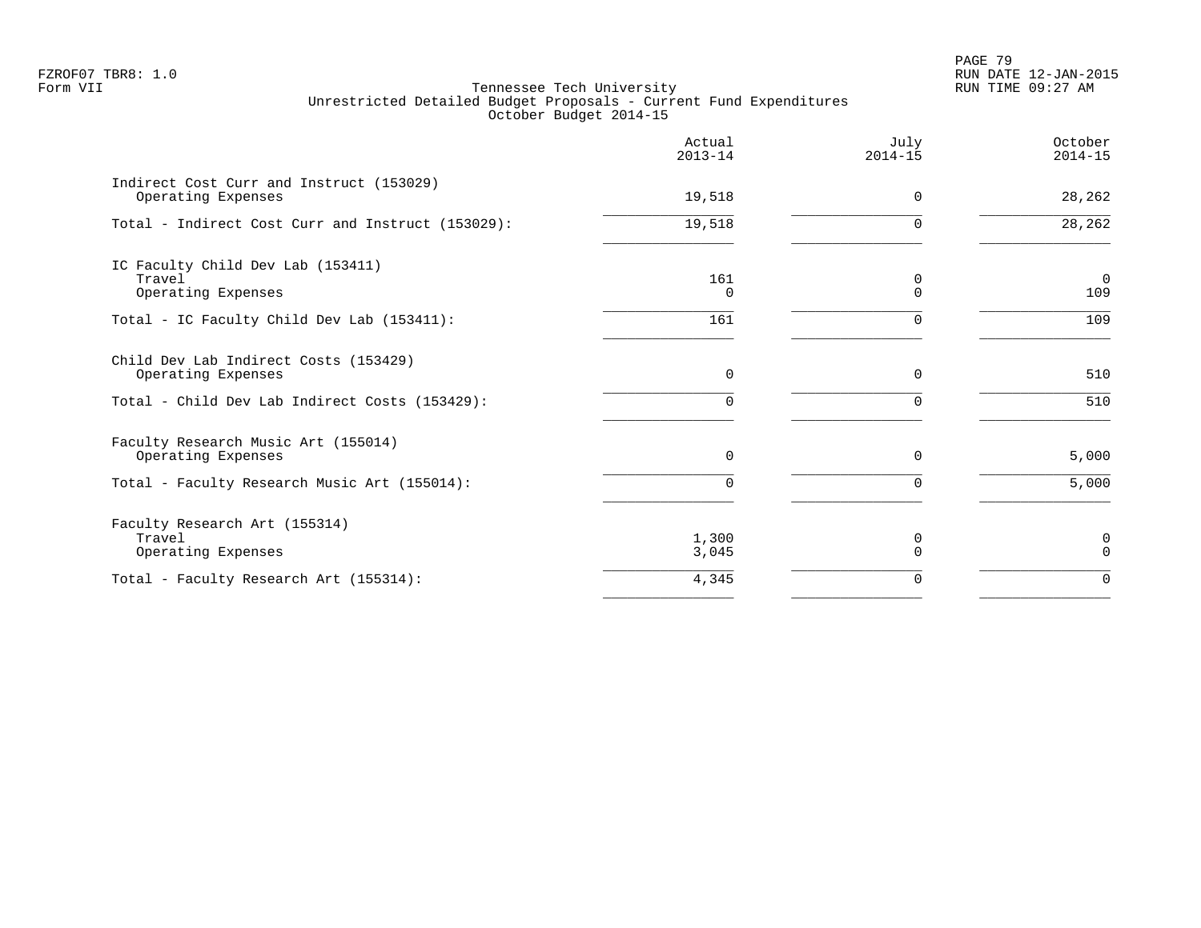FZROF07 TBR8: 1.0
Form VII

Tennessee Tech University
Unrestricted Detailed Budget Proposals - Current Fund Expenditures
October Budget 2014-15

RUN DATE 12-JAN-2015
RUN TIME 09:27 AM

| | Actual 2013-14 | July 2014-15 | October 2014-15 |
|---|---|---|---|
| Indirect Cost Curr and Instruct (153029) | | | |
| Operating Expenses | 19,518 | 0 | 28,262 |
| Total - Indirect Cost Curr and Instruct (153029): | 19,518 | 0 | 28,262 |
| IC Faculty Child Dev Lab (153411) | | | |
| Travel | 161 | 0 | 0 |
| Operating Expenses | 0 | 0 | 109 |
| Total - IC Faculty Child Dev Lab (153411): | 161 | 0 | 109 |
| Child Dev Lab Indirect Costs (153429) | | | |
| Operating Expenses | 0 | 0 | 510 |
| Total - Child Dev Lab Indirect Costs (153429): | 0 | 0 | 510 |
| Faculty Research Music Art (155014) | | | |
| Operating Expenses | 0 | 0 | 5,000 |
| Total - Faculty Research Music Art (155014): | 0 | 0 | 5,000 |
| Faculty Research Art (155314) | | | |
| Travel | 1,300 | 0 | 0 |
| Operating Expenses | 3,045 | 0 | 0 |
| Total - Faculty Research Art (155314): | 4,345 | 0 | 0 |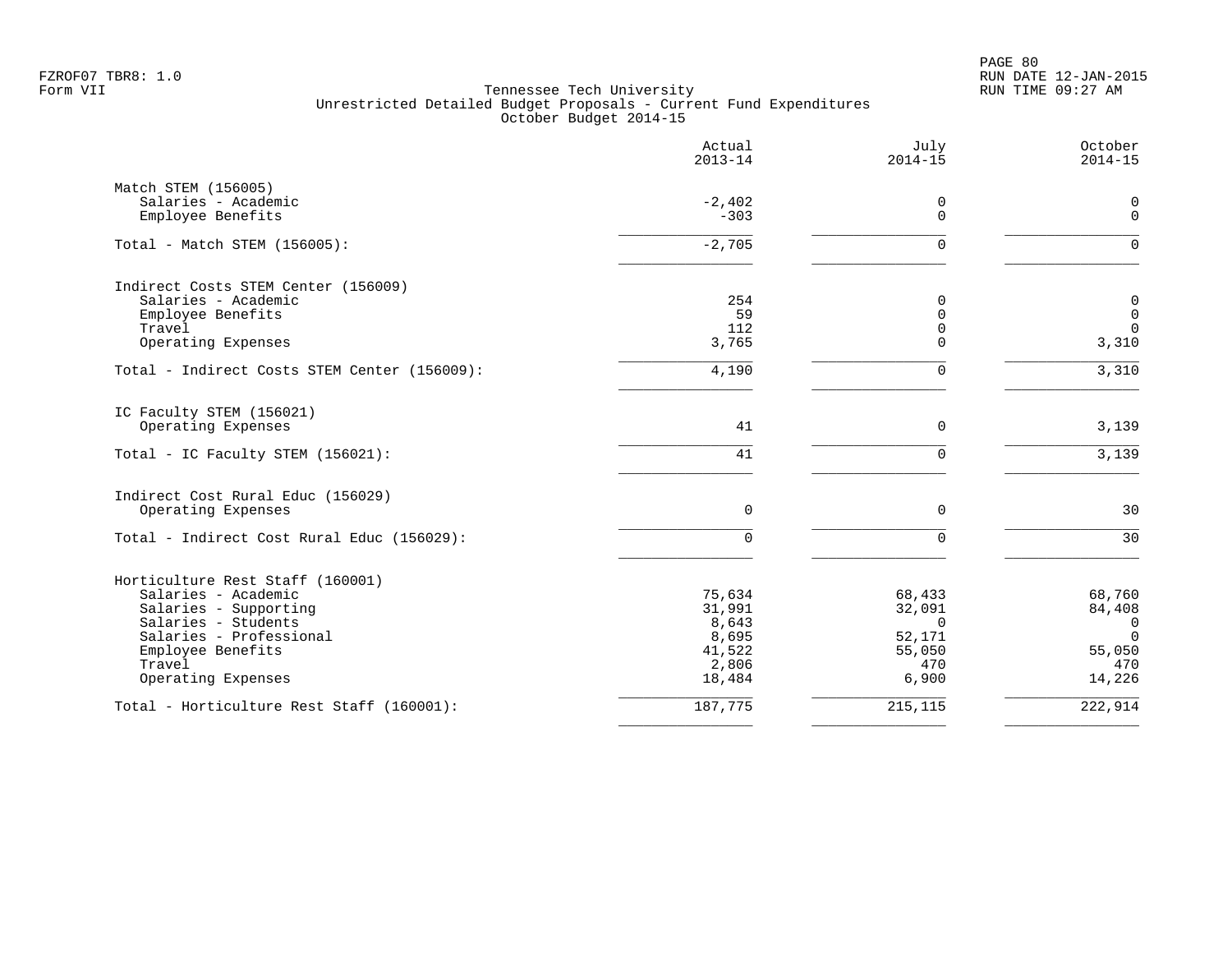FZROF07 TBR8: 1.0
Form VII

# Tennessee Tech University
## Unrestricted Detailed Budget Proposals - Current Fund Expenditures
### October Budget 2014-15

RUN DATE 12-JAN-2015
RUN TIME 09:27 AM

| | Actual 2013-14 | July 2014-15 | October 2014-15 |
|---|---:|---:|---:|
| **Match STEM (156005)** | | | |
| Salaries - Academic | -2,402 | 0 | 0 |
| Employee Benefits | -303 | 0 | 0 |
| Total - Match STEM (156005): | -2,705 | 0 | 0 |
| **Indirect Costs STEM Center (156009)** | | | |
| Salaries - Academic | 254 | 0 | 0 |
| Employee Benefits | 59 | 0 | 0 |
| Travel | 112 | 0 | 0 |
| Operating Expenses | 3,765 | 0 | 3,310 |
| Total - Indirect Costs STEM Center (156009): | 4,190 | 0 | 3,310 |
| **IC Faculty STEM (156021)** | | | |
| Operating Expenses | 41 | 0 | 3,139 |
| Total - IC Faculty STEM (156021): | 41 | 0 | 3,139 |
| **Indirect Cost Rural Educ (156029)** | | | |
| Operating Expenses | 0 | 0 | 30 |
| Total - Indirect Cost Rural Educ (156029): | 0 | 0 | 30 |
| **Horticulture Rest Staff (160001)** | | | |
| Salaries - Academic | 75,634 | 68,433 | 68,760 |
| Salaries - Supporting | 31,991 | 32,091 | 84,408 |
| Salaries - Students | 8,643 | 0 | 0 |
| Salaries - Professional | 8,695 | 52,171 | 0 |
| Employee Benefits | 41,522 | 55,050 | 55,050 |
| Travel | 2,806 | 470 | 470 |
| Operating Expenses | 18,484 | 6,900 | 14,226 |
| Total - Horticulture Rest Staff (160001): | 187,775 | 215,115 | 222,914 |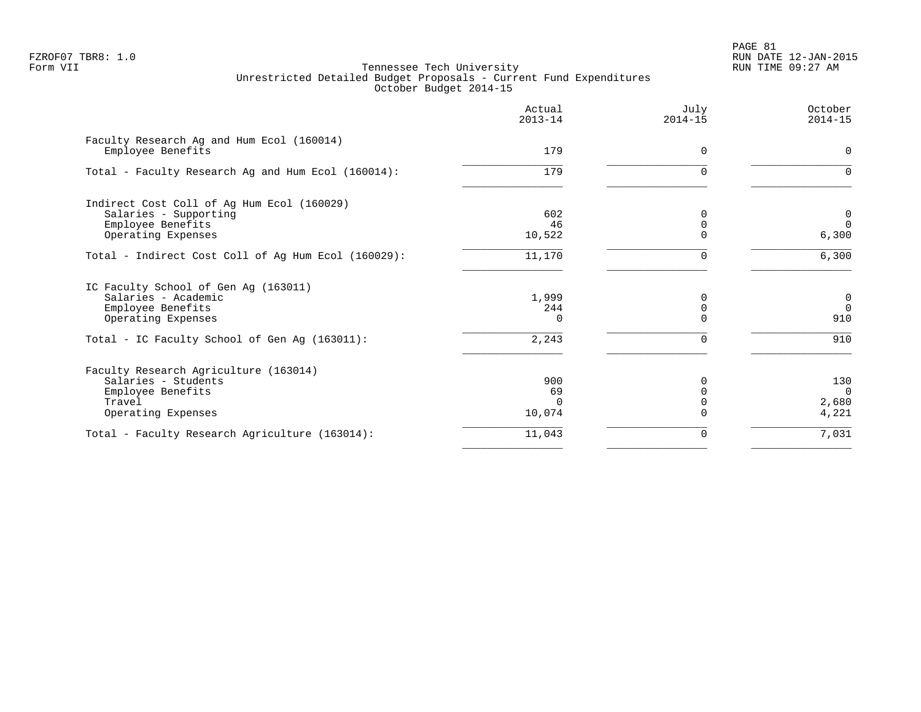FZROF07 TBR8: 1.0
Form VII

# Tennessee Tech University
## Unrestricted Detailed Budget Proposals - Current Fund Expenditures
### October Budget 2014-15

RUN DATE 12-JAN-2015
RUN TIME 09:27 AM

| | Actual 2013-14 | July 2014-15 | October 2014-15 |
|---|---|---|---|
| **Faculty Research Ag and Hum Ecol (160014)** | | | |
| Employee Benefits | 179 | 0 | 0 |
| Total - Faculty Research Ag and Hum Ecol (160014): | 179 | 0 | 0 |
| **Indirect Cost Coll of Ag Hum Ecol (160029)** | | | |
| Salaries - Supporting | 602 | 0 | 0 |
| Employee Benefits | 46 | 0 | 0 |
| Operating Expenses | 10,522 | 0 | 6,300 |
| Total - Indirect Cost Coll of Ag Hum Ecol (160029): | 11,170 | 0 | 6,300 |
| **IC Faculty School of Gen Ag (163011)** | | | |
| Salaries - Academic | 1,999 | 0 | 0 |
| Employee Benefits | 244 | 0 | 0 |
| Operating Expenses | 0 | 0 | 910 |
| Total - IC Faculty School of Gen Ag (163011): | 2,243 | 0 | 910 |
| **Faculty Research Agriculture (163014)** | | | |
| Salaries - Students | 900 | 0 | 130 |
| Employee Benefits | 69 | 0 | 0 |
| Travel | 0 | 0 | 2,680 |
| Operating Expenses | 10,074 | 0 | 4,221 |
| Total - Faculty Research Agriculture (163014): | 11,043 | 0 | 7,031 |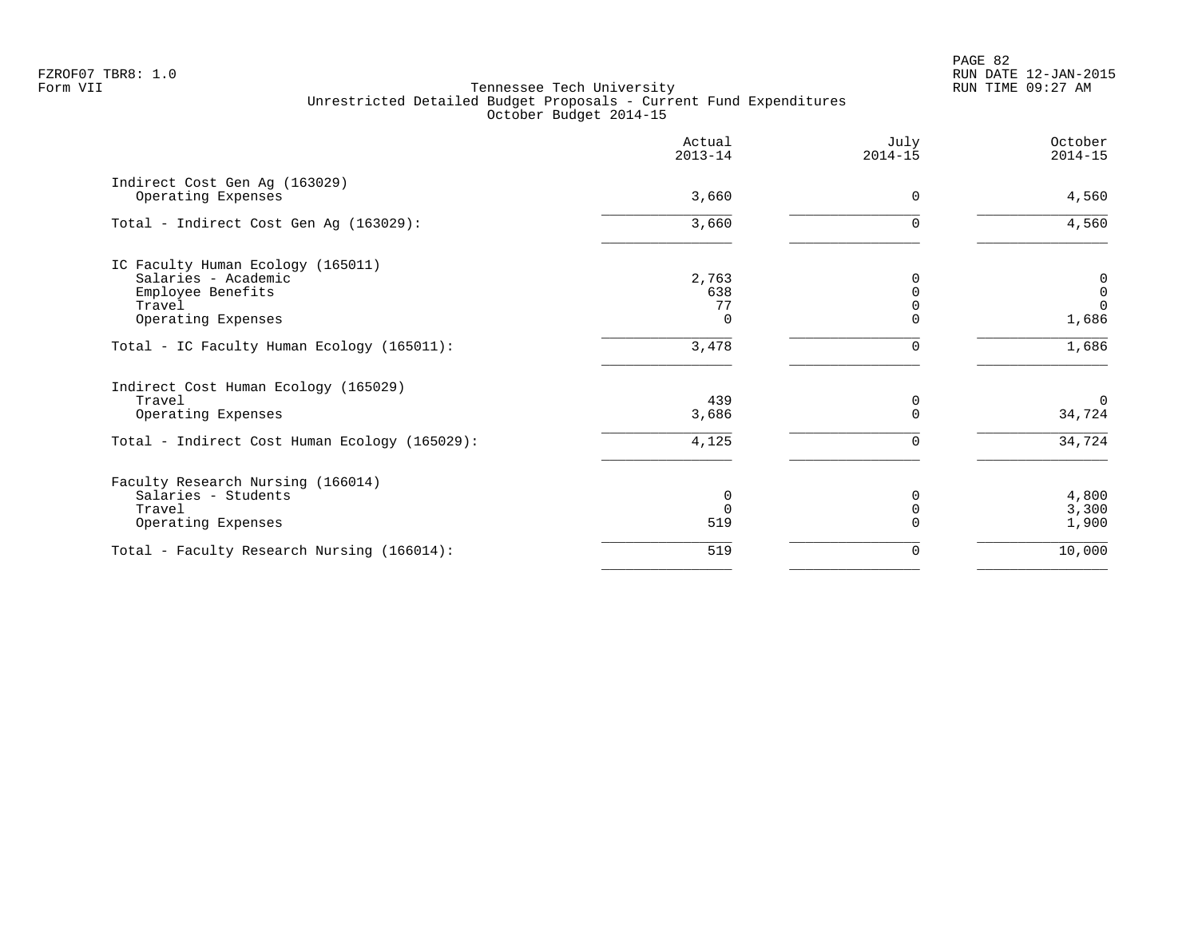FZROF07 TBR8: 1.0
Form VII

Tennessee Tech University
Unrestricted Detailed Budget Proposals - Current Fund Expenditures
October Budget 2014-15

RUN DATE 12-JAN-2015
RUN TIME 09:27 AM

| | Actual 2013-14 | July 2014-15 | October 2014-15 |
|---|---|---|---|
| **Indirect Cost Gen Ag (163029)** | | | |
| Operating Expenses | 3,660 | 0 | 4,560 |
| Total - Indirect Cost Gen Ag (163029): | 3,660 | 0 | 4,560 |
| **IC Faculty Human Ecology (165011)** | | | |
| Salaries - Academic | 2,763 | 0 | 0 |
| Employee Benefits | 638 | 0 | 0 |
| Travel | 77 | 0 | 0 |
| Operating Expenses | 0 | 0 | 1,686 |
| Total - IC Faculty Human Ecology (165011): | 3,478 | 0 | 1,686 |
| **Indirect Cost Human Ecology (165029)** | | | |
| Travel | 439 | 0 | 0 |
| Operating Expenses | 3,686 | 0 | 34,724 |
| Total - Indirect Cost Human Ecology (165029): | 4,125 | 0 | 34,724 |
| **Faculty Research Nursing (166014)** | | | |
| Salaries - Students | 0 | 0 | 4,800 |
| Travel | 0 | 0 | 3,300 |
| Operating Expenses | 519 | 0 | 1,900 |
| Total - Faculty Research Nursing (166014): | 519 | 0 | 10,000 |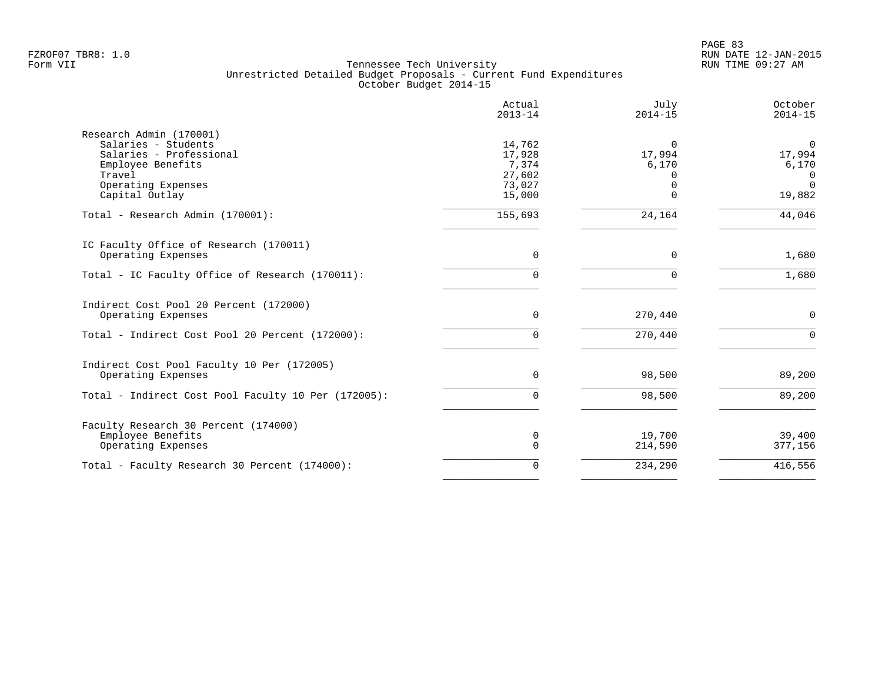FZROF07 TBR8: 1.0
Form VII

Tennessee Tech University
Unrestricted Detailed Budget Proposals - Current Fund Expenditures
October Budget 2014-15

RUN DATE 12-JAN-2015
RUN TIME 09:27 AM

| | Actual 2013-14 | July 2014-15 | October 2014-15 |
|---|---|---|---|
| **Research Admin (170001)** | | | |
| Salaries - Students | 14,762 | 0 | 0 |
| Salaries - Professional | 17,928 | 17,994 | 17,994 |
| Employee Benefits | 7,374 | 6,170 | 6,170 |
| Travel | 27,602 | 0 | 0 |
| Operating Expenses | 73,027 | 0 | 0 |
| Capital Outlay | 15,000 | 0 | 19,882 |
| Total - Research Admin (170001): | 155,693 | 24,164 | 44,046 |
| **IC Faculty Office of Research (170011)** | | | |
| Operating Expenses | 0 | 0 | 1,680 |
| Total - IC Faculty Office of Research (170011): | 0 | 0 | 1,680 |
| **Indirect Cost Pool 20 Percent (172000)** | | | |
| Operating Expenses | 0 | 270,440 | 0 |
| Total - Indirect Cost Pool 20 Percent (172000): | 0 | 270,440 | 0 |
| **Indirect Cost Pool Faculty 10 Per (172005)** | | | |
| Operating Expenses | 0 | 98,500 | 89,200 |
| Total - Indirect Cost Pool Faculty 10 Per (172005): | 0 | 98,500 | 89,200 |
| **Faculty Research 30 Percent (174000)** | | | |
| Employee Benefits | 0 | 19,700 | 39,400 |
| Operating Expenses | 0 | 214,590 | 377,156 |
| Total - Faculty Research 30 Percent (174000): | 0 | 234,290 | 416,556 |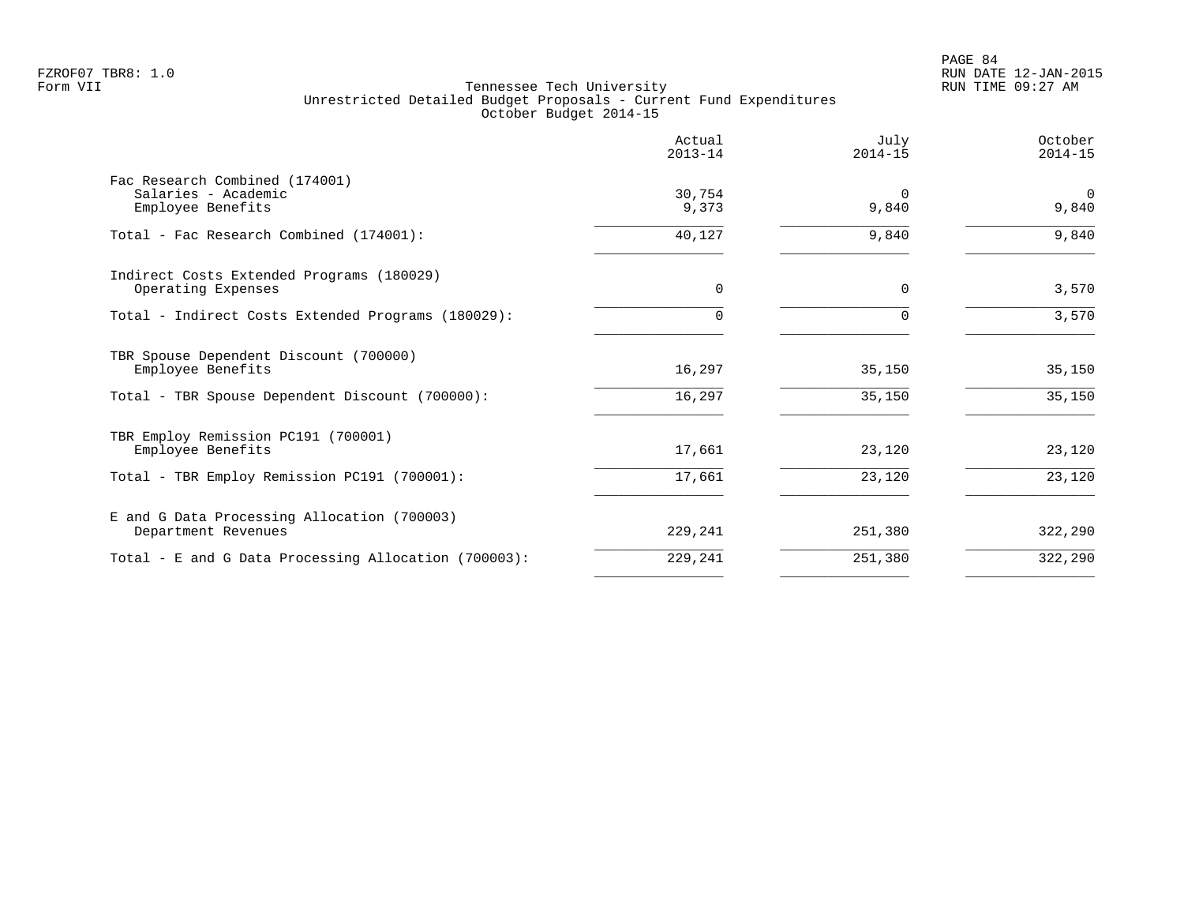Tennessee Tech University
Unrestricted Detailed Budget Proposals - Current Fund Expenditures
October Budget 2014-15

| | Actual 2013-14 | July 2014-15 | October 2014-15 |
|---|---|---|---|
| **Fac Research Combined (174001)** | | | |
| Salaries - Academic | 30,754 | 0 | 0 |
| Employee Benefits | 9,373 | 9,840 | 9,840 |
| Total - Fac Research Combined (174001): | 40,127 | 9,840 | 9,840 |
| **Indirect Costs Extended Programs (180029)** | | | |
| Operating Expenses | 0 | 0 | 3,570 |
| Total - Indirect Costs Extended Programs (180029): | 0 | 0 | 3,570 |
| **TBR Spouse Dependent Discount (700000)** | | | |
| Employee Benefits | 16,297 | 35,150 | 35,150 |
| Total - TBR Spouse Dependent Discount (700000): | 16,297 | 35,150 | 35,150 |
| **TBR Employ Remission PC191 (700001)** | | | |
| Employee Benefits | 17,661 | 23,120 | 23,120 |
| Total - TBR Employ Remission PC191 (700001): | 17,661 | 23,120 | 23,120 |
| **E and G Data Processing Allocation (700003)** | | | |
| Department Revenues | 229,241 | 251,380 | 322,290 |
| Total - E and G Data Processing Allocation (700003): | 229,241 | 251,380 | 322,290 |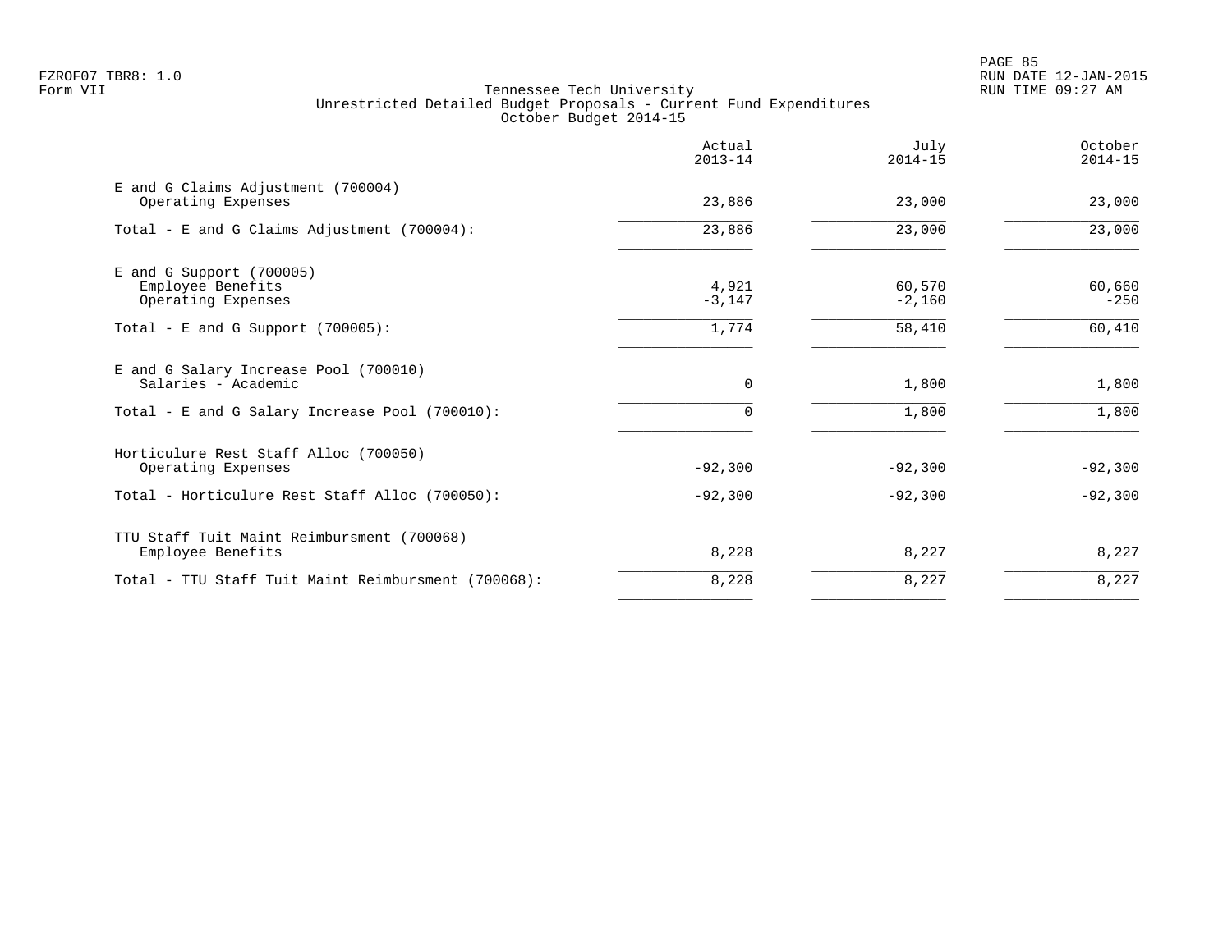FZROF07 TBR8: 1.0
Form VII

Tennessee Tech University
Unrestricted Detailed Budget Proposals - Current Fund Expenditures
October Budget 2014-15

RUN DATE 12-JAN-2015
RUN TIME 09:27 AM

| | Actual 2013-14 | July 2014-15 | October 2014-15 |
|---|---|---|---|
| E and G Claims Adjustment (700004) | | | |
| Operating Expenses | 23,886 | 23,000 | 23,000 |
| Total - E and G Claims Adjustment (700004): | 23,886 | 23,000 | 23,000 |
| E and G Support (700005) | | | |
| Employee Benefits | 4,921 | 60,570 | 60,660 |
| Operating Expenses | -3,147 | -2,160 | -250 |
| Total - E and G Support (700005): | 1,774 | 58,410 | 60,410 |
| E and G Salary Increase Pool (700010) | | | |
| Salaries - Academic | 0 | 1,800 | 1,800 |
| Total - E and G Salary Increase Pool (700010): | 0 | 1,800 | 1,800 |
| Horticulure Rest Staff Alloc (700050) | | | |
| Operating Expenses | -92,300 | -92,300 | -92,300 |
| Total - Horticulure Rest Staff Alloc (700050): | -92,300 | -92,300 | -92,300 |
| TTU Staff Tuit Maint Reimbursment (700068) | | | |
| Employee Benefits | 8,228 | 8,227 | 8,227 |
| Total - TTU Staff Tuit Maint Reimbursment (700068): | 8,228 | 8,227 | 8,227 |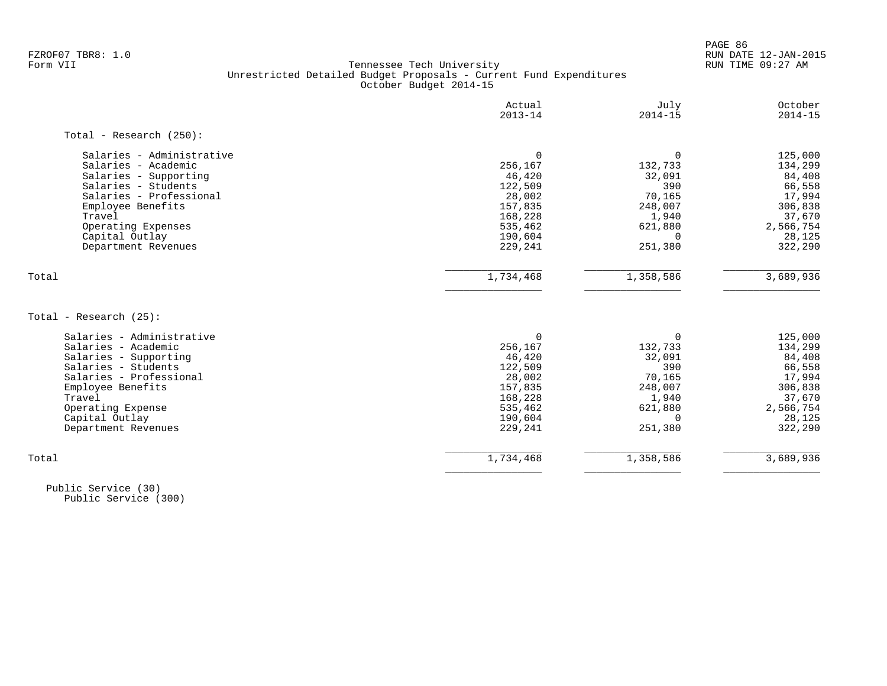FZROF07 TBR8: 1.0
Form VII

Tennessee Tech University
Unrestricted Detailed Budget Proposals - Current Fund Expenditures
October Budget 2014-15

PAGE 86
RUN DATE 12-JAN-2015
RUN TIME 09:27 AM

|  | Actual 2013-14 | July 2014-15 | October 2014-15 |
|---|---|---|---|
| **Total - Research (250):** |  |  |  |
| Salaries - Administrative | 0 | 0 | 125,000 |
| Salaries - Academic | 256,167 | 132,733 | 134,299 |
| Salaries - Supporting | 46,420 | 32,091 | 84,408 |
| Salaries - Students | 122,509 | 390 | 66,558 |
| Salaries - Professional | 28,002 | 70,165 | 17,994 |
| Employee Benefits | 157,835 | 248,007 | 306,838 |
| Travel | 168,228 | 1,940 | 37,670 |
| Operating Expenses | 535,462 | 621,880 | 2,566,754 |
| Capital Outlay | 190,604 | 0 | 28,125 |
| Department Revenues | 229,241 | 251,380 | 322,290 |
| Total | 1,734,468 | 1,358,586 | 3,689,936 |

|  | Actual 2013-14 | July 2014-15 | October 2014-15 |
|---|---|---|---|
| **Total - Research (25):** |  |  |  |
| Salaries - Administrative | 0 | 0 | 125,000 |
| Salaries - Academic | 256,167 | 132,733 | 134,299 |
| Salaries - Supporting | 46,420 | 32,091 | 84,408 |
| Salaries - Students | 122,509 | 390 | 66,558 |
| Salaries - Professional | 28,002 | 70,165 | 17,994 |
| Employee Benefits | 157,835 | 248,007 | 306,838 |
| Travel | 168,228 | 1,940 | 37,670 |
| Operating Expense | 535,462 | 621,880 | 2,566,754 |
| Capital Outlay | 190,604 | 0 | 28,125 |
| Department Revenues | 229,241 | 251,380 | 322,290 |
| Total | 1,734,468 | 1,358,586 | 3,689,936 |

Public Service (30)
Public Service (300)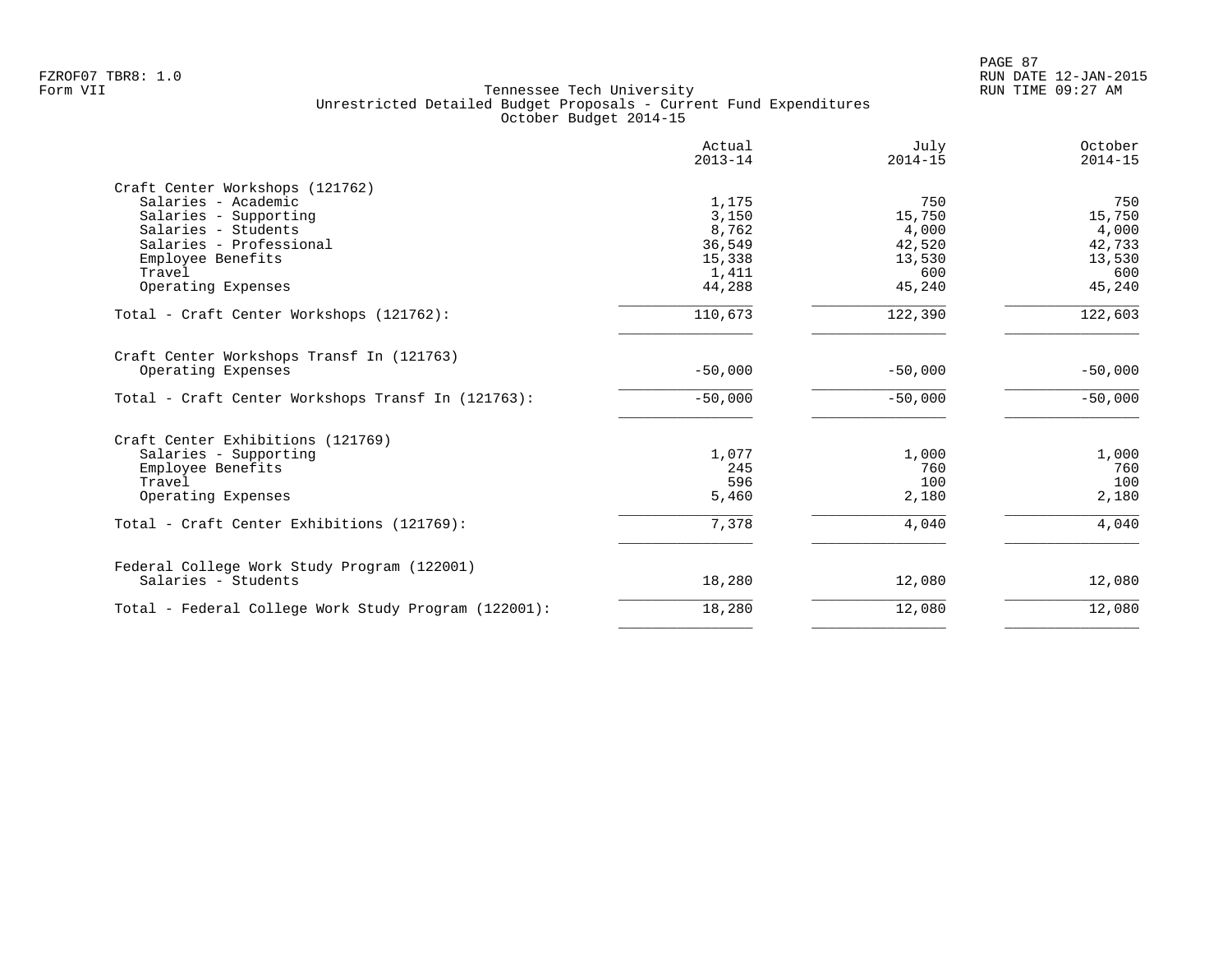Tennessee Tech University
Unrestricted Detailed Budget Proposals - Current Fund Expenditures
October Budget 2014-15

| | Actual 2013-14 | July 2014-15 | October 2014-15 |
|---|---|---|---|
| **Craft Center Workshops (121762)** | | | |
| Salaries - Academic | 1,175 | 750 | 750 |
| Salaries - Supporting | 3,150 | 15,750 | 15,750 |
| Salaries - Students | 8,762 | 4,000 | 4,000 |
| Salaries - Professional | 36,549 | 42,520 | 42,733 |
| Employee Benefits | 15,338 | 13,530 | 13,530 |
| Travel | 1,411 | 600 | 600 |
| Operating Expenses | 44,288 | 45,240 | 45,240 |
| Total - Craft Center Workshops (121762): | 110,673 | 122,390 | 122,603 |
| **Craft Center Workshops Transf In (121763)** | | | |
| Operating Expenses | -50,000 | -50,000 | -50,000 |
| Total - Craft Center Workshops Transf In (121763): | -50,000 | -50,000 | -50,000 |
| **Craft Center Exhibitions (121769)** | | | |
| Salaries - Supporting | 1,077 | 1,000 | 1,000 |
| Employee Benefits | 245 | 760 | 760 |
| Travel | 596 | 100 | 100 |
| Operating Expenses | 5,460 | 2,180 | 2,180 |
| Total - Craft Center Exhibitions (121769): | 7,378 | 4,040 | 4,040 |
| **Federal College Work Study Program (122001)** | | | |
| Salaries - Students | 18,280 | 12,080 | 12,080 |
| Total - Federal College Work Study Program (122001): | 18,280 | 12,080 | 12,080 |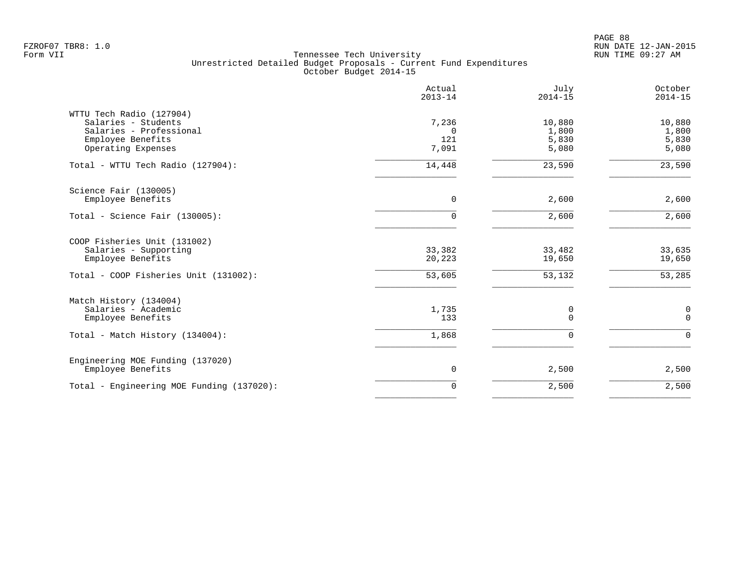Tennessee Tech University
Unrestricted Detailed Budget Proposals - Current Fund Expenditures
October Budget 2014-15

| | Actual 2013-14 | July 2014-15 | October 2014-15 |
|---|---|---|---|
| **WTTU Tech Radio (127904)** | | | |
| Salaries - Students | 7,236 | 10,880 | 10,880 |
| Salaries - Professional | 0 | 1,800 | 1,800 |
| Employee Benefits | 121 | 5,830 | 5,830 |
| Operating Expenses | 7,091 | 5,080 | 5,080 |
| Total - WTTU Tech Radio (127904): | 14,448 | 23,590 | 23,590 |
| **Science Fair (130005)** | | | |
| Employee Benefits | 0 | 2,600 | 2,600 |
| Total - Science Fair (130005): | 0 | 2,600 | 2,600 |
| **COOP Fisheries Unit (131002)** | | | |
| Salaries - Supporting | 33,382 | 33,482 | 33,635 |
| Employee Benefits | 20,223 | 19,650 | 19,650 |
| Total - COOP Fisheries Unit (131002): | 53,605 | 53,132 | 53,285 |
| **Match History (134004)** | | | |
| Salaries - Academic | 1,735 | 0 | 0 |
| Employee Benefits | 133 | 0 | 0 |
| Total - Match History (134004): | 1,868 | 0 | 0 |
| **Engineering MOE Funding (137020)** | | | |
| Employee Benefits | 0 | 2,500 | 2,500 |
| Total - Engineering MOE Funding (137020): | 0 | 2,500 | 2,500 |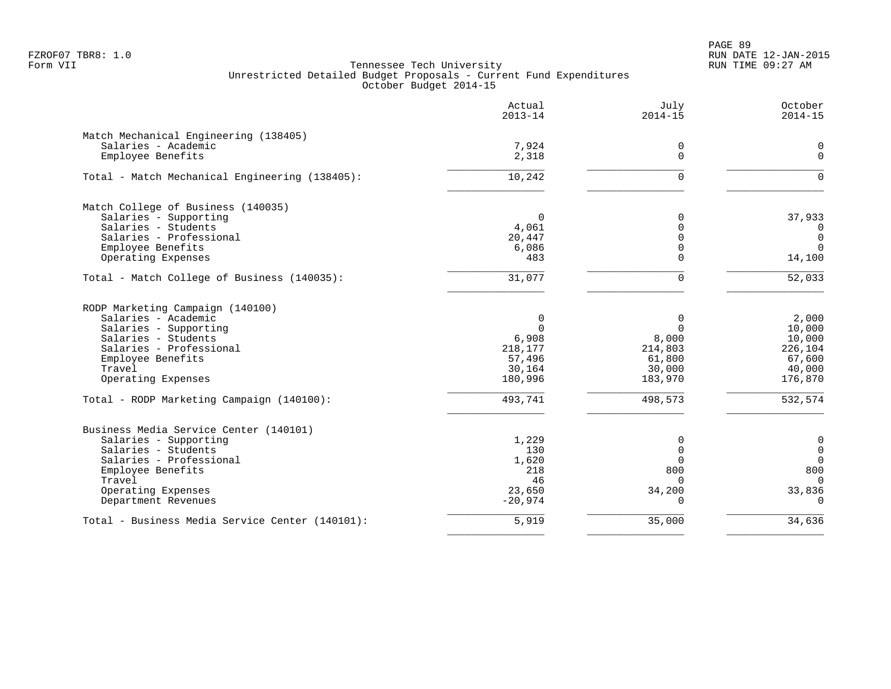FZROF07 TBR8: 1.0
Form VII

Tennessee Tech University
Unrestricted Detailed Budget Proposals - Current Fund Expenditures
October Budget 2014-15

RUN DATE 12-JAN-2015
RUN TIME 09:27 AM

| | Actual 2013-14 | July 2014-15 | October 2014-15 |
|---|---|---|---|
| **Match Mechanical Engineering (138405)** | | | |
| Salaries - Academic | 7,924 | 0 | 0 |
| Employee Benefits | 2,318 | 0 | 0 |
| Total - Match Mechanical Engineering (138405): | 10,242 | 0 | 0 |
| **Match College of Business (140035)** | | | |
| Salaries - Supporting | 0 | 0 | 37,933 |
| Salaries - Students | 4,061 | 0 | 0 |
| Salaries - Professional | 20,447 | 0 | 0 |
| Employee Benefits | 6,086 | 0 | 0 |
| Operating Expenses | 483 | 0 | 14,100 |
| Total - Match College of Business (140035): | 31,077 | 0 | 52,033 |
| **RODP Marketing Campaign (140100)** | | | |
| Salaries - Academic | 0 | 0 | 2,000 |
| Salaries - Supporting | 0 | 0 | 10,000 |
| Salaries - Students | 6,908 | 8,000 | 10,000 |
| Salaries - Professional | 218,177 | 214,803 | 226,104 |
| Employee Benefits | 57,496 | 61,800 | 67,600 |
| Travel | 30,164 | 30,000 | 40,000 |
| Operating Expenses | 180,996 | 183,970 | 176,870 |
| Total - RODP Marketing Campaign (140100): | 493,741 | 498,573 | 532,574 |
| **Business Media Service Center (140101)** | | | |
| Salaries - Supporting | 1,229 | 0 | 0 |
| Salaries - Students | 130 | 0 | 0 |
| Salaries - Professional | 1,620 | 0 | 0 |
| Employee Benefits | 218 | 800 | 800 |
| Travel | 46 | 0 | 0 |
| Operating Expenses | 23,650 | 34,200 | 33,836 |
| Department Revenues | -20,974 | 0 | 0 |
| Total - Business Media Service Center (140101): | 5,919 | 35,000 | 34,636 |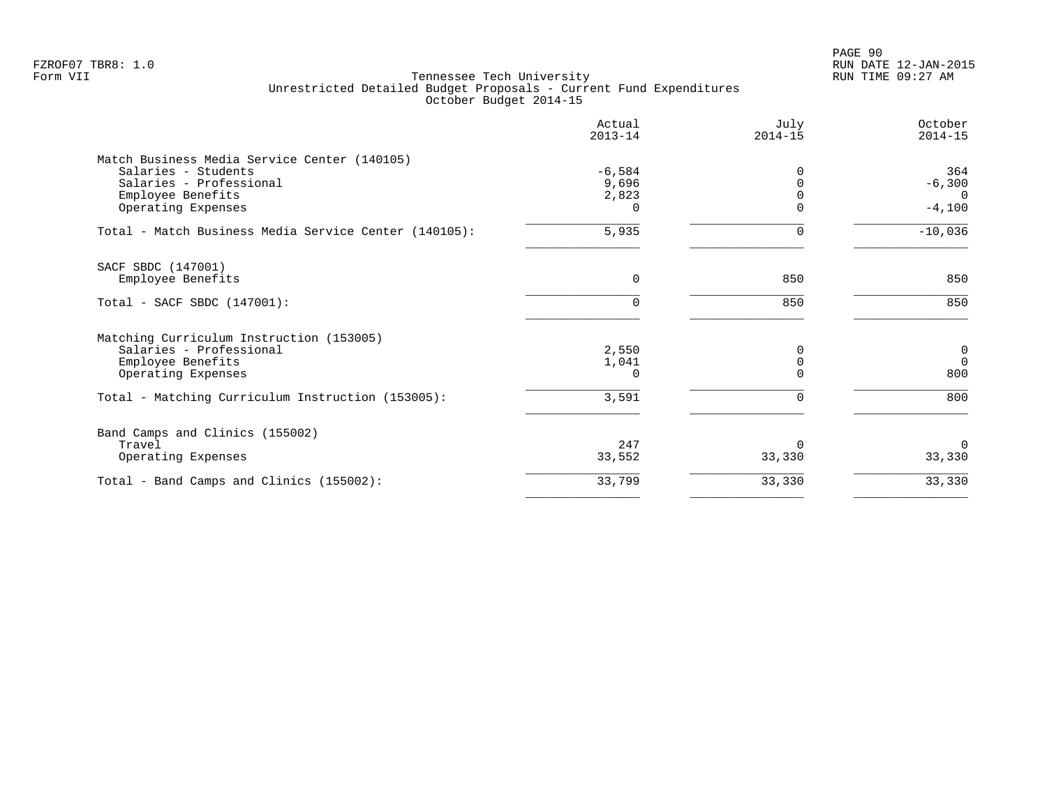FZROF07 TBR8: 1.0
Form VII

Tennessee Tech University
Unrestricted Detailed Budget Proposals - Current Fund Expenditures
October Budget 2014-15

RUN DATE 12-JAN-2015
RUN TIME 09:27 AM

| | Actual 2013-14 | July 2014-15 | October 2014-15 |
|---|---|---|---|
| Match Business Media Service Center (140105) | | | |
| Salaries - Students | -6,584 | 0 | 364 |
| Salaries - Professional | 9,696 | 0 | -6,300 |
| Employee Benefits | 2,823 | 0 | 0 |
| Operating Expenses | 0 | 0 | -4,100 |
| Total - Match Business Media Service Center (140105): | 5,935 | 0 | -10,036 |
| SACF SBDC (147001) | | | |
| Employee Benefits | 0 | 850 | 850 |
| Total - SACF SBDC (147001): | 0 | 850 | 850 |
| Matching Curriculum Instruction (153005) | | | |
| Salaries - Professional | 2,550 | 0 | 0 |
| Employee Benefits | 1,041 | 0 | 0 |
| Operating Expenses | 0 | 0 | 800 |
| Total - Matching Curriculum Instruction (153005): | 3,591 | 0 | 800 |
| Band Camps and Clinics (155002) | | | |
| Travel | 247 | 0 | 0 |
| Operating Expenses | 33,552 | 33,330 | 33,330 |
| Total - Band Camps and Clinics (155002): | 33,799 | 33,330 | 33,330 |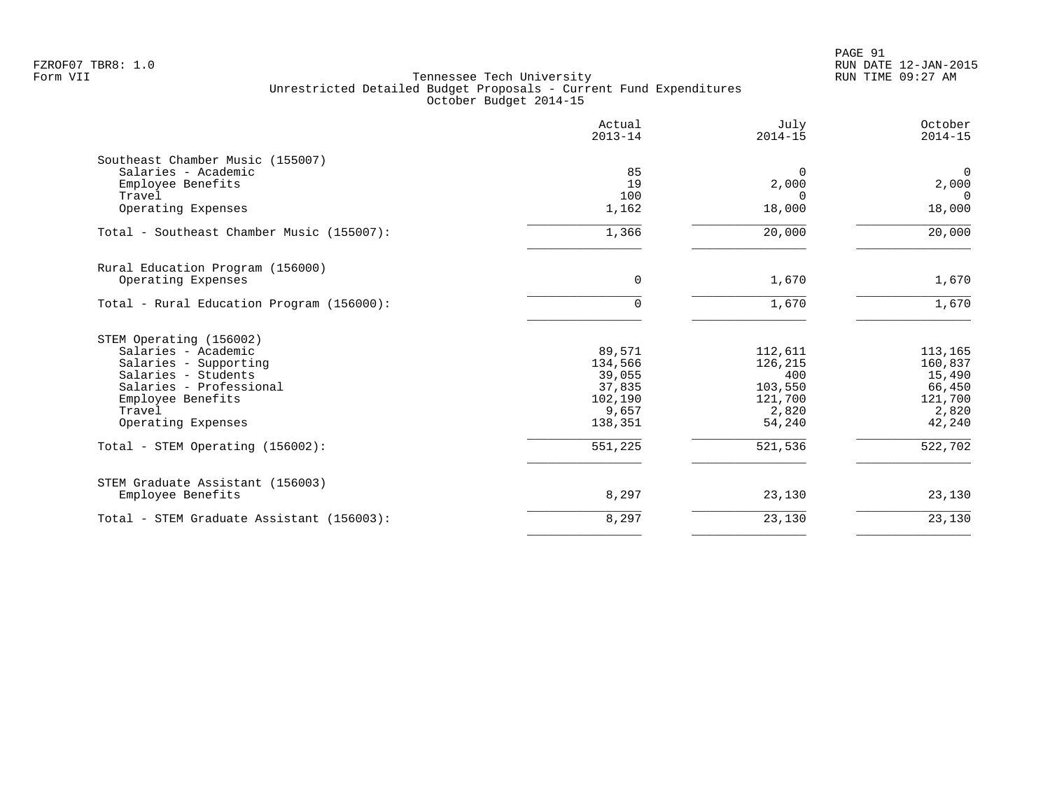FZROF07 TBR8: 1.0
Form VII

Tennessee Tech University
Unrestricted Detailed Budget Proposals - Current Fund Expenditures
October Budget 2014-15

RUN DATE 12-JAN-2015
RUN TIME 09:27 AM

| | Actual 2013-14 | July 2014-15 | October 2014-15 |
|---|---|---|---|
| **Southeast Chamber Music (155007)** | | | |
| Salaries - Academic | 85 | 0 | 0 |
| Employee Benefits | 19 | 2,000 | 2,000 |
| Travel | 100 | 0 | 0 |
| Operating Expenses | 1,162 | 18,000 | 18,000 |
| Total - Southeast Chamber Music (155007): | 1,366 | 20,000 | 20,000 |
| **Rural Education Program (156000)** | | | |
| Operating Expenses | 0 | 1,670 | 1,670 |
| Total - Rural Education Program (156000): | 0 | 1,670 | 1,670 |
| **STEM Operating (156002)** | | | |
| Salaries - Academic | 89,571 | 112,611 | 113,165 |
| Salaries - Supporting | 134,566 | 126,215 | 160,837 |
| Salaries - Students | 39,055 | 400 | 15,490 |
| Salaries - Professional | 37,835 | 103,550 | 66,450 |
| Employee Benefits | 102,190 | 121,700 | 121,700 |
| Travel | 9,657 | 2,820 | 2,820 |
| Operating Expenses | 138,351 | 54,240 | 42,240 |
| Total - STEM Operating (156002): | 551,225 | 521,536 | 522,702 |
| **STEM Graduate Assistant (156003)** | | | |
| Employee Benefits | 8,297 | 23,130 | 23,130 |
| Total - STEM Graduate Assistant (156003): | 8,297 | 23,130 | 23,130 |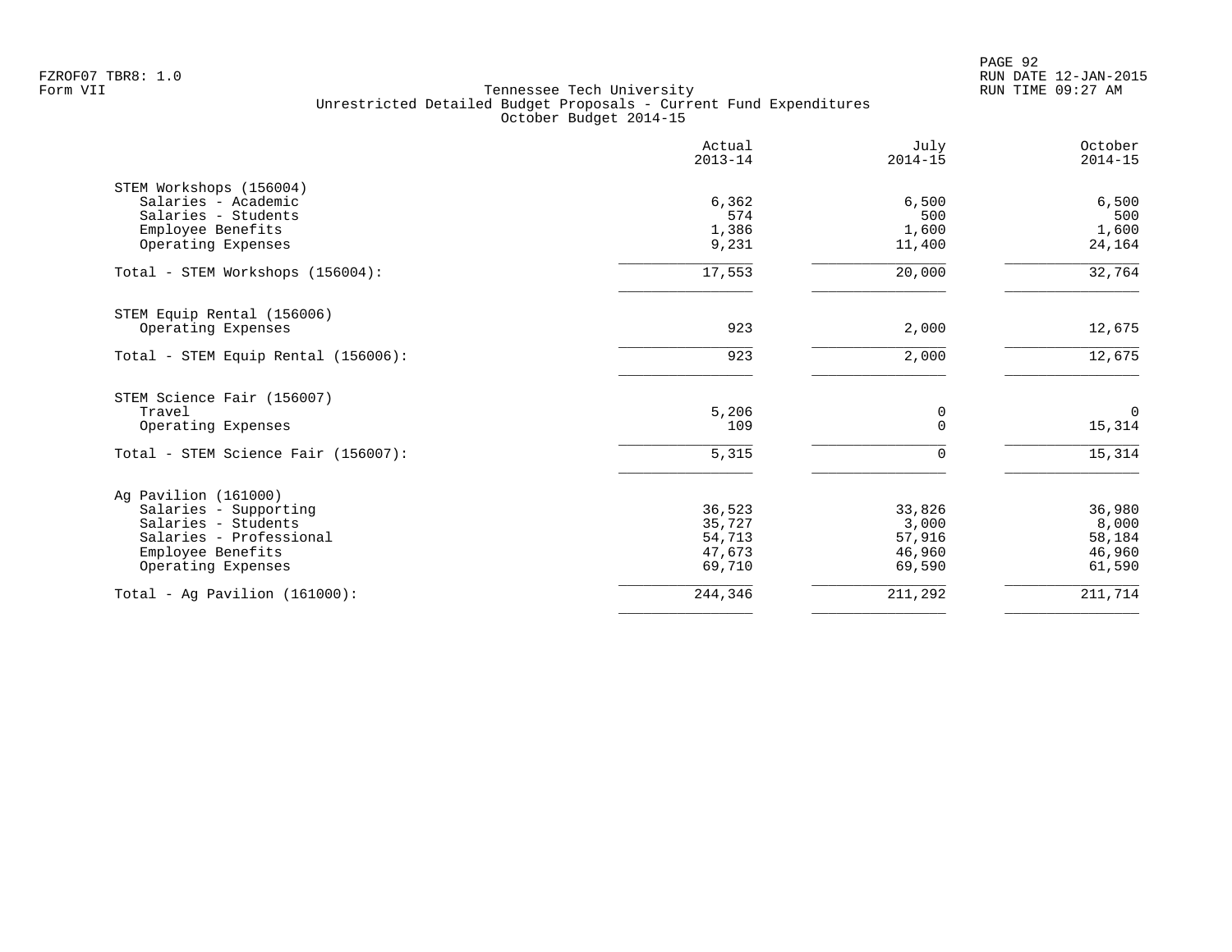Tennessee Tech University
Unrestricted Detailed Budget Proposals - Current Fund Expenditures
October Budget 2014-15

| | Actual 2013-14 | July 2014-15 | October 2014-15 |
|---|---|---|---|
| **STEM Workshops (156004)** | | | |
| Salaries - Academic | 6,362 | 6,500 | 6,500 |
| Salaries - Students | 574 | 500 | 500 |
| Employee Benefits | 1,386 | 1,600 | 1,600 |
| Operating Expenses | 9,231 | 11,400 | 24,164 |
| Total - STEM Workshops (156004): | 17,553 | 20,000 | 32,764 |
| **STEM Equip Rental (156006)** | | | |
| Operating Expenses | 923 | 2,000 | 12,675 |
| Total - STEM Equip Rental (156006): | 923 | 2,000 | 12,675 |
| **STEM Science Fair (156007)** | | | |
| Travel | 5,206 | 0 | 0 |
| Operating Expenses | 109 | 0 | 15,314 |
| Total - STEM Science Fair (156007): | 5,315 | 0 | 15,314 |
| **Ag Pavilion (161000)** | | | |
| Salaries - Supporting | 36,523 | 33,826 | 36,980 |
| Salaries - Students | 35,727 | 3,000 | 8,000 |
| Salaries - Professional | 54,713 | 57,916 | 58,184 |
| Employee Benefits | 47,673 | 46,960 | 46,960 |
| Operating Expenses | 69,710 | 69,590 | 61,590 |
| Total - Ag Pavilion (161000): | 244,346 | 211,292 | 211,714 |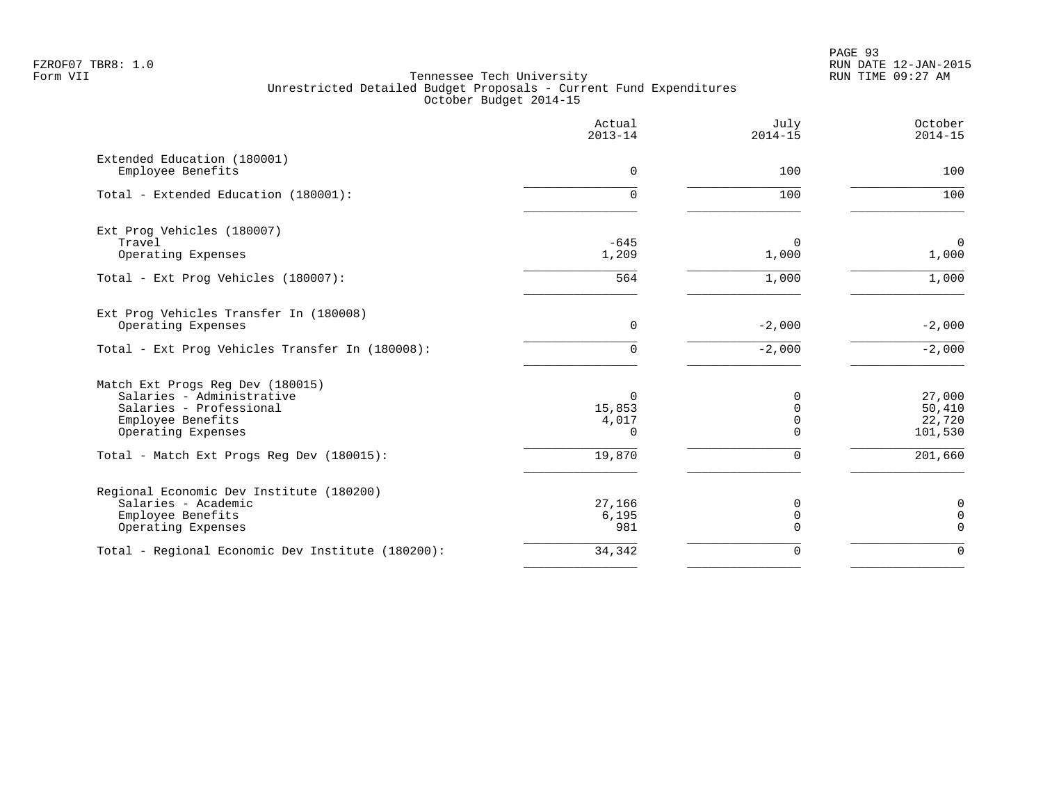FZROF07 TBR8: 1.0
Form VII

Tennessee Tech University
Unrestricted Detailed Budget Proposals - Current Fund Expenditures
October Budget 2014-15

RUN DATE 12-JAN-2015
RUN TIME 09:27 AM

| | Actual 2013-14 | July 2014-15 | October 2014-15 |
|---|---:|---:|---:|
| **Extended Education (180001)** | | | |
| Employee Benefits | 0 | 100 | 100 |
| Total - Extended Education (180001): | 0 | 100 | 100 |
| **Ext Prog Vehicles (180007)** | | | |
| Travel | -645 | 0 | 0 |
| Operating Expenses | 1,209 | 1,000 | 1,000 |
| Total - Ext Prog Vehicles (180007): | 564 | 1,000 | 1,000 |
| **Ext Prog Vehicles Transfer In (180008)** | | | |
| Operating Expenses | 0 | -2,000 | -2,000 |
| Total - Ext Prog Vehicles Transfer In (180008): | 0 | -2,000 | -2,000 |
| **Match Ext Progs Reg Dev (180015)** | | | |
| Salaries - Administrative | 0 | 0 | 27,000 |
| Salaries - Professional | 15,853 | 0 | 50,410 |
| Employee Benefits | 4,017 | 0 | 22,720 |
| Operating Expenses | 0 | 0 | 101,530 |
| Total - Match Ext Progs Reg Dev (180015): | 19,870 | 0 | 201,660 |
| **Regional Economic Dev Institute (180200)** | | | |
| Salaries - Academic | 27,166 | 0 | 0 |
| Employee Benefits | 6,195 | 0 | 0 |
| Operating Expenses | 981 | 0 | 0 |
| Total - Regional Economic Dev Institute (180200): | 34,342 | 0 | 0 |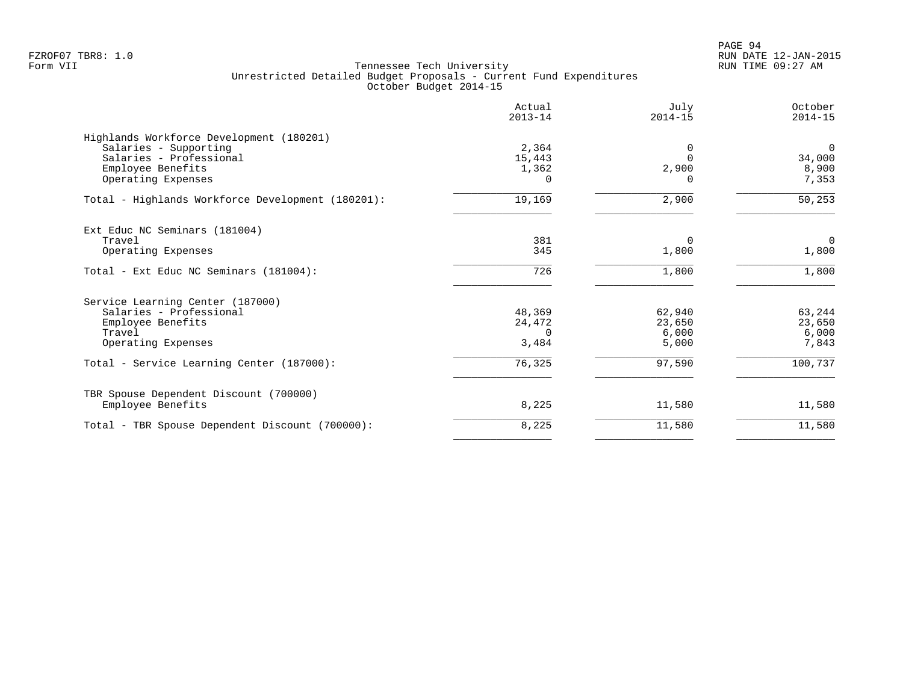FZROF07 TBR8: 1.0
Form VII

Tennessee Tech University
Unrestricted Detailed Budget Proposals - Current Fund Expenditures
October Budget 2014-15

RUN DATE 12-JAN-2015
RUN TIME 09:27 AM

| | Actual 2013-14 | July 2014-15 | October 2014-15 |
|---|---|---|---|
| **Highlands Workforce Development (180201)** | | | |
| Salaries - Supporting | 2,364 | 0 | 0 |
| Salaries - Professional | 15,443 | 0 | 34,000 |
| Employee Benefits | 1,362 | 2,900 | 8,900 |
| Operating Expenses | 0 | 0 | 7,353 |
| Total - Highlands Workforce Development (180201): | 19,169 | 2,900 | 50,253 |
| **Ext Educ NC Seminars (181004)** | | | |
| Travel | 381 | 0 | 0 |
| Operating Expenses | 345 | 1,800 | 1,800 |
| Total - Ext Educ NC Seminars (181004): | 726 | 1,800 | 1,800 |
| **Service Learning Center (187000)** | | | |
| Salaries - Professional | 48,369 | 62,940 | 63,244 |
| Employee Benefits | 24,472 | 23,650 | 23,650 |
| Travel | 0 | 6,000 | 6,000 |
| Operating Expenses | 3,484 | 5,000 | 7,843 |
| Total - Service Learning Center (187000): | 76,325 | 97,590 | 100,737 |
| **TBR Spouse Dependent Discount (700000)** | | | |
| Employee Benefits | 8,225 | 11,580 | 11,580 |
| Total - TBR Spouse Dependent Discount (700000): | 8,225 | 11,580 | 11,580 |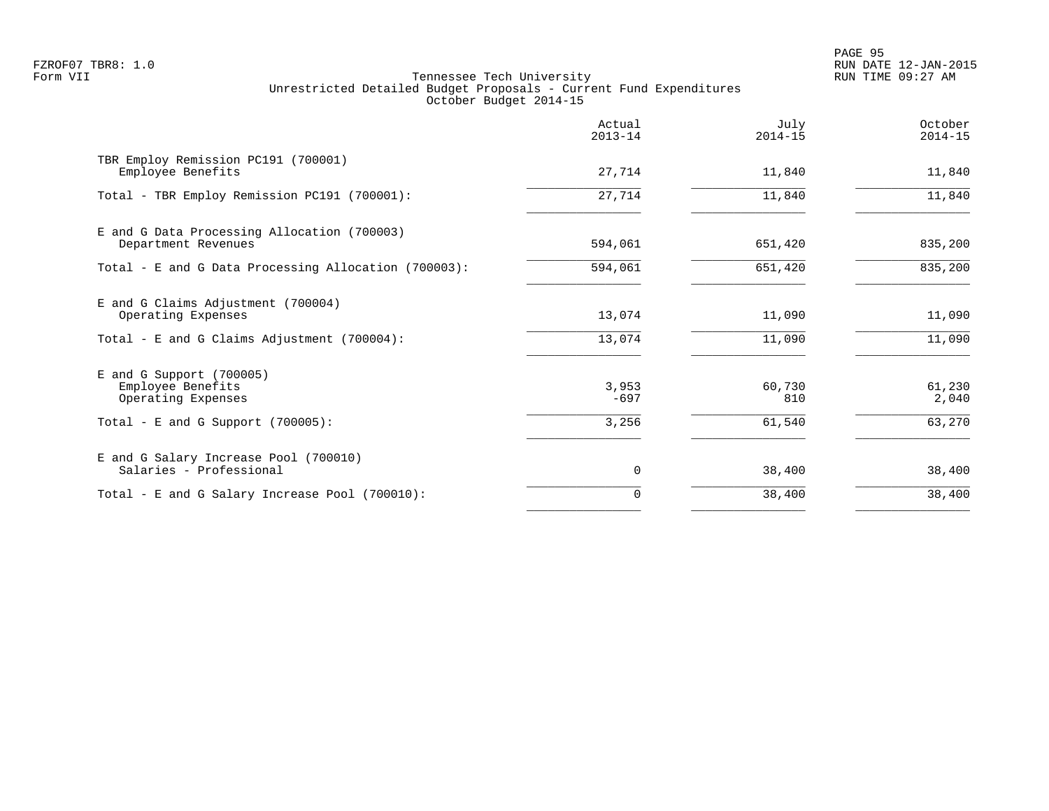Tennessee Tech University
Unrestricted Detailed Budget Proposals - Current Fund Expenditures
October Budget 2014-15

| | Actual 2013-14 | July 2014-15 | October 2014-15 |
|---|---|---|---|
| TBR Employ Remission PC191 (700001) | | | |
| Employee Benefits | 27,714 | 11,840 | 11,840 |
| Total - TBR Employ Remission PC191 (700001): | 27,714 | 11,840 | 11,840 |
| E and G Data Processing Allocation (700003) | | | |
| Department Revenues | 594,061 | 651,420 | 835,200 |
| Total - E and G Data Processing Allocation (700003): | 594,061 | 651,420 | 835,200 |
| E and G Claims Adjustment (700004) | | | |
| Operating Expenses | 13,074 | 11,090 | 11,090 |
| Total - E and G Claims Adjustment (700004): | 13,074 | 11,090 | 11,090 |
| E and G Support (700005) | | | |
| Employee Benefits | 3,953 | 60,730 | 61,230 |
| Operating Expenses | -697 | 810 | 2,040 |
| Total - E and G Support (700005): | 3,256 | 61,540 | 63,270 |
| E and G Salary Increase Pool (700010) | | | |
| Salaries - Professional | 0 | 38,400 | 38,400 |
| Total - E and G Salary Increase Pool (700010): | 0 | 38,400 | 38,400 |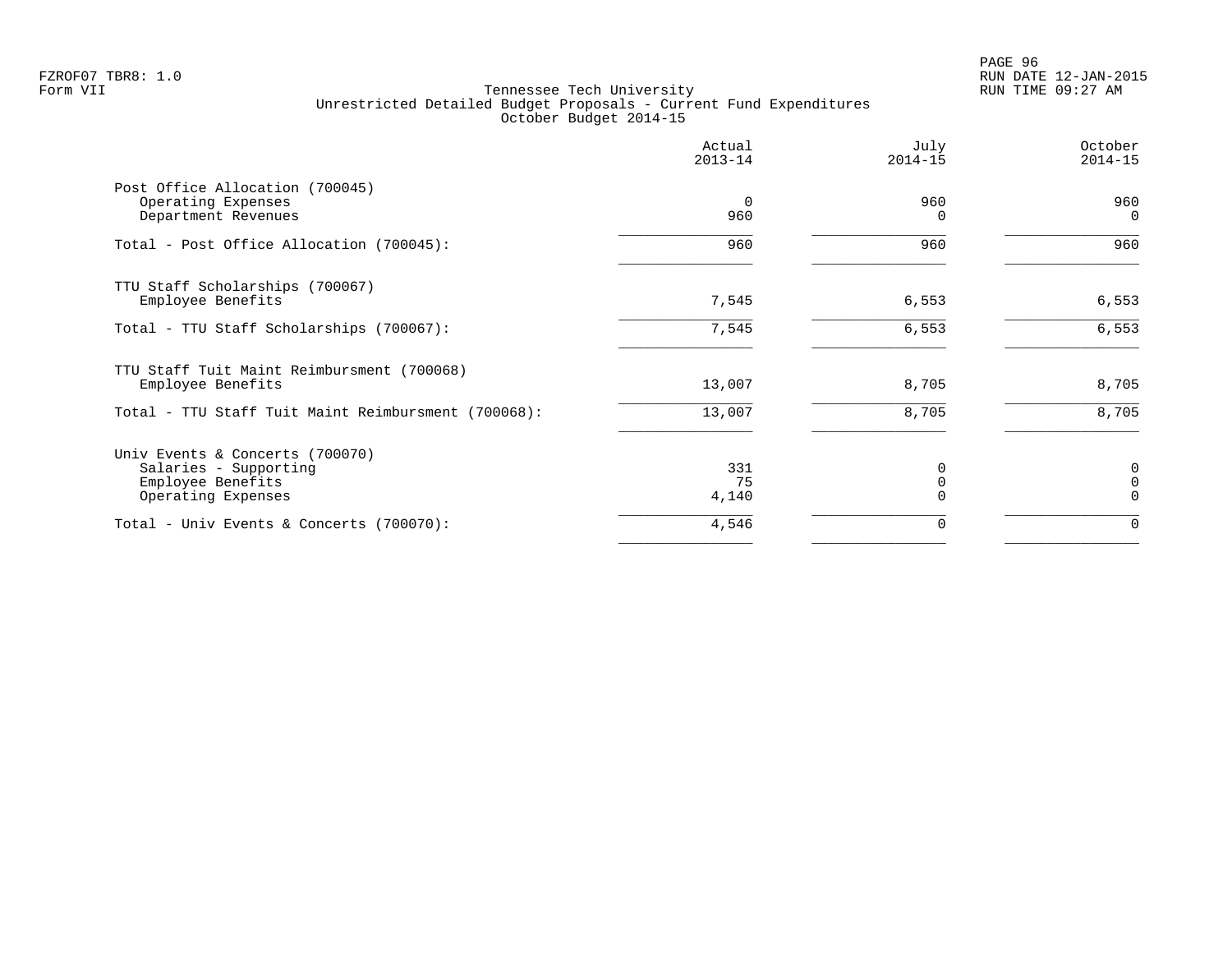FZROF07 TBR8: 1.0
Form VII

Tennessee Tech University
Unrestricted Detailed Budget Proposals - Current Fund Expenditures
October Budget 2014-15

RUN DATE 12-JAN-2015
RUN TIME 09:27 AM

| | Actual 2013-14 | July 2014-15 | October 2014-15 |
|---|---|---|---|
| **Post Office Allocation (700045)** | | | |
| Operating Expenses | 0 | 960 | 960 |
| Department Revenues | 960 | 0 | 0 |
| Total - Post Office Allocation (700045): | 960 | 960 | 960 |
| **TTU Staff Scholarships (700067)** | | | |
| Employee Benefits | 7,545 | 6,553 | 6,553 |
| Total - TTU Staff Scholarships (700067): | 7,545 | 6,553 | 6,553 |
| **TTU Staff Tuit Maint Reimbursment (700068)** | | | |
| Employee Benefits | 13,007 | 8,705 | 8,705 |
| Total - TTU Staff Tuit Maint Reimbursment (700068): | 13,007 | 8,705 | 8,705 |
| **Univ Events & Concerts (700070)** | | | |
| Salaries - Supporting | 331 | 0 | 0 |
| Employee Benefits | 75 | 0 | 0 |
| Operating Expenses | 4,140 | 0 | 0 |
| Total - Univ Events & Concerts (700070): | 4,546 | 0 | 0 |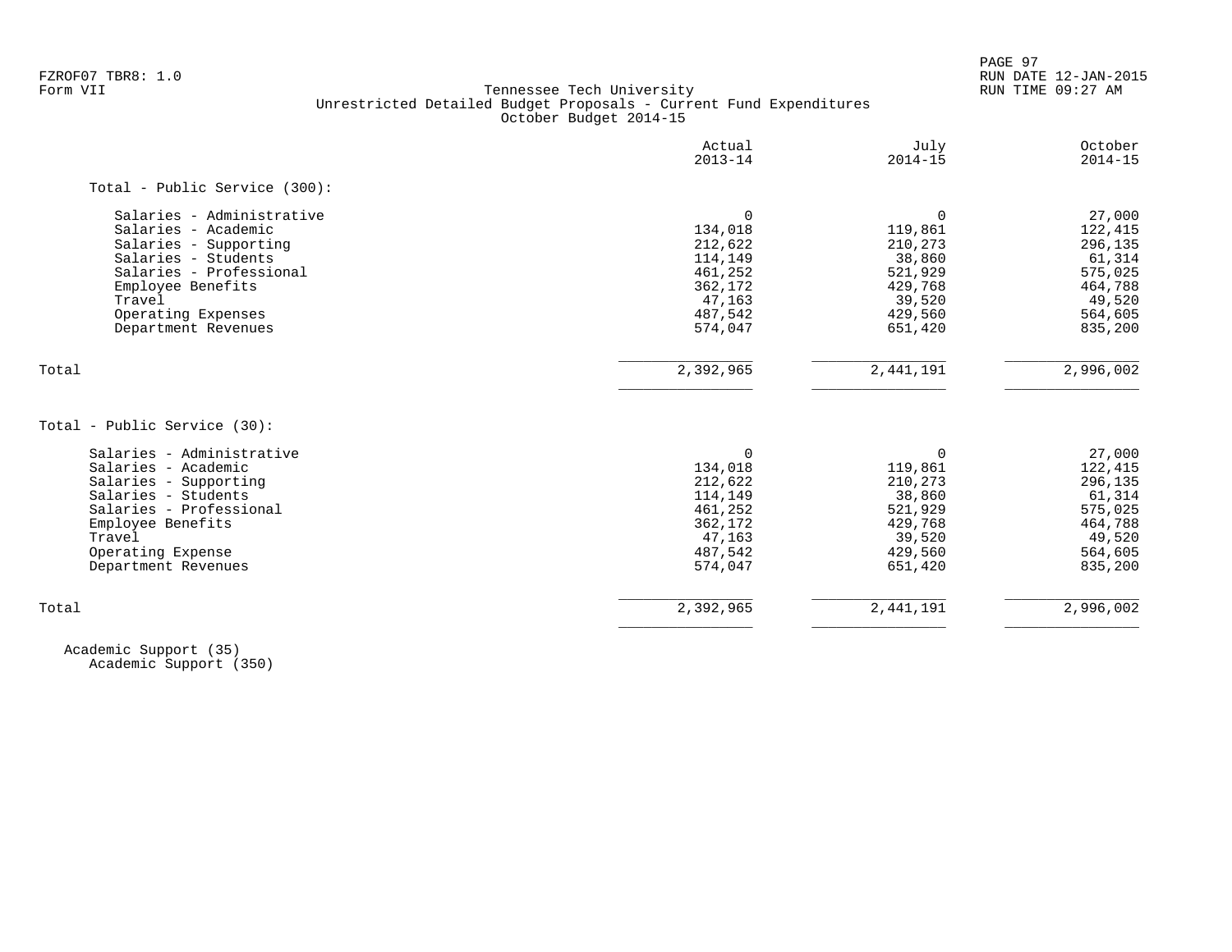FZROF07 TBR8: 1.0
Form VII

Tennessee Tech University
Unrestricted Detailed Budget Proposals - Current Fund Expenditures
October Budget 2014-15

|  | Actual 2013-14 | July 2014-15 | October 2014-15 |
|---|---|---|---|
| **Total - Public Service (300):** |  |  |  |
| Salaries - Administrative | 0 | 0 | 27,000 |
| Salaries - Academic | 134,018 | 119,861 | 122,415 |
| Salaries - Supporting | 212,622 | 210,273 | 296,135 |
| Salaries - Students | 114,149 | 38,860 | 61,314 |
| Salaries - Professional | 461,252 | 521,929 | 575,025 |
| Employee Benefits | 362,172 | 429,768 | 464,788 |
| Travel | 47,163 | 39,520 | 49,520 |
| Operating Expenses | 487,542 | 429,560 | 564,605 |
| Department Revenues | 574,047 | 651,420 | 835,200 |
| Total | 2,392,965 | 2,441,191 | 2,996,002 |

|  | Actual 2013-14 | July 2014-15 | October 2014-15 |
|---|---|---|---|
| **Total - Public Service (30):** |  |  |  |
| Salaries - Administrative | 0 | 0 | 27,000 |
| Salaries - Academic | 134,018 | 119,861 | 122,415 |
| Salaries - Supporting | 212,622 | 210,273 | 296,135 |
| Salaries - Students | 114,149 | 38,860 | 61,314 |
| Salaries - Professional | 461,252 | 521,929 | 575,025 |
| Employee Benefits | 362,172 | 429,768 | 464,788 |
| Travel | 47,163 | 39,520 | 49,520 |
| Operating Expense | 487,542 | 429,560 | 564,605 |
| Department Revenues | 574,047 | 651,420 | 835,200 |
| Total | 2,392,965 | 2,441,191 | 2,996,002 |

Academic Support (35)
Academic Support (350)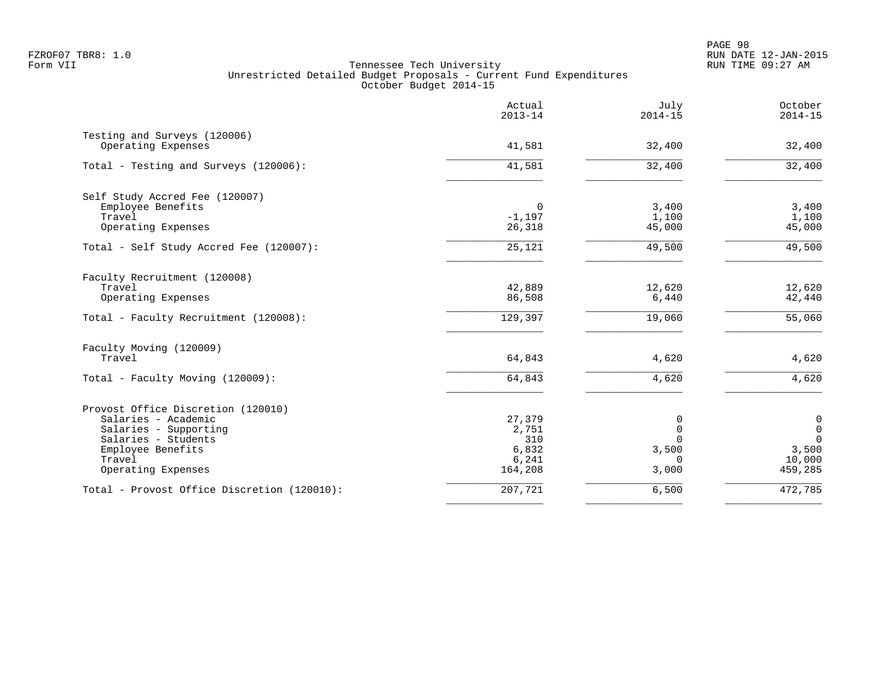Tennessee Tech University
Unrestricted Detailed Budget Proposals - Current Fund Expenditures
October Budget 2014-15

| | Actual 2013-14 | July 2014-15 | October 2014-15 |
|---|---|---|---|
| **Testing and Surveys (120006)** | | | |
| Operating Expenses | 41,581 | 32,400 | 32,400 |
| Total - Testing and Surveys (120006): | 41,581 | 32,400 | 32,400 |
| **Self Study Accred Fee (120007)** | | | |
| Employee Benefits | 0 | 3,400 | 3,400 |
| Travel | -1,197 | 1,100 | 1,100 |
| Operating Expenses | 26,318 | 45,000 | 45,000 |
| Total - Self Study Accred Fee (120007): | 25,121 | 49,500 | 49,500 |
| **Faculty Recruitment (120008)** | | | |
| Travel | 42,889 | 12,620 | 12,620 |
| Operating Expenses | 86,508 | 6,440 | 42,440 |
| Total - Faculty Recruitment (120008): | 129,397 | 19,060 | 55,060 |
| **Faculty Moving (120009)** | | | |
| Travel | 64,843 | 4,620 | 4,620 |
| Total - Faculty Moving (120009): | 64,843 | 4,620 | 4,620 |
| **Provost Office Discretion (120010)** | | | |
| Salaries - Academic | 27,379 | 0 | 0 |
| Salaries - Supporting | 2,751 | 0 | 0 |
| Salaries - Students | 310 | 0 | 0 |
| Employee Benefits | 6,832 | 3,500 | 3,500 |
| Travel | 6,241 | 0 | 10,000 |
| Operating Expenses | 164,208 | 3,000 | 459,285 |
| Total - Provost Office Discretion (120010): | 207,721 | 6,500 | 472,785 |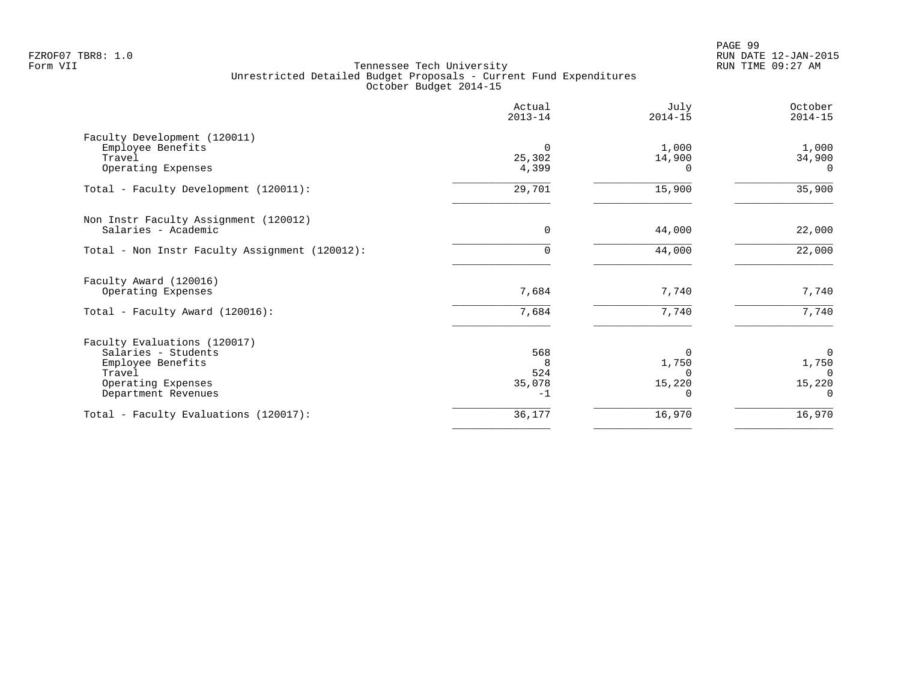Tennessee Tech University
Unrestricted Detailed Budget Proposals - Current Fund Expenditures
October Budget 2014-15

| | Actual 2013-14 | July 2014-15 | October 2014-15 |
|---|---|---|---|
| **Faculty Development (120011)** | | | |
| Employee Benefits | 0 | 1,000 | 1,000 |
| Travel | 25,302 | 14,900 | 34,900 |
| Operating Expenses | 4,399 | 0 | 0 |
| Total - Faculty Development (120011): | 29,701 | 15,900 | 35,900 |
| **Non Instr Faculty Assignment (120012)** | | | |
| Salaries - Academic | 0 | 44,000 | 22,000 |
| Total - Non Instr Faculty Assignment (120012): | 0 | 44,000 | 22,000 |
| **Faculty Award (120016)** | | | |
| Operating Expenses | 7,684 | 7,740 | 7,740 |
| Total - Faculty Award (120016): | 7,684 | 7,740 | 7,740 |
| **Faculty Evaluations (120017)** | | | |
| Salaries - Students | 568 | 0 | 0 |
| Employee Benefits | 8 | 1,750 | 1,750 |
| Travel | 524 | 0 | 0 |
| Operating Expenses | 35,078 | 15,220 | 15,220 |
| Department Revenues | -1 | 0 | 0 |
| Total - Faculty Evaluations (120017): | 36,177 | 16,970 | 16,970 |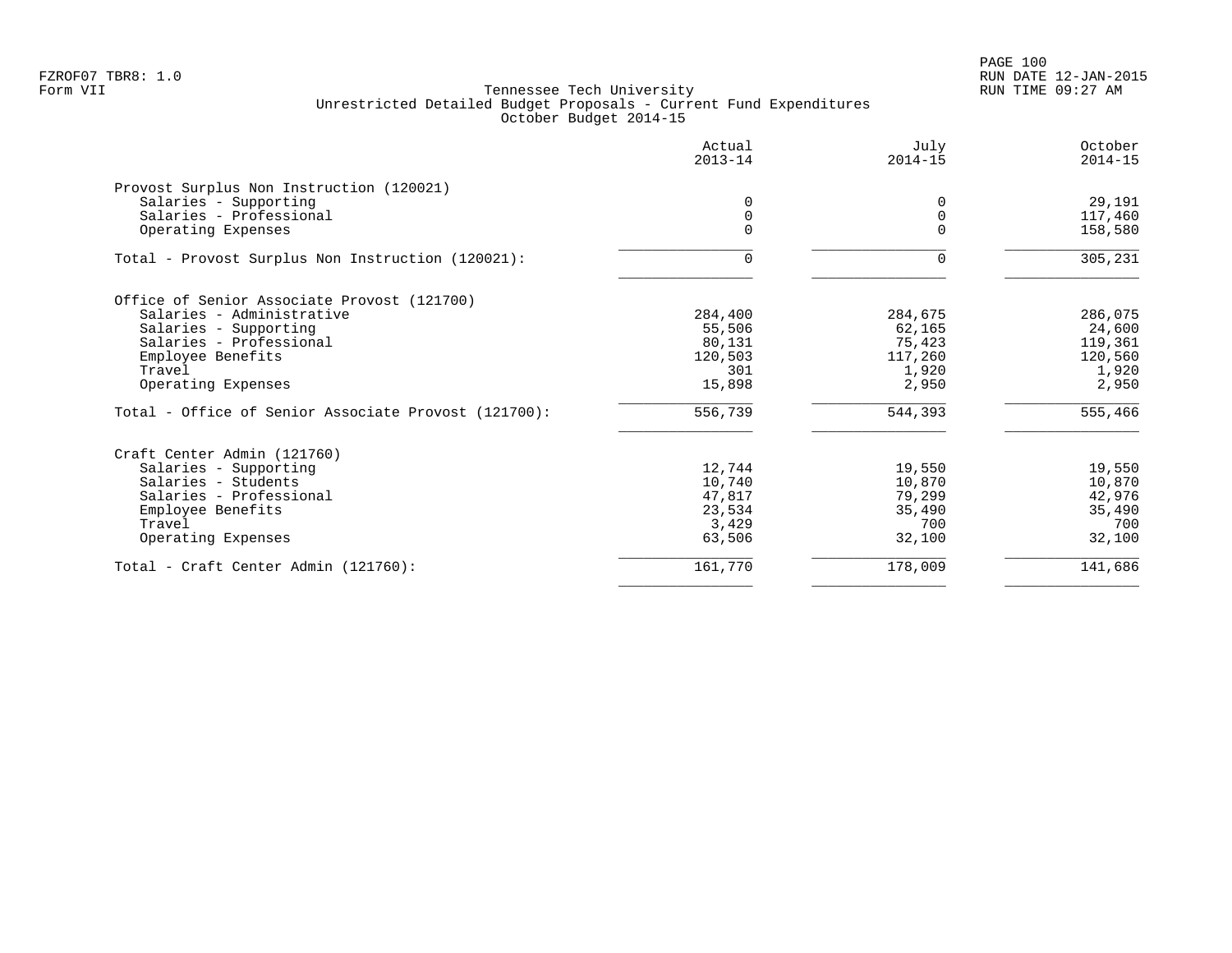Tennessee Tech University
Unrestricted Detailed Budget Proposals - Current Fund Expenditures
October Budget 2014-15

| | Actual 2013-14 | July 2014-15 | October 2014-15 |
|---|---|---|---|
| **Provost Surplus Non Instruction (120021)** | | | |
| Salaries - Supporting | 0 | 0 | 29,191 |
| Salaries - Professional | 0 | 0 | 117,460 |
| Operating Expenses | 0 | 0 | 158,580 |
| Total - Provost Surplus Non Instruction (120021): | 0 | 0 | 305,231 |
| **Office of Senior Associate Provost (121700)** | | | |
| Salaries - Administrative | 284,400 | 284,675 | 286,075 |
| Salaries - Supporting | 55,506 | 62,165 | 24,600 |
| Salaries - Professional | 80,131 | 75,423 | 119,361 |
| Employee Benefits | 120,503 | 117,260 | 120,560 |
| Travel | 301 | 1,920 | 1,920 |
| Operating Expenses | 15,898 | 2,950 | 2,950 |
| Total - Office of Senior Associate Provost (121700): | 556,739 | 544,393 | 555,466 |
| **Craft Center Admin (121760)** | | | |
| Salaries - Supporting | 12,744 | 19,550 | 19,550 |
| Salaries - Students | 10,740 | 10,870 | 10,870 |
| Salaries - Professional | 47,817 | 79,299 | 42,976 |
| Employee Benefits | 23,534 | 35,490 | 35,490 |
| Travel | 3,429 | 700 | 700 |
| Operating Expenses | 63,506 | 32,100 | 32,100 |
| Total - Craft Center Admin (121760): | 161,770 | 178,009 | 141,686 |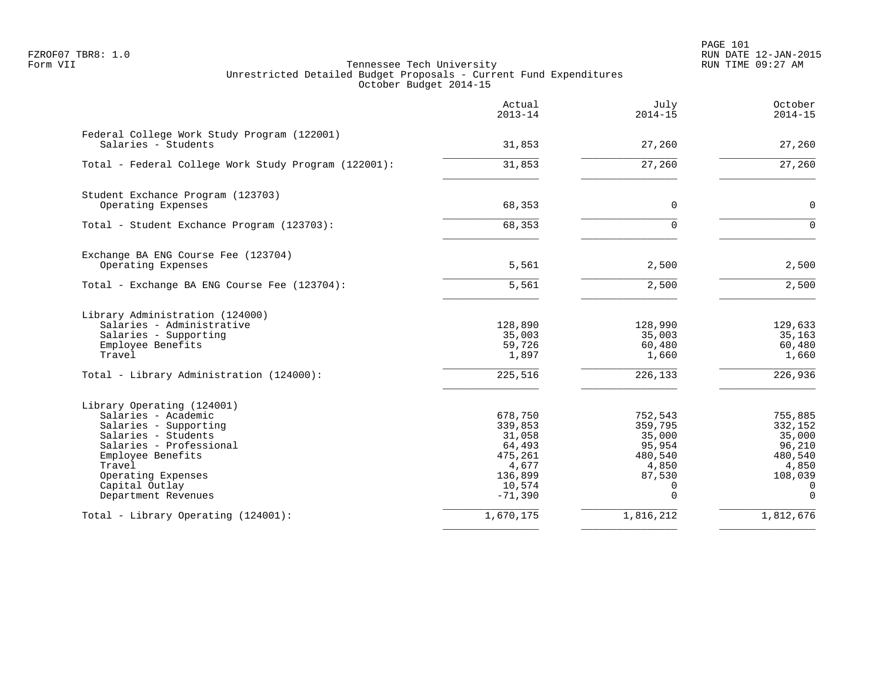FZROF07 TBR8: 1.0
Form VII

# Tennessee Tech University
## Unrestricted Detailed Budget Proposals - Current Fund Expenditures
### October Budget 2014-15

RUN DATE 12-JAN-2015
RUN TIME 09:27 AM

| | Actual 2013-14 | July 2014-15 | October 2014-15 |
|---|---|---|---|
| **Federal College Work Study Program (122001)** | | | |
| Salaries - Students | 31,853 | 27,260 | 27,260 |
| Total - Federal College Work Study Program (122001): | 31,853 | 27,260 | 27,260 |
| **Student Exchance Program (123703)** | | | |
| Operating Expenses | 68,353 | 0 | 0 |
| Total - Student Exchance Program (123703): | 68,353 | 0 | 0 |
| **Exchange BA ENG Course Fee (123704)** | | | |
| Operating Expenses | 5,561 | 2,500 | 2,500 |
| Total - Exchange BA ENG Course Fee (123704): | 5,561 | 2,500 | 2,500 |
| **Library Administration (124000)** | | | |
| Salaries - Administrative | 128,890 | 128,990 | 129,633 |
| Salaries - Supporting | 35,003 | 35,003 | 35,163 |
| Employee Benefits | 59,726 | 60,480 | 60,480 |
| Travel | 1,897 | 1,660 | 1,660 |
| Total - Library Administration (124000): | 225,516 | 226,133 | 226,936 |
| **Library Operating (124001)** | | | |
| Salaries - Academic | 678,750 | 752,543 | 755,885 |
| Salaries - Supporting | 339,853 | 359,795 | 332,152 |
| Salaries - Students | 31,058 | 35,000 | 35,000 |
| Salaries - Professional | 64,493 | 95,954 | 96,210 |
| Employee Benefits | 475,261 | 480,540 | 480,540 |
| Travel | 4,677 | 4,850 | 4,850 |
| Operating Expenses | 136,899 | 87,530 | 108,039 |
| Capital Outlay | 10,574 | 0 | 0 |
| Department Revenues | -71,390 | 0 | 0 |
| Total - Library Operating (124001): | 1,670,175 | 1,816,212 | 1,812,676 |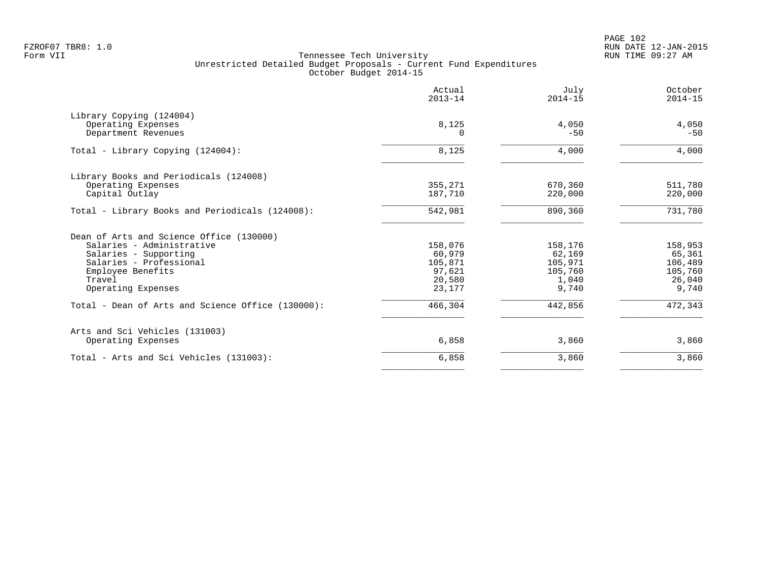FZROF07 TBR8: 1.0
Form VII

Tennessee Tech University
Unrestricted Detailed Budget Proposals - Current Fund Expenditures
October Budget 2014-15

RUN DATE 12-JAN-2015
RUN TIME 09:27 AM

| | Actual 2013-14 | July 2014-15 | October 2014-15 |
|---|---|---|---|
| **Library Copying (124004)** | | | |
| Operating Expenses | 8,125 | 4,050 | 4,050 |
| Department Revenues | 0 | -50 | -50 |
| Total - Library Copying (124004): | 8,125 | 4,000 | 4,000 |
| **Library Books and Periodicals (124008)** | | | |
| Operating Expenses | 355,271 | 670,360 | 511,780 |
| Capital Outlay | 187,710 | 220,000 | 220,000 |
| Total - Library Books and Periodicals (124008): | 542,981 | 890,360 | 731,780 |
| **Dean of Arts and Science Office (130000)** | | | |
| Salaries - Administrative | 158,076 | 158,176 | 158,953 |
| Salaries - Supporting | 60,979 | 62,169 | 65,361 |
| Salaries - Professional | 105,871 | 105,971 | 106,489 |
| Employee Benefits | 97,621 | 105,760 | 105,760 |
| Travel | 20,580 | 1,040 | 26,040 |
| Operating Expenses | 23,177 | 9,740 | 9,740 |
| Total - Dean of Arts and Science Office (130000): | 466,304 | 442,856 | 472,343 |
| **Arts and Sci Vehicles (131003)** | | | |
| Operating Expenses | 6,858 | 3,860 | 3,860 |
| Total - Arts and Sci Vehicles (131003): | 6,858 | 3,860 | 3,860 |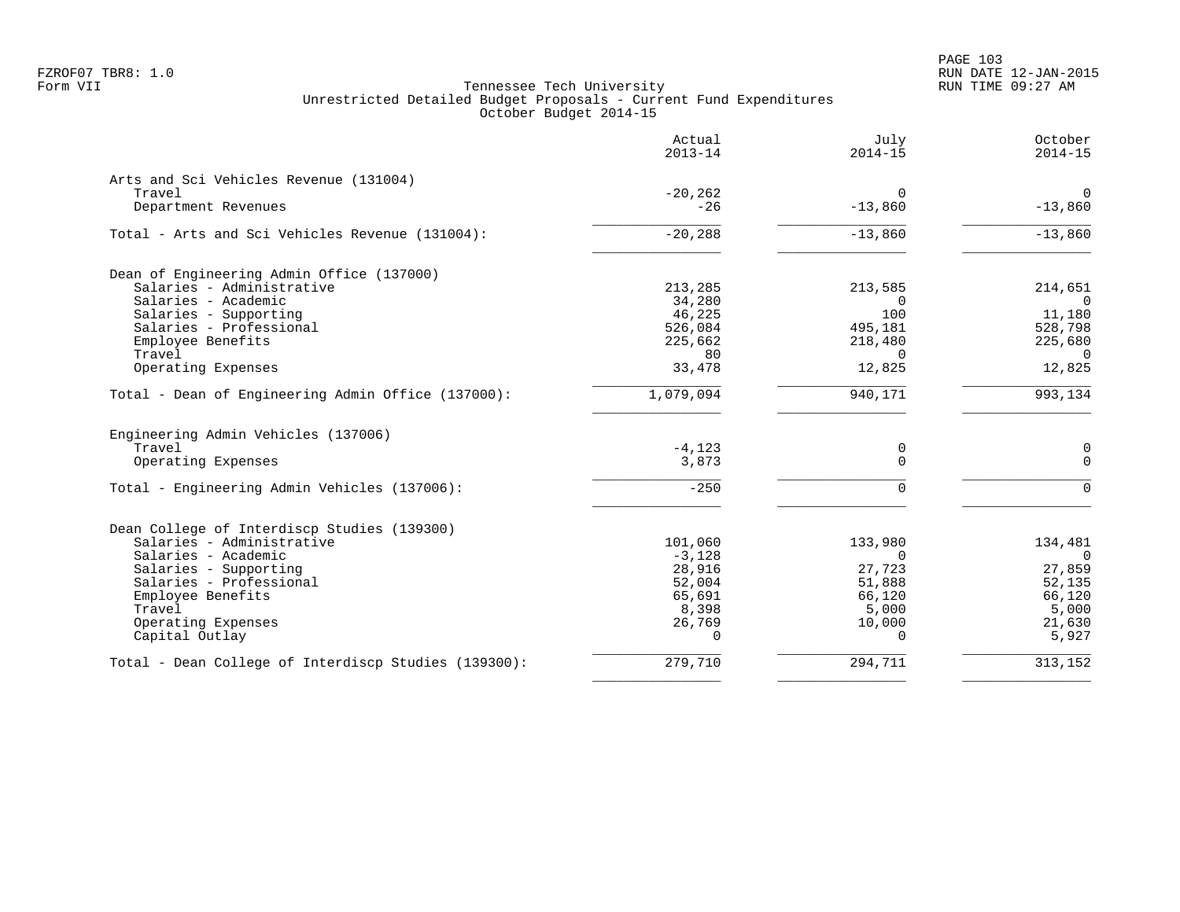FZROF07 TBR8: 1.0
Form VII

Tennessee Tech University
Unrestricted Detailed Budget Proposals - Current Fund Expenditures
October Budget 2014-15

RUN DATE 12-JAN-2015
RUN TIME 09:27 AM

| | Actual 2013-14 | July 2014-15 | October 2014-15 |
|---|---|---|---|
| **Arts and Sci Vehicles Revenue (131004)** | | | |
| Travel | -20,262 | 0 | 0 |
| Department Revenues | -26 | -13,860 | -13,860 |
| Total - Arts and Sci Vehicles Revenue (131004): | -20,288 | -13,860 | -13,860 |
| **Dean of Engineering Admin Office (137000)** | | | |
| Salaries - Administrative | 213,285 | 213,585 | 214,651 |
| Salaries - Academic | 34,280 | 0 | 0 |
| Salaries - Supporting | 46,225 | 100 | 11,180 |
| Salaries - Professional | 526,084 | 495,181 | 528,798 |
| Employee Benefits | 225,662 | 218,480 | 225,680 |
| Travel | 80 | 0 | 0 |
| Operating Expenses | 33,478 | 12,825 | 12,825 |
| Total - Dean of Engineering Admin Office (137000): | 1,079,094 | 940,171 | 993,134 |
| **Engineering Admin Vehicles (137006)** | | | |
| Travel | -4,123 | 0 | 0 |
| Operating Expenses | 3,873 | 0 | 0 |
| Total - Engineering Admin Vehicles (137006): | -250 | 0 | 0 |
| **Dean College of Interdiscp Studies (139300)** | | | |
| Salaries - Administrative | 101,060 | 133,980 | 134,481 |
| Salaries - Academic | -3,128 | 0 | 0 |
| Salaries - Supporting | 28,916 | 27,723 | 27,859 |
| Salaries - Professional | 52,004 | 51,888 | 52,135 |
| Employee Benefits | 65,691 | 66,120 | 66,120 |
| Travel | 8,398 | 5,000 | 5,000 |
| Operating Expenses | 26,769 | 10,000 | 21,630 |
| Capital Outlay | 0 | 0 | 5,927 |
| Total - Dean College of Interdiscp Studies (139300): | 279,710 | 294,711 | 313,152 |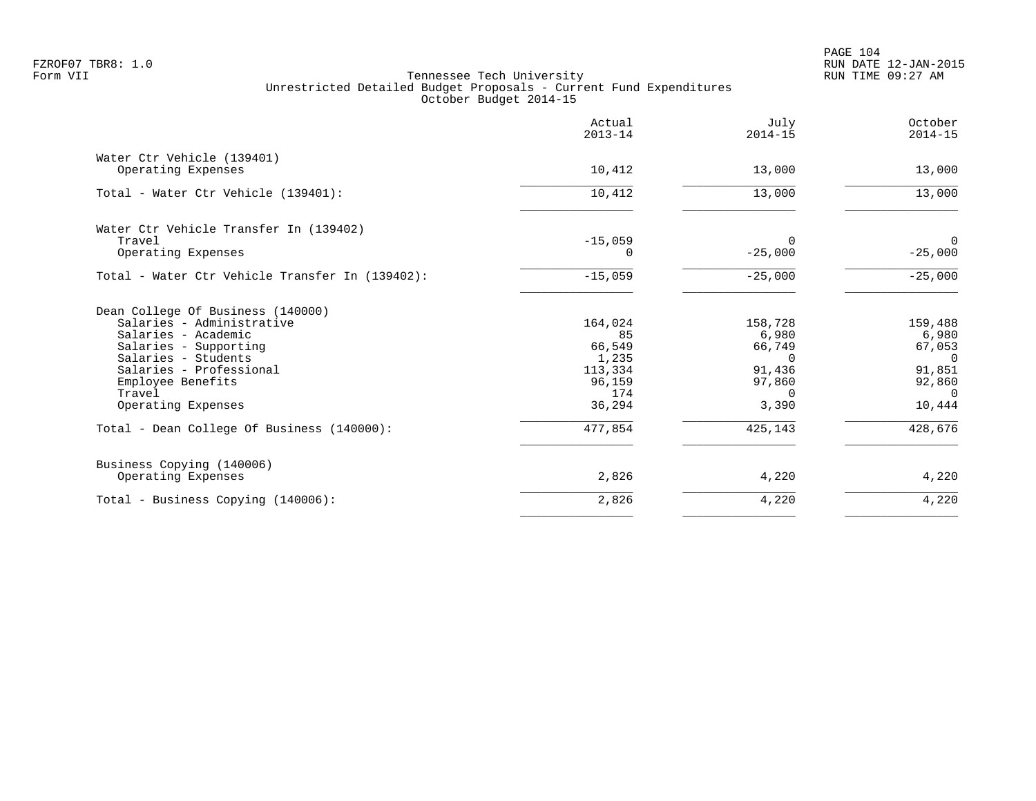FZROF07 TBR8: 1.0
Form VII

Tennessee Tech University
Unrestricted Detailed Budget Proposals - Current Fund Expenditures
October Budget 2014-15

| | Actual 2013-14 | July 2014-15 | October 2014-15 |
|---|---:|---:|---:|
| **Water Ctr Vehicle (139401)** | | | |
| Operating Expenses | 10,412 | 13,000 | 13,000 |
| Total - Water Ctr Vehicle (139401): | 10,412 | 13,000 | 13,000 |
| **Water Ctr Vehicle Transfer In (139402)** | | | |
| Travel | -15,059 | 0 | 0 |
| Operating Expenses | 0 | -25,000 | -25,000 |
| Total - Water Ctr Vehicle Transfer In (139402): | -15,059 | -25,000 | -25,000 |
| **Dean College Of Business (140000)** | | | |
| Salaries - Administrative | 164,024 | 158,728 | 159,488 |
| Salaries - Academic | 85 | 6,980 | 6,980 |
| Salaries - Supporting | 66,549 | 66,749 | 67,053 |
| Salaries - Students | 1,235 | 0 | 0 |
| Salaries - Professional | 113,334 | 91,436 | 91,851 |
| Employee Benefits | 96,159 | 97,860 | 92,860 |
| Travel | 174 | 0 | 0 |
| Operating Expenses | 36,294 | 3,390 | 10,444 |
| Total - Dean College Of Business (140000): | 477,854 | 425,143 | 428,676 |
| **Business Copying (140006)** | | | |
| Operating Expenses | 2,826 | 4,220 | 4,220 |
| Total - Business Copying (140006): | 2,826 | 4,220 | 4,220 |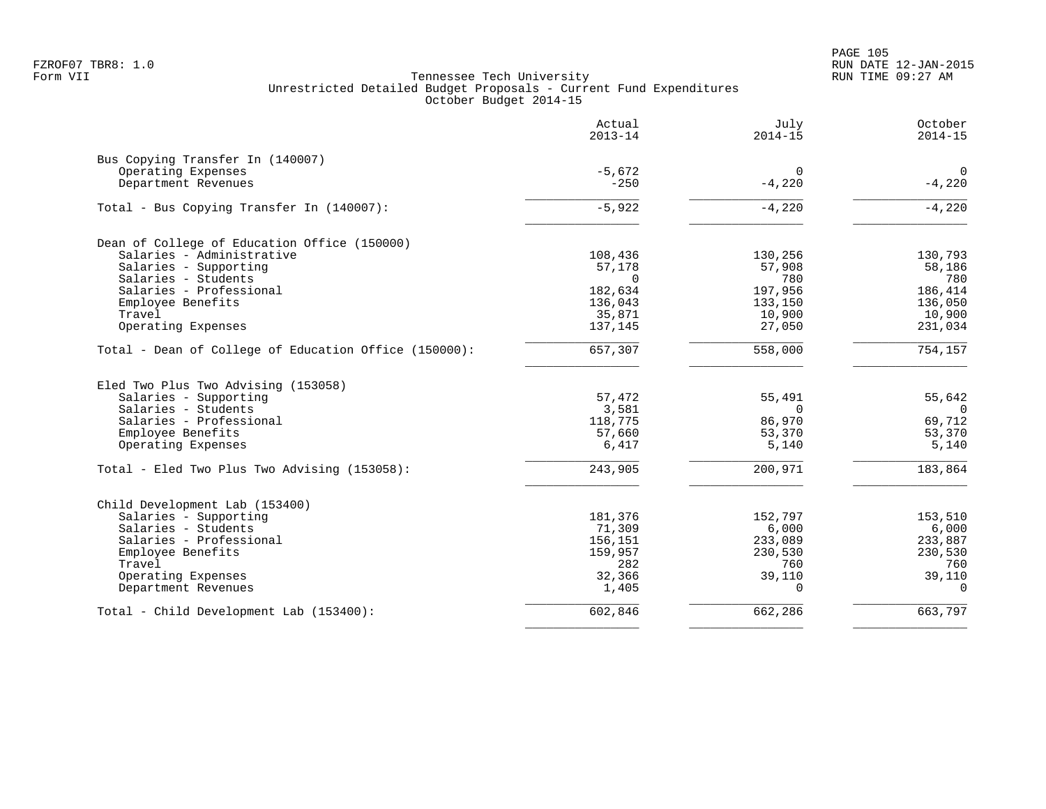FZROF07 TBR8: 1.0
Form VII

Tennessee Tech University
Unrestricted Detailed Budget Proposals - Current Fund Expenditures
October Budget 2014-15

RUN DATE 12-JAN-2015
RUN TIME 09:27 AM

| | Actual 2013-14 | July 2014-15 | October 2014-15 |
|---|---:|---:|---:|
| **Bus Copying Transfer In (140007)** | | | |
| Operating Expenses | -5,672 | 0 | 0 |
| Department Revenues | -250 | -4,220 | -4,220 |
| Total - Bus Copying Transfer In (140007): | -5,922 | -4,220 | -4,220 |
| **Dean of College of Education Office (150000)** | | | |
| Salaries - Administrative | 108,436 | 130,256 | 130,793 |
| Salaries - Supporting | 57,178 | 57,908 | 58,186 |
| Salaries - Students | 0 | 780 | 780 |
| Salaries - Professional | 182,634 | 197,956 | 186,414 |
| Employee Benefits | 136,043 | 133,150 | 136,050 |
| Travel | 35,871 | 10,900 | 10,900 |
| Operating Expenses | 137,145 | 27,050 | 231,034 |
| Total - Dean of College of Education Office (150000): | 657,307 | 558,000 | 754,157 |
| **Eled Two Plus Two Advising (153058)** | | | |
| Salaries - Supporting | 57,472 | 55,491 | 55,642 |
| Salaries - Students | 3,581 | 0 | 0 |
| Salaries - Professional | 118,775 | 86,970 | 69,712 |
| Employee Benefits | 57,660 | 53,370 | 53,370 |
| Operating Expenses | 6,417 | 5,140 | 5,140 |
| Total - Eled Two Plus Two Advising (153058): | 243,905 | 200,971 | 183,864 |
| **Child Development Lab (153400)** | | | |
| Salaries - Supporting | 181,376 | 152,797 | 153,510 |
| Salaries - Students | 71,309 | 6,000 | 6,000 |
| Salaries - Professional | 156,151 | 233,089 | 233,887 |
| Employee Benefits | 159,957 | 230,530 | 230,530 |
| Travel | 282 | 760 | 760 |
| Operating Expenses | 32,366 | 39,110 | 39,110 |
| Department Revenues | 1,405 | 0 | 0 |
| Total - Child Development Lab (153400): | 602,846 | 662,286 | 663,797 |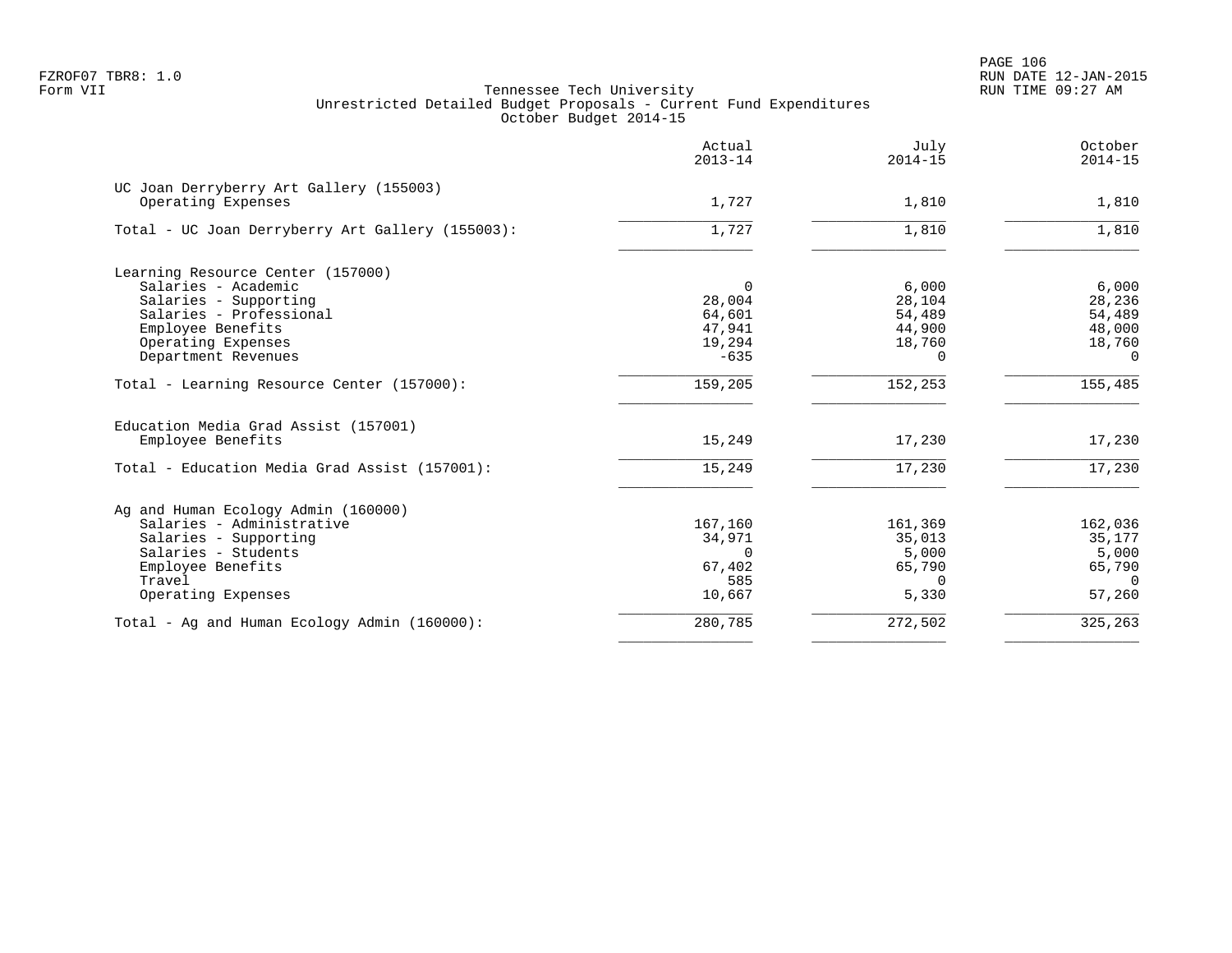Tennessee Tech University
Unrestricted Detailed Budget Proposals - Current Fund Expenditures
October Budget 2014-15

| | Actual 2013-14 | July 2014-15 | October 2014-15 |
|---|---|---|---|
| **UC Joan Derryberry Art Gallery (155003)** | | | |
| Operating Expenses | 1,727 | 1,810 | 1,810 |
| Total - UC Joan Derryberry Art Gallery (155003): | 1,727 | 1,810 | 1,810 |
| **Learning Resource Center (157000)** | | | |
| Salaries - Academic | 0 | 6,000 | 6,000 |
| Salaries - Supporting | 28,004 | 28,104 | 28,236 |
| Salaries - Professional | 64,601 | 54,489 | 54,489 |
| Employee Benefits | 47,941 | 44,900 | 48,000 |
| Operating Expenses | 19,294 | 18,760 | 18,760 |
| Department Revenues | -635 | 0 | 0 |
| Total - Learning Resource Center (157000): | 159,205 | 152,253 | 155,485 |
| **Education Media Grad Assist (157001)** | | | |
| Employee Benefits | 15,249 | 17,230 | 17,230 |
| Total - Education Media Grad Assist (157001): | 15,249 | 17,230 | 17,230 |
| **Ag and Human Ecology Admin (160000)** | | | |
| Salaries - Administrative | 167,160 | 161,369 | 162,036 |
| Salaries - Supporting | 34,971 | 35,013 | 35,177 |
| Salaries - Students | 0 | 5,000 | 5,000 |
| Employee Benefits | 67,402 | 65,790 | 65,790 |
| Travel | 585 | 0 | 0 |
| Operating Expenses | 10,667 | 5,330 | 57,260 |
| Total - Ag and Human Ecology Admin (160000): | 280,785 | 272,502 | 325,263 |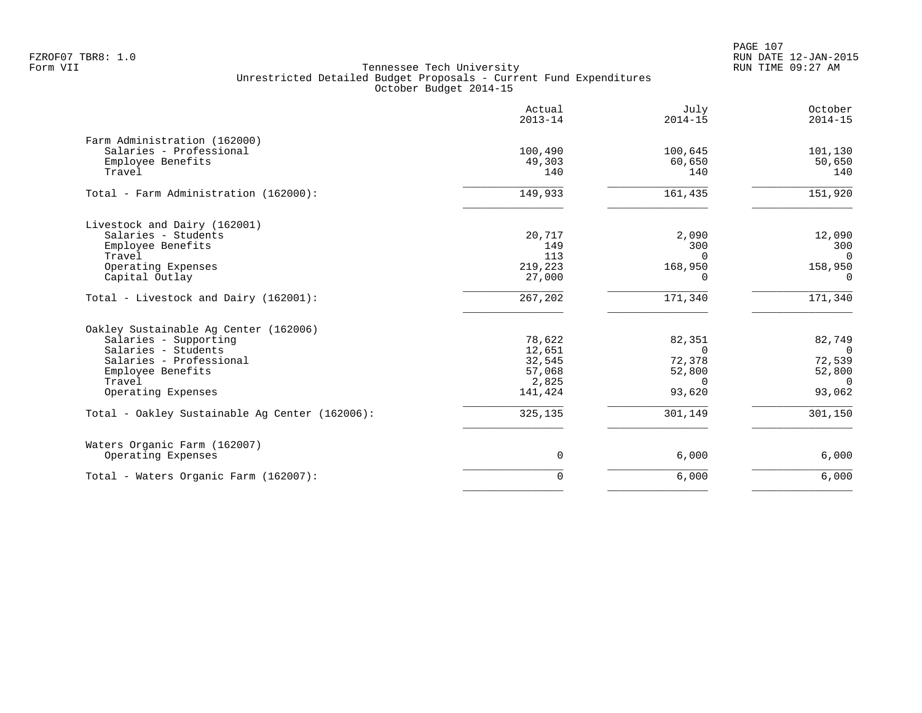FZROF07 TBR8: 1.0
Form VII

Tennessee Tech University
Unrestricted Detailed Budget Proposals - Current Fund Expenditures
October Budget 2014-15

RUN DATE 12-JAN-2015
RUN TIME 09:27 AM

| | Actual 2013-14 | July 2014-15 | October 2014-15 |
|---|---|---|---|
| **Farm Administration (162000)** | | | |
| Salaries - Professional | 100,490 | 100,645 | 101,130 |
| Employee Benefits | 49,303 | 60,650 | 50,650 |
| Travel | 140 | 140 | 140 |
| Total - Farm Administration (162000): | 149,933 | 161,435 | 151,920 |
| **Livestock and Dairy (162001)** | | | |
| Salaries - Students | 20,717 | 2,090 | 12,090 |
| Employee Benefits | 149 | 300 | 300 |
| Travel | 113 | 0 | 0 |
| Operating Expenses | 219,223 | 168,950 | 158,950 |
| Capital Outlay | 27,000 | 0 | 0 |
| Total - Livestock and Dairy (162001): | 267,202 | 171,340 | 171,340 |
| **Oakley Sustainable Ag Center (162006)** | | | |
| Salaries - Supporting | 78,622 | 82,351 | 82,749 |
| Salaries - Students | 12,651 | 0 | 0 |
| Salaries - Professional | 32,545 | 72,378 | 72,539 |
| Employee Benefits | 57,068 | 52,800 | 52,800 |
| Travel | 2,825 | 0 | 0 |
| Operating Expenses | 141,424 | 93,620 | 93,062 |
| Total - Oakley Sustainable Ag Center (162006): | 325,135 | 301,149 | 301,150 |
| **Waters Organic Farm (162007)** | | | |
| Operating Expenses | 0 | 6,000 | 6,000 |
| Total - Waters Organic Farm (162007): | 0 | 6,000 | 6,000 |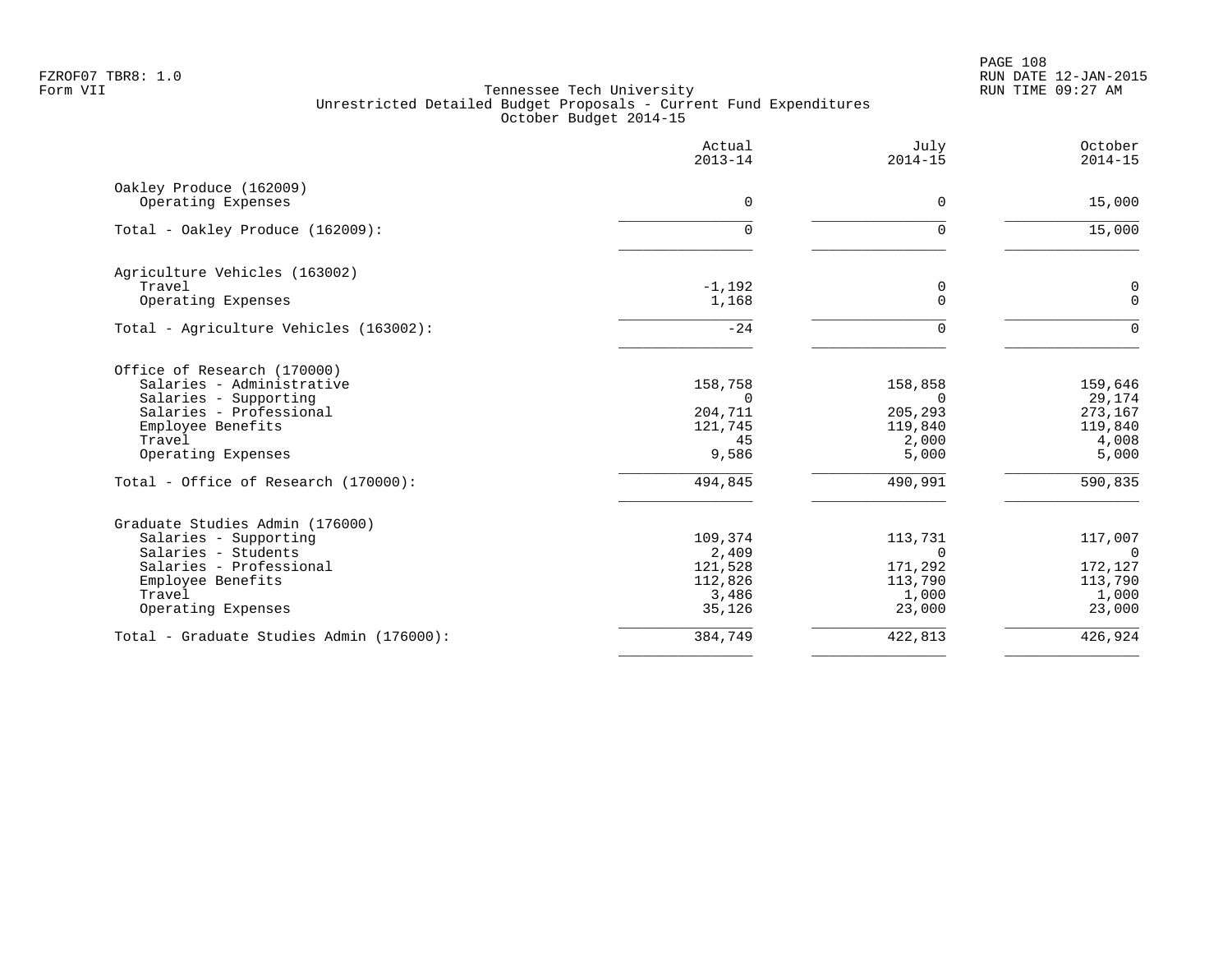FZROF07 TBR8: 1.0
Form VII

Tennessee Tech University
Unrestricted Detailed Budget Proposals - Current Fund Expenditures
October Budget 2014-15

| | Actual 2013-14 | July 2014-15 | October 2014-15 |
|---|---:|---:|---:|
| **Oakley Produce (162009)** | | | |
| Operating Expenses | 0 | 0 | 15,000 |
| Total - Oakley Produce (162009): | 0 | 0 | 15,000 |
| **Agriculture Vehicles (163002)** | | | |
| Travel | -1,192 | 0 | 0 |
| Operating Expenses | 1,168 | 0 | 0 |
| Total - Agriculture Vehicles (163002): | -24 | 0 | 0 |
| **Office of Research (170000)** | | | |
| Salaries - Administrative | 158,758 | 158,858 | 159,646 |
| Salaries - Supporting | 0 | 0 | 29,174 |
| Salaries - Professional | 204,711 | 205,293 | 273,167 |
| Employee Benefits | 121,745 | 119,840 | 119,840 |
| Travel | 45 | 2,000 | 4,008 |
| Operating Expenses | 9,586 | 5,000 | 5,000 |
| Total - Office of Research (170000): | 494,845 | 490,991 | 590,835 |
| **Graduate Studies Admin (176000)** | | | |
| Salaries - Supporting | 109,374 | 113,731 | 117,007 |
| Salaries - Students | 2,409 | 0 | 0 |
| Salaries - Professional | 121,528 | 171,292 | 172,127 |
| Employee Benefits | 112,826 | 113,790 | 113,790 |
| Travel | 3,486 | 1,000 | 1,000 |
| Operating Expenses | 35,126 | 23,000 | 23,000 |
| Total - Graduate Studies Admin (176000): | 384,749 | 422,813 | 426,924 |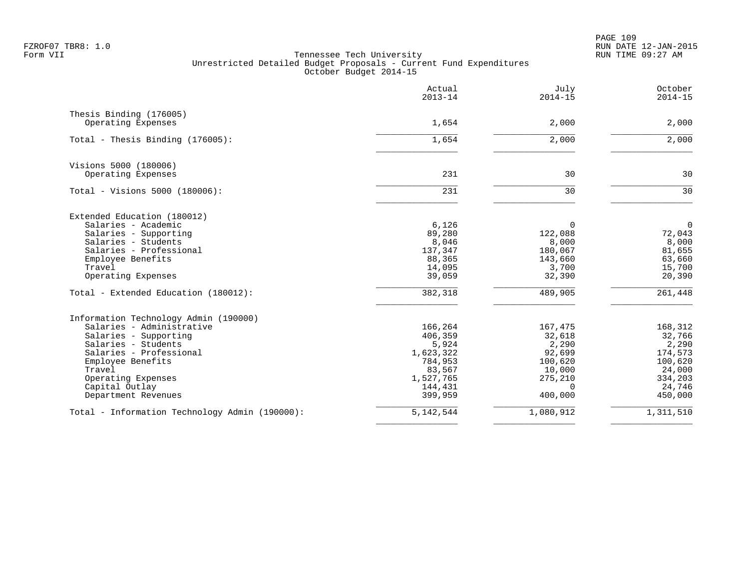Tennessee Tech University
Unrestricted Detailed Budget Proposals - Current Fund Expenditures
October Budget 2014-15

| | Actual 2013-14 | July 2014-15 | October 2014-15 |
|---|---|---|---|
| **Thesis Binding (176005)** | | | |
| Operating Expenses | 1,654 | 2,000 | 2,000 |
| Total - Thesis Binding (176005): | 1,654 | 2,000 | 2,000 |
| **Visions 5000 (180006)** | | | |
| Operating Expenses | 231 | 30 | 30 |
| Total - Visions 5000 (180006): | 231 | 30 | 30 |
| **Extended Education (180012)** | | | |
| Salaries - Academic | 6,126 | 0 | 0 |
| Salaries - Supporting | 89,280 | 122,088 | 72,043 |
| Salaries - Students | 8,046 | 8,000 | 8,000 |
| Salaries - Professional | 137,347 | 180,067 | 81,655 |
| Employee Benefits | 88,365 | 143,660 | 63,660 |
| Travel | 14,095 | 3,700 | 15,700 |
| Operating Expenses | 39,059 | 32,390 | 20,390 |
| Total - Extended Education (180012): | 382,318 | 489,905 | 261,448 |
| **Information Technology Admin (190000)** | | | |
| Salaries - Administrative | 166,264 | 167,475 | 168,312 |
| Salaries - Supporting | 406,359 | 32,618 | 32,766 |
| Salaries - Students | 5,924 | 2,290 | 2,290 |
| Salaries - Professional | 1,623,322 | 92,699 | 174,573 |
| Employee Benefits | 784,953 | 100,620 | 100,620 |
| Travel | 83,567 | 10,000 | 24,000 |
| Operating Expenses | 1,527,765 | 275,210 | 334,203 |
| Capital Outlay | 144,431 | 0 | 24,746 |
| Department Revenues | 399,959 | 400,000 | 450,000 |
| Total - Information Technology Admin (190000): | 5,142,544 | 1,080,912 | 1,311,510 |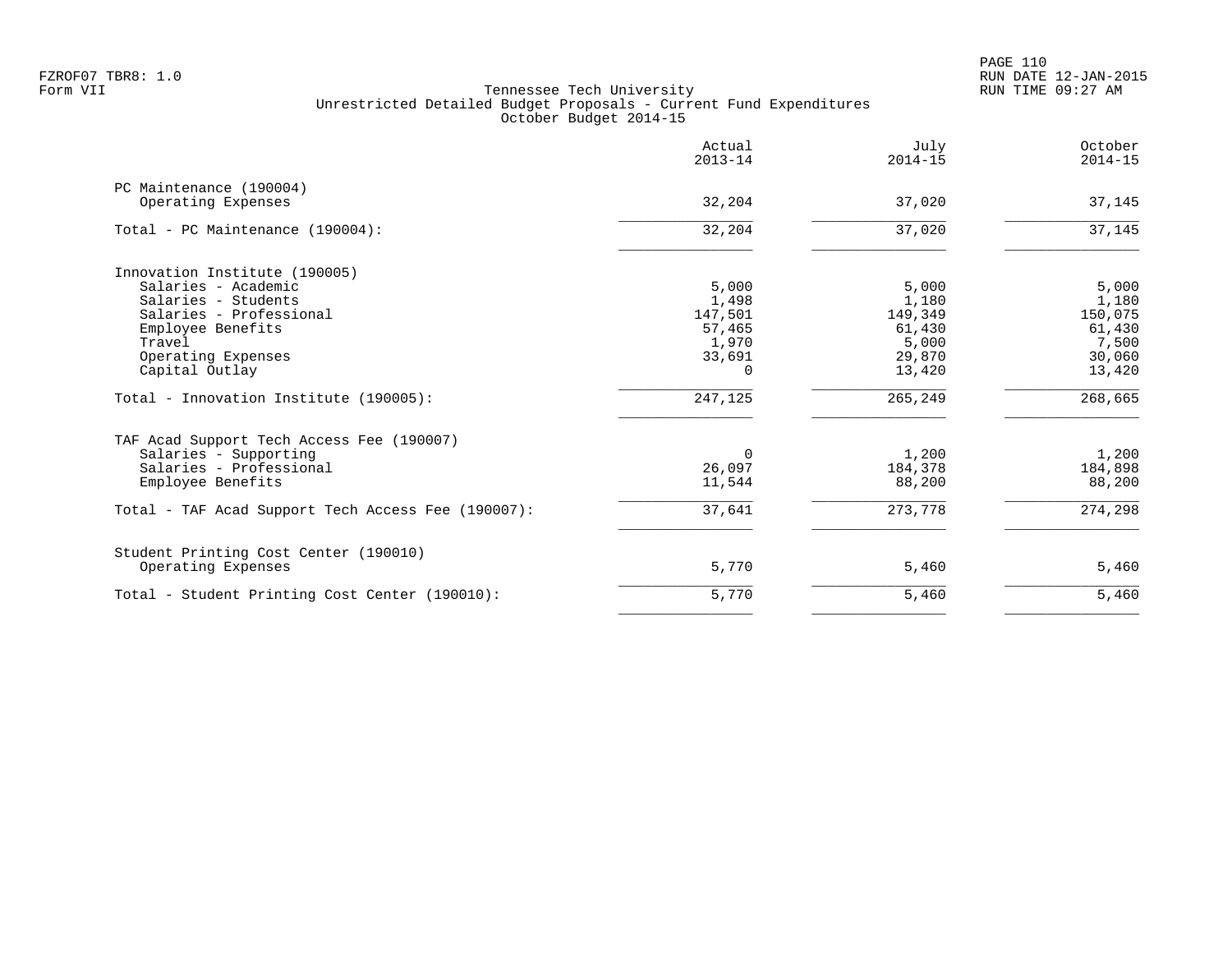FZROF07 TBR8: 1.0
Form VII

# Tennessee Tech University
## Unrestricted Detailed Budget Proposals - Current Fund Expenditures
### October Budget 2014-15

RUN DATE 12-JAN-2015
RUN TIME 09:27 AM

| | Actual 2013-14 | July 2014-15 | October 2014-15 |
|---|---|---|---|
| **PC Maintenance (190004)** | | | |
| Operating Expenses | 32,204 | 37,020 | 37,145 |
| Total - PC Maintenance (190004): | 32,204 | 37,020 | 37,145 |
| **Innovation Institute (190005)** | | | |
| Salaries - Academic | 5,000 | 5,000 | 5,000 |
| Salaries - Students | 1,498 | 1,180 | 1,180 |
| Salaries - Professional | 147,501 | 149,349 | 150,075 |
| Employee Benefits | 57,465 | 61,430 | 61,430 |
| Travel | 1,970 | 5,000 | 7,500 |
| Operating Expenses | 33,691 | 29,870 | 30,060 |
| Capital Outlay | 0 | 13,420 | 13,420 |
| Total - Innovation Institute (190005): | 247,125 | 265,249 | 268,665 |
| **TAF Acad Support Tech Access Fee (190007)** | | | |
| Salaries - Supporting | 0 | 1,200 | 1,200 |
| Salaries - Professional | 26,097 | 184,378 | 184,898 |
| Employee Benefits | 11,544 | 88,200 | 88,200 |
| Total - TAF Acad Support Tech Access Fee (190007): | 37,641 | 273,778 | 274,298 |
| **Student Printing Cost Center (190010)** | | | |
| Operating Expenses | 5,770 | 5,460 | 5,460 |
| Total - Student Printing Cost Center (190010): | 5,770 | 5,460 | 5,460 |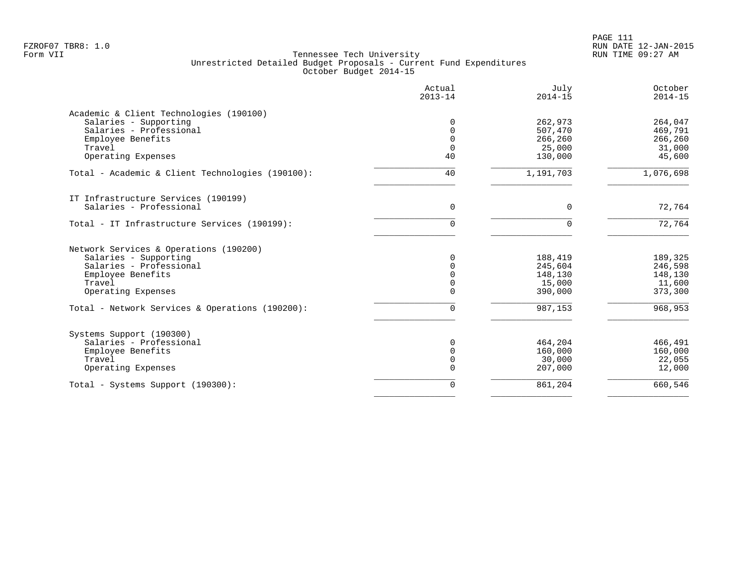FZROF07 TBR8: 1.0
Form VII

Tennessee Tech University
Unrestricted Detailed Budget Proposals - Current Fund Expenditures
October Budget 2014-15

RUN DATE 12-JAN-2015
RUN TIME 09:27 AM

| | Actual 2013-14 | July 2014-15 | October 2014-15 |
|---|---|---|---|
| **Academic & Client Technologies (190100)** | | | |
| Salaries - Supporting | 0 | 262,973 | 264,047 |
| Salaries - Professional | 0 | 507,470 | 469,791 |
| Employee Benefits | 0 | 266,260 | 266,260 |
| Travel | 0 | 25,000 | 31,000 |
| Operating Expenses | 40 | 130,000 | 45,600 |
| Total - Academic & Client Technologies (190100): | 40 | 1,191,703 | 1,076,698 |
| **IT Infrastructure Services (190199)** | | | |
| Salaries - Professional | 0 | 0 | 72,764 |
| Total - IT Infrastructure Services (190199): | 0 | 0 | 72,764 |
| **Network Services & Operations (190200)** | | | |
| Salaries - Supporting | 0 | 188,419 | 189,325 |
| Salaries - Professional | 0 | 245,604 | 246,598 |
| Employee Benefits | 0 | 148,130 | 148,130 |
| Travel | 0 | 15,000 | 11,600 |
| Operating Expenses | 0 | 390,000 | 373,300 |
| Total - Network Services & Operations (190200): | 0 | 987,153 | 968,953 |
| **Systems Support (190300)** | | | |
| Salaries - Professional | 0 | 464,204 | 466,491 |
| Employee Benefits | 0 | 160,000 | 160,000 |
| Travel | 0 | 30,000 | 22,055 |
| Operating Expenses | 0 | 207,000 | 12,000 |
| Total - Systems Support (190300): | 0 | 861,204 | 660,546 |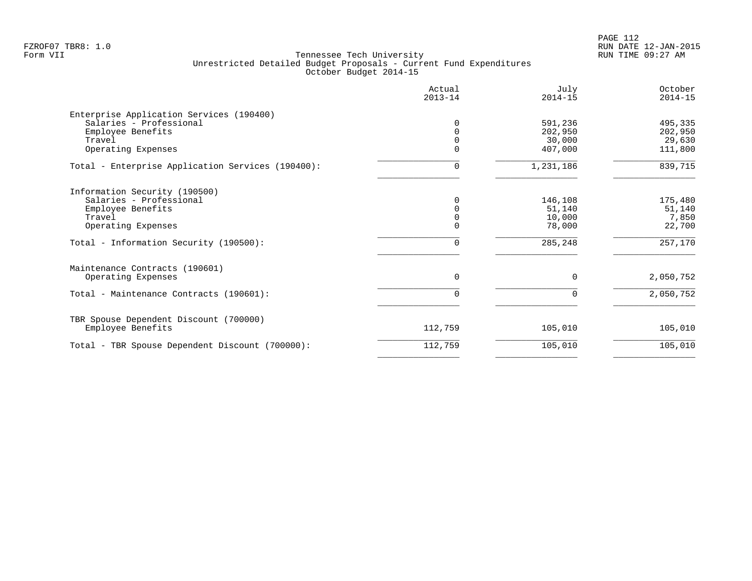Tennessee Tech University
Unrestricted Detailed Budget Proposals - Current Fund Expenditures
October Budget 2014-15

| | Actual 2013-14 | July 2014-15 | October 2014-15 |
|---|---|---|---|
| **Enterprise Application Services (190400)** | | | |
| Salaries - Professional | 0 | 591,236 | 495,335 |
| Employee Benefits | 0 | 202,950 | 202,950 |
| Travel | 0 | 30,000 | 29,630 |
| Operating Expenses | 0 | 407,000 | 111,800 |
| Total - Enterprise Application Services (190400): | 0 | 1,231,186 | 839,715 |
| **Information Security (190500)** | | | |
| Salaries - Professional | 0 | 146,108 | 175,480 |
| Employee Benefits | 0 | 51,140 | 51,140 |
| Travel | 0 | 10,000 | 7,850 |
| Operating Expenses | 0 | 78,000 | 22,700 |
| Total - Information Security (190500): | 0 | 285,248 | 257,170 |
| **Maintenance Contracts (190601)** | | | |
| Operating Expenses | 0 | 0 | 2,050,752 |
| Total - Maintenance Contracts (190601): | 0 | 0 | 2,050,752 |
| **TBR Spouse Dependent Discount (700000)** | | | |
| Employee Benefits | 112,759 | 105,010 | 105,010 |
| Total - TBR Spouse Dependent Discount (700000): | 112,759 | 105,010 | 105,010 |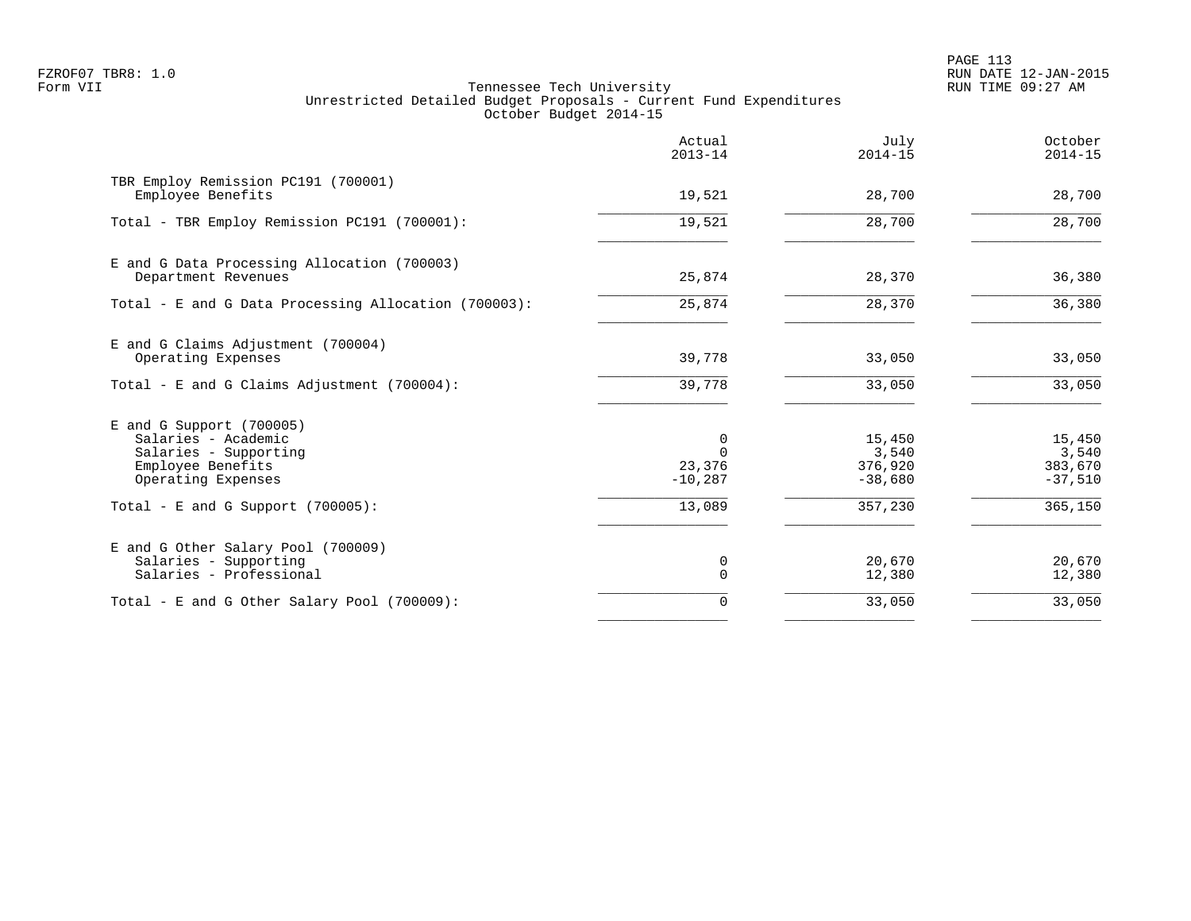FZROF07 TBR8: 1.0
Form VII

Tennessee Tech University
Unrestricted Detailed Budget Proposals - Current Fund Expenditures
October Budget 2014-15

PAGE 113
RUN DATE 12-JAN-2015
RUN TIME 09:27 AM

| | Actual 2013-14 | July 2014-15 | October 2014-15 |
|---|---|---|---|
| TBR Employ Remission PC191 (700001) | | | |
| Employee Benefits | 19,521 | 28,700 | 28,700 |
| Total - TBR Employ Remission PC191 (700001): | 19,521 | 28,700 | 28,700 |
| E and G Data Processing Allocation (700003) | | | |
| Department Revenues | 25,874 | 28,370 | 36,380 |
| Total - E and G Data Processing Allocation (700003): | 25,874 | 28,370 | 36,380 |
| E and G Claims Adjustment (700004) | | | |
| Operating Expenses | 39,778 | 33,050 | 33,050 |
| Total - E and G Claims Adjustment (700004): | 39,778 | 33,050 | 33,050 |
| E and G Support (700005) | | | |
| Salaries - Academic | 0 | 15,450 | 15,450 |
| Salaries - Supporting | 0 | 3,540 | 3,540 |
| Employee Benefits | 23,376 | 376,920 | 383,670 |
| Operating Expenses | -10,287 | -38,680 | -37,510 |
| Total - E and G Support (700005): | 13,089 | 357,230 | 365,150 |
| E and G Other Salary Pool (700009) | | | |
| Salaries - Supporting | 0 | 20,670 | 20,670 |
| Salaries - Professional | 0 | 12,380 | 12,380 |
| Total - E and G Other Salary Pool (700009): | 0 | 33,050 | 33,050 |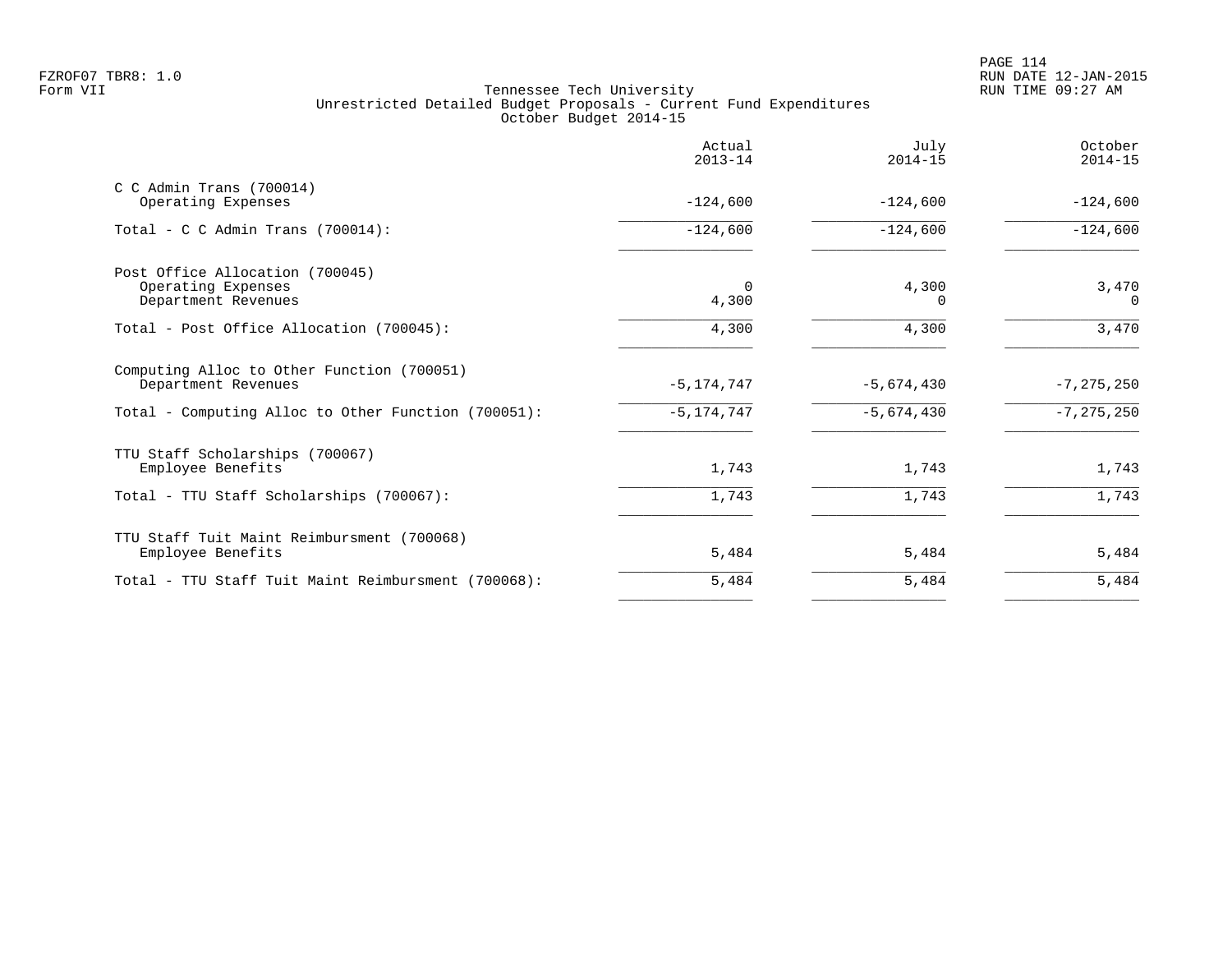Tennessee Tech University
Unrestricted Detailed Budget Proposals - Current Fund Expenditures
October Budget 2014-15

| | Actual 2013-14 | July 2014-15 | October 2014-15 |
|---|---|---|---|
| C C Admin Trans (700014) | | | |
| Operating Expenses | -124,600 | -124,600 | -124,600 |
| Total - C C Admin Trans (700014): | -124,600 | -124,600 | -124,600 |
| Post Office Allocation (700045) | | | |
| Operating Expenses | 0 | 4,300 | 3,470 |
| Department Revenues | 4,300 | 0 | 0 |
| Total - Post Office Allocation (700045): | 4,300 | 4,300 | 3,470 |
| Computing Alloc to Other Function (700051) | | | |
| Department Revenues | -5,174,747 | -5,674,430 | -7,275,250 |
| Total - Computing Alloc to Other Function (700051): | -5,174,747 | -5,674,430 | -7,275,250 |
| TTU Staff Scholarships (700067) | | | |
| Employee Benefits | 1,743 | 1,743 | 1,743 |
| Total - TTU Staff Scholarships (700067): | 1,743 | 1,743 | 1,743 |
| TTU Staff Tuit Maint Reimbursment (700068) | | | |
| Employee Benefits | 5,484 | 5,484 | 5,484 |
| Total - TTU Staff Tuit Maint Reimbursment (700068): | 5,484 | 5,484 | 5,484 |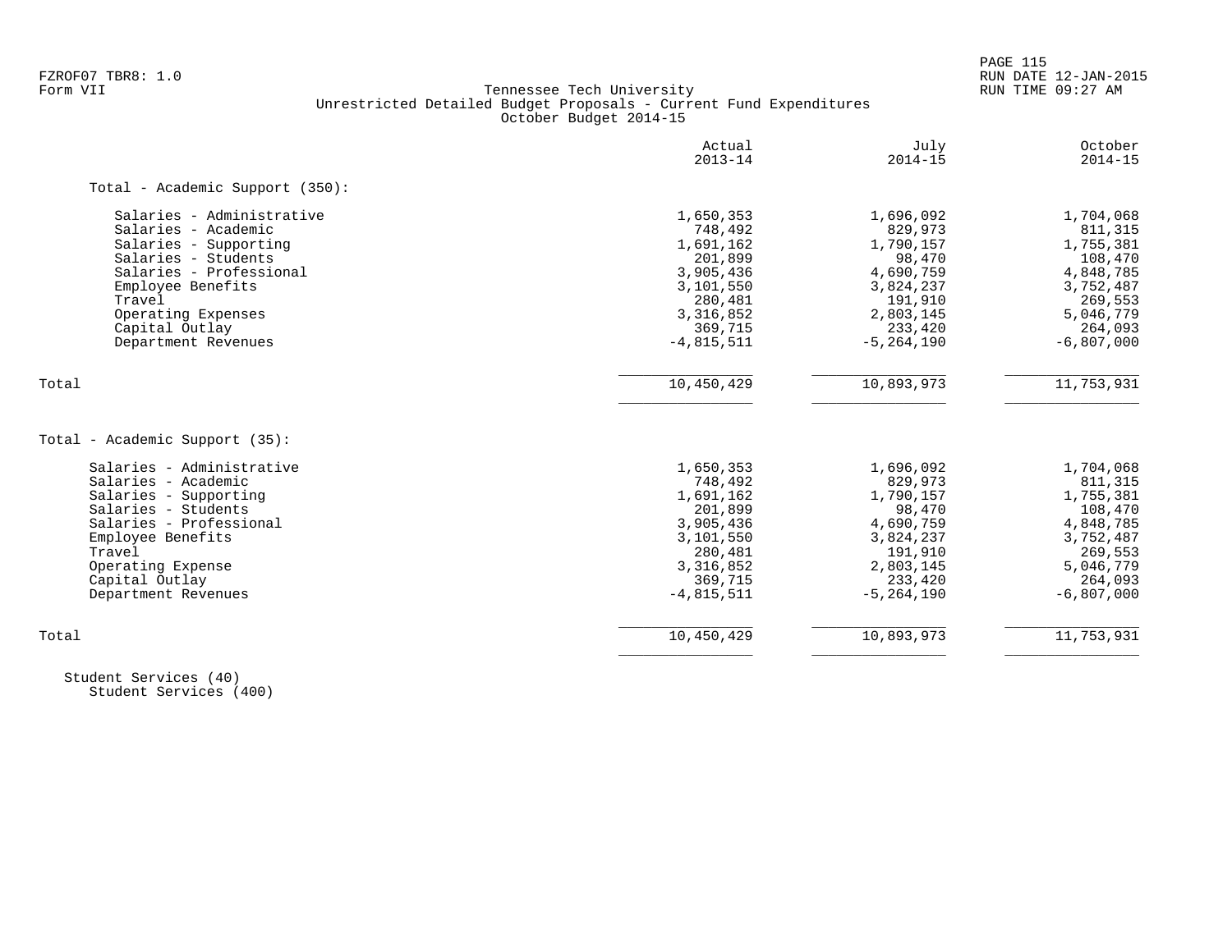FZROF07 TBR8: 1.0
Form VII

Tennessee Tech University
Unrestricted Detailed Budget Proposals - Current Fund Expenditures
October Budget 2014-15

RUN DATE 12-JAN-2015
RUN TIME 09:27 AM

| | Actual 2013-14 | July 2014-15 | October 2014-15 |
|---|---|---|---|
| **Total - Academic Support (350):** | | | |
| Salaries - Administrative | 1,650,353 | 1,696,092 | 1,704,068 |
| Salaries - Academic | 748,492 | 829,973 | 811,315 |
| Salaries - Supporting | 1,691,162 | 1,790,157 | 1,755,381 |
| Salaries - Students | 201,899 | 98,470 | 108,470 |
| Salaries - Professional | 3,905,436 | 4,690,759 | 4,848,785 |
| Employee Benefits | 3,101,550 | 3,824,237 | 3,752,487 |
| Travel | 280,481 | 191,910 | 269,553 |
| Operating Expenses | 3,316,852 | 2,803,145 | 5,046,779 |
| Capital Outlay | 369,715 | 233,420 | 264,093 |
| Department Revenues | -4,815,511 | -5,264,190 | -6,807,000 |
| Total | 10,450,429 | 10,893,973 | 11,753,931 |
| **Total - Academic Support (35):** | | | |
| Salaries - Administrative | 1,650,353 | 1,696,092 | 1,704,068 |
| Salaries - Academic | 748,492 | 829,973 | 811,315 |
| Salaries - Supporting | 1,691,162 | 1,790,157 | 1,755,381 |
| Salaries - Students | 201,899 | 98,470 | 108,470 |
| Salaries - Professional | 3,905,436 | 4,690,759 | 4,848,785 |
| Employee Benefits | 3,101,550 | 3,824,237 | 3,752,487 |
| Travel | 280,481 | 191,910 | 269,553 |
| Operating Expense | 3,316,852 | 2,803,145 | 5,046,779 |
| Capital Outlay | 369,715 | 233,420 | 264,093 |
| Department Revenues | -4,815,511 | -5,264,190 | -6,807,000 |
| Total | 10,450,429 | 10,893,973 | 11,753,931 |

Student Services (40)
Student Services (400)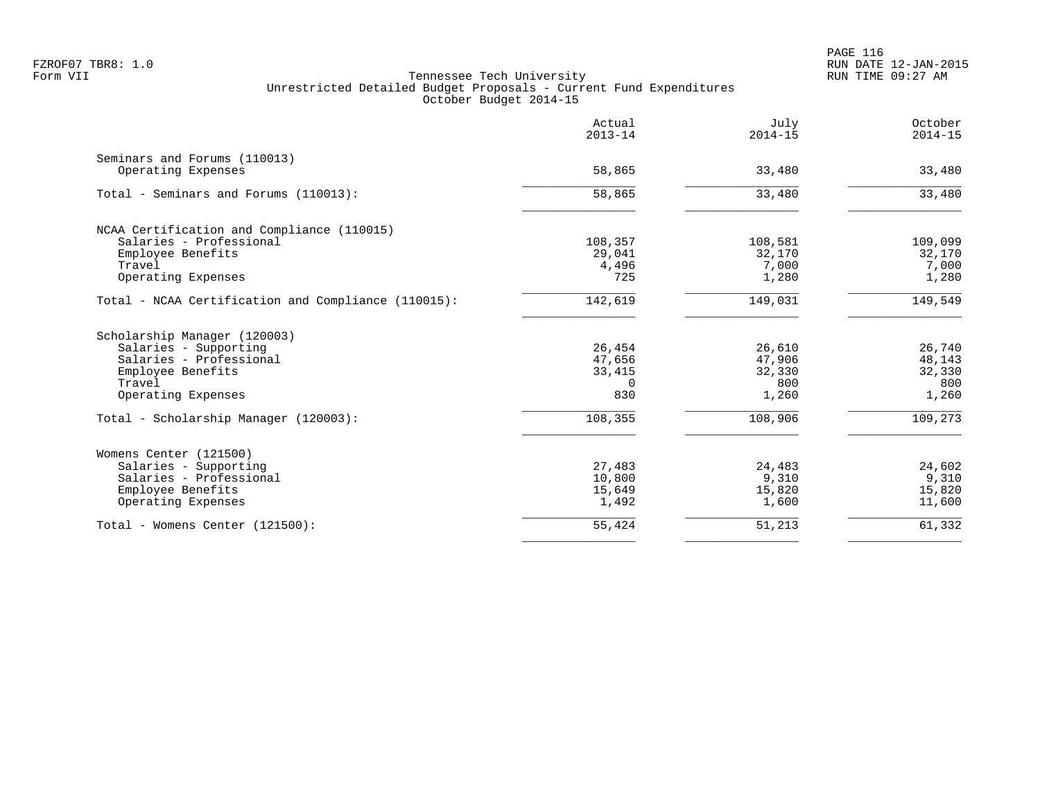Tennessee Tech University
Unrestricted Detailed Budget Proposals - Current Fund Expenditures
October Budget 2014-15

|  | Actual 2013-14 | July 2014-15 | October 2014-15 |
|---|---|---|---|
| Seminars and Forums (110013) | | | |
| Operating Expenses | 58,865 | 33,480 | 33,480 |
| Total - Seminars and Forums (110013): | 58,865 | 33,480 | 33,480 |
| NCAA Certification and Compliance (110015) | | | |
| Salaries - Professional | 108,357 | 108,581 | 109,099 |
| Employee Benefits | 29,041 | 32,170 | 32,170 |
| Travel | 4,496 | 7,000 | 7,000 |
| Operating Expenses | 725 | 1,280 | 1,280 |
| Total - NCAA Certification and Compliance (110015): | 142,619 | 149,031 | 149,549 |
| Scholarship Manager (120003) | | | |
| Salaries - Supporting | 26,454 | 26,610 | 26,740 |
| Salaries - Professional | 47,656 | 47,906 | 48,143 |
| Employee Benefits | 33,415 | 32,330 | 32,330 |
| Travel | 0 | 800 | 800 |
| Operating Expenses | 830 | 1,260 | 1,260 |
| Total - Scholarship Manager (120003): | 108,355 | 108,906 | 109,273 |
| Womens Center (121500) | | | |
| Salaries - Supporting | 27,483 | 24,483 | 24,602 |
| Salaries - Professional | 10,800 | 9,310 | 9,310 |
| Employee Benefits | 15,649 | 15,820 | 15,820 |
| Operating Expenses | 1,492 | 1,600 | 11,600 |
| Total - Womens Center (121500): | 55,424 | 51,213 | 61,332 |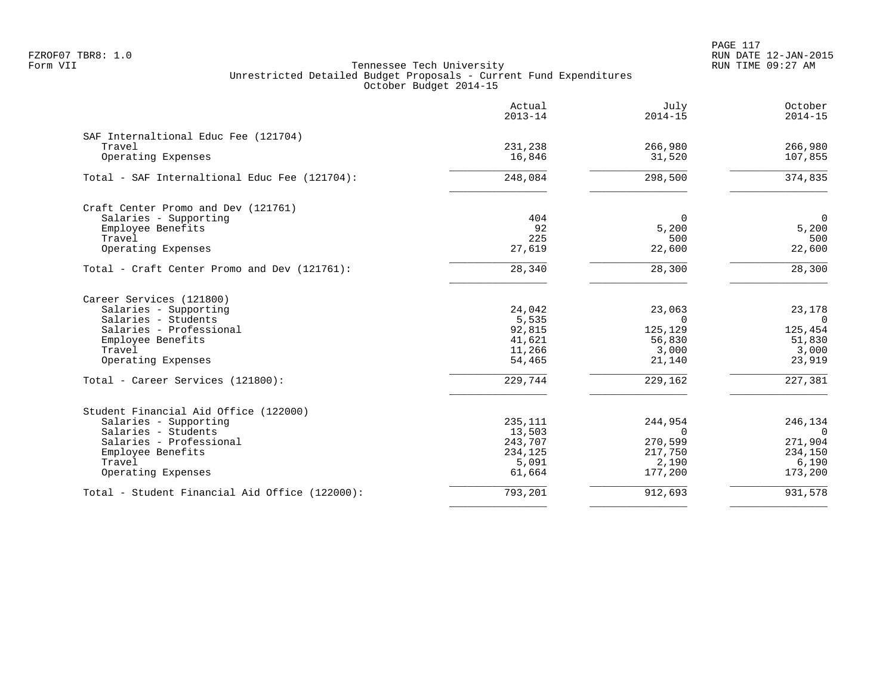FZROF07 TBR8: 1.0
Form VII

RUN DATE 12-JAN-2015
RUN TIME 09:27 AM

Tennessee Tech University
Unrestricted Detailed Budget Proposals - Current Fund Expenditures
October Budget 2014-15

| | Actual 2013-14 | July 2014-15 | October 2014-15 |
|---|---|---|---|
| **SAF Internaltional Educ Fee (121704)** | | | |
| Travel | 231,238 | 266,980 | 266,980 |
| Operating Expenses | 16,846 | 31,520 | 107,855 |
| Total - SAF Internaltional Educ Fee (121704): | 248,084 | 298,500 | 374,835 |
| **Craft Center Promo and Dev (121761)** | | | |
| Salaries - Supporting | 404 | 0 | 0 |
| Employee Benefits | 92 | 5,200 | 5,200 |
| Travel | 225 | 500 | 500 |
| Operating Expenses | 27,619 | 22,600 | 22,600 |
| Total - Craft Center Promo and Dev (121761): | 28,340 | 28,300 | 28,300 |
| **Career Services (121800)** | | | |
| Salaries - Supporting | 24,042 | 23,063 | 23,178 |
| Salaries - Students | 5,535 | 0 | 0 |
| Salaries - Professional | 92,815 | 125,129 | 125,454 |
| Employee Benefits | 41,621 | 56,830 | 51,830 |
| Travel | 11,266 | 3,000 | 3,000 |
| Operating Expenses | 54,465 | 21,140 | 23,919 |
| Total - Career Services (121800): | 229,744 | 229,162 | 227,381 |
| **Student Financial Aid Office (122000)** | | | |
| Salaries - Supporting | 235,111 | 244,954 | 246,134 |
| Salaries - Students | 13,503 | 0 | 0 |
| Salaries - Professional | 243,707 | 270,599 | 271,904 |
| Employee Benefits | 234,125 | 217,750 | 234,150 |
| Travel | 5,091 | 2,190 | 6,190 |
| Operating Expenses | 61,664 | 177,200 | 173,200 |
| Total - Student Financial Aid Office (122000): | 793,201 | 912,693 | 931,578 |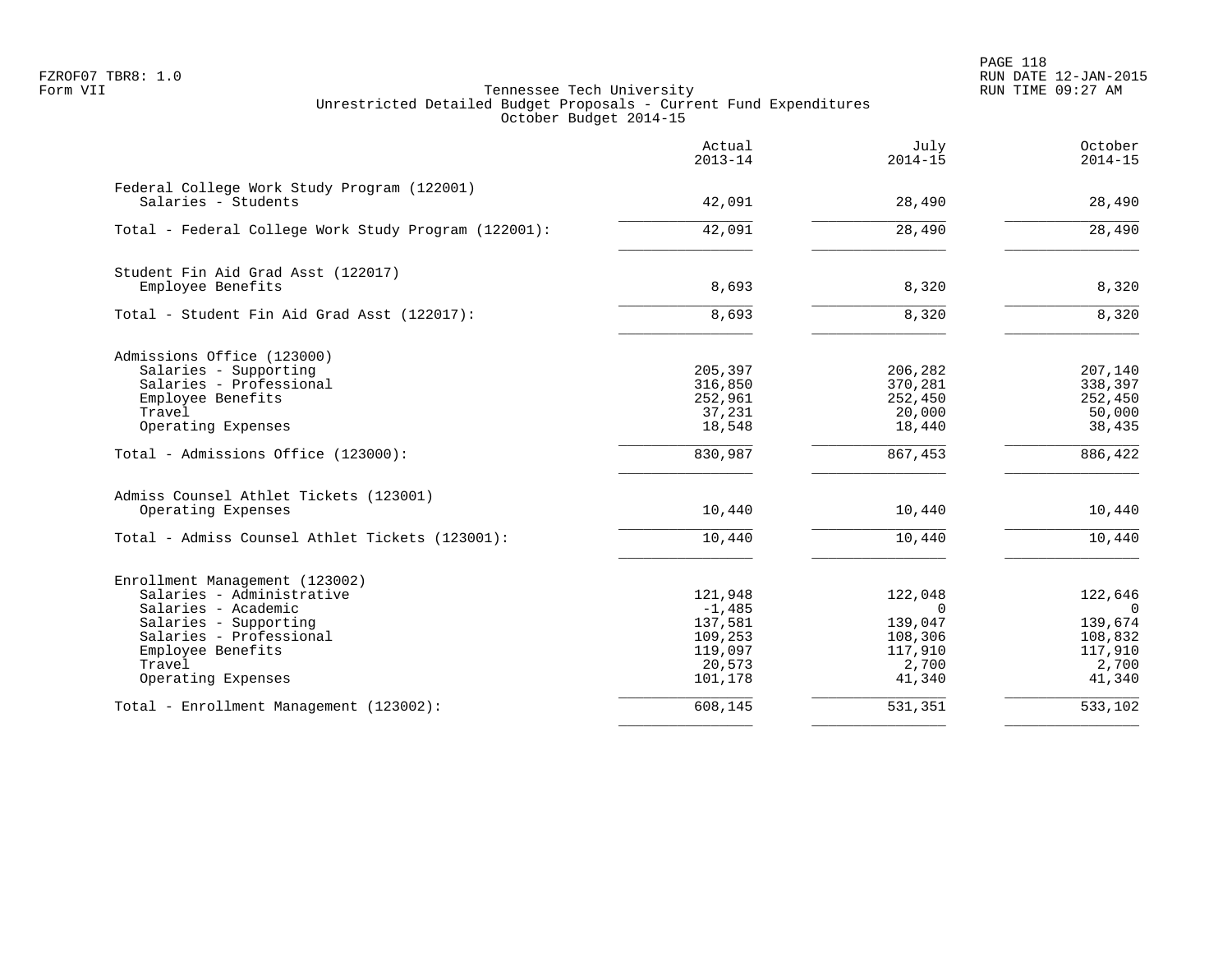Tennessee Tech University
Unrestricted Detailed Budget Proposals - Current Fund Expenditures
October Budget 2014-15

| | Actual 2013-14 | July 2014-15 | October 2014-15 |
|---|---|---|---|
| **Federal College Work Study Program (122001)** | | | |
| Salaries - Students | 42,091 | 28,490 | 28,490 |
| Total - Federal College Work Study Program (122001): | 42,091 | 28,490 | 28,490 |
| **Student Fin Aid Grad Asst (122017)** | | | |
| Employee Benefits | 8,693 | 8,320 | 8,320 |
| Total - Student Fin Aid Grad Asst (122017): | 8,693 | 8,320 | 8,320 |
| **Admissions Office (123000)** | | | |
| Salaries - Supporting | 205,397 | 206,282 | 207,140 |
| Salaries - Professional | 316,850 | 370,281 | 338,397 |
| Employee Benefits | 252,961 | 252,450 | 252,450 |
| Travel | 37,231 | 20,000 | 50,000 |
| Operating Expenses | 18,548 | 18,440 | 38,435 |
| Total - Admissions Office (123000): | 830,987 | 867,453 | 886,422 |
| **Admiss Counsel Athlet Tickets (123001)** | | | |
| Operating Expenses | 10,440 | 10,440 | 10,440 |
| Total - Admiss Counsel Athlet Tickets (123001): | 10,440 | 10,440 | 10,440 |
| **Enrollment Management (123002)** | | | |
| Salaries - Administrative | 121,948 | 122,048 | 122,646 |
| Salaries - Academic | -1,485 | 0 | 0 |
| Salaries - Supporting | 137,581 | 139,047 | 139,674 |
| Salaries - Professional | 109,253 | 108,306 | 108,832 |
| Employee Benefits | 119,097 | 117,910 | 117,910 |
| Travel | 20,573 | 2,700 | 2,700 |
| Operating Expenses | 101,178 | 41,340 | 41,340 |
| Total - Enrollment Management (123002): | 608,145 | 531,351 | 533,102 |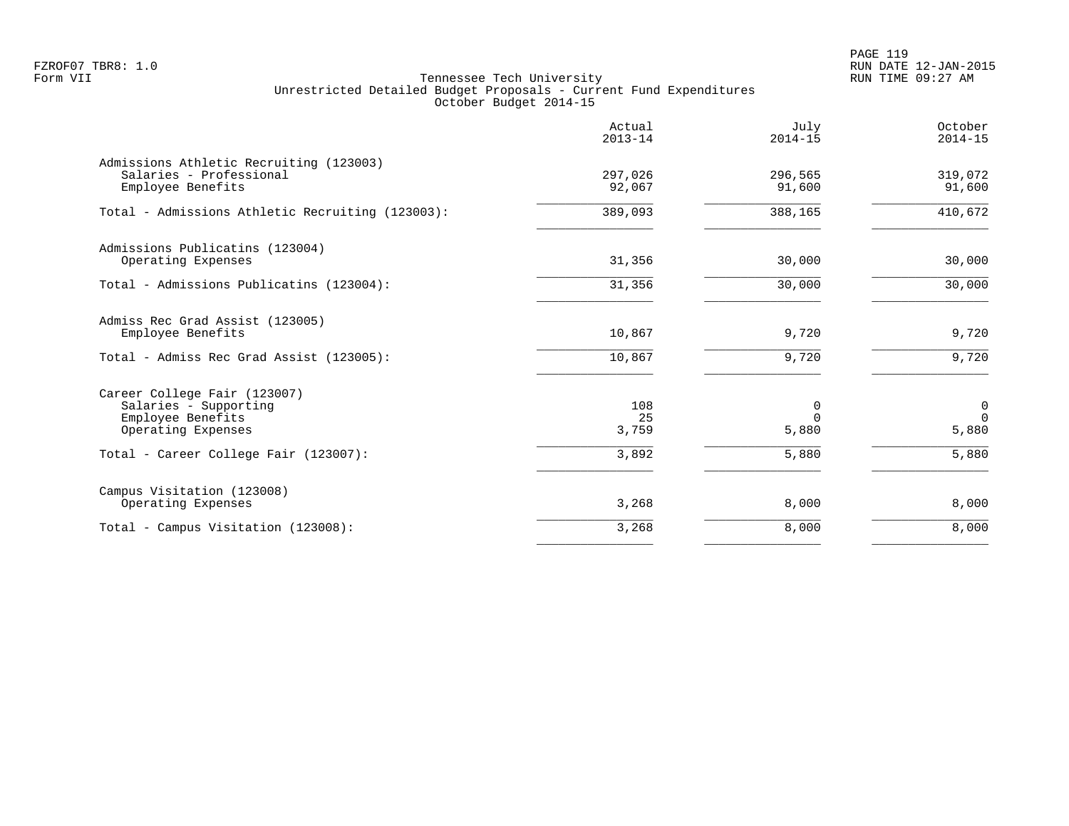Tennessee Tech University
Unrestricted Detailed Budget Proposals - Current Fund Expenditures
October Budget 2014-15

| | Actual 2013-14 | July 2014-15 | October 2014-15 |
|---|---|---|---|
| **Admissions Athletic Recruiting (123003)** | | | |
| Salaries - Professional | 297,026 | 296,565 | 319,072 |
| Employee Benefits | 92,067 | 91,600 | 91,600 |
| Total - Admissions Athletic Recruiting (123003): | 389,093 | 388,165 | 410,672 |
| **Admissions Publicatins (123004)** | | | |
| Operating Expenses | 31,356 | 30,000 | 30,000 |
| Total - Admissions Publicatins (123004): | 31,356 | 30,000 | 30,000 |
| **Admiss Rec Grad Assist (123005)** | | | |
| Employee Benefits | 10,867 | 9,720 | 9,720 |
| Total - Admiss Rec Grad Assist (123005): | 10,867 | 9,720 | 9,720 |
| **Career College Fair (123007)** | | | |
| Salaries - Supporting | 108 | 0 | 0 |
| Employee Benefits | 25 | 0 | 0 |
| Operating Expenses | 3,759 | 5,880 | 5,880 |
| Total - Career College Fair (123007): | 3,892 | 5,880 | 5,880 |
| **Campus Visitation (123008)** | | | |
| Operating Expenses | 3,268 | 8,000 | 8,000 |
| Total - Campus Visitation (123008): | 3,268 | 8,000 | 8,000 |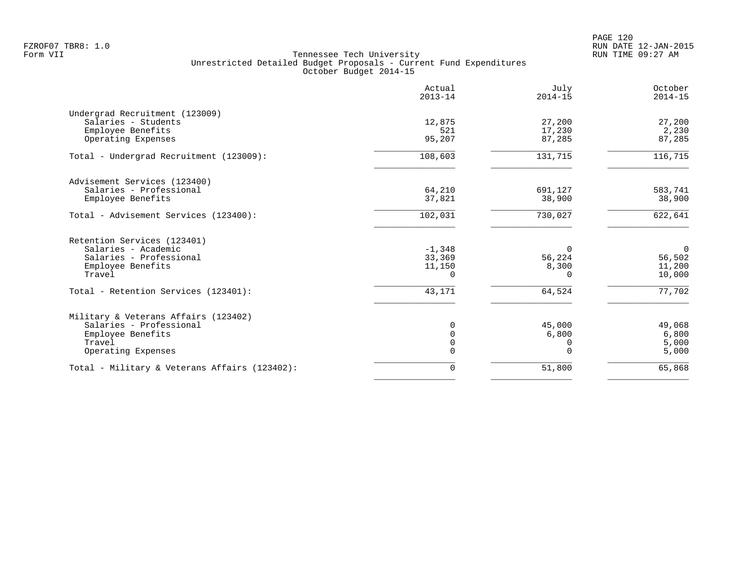Tennessee Tech University
Unrestricted Detailed Budget Proposals - Current Fund Expenditures
October Budget 2014-15

Form VII

| | Actual 2013-14 | July 2014-15 | October 2014-15 |
|---|---|---|---|
| **Undergrad Recruitment (123009)** | | | |
| Salaries - Students | 12,875 | 27,200 | 27,200 |
| Employee Benefits | 521 | 17,230 | 2,230 |
| Operating Expenses | 95,207 | 87,285 | 87,285 |
| Total - Undergrad Recruitment (123009): | 108,603 | 131,715 | 116,715 |
| **Advisement Services (123400)** | | | |
| Salaries - Professional | 64,210 | 691,127 | 583,741 |
| Employee Benefits | 37,821 | 38,900 | 38,900 |
| Total - Advisement Services (123400): | 102,031 | 730,027 | 622,641 |
| **Retention Services (123401)** | | | |
| Salaries - Academic | -1,348 | 0 | 0 |
| Salaries - Professional | 33,369 | 56,224 | 56,502 |
| Employee Benefits | 11,150 | 8,300 | 11,200 |
| Travel | 0 | 0 | 10,000 |
| Total - Retention Services (123401): | 43,171 | 64,524 | 77,702 |
| **Military & Veterans Affairs (123402)** | | | |
| Salaries - Professional | 0 | 45,000 | 49,068 |
| Employee Benefits | 0 | 6,800 | 6,800 |
| Travel | 0 | 0 | 5,000 |
| Operating Expenses | 0 | 0 | 5,000 |
| Total - Military & Veterans Affairs (123402): | 0 | 51,800 | 65,868 |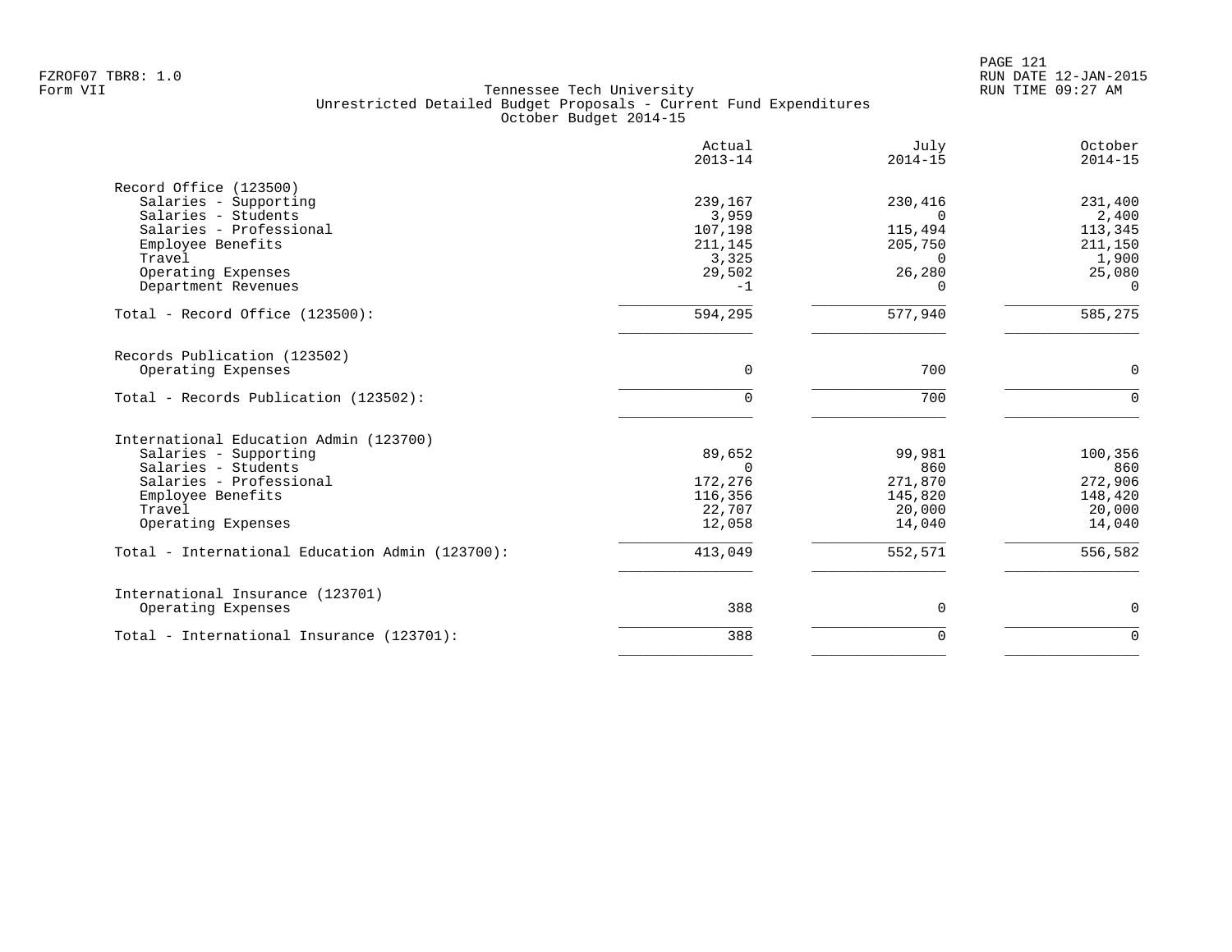FZROF07 TBR8: 1.0
Form VII

Tennessee Tech University
Unrestricted Detailed Budget Proposals - Current Fund Expenditures
October Budget 2014-15

RUN DATE 12-JAN-2015
RUN TIME 09:27 AM

| | Actual 2013-14 | July 2014-15 | October 2014-15 |
|---|---|---|---|
| **Record Office (123500)** | | | |
| Salaries - Supporting | 239,167 | 230,416 | 231,400 |
| Salaries - Students | 3,959 | 0 | 2,400 |
| Salaries - Professional | 107,198 | 115,494 | 113,345 |
| Employee Benefits | 211,145 | 205,750 | 211,150 |
| Travel | 3,325 | 0 | 1,900 |
| Operating Expenses | 29,502 | 26,280 | 25,080 |
| Department Revenues | -1 | 0 | 0 |
| Total - Record Office (123500): | 594,295 | 577,940 | 585,275 |
| **Records Publication (123502)** | | | |
| Operating Expenses | 0 | 700 | 0 |
| Total - Records Publication (123502): | 0 | 700 | 0 |
| **International Education Admin (123700)** | | | |
| Salaries - Supporting | 89,652 | 99,981 | 100,356 |
| Salaries - Students | 0 | 860 | 860 |
| Salaries - Professional | 172,276 | 271,870 | 272,906 |
| Employee Benefits | 116,356 | 145,820 | 148,420 |
| Travel | 22,707 | 20,000 | 20,000 |
| Operating Expenses | 12,058 | 14,040 | 14,040 |
| Total - International Education Admin (123700): | 413,049 | 552,571 | 556,582 |
| **International Insurance (123701)** | | | |
| Operating Expenses | 388 | 0 | 0 |
| Total - International Insurance (123701): | 388 | 0 | 0 |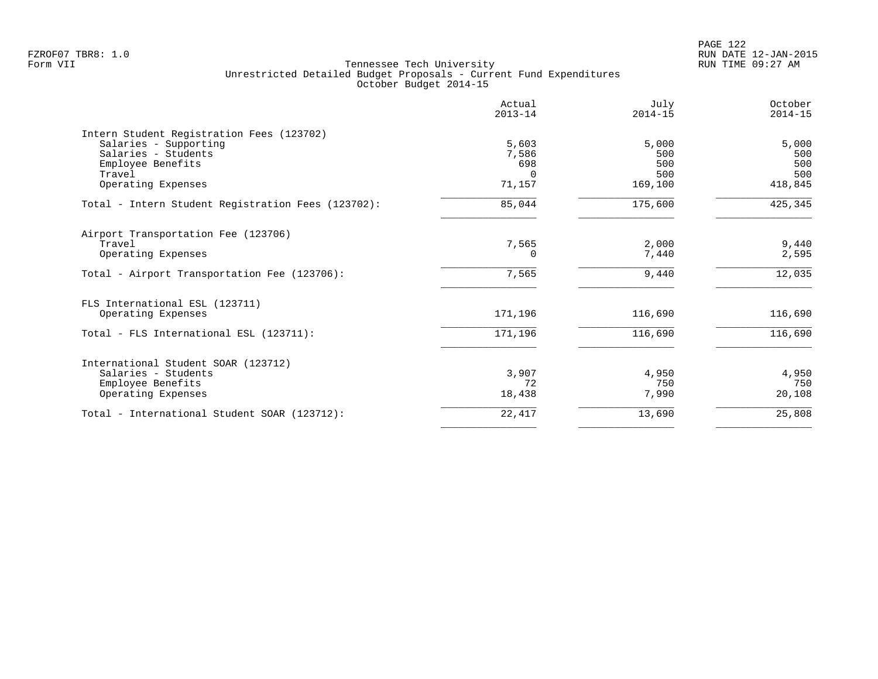Tennessee Tech University
Unrestricted Detailed Budget Proposals - Current Fund Expenditures
October Budget 2014-15

| | Actual 2013-14 | July 2014-15 | October 2014-15 |
|---|---|---|---|
| **Intern Student Registration Fees (123702)** | | | |
| Salaries - Supporting | 5,603 | 5,000 | 5,000 |
| Salaries - Students | 7,586 | 500 | 500 |
| Employee Benefits | 698 | 500 | 500 |
| Travel | 0 | 500 | 500 |
| Operating Expenses | 71,157 | 169,100 | 418,845 |
| Total - Intern Student Registration Fees (123702): | 85,044 | 175,600 | 425,345 |
| **Airport Transportation Fee (123706)** | | | |
| Travel | 7,565 | 2,000 | 9,440 |
| Operating Expenses | 0 | 7,440 | 2,595 |
| Total - Airport Transportation Fee (123706): | 7,565 | 9,440 | 12,035 |
| **FLS International ESL (123711)** | | | |
| Operating Expenses | 171,196 | 116,690 | 116,690 |
| Total - FLS International ESL (123711): | 171,196 | 116,690 | 116,690 |
| **International Student SOAR (123712)** | | | |
| Salaries - Students | 3,907 | 4,950 | 4,950 |
| Employee Benefits | 72 | 750 | 750 |
| Operating Expenses | 18,438 | 7,990 | 20,108 |
| Total - International Student SOAR (123712): | 22,417 | 13,690 | 25,808 |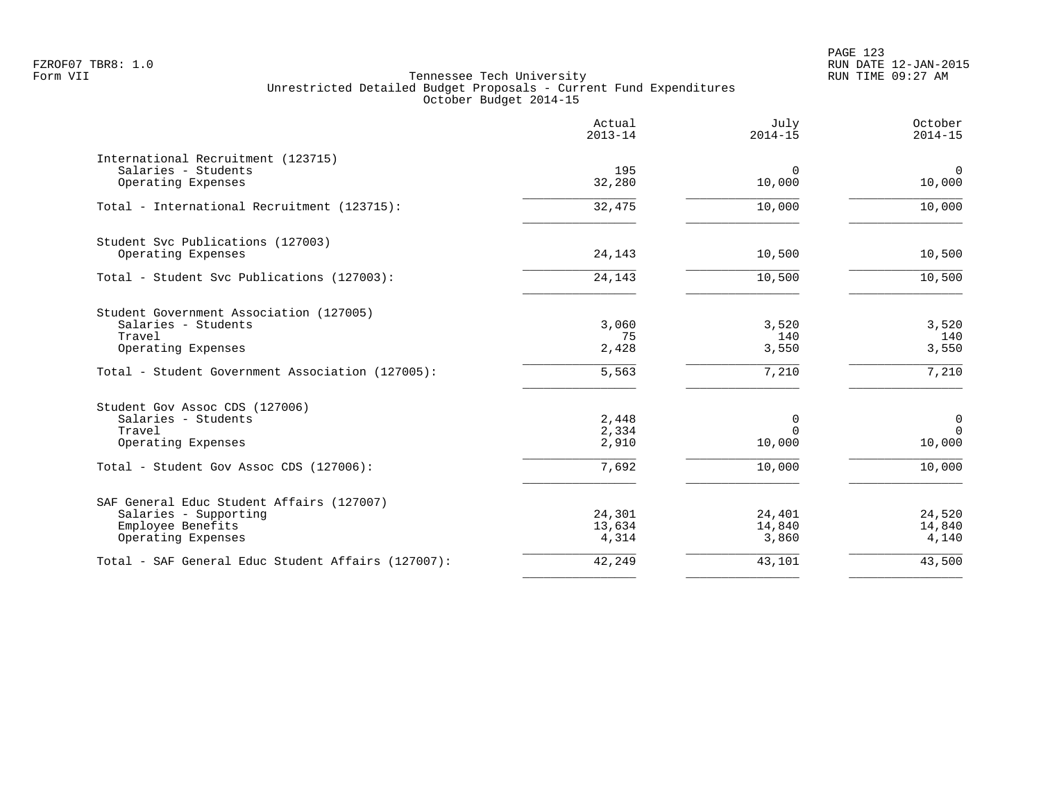Tennessee Tech University
Unrestricted Detailed Budget Proposals - Current Fund Expenditures
October Budget 2014-15

| | Actual 2013-14 | July 2014-15 | October 2014-15 |
|---|---|---|---|
| **International Recruitment (123715)** | | | |
| Salaries - Students | 195 | 0 | 0 |
| Operating Expenses | 32,280 | 10,000 | 10,000 |
| Total - International Recruitment (123715): | 32,475 | 10,000 | 10,000 |
| **Student Svc Publications (127003)** | | | |
| Operating Expenses | 24,143 | 10,500 | 10,500 |
| Total - Student Svc Publications (127003): | 24,143 | 10,500 | 10,500 |
| **Student Government Association (127005)** | | | |
| Salaries - Students | 3,060 | 3,520 | 3,520 |
| Travel | 75 | 140 | 140 |
| Operating Expenses | 2,428 | 3,550 | 3,550 |
| Total - Student Government Association (127005): | 5,563 | 7,210 | 7,210 |
| **Student Gov Assoc CDS (127006)** | | | |
| Salaries - Students | 2,448 | 0 | 0 |
| Travel | 2,334 | 0 | 0 |
| Operating Expenses | 2,910 | 10,000 | 10,000 |
| Total - Student Gov Assoc CDS (127006): | 7,692 | 10,000 | 10,000 |
| **SAF General Educ Student Affairs (127007)** | | | |
| Salaries - Supporting | 24,301 | 24,401 | 24,520 |
| Employee Benefits | 13,634 | 14,840 | 14,840 |
| Operating Expenses | 4,314 | 3,860 | 4,140 |
| Total - SAF General Educ Student Affairs (127007): | 42,249 | 43,101 | 43,500 |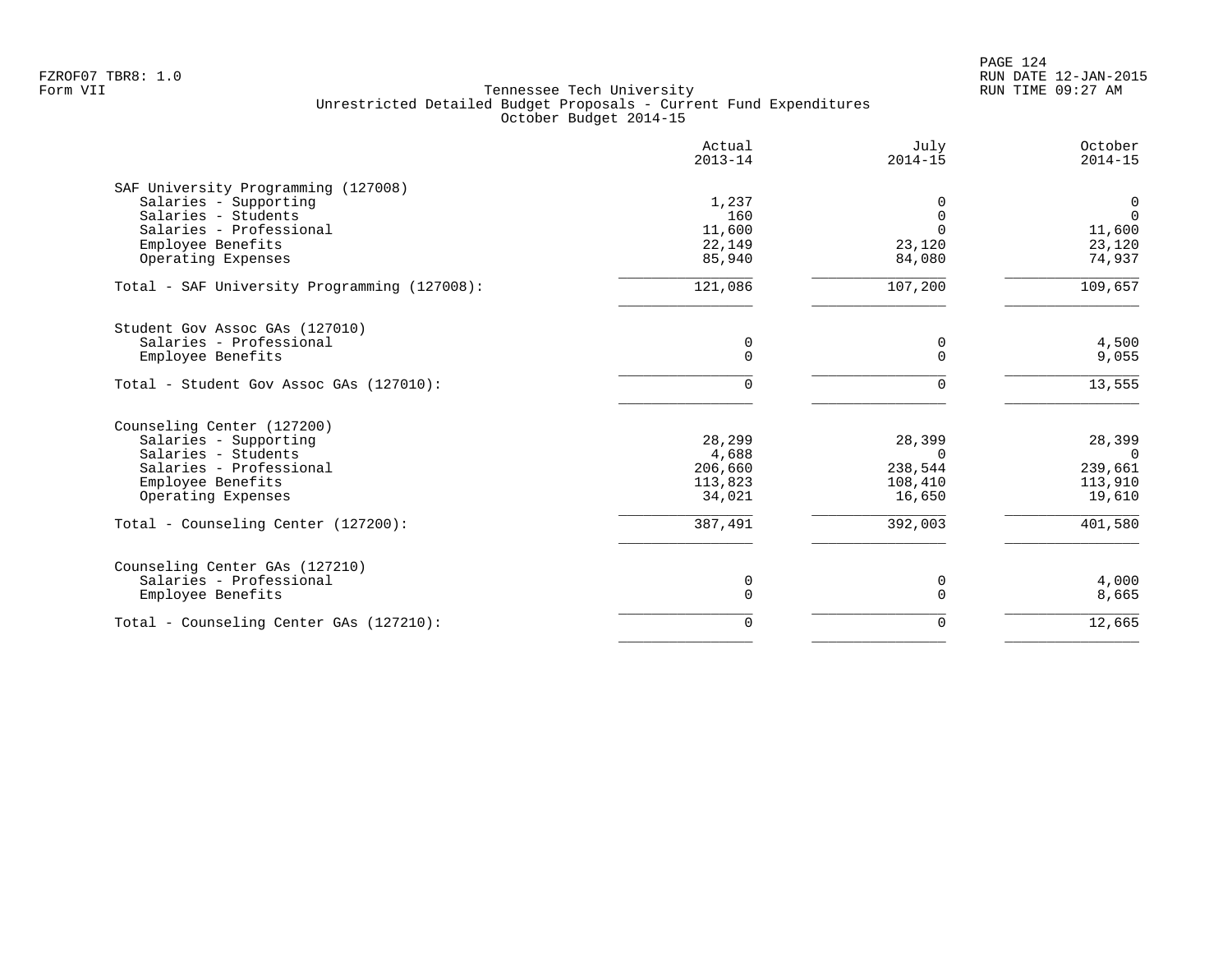FZROF07 TBR8: 1.0
Form VII

# Tennessee Tech University
## Unrestricted Detailed Budget Proposals - Current Fund Expenditures
### October Budget 2014-15

| | Actual 2013-14 | July 2014-15 | October 2014-15 |
|---|---|---|---|
| **SAF University Programming (127008)** | | | |
| Salaries - Supporting | 1,237 | 0 | 0 |
| Salaries - Students | 160 | 0 | 0 |
| Salaries - Professional | 11,600 | 0 | 11,600 |
| Employee Benefits | 22,149 | 23,120 | 23,120 |
| Operating Expenses | 85,940 | 84,080 | 74,937 |
| Total - SAF University Programming (127008): | 121,086 | 107,200 | 109,657 |
| **Student Gov Assoc GAs (127010)** | | | |
| Salaries - Professional | 0 | 0 | 4,500 |
| Employee Benefits | 0 | 0 | 9,055 |
| Total - Student Gov Assoc GAs (127010): | 0 | 0 | 13,555 |
| **Counseling Center (127200)** | | | |
| Salaries - Supporting | 28,299 | 28,399 | 28,399 |
| Salaries - Students | 4,688 | 0 | 0 |
| Salaries - Professional | 206,660 | 238,544 | 239,661 |
| Employee Benefits | 113,823 | 108,410 | 113,910 |
| Operating Expenses | 34,021 | 16,650 | 19,610 |
| Total - Counseling Center (127200): | 387,491 | 392,003 | 401,580 |
| **Counseling Center GAs (127210)** | | | |
| Salaries - Professional | 0 | 0 | 4,000 |
| Employee Benefits | 0 | 0 | 8,665 |
| Total - Counseling Center GAs (127210): | 0 | 0 | 12,665 |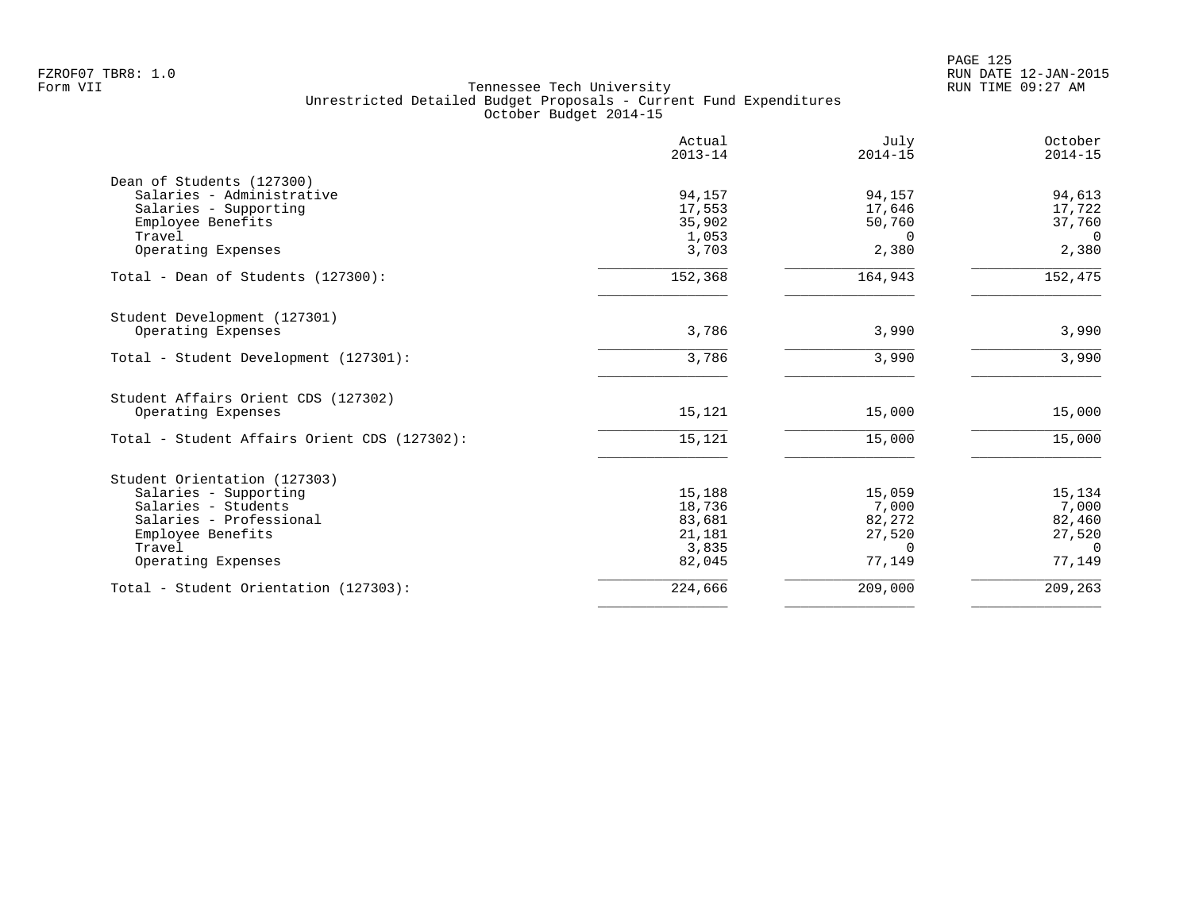Tennessee Tech University
Unrestricted Detailed Budget Proposals - Current Fund Expenditures
October Budget 2014-15

| | Actual 2013-14 | July 2014-15 | October 2014-15 |
|---|---|---|---|
| **Dean of Students (127300)** | | | |
| Salaries - Administrative | 94,157 | 94,157 | 94,613 |
| Salaries - Supporting | 17,553 | 17,646 | 17,722 |
| Employee Benefits | 35,902 | 50,760 | 37,760 |
| Travel | 1,053 | 0 | 0 |
| Operating Expenses | 3,703 | 2,380 | 2,380 |
| Total - Dean of Students (127300): | 152,368 | 164,943 | 152,475 |
| **Student Development (127301)** | | | |
| Operating Expenses | 3,786 | 3,990 | 3,990 |
| Total - Student Development (127301): | 3,786 | 3,990 | 3,990 |
| **Student Affairs Orient CDS (127302)** | | | |
| Operating Expenses | 15,121 | 15,000 | 15,000 |
| Total - Student Affairs Orient CDS (127302): | 15,121 | 15,000 | 15,000 |
| **Student Orientation (127303)** | | | |
| Salaries - Supporting | 15,188 | 15,059 | 15,134 |
| Salaries - Students | 18,736 | 7,000 | 7,000 |
| Salaries - Professional | 83,681 | 82,272 | 82,460 |
| Employee Benefits | 21,181 | 27,520 | 27,520 |
| Travel | 3,835 | 0 | 0 |
| Operating Expenses | 82,045 | 77,149 | 77,149 |
| Total - Student Orientation (127303): | 224,666 | 209,000 | 209,263 |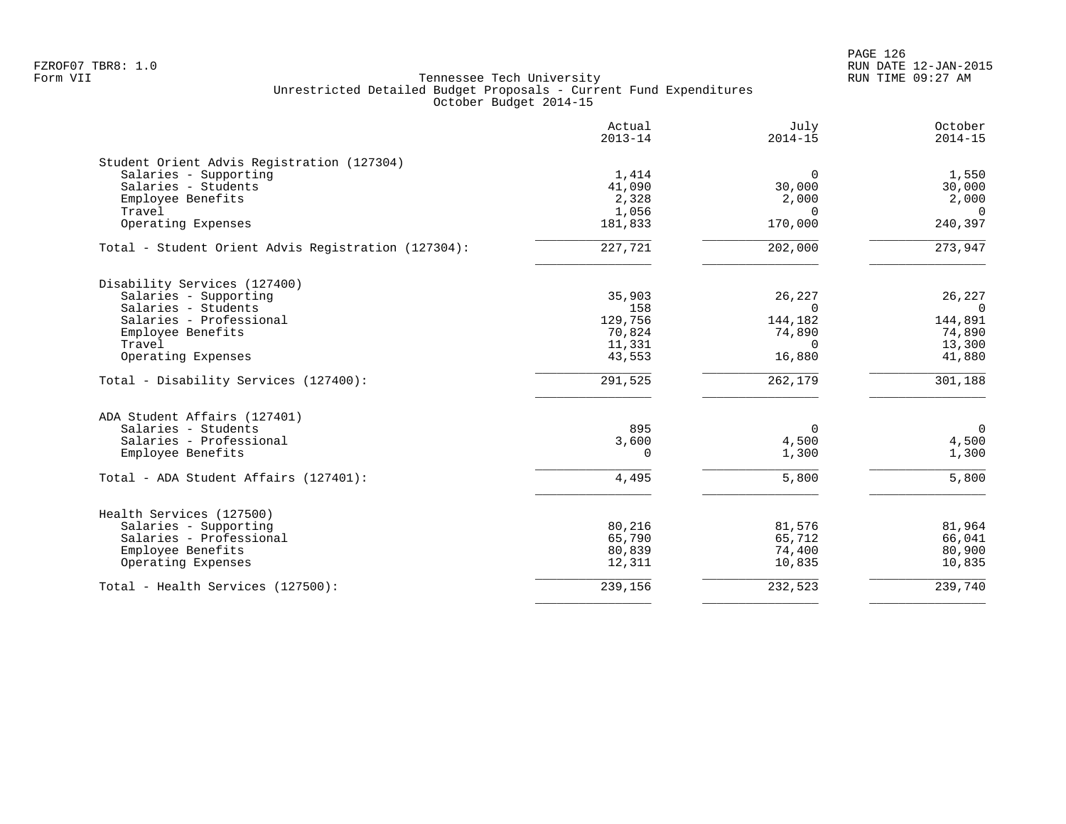Tennessee Tech University
Unrestricted Detailed Budget Proposals - Current Fund Expenditures
October Budget 2014-15

| | Actual 2013-14 | July 2014-15 | October 2014-15 |
|---|---|---|---|
| **Student Orient Advis Registration (127304)** | | | |
| Salaries - Supporting | 1,414 | 0 | 1,550 |
| Salaries - Students | 41,090 | 30,000 | 30,000 |
| Employee Benefits | 2,328 | 2,000 | 2,000 |
| Travel | 1,056 | 0 | 0 |
| Operating Expenses | 181,833 | 170,000 | 240,397 |
| Total - Student Orient Advis Registration (127304): | 227,721 | 202,000 | 273,947 |
| **Disability Services (127400)** | | | |
| Salaries - Supporting | 35,903 | 26,227 | 26,227 |
| Salaries - Students | 158 | 0 | 0 |
| Salaries - Professional | 129,756 | 144,182 | 144,891 |
| Employee Benefits | 70,824 | 74,890 | 74,890 |
| Travel | 11,331 | 0 | 13,300 |
| Operating Expenses | 43,553 | 16,880 | 41,880 |
| Total - Disability Services (127400): | 291,525 | 262,179 | 301,188 |
| **ADA Student Affairs (127401)** | | | |
| Salaries - Students | 895 | 0 | 0 |
| Salaries - Professional | 3,600 | 4,500 | 4,500 |
| Employee Benefits | 0 | 1,300 | 1,300 |
| Total - ADA Student Affairs (127401): | 4,495 | 5,800 | 5,800 |
| **Health Services (127500)** | | | |
| Salaries - Supporting | 80,216 | 81,576 | 81,964 |
| Salaries - Professional | 65,790 | 65,712 | 66,041 |
| Employee Benefits | 80,839 | 74,400 | 80,900 |
| Operating Expenses | 12,311 | 10,835 | 10,835 |
| Total - Health Services (127500): | 239,156 | 232,523 | 239,740 |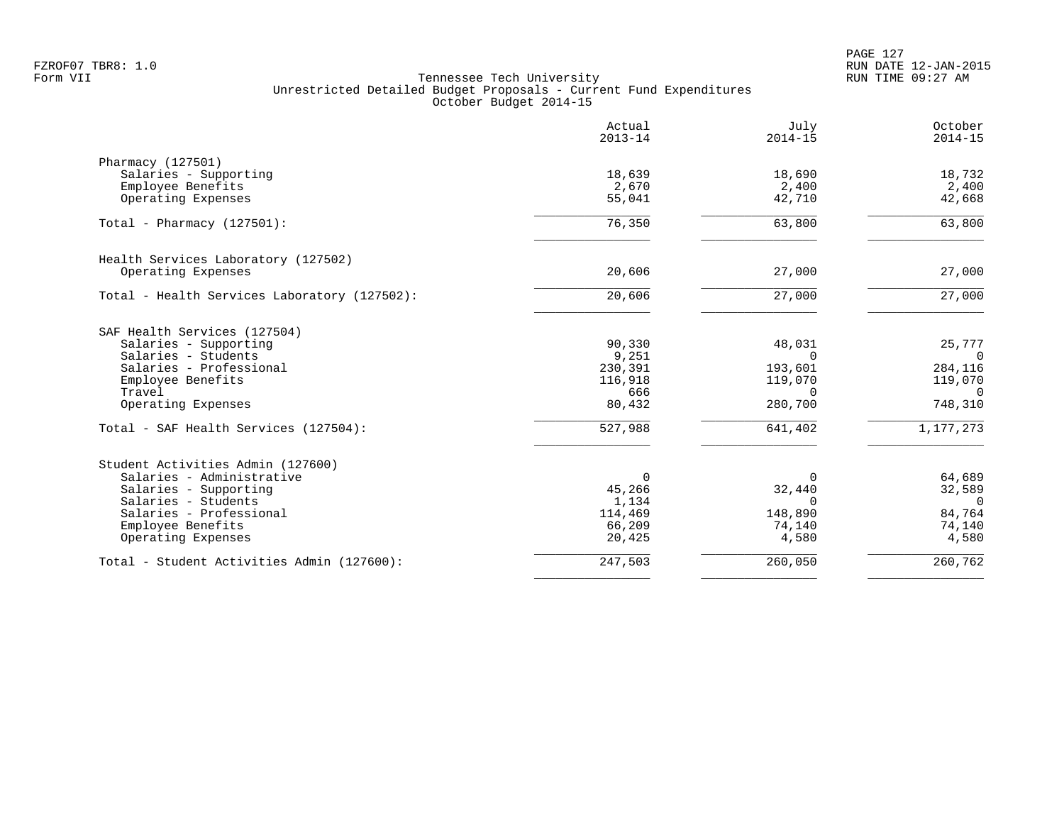Tennessee Tech University
Unrestricted Detailed Budget Proposals - Current Fund Expenditures
October Budget 2014-15

| | Actual 2013-14 | July 2014-15 | October 2014-15 |
|---|---|---|---|
| **Pharmacy (127501)** | | | |
| Salaries - Supporting | 18,639 | 18,690 | 18,732 |
| Employee Benefits | 2,670 | 2,400 | 2,400 |
| Operating Expenses | 55,041 | 42,710 | 42,668 |
| Total - Pharmacy (127501): | 76,350 | 63,800 | 63,800 |
| **Health Services Laboratory (127502)** | | | |
| Operating Expenses | 20,606 | 27,000 | 27,000 |
| Total - Health Services Laboratory (127502): | 20,606 | 27,000 | 27,000 |
| **SAF Health Services (127504)** | | | |
| Salaries - Supporting | 90,330 | 48,031 | 25,777 |
| Salaries - Students | 9,251 | 0 | 0 |
| Salaries - Professional | 230,391 | 193,601 | 284,116 |
| Employee Benefits | 116,918 | 119,070 | 119,070 |
| Travel | 666 | 0 | 0 |
| Operating Expenses | 80,432 | 280,700 | 748,310 |
| Total - SAF Health Services (127504): | 527,988 | 641,402 | 1,177,273 |
| **Student Activities Admin (127600)** | | | |
| Salaries - Administrative | 0 | 0 | 64,689 |
| Salaries - Supporting | 45,266 | 32,440 | 32,589 |
| Salaries - Students | 1,134 | 0 | 0 |
| Salaries - Professional | 114,469 | 148,890 | 84,764 |
| Employee Benefits | 66,209 | 74,140 | 74,140 |
| Operating Expenses | 20,425 | 4,580 | 4,580 |
| Total - Student Activities Admin (127600): | 247,503 | 260,050 | 260,762 |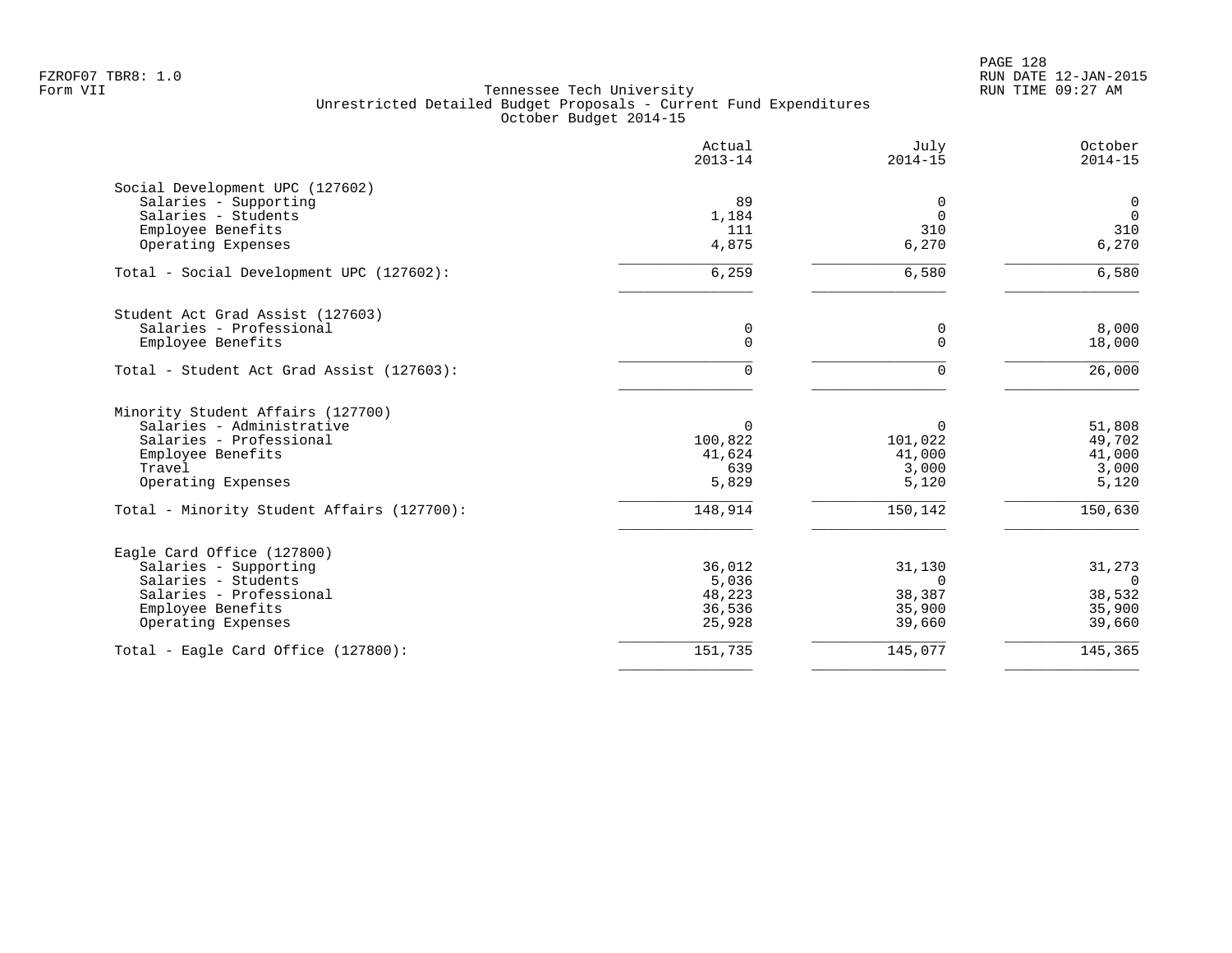FZROF07 TBR8: 1.0
Form VII

Tennessee Tech University
Unrestricted Detailed Budget Proposals - Current Fund Expenditures
October Budget 2014-15

RUN DATE 12-JAN-2015
RUN TIME 09:27 AM

| | Actual 2013-14 | July 2014-15 | October 2014-15 |
|---|---|---|---|
| **Social Development UPC (127602)** | | | |
| Salaries - Supporting | 89 | 0 | 0 |
| Salaries - Students | 1,184 | 0 | 0 |
| Employee Benefits | 111 | 310 | 310 |
| Operating Expenses | 4,875 | 6,270 | 6,270 |
| Total - Social Development UPC (127602): | 6,259 | 6,580 | 6,580 |
| **Student Act Grad Assist (127603)** | | | |
| Salaries - Professional | 0 | 0 | 8,000 |
| Employee Benefits | 0 | 0 | 18,000 |
| Total - Student Act Grad Assist (127603): | 0 | 0 | 26,000 |
| **Minority Student Affairs (127700)** | | | |
| Salaries - Administrative | 0 | 0 | 51,808 |
| Salaries - Professional | 100,822 | 101,022 | 49,702 |
| Employee Benefits | 41,624 | 41,000 | 41,000 |
| Travel | 639 | 3,000 | 3,000 |
| Operating Expenses | 5,829 | 5,120 | 5,120 |
| Total - Minority Student Affairs (127700): | 148,914 | 150,142 | 150,630 |
| **Eagle Card Office (127800)** | | | |
| Salaries - Supporting | 36,012 | 31,130 | 31,273 |
| Salaries - Students | 5,036 | 0 | 0 |
| Salaries - Professional | 48,223 | 38,387 | 38,532 |
| Employee Benefits | 36,536 | 35,900 | 35,900 |
| Operating Expenses | 25,928 | 39,660 | 39,660 |
| Total - Eagle Card Office (127800): | 151,735 | 145,077 | 145,365 |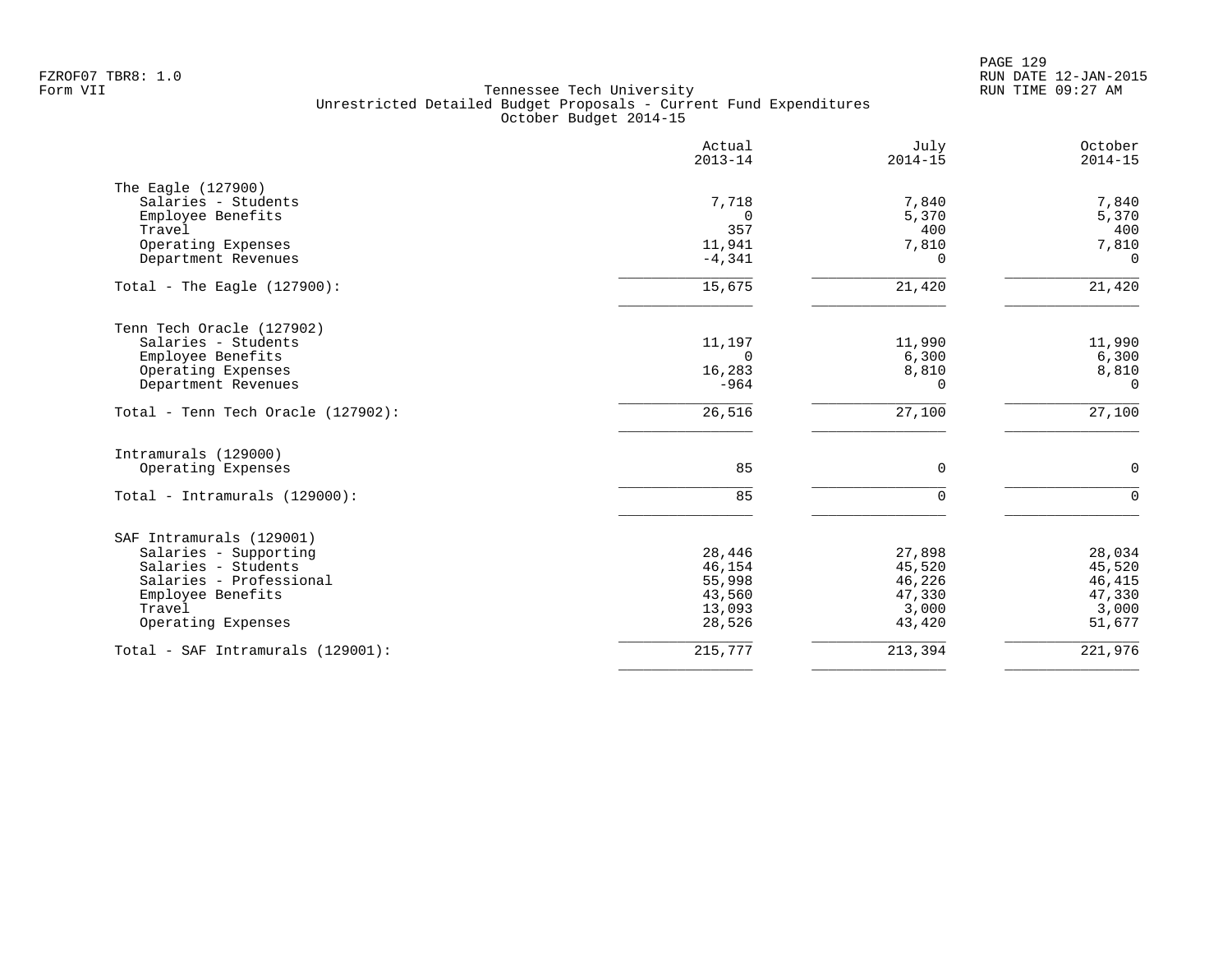FZROF07 TBR8: 1.0
Form VII

Tennessee Tech University
Unrestricted Detailed Budget Proposals - Current Fund Expenditures
October Budget 2014-15

RUN DATE 12-JAN-2015
RUN TIME 09:27 AM

| | Actual 2013-14 | July 2014-15 | October 2014-15 |
|---|---|---|---|
| **The Eagle (127900)** | | | |
| Salaries - Students | 7,718 | 7,840 | 7,840 |
| Employee Benefits | 0 | 5,370 | 5,370 |
| Travel | 357 | 400 | 400 |
| Operating Expenses | 11,941 | 7,810 | 7,810 |
| Department Revenues | -4,341 | 0 | 0 |
| Total - The Eagle (127900): | 15,675 | 21,420 | 21,420 |
| **Tenn Tech Oracle (127902)** | | | |
| Salaries - Students | 11,197 | 11,990 | 11,990 |
| Employee Benefits | 0 | 6,300 | 6,300 |
| Operating Expenses | 16,283 | 8,810 | 8,810 |
| Department Revenues | -964 | 0 | 0 |
| Total - Tenn Tech Oracle (127902): | 26,516 | 27,100 | 27,100 |
| **Intramurals (129000)** | | | |
| Operating Expenses | 85 | 0 | 0 |
| Total - Intramurals (129000): | 85 | 0 | 0 |
| **SAF Intramurals (129001)** | | | |
| Salaries - Supporting | 28,446 | 27,898 | 28,034 |
| Salaries - Students | 46,154 | 45,520 | 45,520 |
| Salaries - Professional | 55,998 | 46,226 | 46,415 |
| Employee Benefits | 43,560 | 47,330 | 47,330 |
| Travel | 13,093 | 3,000 | 3,000 |
| Operating Expenses | 28,526 | 43,420 | 51,677 |
| Total - SAF Intramurals (129001): | 215,777 | 213,394 | 221,976 |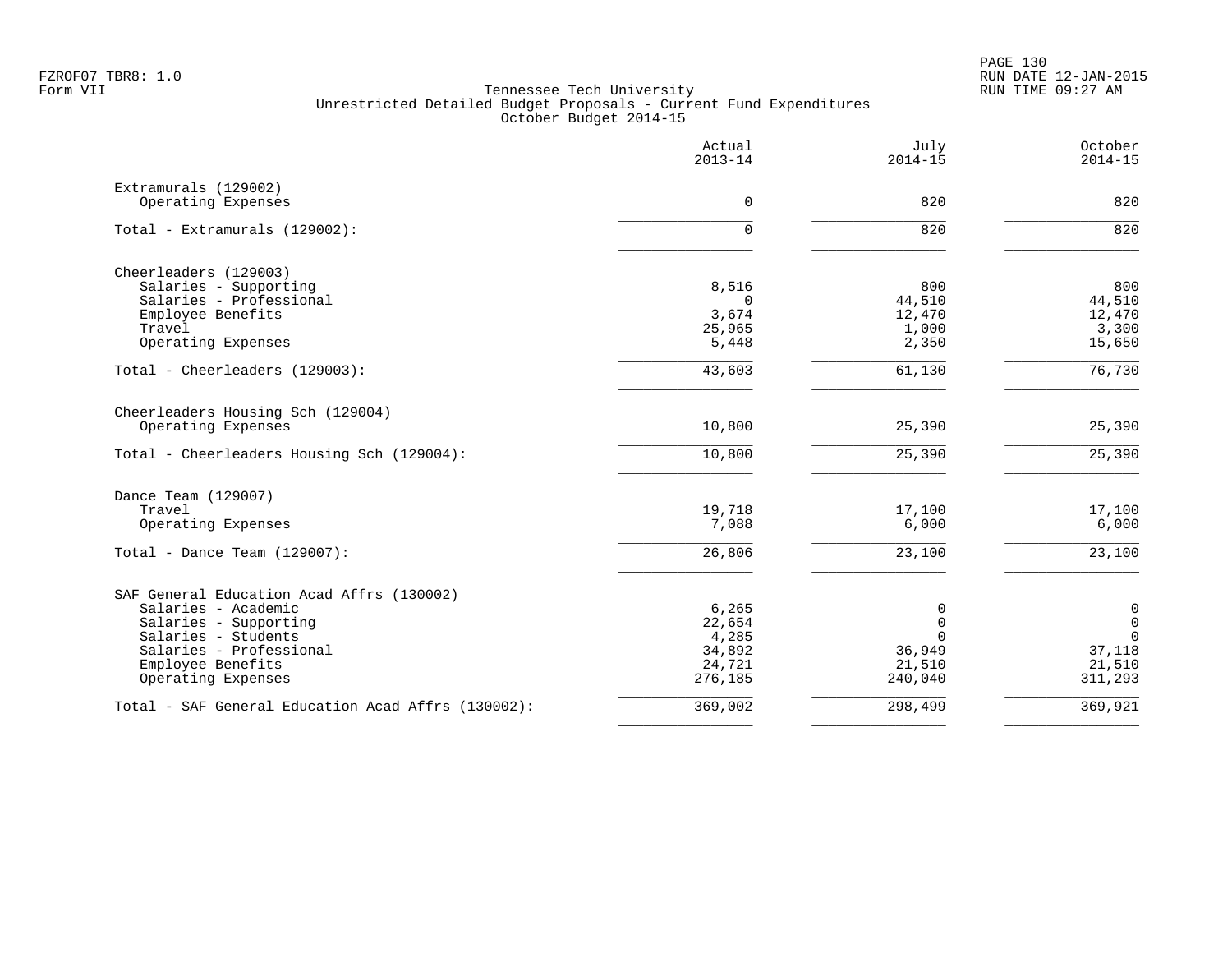FZROF07 TBR8: 1.0
Form VII

Tennessee Tech University
Unrestricted Detailed Budget Proposals - Current Fund Expenditures
October Budget 2014-15

RUN DATE 12-JAN-2015
RUN TIME 09:27 AM

| | Actual 2013-14 | July 2014-15 | October 2014-15 |
|---|---|---|---|
| **Extramurals (129002)** | | | |
| Operating Expenses | 0 | 820 | 820 |
| Total - Extramurals (129002): | 0 | 820 | 820 |
| **Cheerleaders (129003)** | | | |
| Salaries - Supporting | 8,516 | 800 | 800 |
| Salaries - Professional | 0 | 44,510 | 44,510 |
| Employee Benefits | 3,674 | 12,470 | 12,470 |
| Travel | 25,965 | 1,000 | 3,300 |
| Operating Expenses | 5,448 | 2,350 | 15,650 |
| Total - Cheerleaders (129003): | 43,603 | 61,130 | 76,730 |
| **Cheerleaders Housing Sch (129004)** | | | |
| Operating Expenses | 10,800 | 25,390 | 25,390 |
| Total - Cheerleaders Housing Sch (129004): | 10,800 | 25,390 | 25,390 |
| **Dance Team (129007)** | | | |
| Travel | 19,718 | 17,100 | 17,100 |
| Operating Expenses | 7,088 | 6,000 | 6,000 |
| Total - Dance Team (129007): | 26,806 | 23,100 | 23,100 |
| **SAF General Education Acad Affrs (130002)** | | | |
| Salaries - Academic | 6,265 | 0 | 0 |
| Salaries - Supporting | 22,654 | 0 | 0 |
| Salaries - Students | 4,285 | 0 | 0 |
| Salaries - Professional | 34,892 | 36,949 | 37,118 |
| Employee Benefits | 24,721 | 21,510 | 21,510 |
| Operating Expenses | 276,185 | 240,040 | 311,293 |
| Total - SAF General Education Acad Affrs (130002): | 369,002 | 298,499 | 369,921 |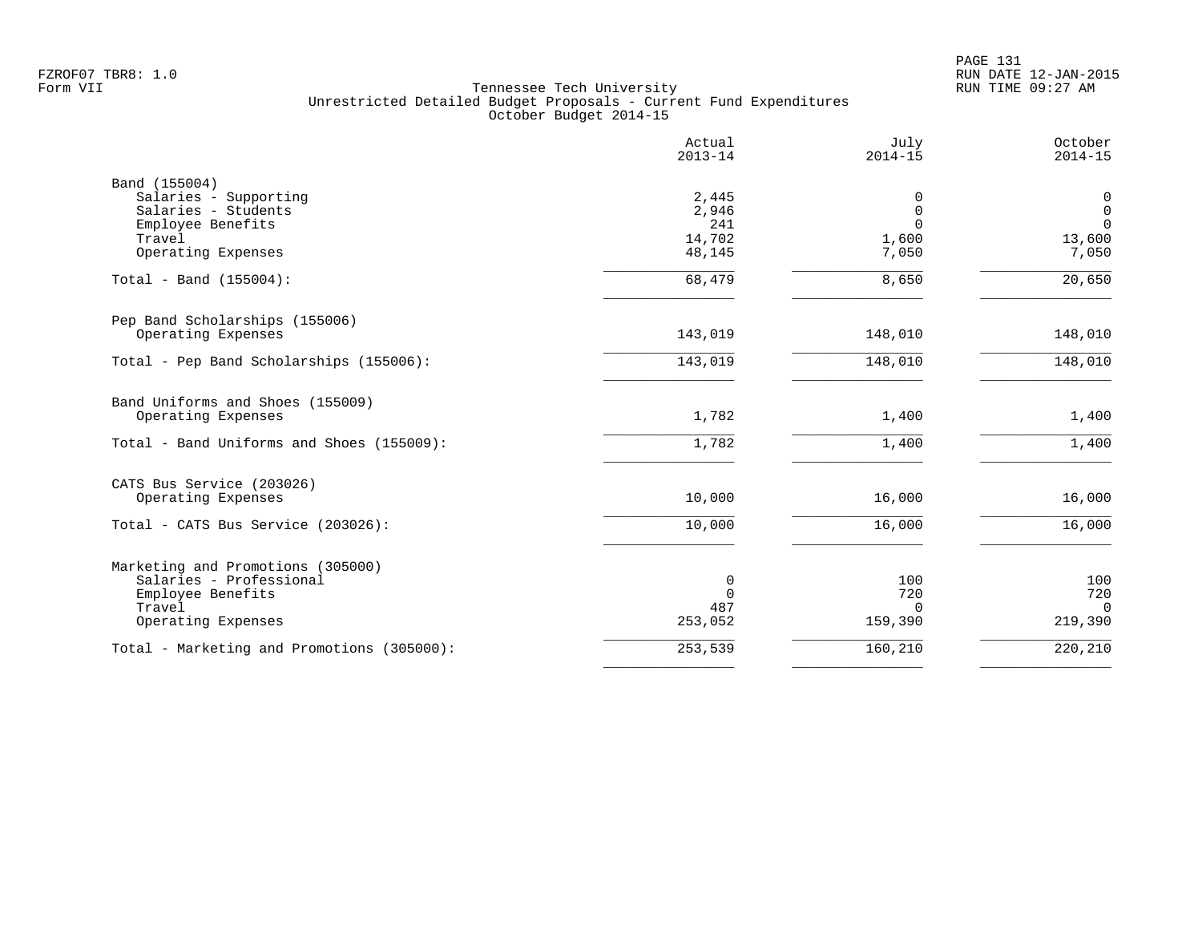FZROF07 TBR8: 1.0
Form VII

Tennessee Tech University
Unrestricted Detailed Budget Proposals - Current Fund Expenditures
October Budget 2014-15

| | Actual 2013-14 | July 2014-15 | October 2014-15 |
|---|---|---|---|
| **Band (155004)** | | | |
| Salaries - Supporting | 2,445 | 0 | 0 |
| Salaries - Students | 2,946 | 0 | 0 |
| Employee Benefits | 241 | 0 | 0 |
| Travel | 14,702 | 1,600 | 13,600 |
| Operating Expenses | 48,145 | 7,050 | 7,050 |
| Total - Band (155004): | 68,479 | 8,650 | 20,650 |
| **Pep Band Scholarships (155006)** | | | |
| Operating Expenses | 143,019 | 148,010 | 148,010 |
| Total - Pep Band Scholarships (155006): | 143,019 | 148,010 | 148,010 |
| **Band Uniforms and Shoes (155009)** | | | |
| Operating Expenses | 1,782 | 1,400 | 1,400 |
| Total - Band Uniforms and Shoes (155009): | 1,782 | 1,400 | 1,400 |
| **CATS Bus Service (203026)** | | | |
| Operating Expenses | 10,000 | 16,000 | 16,000 |
| Total - CATS Bus Service (203026): | 10,000 | 16,000 | 16,000 |
| **Marketing and Promotions (305000)** | | | |
| Salaries - Professional | 0 | 100 | 100 |
| Employee Benefits | 0 | 720 | 720 |
| Travel | 487 | 0 | 0 |
| Operating Expenses | 253,052 | 159,390 | 219,390 |
| Total - Marketing and Promotions (305000): | 253,539 | 160,210 | 220,210 |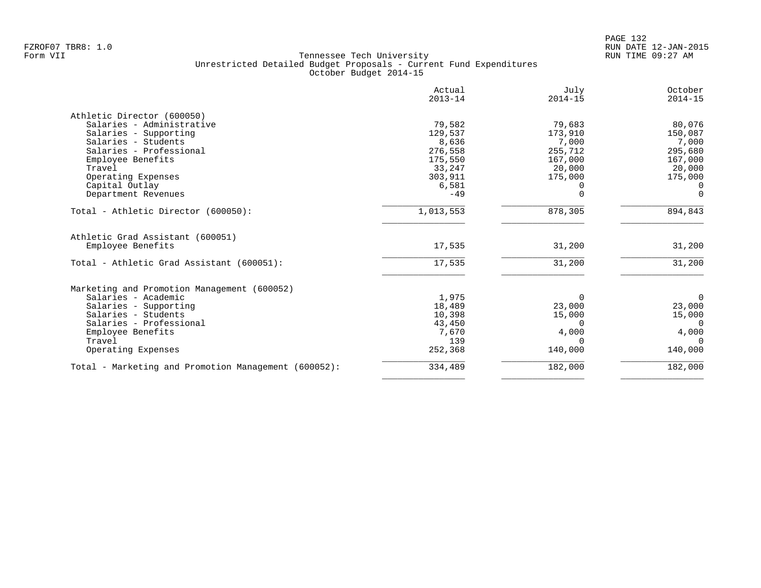Tennessee Tech University
Unrestricted Detailed Budget Proposals - Current Fund Expenditures
October Budget 2014-15

| | Actual 2013-14 | July 2014-15 | October 2014-15 |
|---|---|---|---|
| **Athletic Director (600050)** | | | |
| Salaries - Administrative | 79,582 | 79,683 | 80,076 |
| Salaries - Supporting | 129,537 | 173,910 | 150,087 |
| Salaries - Students | 8,636 | 7,000 | 7,000 |
| Salaries - Professional | 276,558 | 255,712 | 295,680 |
| Employee Benefits | 175,550 | 167,000 | 167,000 |
| Travel | 33,247 | 20,000 | 20,000 |
| Operating Expenses | 303,911 | 175,000 | 175,000 |
| Capital Outlay | 6,581 | 0 | 0 |
| Department Revenues | -49 | 0 | 0 |
| Total - Athletic Director (600050): | 1,013,553 | 878,305 | 894,843 |
| **Athletic Grad Assistant (600051)** | | | |
| Employee Benefits | 17,535 | 31,200 | 31,200 |
| Total - Athletic Grad Assistant (600051): | 17,535 | 31,200 | 31,200 |
| **Marketing and Promotion Management (600052)** | | | |
| Salaries - Academic | 1,975 | 0 | 0 |
| Salaries - Supporting | 18,489 | 23,000 | 23,000 |
| Salaries - Students | 10,398 | 15,000 | 15,000 |
| Salaries - Professional | 43,450 | 0 | 0 |
| Employee Benefits | 7,670 | 4,000 | 4,000 |
| Travel | 139 | 0 | 0 |
| Operating Expenses | 252,368 | 140,000 | 140,000 |
| Total - Marketing and Promotion Management (600052): | 334,489 | 182,000 | 182,000 |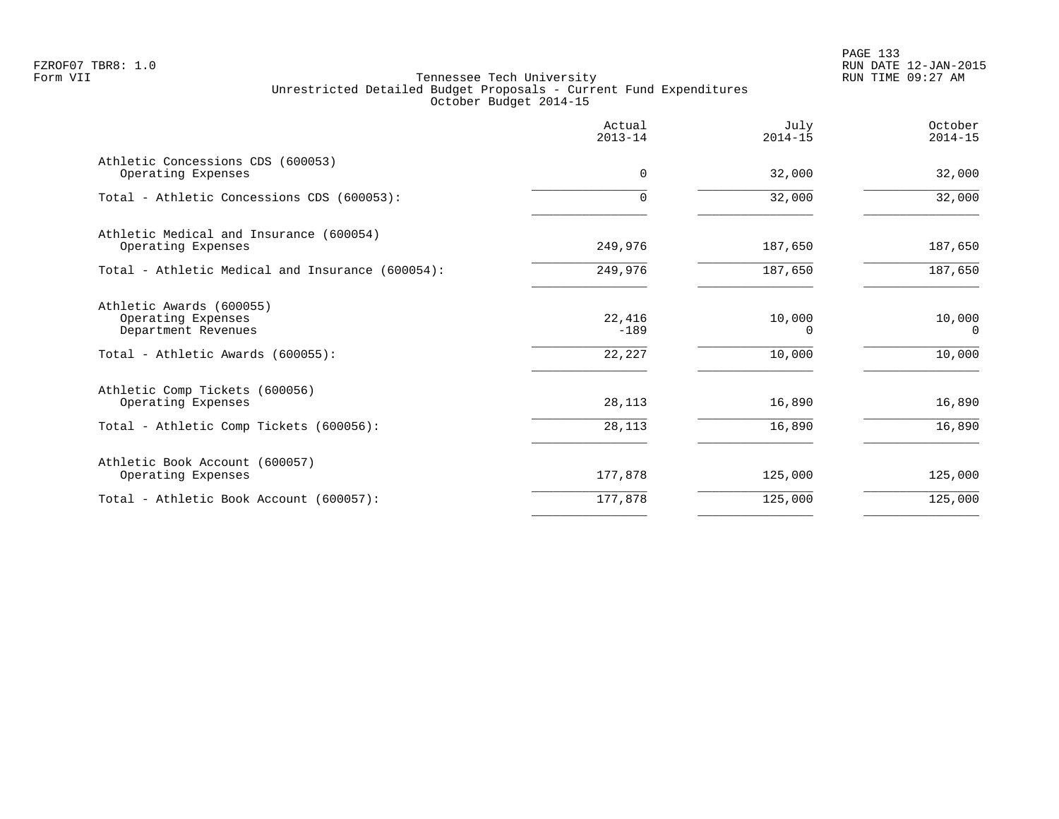FZROF07 TBR8: 1.0
Form VII

Tennessee Tech University
Unrestricted Detailed Budget Proposals - Current Fund Expenditures
October Budget 2014-15

RUN DATE 12-JAN-2015
RUN TIME 09:27 AM

| | Actual 2013-14 | July 2014-15 | October 2014-15 |
|---|---|---|---|
| Athletic Concessions CDS (600053) | | | |
| Operating Expenses | 0 | 32,000 | 32,000 |
| Total - Athletic Concessions CDS (600053): | 0 | 32,000 | 32,000 |
| Athletic Medical and Insurance (600054) | | | |
| Operating Expenses | 249,976 | 187,650 | 187,650 |
| Total - Athletic Medical and Insurance (600054): | 249,976 | 187,650 | 187,650 |
| Athletic Awards (600055) | | | |
| Operating Expenses | 22,416 | 10,000 | 10,000 |
| Department Revenues | -189 | 0 | 0 |
| Total - Athletic Awards (600055): | 22,227 | 10,000 | 10,000 |
| Athletic Comp Tickets (600056) | | | |
| Operating Expenses | 28,113 | 16,890 | 16,890 |
| Total - Athletic Comp Tickets (600056): | 28,113 | 16,890 | 16,890 |
| Athletic Book Account (600057) | | | |
| Operating Expenses | 177,878 | 125,000 | 125,000 |
| Total - Athletic Book Account (600057): | 177,878 | 125,000 | 125,000 |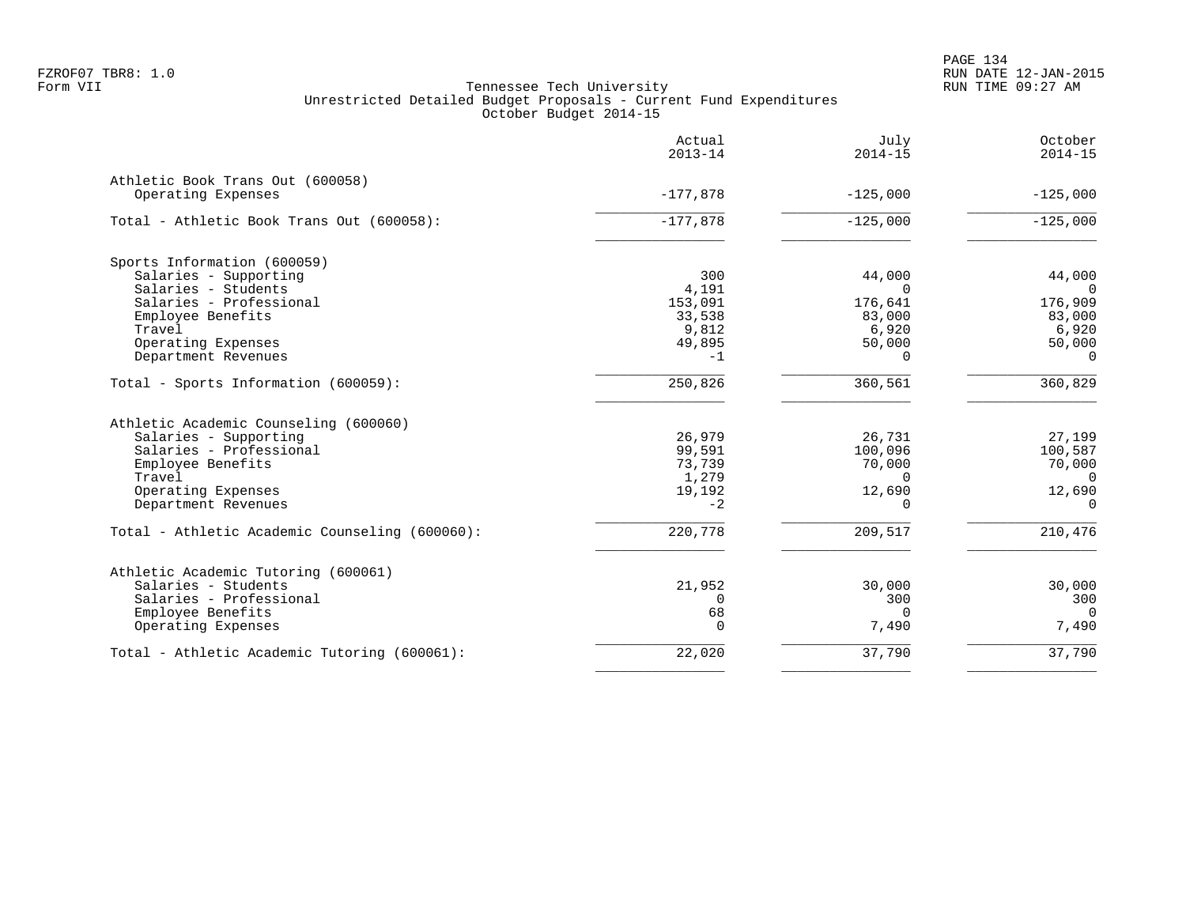FZROF07 TBR8: 1.0
Form VII

Tennessee Tech University
Unrestricted Detailed Budget Proposals - Current Fund Expenditures
October Budget 2014-15

RUN DATE 12-JAN-2015
RUN TIME 09:27 AM

| | Actual 2013-14 | July 2014-15 | October 2014-15 |
|---|---|---|---|
| **Athletic Book Trans Out (600058)** | | | |
| Operating Expenses | -177,878 | -125,000 | -125,000 |
| Total - Athletic Book Trans Out (600058): | -177,878 | -125,000 | -125,000 |
| **Sports Information (600059)** | | | |
| Salaries - Supporting | 300 | 44,000 | 44,000 |
| Salaries - Students | 4,191 | 0 | 0 |
| Salaries - Professional | 153,091 | 176,641 | 176,909 |
| Employee Benefits | 33,538 | 83,000 | 83,000 |
| Travel | 9,812 | 6,920 | 6,920 |
| Operating Expenses | 49,895 | 50,000 | 50,000 |
| Department Revenues | -1 | 0 | 0 |
| Total - Sports Information (600059): | 250,826 | 360,561 | 360,829 |
| **Athletic Academic Counseling (600060)** | | | |
| Salaries - Supporting | 26,979 | 26,731 | 27,199 |
| Salaries - Professional | 99,591 | 100,096 | 100,587 |
| Employee Benefits | 73,739 | 70,000 | 70,000 |
| Travel | 1,279 | 0 | 0 |
| Operating Expenses | 19,192 | 12,690 | 12,690 |
| Department Revenues | -2 | 0 | 0 |
| Total - Athletic Academic Counseling (600060): | 220,778 | 209,517 | 210,476 |
| **Athletic Academic Tutoring (600061)** | | | |
| Salaries - Students | 21,952 | 30,000 | 30,000 |
| Salaries - Professional | 0 | 300 | 300 |
| Employee Benefits | 68 | 0 | 0 |
| Operating Expenses | 0 | 7,490 | 7,490 |
| Total - Athletic Academic Tutoring (600061): | 22,020 | 37,790 | 37,790 |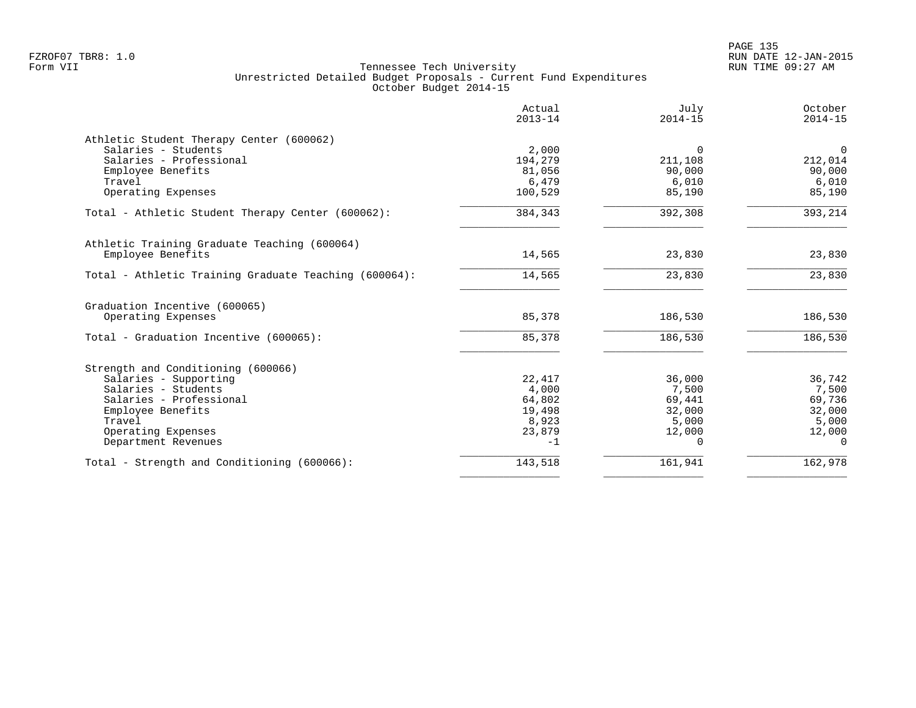FZROF07 TBR8: 1.0
Form VII

Tennessee Tech University
Unrestricted Detailed Budget Proposals - Current Fund Expenditures
October Budget 2014-15

RUN DATE 12-JAN-2015
RUN TIME 09:27 AM

| | Actual 2013-14 | July 2014-15 | October 2014-15 |
|---|---|---|---|
| **Athletic Student Therapy Center (600062)** | | | |
| Salaries - Students | 2,000 | 0 | 0 |
| Salaries - Professional | 194,279 | 211,108 | 212,014 |
| Employee Benefits | 81,056 | 90,000 | 90,000 |
| Travel | 6,479 | 6,010 | 6,010 |
| Operating Expenses | 100,529 | 85,190 | 85,190 |
| Total - Athletic Student Therapy Center (600062): | 384,343 | 392,308 | 393,214 |
| **Athletic Training Graduate Teaching (600064)** | | | |
| Employee Benefits | 14,565 | 23,830 | 23,830 |
| Total - Athletic Training Graduate Teaching (600064): | 14,565 | 23,830 | 23,830 |
| **Graduation Incentive (600065)** | | | |
| Operating Expenses | 85,378 | 186,530 | 186,530 |
| Total - Graduation Incentive (600065): | 85,378 | 186,530 | 186,530 |
| **Strength and Conditioning (600066)** | | | |
| Salaries - Supporting | 22,417 | 36,000 | 36,742 |
| Salaries - Students | 4,000 | 7,500 | 7,500 |
| Salaries - Professional | 64,802 | 69,441 | 69,736 |
| Employee Benefits | 19,498 | 32,000 | 32,000 |
| Travel | 8,923 | 5,000 | 5,000 |
| Operating Expenses | 23,879 | 12,000 | 12,000 |
| Department Revenues | -1 | 0 | 0 |
| Total - Strength and Conditioning (600066): | 143,518 | 161,941 | 162,978 |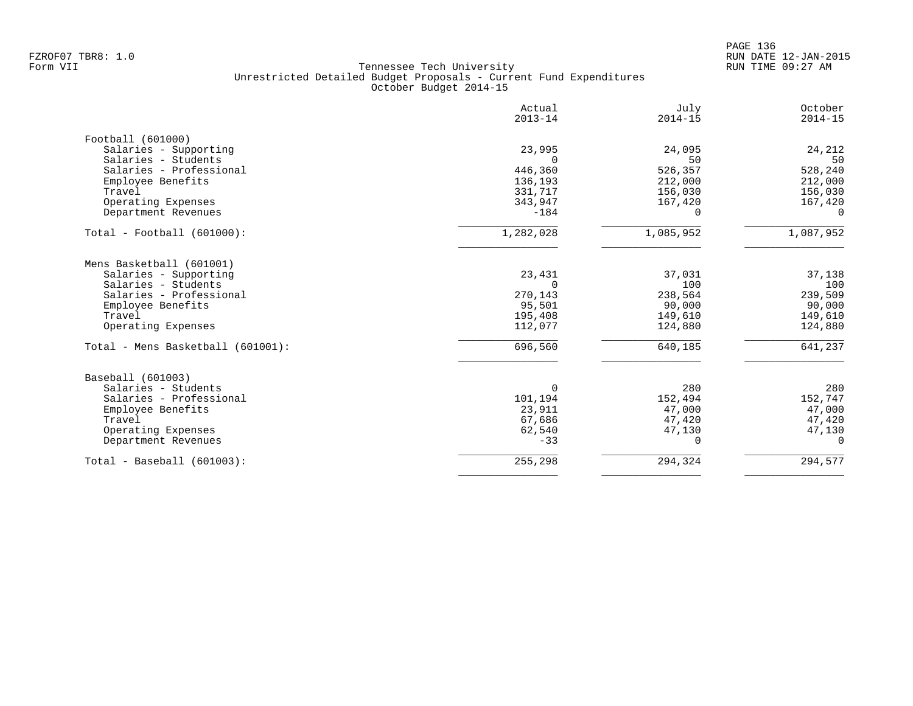FZROF07 TBR8: 1.0
Form VII

Tennessee Tech University
Unrestricted Detailed Budget Proposals - Current Fund Expenditures
October Budget 2014-15

RUN DATE 12-JAN-2015
RUN TIME 09:27 AM

| | Actual 2013-14 | July 2014-15 | October 2014-15 |
|---|---|---|---|
| **Football (601000)** | | | |
| Salaries - Supporting | 23,995 | 24,095 | 24,212 |
| Salaries - Students | 0 | 50 | 50 |
| Salaries - Professional | 446,360 | 526,357 | 528,240 |
| Employee Benefits | 136,193 | 212,000 | 212,000 |
| Travel | 331,717 | 156,030 | 156,030 |
| Operating Expenses | 343,947 | 167,420 | 167,420 |
| Department Revenues | -184 | 0 | 0 |
| Total - Football (601000): | 1,282,028 | 1,085,952 | 1,087,952 |
| **Mens Basketball (601001)** | | | |
| Salaries - Supporting | 23,431 | 37,031 | 37,138 |
| Salaries - Students | 0 | 100 | 100 |
| Salaries - Professional | 270,143 | 238,564 | 239,509 |
| Employee Benefits | 95,501 | 90,000 | 90,000 |
| Travel | 195,408 | 149,610 | 149,610 |
| Operating Expenses | 112,077 | 124,880 | 124,880 |
| Total - Mens Basketball (601001): | 696,560 | 640,185 | 641,237 |
| **Baseball (601003)** | | | |
| Salaries - Students | 0 | 280 | 280 |
| Salaries - Professional | 101,194 | 152,494 | 152,747 |
| Employee Benefits | 23,911 | 47,000 | 47,000 |
| Travel | 67,686 | 47,420 | 47,420 |
| Operating Expenses | 62,540 | 47,130 | 47,130 |
| Department Revenues | -33 | 0 | 0 |
| Total - Baseball (601003): | 255,298 | 294,324 | 294,577 |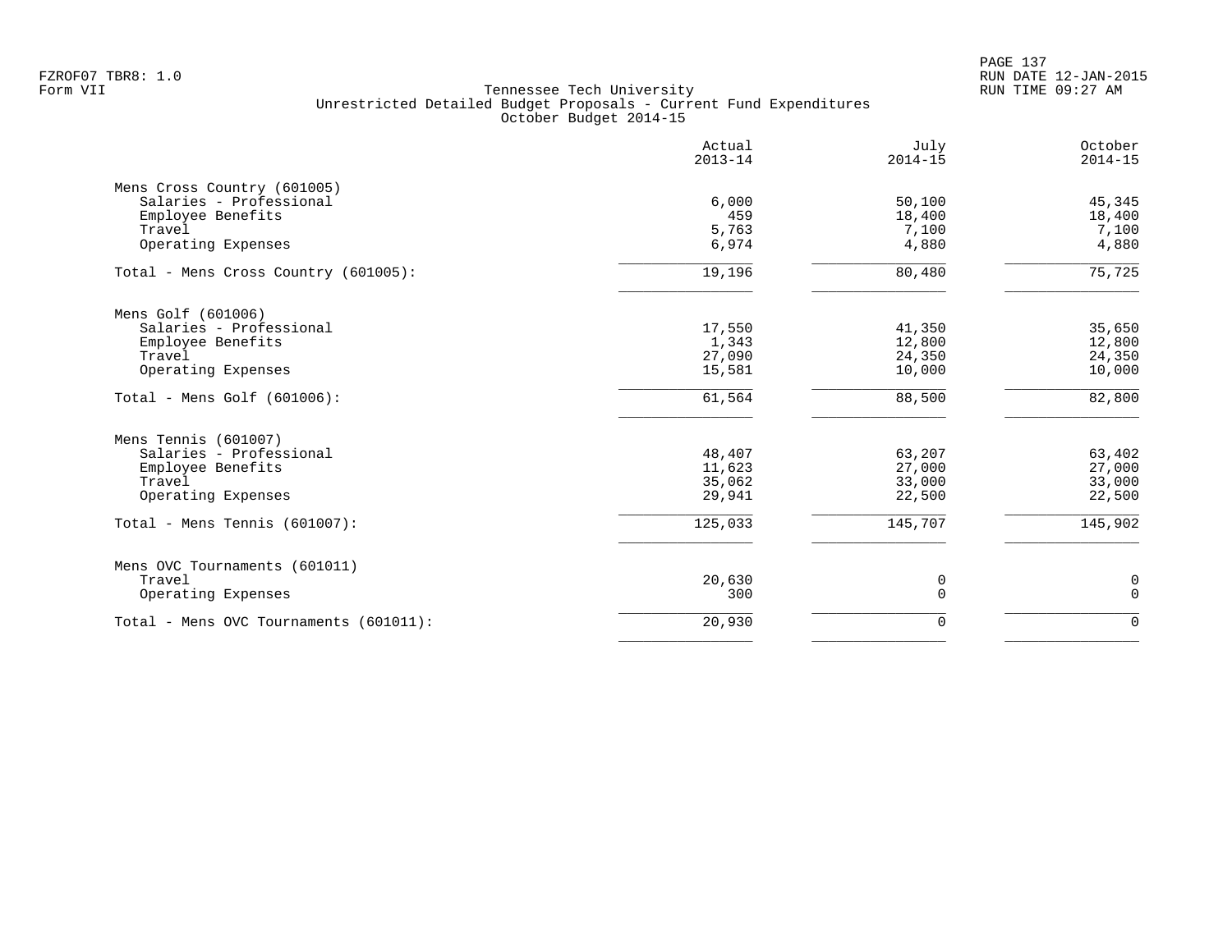Tennessee Tech University
Unrestricted Detailed Budget Proposals - Current Fund Expenditures
October Budget 2014-15

| | Actual 2013-14 | July 2014-15 | October 2014-15 |
|---|---|---|---|
| Mens Cross Country (601005) | | | |
| Salaries - Professional | 6,000 | 50,100 | 45,345 |
| Employee Benefits | 459 | 18,400 | 18,400 |
| Travel | 5,763 | 7,100 | 7,100 |
| Operating Expenses | 6,974 | 4,880 | 4,880 |
| Total - Mens Cross Country (601005): | 19,196 | 80,480 | 75,725 |
| Mens Golf (601006) | | | |
| Salaries - Professional | 17,550 | 41,350 | 35,650 |
| Employee Benefits | 1,343 | 12,800 | 12,800 |
| Travel | 27,090 | 24,350 | 24,350 |
| Operating Expenses | 15,581 | 10,000 | 10,000 |
| Total - Mens Golf (601006): | 61,564 | 88,500 | 82,800 |
| Mens Tennis (601007) | | | |
| Salaries - Professional | 48,407 | 63,207 | 63,402 |
| Employee Benefits | 11,623 | 27,000 | 27,000 |
| Travel | 35,062 | 33,000 | 33,000 |
| Operating Expenses | 29,941 | 22,500 | 22,500 |
| Total - Mens Tennis (601007): | 125,033 | 145,707 | 145,902 |
| Mens OVC Tournaments (601011) | | | |
| Travel | 20,630 | 0 | 0 |
| Operating Expenses | 300 | 0 | 0 |
| Total - Mens OVC Tournaments (601011): | 20,930 | 0 | 0 |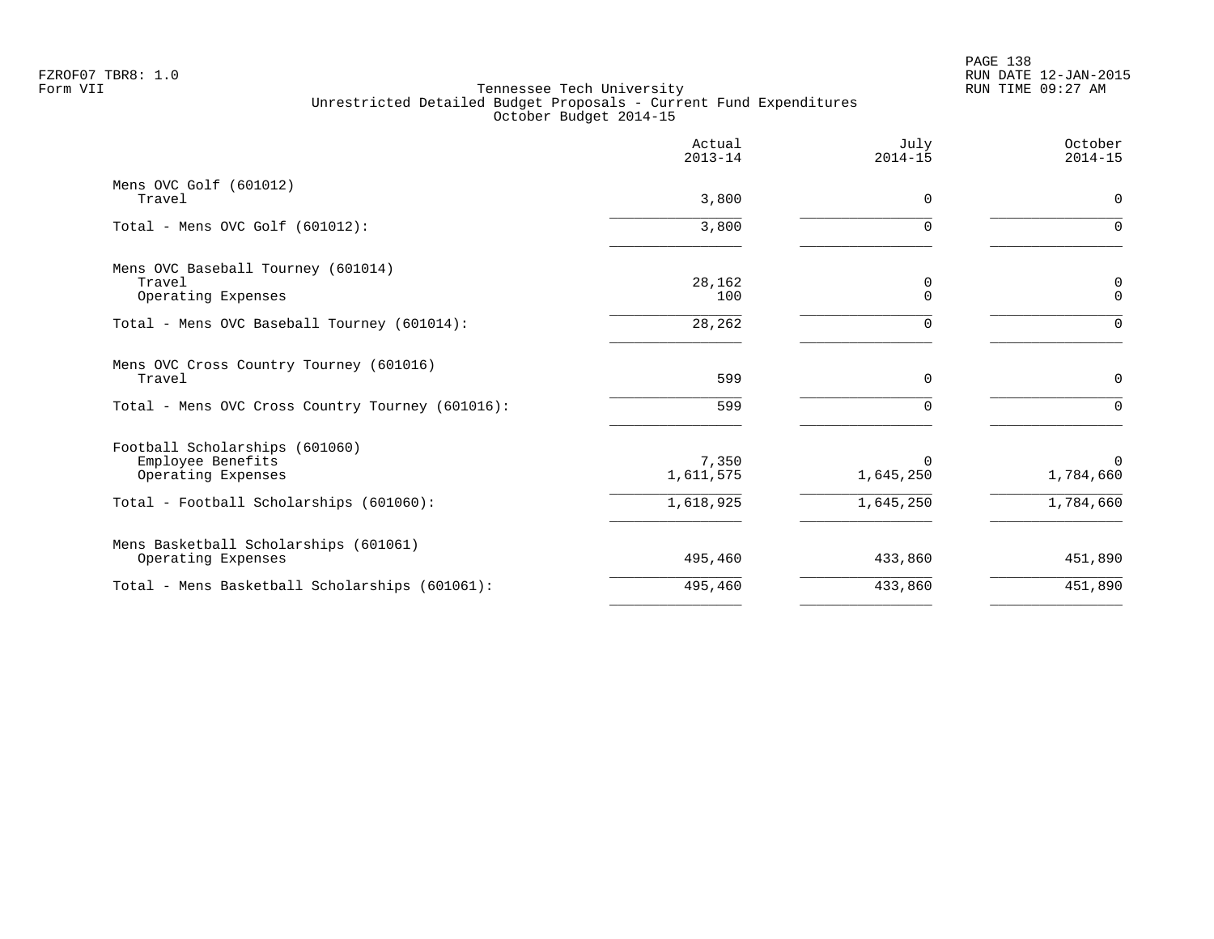FZROF07 TBR8: 1.0
Form VII

Tennessee Tech University
Unrestricted Detailed Budget Proposals - Current Fund Expenditures
October Budget 2014-15

RUN DATE 12-JAN-2015
RUN TIME 09:27 AM

| | Actual 2013-14 | July 2014-15 | October 2014-15 |
|---|---|---|---|
| **Mens OVC Golf (601012)** | | | |
| Travel | 3,800 | 0 | 0 |
| Total - Mens OVC Golf (601012): | 3,800 | 0 | 0 |
| **Mens OVC Baseball Tourney (601014)** | | | |
| Travel | 28,162 | 0 | 0 |
| Operating Expenses | 100 | 0 | 0 |
| Total - Mens OVC Baseball Tourney (601014): | 28,262 | 0 | 0 |
| **Mens OVC Cross Country Tourney (601016)** | | | |
| Travel | 599 | 0 | 0 |
| Total - Mens OVC Cross Country Tourney (601016): | 599 | 0 | 0 |
| **Football Scholarships (601060)** | | | |
| Employee Benefits | 7,350 | 0 | 0 |
| Operating Expenses | 1,611,575 | 1,645,250 | 1,784,660 |
| Total - Football Scholarships (601060): | 1,618,925 | 1,645,250 | 1,784,660 |
| **Mens Basketball Scholarships (601061)** | | | |
| Operating Expenses | 495,460 | 433,860 | 451,890 |
| Total - Mens Basketball Scholarships (601061): | 495,460 | 433,860 | 451,890 |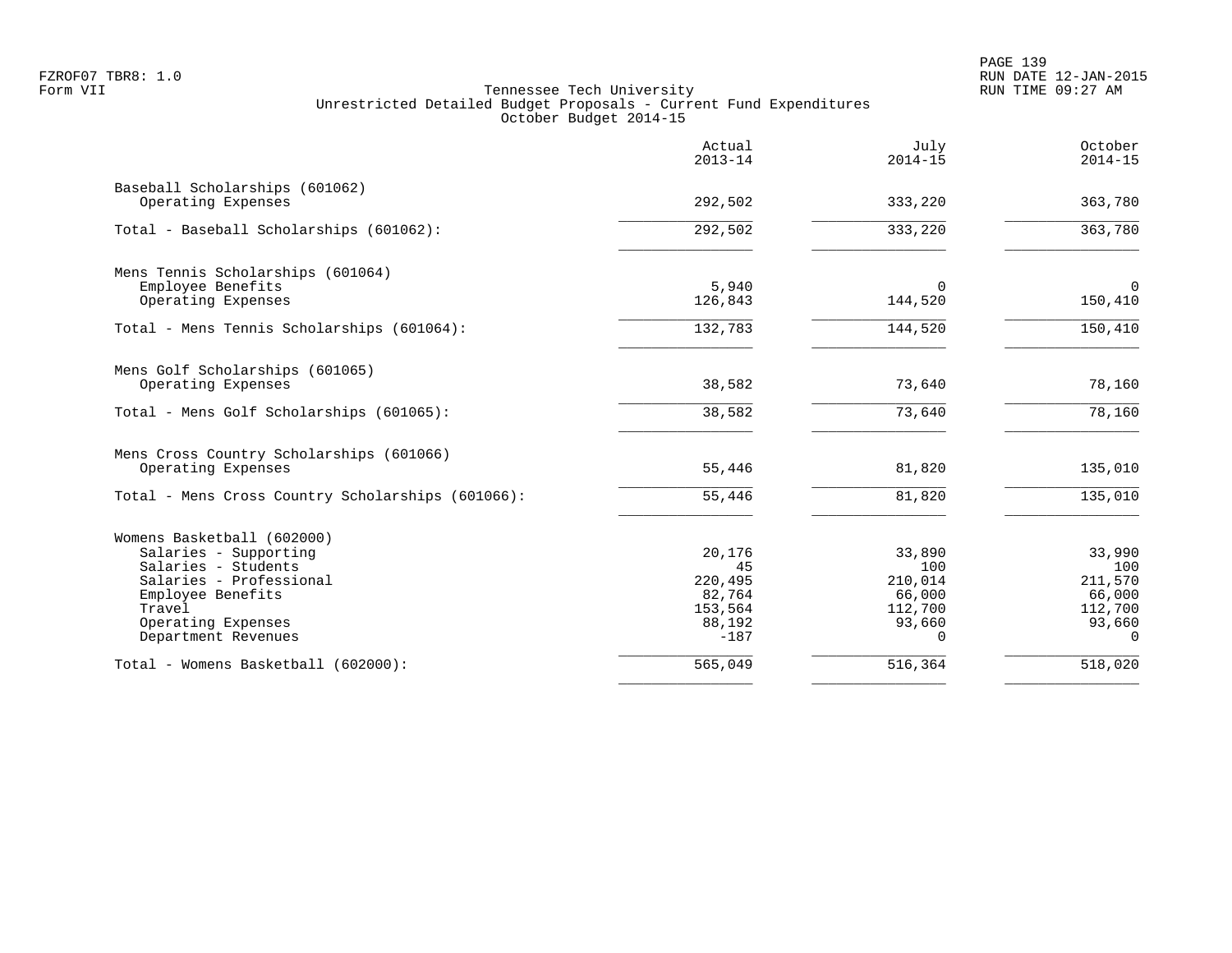Tennessee Tech University
Unrestricted Detailed Budget Proposals - Current Fund Expenditures
October Budget 2014-15

| | Actual 2013-14 | July 2014-15 | October 2014-15 |
|---|---:|---:|---:|
| **Baseball Scholarships (601062)** | | | |
| Operating Expenses | 292,502 | 333,220 | 363,780 |
| Total - Baseball Scholarships (601062): | 292,502 | 333,220 | 363,780 |
| **Mens Tennis Scholarships (601064)** | | | |
| Employee Benefits | 5,940 | 0 | 0 |
| Operating Expenses | 126,843 | 144,520 | 150,410 |
| Total - Mens Tennis Scholarships (601064): | 132,783 | 144,520 | 150,410 |
| **Mens Golf Scholarships (601065)** | | | |
| Operating Expenses | 38,582 | 73,640 | 78,160 |
| Total - Mens Golf Scholarships (601065): | 38,582 | 73,640 | 78,160 |
| **Mens Cross Country Scholarships (601066)** | | | |
| Operating Expenses | 55,446 | 81,820 | 135,010 |
| Total - Mens Cross Country Scholarships (601066): | 55,446 | 81,820 | 135,010 |
| **Womens Basketball (602000)** | | | |
| Salaries - Supporting | 20,176 | 33,890 | 33,990 |
| Salaries - Students | 45 | 100 | 100 |
| Salaries - Professional | 220,495 | 210,014 | 211,570 |
| Employee Benefits | 82,764 | 66,000 | 66,000 |
| Travel | 153,564 | 112,700 | 112,700 |
| Operating Expenses | 88,192 | 93,660 | 93,660 |
| Department Revenues | -187 | 0 | 0 |
| Total - Womens Basketball (602000): | 565,049 | 516,364 | 518,020 |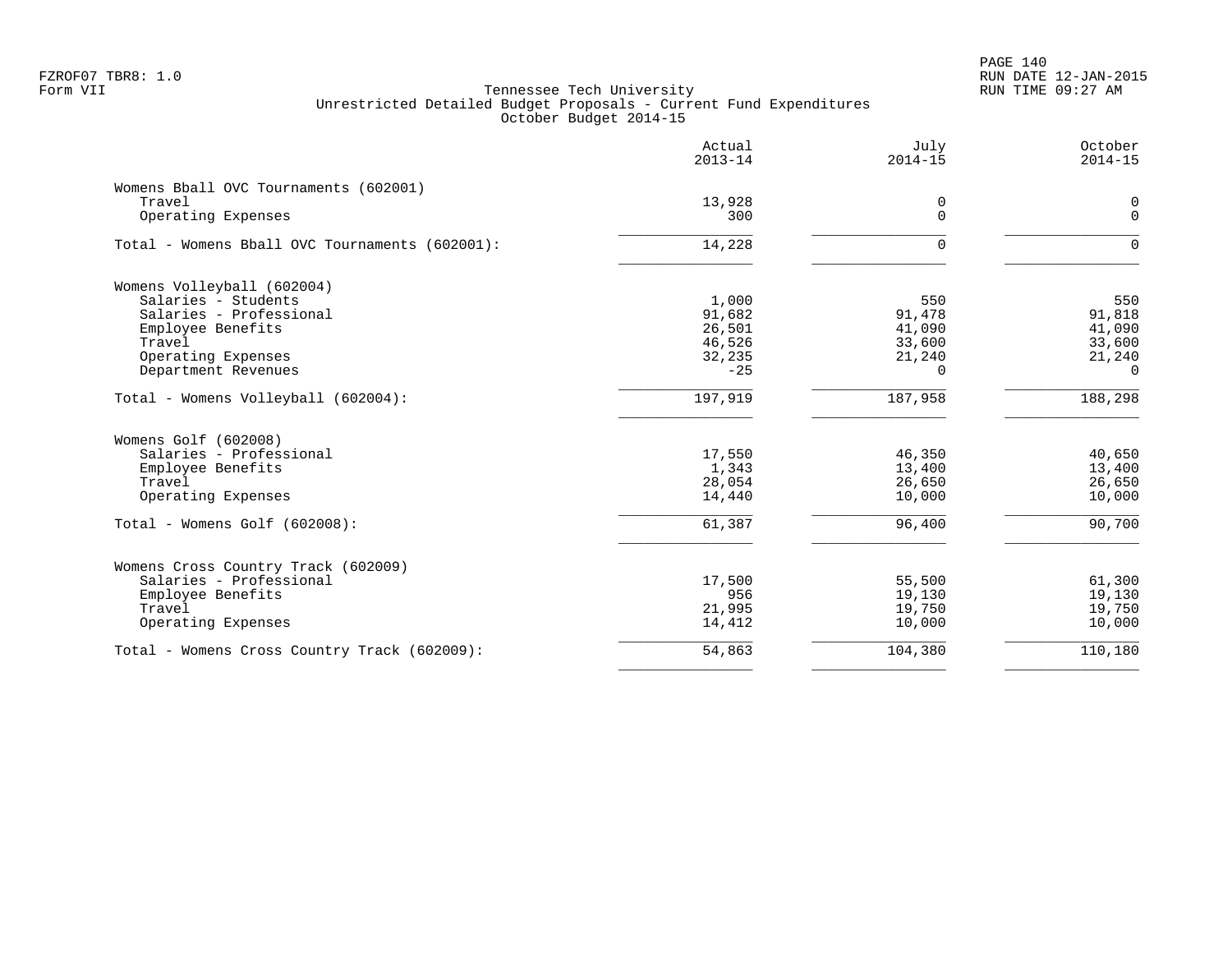FZROF07 TBR8: 1.0
Form VII

Tennessee Tech University
Unrestricted Detailed Budget Proposals - Current Fund Expenditures
October Budget 2014-15

RUN DATE 12-JAN-2015
RUN TIME 09:27 AM

| | Actual 2013-14 | July 2014-15 | October 2014-15 |
|---|---|---|---|
| **Womens Bball OVC Tournaments (602001)** | | | |
| Travel | 13,928 | 0 | 0 |
| Operating Expenses | 300 | 0 | 0 |
| Total - Womens Bball OVC Tournaments (602001): | 14,228 | 0 | 0 |
| **Womens Volleyball (602004)** | | | |
| Salaries - Students | 1,000 | 550 | 550 |
| Salaries - Professional | 91,682 | 91,478 | 91,818 |
| Employee Benefits | 26,501 | 41,090 | 41,090 |
| Travel | 46,526 | 33,600 | 33,600 |
| Operating Expenses | 32,235 | 21,240 | 21,240 |
| Department Revenues | -25 | 0 | 0 |
| Total - Womens Volleyball (602004): | 197,919 | 187,958 | 188,298 |
| **Womens Golf (602008)** | | | |
| Salaries - Professional | 17,550 | 46,350 | 40,650 |
| Employee Benefits | 1,343 | 13,400 | 13,400 |
| Travel | 28,054 | 26,650 | 26,650 |
| Operating Expenses | 14,440 | 10,000 | 10,000 |
| Total - Womens Golf (602008): | 61,387 | 96,400 | 90,700 |
| **Womens Cross Country Track (602009)** | | | |
| Salaries - Professional | 17,500 | 55,500 | 61,300 |
| Employee Benefits | 956 | 19,130 | 19,130 |
| Travel | 21,995 | 19,750 | 19,750 |
| Operating Expenses | 14,412 | 10,000 | 10,000 |
| Total - Womens Cross Country Track (602009): | 54,863 | 104,380 | 110,180 |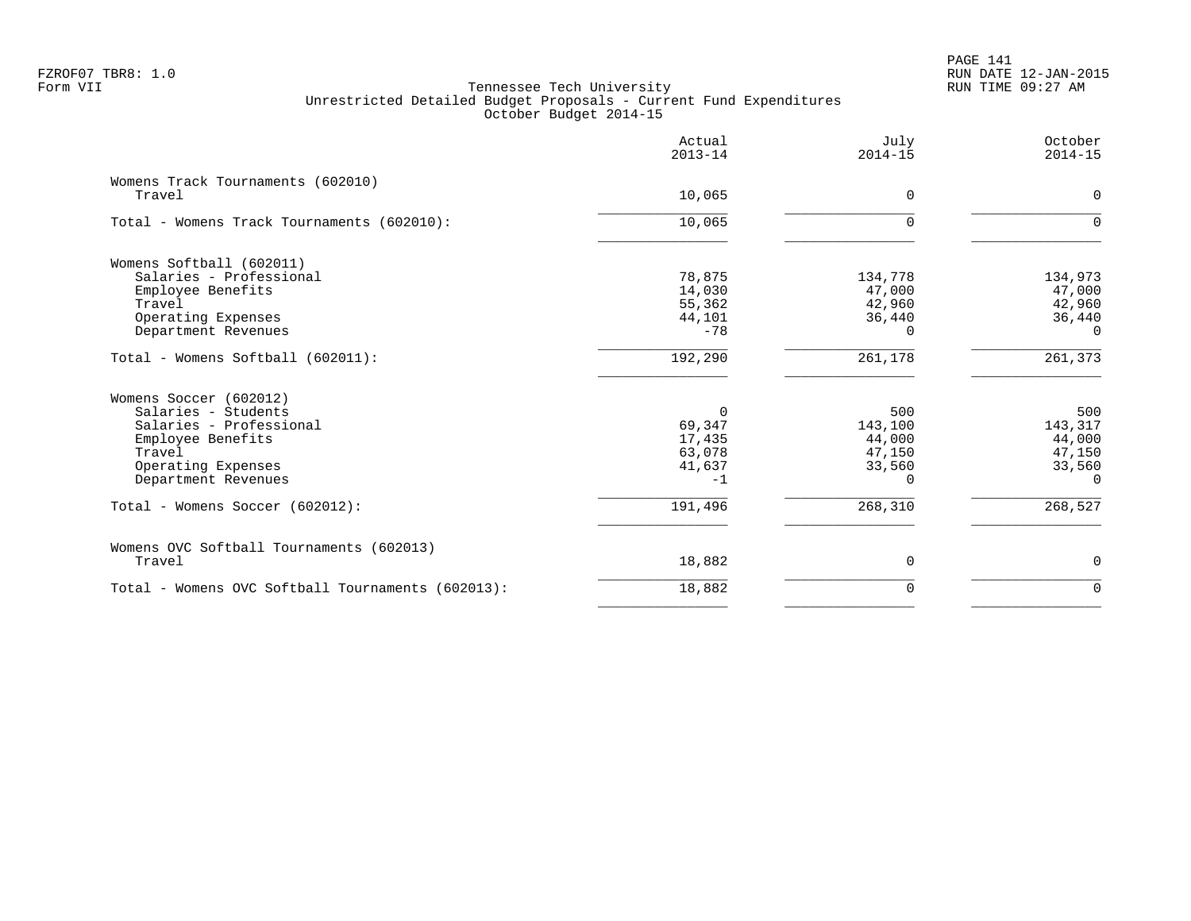FZROF07 TBR8: 1.0
Form VII

Tennessee Tech University
Unrestricted Detailed Budget Proposals - Current Fund Expenditures
October Budget 2014-15

| | Actual 2013-14 | July 2014-15 | October 2014-15 |
|---|---|---|---|
| **Womens Track Tournaments (602010)** | | | |
| Travel | 10,065 | 0 | 0 |
| Total - Womens Track Tournaments (602010): | 10,065 | 0 | 0 |
| **Womens Softball (602011)** | | | |
| Salaries - Professional | 78,875 | 134,778 | 134,973 |
| Employee Benefits | 14,030 | 47,000 | 47,000 |
| Travel | 55,362 | 42,960 | 42,960 |
| Operating Expenses | 44,101 | 36,440 | 36,440 |
| Department Revenues | -78 | 0 | 0 |
| Total - Womens Softball (602011): | 192,290 | 261,178 | 261,373 |
| **Womens Soccer (602012)** | | | |
| Salaries - Students | 0 | 500 | 500 |
| Salaries - Professional | 69,347 | 143,100 | 143,317 |
| Employee Benefits | 17,435 | 44,000 | 44,000 |
| Travel | 63,078 | 47,150 | 47,150 |
| Operating Expenses | 41,637 | 33,560 | 33,560 |
| Department Revenues | -1 | 0 | 0 |
| Total - Womens Soccer (602012): | 191,496 | 268,310 | 268,527 |
| **Womens OVC Softball Tournaments (602013)** | | | |
| Travel | 18,882 | 0 | 0 |
| Total - Womens OVC Softball Tournaments (602013): | 18,882 | 0 | 0 |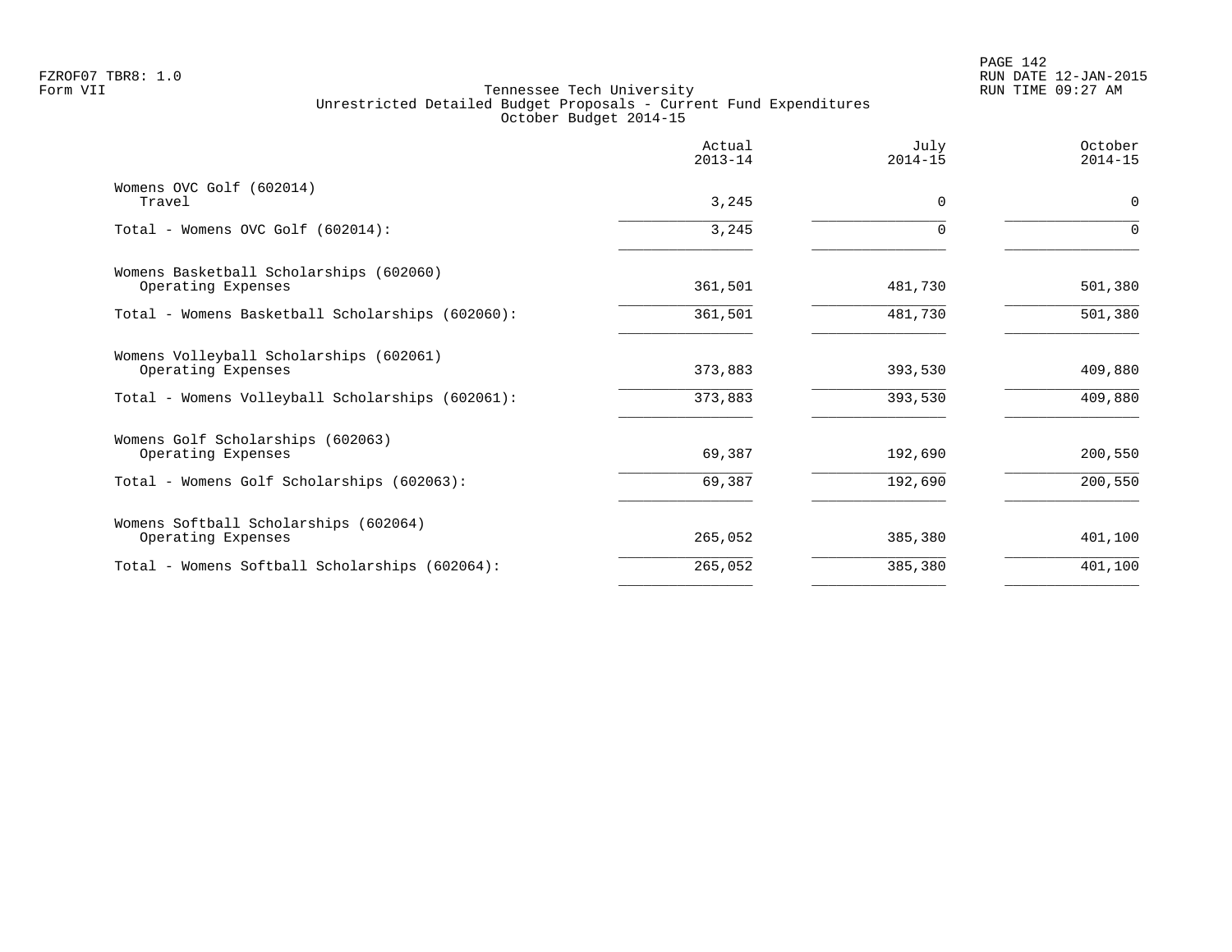FZROF07 TBR8: 1.0
Form VII

Tennessee Tech University
Unrestricted Detailed Budget Proposals - Current Fund Expenditures
October Budget 2014-15

RUN DATE 12-JAN-2015
RUN TIME 09:27 AM

| | Actual 2013-14 | July 2014-15 | October 2014-15 |
|---|---|---|---|
| **Womens OVC Golf (602014)** | | | |
| Travel | 3,245 | 0 | 0 |
| Total - Womens OVC Golf (602014): | 3,245 | 0 | 0 |
| **Womens Basketball Scholarships (602060)** | | | |
| Operating Expenses | 361,501 | 481,730 | 501,380 |
| Total - Womens Basketball Scholarships (602060): | 361,501 | 481,730 | 501,380 |
| **Womens Volleyball Scholarships (602061)** | | | |
| Operating Expenses | 373,883 | 393,530 | 409,880 |
| Total - Womens Volleyball Scholarships (602061): | 373,883 | 393,530 | 409,880 |
| **Womens Golf Scholarships (602063)** | | | |
| Operating Expenses | 69,387 | 192,690 | 200,550 |
| Total - Womens Golf Scholarships (602063): | 69,387 | 192,690 | 200,550 |
| **Womens Softball Scholarships (602064)** | | | |
| Operating Expenses | 265,052 | 385,380 | 401,100 |
| Total - Womens Softball Scholarships (602064): | 265,052 | 385,380 | 401,100 |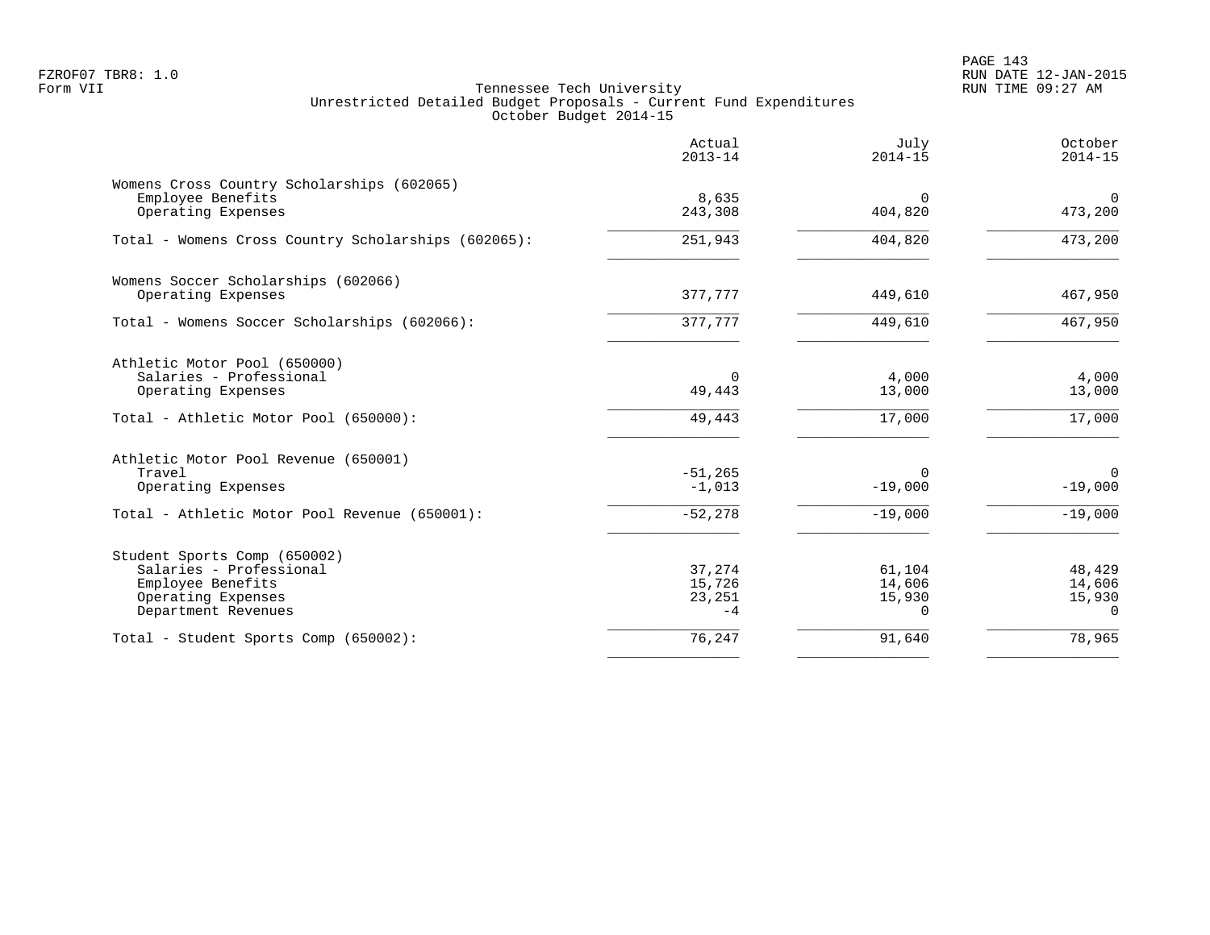FZROF07 TBR8: 1.0
Form VII

Tennessee Tech University
Unrestricted Detailed Budget Proposals - Current Fund Expenditures
October Budget 2014-15

RUN DATE 12-JAN-2015
RUN TIME 09:27 AM

| | Actual 2013-14 | July 2014-15 | October 2014-15 |
|---|---|---|---|
| **Womens Cross Country Scholarships (602065)** | | | |
| Employee Benefits | 8,635 | 0 | 0 |
| Operating Expenses | 243,308 | 404,820 | 473,200 |
| Total - Womens Cross Country Scholarships (602065): | 251,943 | 404,820 | 473,200 |
| **Womens Soccer Scholarships (602066)** | | | |
| Operating Expenses | 377,777 | 449,610 | 467,950 |
| Total - Womens Soccer Scholarships (602066): | 377,777 | 449,610 | 467,950 |
| **Athletic Motor Pool (650000)** | | | |
| Salaries - Professional | 0 | 4,000 | 4,000 |
| Operating Expenses | 49,443 | 13,000 | 13,000 |
| Total - Athletic Motor Pool (650000): | 49,443 | 17,000 | 17,000 |
| **Athletic Motor Pool Revenue (650001)** | | | |
| Travel | -51,265 | 0 | 0 |
| Operating Expenses | -1,013 | -19,000 | -19,000 |
| Total - Athletic Motor Pool Revenue (650001): | -52,278 | -19,000 | -19,000 |
| **Student Sports Comp (650002)** | | | |
| Salaries - Professional | 37,274 | 61,104 | 48,429 |
| Employee Benefits | 15,726 | 14,606 | 14,606 |
| Operating Expenses | 23,251 | 15,930 | 15,930 |
| Department Revenues | -4 | 0 | 0 |
| Total - Student Sports Comp (650002): | 76,247 | 91,640 | 78,965 |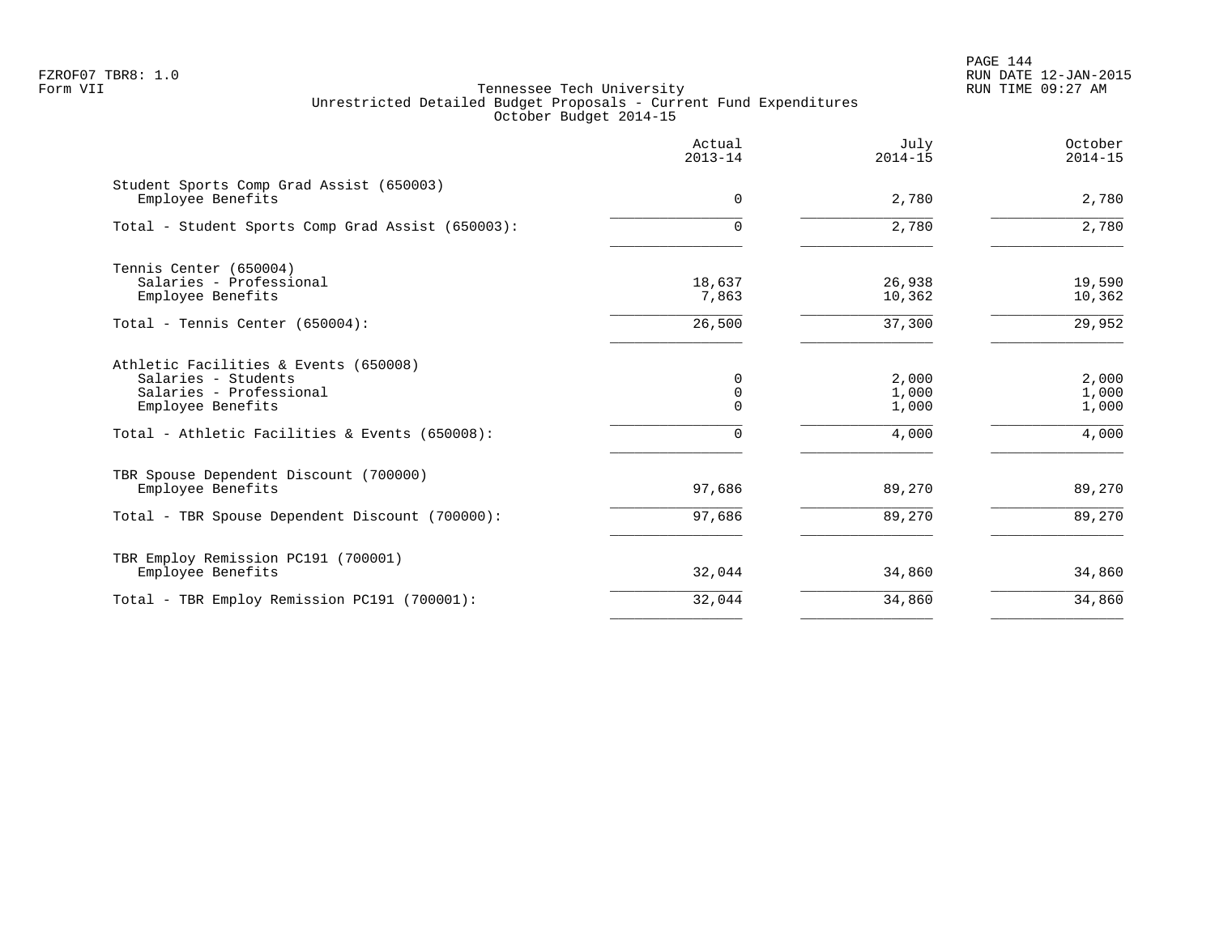Tennessee Tech University
Unrestricted Detailed Budget Proposals - Current Fund Expenditures
October Budget 2014-15

| | Actual 2013-14 | July 2014-15 | October 2014-15 |
|---|---|---|---|
| **Student Sports Comp Grad Assist (650003)** | | | |
| Employee Benefits | 0 | 2,780 | 2,780 |
| Total - Student Sports Comp Grad Assist (650003): | 0 | 2,780 | 2,780 |
| **Tennis Center (650004)** | | | |
| Salaries - Professional | 18,637 | 26,938 | 19,590 |
| Employee Benefits | 7,863 | 10,362 | 10,362 |
| Total - Tennis Center (650004): | 26,500 | 37,300 | 29,952 |
| **Athletic Facilities & Events (650008)** | | | |
| Salaries - Students | 0 | 2,000 | 2,000 |
| Salaries - Professional | 0 | 1,000 | 1,000 |
| Employee Benefits | 0 | 1,000 | 1,000 |
| Total - Athletic Facilities & Events (650008): | 0 | 4,000 | 4,000 |
| **TBR Spouse Dependent Discount (700000)** | | | |
| Employee Benefits | 97,686 | 89,270 | 89,270 |
| Total - TBR Spouse Dependent Discount (700000): | 97,686 | 89,270 | 89,270 |
| **TBR Employ Remission PC191 (700001)** | | | |
| Employee Benefits | 32,044 | 34,860 | 34,860 |
| Total - TBR Employ Remission PC191 (700001): | 32,044 | 34,860 | 34,860 |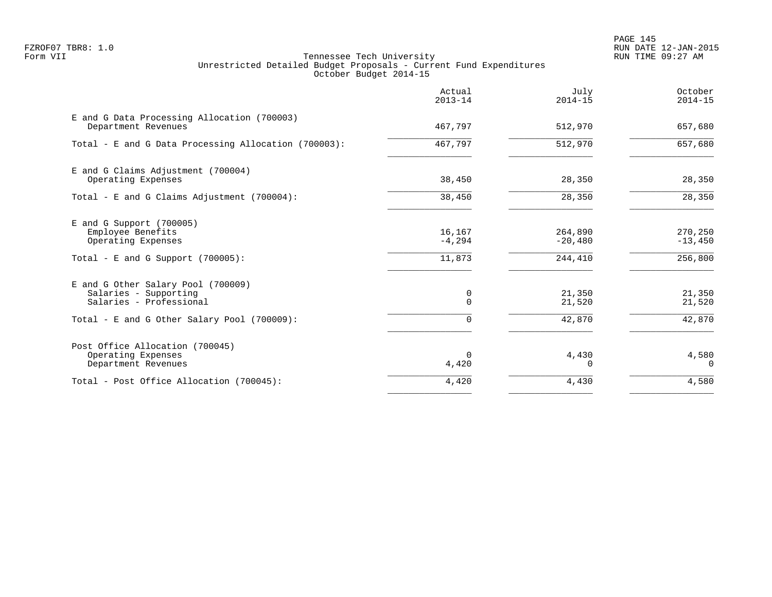FZROF07 TBR8: 1.0
Form VII

Tennessee Tech University
Unrestricted Detailed Budget Proposals - Current Fund Expenditures
October Budget 2014-15

RUN DATE 12-JAN-2015
RUN TIME 09:27 AM

| | Actual 2013-14 | July 2014-15 | October 2014-15 |
|---|---|---|---|
| **E and G Data Processing Allocation (700003)** | | | |
| Department Revenues | 467,797 | 512,970 | 657,680 |
| Total - E and G Data Processing Allocation (700003): | 467,797 | 512,970 | 657,680 |
| **E and G Claims Adjustment (700004)** | | | |
| Operating Expenses | 38,450 | 28,350 | 28,350 |
| Total - E and G Claims Adjustment (700004): | 38,450 | 28,350 | 28,350 |
| **E and G Support (700005)** | | | |
| Employee Benefits | 16,167 | 264,890 | 270,250 |
| Operating Expenses | -4,294 | -20,480 | -13,450 |
| Total - E and G Support (700005): | 11,873 | 244,410 | 256,800 |
| **E and G Other Salary Pool (700009)** | | | |
| Salaries - Supporting | 0 | 21,350 | 21,350 |
| Salaries - Professional | 0 | 21,520 | 21,520 |
| Total - E and G Other Salary Pool (700009): | 0 | 42,870 | 42,870 |
| **Post Office Allocation (700045)** | | | |
| Operating Expenses | 0 | 4,430 | 4,580 |
| Department Revenues | 4,420 | 0 | 0 |
| Total - Post Office Allocation (700045): | 4,420 | 4,430 | 4,580 |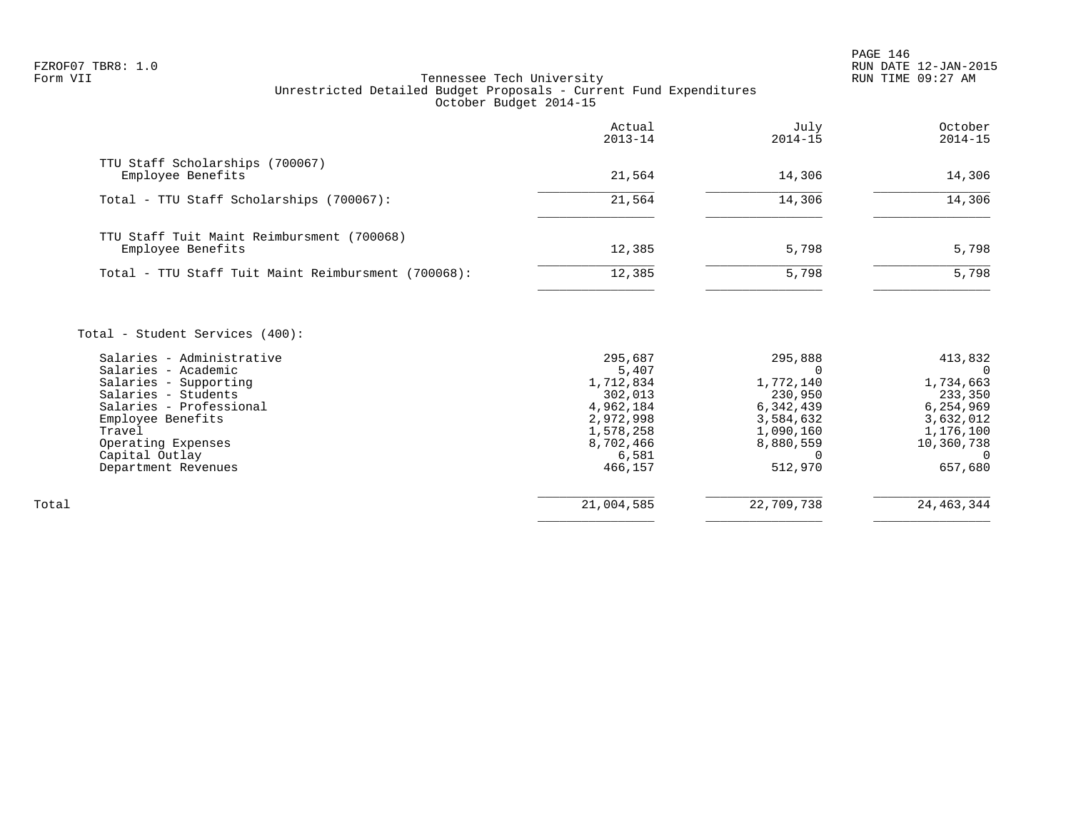Tennessee Tech University
Unrestricted Detailed Budget Proposals - Current Fund Expenditures
October Budget 2014-15

| | Actual 2013-14 | July 2014-15 | October 2014-15 |
|---|---|---|---|
| TTU Staff Scholarships (700067) | | | |
| Employee Benefits | 21,564 | 14,306 | 14,306 |
| Total - TTU Staff Scholarships (700067): | 21,564 | 14,306 | 14,306 |
| TTU Staff Tuit Maint Reimbursment (700068) | | | |
| Employee Benefits | 12,385 | 5,798 | 5,798 |
| Total - TTU Staff Tuit Maint Reimbursment (700068): | 12,385 | 5,798 | 5,798 |
| Total - Student Services (400): | | | |
| Salaries - Administrative | 295,687 | 295,888 | 413,832 |
| Salaries - Academic | 5,407 | 0 | 0 |
| Salaries - Supporting | 1,712,834 | 1,772,140 | 1,734,663 |
| Salaries - Students | 302,013 | 230,950 | 233,350 |
| Salaries - Professional | 4,962,184 | 6,342,439 | 6,254,969 |
| Employee Benefits | 2,972,998 | 3,584,632 | 3,632,012 |
| Travel | 1,578,258 | 1,090,160 | 1,176,100 |
| Operating Expenses | 8,702,466 | 8,880,559 | 10,360,738 |
| Capital Outlay | 6,581 | 0 | 0 |
| Department Revenues | 466,157 | 512,970 | 657,680 |
| Total | 21,004,585 | 22,709,738 | 24,463,344 |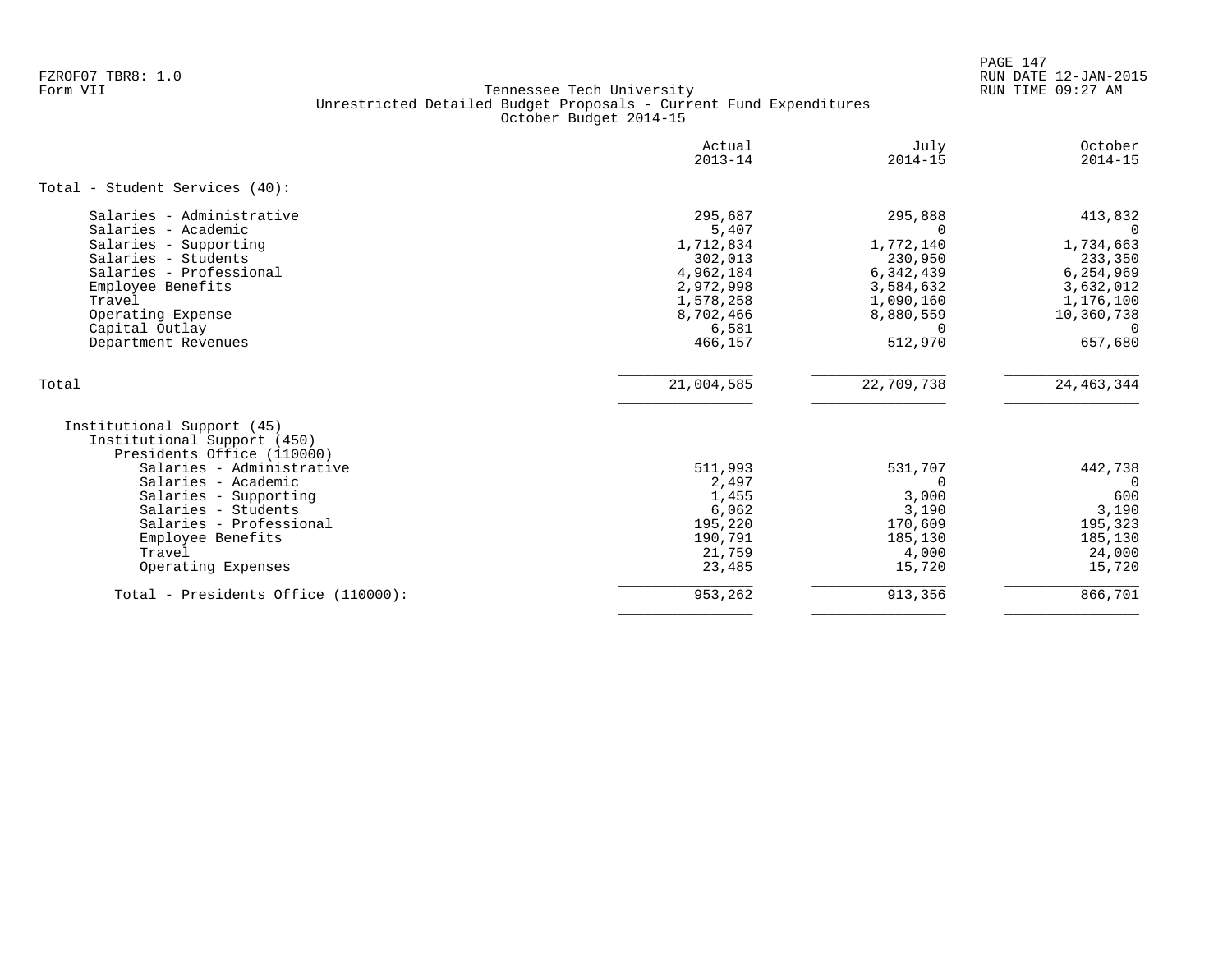FZROF07 TBR8: 1.0
Form VII

Tennessee Tech University
Unrestricted Detailed Budget Proposals - Current Fund Expenditures
October Budget 2014-15

RUN DATE 12-JAN-2015
RUN TIME 09:27 AM

| | Actual 2013-14 | July 2014-15 | October 2014-15 |
|---|---|---|---|
| **Total - Student Services (40):** | | | |
| Salaries - Administrative | 295,687 | 295,888 | 413,832 |
| Salaries - Academic | 5,407 | 0 | 0 |
| Salaries - Supporting | 1,712,834 | 1,772,140 | 1,734,663 |
| Salaries - Students | 302,013 | 230,950 | 233,350 |
| Salaries - Professional | 4,962,184 | 6,342,439 | 6,254,969 |
| Employee Benefits | 2,972,998 | 3,584,632 | 3,632,012 |
| Travel | 1,578,258 | 1,090,160 | 1,176,100 |
| Operating Expense | 8,702,466 | 8,880,559 | 10,360,738 |
| Capital Outlay | 6,581 | 0 | 0 |
| Department Revenues | 466,157 | 512,970 | 657,680 |
| Total | 21,004,585 | 22,709,738 | 24,463,344 |
| Institutional Support (45) | | | |
| Institutional Support (450) | | | |
| Presidents Office (110000) | | | |
| Salaries - Administrative | 511,993 | 531,707 | 442,738 |
| Salaries - Academic | 2,497 | 0 | 0 |
| Salaries - Supporting | 1,455 | 3,000 | 600 |
| Salaries - Students | 6,062 | 3,190 | 3,190 |
| Salaries - Professional | 195,220 | 170,609 | 195,323 |
| Employee Benefits | 190,791 | 185,130 | 185,130 |
| Travel | 21,759 | 4,000 | 24,000 |
| Operating Expenses | 23,485 | 15,720 | 15,720 |
| Total - Presidents Office (110000): | 953,262 | 913,356 | 866,701 |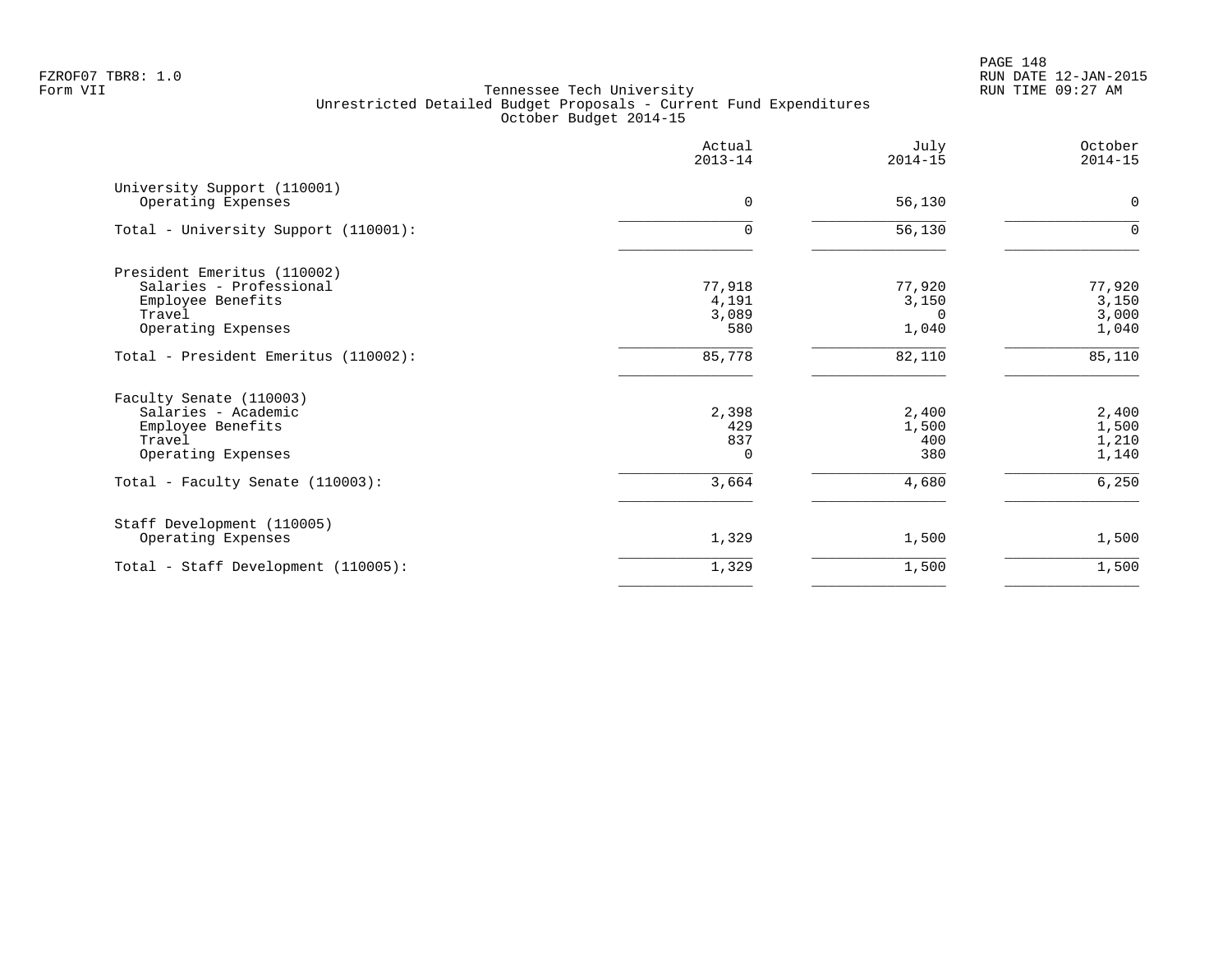FZROF07 TBR8: 1.0
Form VII

Tennessee Tech University
Unrestricted Detailed Budget Proposals - Current Fund Expenditures
October Budget 2014-15

RUN DATE 12-JAN-2015
RUN TIME 09:27 AM

| | Actual 2013-14 | July 2014-15 | October 2014-15 |
|---|---|---|---|
| University Support (110001) | | | |
| Operating Expenses | 0 | 56,130 | 0 |
| Total - University Support (110001): | 0 | 56,130 | 0 |
| President Emeritus (110002) | | | |
| Salaries - Professional | 77,918 | 77,920 | 77,920 |
| Employee Benefits | 4,191 | 3,150 | 3,150 |
| Travel | 3,089 | 0 | 3,000 |
| Operating Expenses | 580 | 1,040 | 1,040 |
| Total - President Emeritus (110002): | 85,778 | 82,110 | 85,110 |
| Faculty Senate (110003) | | | |
| Salaries - Academic | 2,398 | 2,400 | 2,400 |
| Employee Benefits | 429 | 1,500 | 1,500 |
| Travel | 837 | 400 | 1,210 |
| Operating Expenses | 0 | 380 | 1,140 |
| Total - Faculty Senate (110003): | 3,664 | 4,680 | 6,250 |
| Staff Development (110005) | | | |
| Operating Expenses | 1,329 | 1,500 | 1,500 |
| Total - Staff Development (110005): | 1,329 | 1,500 | 1,500 |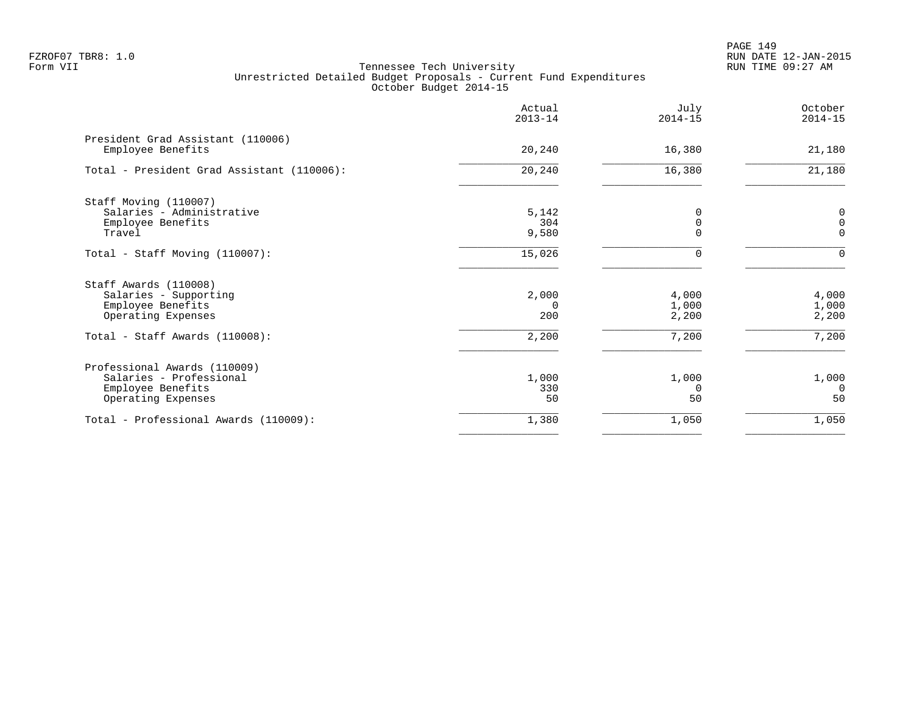Tennessee Tech University
Unrestricted Detailed Budget Proposals - Current Fund Expenditures
October Budget 2014-15

| | Actual 2013-14 | July 2014-15 | October 2014-15 |
|---|---|---|---|
| **President Grad Assistant (110006)** | | | |
| Employee Benefits | 20,240 | 16,380 | 21,180 |
| Total - President Grad Assistant (110006): | 20,240 | 16,380 | 21,180 |
| **Staff Moving (110007)** | | | |
| Salaries - Administrative | 5,142 | 0 | 0 |
| Employee Benefits | 304 | 0 | 0 |
| Travel | 9,580 | 0 | 0 |
| Total - Staff Moving (110007): | 15,026 | 0 | 0 |
| **Staff Awards (110008)** | | | |
| Salaries - Supporting | 2,000 | 4,000 | 4,000 |
| Employee Benefits | 0 | 1,000 | 1,000 |
| Operating Expenses | 200 | 2,200 | 2,200 |
| Total - Staff Awards (110008): | 2,200 | 7,200 | 7,200 |
| **Professional Awards (110009)** | | | |
| Salaries - Professional | 1,000 | 1,000 | 1,000 |
| Employee Benefits | 330 | 0 | 0 |
| Operating Expenses | 50 | 50 | 50 |
| Total - Professional Awards (110009): | 1,380 | 1,050 | 1,050 |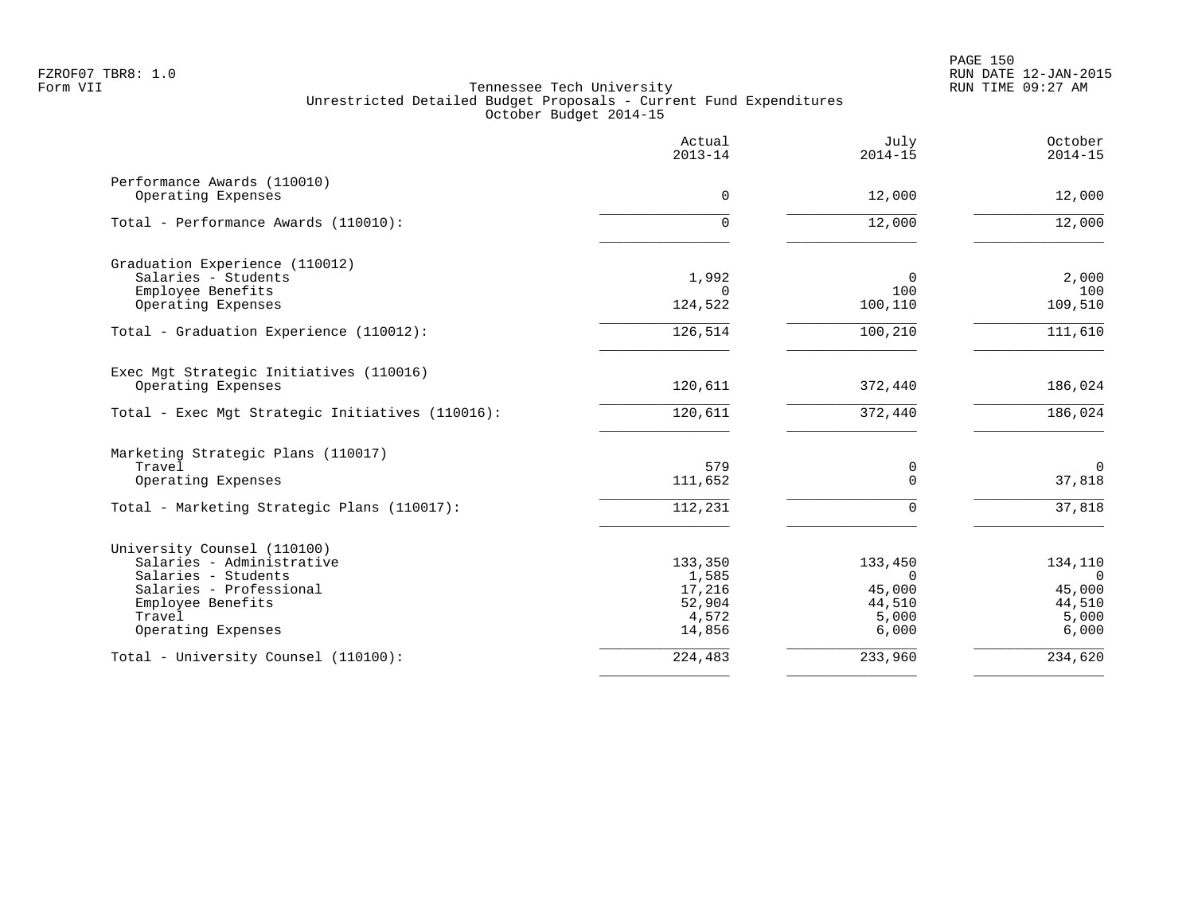FZROF07 TBR8: 1.0
Form VII

Tennessee Tech University
Unrestricted Detailed Budget Proposals - Current Fund Expenditures
October Budget 2014-15

RUN DATE 12-JAN-2015
RUN TIME 09:27 AM

| | Actual 2013-14 | July 2014-15 | October 2014-15 |
|---|---|---|---|
| **Performance Awards (110010)** | | | |
| Operating Expenses | 0 | 12,000 | 12,000 |
| Total - Performance Awards (110010): | 0 | 12,000 | 12,000 |
| **Graduation Experience (110012)** | | | |
| Salaries - Students | 1,992 | 0 | 2,000 |
| Employee Benefits | 0 | 100 | 100 |
| Operating Expenses | 124,522 | 100,110 | 109,510 |
| Total - Graduation Experience (110012): | 126,514 | 100,210 | 111,610 |
| **Exec Mgt Strategic Initiatives (110016)** | | | |
| Operating Expenses | 120,611 | 372,440 | 186,024 |
| Total - Exec Mgt Strategic Initiatives (110016): | 120,611 | 372,440 | 186,024 |
| **Marketing Strategic Plans (110017)** | | | |
| Travel | 579 | 0 | 0 |
| Operating Expenses | 111,652 | 0 | 37,818 |
| Total - Marketing Strategic Plans (110017): | 112,231 | 0 | 37,818 |
| **University Counsel (110100)** | | | |
| Salaries - Administrative | 133,350 | 133,450 | 134,110 |
| Salaries - Students | 1,585 | 0 | 0 |
| Salaries - Professional | 17,216 | 45,000 | 45,000 |
| Employee Benefits | 52,904 | 44,510 | 44,510 |
| Travel | 4,572 | 5,000 | 5,000 |
| Operating Expenses | 14,856 | 6,000 | 6,000 |
| Total - University Counsel (110100): | 224,483 | 233,960 | 234,620 |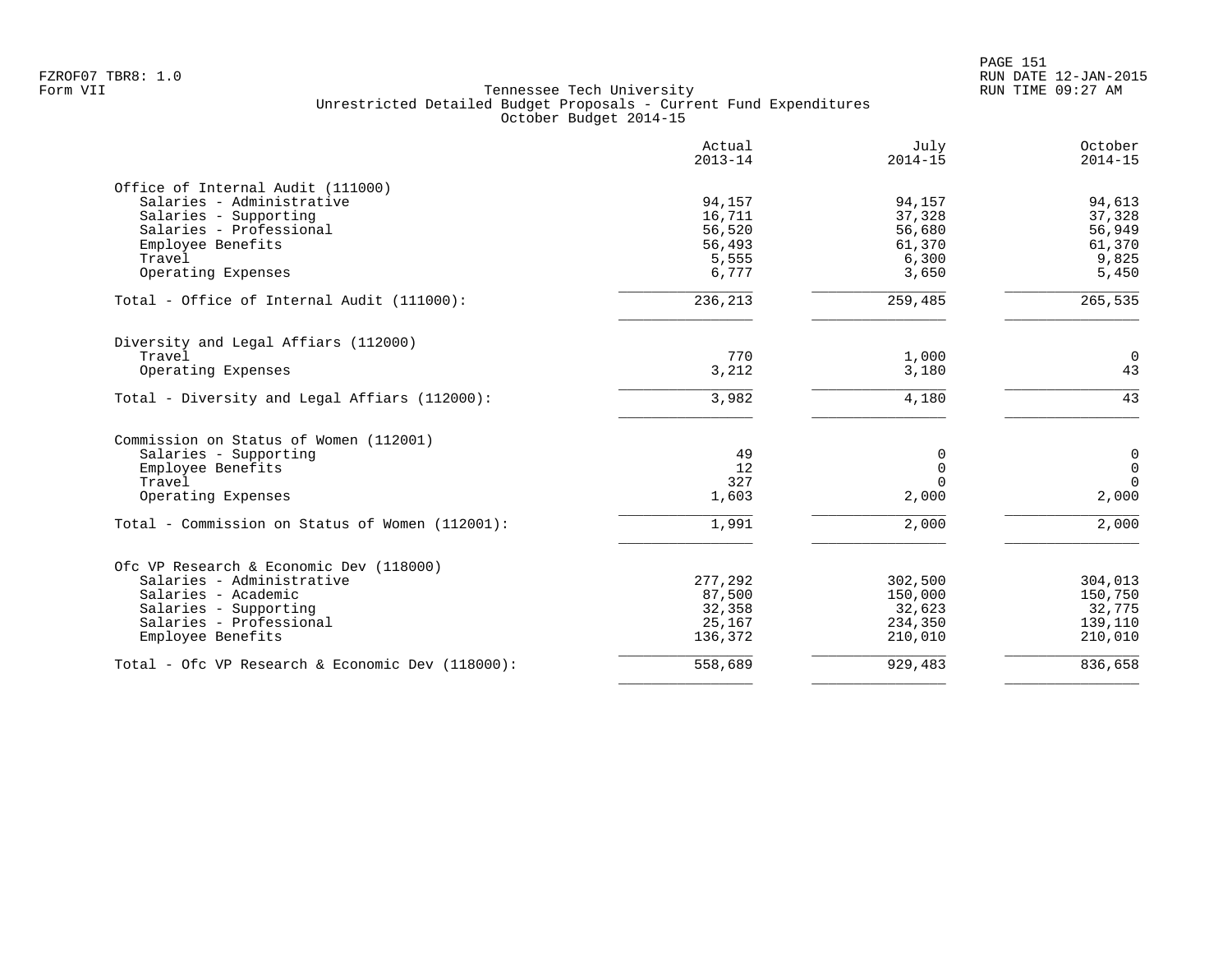FZROF07 TBR8: 1.0
Form VII

Tennessee Tech University
Unrestricted Detailed Budget Proposals - Current Fund Expenditures
October Budget 2014-15

RUN DATE 12-JAN-2015
RUN TIME 09:27 AM

| | Actual 2013-14 | July 2014-15 | October 2014-15 |
|---|---|---|---|
| **Office of Internal Audit (111000)** | | | |
| Salaries - Administrative | 94,157 | 94,157 | 94,613 |
| Salaries - Supporting | 16,711 | 37,328 | 37,328 |
| Salaries - Professional | 56,520 | 56,680 | 56,949 |
| Employee Benefits | 56,493 | 61,370 | 61,370 |
| Travel | 5,555 | 6,300 | 9,825 |
| Operating Expenses | 6,777 | 3,650 | 5,450 |
| Total - Office of Internal Audit (111000): | 236,213 | 259,485 | 265,535 |
| **Diversity and Legal Affiars (112000)** | | | |
| Travel | 770 | 1,000 | 0 |
| Operating Expenses | 3,212 | 3,180 | 43 |
| Total - Diversity and Legal Affiars (112000): | 3,982 | 4,180 | 43 |
| **Commission on Status of Women (112001)** | | | |
| Salaries - Supporting | 49 | 0 | 0 |
| Employee Benefits | 12 | 0 | 0 |
| Travel | 327 | 0 | 0 |
| Operating Expenses | 1,603 | 2,000 | 2,000 |
| Total - Commission on Status of Women (112001): | 1,991 | 2,000 | 2,000 |
| **Ofc VP Research & Economic Dev (118000)** | | | |
| Salaries - Administrative | 277,292 | 302,500 | 304,013 |
| Salaries - Academic | 87,500 | 150,000 | 150,750 |
| Salaries - Supporting | 32,358 | 32,623 | 32,775 |
| Salaries - Professional | 25,167 | 234,350 | 139,110 |
| Employee Benefits | 136,372 | 210,010 | 210,010 |
| Total - Ofc VP Research & Economic Dev (118000): | 558,689 | 929,483 | 836,658 |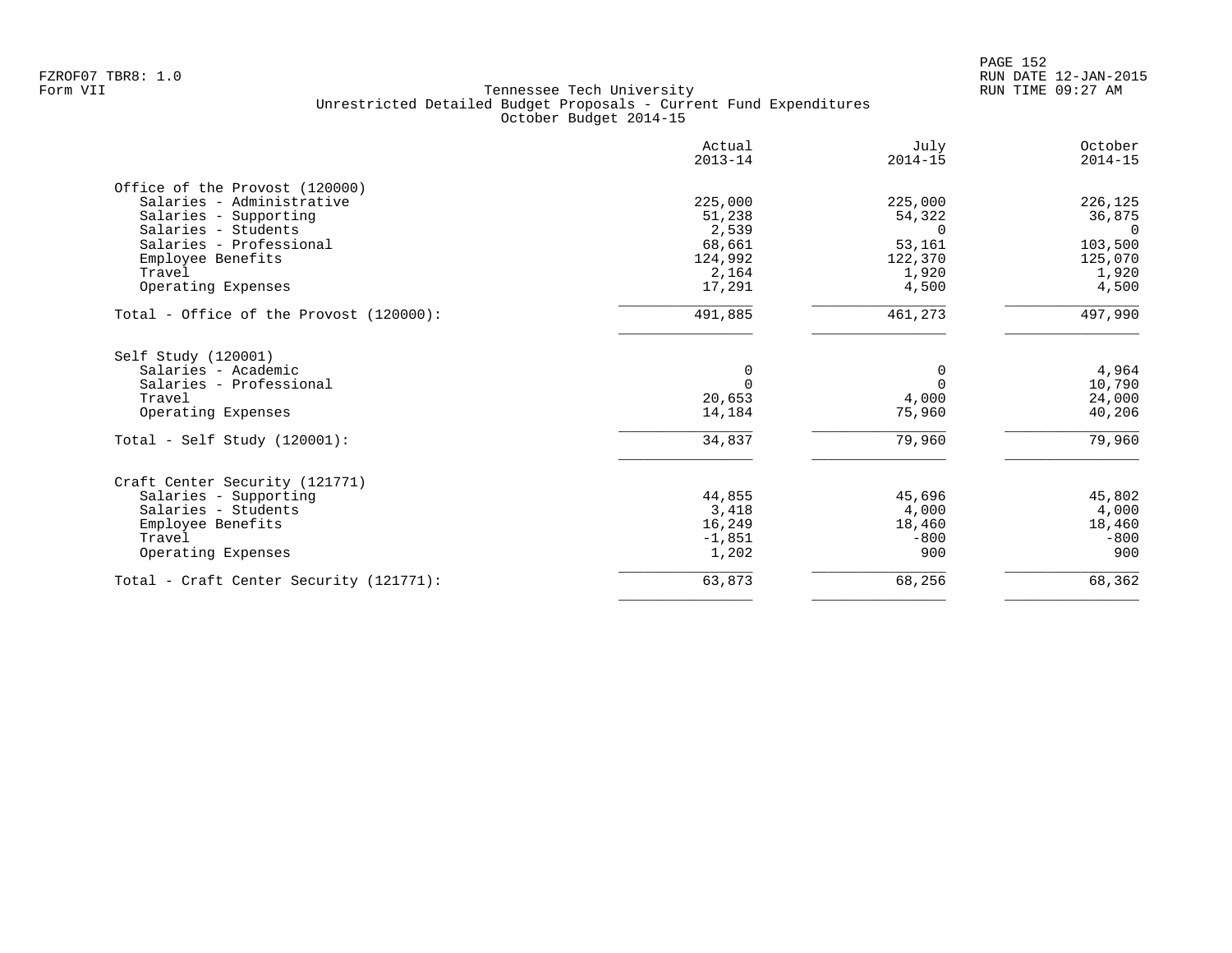FZROF07 TBR8: 1.0
Form VII

# Tennessee Tech University
## Unrestricted Detailed Budget Proposals - Current Fund Expenditures
### October Budget 2014-15

| | Actual 2013-14 | July 2014-15 | October 2014-15 |
|---|---|---|---|
| **Office of the Provost (120000)** | | | |
| Salaries - Administrative | 225,000 | 225,000 | 226,125 |
| Salaries - Supporting | 51,238 | 54,322 | 36,875 |
| Salaries - Students | 2,539 | 0 | 0 |
| Salaries - Professional | 68,661 | 53,161 | 103,500 |
| Employee Benefits | 124,992 | 122,370 | 125,070 |
| Travel | 2,164 | 1,920 | 1,920 |
| Operating Expenses | 17,291 | 4,500 | 4,500 |
| Total - Office of the Provost (120000): | 491,885 | 461,273 | 497,990 |
| **Self Study (120001)** | | | |
| Salaries - Academic | 0 | 0 | 4,964 |
| Salaries - Professional | 0 | 0 | 10,790 |
| Travel | 20,653 | 4,000 | 24,000 |
| Operating Expenses | 14,184 | 75,960 | 40,206 |
| Total - Self Study (120001): | 34,837 | 79,960 | 79,960 |
| **Craft Center Security (121771)** | | | |
| Salaries - Supporting | 44,855 | 45,696 | 45,802 |
| Salaries - Students | 3,418 | 4,000 | 4,000 |
| Employee Benefits | 16,249 | 18,460 | 18,460 |
| Travel | -1,851 | -800 | -800 |
| Operating Expenses | 1,202 | 900 | 900 |
| Total - Craft Center Security (121771): | 63,873 | 68,256 | 68,362 |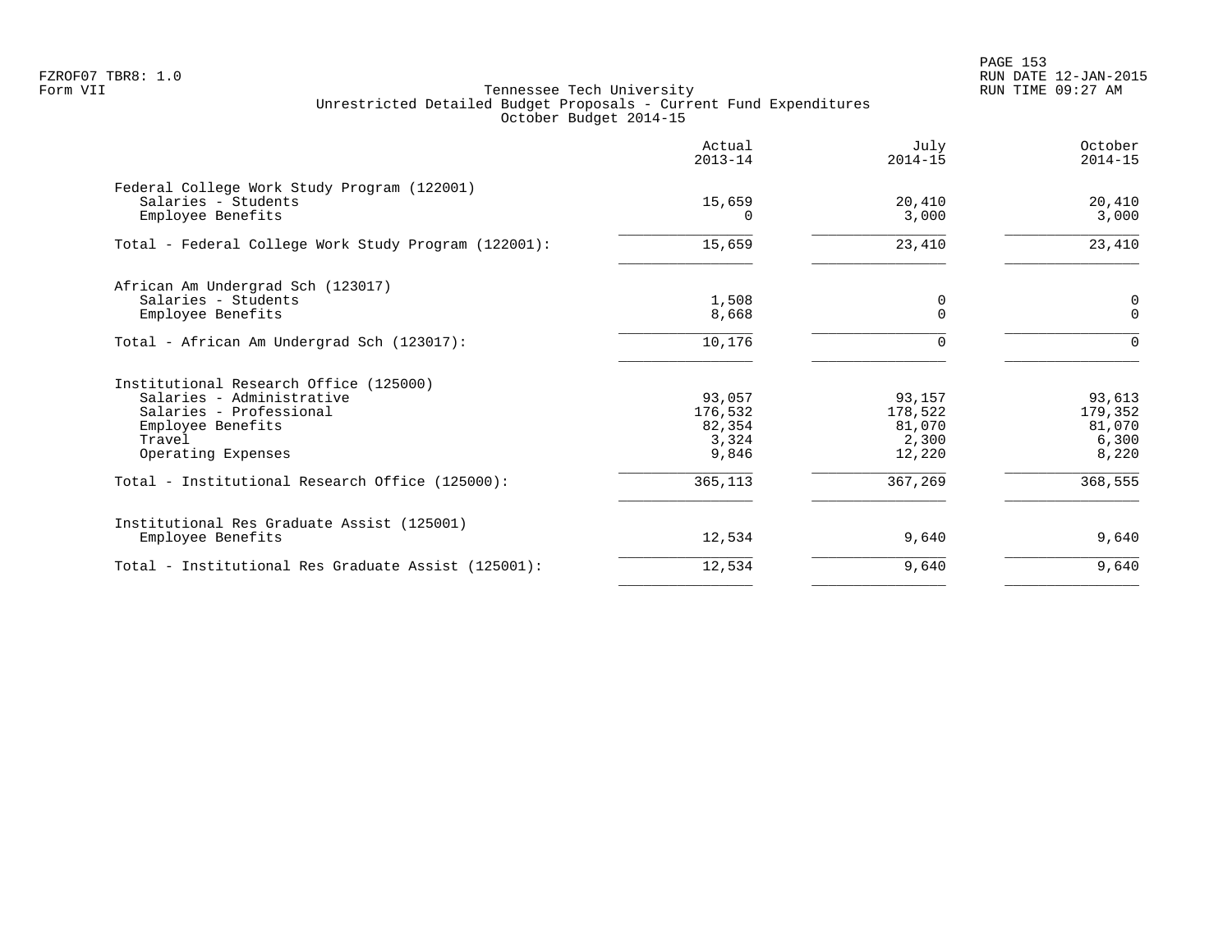Tennessee Tech University
Unrestricted Detailed Budget Proposals - Current Fund Expenditures
October Budget 2014-15

| | Actual 2013-14 | July 2014-15 | October 2014-15 |
|---|---|---|---|
| **Federal College Work Study Program (122001)** | | | |
| Salaries - Students | 15,659 | 20,410 | 20,410 |
| Employee Benefits | 0 | 3,000 | 3,000 |
| Total - Federal College Work Study Program (122001): | 15,659 | 23,410 | 23,410 |
| **African Am Undergrad Sch (123017)** | | | |
| Salaries - Students | 1,508 | 0 | 0 |
| Employee Benefits | 8,668 | 0 | 0 |
| Total - African Am Undergrad Sch (123017): | 10,176 | 0 | 0 |
| **Institutional Research Office (125000)** | | | |
| Salaries - Administrative | 93,057 | 93,157 | 93,613 |
| Salaries - Professional | 176,532 | 178,522 | 179,352 |
| Employee Benefits | 82,354 | 81,070 | 81,070 |
| Travel | 3,324 | 2,300 | 6,300 |
| Operating Expenses | 9,846 | 12,220 | 8,220 |
| Total - Institutional Research Office (125000): | 365,113 | 367,269 | 368,555 |
| **Institutional Res Graduate Assist (125001)** | | | |
| Employee Benefits | 12,534 | 9,640 | 9,640 |
| Total - Institutional Res Graduate Assist (125001): | 12,534 | 9,640 | 9,640 |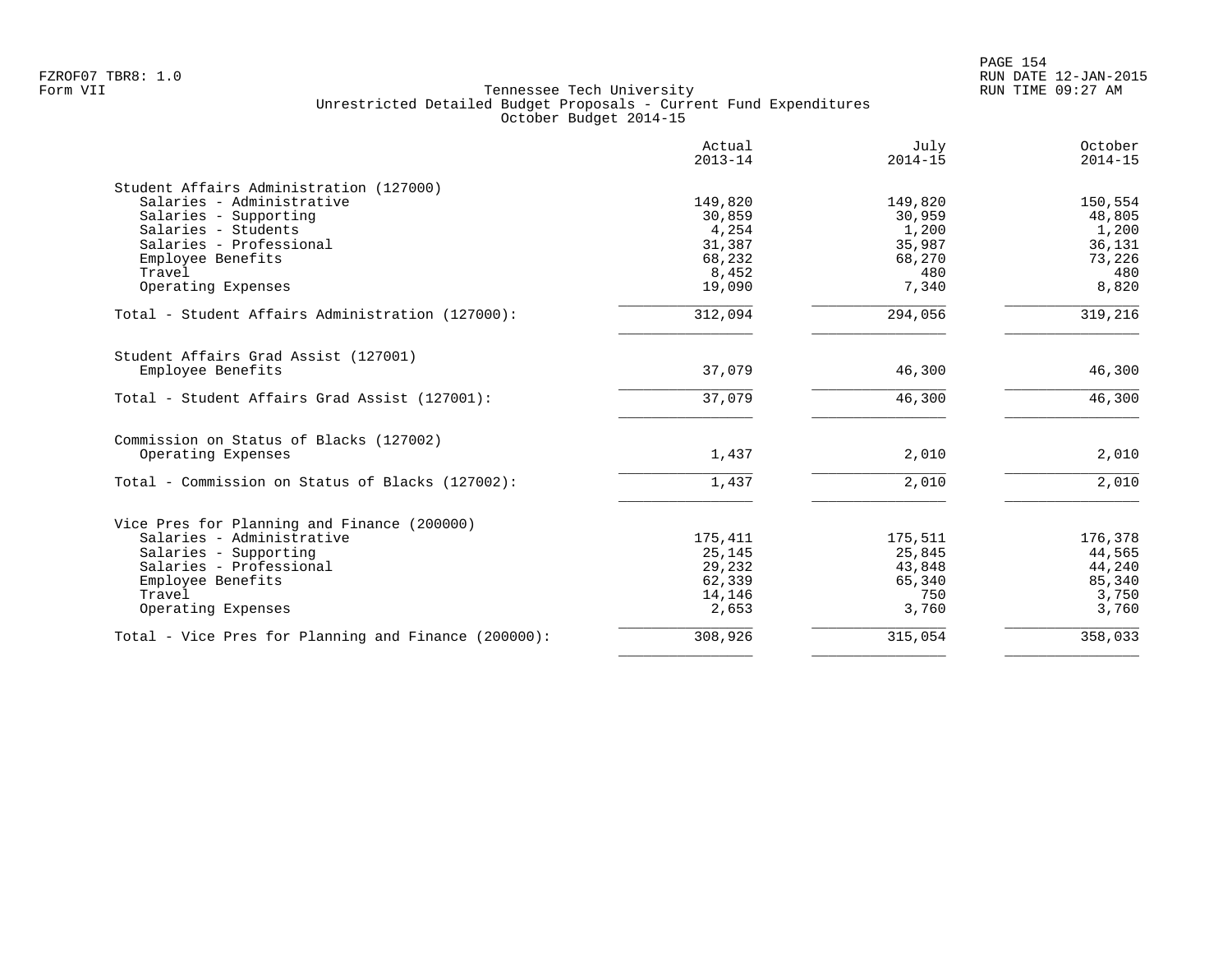Tennessee Tech University
Unrestricted Detailed Budget Proposals - Current Fund Expenditures
October Budget 2014-15

| | Actual 2013-14 | July 2014-15 | October 2014-15 |
|---|---|---|---|
| **Student Affairs Administration (127000)** | | | |
| Salaries - Administrative | 149,820 | 149,820 | 150,554 |
| Salaries - Supporting | 30,859 | 30,959 | 48,805 |
| Salaries - Students | 4,254 | 1,200 | 1,200 |
| Salaries - Professional | 31,387 | 35,987 | 36,131 |
| Employee Benefits | 68,232 | 68,270 | 73,226 |
| Travel | 8,452 | 480 | 480 |
| Operating Expenses | 19,090 | 7,340 | 8,820 |
| Total - Student Affairs Administration (127000): | 312,094 | 294,056 | 319,216 |
| **Student Affairs Grad Assist (127001)** | | | |
| Employee Benefits | 37,079 | 46,300 | 46,300 |
| Total - Student Affairs Grad Assist (127001): | 37,079 | 46,300 | 46,300 |
| **Commission on Status of Blacks (127002)** | | | |
| Operating Expenses | 1,437 | 2,010 | 2,010 |
| Total - Commission on Status of Blacks (127002): | 1,437 | 2,010 | 2,010 |
| **Vice Pres for Planning and Finance (200000)** | | | |
| Salaries - Administrative | 175,411 | 175,511 | 176,378 |
| Salaries - Supporting | 25,145 | 25,845 | 44,565 |
| Salaries - Professional | 29,232 | 43,848 | 44,240 |
| Employee Benefits | 62,339 | 65,340 | 85,340 |
| Travel | 14,146 | 750 | 3,750 |
| Operating Expenses | 2,653 | 3,760 | 3,760 |
| Total - Vice Pres for Planning and Finance (200000): | 308,926 | 315,054 | 358,033 |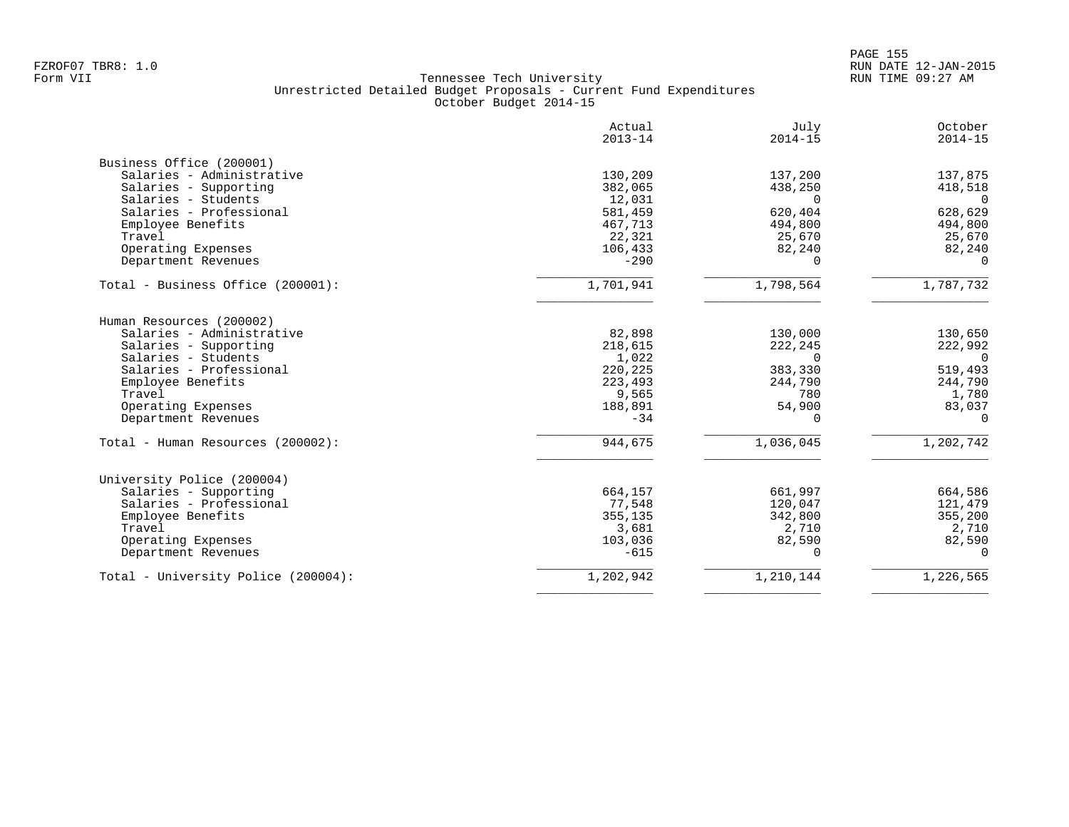FZROF07 TBR8: 1.0
Form VII

Tennessee Tech University
Unrestricted Detailed Budget Proposals - Current Fund Expenditures
October Budget 2014-15

RUN DATE 12-JAN-2015
RUN TIME 09:27 AM

| | Actual 2013-14 | July 2014-15 | October 2014-15 |
|---|---|---|---|
| **Business Office (200001)** | | | |
| Salaries - Administrative | 130,209 | 137,200 | 137,875 |
| Salaries - Supporting | 382,065 | 438,250 | 418,518 |
| Salaries - Students | 12,031 | 0 | 0 |
| Salaries - Professional | 581,459 | 620,404 | 628,629 |
| Employee Benefits | 467,713 | 494,800 | 494,800 |
| Travel | 22,321 | 25,670 | 25,670 |
| Operating Expenses | 106,433 | 82,240 | 82,240 |
| Department Revenues | -290 | 0 | 0 |
| Total - Business Office (200001): | 1,701,941 | 1,798,564 | 1,787,732 |
| **Human Resources (200002)** | | | |
| Salaries - Administrative | 82,898 | 130,000 | 130,650 |
| Salaries - Supporting | 218,615 | 222,245 | 222,992 |
| Salaries - Students | 1,022 | 0 | 0 |
| Salaries - Professional | 220,225 | 383,330 | 519,493 |
| Employee Benefits | 223,493 | 244,790 | 244,790 |
| Travel | 9,565 | 780 | 1,780 |
| Operating Expenses | 188,891 | 54,900 | 83,037 |
| Department Revenues | -34 | 0 | 0 |
| Total - Human Resources (200002): | 944,675 | 1,036,045 | 1,202,742 |
| **University Police (200004)** | | | |
| Salaries - Supporting | 664,157 | 661,997 | 664,586 |
| Salaries - Professional | 77,548 | 120,047 | 121,479 |
| Employee Benefits | 355,135 | 342,800 | 355,200 |
| Travel | 3,681 | 2,710 | 2,710 |
| Operating Expenses | 103,036 | 82,590 | 82,590 |
| Department Revenues | -615 | 0 | 0 |
| Total - University Police (200004): | 1,202,942 | 1,210,144 | 1,226,565 |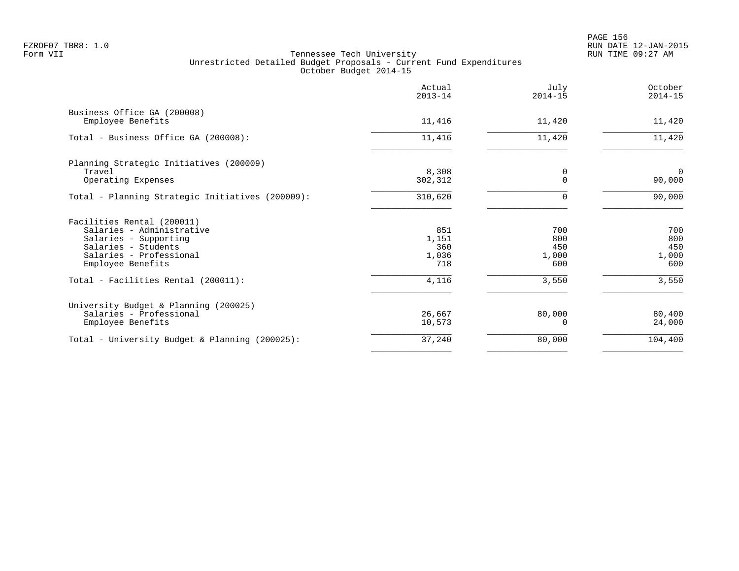FZROF07 TBR8: 1.0
Form VII

Tennessee Tech University
Unrestricted Detailed Budget Proposals - Current Fund Expenditures
October Budget 2014-15

| | Actual 2013-14 | July 2014-15 | October 2014-15 |
|---|---|---|---|
| **Business Office GA (200008)** | | | |
| Employee Benefits | 11,416 | 11,420 | 11,420 |
| Total - Business Office GA (200008): | 11,416 | 11,420 | 11,420 |
| **Planning Strategic Initiatives (200009)** | | | |
| Travel | 8,308 | 0 | 0 |
| Operating Expenses | 302,312 | 0 | 90,000 |
| Total - Planning Strategic Initiatives (200009): | 310,620 | 0 | 90,000 |
| **Facilities Rental (200011)** | | | |
| Salaries - Administrative | 851 | 700 | 700 |
| Salaries - Supporting | 1,151 | 800 | 800 |
| Salaries - Students | 360 | 450 | 450 |
| Salaries - Professional | 1,036 | 1,000 | 1,000 |
| Employee Benefits | 718 | 600 | 600 |
| Total - Facilities Rental (200011): | 4,116 | 3,550 | 3,550 |
| **University Budget & Planning (200025)** | | | |
| Salaries - Professional | 26,667 | 80,000 | 80,400 |
| Employee Benefits | 10,573 | 0 | 24,000 |
| Total - University Budget & Planning (200025): | 37,240 | 80,000 | 104,400 |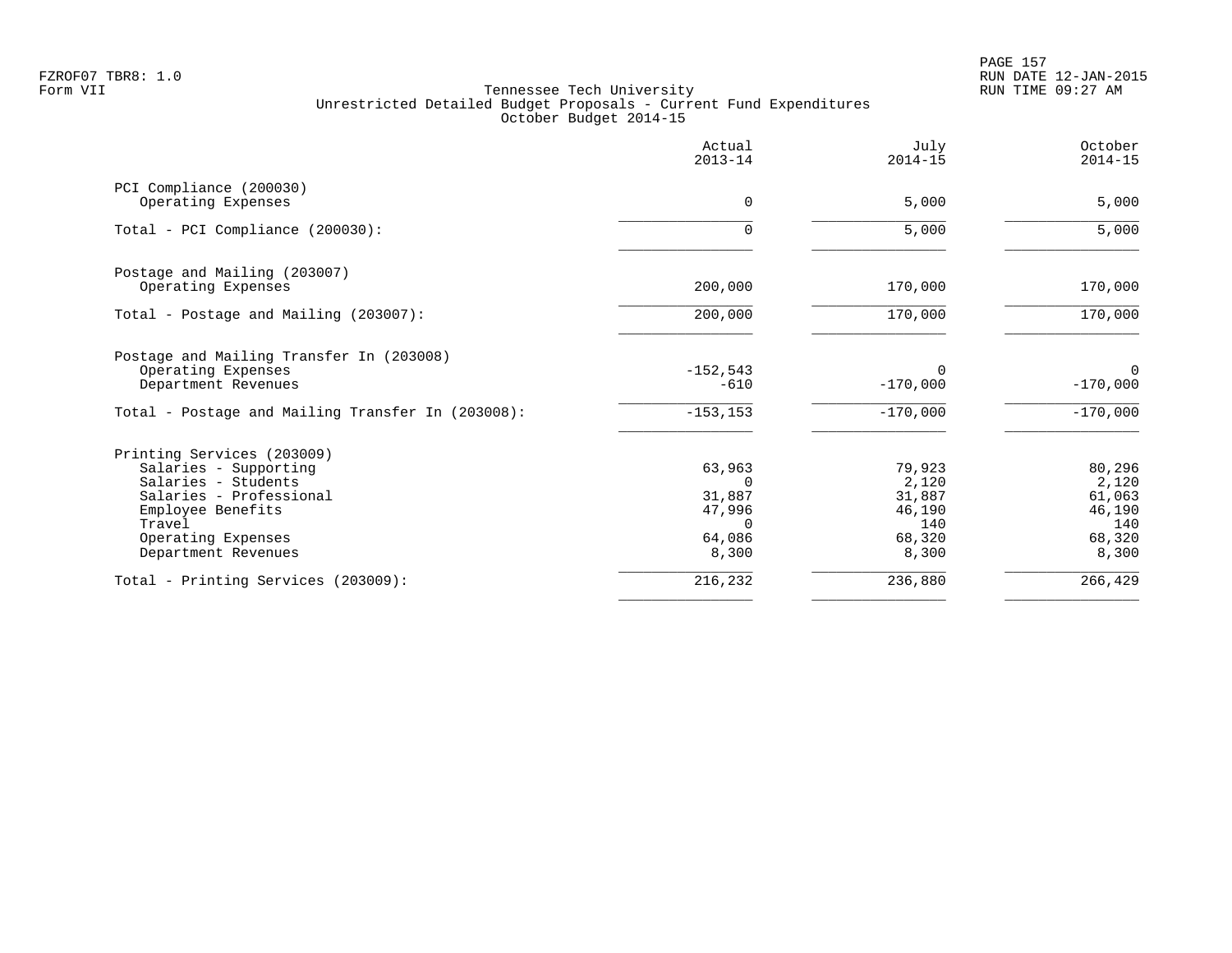Tennessee Tech University
Unrestricted Detailed Budget Proposals - Current Fund Expenditures
October Budget 2014-15

| | Actual 2013-14 | July 2014-15 | October 2014-15 |
|---|---|---|---|
| **PCI Compliance (200030)** | | | |
| Operating Expenses | 0 | 5,000 | 5,000 |
| Total - PCI Compliance (200030): | 0 | 5,000 | 5,000 |
| **Postage and Mailing (203007)** | | | |
| Operating Expenses | 200,000 | 170,000 | 170,000 |
| Total - Postage and Mailing (203007): | 200,000 | 170,000 | 170,000 |
| **Postage and Mailing Transfer In (203008)** | | | |
| Operating Expenses | -152,543 | 0 | 0 |
| Department Revenues | -610 | -170,000 | -170,000 |
| Total - Postage and Mailing Transfer In (203008): | -153,153 | -170,000 | -170,000 |
| **Printing Services (203009)** | | | |
| Salaries - Supporting | 63,963 | 79,923 | 80,296 |
| Salaries - Students | 0 | 2,120 | 2,120 |
| Salaries - Professional | 31,887 | 31,887 | 61,063 |
| Employee Benefits | 47,996 | 46,190 | 46,190 |
| Travel | 0 | 140 | 140 |
| Operating Expenses | 64,086 | 68,320 | 68,320 |
| Department Revenues | 8,300 | 8,300 | 8,300 |
| Total - Printing Services (203009): | 216,232 | 236,880 | 266,429 |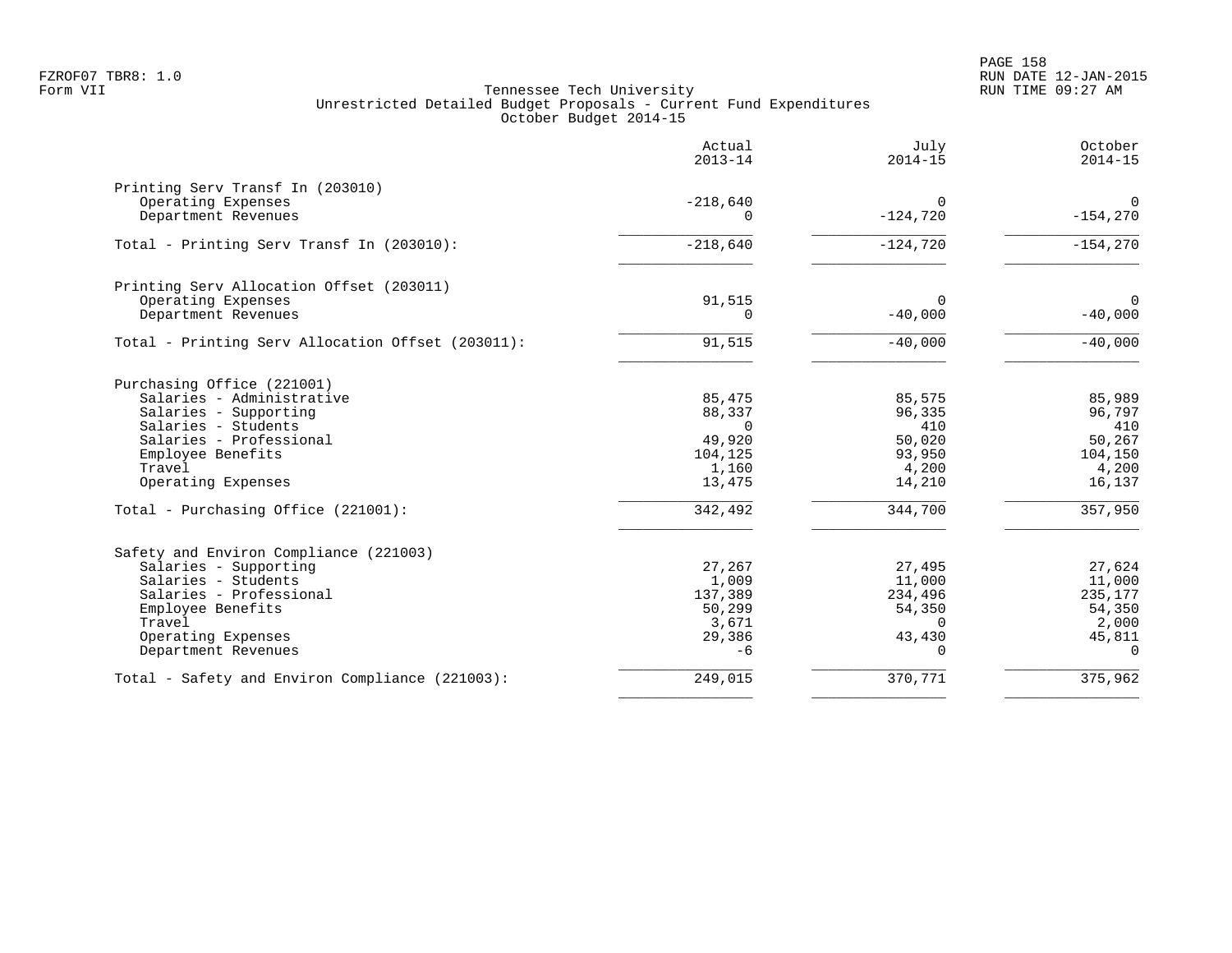FZROF07 TBR8: 1.0
Form VII

Tennessee Tech University
Unrestricted Detailed Budget Proposals - Current Fund Expenditures
October Budget 2014-15

RUN DATE 12-JAN-2015
RUN TIME 09:27 AM

| | Actual 2013-14 | July 2014-15 | October 2014-15 |
|---|---|---|---|
| **Printing Serv Transf In (203010)** | | | |
| Operating Expenses | -218,640 | 0 | 0 |
| Department Revenues | 0 | -124,720 | -154,270 |
| Total - Printing Serv Transf In (203010): | -218,640 | -124,720 | -154,270 |
| **Printing Serv Allocation Offset (203011)** | | | |
| Operating Expenses | 91,515 | 0 | 0 |
| Department Revenues | 0 | -40,000 | -40,000 |
| Total - Printing Serv Allocation Offset (203011): | 91,515 | -40,000 | -40,000 |
| **Purchasing Office (221001)** | | | |
| Salaries - Administrative | 85,475 | 85,575 | 85,989 |
| Salaries - Supporting | 88,337 | 96,335 | 96,797 |
| Salaries - Students | 0 | 410 | 410 |
| Salaries - Professional | 49,920 | 50,020 | 50,267 |
| Employee Benefits | 104,125 | 93,950 | 104,150 |
| Travel | 1,160 | 4,200 | 4,200 |
| Operating Expenses | 13,475 | 14,210 | 16,137 |
| Total - Purchasing Office (221001): | 342,492 | 344,700 | 357,950 |
| **Safety and Environ Compliance (221003)** | | | |
| Salaries - Supporting | 27,267 | 27,495 | 27,624 |
| Salaries - Students | 1,009 | 11,000 | 11,000 |
| Salaries - Professional | 137,389 | 234,496 | 235,177 |
| Employee Benefits | 50,299 | 54,350 | 54,350 |
| Travel | 3,671 | 0 | 2,000 |
| Operating Expenses | 29,386 | 43,430 | 45,811 |
| Department Revenues | -6 | 0 | 0 |
| Total - Safety and Environ Compliance (221003): | 249,015 | 370,771 | 375,962 |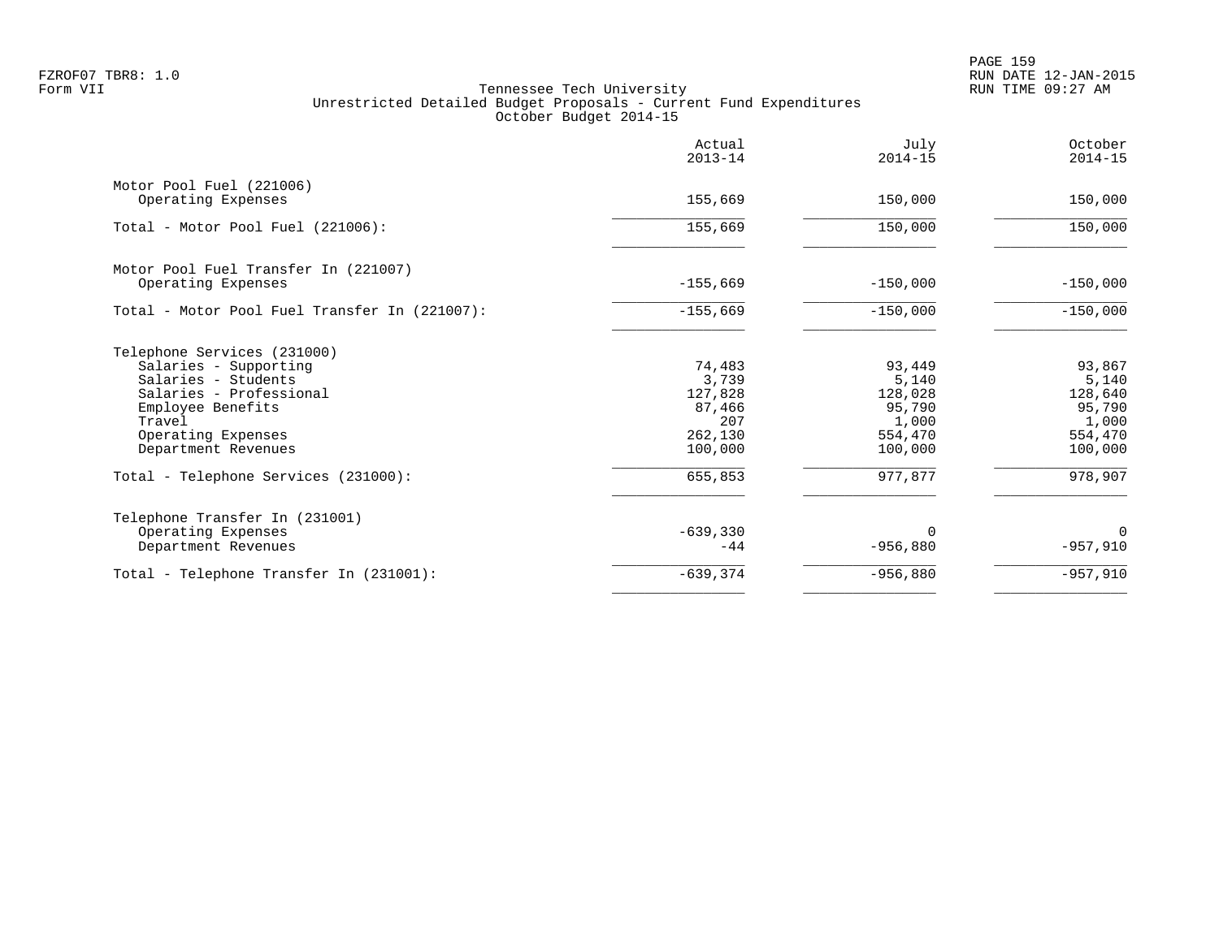Tennessee Tech University
Unrestricted Detailed Budget Proposals - Current Fund Expenditures
October Budget 2014-15

| | Actual 2013-14 | July 2014-15 | October 2014-15 |
|---|---|---|---|
| **Motor Pool Fuel (221006)** | | | |
| Operating Expenses | 155,669 | 150,000 | 150,000 |
| Total - Motor Pool Fuel (221006): | 155,669 | 150,000 | 150,000 |
| **Motor Pool Fuel Transfer In (221007)** | | | |
| Operating Expenses | -155,669 | -150,000 | -150,000 |
| Total - Motor Pool Fuel Transfer In (221007): | -155,669 | -150,000 | -150,000 |
| **Telephone Services (231000)** | | | |
| Salaries - Supporting | 74,483 | 93,449 | 93,867 |
| Salaries - Students | 3,739 | 5,140 | 5,140 |
| Salaries - Professional | 127,828 | 128,028 | 128,640 |
| Employee Benefits | 87,466 | 95,790 | 95,790 |
| Travel | 207 | 1,000 | 1,000 |
| Operating Expenses | 262,130 | 554,470 | 554,470 |
| Department Revenues | 100,000 | 100,000 | 100,000 |
| Total - Telephone Services (231000): | 655,853 | 977,877 | 978,907 |
| **Telephone Transfer In (231001)** | | | |
| Operating Expenses | -639,330 | 0 | 0 |
| Department Revenues | -44 | -956,880 | -957,910 |
| Total - Telephone Transfer In (231001): | -639,374 | -956,880 | -957,910 |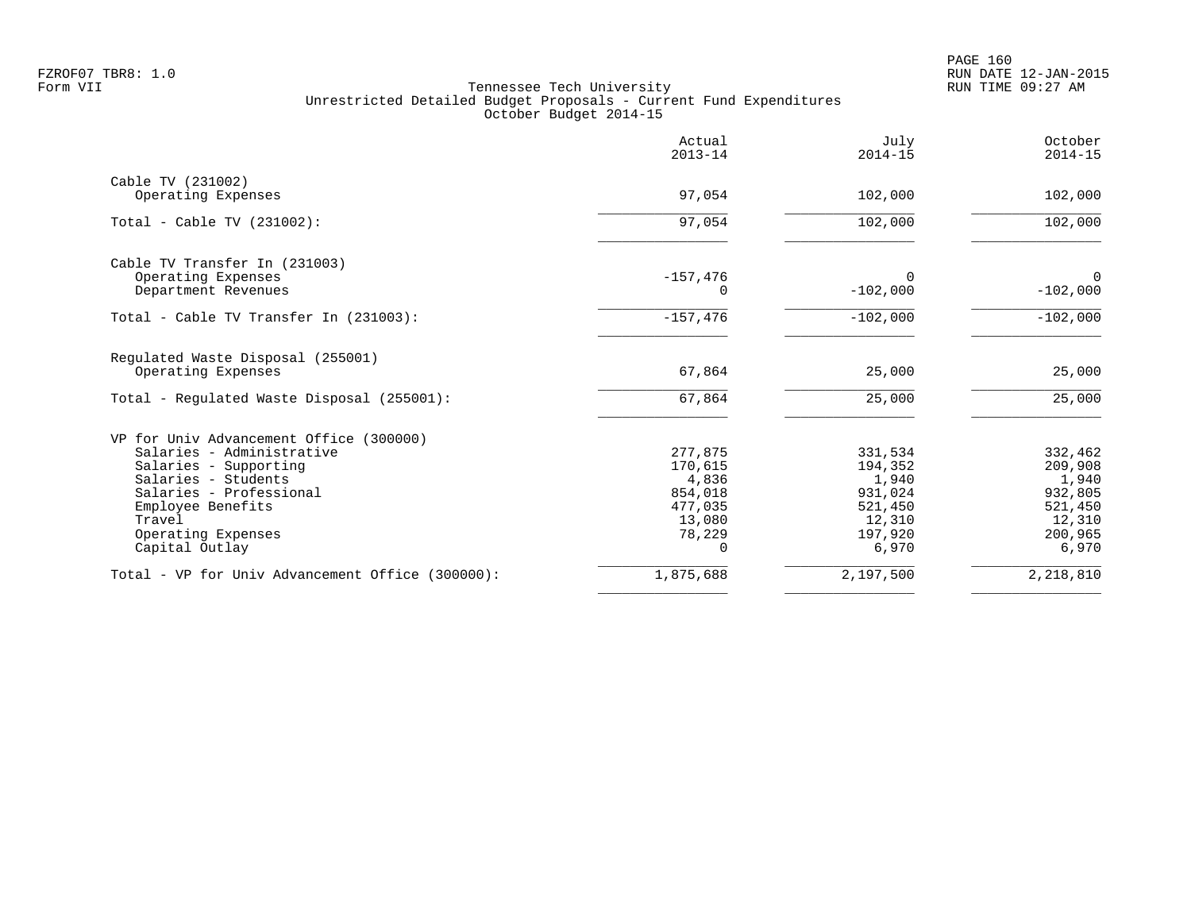Tennessee Tech University
Unrestricted Detailed Budget Proposals - Current Fund Expenditures
October Budget 2014-15

| | Actual 2013-14 | July 2014-15 | October 2014-15 |
|---|---|---|---|
| **Cable TV (231002)** | | | |
| Operating Expenses | 97,054 | 102,000 | 102,000 |
| Total - Cable TV (231002): | 97,054 | 102,000 | 102,000 |
| **Cable TV Transfer In (231003)** | | | |
| Operating Expenses | -157,476 | 0 | 0 |
| Department Revenues | 0 | -102,000 | -102,000 |
| Total - Cable TV Transfer In (231003): | -157,476 | -102,000 | -102,000 |
| **Regulated Waste Disposal (255001)** | | | |
| Operating Expenses | 67,864 | 25,000 | 25,000 |
| Total - Regulated Waste Disposal (255001): | 67,864 | 25,000 | 25,000 |
| **VP for Univ Advancement Office (300000)** | | | |
| Salaries - Administrative | 277,875 | 331,534 | 332,462 |
| Salaries - Supporting | 170,615 | 194,352 | 209,908 |
| Salaries - Students | 4,836 | 1,940 | 1,940 |
| Salaries - Professional | 854,018 | 931,024 | 932,805 |
| Employee Benefits | 477,035 | 521,450 | 521,450 |
| Travel | 13,080 | 12,310 | 12,310 |
| Operating Expenses | 78,229 | 197,920 | 200,965 |
| Capital Outlay | 0 | 6,970 | 6,970 |
| Total - VP for Univ Advancement Office (300000): | 1,875,688 | 2,197,500 | 2,218,810 |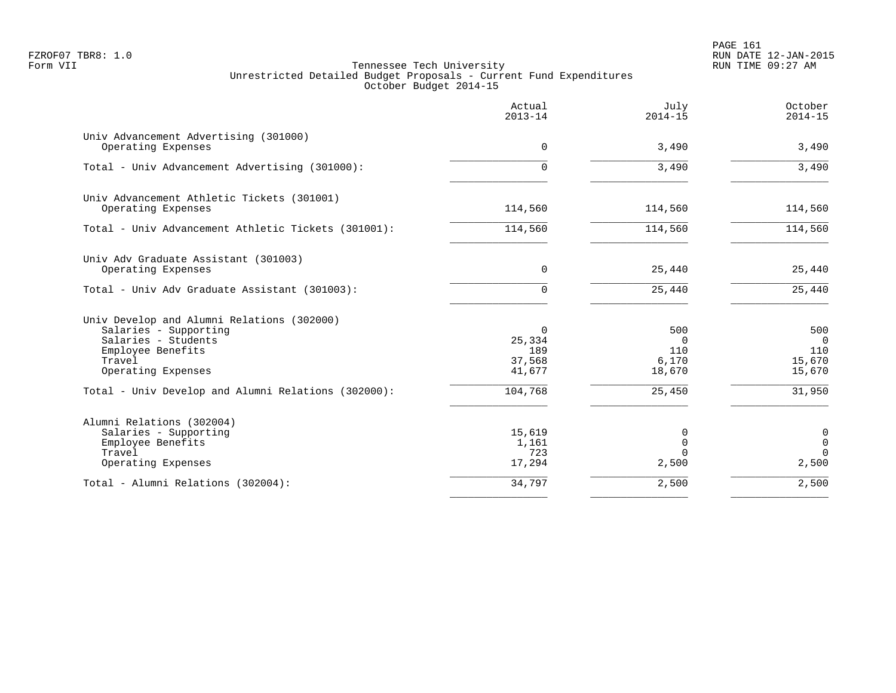Tennessee Tech University
Unrestricted Detailed Budget Proposals - Current Fund Expenditures
October Budget 2014-15

| | Actual 2013-14 | July 2014-15 | October 2014-15 |
|---|---|---|---|
| **Univ Advancement Advertising (301000)** | | | |
| Operating Expenses | 0 | 3,490 | 3,490 |
| Total - Univ Advancement Advertising (301000): | 0 | 3,490 | 3,490 |
| **Univ Advancement Athletic Tickets (301001)** | | | |
| Operating Expenses | 114,560 | 114,560 | 114,560 |
| Total - Univ Advancement Athletic Tickets (301001): | 114,560 | 114,560 | 114,560 |
| **Univ Adv Graduate Assistant (301003)** | | | |
| Operating Expenses | 0 | 25,440 | 25,440 |
| Total - Univ Adv Graduate Assistant (301003): | 0 | 25,440 | 25,440 |
| **Univ Develop and Alumni Relations (302000)** | | | |
| Salaries - Supporting | 0 | 500 | 500 |
| Salaries - Students | 25,334 | 0 | 0 |
| Employee Benefits | 189 | 110 | 110 |
| Travel | 37,568 | 6,170 | 15,670 |
| Operating Expenses | 41,677 | 18,670 | 15,670 |
| Total - Univ Develop and Alumni Relations (302000): | 104,768 | 25,450 | 31,950 |
| **Alumni Relations (302004)** | | | |
| Salaries - Supporting | 15,619 | 0 | 0 |
| Employee Benefits | 1,161 | 0 | 0 |
| Travel | 723 | 0 | 0 |
| Operating Expenses | 17,294 | 2,500 | 2,500 |
| Total - Alumni Relations (302004): | 34,797 | 2,500 | 2,500 |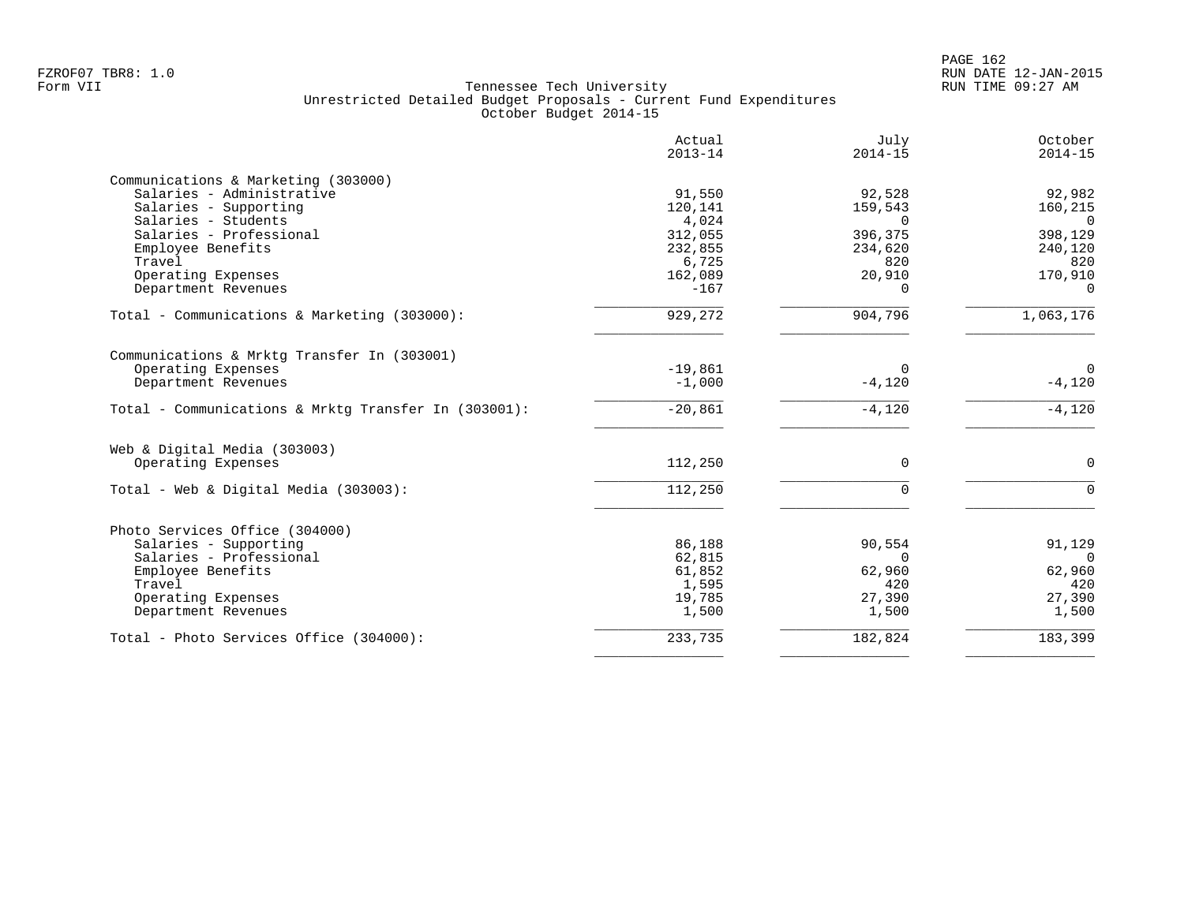FZROF07 TBR8: 1.0
Form VII

Tennessee Tech University
Unrestricted Detailed Budget Proposals - Current Fund Expenditures
October Budget 2014-15

RUN DATE 12-JAN-2015
RUN TIME 09:27 AM

| | Actual 2013-14 | July 2014-15 | October 2014-15 |
|---|---|---|---|
| **Communications & Marketing (303000)** | | | |
| Salaries - Administrative | 91,550 | 92,528 | 92,982 |
| Salaries - Supporting | 120,141 | 159,543 | 160,215 |
| Salaries - Students | 4,024 | 0 | 0 |
| Salaries - Professional | 312,055 | 396,375 | 398,129 |
| Employee Benefits | 232,855 | 234,620 | 240,120 |
| Travel | 6,725 | 820 | 820 |
| Operating Expenses | 162,089 | 20,910 | 170,910 |
| Department Revenues | -167 | 0 | 0 |
| Total - Communications & Marketing (303000): | 929,272 | 904,796 | 1,063,176 |
| **Communications & Mrktg Transfer In (303001)** | | | |
| Operating Expenses | -19,861 | 0 | 0 |
| Department Revenues | -1,000 | -4,120 | -4,120 |
| Total - Communications & Mrktg Transfer In (303001): | -20,861 | -4,120 | -4,120 |
| **Web & Digital Media (303003)** | | | |
| Operating Expenses | 112,250 | 0 | 0 |
| Total - Web & Digital Media (303003): | 112,250 | 0 | 0 |
| **Photo Services Office (304000)** | | | |
| Salaries - Supporting | 86,188 | 90,554 | 91,129 |
| Salaries - Professional | 62,815 | 0 | 0 |
| Employee Benefits | 61,852 | 62,960 | 62,960 |
| Travel | 1,595 | 420 | 420 |
| Operating Expenses | 19,785 | 27,390 | 27,390 |
| Department Revenues | 1,500 | 1,500 | 1,500 |
| Total - Photo Services Office (304000): | 233,735 | 182,824 | 183,399 |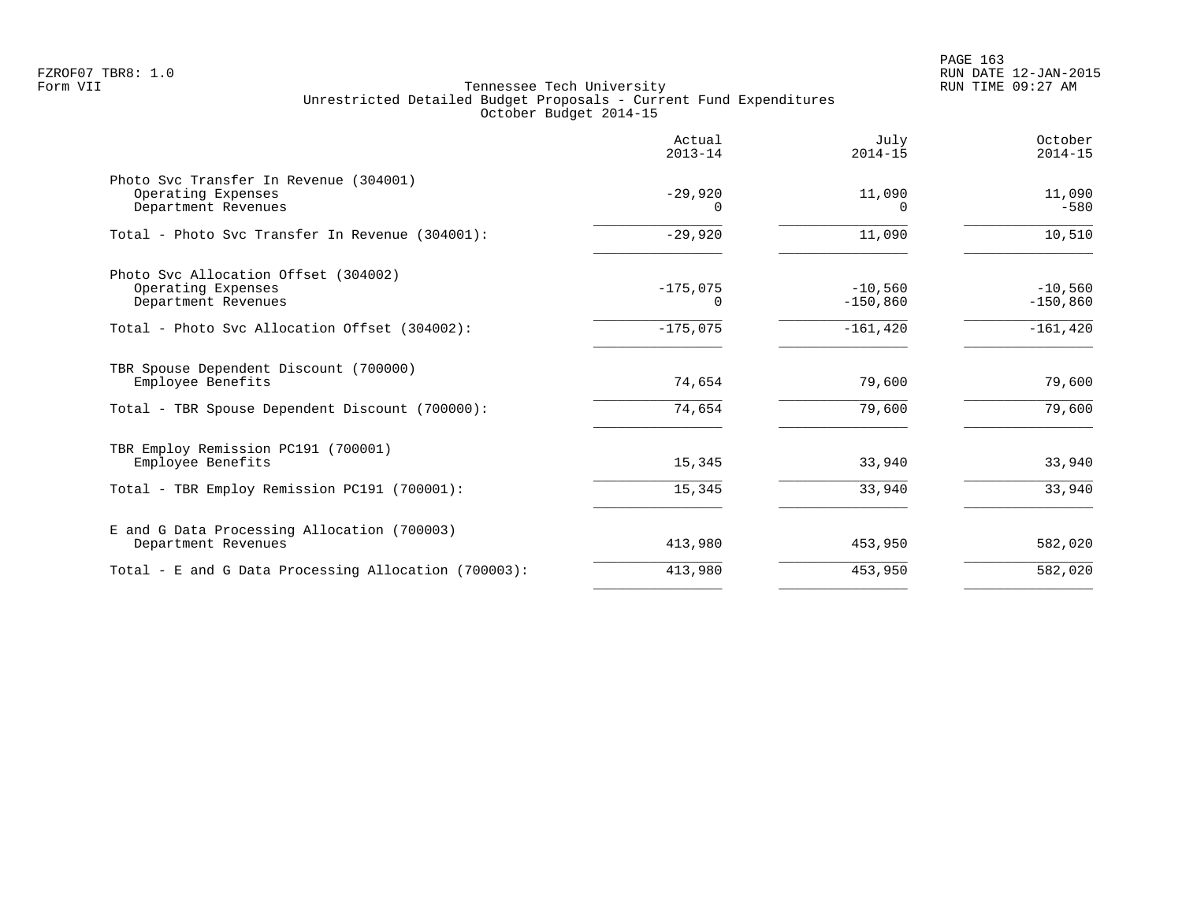Tennessee Tech University
Unrestricted Detailed Budget Proposals - Current Fund Expenditures
October Budget 2014-15

| | Actual 2013-14 | July 2014-15 | October 2014-15 |
|---|---|---|---|
| **Photo Svc Transfer In Revenue (304001)** | | | |
| Operating Expenses | -29,920 | 11,090 | 11,090 |
| Department Revenues | 0 | 0 | -580 |
| Total - Photo Svc Transfer In Revenue (304001): | -29,920 | 11,090 | 10,510 |
| **Photo Svc Allocation Offset (304002)** | | | |
| Operating Expenses | -175,075 | -10,560 | -10,560 |
| Department Revenues | 0 | -150,860 | -150,860 |
| Total - Photo Svc Allocation Offset (304002): | -175,075 | -161,420 | -161,420 |
| **TBR Spouse Dependent Discount (700000)** | | | |
| Employee Benefits | 74,654 | 79,600 | 79,600 |
| Total - TBR Spouse Dependent Discount (700000): | 74,654 | 79,600 | 79,600 |
| **TBR Employ Remission PC191 (700001)** | | | |
| Employee Benefits | 15,345 | 33,940 | 33,940 |
| Total - TBR Employ Remission PC191 (700001): | 15,345 | 33,940 | 33,940 |
| **E and G Data Processing Allocation (700003)** | | | |
| Department Revenues | 413,980 | 453,950 | 582,020 |
| Total - E and G Data Processing Allocation (700003): | 413,980 | 453,950 | 582,020 |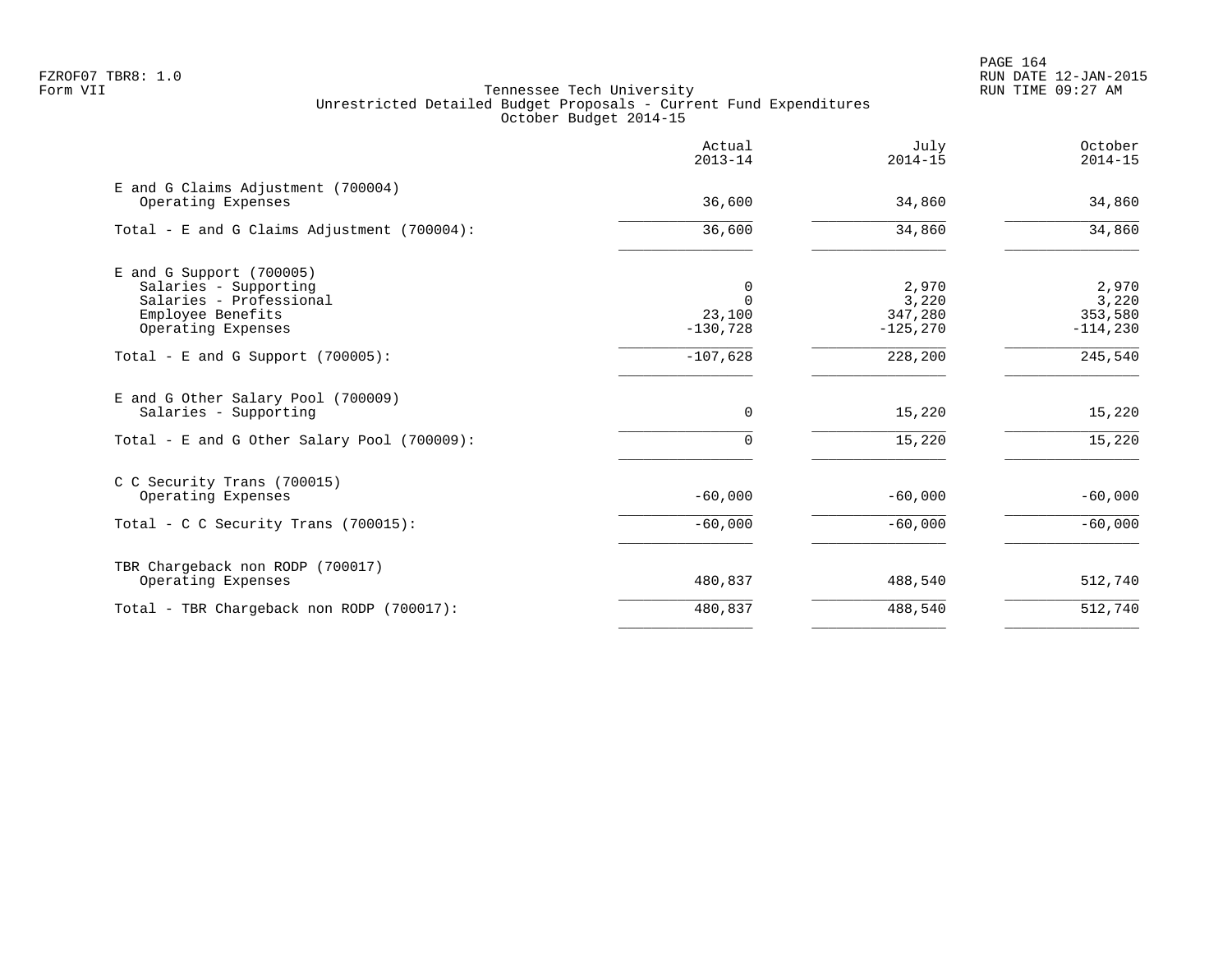FZROF07 TBR8: 1.0
Form VII

Tennessee Tech University
Unrestricted Detailed Budget Proposals - Current Fund Expenditures
October Budget 2014-15

RUN DATE 12-JAN-2015
RUN TIME 09:27 AM

| | Actual 2013-14 | July 2014-15 | October 2014-15 |
|---|---|---|---|
| E and G Claims Adjustment (700004) | | | |
| Operating Expenses | 36,600 | 34,860 | 34,860 |
| Total - E and G Claims Adjustment (700004): | 36,600 | 34,860 | 34,860 |
| E and G Support (700005) | | | |
| Salaries - Supporting | 0 | 2,970 | 2,970 |
| Salaries - Professional | 0 | 3,220 | 3,220 |
| Employee Benefits | 23,100 | 347,280 | 353,580 |
| Operating Expenses | -130,728 | -125,270 | -114,230 |
| Total - E and G Support (700005): | -107,628 | 228,200 | 245,540 |
| E and G Other Salary Pool (700009) | | | |
| Salaries - Supporting | 0 | 15,220 | 15,220 |
| Total - E and G Other Salary Pool (700009): | 0 | 15,220 | 15,220 |
| C C Security Trans (700015) | | | |
| Operating Expenses | -60,000 | -60,000 | -60,000 |
| Total - C C Security Trans (700015): | -60,000 | -60,000 | -60,000 |
| TBR Chargeback non RODP (700017) | | | |
| Operating Expenses | 480,837 | 488,540 | 512,740 |
| Total - TBR Chargeback non RODP (700017): | 480,837 | 488,540 | 512,740 |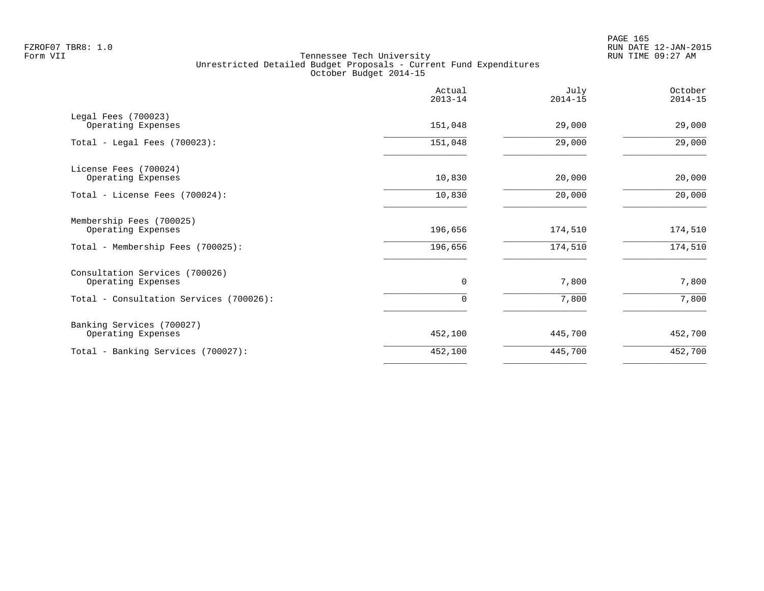Tennessee Tech University
Unrestricted Detailed Budget Proposals - Current Fund Expenditures
October Budget 2014-15

| | Actual 2013-14 | July 2014-15 | October 2014-15 |
|---|---|---|---|
| Legal Fees (700023) | | | |
| Operating Expenses | 151,048 | 29,000 | 29,000 |
| Total - Legal Fees (700023): | 151,048 | 29,000 | 29,000 |
| License Fees (700024) | | | |
| Operating Expenses | 10,830 | 20,000 | 20,000 |
| Total - License Fees (700024): | 10,830 | 20,000 | 20,000 |
| Membership Fees (700025) | | | |
| Operating Expenses | 196,656 | 174,510 | 174,510 |
| Total - Membership Fees (700025): | 196,656 | 174,510 | 174,510 |
| Consultation Services (700026) | | | |
| Operating Expenses | 0 | 7,800 | 7,800 |
| Total - Consultation Services (700026): | 0 | 7,800 | 7,800 |
| Banking Services (700027) | | | |
| Operating Expenses | 452,100 | 445,700 | 452,700 |
| Total - Banking Services (700027): | 452,100 | 445,700 | 452,700 |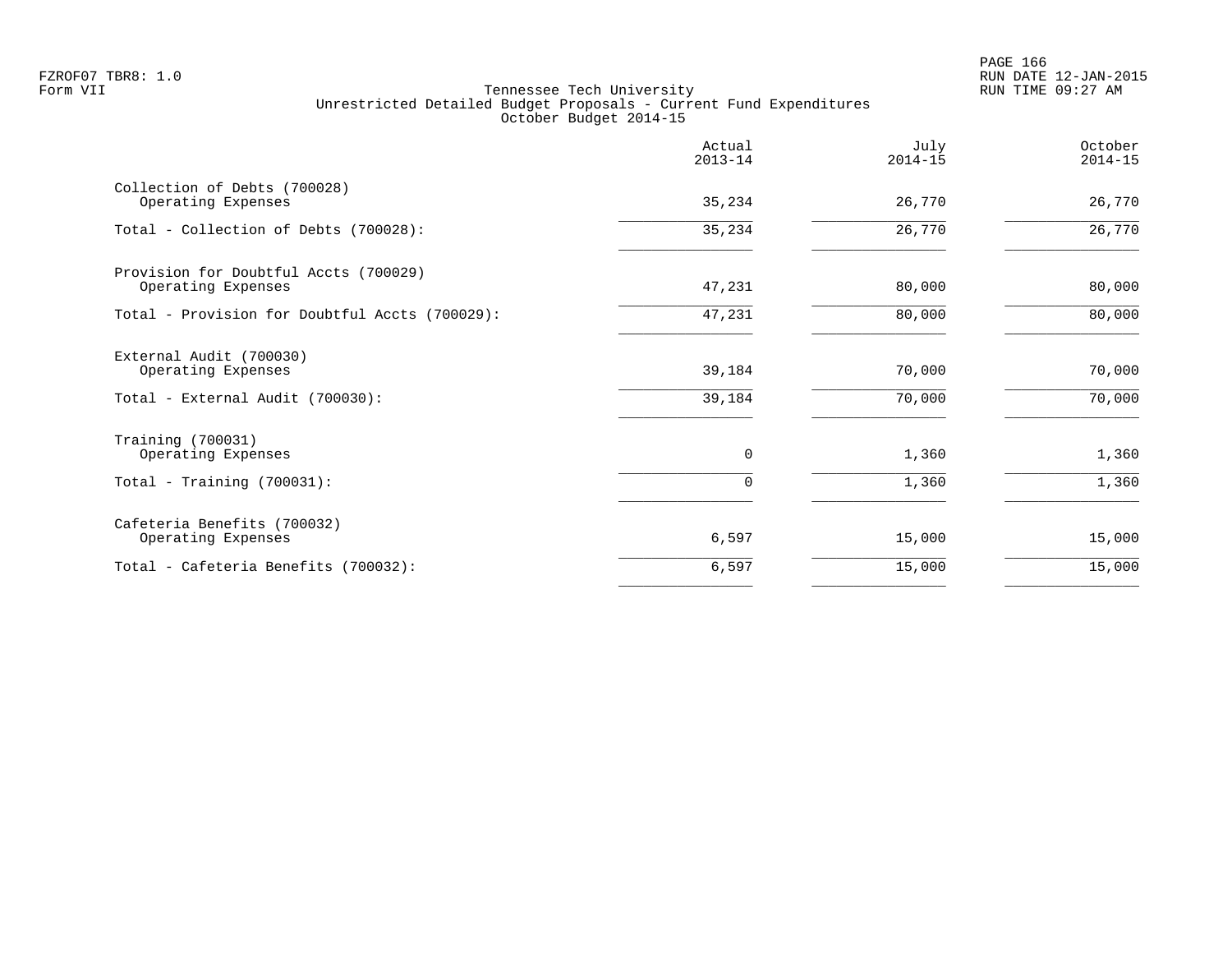FZROF07 TBR8: 1.0
Form VII

Tennessee Tech University
Unrestricted Detailed Budget Proposals - Current Fund Expenditures
October Budget 2014-15

RUN DATE 12-JAN-2015
RUN TIME 09:27 AM

| | Actual 2013-14 | July 2014-15 | October 2014-15 |
|---|---|---|---|
| Collection of Debts (700028) | | | |
| Operating Expenses | 35,234 | 26,770 | 26,770 |
| Total - Collection of Debts (700028): | 35,234 | 26,770 | 26,770 |
| Provision for Doubtful Accts (700029) | | | |
| Operating Expenses | 47,231 | 80,000 | 80,000 |
| Total - Provision for Doubtful Accts (700029): | 47,231 | 80,000 | 80,000 |
| External Audit (700030) | | | |
| Operating Expenses | 39,184 | 70,000 | 70,000 |
| Total - External Audit (700030): | 39,184 | 70,000 | 70,000 |
| Training (700031) | | | |
| Operating Expenses | 0 | 1,360 | 1,360 |
| Total - Training (700031): | 0 | 1,360 | 1,360 |
| Cafeteria Benefits (700032) | | | |
| Operating Expenses | 6,597 | 15,000 | 15,000 |
| Total - Cafeteria Benefits (700032): | 6,597 | 15,000 | 15,000 |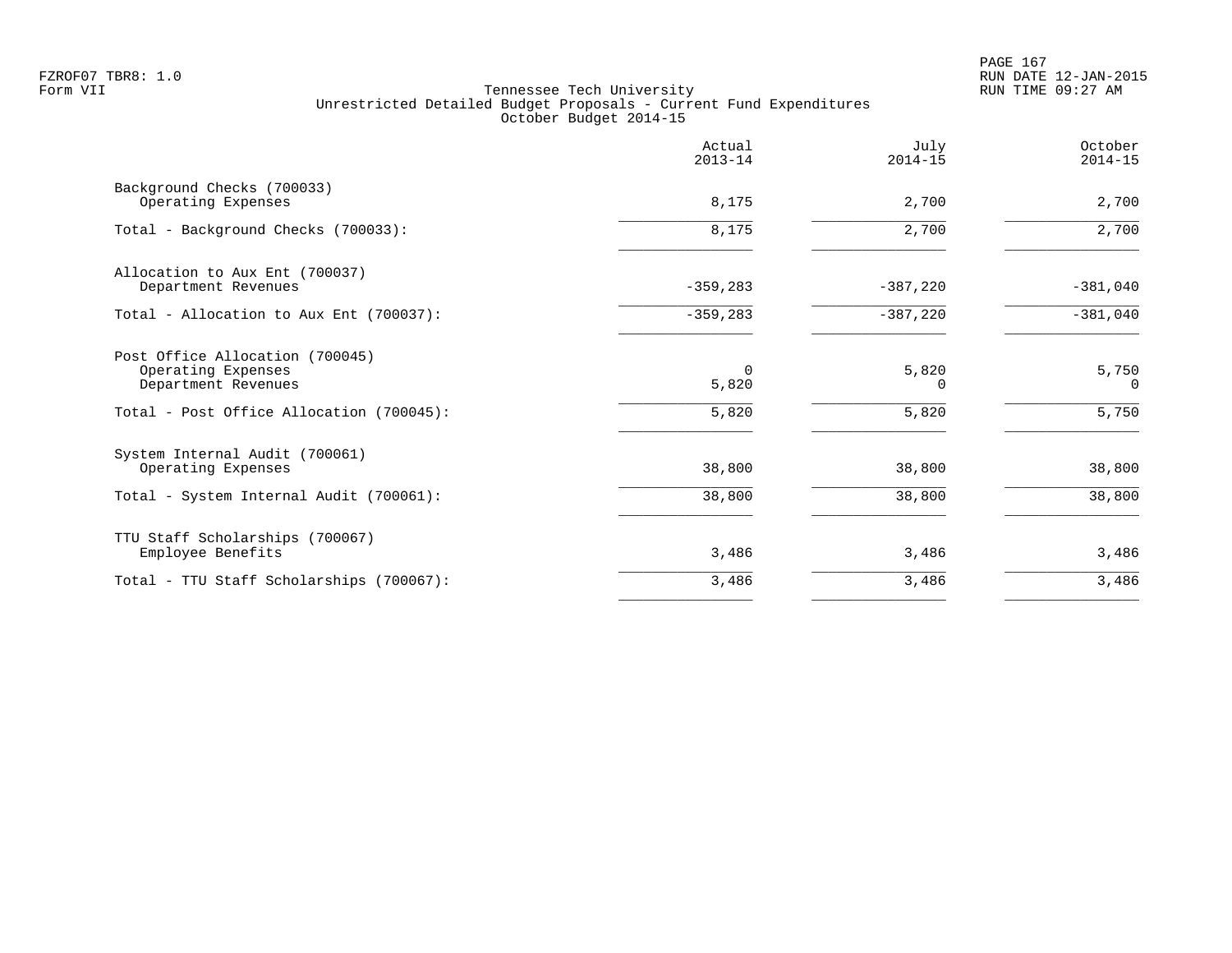Tennessee Tech University
Unrestricted Detailed Budget Proposals - Current Fund Expenditures
October Budget 2014-15

| | Actual 2013-14 | July 2014-15 | October 2014-15 |
|---|---|---|---|
| Background Checks (700033) | | | |
| Operating Expenses | 8,175 | 2,700 | 2,700 |
| Total - Background Checks (700033): | 8,175 | 2,700 | 2,700 |
| Allocation to Aux Ent (700037) | | | |
| Department Revenues | -359,283 | -387,220 | -381,040 |
| Total - Allocation to Aux Ent (700037): | -359,283 | -387,220 | -381,040 |
| Post Office Allocation (700045) | | | |
| Operating Expenses | 0 | 5,820 | 5,750 |
| Department Revenues | 5,820 | 0 | 0 |
| Total - Post Office Allocation (700045): | 5,820 | 5,820 | 5,750 |
| System Internal Audit (700061) | | | |
| Operating Expenses | 38,800 | 38,800 | 38,800 |
| Total - System Internal Audit (700061): | 38,800 | 38,800 | 38,800 |
| TTU Staff Scholarships (700067) | | | |
| Employee Benefits | 3,486 | 3,486 | 3,486 |
| Total - TTU Staff Scholarships (700067): | 3,486 | 3,486 | 3,486 |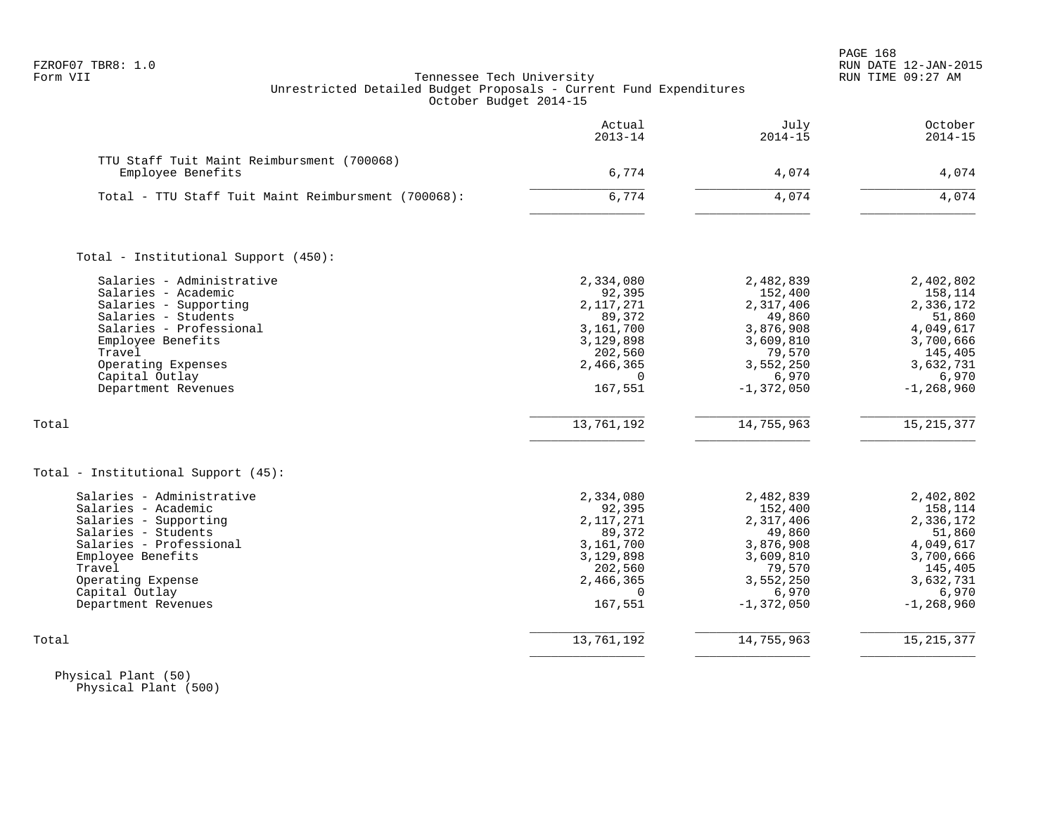FZROF07 TBR8: 1.0
Form VII

Tennessee Tech University
Unrestricted Detailed Budget Proposals - Current Fund Expenditures
October Budget 2014-15

RUN DATE 12-JAN-2015
RUN TIME 09:27 AM

| | Actual 2013-14 | July 2014-15 | October 2014-15 |
|---|---|---|---|
| **TTU Staff Tuit Maint Reimbursment (700068)** | | | |
| Employee Benefits | 6,774 | 4,074 | 4,074 |
| Total - TTU Staff Tuit Maint Reimbursment (700068): | 6,774 | 4,074 | 4,074 |
| **Total - Institutional Support (450):** | | | |
| Salaries - Administrative | 2,334,080 | 2,482,839 | 2,402,802 |
| Salaries - Academic | 92,395 | 152,400 | 158,114 |
| Salaries - Supporting | 2,117,271 | 2,317,406 | 2,336,172 |
| Salaries - Students | 89,372 | 49,860 | 51,860 |
| Salaries - Professional | 3,161,700 | 3,876,908 | 4,049,617 |
| Employee Benefits | 3,129,898 | 3,609,810 | 3,700,666 |
| Travel | 202,560 | 79,570 | 145,405 |
| Operating Expenses | 2,466,365 | 3,552,250 | 3,632,731 |
| Capital Outlay | 0 | 6,970 | 6,970 |
| Department Revenues | 167,551 | -1,372,050 | -1,268,960 |
| Total | 13,761,192 | 14,755,963 | 15,215,377 |
| **Total - Institutional Support (45):** | | | |
| Salaries - Administrative | 2,334,080 | 2,482,839 | 2,402,802 |
| Salaries - Academic | 92,395 | 152,400 | 158,114 |
| Salaries - Supporting | 2,117,271 | 2,317,406 | 2,336,172 |
| Salaries - Students | 89,372 | 49,860 | 51,860 |
| Salaries - Professional | 3,161,700 | 3,876,908 | 4,049,617 |
| Employee Benefits | 3,129,898 | 3,609,810 | 3,700,666 |
| Travel | 202,560 | 79,570 | 145,405 |
| Operating Expense | 2,466,365 | 3,552,250 | 3,632,731 |
| Capital Outlay | 0 | 6,970 | 6,970 |
| Department Revenues | 167,551 | -1,372,050 | -1,268,960 |
| Total | 13,761,192 | 14,755,963 | 15,215,377 |

Physical Plant (50)
Physical Plant (500)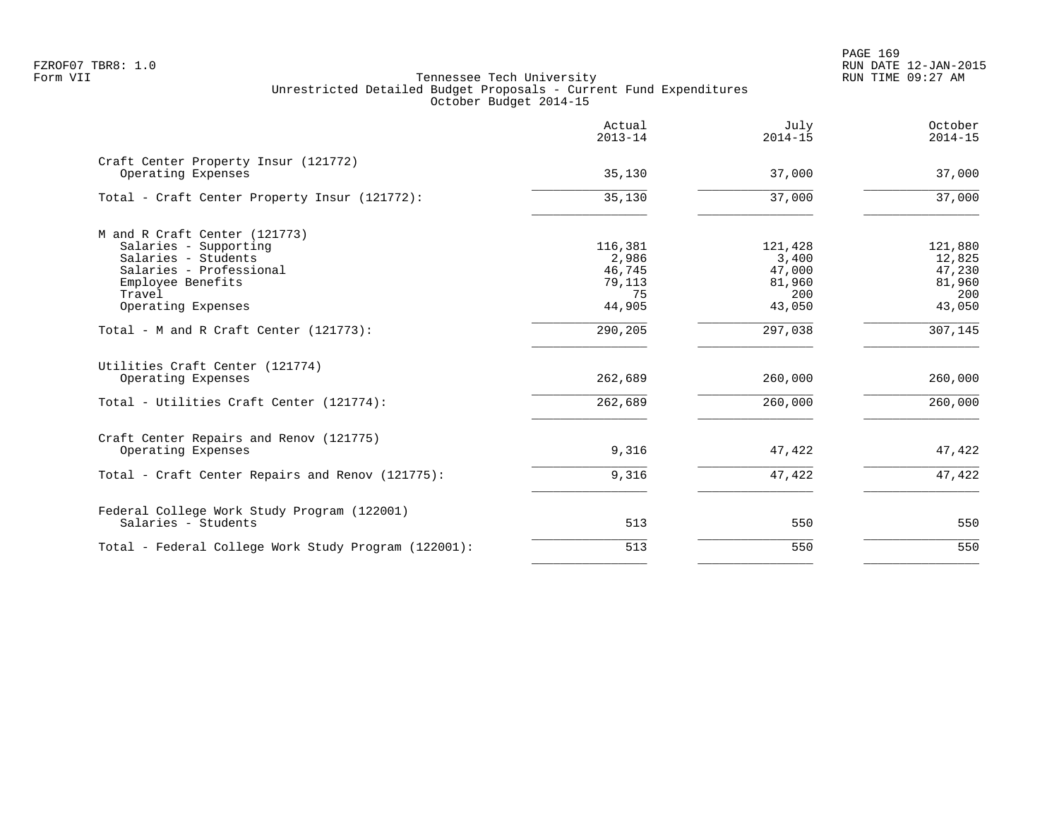Tennessee Tech University
Unrestricted Detailed Budget Proposals - Current Fund Expenditures
October Budget 2014-15

| | Actual 2013-14 | July 2014-15 | October 2014-15 |
|---|---|---|---|
| **Craft Center Property Insur (121772)** | | | |
| Operating Expenses | 35,130 | 37,000 | 37,000 |
| Total - Craft Center Property Insur (121772): | 35,130 | 37,000 | 37,000 |
| **M and R Craft Center (121773)** | | | |
| Salaries - Supporting | 116,381 | 121,428 | 121,880 |
| Salaries - Students | 2,986 | 3,400 | 12,825 |
| Salaries - Professional | 46,745 | 47,000 | 47,230 |
| Employee Benefits | 79,113 | 81,960 | 81,960 |
| Travel | 75 | 200 | 200 |
| Operating Expenses | 44,905 | 43,050 | 43,050 |
| Total - M and R Craft Center (121773): | 290,205 | 297,038 | 307,145 |
| **Utilities Craft Center (121774)** | | | |
| Operating Expenses | 262,689 | 260,000 | 260,000 |
| Total - Utilities Craft Center (121774): | 262,689 | 260,000 | 260,000 |
| **Craft Center Repairs and Renov (121775)** | | | |
| Operating Expenses | 9,316 | 47,422 | 47,422 |
| Total - Craft Center Repairs and Renov (121775): | 9,316 | 47,422 | 47,422 |
| **Federal College Work Study Program (122001)** | | | |
| Salaries - Students | 513 | 550 | 550 |
| Total - Federal College Work Study Program (122001): | 513 | 550 | 550 |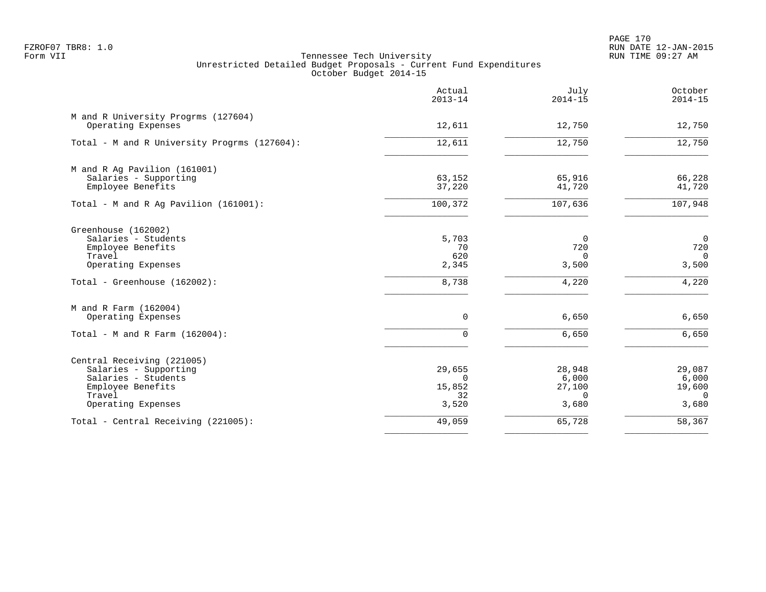Tennessee Tech University
Unrestricted Detailed Budget Proposals - Current Fund Expenditures
October Budget 2014-15

| | Actual 2013-14 | July 2014-15 | October 2014-15 |
|---|---:|---:|---:|
| M and R University Progrms (127604) | | | |
| Operating Expenses | 12,611 | 12,750 | 12,750 |
| Total - M and R University Progrms (127604): | 12,611 | 12,750 | 12,750 |
| M and R Ag Pavilion (161001) | | | |
| Salaries - Supporting | 63,152 | 65,916 | 66,228 |
| Employee Benefits | 37,220 | 41,720 | 41,720 |
| Total - M and R Ag Pavilion (161001): | 100,372 | 107,636 | 107,948 |
| Greenhouse (162002) | | | |
| Salaries - Students | 5,703 | 0 | 0 |
| Employee Benefits | 70 | 720 | 720 |
| Travel | 620 | 0 | 0 |
| Operating Expenses | 2,345 | 3,500 | 3,500 |
| Total - Greenhouse (162002): | 8,738 | 4,220 | 4,220 |
| M and R Farm (162004) | | | |
| Operating Expenses | 0 | 6,650 | 6,650 |
| Total - M and R Farm (162004): | 0 | 6,650 | 6,650 |
| Central Receiving (221005) | | | |
| Salaries - Supporting | 29,655 | 28,948 | 29,087 |
| Salaries - Students | 0 | 6,000 | 6,000 |
| Employee Benefits | 15,852 | 27,100 | 19,600 |
| Travel | 32 | 0 | 0 |
| Operating Expenses | 3,520 | 3,680 | 3,680 |
| Total - Central Receiving (221005): | 49,059 | 65,728 | 58,367 |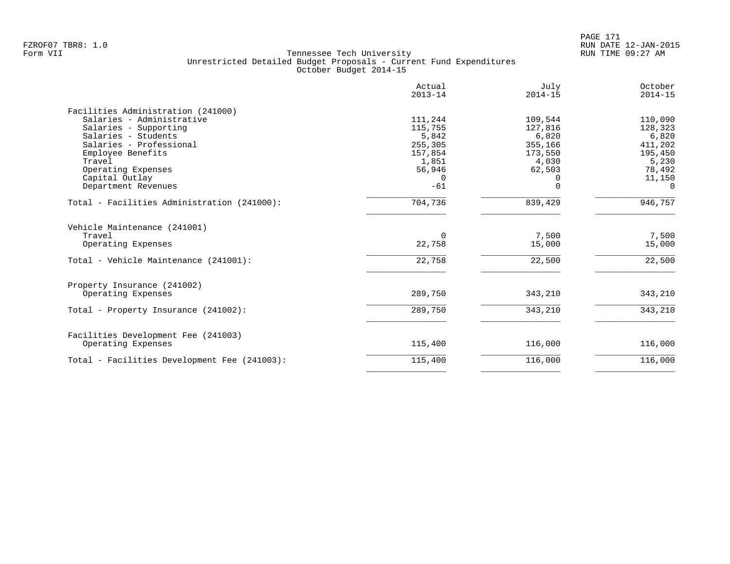FZROF07 TBR8: 1.0
Form VII

Tennessee Tech University
Unrestricted Detailed Budget Proposals - Current Fund Expenditures
October Budget 2014-15

RUN DATE 12-JAN-2015
RUN TIME 09:27 AM

| | Actual 2013-14 | July 2014-15 | October 2014-15 |
|---|---|---|---|
| **Facilities Administration (241000)** | | | |
| Salaries - Administrative | 111,244 | 109,544 | 110,090 |
| Salaries - Supporting | 115,755 | 127,816 | 128,323 |
| Salaries - Students | 5,842 | 6,820 | 6,820 |
| Salaries - Professional | 255,305 | 355,166 | 411,202 |
| Employee Benefits | 157,854 | 173,550 | 195,450 |
| Travel | 1,851 | 4,030 | 5,230 |
| Operating Expenses | 56,946 | 62,503 | 78,492 |
| Capital Outlay | 0 | 0 | 11,150 |
| Department Revenues | -61 | 0 | 0 |
| Total - Facilities Administration (241000): | 704,736 | 839,429 | 946,757 |
| **Vehicle Maintenance (241001)** | | | |
| Travel | 0 | 7,500 | 7,500 |
| Operating Expenses | 22,758 | 15,000 | 15,000 |
| Total - Vehicle Maintenance (241001): | 22,758 | 22,500 | 22,500 |
| **Property Insurance (241002)** | | | |
| Operating Expenses | 289,750 | 343,210 | 343,210 |
| Total - Property Insurance (241002): | 289,750 | 343,210 | 343,210 |
| **Facilities Development Fee (241003)** | | | |
| Operating Expenses | 115,400 | 116,000 | 116,000 |
| Total - Facilities Development Fee (241003): | 115,400 | 116,000 | 116,000 |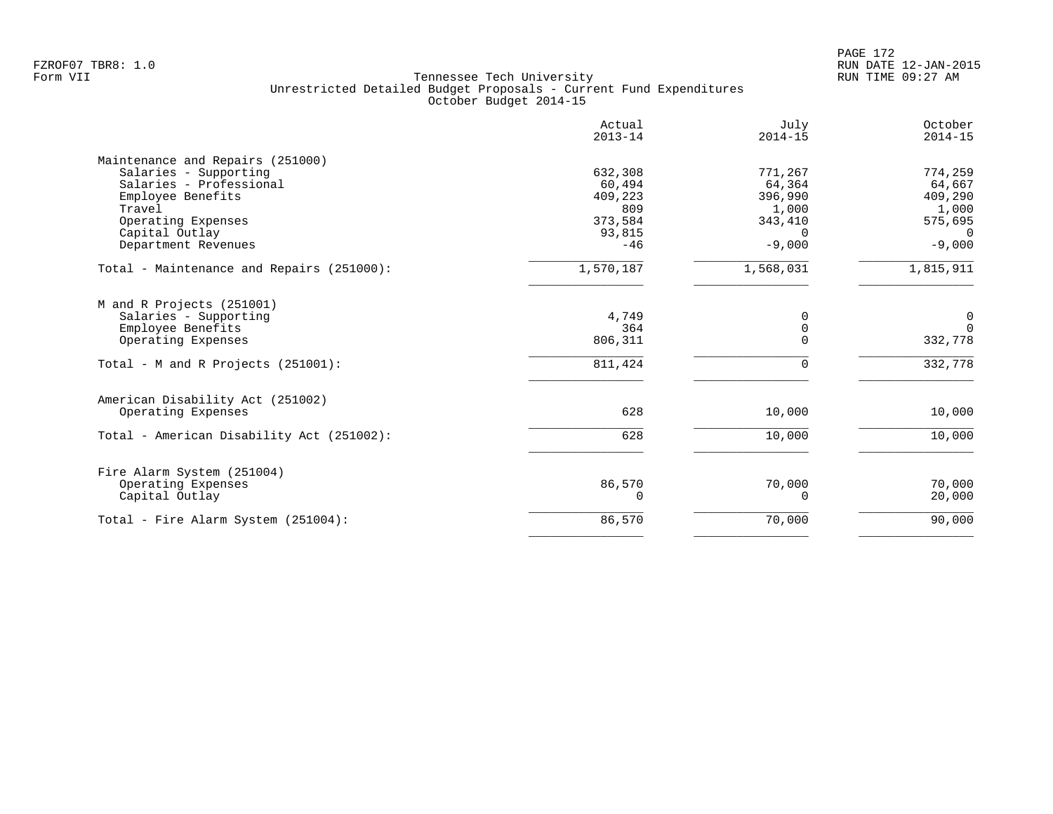Tennessee Tech University
Unrestricted Detailed Budget Proposals - Current Fund Expenditures
October Budget 2014-15

FZROF07 TBR8: 1.0
Form VII

RUN DATE 12-JAN-2015
RUN TIME 09:27 AM

| | Actual 2013-14 | July 2014-15 | October 2014-15 |
|---|---|---|---|
| **Maintenance and Repairs (251000)** | | | |
| Salaries - Supporting | 632,308 | 771,267 | 774,259 |
| Salaries - Professional | 60,494 | 64,364 | 64,667 |
| Employee Benefits | 409,223 | 396,990 | 409,290 |
| Travel | 809 | 1,000 | 1,000 |
| Operating Expenses | 373,584 | 343,410 | 575,695 |
| Capital Outlay | 93,815 | 0 | 0 |
| Department Revenues | -46 | -9,000 | -9,000 |
| Total - Maintenance and Repairs (251000): | 1,570,187 | 1,568,031 | 1,815,911 |
| **M and R Projects (251001)** | | | |
| Salaries - Supporting | 4,749 | 0 | 0 |
| Employee Benefits | 364 | 0 | 0 |
| Operating Expenses | 806,311 | 0 | 332,778 |
| Total - M and R Projects (251001): | 811,424 | 0 | 332,778 |
| **American Disability Act (251002)** | | | |
| Operating Expenses | 628 | 10,000 | 10,000 |
| Total - American Disability Act (251002): | 628 | 10,000 | 10,000 |
| **Fire Alarm System (251004)** | | | |
| Operating Expenses | 86,570 | 70,000 | 70,000 |
| Capital Outlay | 0 | 0 | 20,000 |
| Total - Fire Alarm System (251004): | 86,570 | 70,000 | 90,000 |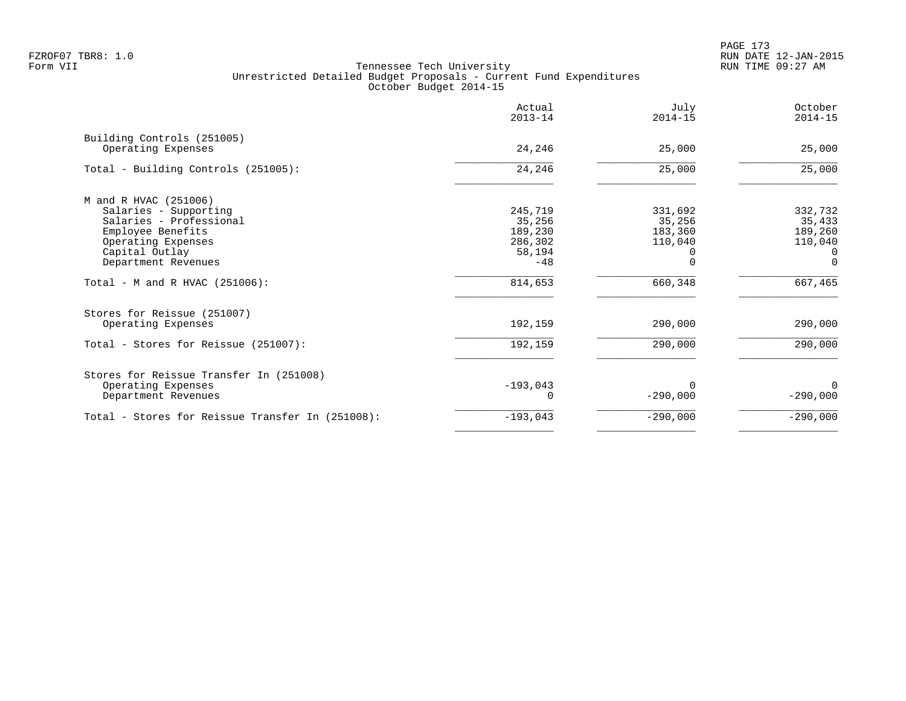FZROF07 TBR8: 1.0
Form VII

# Tennessee Tech University
## Unrestricted Detailed Budget Proposals - Current Fund Expenditures
### October Budget 2014-15

| | Actual 2013-14 | July 2014-15 | October 2014-15 |
|---|---|---|---|
| **Building Controls (251005)** | | | |
| Operating Expenses | 24,246 | 25,000 | 25,000 |
| Total - Building Controls (251005): | 24,246 | 25,000 | 25,000 |
| **M and R HVAC (251006)** | | | |
| Salaries - Supporting | 245,719 | 331,692 | 332,732 |
| Salaries - Professional | 35,256 | 35,256 | 35,433 |
| Employee Benefits | 189,230 | 183,360 | 189,260 |
| Operating Expenses | 286,302 | 110,040 | 110,040 |
| Capital Outlay | 58,194 | 0 | 0 |
| Department Revenues | -48 | 0 | 0 |
| Total - M and R HVAC (251006): | 814,653 | 660,348 | 667,465 |
| **Stores for Reissue (251007)** | | | |
| Operating Expenses | 192,159 | 290,000 | 290,000 |
| Total - Stores for Reissue (251007): | 192,159 | 290,000 | 290,000 |
| **Stores for Reissue Transfer In (251008)** | | | |
| Operating Expenses | -193,043 | 0 | 0 |
| Department Revenues | 0 | -290,000 | -290,000 |
| Total - Stores for Reissue Transfer In (251008): | -193,043 | -290,000 | -290,000 |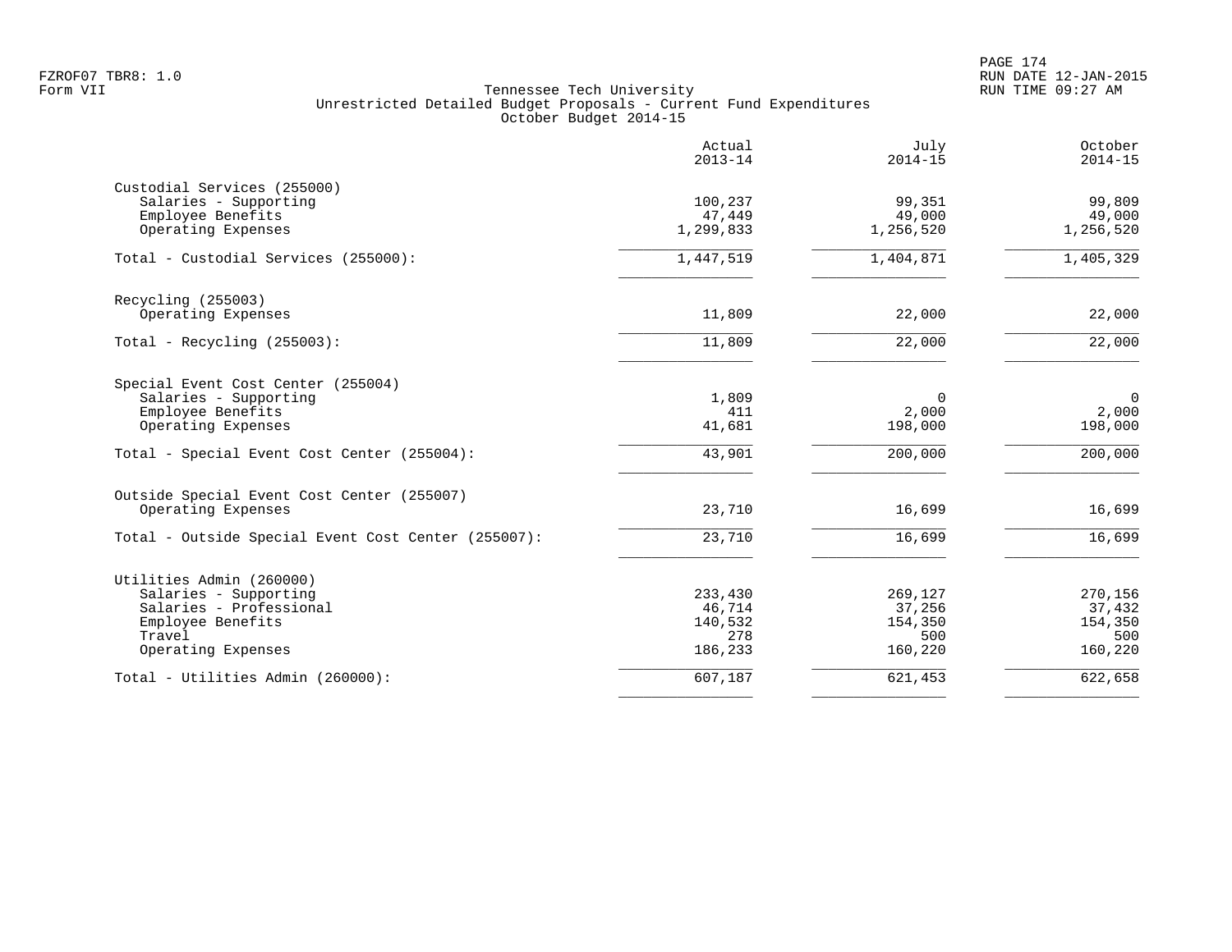Tennessee Tech University
Unrestricted Detailed Budget Proposals - Current Fund Expenditures
October Budget 2014-15

| | Actual 2013-14 | July 2014-15 | October 2014-15 |
|---|---|---|---|
| **Custodial Services (255000)** | | | |
| Salaries - Supporting | 100,237 | 99,351 | 99,809 |
| Employee Benefits | 47,449 | 49,000 | 49,000 |
| Operating Expenses | 1,299,833 | 1,256,520 | 1,256,520 |
| Total - Custodial Services (255000): | 1,447,519 | 1,404,871 | 1,405,329 |
| **Recycling (255003)** | | | |
| Operating Expenses | 11,809 | 22,000 | 22,000 |
| Total - Recycling (255003): | 11,809 | 22,000 | 22,000 |
| **Special Event Cost Center (255004)** | | | |
| Salaries - Supporting | 1,809 | 0 | 0 |
| Employee Benefits | 411 | 2,000 | 2,000 |
| Operating Expenses | 41,681 | 198,000 | 198,000 |
| Total - Special Event Cost Center (255004): | 43,901 | 200,000 | 200,000 |
| **Outside Special Event Cost Center (255007)** | | | |
| Operating Expenses | 23,710 | 16,699 | 16,699 |
| Total - Outside Special Event Cost Center (255007): | 23,710 | 16,699 | 16,699 |
| **Utilities Admin (260000)** | | | |
| Salaries - Supporting | 233,430 | 269,127 | 270,156 |
| Salaries - Professional | 46,714 | 37,256 | 37,432 |
| Employee Benefits | 140,532 | 154,350 | 154,350 |
| Travel | 278 | 500 | 500 |
| Operating Expenses | 186,233 | 160,220 | 160,220 |
| Total - Utilities Admin (260000): | 607,187 | 621,453 | 622,658 |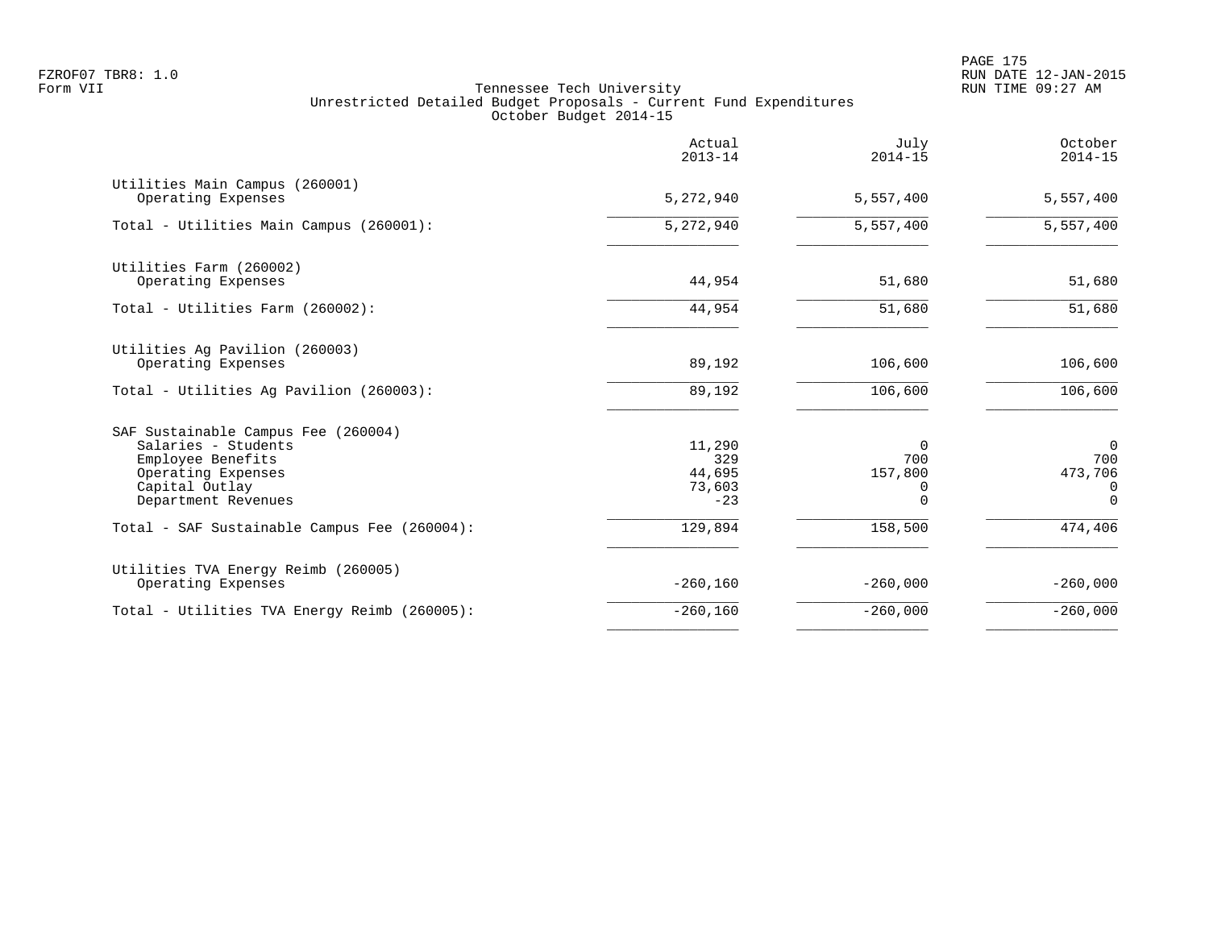FZROF07 TBR8: 1.0
Form VII

Tennessee Tech University
Unrestricted Detailed Budget Proposals - Current Fund Expenditures
October Budget 2014-15

RUN DATE 12-JAN-2015
RUN TIME 09:27 AM

| | Actual 2013-14 | July 2014-15 | October 2014-15 |
|---|---|---|---|
| Utilities Main Campus (260001) | | | |
| Operating Expenses | 5,272,940 | 5,557,400 | 5,557,400 |
| Total - Utilities Main Campus (260001): | 5,272,940 | 5,557,400 | 5,557,400 |
| Utilities Farm (260002) | | | |
| Operating Expenses | 44,954 | 51,680 | 51,680 |
| Total - Utilities Farm (260002): | 44,954 | 51,680 | 51,680 |
| Utilities Ag Pavilion (260003) | | | |
| Operating Expenses | 89,192 | 106,600 | 106,600 |
| Total - Utilities Ag Pavilion (260003): | 89,192 | 106,600 | 106,600 |
| SAF Sustainable Campus Fee (260004) | | | |
| Salaries - Students | 11,290 | 0 | 0 |
| Employee Benefits | 329 | 700 | 700 |
| Operating Expenses | 44,695 | 157,800 | 473,706 |
| Capital Outlay | 73,603 | 0 | 0 |
| Department Revenues | -23 | 0 | 0 |
| Total - SAF Sustainable Campus Fee (260004): | 129,894 | 158,500 | 474,406 |
| Utilities TVA Energy Reimb (260005) | | | |
| Operating Expenses | -260,160 | -260,000 | -260,000 |
| Total - Utilities TVA Energy Reimb (260005): | -260,160 | -260,000 | -260,000 |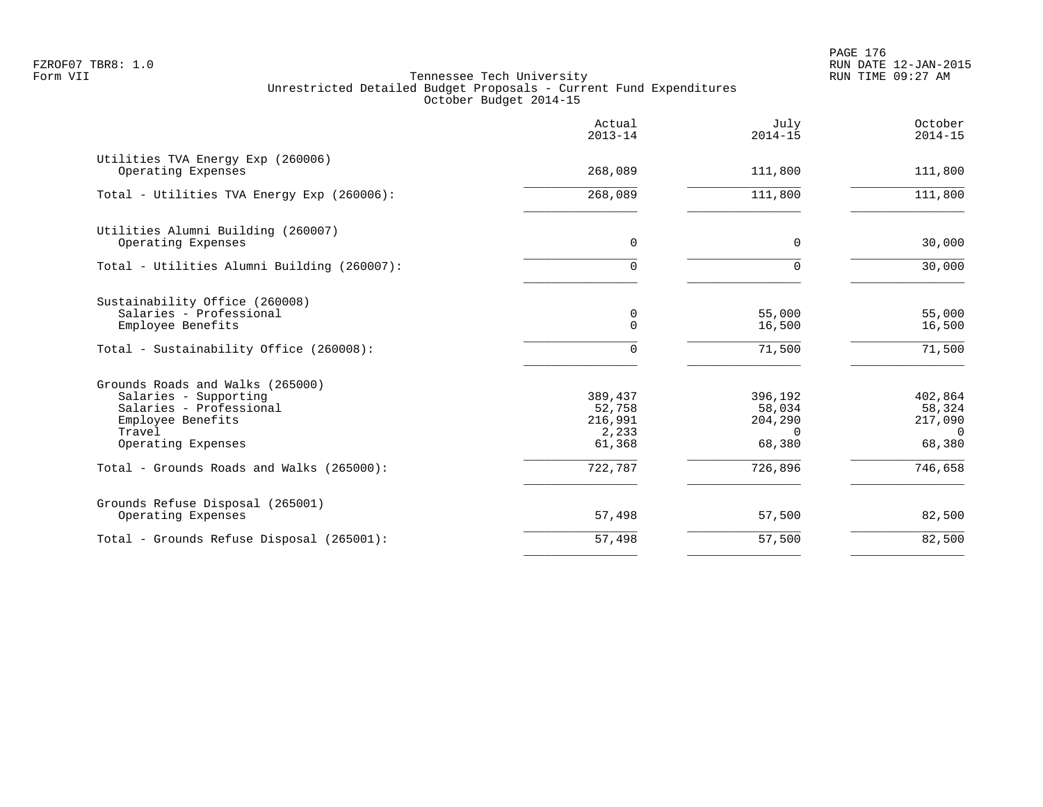FZROF07 TBR8: 1.0
Form VII

Tennessee Tech University
Unrestricted Detailed Budget Proposals - Current Fund Expenditures
October Budget 2014-15

PAGE 176
RUN DATE 12-JAN-2015
RUN TIME 09:27 AM

| | Actual 2013-14 | July 2014-15 | October 2014-15 |
|---|---|---|---|
| **Utilities TVA Energy Exp (260006)** | | | |
| Operating Expenses | 268,089 | 111,800 | 111,800 |
| Total - Utilities TVA Energy Exp (260006): | 268,089 | 111,800 | 111,800 |
| **Utilities Alumni Building (260007)** | | | |
| Operating Expenses | 0 | 0 | 30,000 |
| Total - Utilities Alumni Building (260007): | 0 | 0 | 30,000 |
| **Sustainability Office (260008)** | | | |
| Salaries - Professional | 0 | 55,000 | 55,000 |
| Employee Benefits | 0 | 16,500 | 16,500 |
| Total - Sustainability Office (260008): | 0 | 71,500 | 71,500 |
| **Grounds Roads and Walks (265000)** | | | |
| Salaries - Supporting | 389,437 | 396,192 | 402,864 |
| Salaries - Professional | 52,758 | 58,034 | 58,324 |
| Employee Benefits | 216,991 | 204,290 | 217,090 |
| Travel | 2,233 | 0 | 0 |
| Operating Expenses | 61,368 | 68,380 | 68,380 |
| Total - Grounds Roads and Walks (265000): | 722,787 | 726,896 | 746,658 |
| **Grounds Refuse Disposal (265001)** | | | |
| Operating Expenses | 57,498 | 57,500 | 82,500 |
| Total - Grounds Refuse Disposal (265001): | 57,498 | 57,500 | 82,500 |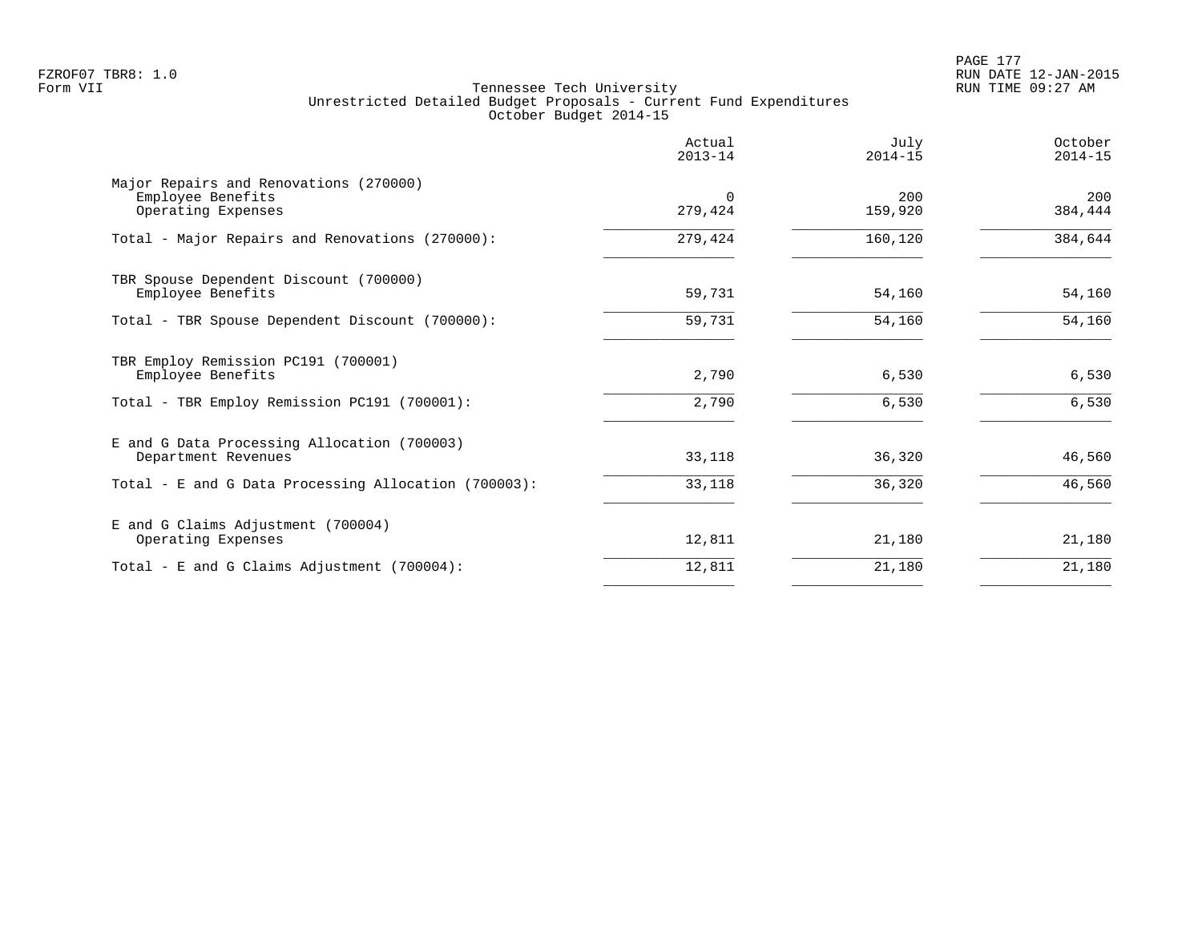FZROF07 TBR8: 1.0
Form VII

Tennessee Tech University
Unrestricted Detailed Budget Proposals - Current Fund Expenditures
October Budget 2014-15

RUN DATE 12-JAN-2015
RUN TIME 09:27 AM

| | Actual 2013-14 | July 2014-15 | October 2014-15 |
|---|---|---|---|
| Major Repairs and Renovations (270000) | | | |
| Employee Benefits | 0 | 200 | 200 |
| Operating Expenses | 279,424 | 159,920 | 384,444 |
| Total - Major Repairs and Renovations (270000): | 279,424 | 160,120 | 384,644 |
| TBR Spouse Dependent Discount (700000) | | | |
| Employee Benefits | 59,731 | 54,160 | 54,160 |
| Total - TBR Spouse Dependent Discount (700000): | 59,731 | 54,160 | 54,160 |
| TBR Employ Remission PC191 (700001) | | | |
| Employee Benefits | 2,790 | 6,530 | 6,530 |
| Total - TBR Employ Remission PC191 (700001): | 2,790 | 6,530 | 6,530 |
| E and G Data Processing Allocation (700003) | | | |
| Department Revenues | 33,118 | 36,320 | 46,560 |
| Total - E and G Data Processing Allocation (700003): | 33,118 | 36,320 | 46,560 |
| E and G Claims Adjustment (700004) | | | |
| Operating Expenses | 12,811 | 21,180 | 21,180 |
| Total - E and G Claims Adjustment (700004): | 12,811 | 21,180 | 21,180 |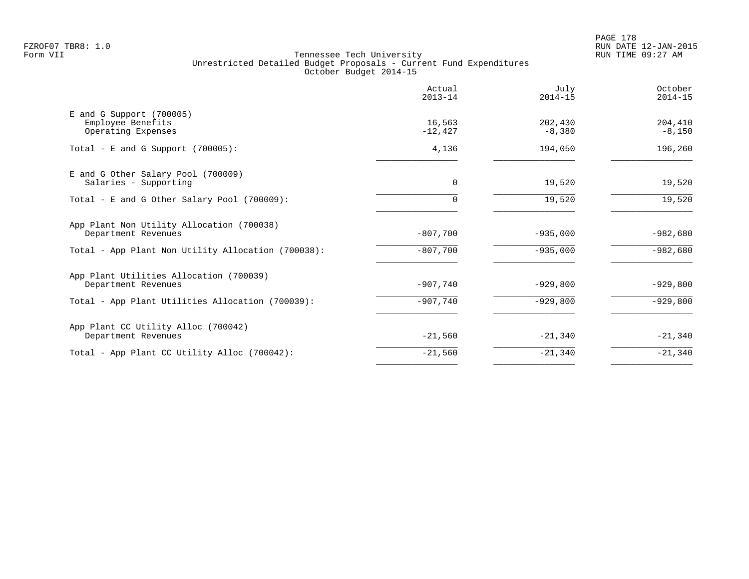FZROF07 TBR8: 1.0
Form VII

Tennessee Tech University
Unrestricted Detailed Budget Proposals - Current Fund Expenditures
October Budget 2014-15

RUN DATE 12-JAN-2015
RUN TIME 09:27 AM

| | Actual 2013-14 | July 2014-15 | October 2014-15 |
|---|---|---|---|
| E and G Support (700005) | | | |
| Employee Benefits | 16,563 | 202,430 | 204,410 |
| Operating Expenses | -12,427 | -8,380 | -8,150 |
| Total - E and G Support (700005): | 4,136 | 194,050 | 196,260 |
| E and G Other Salary Pool (700009) | | | |
| Salaries - Supporting | 0 | 19,520 | 19,520 |
| Total - E and G Other Salary Pool (700009): | 0 | 19,520 | 19,520 |
| App Plant Non Utility Allocation (700038) | | | |
| Department Revenues | -807,700 | -935,000 | -982,680 |
| Total - App Plant Non Utility Allocation (700038): | -807,700 | -935,000 | -982,680 |
| App Plant Utilities Allocation (700039) | | | |
| Department Revenues | -907,740 | -929,800 | -929,800 |
| Total - App Plant Utilities Allocation (700039): | -907,740 | -929,800 | -929,800 |
| App Plant CC Utility Alloc (700042) | | | |
| Department Revenues | -21,560 | -21,340 | -21,340 |
| Total - App Plant CC Utility Alloc (700042): | -21,560 | -21,340 | -21,340 |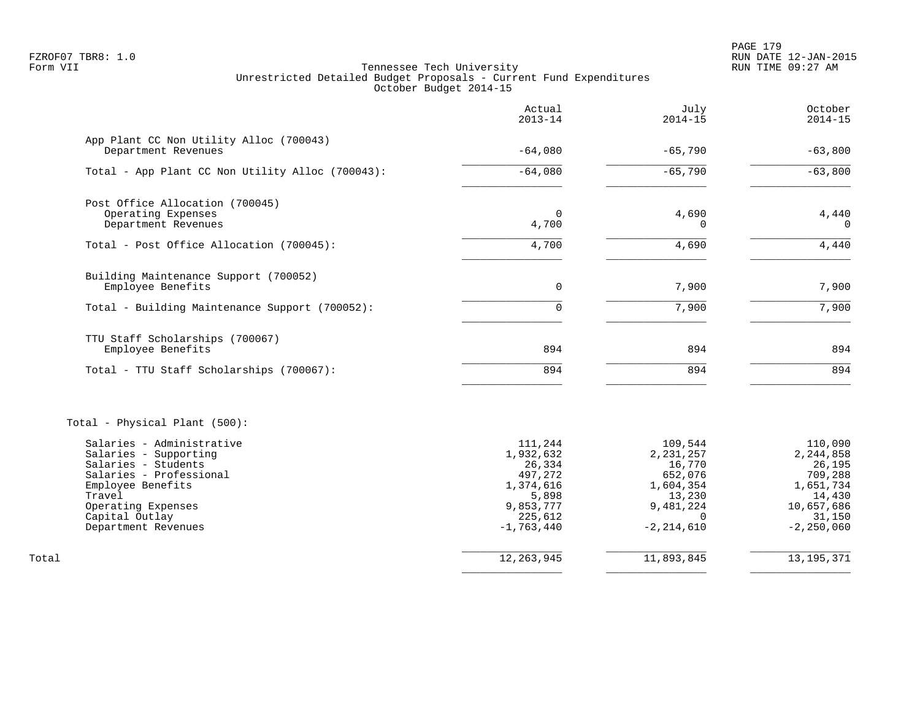FZROF07 TBR8: 1.0
Form VII

Tennessee Tech University
Unrestricted Detailed Budget Proposals - Current Fund Expenditures
October Budget 2014-15

RUN DATE 12-JAN-2015
RUN TIME 09:27 AM

| | Actual 2013-14 | July 2014-15 | October 2014-15 |
|---|---|---|---|
| **App Plant CC Non Utility Alloc (700043)** | | | |
| Department Revenues | -64,080 | -65,790 | -63,800 |
| Total - App Plant CC Non Utility Alloc (700043): | -64,080 | -65,790 | -63,800 |
| **Post Office Allocation (700045)** | | | |
| Operating Expenses | 0 | 4,690 | 4,440 |
| Department Revenues | 4,700 | 0 | 0 |
| Total - Post Office Allocation (700045): | 4,700 | 4,690 | 4,440 |
| **Building Maintenance Support (700052)** | | | |
| Employee Benefits | 0 | 7,900 | 7,900 |
| Total - Building Maintenance Support (700052): | 0 | 7,900 | 7,900 |
| **TTU Staff Scholarships (700067)** | | | |
| Employee Benefits | 894 | 894 | 894 |
| Total - TTU Staff Scholarships (700067): | 894 | 894 | 894 |
| **Total - Physical Plant (500):** | | | |
| Salaries - Administrative | 111,244 | 109,544 | 110,090 |
| Salaries - Supporting | 1,932,632 | 2,231,257 | 2,244,858 |
| Salaries - Students | 26,334 | 16,770 | 26,195 |
| Salaries - Professional | 497,272 | 652,076 | 709,288 |
| Employee Benefits | 1,374,616 | 1,604,354 | 1,651,734 |
| Travel | 5,898 | 13,230 | 14,430 |
| Operating Expenses | 9,853,777 | 9,481,224 | 10,657,686 |
| Capital Outlay | 225,612 | 0 | 31,150 |
| Department Revenues | -1,763,440 | -2,214,610 | -2,250,060 |
| Total | 12,263,945 | 11,893,845 | 13,195,371 |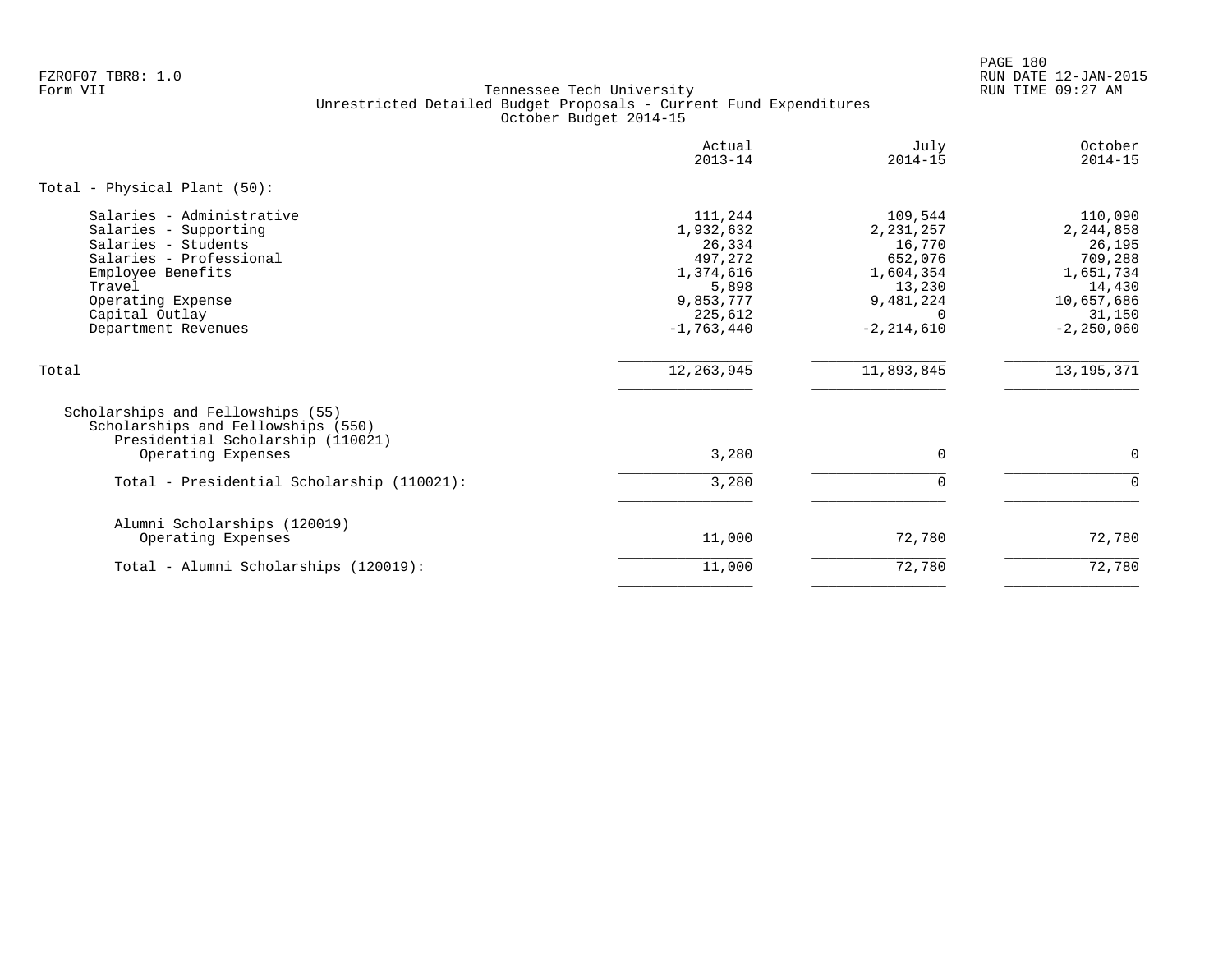FZROF07 TBR8: 1.0
Form VII

Tennessee Tech University
Unrestricted Detailed Budget Proposals - Current Fund Expenditures
October Budget 2014-15

RUN DATE 12-JAN-2015
RUN TIME 09:27 AM

| | Actual 2013-14 | July 2014-15 | October 2014-15 |
|---|---|---|---|
| **Total - Physical Plant (50):** | | | |
| Salaries - Administrative | 111,244 | 109,544 | 110,090 |
| Salaries - Supporting | 1,932,632 | 2,231,257 | 2,244,858 |
| Salaries - Students | 26,334 | 16,770 | 26,195 |
| Salaries - Professional | 497,272 | 652,076 | 709,288 |
| Employee Benefits | 1,374,616 | 1,604,354 | 1,651,734 |
| Travel | 5,898 | 13,230 | 14,430 |
| Operating Expense | 9,853,777 | 9,481,224 | 10,657,686 |
| Capital Outlay | 225,612 | 0 | 31,150 |
| Department Revenues | -1,763,440 | -2,214,610 | -2,250,060 |
| Total | 12,263,945 | 11,893,845 | 13,195,371 |
| Scholarships and Fellowships (55) | | | |
| Scholarships and Fellowships (550) | | | |
| Presidential Scholarship (110021) | | | |
| Operating Expenses | 3,280 | 0 | 0 |
| Total - Presidential Scholarship (110021): | 3,280 | 0 | 0 |
| Alumni Scholarships (120019) | | | |
| Operating Expenses | 11,000 | 72,780 | 72,780 |
| Total - Alumni Scholarships (120019): | 11,000 | 72,780 | 72,780 |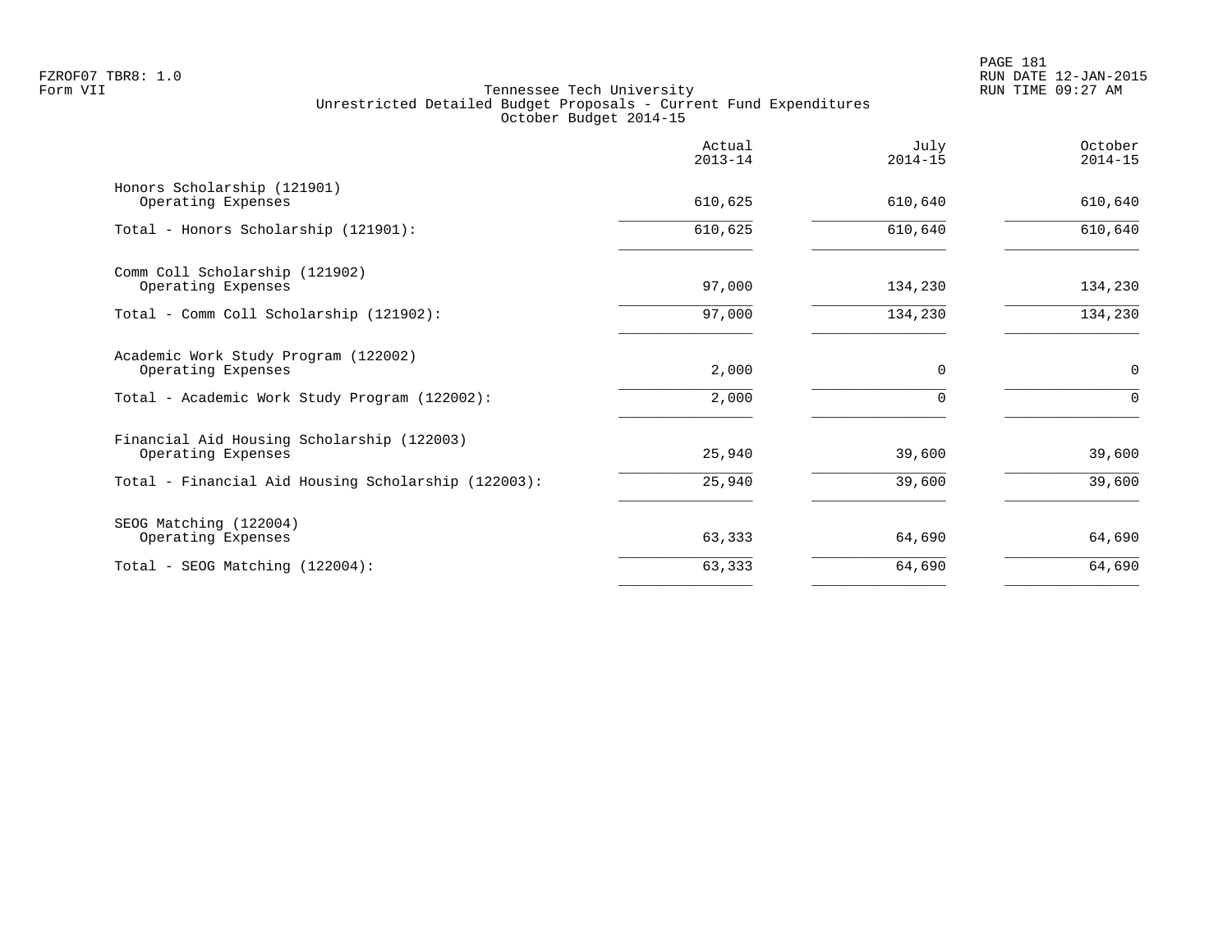FZROF07 TBR8: 1.0
Form VII

RUN DATE 12-JAN-2015
RUN TIME 09:27 AM

# Tennessee Tech University
## Unrestricted Detailed Budget Proposals - Current Fund Expenditures
### October Budget 2014-15

| | Actual 2013-14 | July 2014-15 | October 2014-15 |
|---|---|---|---|
| Honors Scholarship (121901) | | | |
| Operating Expenses | 610,625 | 610,640 | 610,640 |
| Total - Honors Scholarship (121901): | 610,625 | 610,640 | 610,640 |
| Comm Coll Scholarship (121902) | | | |
| Operating Expenses | 97,000 | 134,230 | 134,230 |
| Total - Comm Coll Scholarship (121902): | 97,000 | 134,230 | 134,230 |
| Academic Work Study Program (122002) | | | |
| Operating Expenses | 2,000 | 0 | 0 |
| Total - Academic Work Study Program (122002): | 2,000 | 0 | 0 |
| Financial Aid Housing Scholarship (122003) | | | |
| Operating Expenses | 25,940 | 39,600 | 39,600 |
| Total - Financial Aid Housing Scholarship (122003): | 25,940 | 39,600 | 39,600 |
| SEOG Matching (122004) | | | |
| Operating Expenses | 63,333 | 64,690 | 64,690 |
| Total - SEOG Matching (122004): | 63,333 | 64,690 | 64,690 |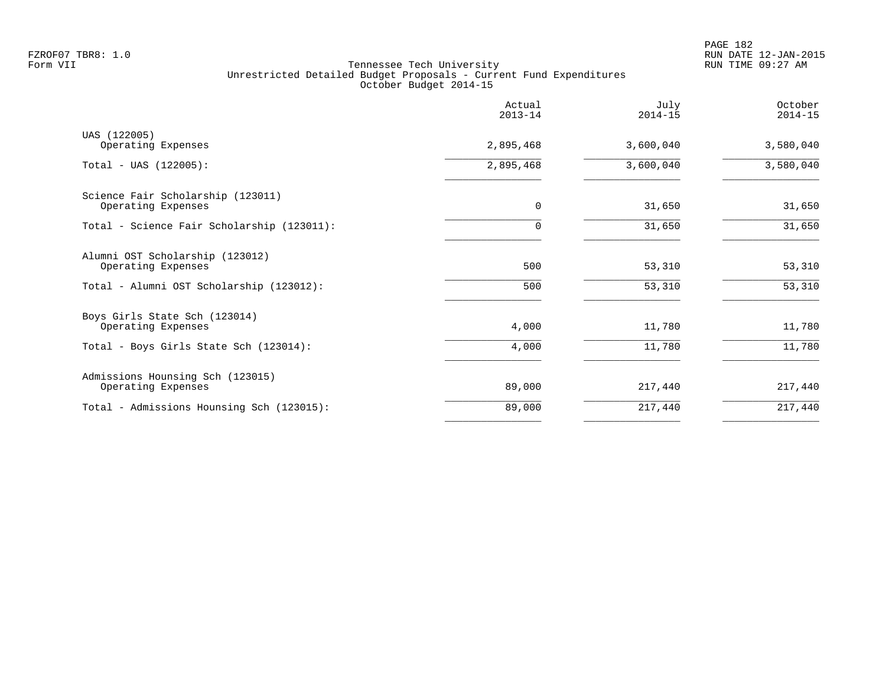FZROF07 TBR8: 1.0
Form VII

# Tennessee Tech University
## Unrestricted Detailed Budget Proposals - Current Fund Expenditures
### October Budget 2014-15

RUN DATE 12-JAN-2015
RUN TIME 09:27 AM

| | Actual 2013-14 | July 2014-15 | October 2014-15 |
|---|---|---|---|
| **UAS (122005)** | | | |
| Operating Expenses | 2,895,468 | 3,600,040 | 3,580,040 |
| Total - UAS (122005): | 2,895,468 | 3,600,040 | 3,580,040 |
| **Science Fair Scholarship (123011)** | | | |
| Operating Expenses | 0 | 31,650 | 31,650 |
| Total - Science Fair Scholarship (123011): | 0 | 31,650 | 31,650 |
| **Alumni OST Scholarship (123012)** | | | |
| Operating Expenses | 500 | 53,310 | 53,310 |
| Total - Alumni OST Scholarship (123012): | 500 | 53,310 | 53,310 |
| **Boys Girls State Sch (123014)** | | | |
| Operating Expenses | 4,000 | 11,780 | 11,780 |
| Total - Boys Girls State Sch (123014): | 4,000 | 11,780 | 11,780 |
| **Admissions Hounsing Sch (123015)** | | | |
| Operating Expenses | 89,000 | 217,440 | 217,440 |
| Total - Admissions Hounsing Sch (123015): | 89,000 | 217,440 | 217,440 |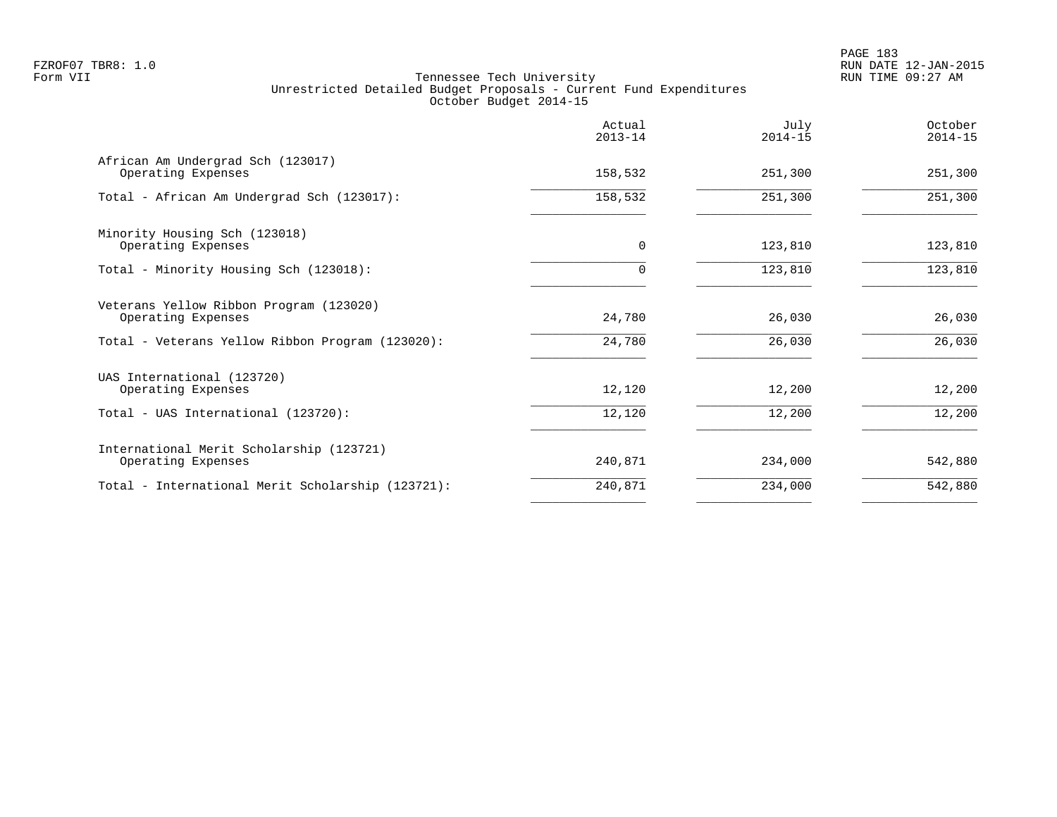Tennessee Tech University
Unrestricted Detailed Budget Proposals - Current Fund Expenditures
October Budget 2014-15

| | Actual 2013-14 | July 2014-15 | October 2014-15 |
|---|---|---|---|
| African Am Undergrad Sch (123017) | | | |
| Operating Expenses | 158,532 | 251,300 | 251,300 |
| Total - African Am Undergrad Sch (123017): | 158,532 | 251,300 | 251,300 |
| Minority Housing Sch (123018) | | | |
| Operating Expenses | 0 | 123,810 | 123,810 |
| Total - Minority Housing Sch (123018): | 0 | 123,810 | 123,810 |
| Veterans Yellow Ribbon Program (123020) | | | |
| Operating Expenses | 24,780 | 26,030 | 26,030 |
| Total - Veterans Yellow Ribbon Program (123020): | 24,780 | 26,030 | 26,030 |
| UAS International (123720) | | | |
| Operating Expenses | 12,120 | 12,200 | 12,200 |
| Total - UAS International (123720): | 12,120 | 12,200 | 12,200 |
| International Merit Scholarship (123721) | | | |
| Operating Expenses | 240,871 | 234,000 | 542,880 |
| Total - International Merit Scholarship (123721): | 240,871 | 234,000 | 542,880 |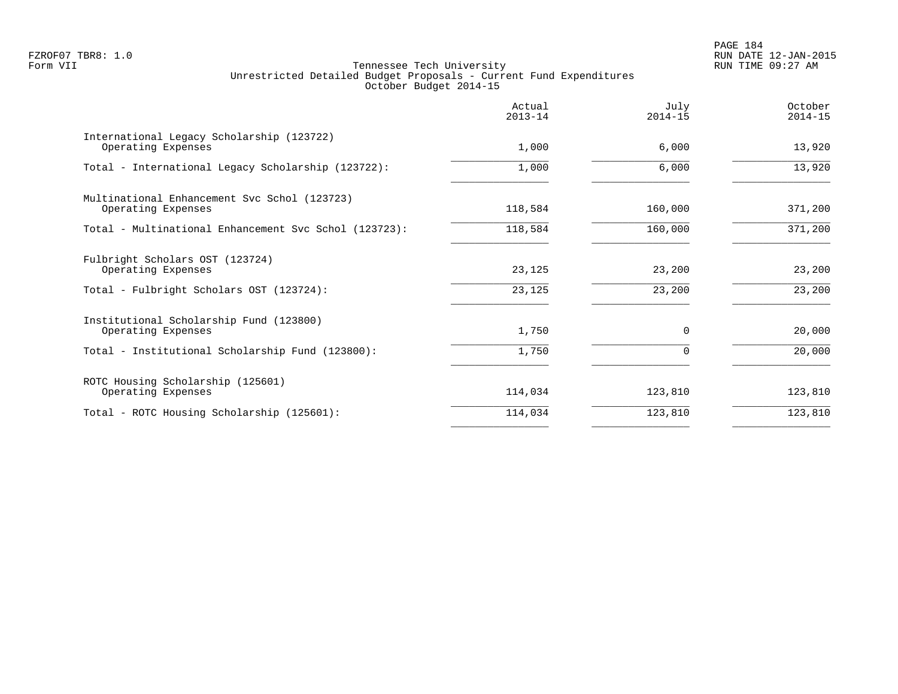FZROF07 TBR8: 1.0
Form VII

# Tennessee Tech University
## Unrestricted Detailed Budget Proposals - Current Fund Expenditures
### October Budget 2014-15

| | Actual 2013-14 | July 2014-15 | October 2014-15 |
|---|---|---|---|
| **International Legacy Scholarship (123722)** | | | |
| Operating Expenses | 1,000 | 6,000 | 13,920 |
| Total - International Legacy Scholarship (123722): | 1,000 | 6,000 | 13,920 |
| **Multinational Enhancement Svc Schol (123723)** | | | |
| Operating Expenses | 118,584 | 160,000 | 371,200 |
| Total - Multinational Enhancement Svc Schol (123723): | 118,584 | 160,000 | 371,200 |
| **Fulbright Scholars OST (123724)** | | | |
| Operating Expenses | 23,125 | 23,200 | 23,200 |
| Total - Fulbright Scholars OST (123724): | 23,125 | 23,200 | 23,200 |
| **Institutional Scholarship Fund (123800)** | | | |
| Operating Expenses | 1,750 | 0 | 20,000 |
| Total - Institutional Scholarship Fund (123800): | 1,750 | 0 | 20,000 |
| **ROTC Housing Scholarship (125601)** | | | |
| Operating Expenses | 114,034 | 123,810 | 123,810 |
| Total - ROTC Housing Scholarship (125601): | 114,034 | 123,810 | 123,810 |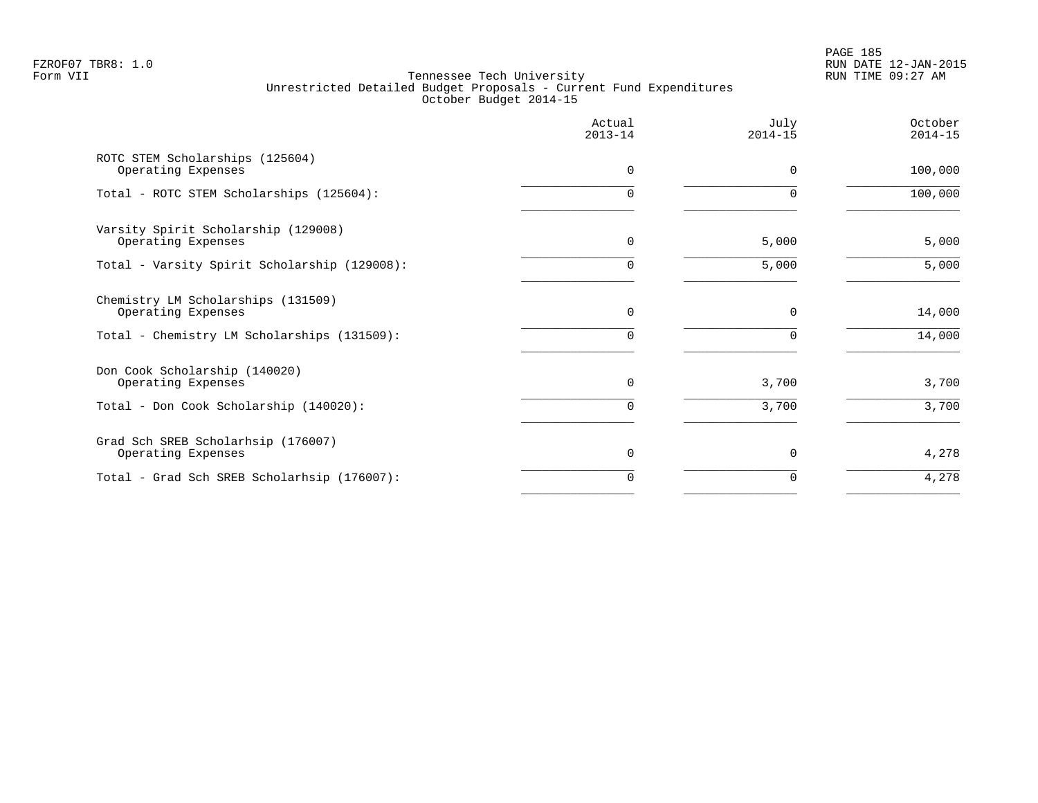# Tennessee Tech University

## Unrestricted Detailed Budget Proposals - Current Fund Expenditures

### October Budget 2014-15

| | Actual 2013-14 | July 2014-15 | October 2014-15 |
|---|---|---|---|
| **ROTC STEM Scholarships (125604)** | | | |
| Operating Expenses | 0 | 0 | 100,000 |
| Total - ROTC STEM Scholarships (125604): | 0 | 0 | 100,000 |
| **Varsity Spirit Scholarship (129008)** | | | |
| Operating Expenses | 0 | 5,000 | 5,000 |
| Total - Varsity Spirit Scholarship (129008): | 0 | 5,000 | 5,000 |
| **Chemistry LM Scholarships (131509)** | | | |
| Operating Expenses | 0 | 0 | 14,000 |
| Total - Chemistry LM Scholarships (131509): | 0 | 0 | 14,000 |
| **Don Cook Scholarship (140020)** | | | |
| Operating Expenses | 0 | 3,700 | 3,700 |
| Total - Don Cook Scholarship (140020): | 0 | 3,700 | 3,700 |
| **Grad Sch SREB Scholarhsip (176007)** | | | |
| Operating Expenses | 0 | 0 | 4,278 |
| Total - Grad Sch SREB Scholarhsip (176007): | 0 | 0 | 4,278 |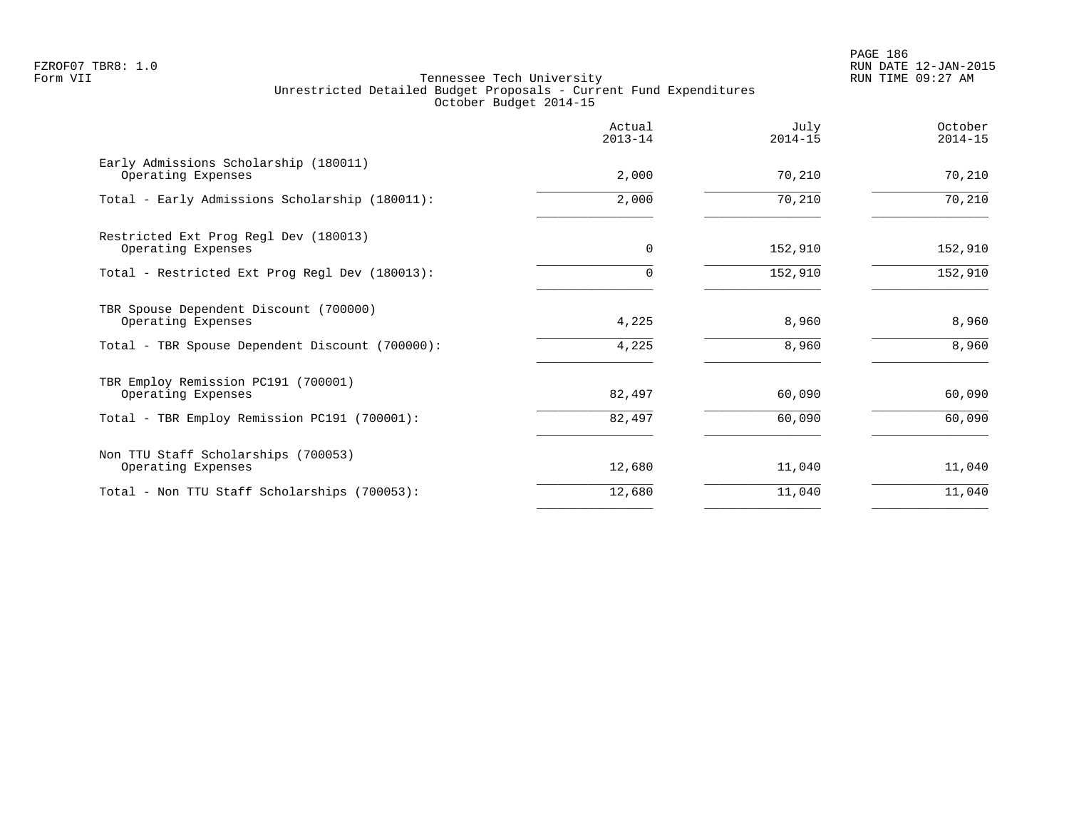FZROF07 TBR8: 1.0
Form VII

Tennessee Tech University
Unrestricted Detailed Budget Proposals - Current Fund Expenditures
October Budget 2014-15

RUN DATE 12-JAN-2015
RUN TIME 09:27 AM

| | Actual 2013-14 | July 2014-15 | October 2014-15 |
|---|---|---|---|
| Early Admissions Scholarship (180011) | | | |
| Operating Expenses | 2,000 | 70,210 | 70,210 |
| Total - Early Admissions Scholarship (180011): | 2,000 | 70,210 | 70,210 |
| Restricted Ext Prog Regl Dev (180013) | | | |
| Operating Expenses | 0 | 152,910 | 152,910 |
| Total - Restricted Ext Prog Regl Dev (180013): | 0 | 152,910 | 152,910 |
| TBR Spouse Dependent Discount (700000) | | | |
| Operating Expenses | 4,225 | 8,960 | 8,960 |
| Total - TBR Spouse Dependent Discount (700000): | 4,225 | 8,960 | 8,960 |
| TBR Employ Remission PC191 (700001) | | | |
| Operating Expenses | 82,497 | 60,090 | 60,090 |
| Total - TBR Employ Remission PC191 (700001): | 82,497 | 60,090 | 60,090 |
| Non TTU Staff Scholarships (700053) | | | |
| Operating Expenses | 12,680 | 11,040 | 11,040 |
| Total - Non TTU Staff Scholarships (700053): | 12,680 | 11,040 | 11,040 |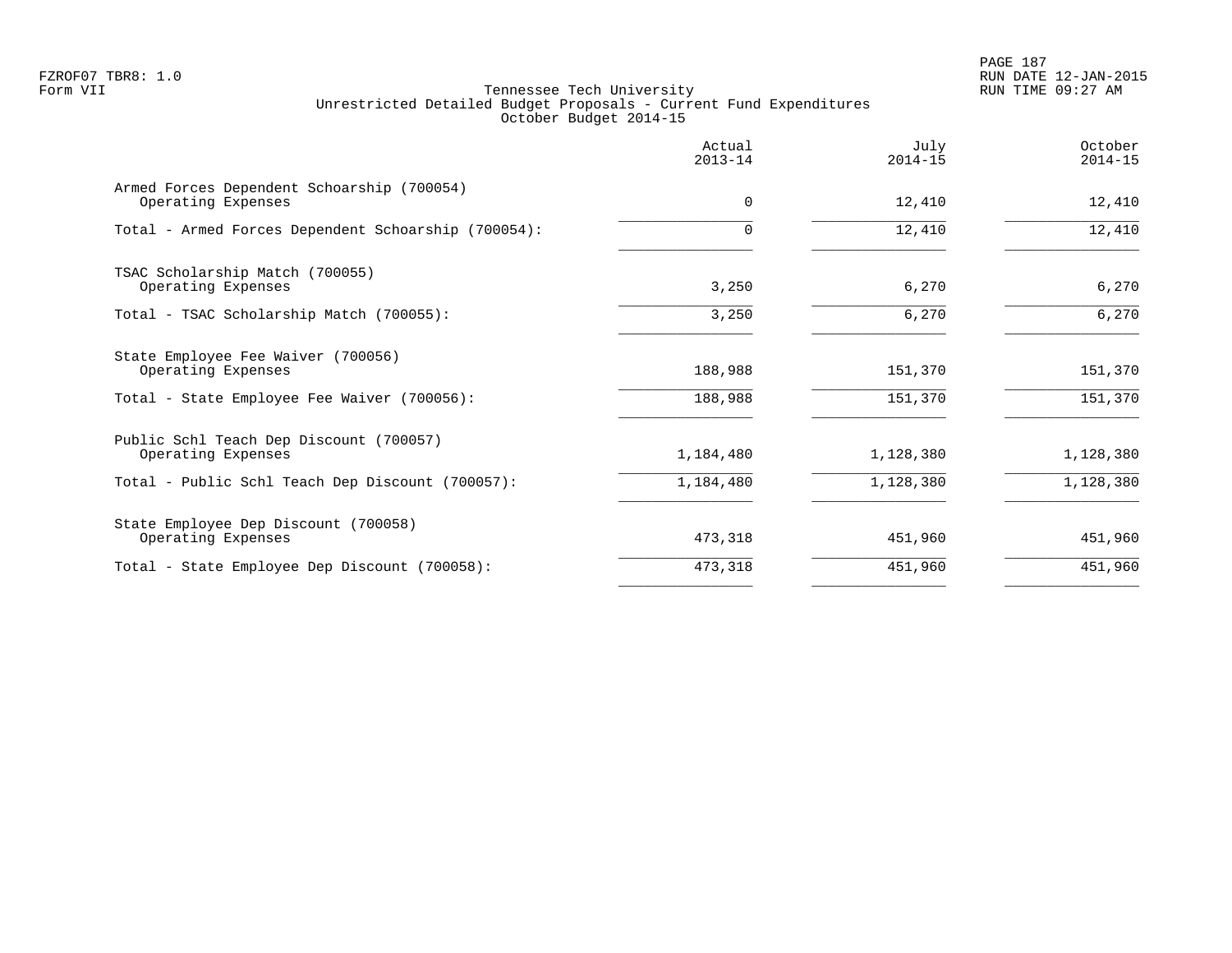Tennessee Tech University
Unrestricted Detailed Budget Proposals - Current Fund Expenditures
October Budget 2014-15

| | Actual 2013-14 | July 2014-15 | October 2014-15 |
|---|---|---|---|
| Armed Forces Dependent Schoarship (700054) | | | |
| Operating Expenses | 0 | 12,410 | 12,410 |
| Total - Armed Forces Dependent Schoarship (700054): | 0 | 12,410 | 12,410 |
| TSAC Scholarship Match (700055) | | | |
| Operating Expenses | 3,250 | 6,270 | 6,270 |
| Total - TSAC Scholarship Match (700055): | 3,250 | 6,270 | 6,270 |
| State Employee Fee Waiver (700056) | | | |
| Operating Expenses | 188,988 | 151,370 | 151,370 |
| Total - State Employee Fee Waiver (700056): | 188,988 | 151,370 | 151,370 |
| Public Schl Teach Dep Discount (700057) | | | |
| Operating Expenses | 1,184,480 | 1,128,380 | 1,128,380 |
| Total - Public Schl Teach Dep Discount (700057): | 1,184,480 | 1,128,380 | 1,128,380 |
| State Employee Dep Discount (700058) | | | |
| Operating Expenses | 473,318 | 451,960 | 451,960 |
| Total - State Employee Dep Discount (700058): | 473,318 | 451,960 | 451,960 |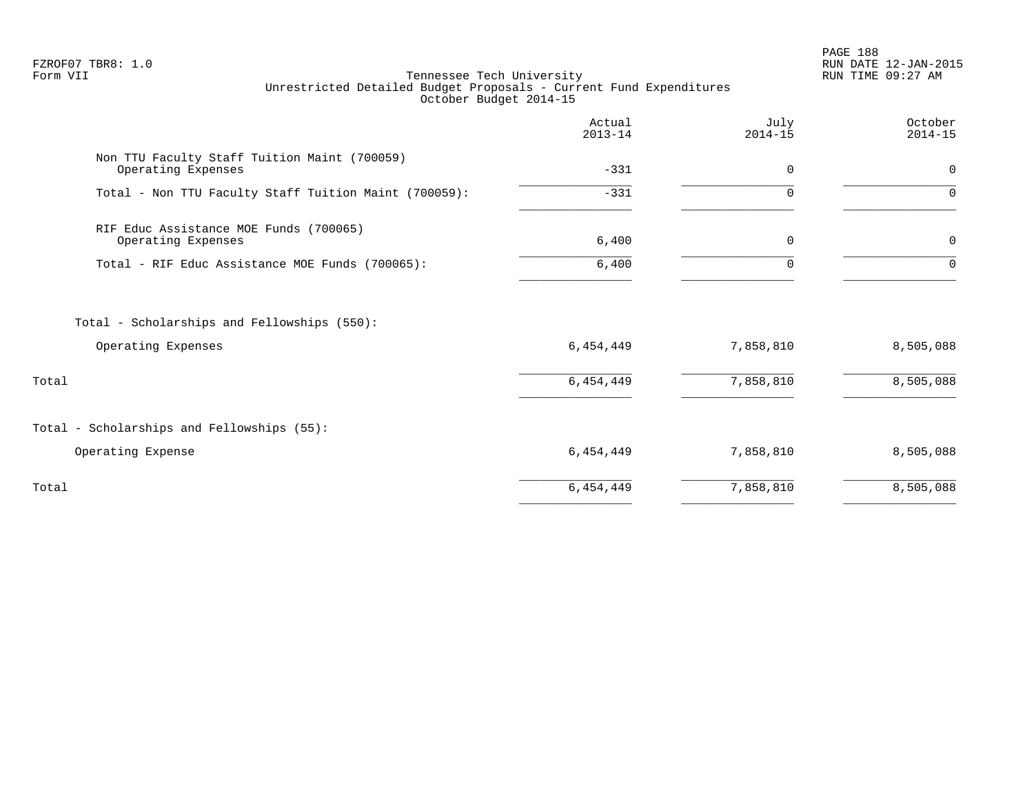FZROF07 TBR8: 1.0
Form VII

Tennessee Tech University
Unrestricted Detailed Budget Proposals - Current Fund Expenditures
October Budget 2014-15

RUN DATE 12-JAN-2015
RUN TIME 09:27 AM

| | Actual 2013-14 | July 2014-15 | October 2014-15 |
|---|---|---|---|
| Non TTU Faculty Staff Tuition Maint (700059) | | | |
| Operating Expenses | -331 | 0 | 0 |
| Total - Non TTU Faculty Staff Tuition Maint (700059): | -331 | 0 | 0 |
| RIF Educ Assistance MOE Funds (700065) | | | |
| Operating Expenses | 6,400 | 0 | 0 |
| Total - RIF Educ Assistance MOE Funds (700065): | 6,400 | 0 | 0 |
| Total - Scholarships and Fellowships (550): | | | |
| Operating Expenses | 6,454,449 | 7,858,810 | 8,505,088 |
| Total | 6,454,449 | 7,858,810 | 8,505,088 |
| Total - Scholarships and Fellowships (55): | | | |
| Operating Expense | 6,454,449 | 7,858,810 | 8,505,088 |
| Total | 6,454,449 | 7,858,810 | 8,505,088 |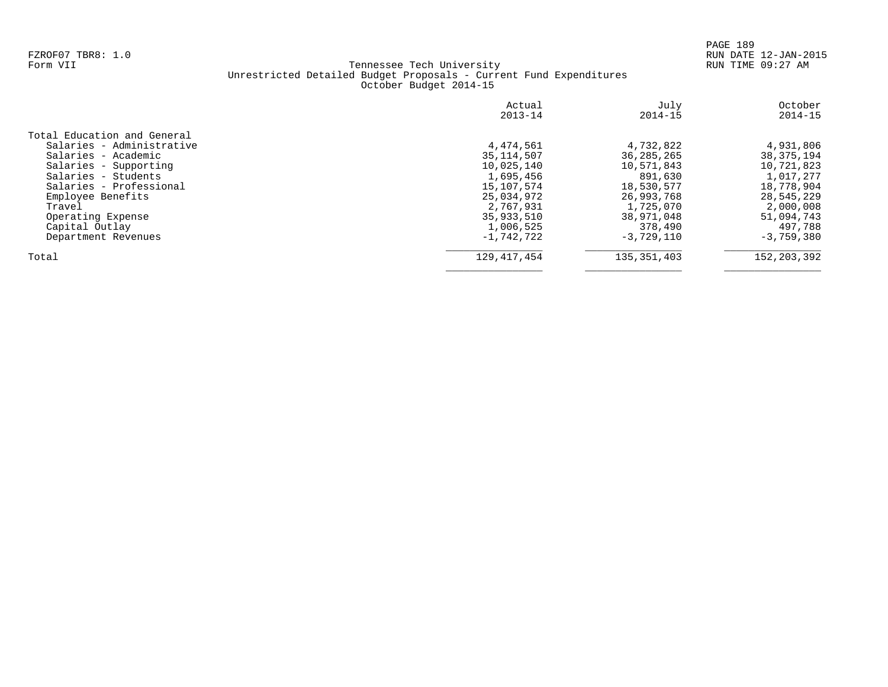FZROF07 TBR8: 1.0
Form VII

Tennessee Tech University
Unrestricted Detailed Budget Proposals - Current Fund Expenditures
October Budget 2014-15

RUN DATE 12-JAN-2015
RUN TIME 09:27 AM

| | Actual 2013-14 | July 2014-15 | October 2014-15 |
|---|---|---|---|
| Total Education and General | | | |
| Salaries - Administrative | 4,474,561 | 4,732,822 | 4,931,806 |
| Salaries - Academic | 35,114,507 | 36,285,265 | 38,375,194 |
| Salaries - Supporting | 10,025,140 | 10,571,843 | 10,721,823 |
| Salaries - Students | 1,695,456 | 891,630 | 1,017,277 |
| Salaries - Professional | 15,107,574 | 18,530,577 | 18,778,904 |
| Employee Benefits | 25,034,972 | 26,993,768 | 28,545,229 |
| Travel | 2,767,931 | 1,725,070 | 2,000,008 |
| Operating Expense | 35,933,510 | 38,971,048 | 51,094,743 |
| Capital Outlay | 1,006,525 | 378,490 | 497,788 |
| Department Revenues | -1,742,722 | -3,729,110 | -3,759,380 |
| Total | 129,417,454 | 135,351,403 | 152,203,392 |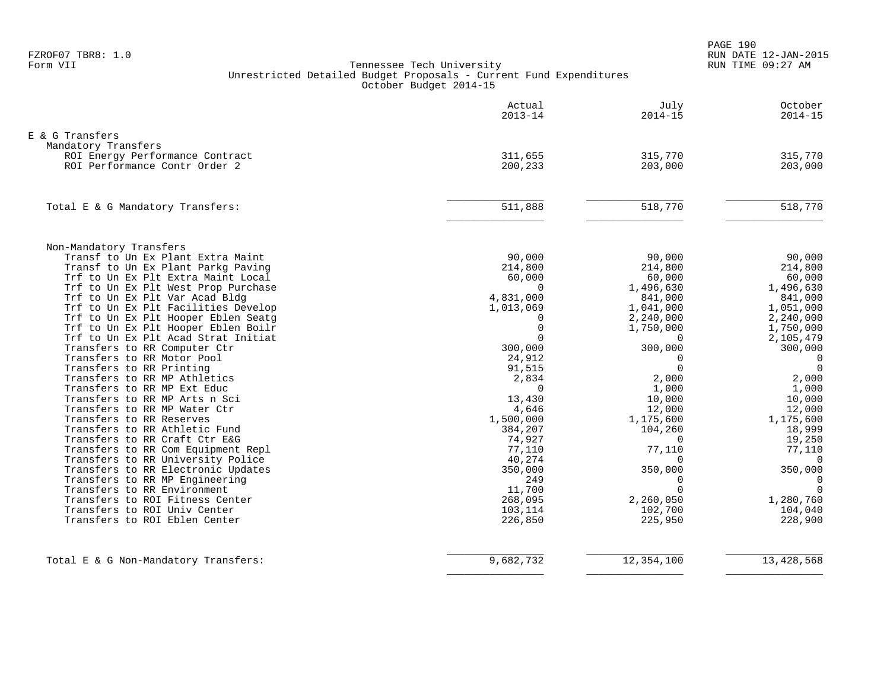Tennessee Tech University
Unrestricted Detailed Budget Proposals - Current Fund Expenditures
October Budget 2014-15

| | Actual 2013-14 | July 2014-15 | October 2014-15 |
|---|---|---|---|
| **E & G Transfers** | | | |
| Mandatory Transfers | | | |
| ROI Energy Performance Contract | 311,655 | 315,770 | 315,770 |
| ROI Performance Contr Order 2 | 200,233 | 203,000 | 203,000 |
| Total E & G Mandatory Transfers: | 511,888 | 518,770 | 518,770 |
| Non-Mandatory Transfers | | | |
| Transf to Un Ex Plant Extra Maint | 90,000 | 90,000 | 90,000 |
| Transf to Un Ex Plant Parkg Paving | 214,800 | 214,800 | 214,800 |
| Trf to Un Ex Plt Extra Maint Local | 60,000 | 60,000 | 60,000 |
| Trf to Un Ex Plt West Prop Purchase | 0 | 1,496,630 | 1,496,630 |
| Trf to Un Ex Plt Var Acad Bldg | 4,831,000 | 841,000 | 841,000 |
| Trf to Un Ex Plt Facilities Develop | 1,013,069 | 1,041,000 | 1,051,000 |
| Trf to Un Ex Plt Hooper Eblen Seatg | 0 | 2,240,000 | 2,240,000 |
| Trf to Un Ex Plt Hooper Eblen Boilr | 0 | 1,750,000 | 1,750,000 |
| Trf to Un Ex Plt Acad Strat Initiat | 0 | 0 | 2,105,479 |
| Transfers to RR Computer Ctr | 300,000 | 300,000 | 300,000 |
| Transfers to RR Motor Pool | 24,912 | 0 | 0 |
| Transfers to RR Printing | 91,515 | 0 | 0 |
| Transfers to RR MP Athletics | 2,834 | 2,000 | 2,000 |
| Transfers to RR MP Ext Educ | 0 | 1,000 | 1,000 |
| Transfers to RR MP Arts n Sci | 13,430 | 10,000 | 10,000 |
| Transfers to RR MP Water Ctr | 4,646 | 12,000 | 12,000 |
| Transfers to RR Reserves | 1,500,000 | 1,175,600 | 1,175,600 |
| Transfers to RR Athletic Fund | 384,207 | 104,260 | 18,999 |
| Transfers to RR Craft Ctr E&G | 74,927 | 0 | 19,250 |
| Transfers to RR Com Equipment Repl | 77,110 | 77,110 | 77,110 |
| Transfers to RR University Police | 40,274 | 0 | 0 |
| Transfers to RR Electronic Updates | 350,000 | 350,000 | 350,000 |
| Transfers to RR MP Engineering | 249 | 0 | 0 |
| Transfers to RR Environment | 11,700 | 0 | 0 |
| Transfers to ROI Fitness Center | 268,095 | 2,260,050 | 1,280,760 |
| Transfers to ROI Univ Center | 103,114 | 102,700 | 104,040 |
| Transfers to ROI Eblen Center | 226,850 | 225,950 | 228,900 |
| Total E & G Non-Mandatory Transfers: | 9,682,732 | 12,354,100 | 13,428,568 |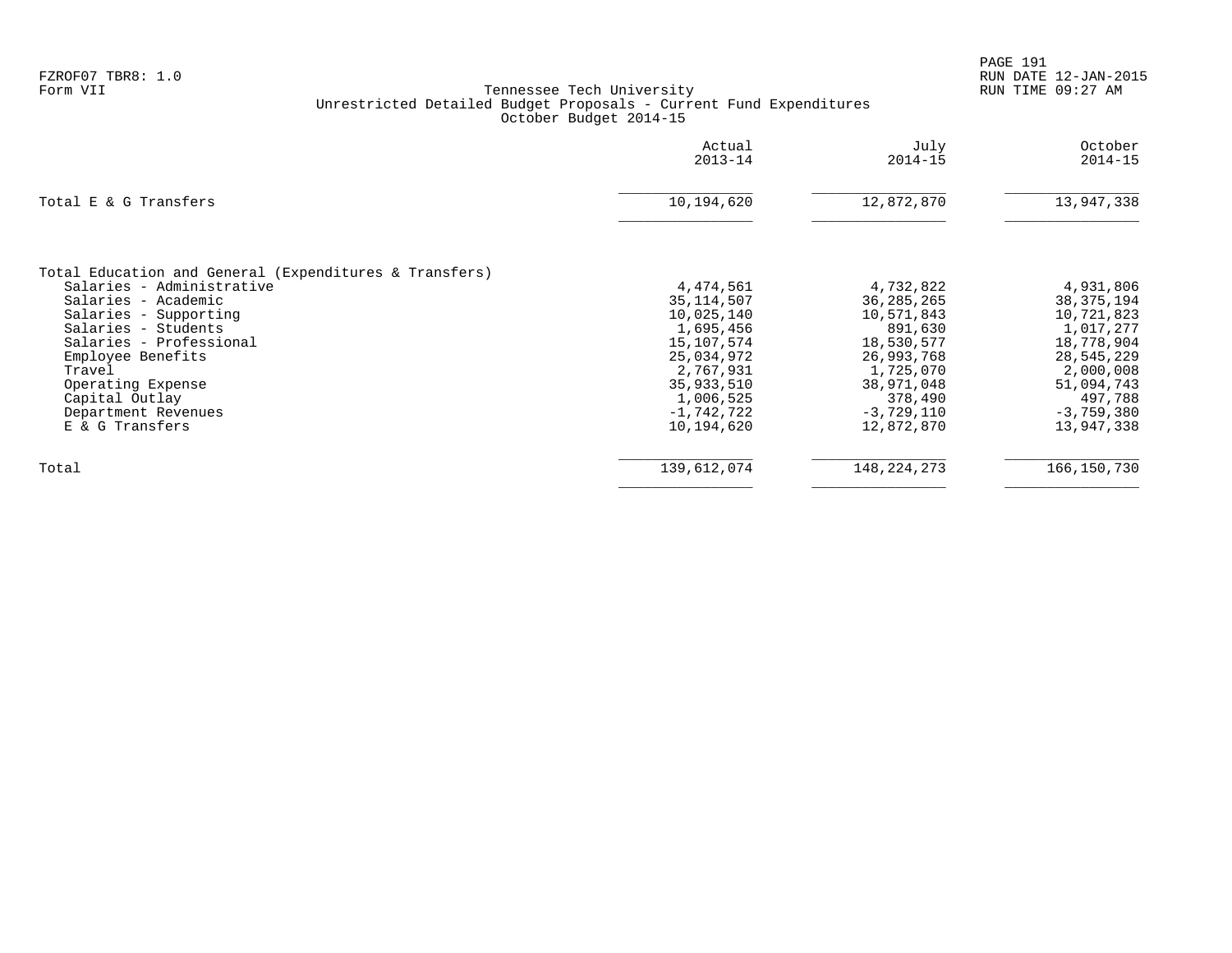FZROF07 TBR8: 1.0
Form VII

Tennessee Tech University
Unrestricted Detailed Budget Proposals - Current Fund Expenditures
October Budget 2014-15

RUN DATE 12-JAN-2015
RUN TIME 09:27 AM

| | Actual 2013-14 | July 2014-15 | October 2014-15 |
|---|---|---|---|
| Total E & G Transfers | 10,194,620 | 12,872,870 | 13,947,338 |
| | | | |
| Total Education and General (Expenditures & Transfers) | | | |
| Salaries - Administrative | 4,474,561 | 4,732,822 | 4,931,806 |
| Salaries - Academic | 35,114,507 | 36,285,265 | 38,375,194 |
| Salaries - Supporting | 10,025,140 | 10,571,843 | 10,721,823 |
| Salaries - Students | 1,695,456 | 891,630 | 1,017,277 |
| Salaries - Professional | 15,107,574 | 18,530,577 | 18,778,904 |
| Employee Benefits | 25,034,972 | 26,993,768 | 28,545,229 |
| Travel | 2,767,931 | 1,725,070 | 2,000,008 |
| Operating Expense | 35,933,510 | 38,971,048 | 51,094,743 |
| Capital Outlay | 1,006,525 | 378,490 | 497,788 |
| Department Revenues | -1,742,722 | -3,729,110 | -3,759,380 |
| E & G Transfers | 10,194,620 | 12,872,870 | 13,947,338 |
| | | | |
| Total | 139,612,074 | 148,224,273 | 166,150,730 |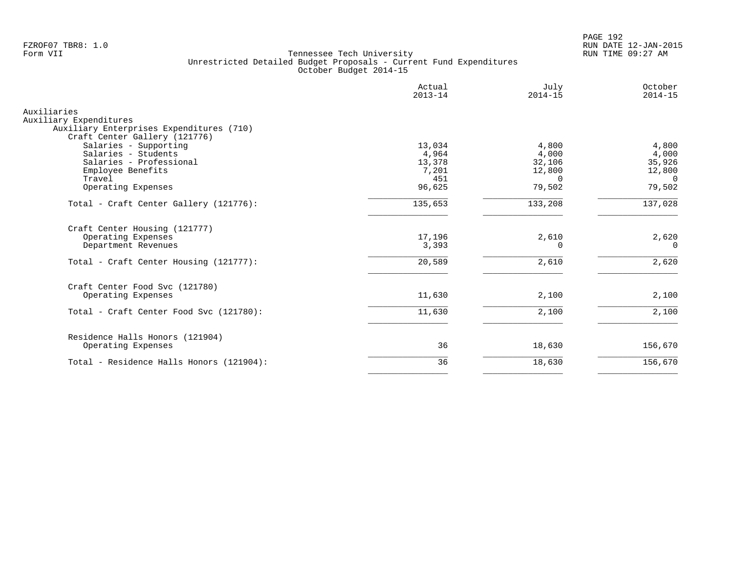Tennessee Tech University
Unrestricted Detailed Budget Proposals - Current Fund Expenditures
October Budget 2014-15

| | Actual 2013-14 | July 2014-15 | October 2014-15 |
|---|---:|---:|---:|
| Auxiliaries | | | |
| Auxiliary Expenditures | | | |
| Auxiliary Enterprises Expenditures (710) | | | |
| Craft Center Gallery (121776) | | | |
| Salaries - Supporting | 13,034 | 4,800 | 4,800 |
| Salaries - Students | 4,964 | 4,000 | 4,000 |
| Salaries - Professional | 13,378 | 32,106 | 35,926 |
| Employee Benefits | 7,201 | 12,800 | 12,800 |
| Travel | 451 | 0 | 0 |
| Operating Expenses | 96,625 | 79,502 | 79,502 |
| Total - Craft Center Gallery (121776): | 135,653 | 133,208 | 137,028 |
| Craft Center Housing (121777) | | | |
| Operating Expenses | 17,196 | 2,610 | 2,620 |
| Department Revenues | 3,393 | 0 | 0 |
| Total - Craft Center Housing (121777): | 20,589 | 2,610 | 2,620 |
| Craft Center Food Svc (121780) | | | |
| Operating Expenses | 11,630 | 2,100 | 2,100 |
| Total - Craft Center Food Svc (121780): | 11,630 | 2,100 | 2,100 |
| Residence Halls Honors (121904) | | | |
| Operating Expenses | 36 | 18,630 | 156,670 |
| Total - Residence Halls Honors (121904): | 36 | 18,630 | 156,670 |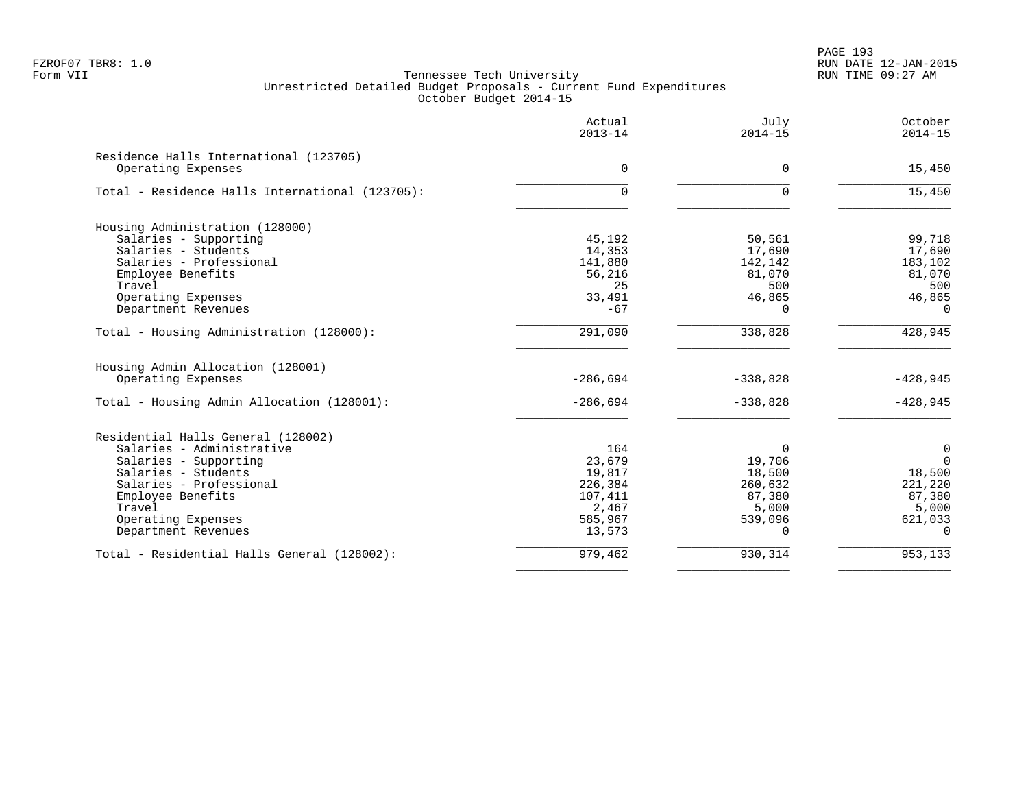FZROF07 TBR8: 1.0
Form VII

Tennessee Tech University
Unrestricted Detailed Budget Proposals - Current Fund Expenditures
October Budget 2014-15

RUN DATE 12-JAN-2015
RUN TIME 09:27 AM

| | Actual 2013-14 | July 2014-15 | October 2014-15 |
|---|---|---|---|
| **Residence Halls International (123705)** | | | |
| Operating Expenses | 0 | 0 | 15,450 |
| Total - Residence Halls International (123705): | 0 | 0 | 15,450 |
| **Housing Administration (128000)** | | | |
| Salaries - Supporting | 45,192 | 50,561 | 99,718 |
| Salaries - Students | 14,353 | 17,690 | 17,690 |
| Salaries - Professional | 141,880 | 142,142 | 183,102 |
| Employee Benefits | 56,216 | 81,070 | 81,070 |
| Travel | 25 | 500 | 500 |
| Operating Expenses | 33,491 | 46,865 | 46,865 |
| Department Revenues | -67 | 0 | 0 |
| Total - Housing Administration (128000): | 291,090 | 338,828 | 428,945 |
| **Housing Admin Allocation (128001)** | | | |
| Operating Expenses | -286,694 | -338,828 | -428,945 |
| Total - Housing Admin Allocation (128001): | -286,694 | -338,828 | -428,945 |
| **Residential Halls General (128002)** | | | |
| Salaries - Administrative | 164 | 0 | 0 |
| Salaries - Supporting | 23,679 | 19,706 | 0 |
| Salaries - Students | 19,817 | 18,500 | 18,500 |
| Salaries - Professional | 226,384 | 260,632 | 221,220 |
| Employee Benefits | 107,411 | 87,380 | 87,380 |
| Travel | 2,467 | 5,000 | 5,000 |
| Operating Expenses | 585,967 | 539,096 | 621,033 |
| Department Revenues | 13,573 | 0 | 0 |
| Total - Residential Halls General (128002): | 979,462 | 930,314 | 953,133 |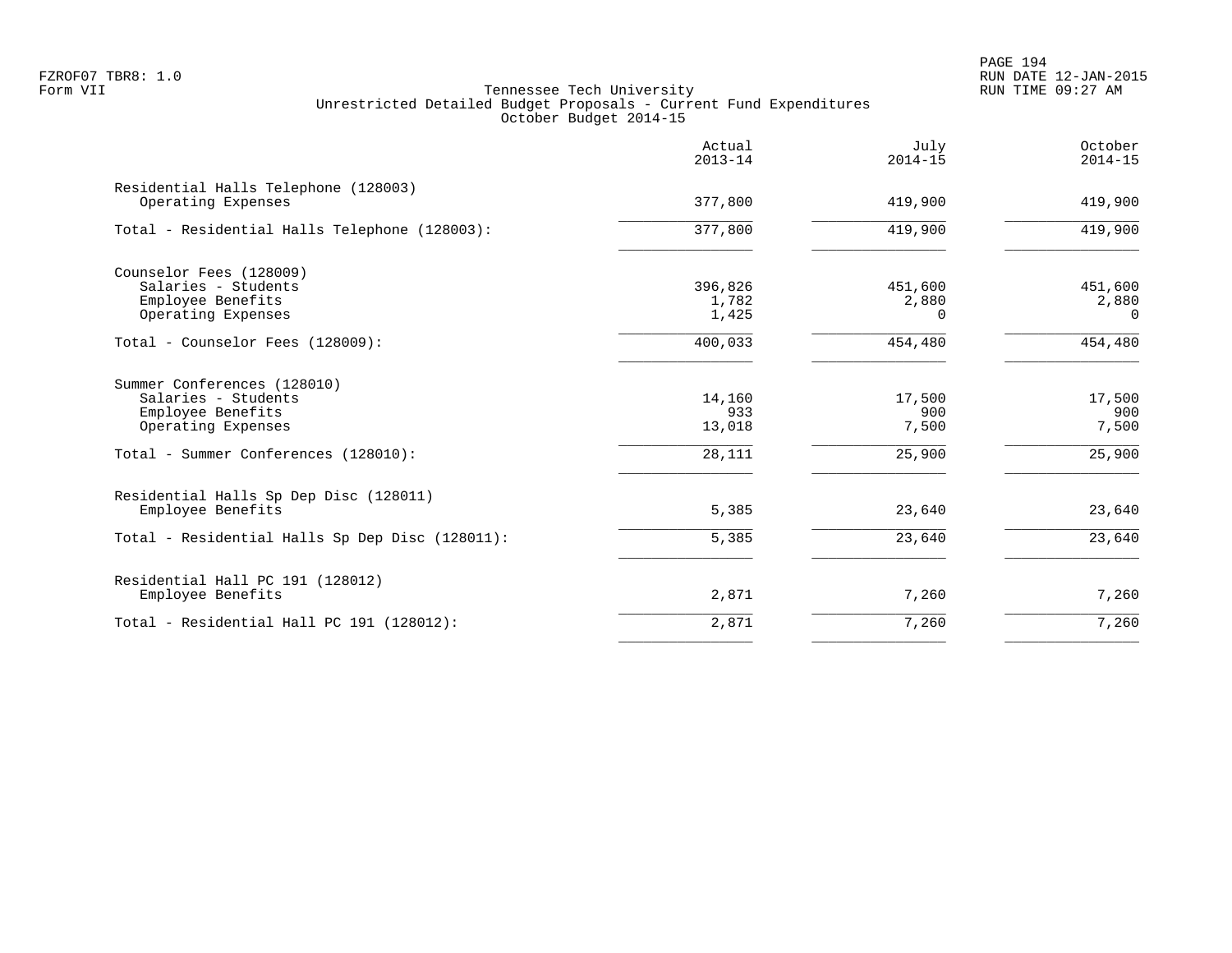Tennessee Tech University
Unrestricted Detailed Budget Proposals - Current Fund Expenditures
October Budget 2014-15

| | Actual 2013-14 | July 2014-15 | October 2014-15 |
|---|---|---|---|
| **Residential Halls Telephone (128003)** | | | |
| Operating Expenses | 377,800 | 419,900 | 419,900 |
| Total - Residential Halls Telephone (128003): | 377,800 | 419,900 | 419,900 |
| **Counselor Fees (128009)** | | | |
| Salaries - Students | 396,826 | 451,600 | 451,600 |
| Employee Benefits | 1,782 | 2,880 | 2,880 |
| Operating Expenses | 1,425 | 0 | 0 |
| Total - Counselor Fees (128009): | 400,033 | 454,480 | 454,480 |
| **Summer Conferences (128010)** | | | |
| Salaries - Students | 14,160 | 17,500 | 17,500 |
| Employee Benefits | 933 | 900 | 900 |
| Operating Expenses | 13,018 | 7,500 | 7,500 |
| Total - Summer Conferences (128010): | 28,111 | 25,900 | 25,900 |
| **Residential Halls Sp Dep Disc (128011)** | | | |
| Employee Benefits | 5,385 | 23,640 | 23,640 |
| Total - Residential Halls Sp Dep Disc (128011): | 5,385 | 23,640 | 23,640 |
| **Residential Hall PC 191 (128012)** | | | |
| Employee Benefits | 2,871 | 7,260 | 7,260 |
| Total - Residential Hall PC 191 (128012): | 2,871 | 7,260 | 7,260 |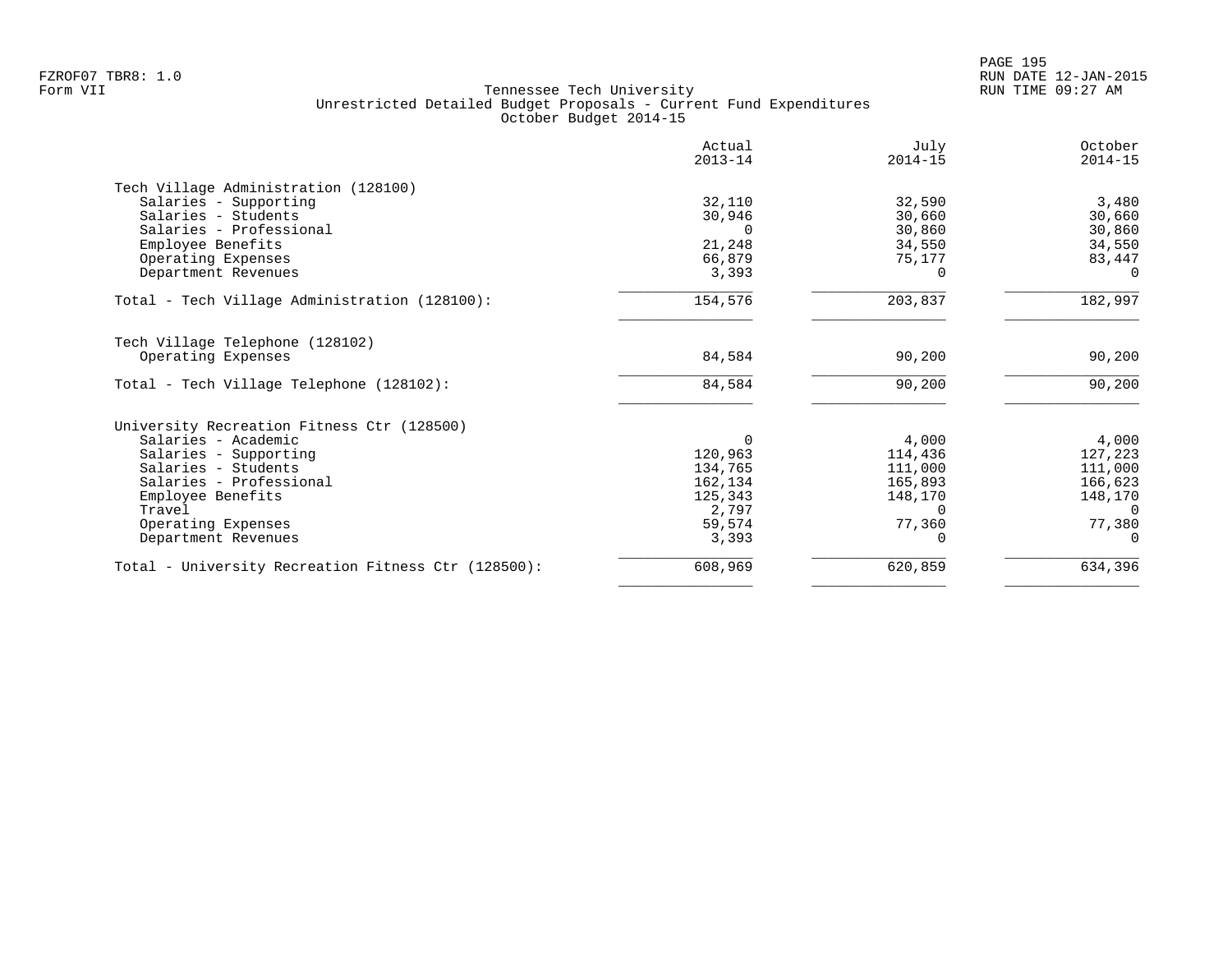Tennessee Tech University
Unrestricted Detailed Budget Proposals - Current Fund Expenditures
October Budget 2014-15

| | Actual 2013-14 | July 2014-15 | October 2014-15 |
|---|---:|---:|---:|
| **Tech Village Administration (128100)** | | | |
| Salaries - Supporting | 32,110 | 32,590 | 3,480 |
| Salaries - Students | 30,946 | 30,660 | 30,660 |
| Salaries - Professional | 0 | 30,860 | 30,860 |
| Employee Benefits | 21,248 | 34,550 | 34,550 |
| Operating Expenses | 66,879 | 75,177 | 83,447 |
| Department Revenues | 3,393 | 0 | 0 |
| Total - Tech Village Administration (128100): | 154,576 | 203,837 | 182,997 |
| **Tech Village Telephone (128102)** | | | |
| Operating Expenses | 84,584 | 90,200 | 90,200 |
| Total - Tech Village Telephone (128102): | 84,584 | 90,200 | 90,200 |
| **University Recreation Fitness Ctr (128500)** | | | |
| Salaries - Academic | 0 | 4,000 | 4,000 |
| Salaries - Supporting | 120,963 | 114,436 | 127,223 |
| Salaries - Students | 134,765 | 111,000 | 111,000 |
| Salaries - Professional | 162,134 | 165,893 | 166,623 |
| Employee Benefits | 125,343 | 148,170 | 148,170 |
| Travel | 2,797 | 0 | 0 |
| Operating Expenses | 59,574 | 77,360 | 77,380 |
| Department Revenues | 3,393 | 0 | 0 |
| Total - University Recreation Fitness Ctr (128500): | 608,969 | 620,859 | 634,396 |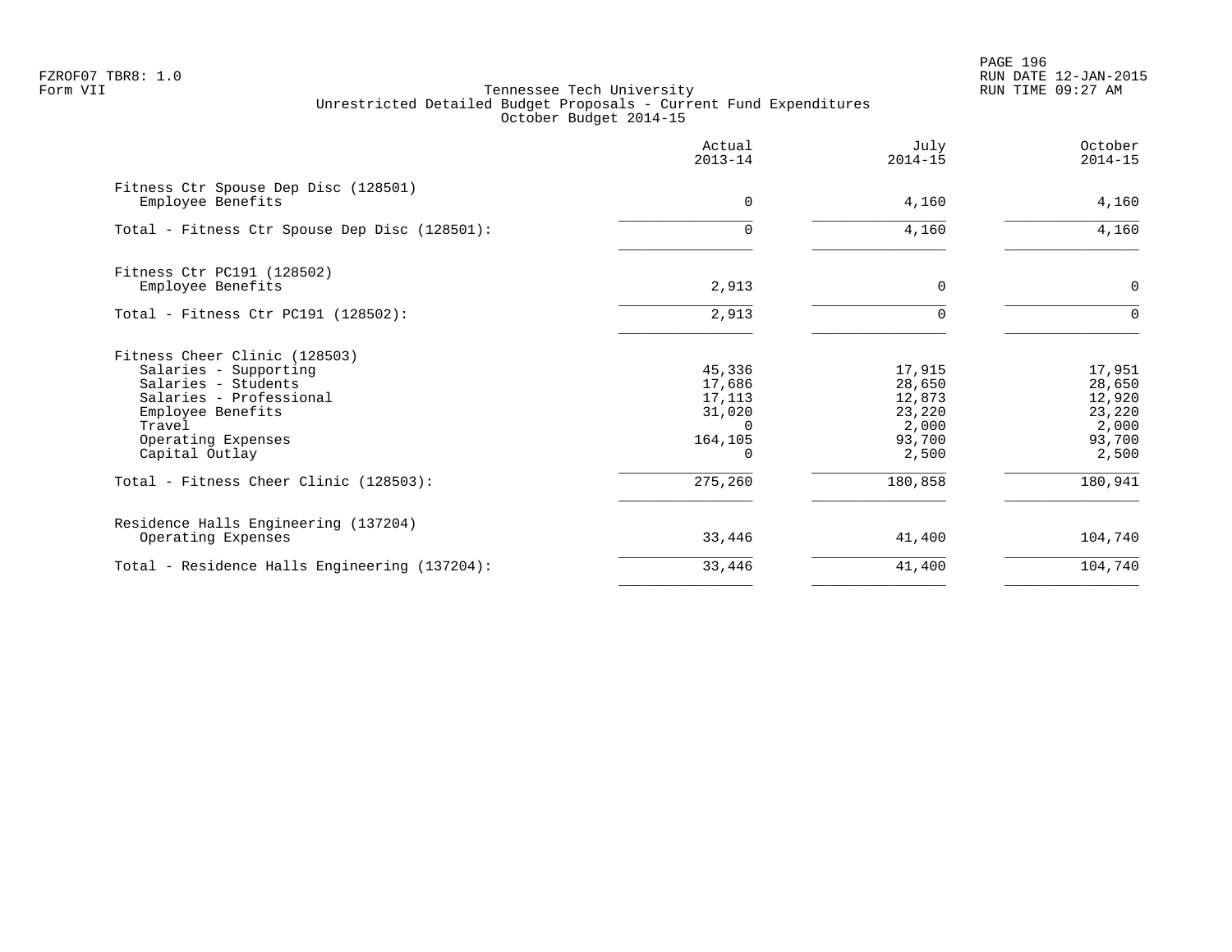Tennessee Tech University
Unrestricted Detailed Budget Proposals - Current Fund Expenditures
October Budget 2014-15

| | Actual 2013-14 | July 2014-15 | October 2014-15 |
|---|---|---|---|
| **Fitness Ctr Spouse Dep Disc (128501)** | | | |
| Employee Benefits | 0 | 4,160 | 4,160 |
| Total - Fitness Ctr Spouse Dep Disc (128501): | 0 | 4,160 | 4,160 |
| **Fitness Ctr PC191 (128502)** | | | |
| Employee Benefits | 2,913 | 0 | 0 |
| Total - Fitness Ctr PC191 (128502): | 2,913 | 0 | 0 |
| **Fitness Cheer Clinic (128503)** | | | |
| Salaries - Supporting | 45,336 | 17,915 | 17,951 |
| Salaries - Students | 17,686 | 28,650 | 28,650 |
| Salaries - Professional | 17,113 | 12,873 | 12,920 |
| Employee Benefits | 31,020 | 23,220 | 23,220 |
| Travel | 0 | 2,000 | 2,000 |
| Operating Expenses | 164,105 | 93,700 | 93,700 |
| Capital Outlay | 0 | 2,500 | 2,500 |
| Total - Fitness Cheer Clinic (128503): | 275,260 | 180,858 | 180,941 |
| **Residence Halls Engineering (137204)** | | | |
| Operating Expenses | 33,446 | 41,400 | 104,740 |
| Total - Residence Halls Engineering (137204): | 33,446 | 41,400 | 104,740 |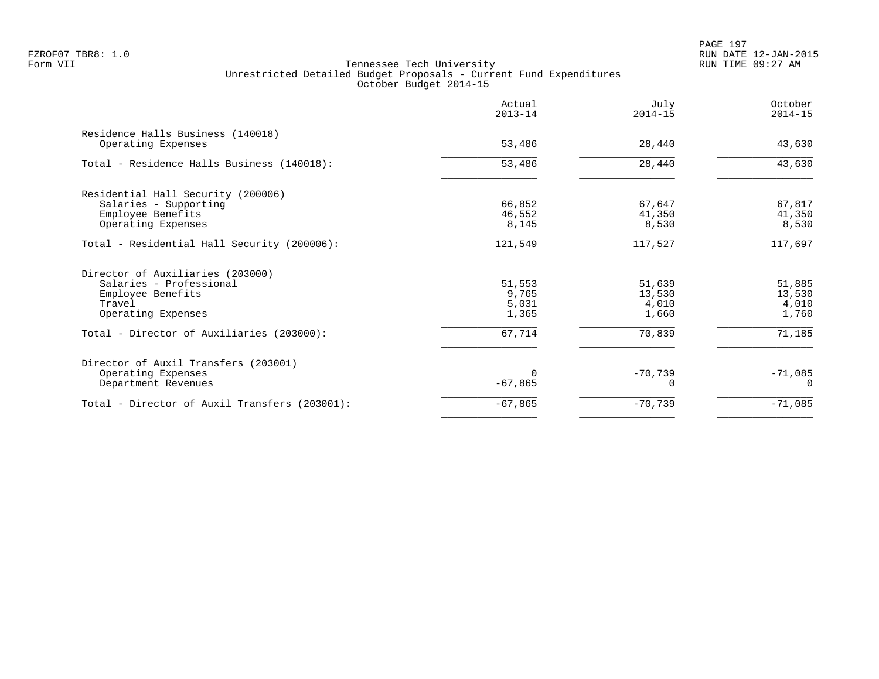FZROF07 TBR8: 1.0
Form VII

Tennessee Tech University
Unrestricted Detailed Budget Proposals - Current Fund Expenditures
October Budget 2014-15

RUN DATE 12-JAN-2015
RUN TIME 09:27 AM

| | Actual 2013-14 | July 2014-15 | October 2014-15 |
|---|---|---|---|
| **Residence Halls Business (140018)** | | | |
| Operating Expenses | 53,486 | 28,440 | 43,630 |
| Total - Residence Halls Business (140018): | 53,486 | 28,440 | 43,630 |
| **Residential Hall Security (200006)** | | | |
| Salaries - Supporting | 66,852 | 67,647 | 67,817 |
| Employee Benefits | 46,552 | 41,350 | 41,350 |
| Operating Expenses | 8,145 | 8,530 | 8,530 |
| Total - Residential Hall Security (200006): | 121,549 | 117,527 | 117,697 |
| **Director of Auxiliaries (203000)** | | | |
| Salaries - Professional | 51,553 | 51,639 | 51,885 |
| Employee Benefits | 9,765 | 13,530 | 13,530 |
| Travel | 5,031 | 4,010 | 4,010 |
| Operating Expenses | 1,365 | 1,660 | 1,760 |
| Total - Director of Auxiliaries (203000): | 67,714 | 70,839 | 71,185 |
| **Director of Auxil Transfers (203001)** | | | |
| Operating Expenses | 0 | -70,739 | -71,085 |
| Department Revenues | -67,865 | 0 | 0 |
| Total - Director of Auxil Transfers (203001): | -67,865 | -70,739 | -71,085 |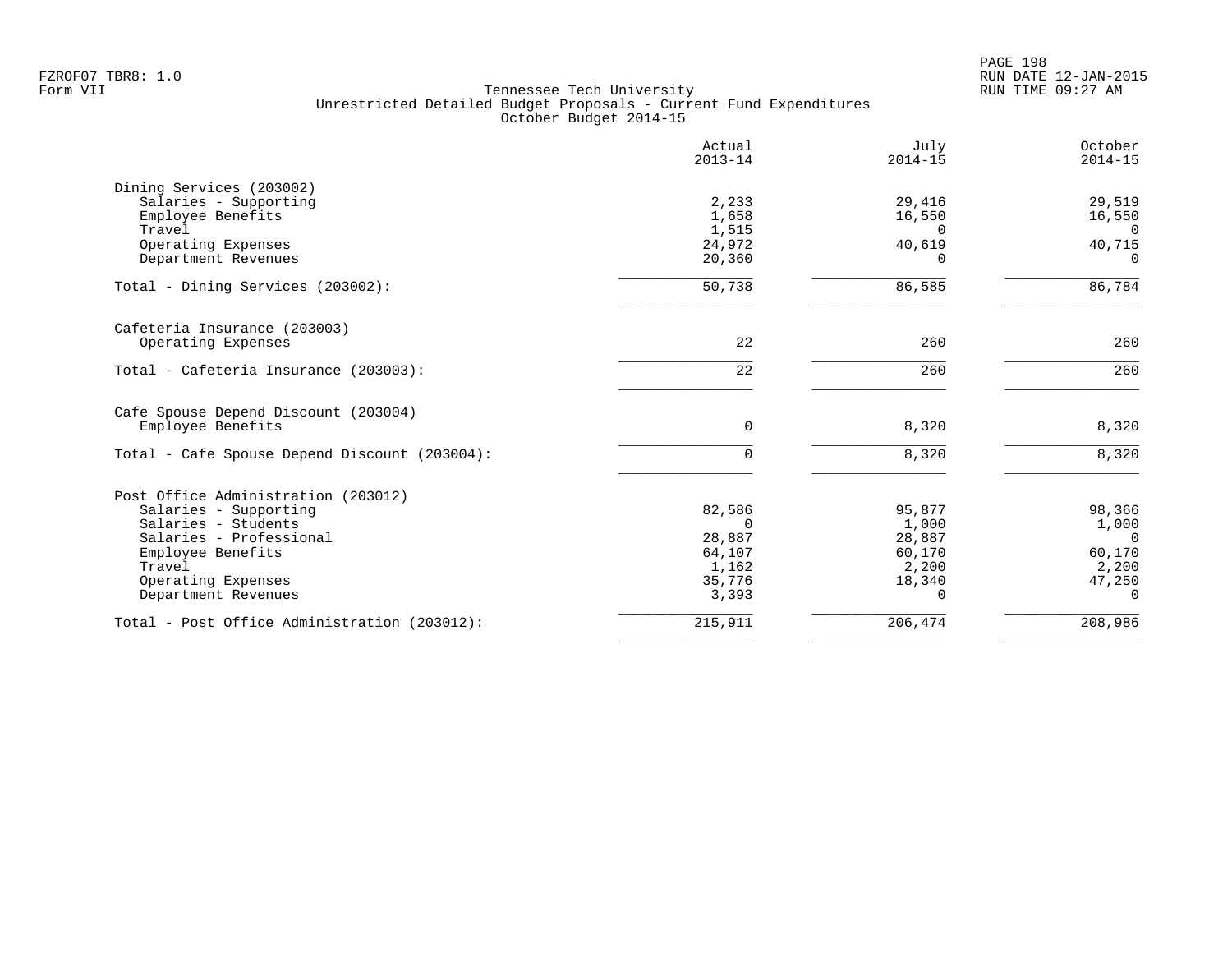FZROF07 TBR8: 1.0
Form VII

Tennessee Tech University
Unrestricted Detailed Budget Proposals - Current Fund Expenditures
October Budget 2014-15

| | Actual 2013-14 | July 2014-15 | October 2014-15 |
|---|---|---|---|
| **Dining Services (203002)** | | | |
| Salaries - Supporting | 2,233 | 29,416 | 29,519 |
| Employee Benefits | 1,658 | 16,550 | 16,550 |
| Travel | 1,515 | 0 | 0 |
| Operating Expenses | 24,972 | 40,619 | 40,715 |
| Department Revenues | 20,360 | 0 | 0 |
| Total - Dining Services (203002): | 50,738 | 86,585 | 86,784 |
| **Cafeteria Insurance (203003)** | | | |
| Operating Expenses | 22 | 260 | 260 |
| Total - Cafeteria Insurance (203003): | 22 | 260 | 260 |
| **Cafe Spouse Depend Discount (203004)** | | | |
| Employee Benefits | 0 | 8,320 | 8,320 |
| Total - Cafe Spouse Depend Discount (203004): | 0 | 8,320 | 8,320 |
| **Post Office Administration (203012)** | | | |
| Salaries - Supporting | 82,586 | 95,877 | 98,366 |
| Salaries - Students | 0 | 1,000 | 1,000 |
| Salaries - Professional | 28,887 | 28,887 | 0 |
| Employee Benefits | 64,107 | 60,170 | 60,170 |
| Travel | 1,162 | 2,200 | 2,200 |
| Operating Expenses | 35,776 | 18,340 | 47,250 |
| Department Revenues | 3,393 | 0 | 0 |
| Total - Post Office Administration (203012): | 215,911 | 206,474 | 208,986 |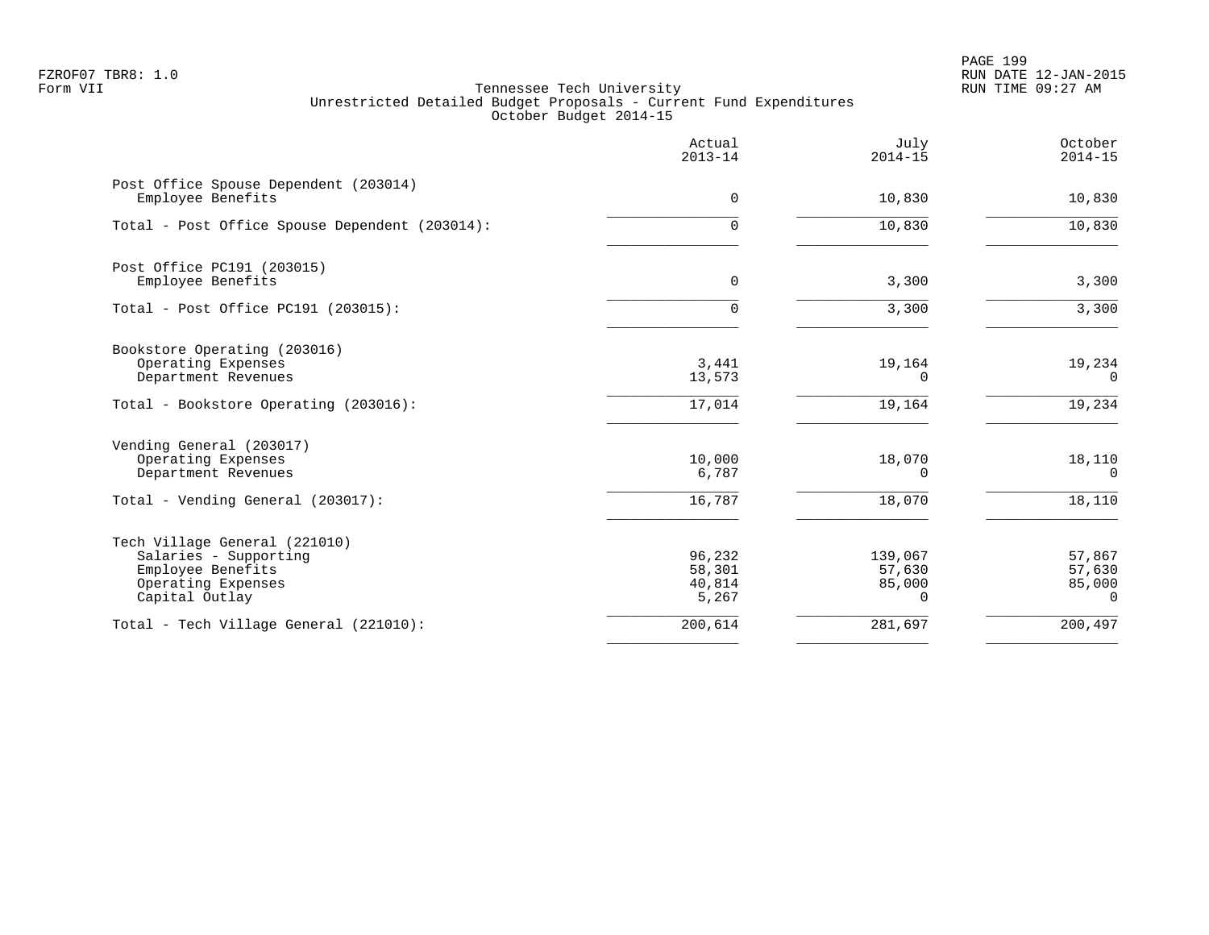Tennessee Tech University
Unrestricted Detailed Budget Proposals - Current Fund Expenditures
October Budget 2014-15

| | Actual 2013-14 | July 2014-15 | October 2014-15 |
|---|---|---|---|
| **Post Office Spouse Dependent (203014)** | | | |
| Employee Benefits | 0 | 10,830 | 10,830 |
| Total - Post Office Spouse Dependent (203014): | 0 | 10,830 | 10,830 |
| **Post Office PC191 (203015)** | | | |
| Employee Benefits | 0 | 3,300 | 3,300 |
| Total - Post Office PC191 (203015): | 0 | 3,300 | 3,300 |
| **Bookstore Operating (203016)** | | | |
| Operating Expenses | 3,441 | 19,164 | 19,234 |
| Department Revenues | 13,573 | 0 | 0 |
| Total - Bookstore Operating (203016): | 17,014 | 19,164 | 19,234 |
| **Vending General (203017)** | | | |
| Operating Expenses | 10,000 | 18,070 | 18,110 |
| Department Revenues | 6,787 | 0 | 0 |
| Total - Vending General (203017): | 16,787 | 18,070 | 18,110 |
| **Tech Village General (221010)** | | | |
| Salaries - Supporting | 96,232 | 139,067 | 57,867 |
| Employee Benefits | 58,301 | 57,630 | 57,630 |
| Operating Expenses | 40,814 | 85,000 | 85,000 |
| Capital Outlay | 5,267 | 0 | 0 |
| Total - Tech Village General (221010): | 200,614 | 281,697 | 200,497 |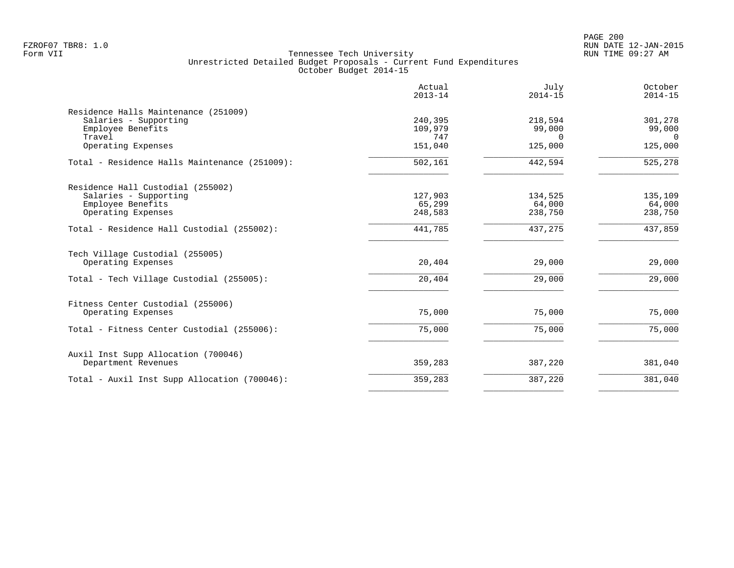# Tennessee Tech University

## Unrestricted Detailed Budget Proposals - Current Fund Expenditures

### October Budget 2014-15

| | Actual 2013-14 | July 2014-15 | October 2014-15 |
|---|---|---|---|
| **Residence Halls Maintenance (251009)** | | | |
| Salaries - Supporting | 240,395 | 218,594 | 301,278 |
| Employee Benefits | 109,979 | 99,000 | 99,000 |
| Travel | 747 | 0 | 0 |
| Operating Expenses | 151,040 | 125,000 | 125,000 |
| Total - Residence Halls Maintenance (251009): | 502,161 | 442,594 | 525,278 |
| **Residence Hall Custodial (255002)** | | | |
| Salaries - Supporting | 127,903 | 134,525 | 135,109 |
| Employee Benefits | 65,299 | 64,000 | 64,000 |
| Operating Expenses | 248,583 | 238,750 | 238,750 |
| Total - Residence Hall Custodial (255002): | 441,785 | 437,275 | 437,859 |
| **Tech Village Custodial (255005)** | | | |
| Operating Expenses | 20,404 | 29,000 | 29,000 |
| Total - Tech Village Custodial (255005): | 20,404 | 29,000 | 29,000 |
| **Fitness Center Custodial (255006)** | | | |
| Operating Expenses | 75,000 | 75,000 | 75,000 |
| Total - Fitness Center Custodial (255006): | 75,000 | 75,000 | 75,000 |
| **Auxil Inst Supp Allocation (700046)** | | | |
| Department Revenues | 359,283 | 387,220 | 381,040 |
| Total - Auxil Inst Supp Allocation (700046): | 359,283 | 387,220 | 381,040 |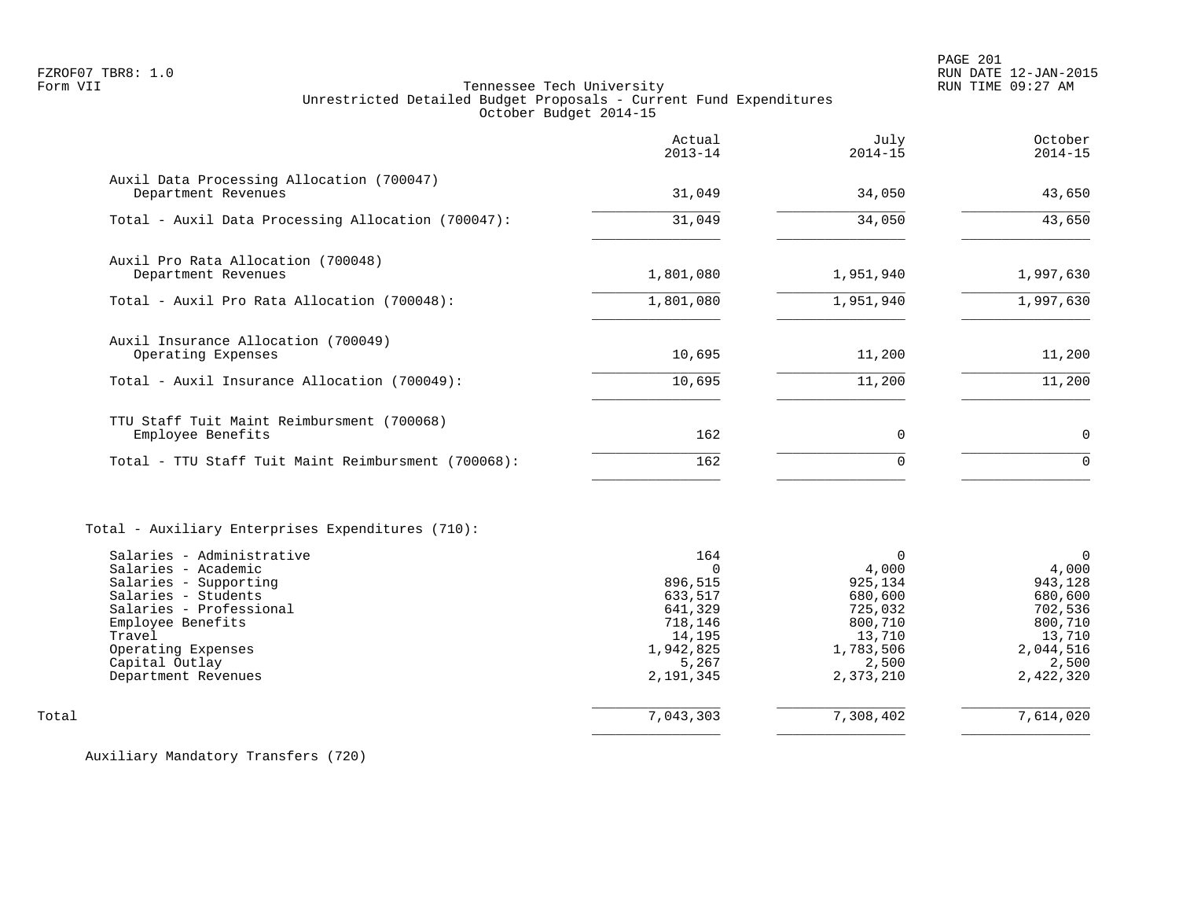Tennessee Tech University
Unrestricted Detailed Budget Proposals - Current Fund Expenditures
October Budget 2014-15

| | Actual 2013-14 | July 2014-15 | October 2014-15 |
|---|---|---|---|
| **Auxil Data Processing Allocation (700047)** | | | |
| Department Revenues | 31,049 | 34,050 | 43,650 |
| Total - Auxil Data Processing Allocation (700047): | 31,049 | 34,050 | 43,650 |
| **Auxil Pro Rata Allocation (700048)** | | | |
| Department Revenues | 1,801,080 | 1,951,940 | 1,997,630 |
| Total - Auxil Pro Rata Allocation (700048): | 1,801,080 | 1,951,940 | 1,997,630 |
| **Auxil Insurance Allocation (700049)** | | | |
| Operating Expenses | 10,695 | 11,200 | 11,200 |
| Total - Auxil Insurance Allocation (700049): | 10,695 | 11,200 | 11,200 |
| **TTU Staff Tuit Maint Reimbursment (700068)** | | | |
| Employee Benefits | 162 | 0 | 0 |
| Total - TTU Staff Tuit Maint Reimbursment (700068): | 162 | 0 | 0 |
| **Total - Auxiliary Enterprises Expenditures (710):** | | | |
| Salaries - Administrative | 164 | 0 | 0 |
| Salaries - Academic | 0 | 4,000 | 4,000 |
| Salaries - Supporting | 896,515 | 925,134 | 943,128 |
| Salaries - Students | 633,517 | 680,600 | 680,600 |
| Salaries - Professional | 641,329 | 725,032 | 702,536 |
| Employee Benefits | 718,146 | 800,710 | 800,710 |
| Travel | 14,195 | 13,710 | 13,710 |
| Operating Expenses | 1,942,825 | 1,783,506 | 2,044,516 |
| Capital Outlay | 5,267 | 2,500 | 2,500 |
| Department Revenues | 2,191,345 | 2,373,210 | 2,422,320 |
| Total | 7,043,303 | 7,308,402 | 7,614,020 |

Auxiliary Mandatory Transfers (720)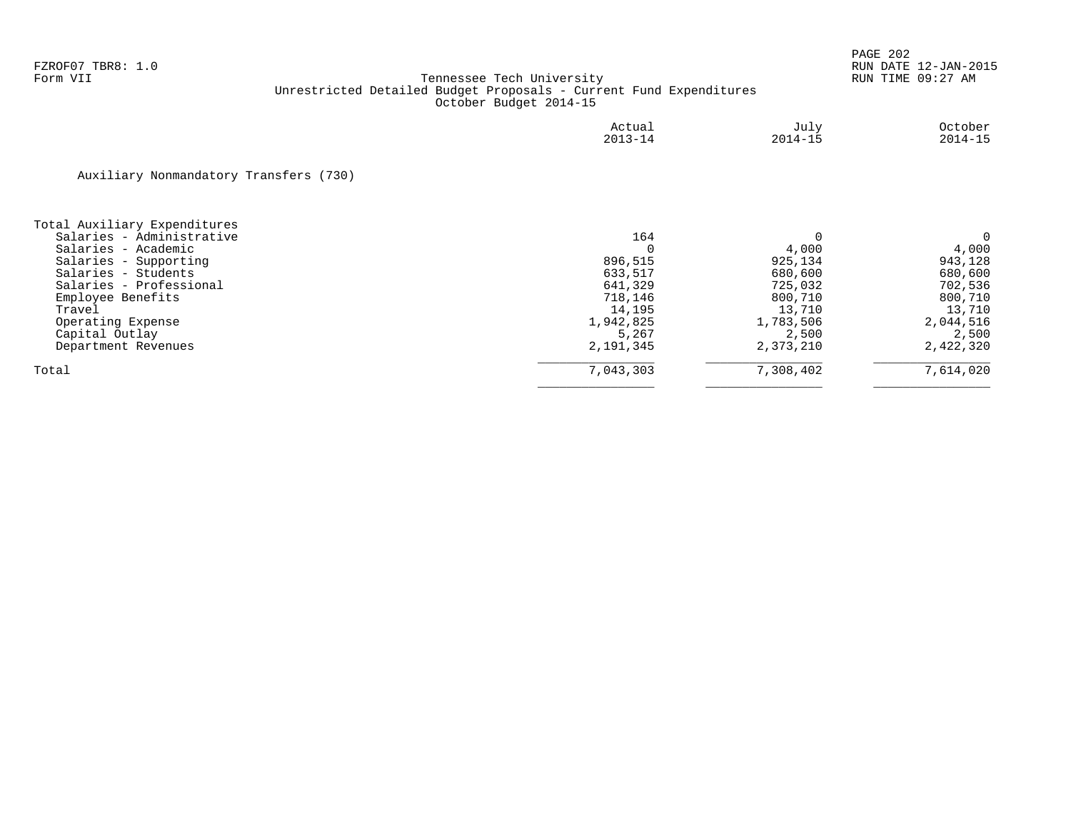FZROF07 TBR8: 1.0
Form VII

Tennessee Tech University
Unrestricted Detailed Budget Proposals - Current Fund Expenditures
October Budget 2014-15

RUN DATE 12-JAN-2015
RUN TIME 09:27 AM

Auxiliary Nonmandatory Transfers (730)

| | Actual 2013-14 | July 2014-15 | October 2014-15 |
|---|---|---|---|
| Total Auxiliary Expenditures | | | |
| Salaries - Administrative | 164 | 0 | 0 |
| Salaries - Academic | 0 | 4,000 | 4,000 |
| Salaries - Supporting | 896,515 | 925,134 | 943,128 |
| Salaries - Students | 633,517 | 680,600 | 680,600 |
| Salaries - Professional | 641,329 | 725,032 | 702,536 |
| Employee Benefits | 718,146 | 800,710 | 800,710 |
| Travel | 14,195 | 13,710 | 13,710 |
| Operating Expense | 1,942,825 | 1,783,506 | 2,044,516 |
| Capital Outlay | 5,267 | 2,500 | 2,500 |
| Department Revenues | 2,191,345 | 2,373,210 | 2,422,320 |
| Total | 7,043,303 | 7,308,402 | 7,614,020 |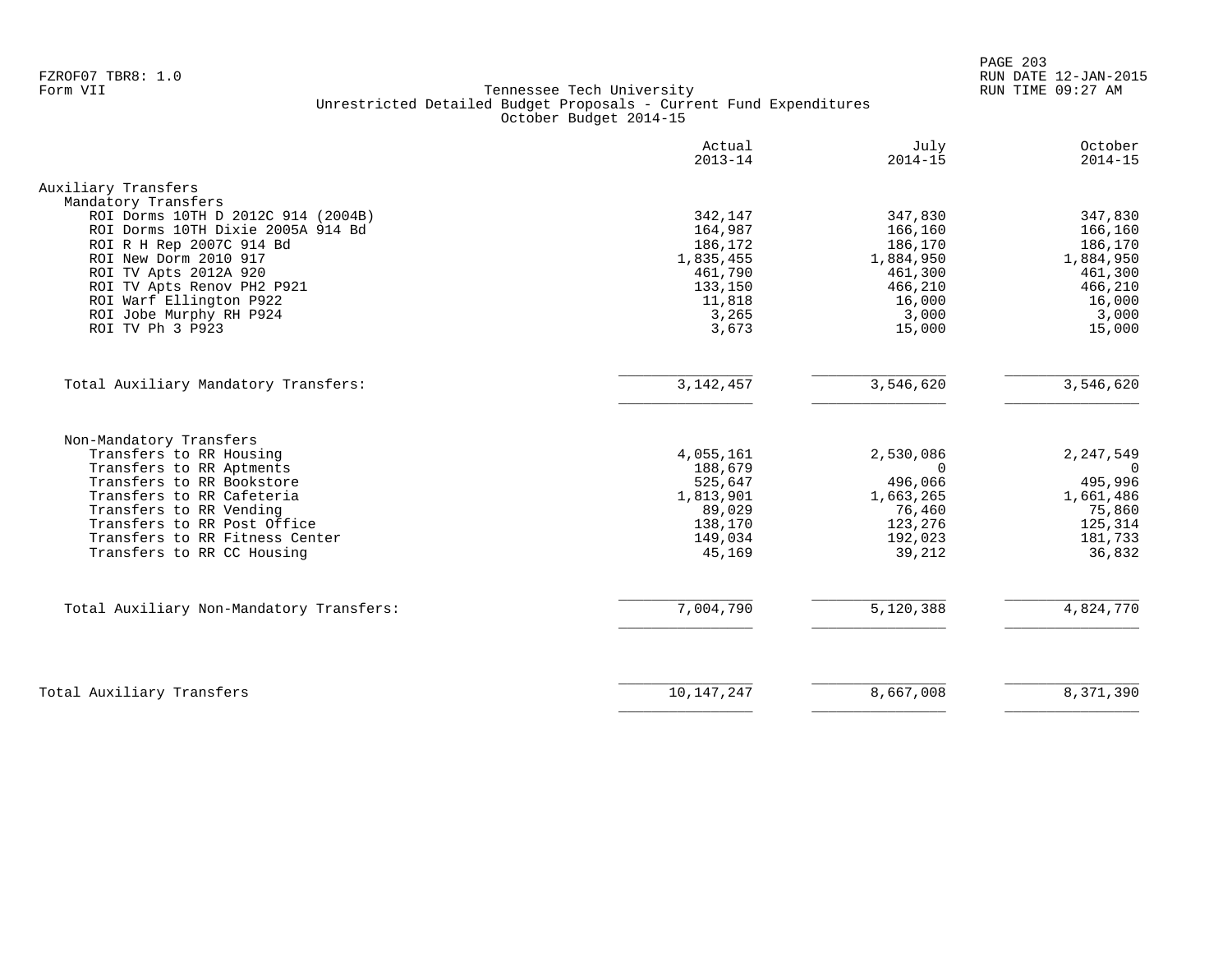FZROF07 TBR8: 1.0
Form VII

Tennessee Tech University
Unrestricted Detailed Budget Proposals - Current Fund Expenditures
October Budget 2014-15

RUN DATE 12-JAN-2015
RUN TIME 09:27 AM

| | Actual 2013-14 | July 2014-15 | October 2014-15 |
|---|---|---|---|
| **Auxiliary Transfers** | | | |
| Mandatory Transfers | | | |
| ROI Dorms 10TH D 2012C 914 (2004B) | 342,147 | 347,830 | 347,830 |
| ROI Dorms 10TH Dixie 2005A 914 Bd | 164,987 | 166,160 | 166,160 |
| ROI R H Rep 2007C 914 Bd | 186,172 | 186,170 | 186,170 |
| ROI New Dorm 2010 917 | 1,835,455 | 1,884,950 | 1,884,950 |
| ROI TV Apts 2012A 920 | 461,790 | 461,300 | 461,300 |
| ROI TV Apts Renov PH2 P921 | 133,150 | 466,210 | 466,210 |
| ROI Warf Ellington P922 | 11,818 | 16,000 | 16,000 |
| ROI Jobe Murphy RH P924 | 3,265 | 3,000 | 3,000 |
| ROI TV Ph 3 P923 | 3,673 | 15,000 | 15,000 |
| Total Auxiliary Mandatory Transfers: | 3,142,457 | 3,546,620 | 3,546,620 |
| Non-Mandatory Transfers | | | |
| Transfers to RR Housing | 4,055,161 | 2,530,086 | 2,247,549 |
| Transfers to RR Aptments | 188,679 | 0 | 0 |
| Transfers to RR Bookstore | 525,647 | 496,066 | 495,996 |
| Transfers to RR Cafeteria | 1,813,901 | 1,663,265 | 1,661,486 |
| Transfers to RR Vending | 89,029 | 76,460 | 75,860 |
| Transfers to RR Post Office | 138,170 | 123,276 | 125,314 |
| Transfers to RR Fitness Center | 149,034 | 192,023 | 181,733 |
| Transfers to RR CC Housing | 45,169 | 39,212 | 36,832 |
| Total Auxiliary Non-Mandatory Transfers: | 7,004,790 | 5,120,388 | 4,824,770 |
| Total Auxiliary Transfers | 10,147,247 | 8,667,008 | 8,371,390 |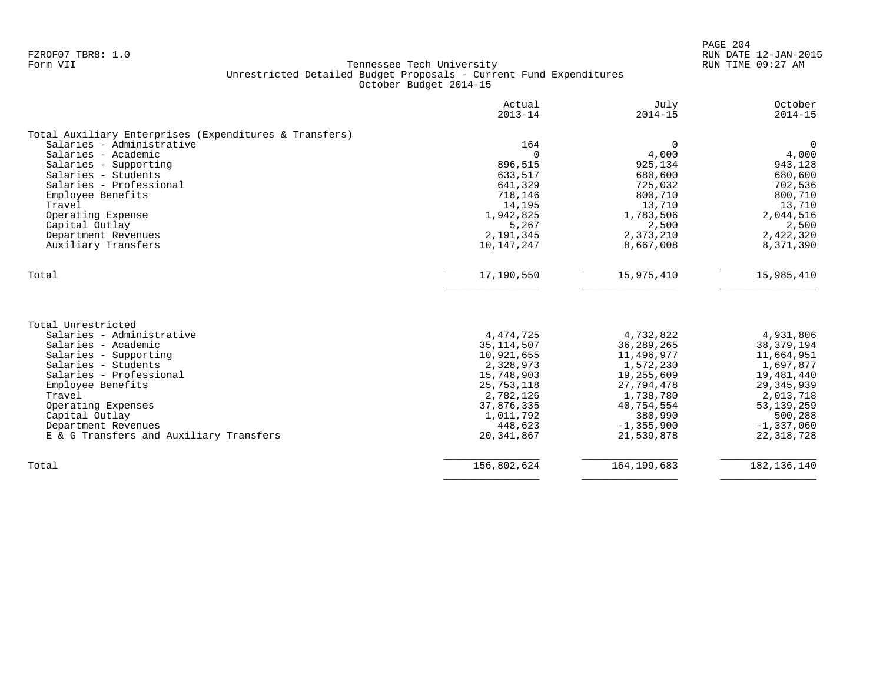FZROF07 TBR8: 1.0
Form VII

Tennessee Tech University
Unrestricted Detailed Budget Proposals - Current Fund Expenditures
October Budget 2014-15

RUN DATE 12-JAN-2015
RUN TIME 09:27 AM

| | Actual 2013-14 | July 2014-15 | October 2014-15 |
|---|---|---|---|
| **Total Auxiliary Enterprises (Expenditures & Transfers)** | | | |
| Salaries - Administrative | 164 | 0 | 0 |
| Salaries - Academic | 0 | 4,000 | 4,000 |
| Salaries - Supporting | 896,515 | 925,134 | 943,128 |
| Salaries - Students | 633,517 | 680,600 | 680,600 |
| Salaries - Professional | 641,329 | 725,032 | 702,536 |
| Employee Benefits | 718,146 | 800,710 | 800,710 |
| Travel | 14,195 | 13,710 | 13,710 |
| Operating Expense | 1,942,825 | 1,783,506 | 2,044,516 |
| Capital Outlay | 5,267 | 2,500 | 2,500 |
| Department Revenues | 2,191,345 | 2,373,210 | 2,422,320 |
| Auxiliary Transfers | 10,147,247 | 8,667,008 | 8,371,390 |
| Total | 17,190,550 | 15,975,410 | 15,985,410 |
| **Total Unrestricted** | | | |
| Salaries - Administrative | 4,474,725 | 4,732,822 | 4,931,806 |
| Salaries - Academic | 35,114,507 | 36,289,265 | 38,379,194 |
| Salaries - Supporting | 10,921,655 | 11,496,977 | 11,664,951 |
| Salaries - Students | 2,328,973 | 1,572,230 | 1,697,877 |
| Salaries - Professional | 15,748,903 | 19,255,609 | 19,481,440 |
| Employee Benefits | 25,753,118 | 27,794,478 | 29,345,939 |
| Travel | 2,782,126 | 1,738,780 | 2,013,718 |
| Operating Expenses | 37,876,335 | 40,754,554 | 53,139,259 |
| Capital Outlay | 1,011,792 | 380,990 | 500,288 |
| Department Revenues | 448,623 | -1,355,900 | -1,337,060 |
| E & G Transfers and Auxiliary Transfers | 20,341,867 | 21,539,878 | 22,318,728 |
| Total | 156,802,624 | 164,199,683 | 182,136,140 |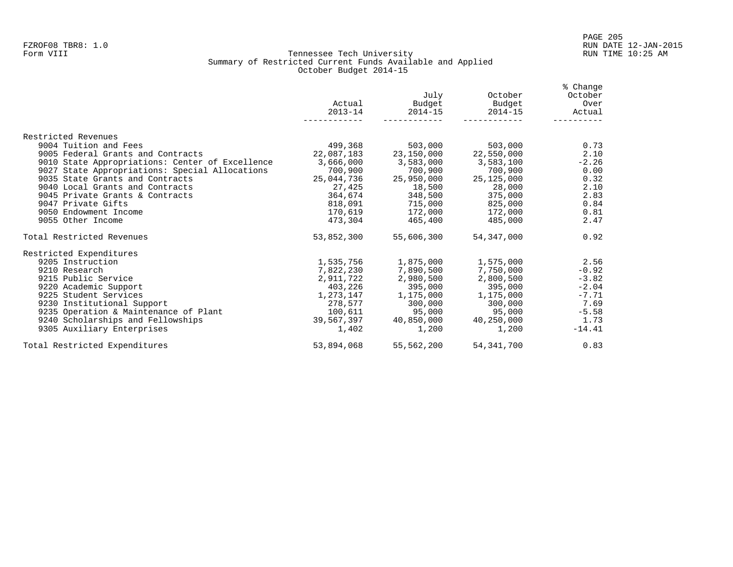FZROF08 TBR8: 1.0
Form VIII

# Tennessee Tech University
## Summary of Restricted Current Funds Available and Applied
### October Budget 2014-15

RUN DATE 12-JAN-2015
RUN TIME 10:25 AM

| | Actual 2013-14 | July Budget 2014-15 | October Budget 2014-15 | % Change October Over Actual |
|---|---|---|---|---|
| Restricted Revenues | | | | |
| 9004 Tuition and Fees | 499,368 | 503,000 | 503,000 | 0.73 |
| 9005 Federal Grants and Contracts | 22,087,183 | 23,150,000 | 22,550,000 | 2.10 |
| 9010 State Appropriations: Center of Excellence | 3,666,000 | 3,583,000 | 3,583,100 | -2.26 |
| 9027 State Appropriations: Special Allocations | 700,900 | 700,900 | 700,900 | 0.00 |
| 9035 State Grants and Contracts | 25,044,736 | 25,950,000 | 25,125,000 | 0.32 |
| 9040 Local Grants and Contracts | 27,425 | 18,500 | 28,000 | 2.10 |
| 9045 Private Grants & Contracts | 364,674 | 348,500 | 375,000 | 2.83 |
| 9047 Private Gifts | 818,091 | 715,000 | 825,000 | 0.84 |
| 9050 Endowment Income | 170,619 | 172,000 | 172,000 | 0.81 |
| 9055 Other Income | 473,304 | 465,400 | 485,000 | 2.47 |
| Total Restricted Revenues | 53,852,300 | 55,606,300 | 54,347,000 | 0.92 |
| Restricted Expenditures | | | | |
| 9205 Instruction | 1,535,756 | 1,875,000 | 1,575,000 | 2.56 |
| 9210 Research | 7,822,230 | 7,890,500 | 7,750,000 | -0.92 |
| 9215 Public Service | 2,911,722 | 2,980,500 | 2,800,500 | -3.82 |
| 9220 Academic Support | 403,226 | 395,000 | 395,000 | -2.04 |
| 9225 Student Services | 1,273,147 | 1,175,000 | 1,175,000 | -7.71 |
| 9230 Institutional Support | 278,577 | 300,000 | 300,000 | 7.69 |
| 9235 Operation & Maintenance of Plant | 100,611 | 95,000 | 95,000 | -5.58 |
| 9240 Scholarships and Fellowships | 39,567,397 | 40,850,000 | 40,250,000 | 1.73 |
| 9305 Auxiliary Enterprises | 1,402 | 1,200 | 1,200 | -14.41 |
| Total Restricted Expenditures | 53,894,068 | 55,562,200 | 54,341,700 | 0.83 |